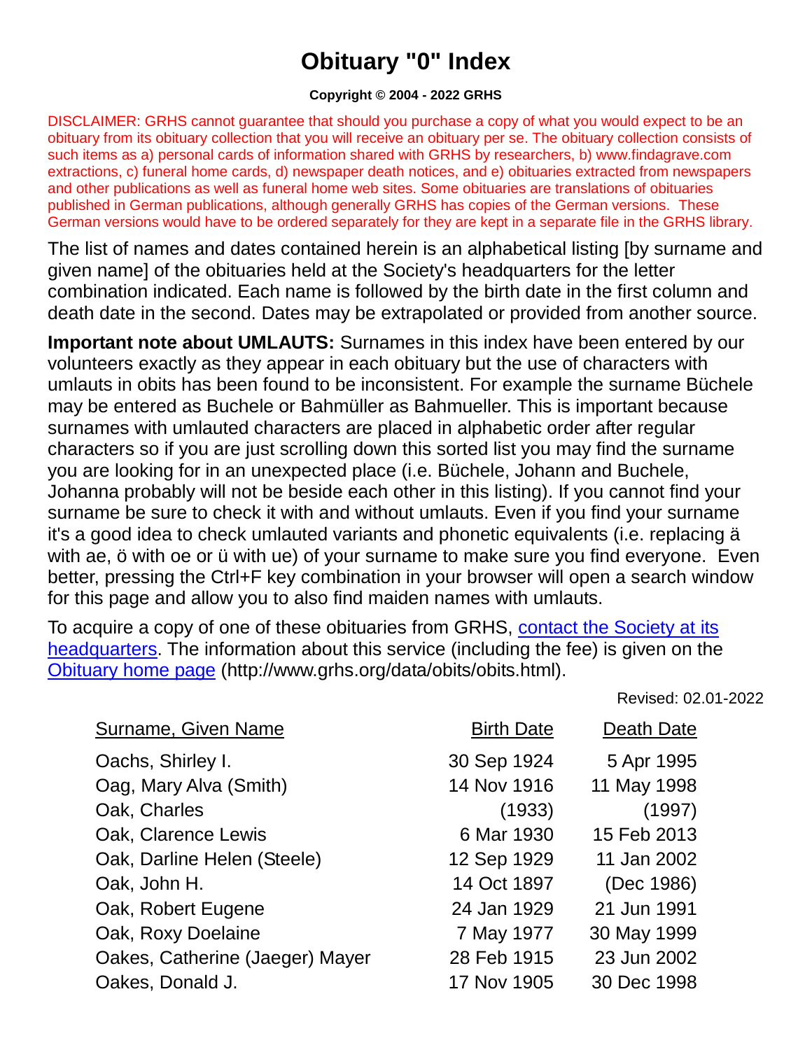# Obituary "0" Index

**Copyright © 2004 - 2022 GRHS**

DISCLAIMER: GRHS cannot guarantee that should you purchase a copy of what you would expect to be an obituary from its obituary collection that you will receive an obituary per se. The obituary collection consists of such items as a) personal cards of information shared with GRHS by researchers, b) www.findagrave.com extractions, c) funeral home cards, d) newspaper death notices, and e) obituaries extracted from newspapers and other publications as well as funeral home web sites. Some obituaries are translations of obituaries published in German publications, although generally GRHS has copies of the German versions. These German versions would have to be ordered separately for they are kept in a separate file in the GRHS library.

The list of names and dates contained herein is an alphabetical listing [by surname and given name] of the obituaries held at the Society's headquarters for the letter combination indicated. Each name is followed by the birth date in the first column and death date in the second. Dates may be extrapolated or provided from another source.

**Important note about UMLAUTS:** Surnames in this index have been entered by our volunteers exactly as they appear in each obituary but the use of characters with umlauts in obits has been found to be inconsistent. For example the surname Büchele may be entered as Buchele or Bahmüller as Bahmueller. This is important because surnames with umlauted characters are placed in alphabetic order after regular characters so if you are just scrolling down this sorted list you may find the surname you are looking for in an unexpected place (i.e. Büchele, Johann and Buchele, Johanna probably will not be beside each other in this listing). If you cannot find your surname be sure to check it with and without umlauts. Even if you find your surname it's a good idea to check umlauted variants and phonetic equivalents (i.e. replacing ä with ae, ö with oe or ü with ue) of your surname to make sure you find everyone. Even better, pressing the Ctrl+F key combination in your browser will open a search window for this page and allow you to also find maiden names with umlauts.

To acquire a copy of one of these obituaries from GRHS, contact the Society at its headquarters. The information about this service (including the fee) is given on the Obituary home page (http://www.grhs.org/data/obits/obits.html).

Revised: 02.01-2022

| Surname, Given Name | Birth Date | Death Date |
|---|---|---|
| Oachs, Shirley I. | 30 Sep 1924 | 5 Apr 1995 |
| Oag, Mary Alva (Smith) | 14 Nov 1916 | 11 May 1998 |
| Oak, Charles | (1933) | (1997) |
| Oak, Clarence Lewis | 6 Mar 1930 | 15 Feb 2013 |
| Oak, Darline Helen (Steele) | 12 Sep 1929 | 11 Jan 2002 |
| Oak, John H. | 14 Oct 1897 | (Dec 1986) |
| Oak, Robert Eugene | 24 Jan 1929 | 21 Jun 1991 |
| Oak, Roxy Doelaine | 7 May 1977 | 30 May 1999 |
| Oakes, Catherine (Jaeger) Mayer | 28 Feb 1915 | 23 Jun 2002 |
| Oakes, Donald J. | 17 Nov 1905 | 30 Dec 1998 |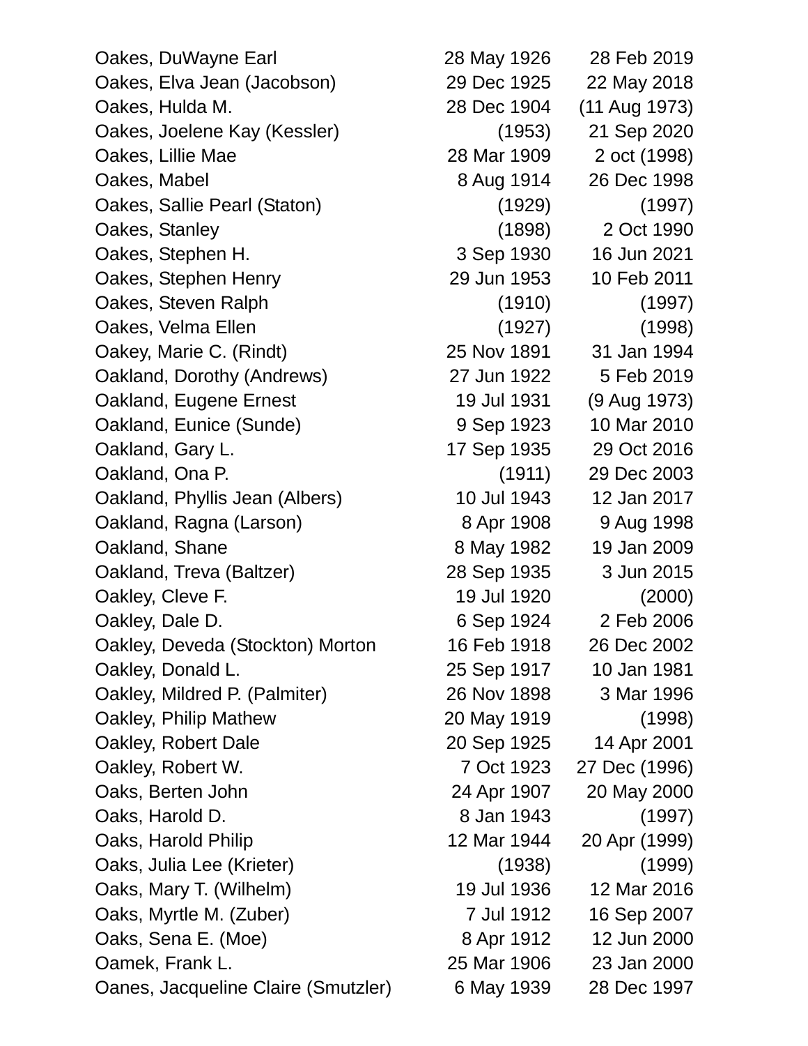| | | |
|---|---|---|
| Oakes, DuWayne Earl | 28 May 1926 | 28 Feb 2019 |
| Oakes, Elva Jean (Jacobson) | 29 Dec 1925 | 22 May 2018 |
| Oakes, Hulda M. | 28 Dec 1904 | (11 Aug 1973) |
| Oakes, Joelene Kay (Kessler) | (1953) | 21 Sep 2020 |
| Oakes, Lillie Mae | 28 Mar 1909 | 2 oct (1998) |
| Oakes, Mabel | 8 Aug 1914 | 26 Dec 1998 |
| Oakes, Sallie Pearl (Staton) | (1929) | (1997) |
| Oakes, Stanley | (1898) | 2 Oct 1990 |
| Oakes, Stephen H. | 3 Sep 1930 | 16 Jun 2021 |
| Oakes, Stephen Henry | 29 Jun 1953 | 10 Feb 2011 |
| Oakes, Steven Ralph | (1910) | (1997) |
| Oakes, Velma Ellen | (1927) | (1998) |
| Oakey, Marie C. (Rindt) | 25 Nov 1891 | 31 Jan 1994 |
| Oakland, Dorothy (Andrews) | 27 Jun 1922 | 5 Feb 2019 |
| Oakland, Eugene Ernest | 19 Jul 1931 | (9 Aug 1973) |
| Oakland, Eunice (Sunde) | 9 Sep 1923 | 10 Mar 2010 |
| Oakland, Gary L. | 17 Sep 1935 | 29 Oct 2016 |
| Oakland, Ona P. | (1911) | 29 Dec 2003 |
| Oakland, Phyllis Jean (Albers) | 10 Jul 1943 | 12 Jan 2017 |
| Oakland, Ragna (Larson) | 8 Apr 1908 | 9 Aug 1998 |
| Oakland, Shane | 8 May 1982 | 19 Jan 2009 |
| Oakland, Treva (Baltzer) | 28 Sep 1935 | 3 Jun 2015 |
| Oakley, Cleve F. | 19 Jul 1920 | (2000) |
| Oakley, Dale D. | 6 Sep 1924 | 2 Feb 2006 |
| Oakley, Deveda (Stockton) Morton | 16 Feb 1918 | 26 Dec 2002 |
| Oakley, Donald L. | 25 Sep 1917 | 10 Jan 1981 |
| Oakley, Mildred P. (Palmiter) | 26 Nov 1898 | 3 Mar 1996 |
| Oakley, Philip Mathew | 20 May 1919 | (1998) |
| Oakley, Robert Dale | 20 Sep 1925 | 14 Apr 2001 |
| Oakley, Robert W. | 7 Oct 1923 | 27 Dec (1996) |
| Oaks, Berten John | 24 Apr 1907 | 20 May 2000 |
| Oaks, Harold D. | 8 Jan 1943 | (1997) |
| Oaks, Harold Philip | 12 Mar 1944 | 20 Apr (1999) |
| Oaks, Julia Lee (Krieter) | (1938) | (1999) |
| Oaks, Mary T. (Wilhelm) | 19 Jul 1936 | 12 Mar 2016 |
| Oaks, Myrtle M. (Zuber) | 7 Jul 1912 | 16 Sep 2007 |
| Oaks, Sena E. (Moe) | 8 Apr 1912 | 12 Jun 2000 |
| Oamek, Frank L. | 25 Mar 1906 | 23 Jan 2000 |
| Oanes, Jacqueline Claire (Smutzler) | 6 May 1939 | 28 Dec 1997 |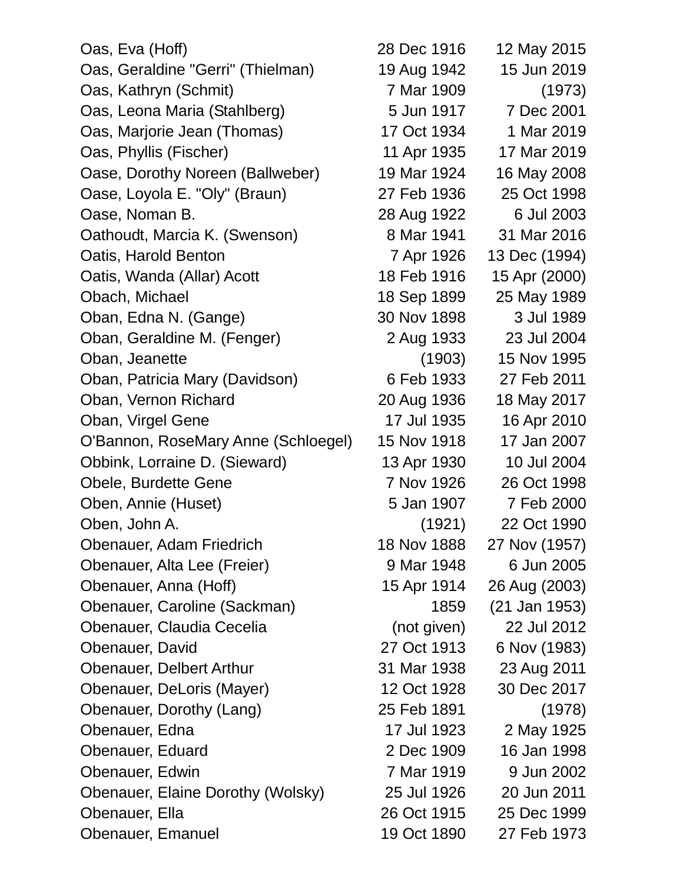| | | |
|---|---|---|
| Oas, Eva (Hoff) | 28 Dec 1916 | 12 May 2015 |
| Oas, Geraldine "Gerri" (Thielman) | 19 Aug 1942 | 15 Jun 2019 |
| Oas, Kathryn (Schmit) | 7 Mar 1909 | (1973) |
| Oas, Leona Maria (Stahlberg) | 5 Jun 1917 | 7 Dec 2001 |
| Oas, Marjorie Jean (Thomas) | 17 Oct 1934 | 1 Mar 2019 |
| Oas, Phyllis (Fischer) | 11 Apr 1935 | 17 Mar 2019 |
| Oase, Dorothy Noreen (Ballweber) | 19 Mar 1924 | 16 May 2008 |
| Oase, Loyola E. "Oly" (Braun) | 27 Feb 1936 | 25 Oct 1998 |
| Oase, Noman B. | 28 Aug 1922 | 6 Jul 2003 |
| Oathoudt, Marcia K. (Swenson) | 8 Mar 1941 | 31 Mar 2016 |
| Oatis, Harold Benton | 7 Apr 1926 | 13 Dec (1994) |
| Oatis, Wanda (Allar) Acott | 18 Feb 1916 | 15 Apr (2000) |
| Obach, Michael | 18 Sep 1899 | 25 May 1989 |
| Oban, Edna N. (Gange) | 30 Nov 1898 | 3 Jul 1989 |
| Oban, Geraldine M. (Fenger) | 2 Aug 1933 | 23 Jul 2004 |
| Oban, Jeanette | (1903) | 15 Nov 1995 |
| Oban, Patricia Mary (Davidson) | 6 Feb 1933 | 27 Feb 2011 |
| Oban, Vernon Richard | 20 Aug 1936 | 18 May 2017 |
| Oban, Virgel Gene | 17 Jul 1935 | 16 Apr 2010 |
| O'Bannon, RoseMary Anne (Schloegel) | 15 Nov 1918 | 17 Jan 2007 |
| Obbink, Lorraine D. (Sieward) | 13 Apr 1930 | 10 Jul 2004 |
| Obele, Burdette Gene | 7 Nov 1926 | 26 Oct 1998 |
| Oben, Annie (Huset) | 5 Jan 1907 | 7 Feb 2000 |
| Oben, John A. | (1921) | 22 Oct 1990 |
| Obenauer, Adam Friedrich | 18 Nov 1888 | 27 Nov (1957) |
| Obenauer, Alta Lee (Freier) | 9 Mar 1948 | 6 Jun 2005 |
| Obenauer, Anna (Hoff) | 15 Apr 1914 | 26 Aug (2003) |
| Obenauer, Caroline (Sackman) | 1859 | (21 Jan 1953) |
| Obenauer, Claudia Cecelia | (not given) | 22 Jul 2012 |
| Obenauer, David | 27 Oct 1913 | 6 Nov (1983) |
| Obenauer, Delbert Arthur | 31 Mar 1938 | 23 Aug 2011 |
| Obenauer, DeLoris (Mayer) | 12 Oct 1928 | 30 Dec 2017 |
| Obenauer, Dorothy (Lang) | 25 Feb 1891 | (1978) |
| Obenauer, Edna | 17 Jul 1923 | 2 May 1925 |
| Obenauer, Eduard | 2 Dec 1909 | 16 Jan 1998 |
| Obenauer, Edwin | 7 Mar 1919 | 9 Jun 2002 |
| Obenauer, Elaine Dorothy (Wolsky) | 25 Jul 1926 | 20 Jun 2011 |
| Obenauer, Ella | 26 Oct 1915 | 25 Dec 1999 |
| Obenauer, Emanuel | 19 Oct 1890 | 27 Feb 1973 |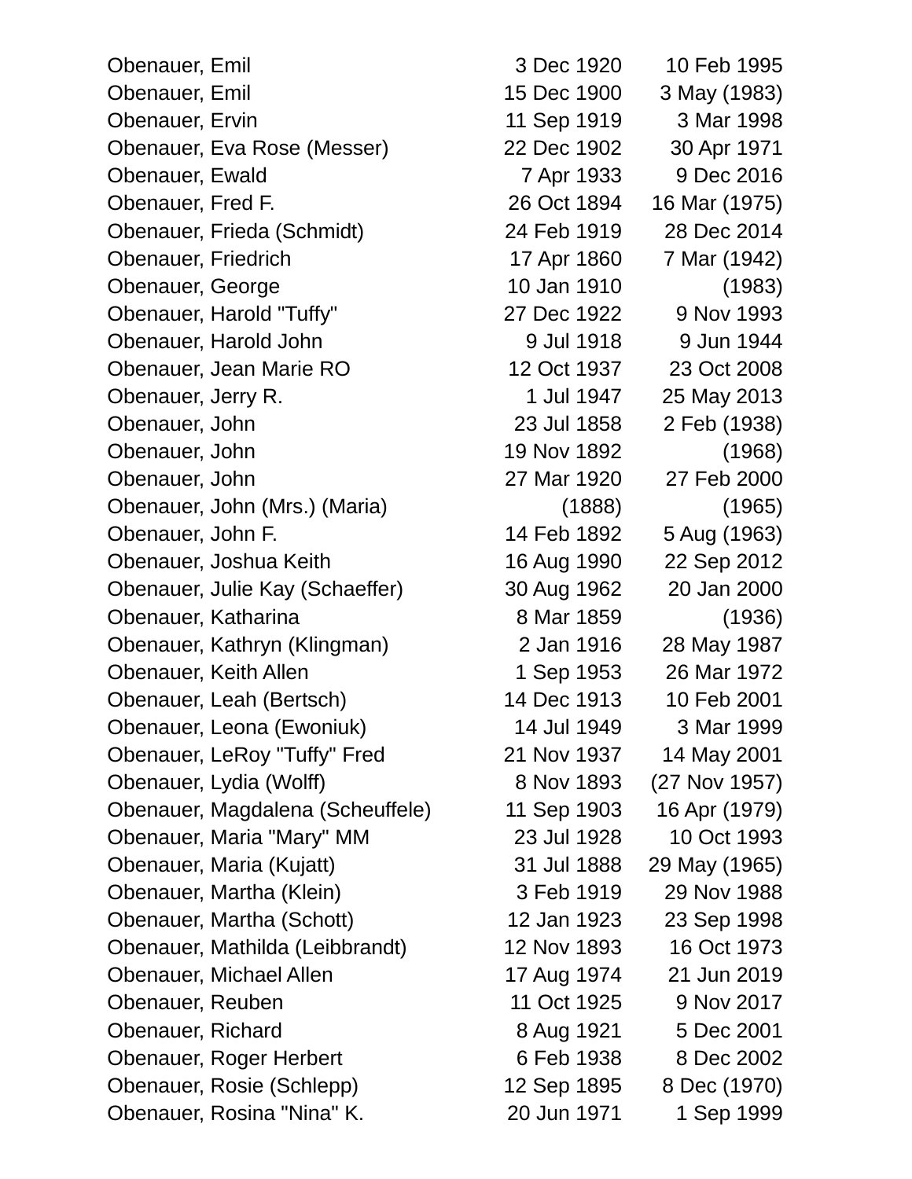| Name | Birth | Death |
|---|---|---|
| Obenauer, Emil | 3 Dec 1920 | 10 Feb 1995 |
| Obenauer, Emil | 15 Dec 1900 | 3 May (1983) |
| Obenauer, Ervin | 11 Sep 1919 | 3 Mar 1998 |
| Obenauer, Eva Rose (Messer) | 22 Dec 1902 | 30 Apr 1971 |
| Obenauer, Ewald | 7 Apr 1933 | 9 Dec 2016 |
| Obenauer, Fred F. | 26 Oct 1894 | 16 Mar (1975) |
| Obenauer, Frieda (Schmidt) | 24 Feb 1919 | 28 Dec 2014 |
| Obenauer, Friedrich | 17 Apr 1860 | 7 Mar (1942) |
| Obenauer, George | 10 Jan 1910 | (1983) |
| Obenauer, Harold "Tuffy" | 27 Dec 1922 | 9 Nov 1993 |
| Obenauer, Harold John | 9 Jul 1918 | 9 Jun 1944 |
| Obenauer, Jean Marie RO | 12 Oct 1937 | 23 Oct 2008 |
| Obenauer, Jerry R. | 1 Jul 1947 | 25 May 2013 |
| Obenauer, John | 23 Jul 1858 | 2 Feb (1938) |
| Obenauer, John | 19 Nov 1892 | (1968) |
| Obenauer, John | 27 Mar 1920 | 27 Feb 2000 |
| Obenauer, John (Mrs.) (Maria) | (1888) | (1965) |
| Obenauer, John F. | 14 Feb 1892 | 5 Aug (1963) |
| Obenauer, Joshua Keith | 16 Aug 1990 | 22 Sep 2012 |
| Obenauer, Julie Kay (Schaeffer) | 30 Aug 1962 | 20 Jan 2000 |
| Obenauer, Katharina | 8 Mar 1859 | (1936) |
| Obenauer, Kathryn (Klingman) | 2 Jan 1916 | 28 May 1987 |
| Obenauer, Keith Allen | 1 Sep 1953 | 26 Mar 1972 |
| Obenauer, Leah (Bertsch) | 14 Dec 1913 | 10 Feb 2001 |
| Obenauer, Leona (Ewoniuk) | 14 Jul 1949 | 3 Mar 1999 |
| Obenauer, LeRoy "Tuffy" Fred | 21 Nov 1937 | 14 May 2001 |
| Obenauer, Lydia (Wolff) | 8 Nov 1893 | (27 Nov 1957) |
| Obenauer, Magdalena (Scheuffele) | 11 Sep 1903 | 16 Apr (1979) |
| Obenauer, Maria "Mary" MM | 23 Jul 1928 | 10 Oct 1993 |
| Obenauer, Maria (Kujatt) | 31 Jul 1888 | 29 May (1965) |
| Obenauer, Martha (Klein) | 3 Feb 1919 | 29 Nov 1988 |
| Obenauer, Martha (Schott) | 12 Jan 1923 | 23 Sep 1998 |
| Obenauer, Mathilda (Leibbrandt) | 12 Nov 1893 | 16 Oct 1973 |
| Obenauer, Michael Allen | 17 Aug 1974 | 21 Jun 2019 |
| Obenauer, Reuben | 11 Oct 1925 | 9 Nov 2017 |
| Obenauer, Richard | 8 Aug 1921 | 5 Dec 2001 |
| Obenauer, Roger Herbert | 6 Feb 1938 | 8 Dec 2002 |
| Obenauer, Rosie (Schlepp) | 12 Sep 1895 | 8 Dec (1970) |
| Obenauer, Rosina "Nina" K. | 20 Jun 1971 | 1 Sep 1999 |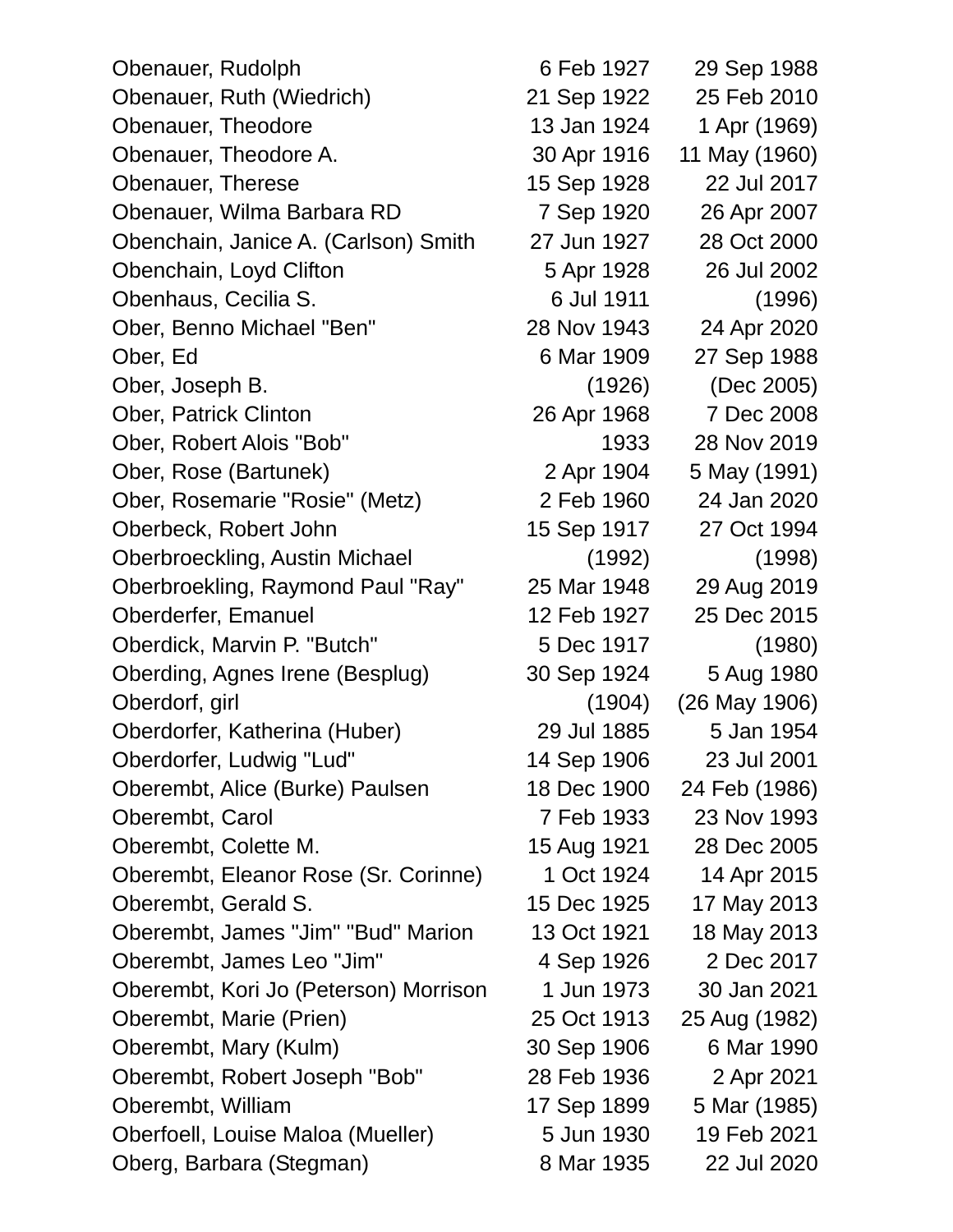| | | |
|---|---|---|
| Obenauer, Rudolph | 6 Feb 1927 | 29 Sep 1988 |
| Obenauer, Ruth (Wiedrich) | 21 Sep 1922 | 25 Feb 2010 |
| Obenauer, Theodore | 13 Jan 1924 | 1 Apr (1969) |
| Obenauer, Theodore A. | 30 Apr 1916 | 11 May (1960) |
| Obenauer, Therese | 15 Sep 1928 | 22 Jul 2017 |
| Obenauer, Wilma Barbara RD | 7 Sep 1920 | 26 Apr 2007 |
| Obenchain, Janice A. (Carlson) Smith | 27 Jun 1927 | 28 Oct 2000 |
| Obenchain, Loyd Clifton | 5 Apr 1928 | 26 Jul 2002 |
| Obenhaus, Cecilia S. | 6 Jul 1911 | (1996) |
| Ober, Benno Michael "Ben" | 28 Nov 1943 | 24 Apr 2020 |
| Ober, Ed | 6 Mar 1909 | 27 Sep 1988 |
| Ober, Joseph B. | (1926) | (Dec 2005) |
| Ober, Patrick Clinton | 26 Apr 1968 | 7 Dec 2008 |
| Ober, Robert Alois "Bob" | 1933 | 28 Nov 2019 |
| Ober, Rose (Bartunek) | 2 Apr 1904 | 5 May (1991) |
| Ober, Rosemarie "Rosie" (Metz) | 2 Feb 1960 | 24 Jan 2020 |
| Oberbeck, Robert John | 15 Sep 1917 | 27 Oct 1994 |
| Oberbroeckling, Austin Michael | (1992) | (1998) |
| Oberbroekling, Raymond Paul "Ray" | 25 Mar 1948 | 29 Aug 2019 |
| Oberderfer, Emanuel | 12 Feb 1927 | 25 Dec 2015 |
| Oberdick, Marvin P. "Butch" | 5 Dec 1917 | (1980) |
| Oberding, Agnes Irene (Besplug) | 30 Sep 1924 | 5 Aug 1980 |
| Oberdorf, girl | (1904) | (26 May 1906) |
| Oberdorfer, Katherina (Huber) | 29 Jul 1885 | 5 Jan 1954 |
| Oberdorfer, Ludwig "Lud" | 14 Sep 1906 | 23 Jul 2001 |
| Oberembt, Alice (Burke) Paulsen | 18 Dec 1900 | 24 Feb (1986) |
| Oberembt, Carol | 7 Feb 1933 | 23 Nov 1993 |
| Oberembt, Colette M. | 15 Aug 1921 | 28 Dec 2005 |
| Oberembt, Eleanor Rose (Sr. Corinne) | 1 Oct 1924 | 14 Apr 2015 |
| Oberembt, Gerald S. | 15 Dec 1925 | 17 May 2013 |
| Oberembt, James "Jim" "Bud" Marion | 13 Oct 1921 | 18 May 2013 |
| Oberembt, James Leo "Jim" | 4 Sep 1926 | 2 Dec 2017 |
| Oberembt, Kori Jo (Peterson) Morrison | 1 Jun 1973 | 30 Jan 2021 |
| Oberembt, Marie (Prien) | 25 Oct 1913 | 25 Aug (1982) |
| Oberembt, Mary (Kulm) | 30 Sep 1906 | 6 Mar 1990 |
| Oberembt, Robert Joseph "Bob" | 28 Feb 1936 | 2 Apr 2021 |
| Oberembt, William | 17 Sep 1899 | 5 Mar (1985) |
| Oberfoell, Louise Maloa (Mueller) | 5 Jun 1930 | 19 Feb 2021 |
| Oberg, Barbara (Stegman) | 8 Mar 1935 | 22 Jul 2020 |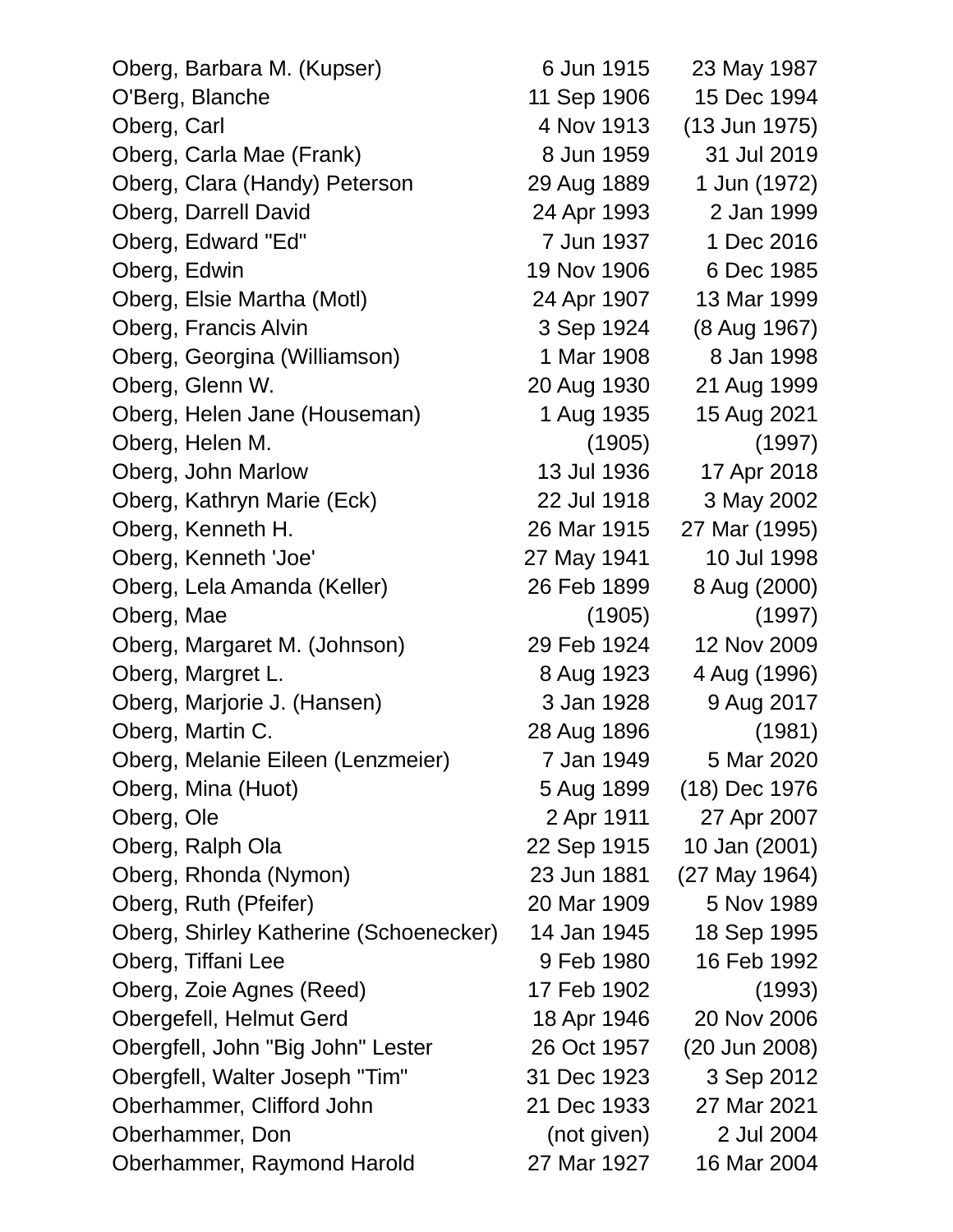| | | |
|---|---|---|
| Oberg, Barbara M. (Kupser) | 6 Jun 1915 | 23 May 1987 |
| O'Berg, Blanche | 11 Sep 1906 | 15 Dec 1994 |
| Oberg, Carl | 4 Nov 1913 | (13 Jun 1975) |
| Oberg, Carla Mae (Frank) | 8 Jun 1959 | 31 Jul 2019 |
| Oberg, Clara (Handy) Peterson | 29 Aug 1889 | 1 Jun (1972) |
| Oberg, Darrell David | 24 Apr 1993 | 2 Jan 1999 |
| Oberg, Edward "Ed" | 7 Jun 1937 | 1 Dec 2016 |
| Oberg, Edwin | 19 Nov 1906 | 6 Dec 1985 |
| Oberg, Elsie Martha (Motl) | 24 Apr 1907 | 13 Mar 1999 |
| Oberg, Francis Alvin | 3 Sep 1924 | (8 Aug 1967) |
| Oberg, Georgina (Williamson) | 1 Mar 1908 | 8 Jan 1998 |
| Oberg, Glenn W. | 20 Aug 1930 | 21 Aug 1999 |
| Oberg, Helen Jane (Houseman) | 1 Aug 1935 | 15 Aug 2021 |
| Oberg, Helen M. | (1905) | (1997) |
| Oberg, John Marlow | 13 Jul 1936 | 17 Apr 2018 |
| Oberg, Kathryn Marie (Eck) | 22 Jul 1918 | 3 May 2002 |
| Oberg, Kenneth H. | 26 Mar 1915 | 27 Mar (1995) |
| Oberg, Kenneth 'Joe' | 27 May 1941 | 10 Jul 1998 |
| Oberg, Lela Amanda (Keller) | 26 Feb 1899 | 8 Aug (2000) |
| Oberg, Mae | (1905) | (1997) |
| Oberg, Margaret M. (Johnson) | 29 Feb 1924 | 12 Nov 2009 |
| Oberg, Margret L. | 8 Aug 1923 | 4 Aug (1996) |
| Oberg, Marjorie J. (Hansen) | 3 Jan 1928 | 9 Aug 2017 |
| Oberg, Martin C. | 28 Aug 1896 | (1981) |
| Oberg, Melanie Eileen (Lenzmeier) | 7 Jan 1949 | 5 Mar 2020 |
| Oberg, Mina (Huot) | 5 Aug 1899 | (18) Dec 1976 |
| Oberg, Ole | 2 Apr 1911 | 27 Apr 2007 |
| Oberg, Ralph Ola | 22 Sep 1915 | 10 Jan (2001) |
| Oberg, Rhonda (Nymon) | 23 Jun 1881 | (27 May 1964) |
| Oberg, Ruth (Pfeifer) | 20 Mar 1909 | 5 Nov 1989 |
| Oberg, Shirley Katherine (Schoenecker) | 14 Jan 1945 | 18 Sep 1995 |
| Oberg, Tiffani Lee | 9 Feb 1980 | 16 Feb 1992 |
| Oberg, Zoie Agnes (Reed) | 17 Feb 1902 | (1993) |
| Obergefell, Helmut Gerd | 18 Apr 1946 | 20 Nov 2006 |
| Obergfell, John "Big John" Lester | 26 Oct 1957 | (20 Jun 2008) |
| Obergfell, Walter Joseph "Tim" | 31 Dec 1923 | 3 Sep 2012 |
| Oberhammer, Clifford John | 21 Dec 1933 | 27 Mar 2021 |
| Oberhammer, Don | (not given) | 2 Jul 2004 |
| Oberhammer, Raymond Harold | 27 Mar 1927 | 16 Mar 2004 |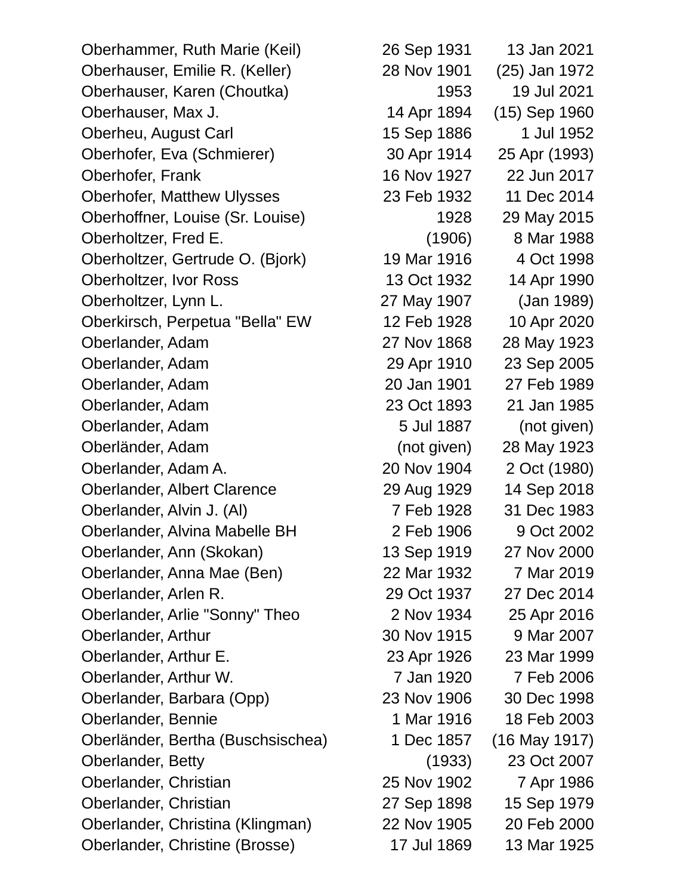| Name | Birth | Death |
|---|---|---|
| Oberhammer, Ruth Marie (Keil) | 26 Sep 1931 | 13 Jan 2021 |
| Oberhauser, Emilie R. (Keller) | 28 Nov 1901 | (25) Jan 1972 |
| Oberhauser, Karen (Choutka) | 1953 | 19 Jul 2021 |
| Oberhauser, Max J. | 14 Apr 1894 | (15) Sep 1960 |
| Oberheu, August Carl | 15 Sep 1886 | 1 Jul 1952 |
| Oberhofer, Eva (Schmierer) | 30 Apr 1914 | 25 Apr (1993) |
| Oberhofer, Frank | 16 Nov 1927 | 22 Jun 2017 |
| Oberhofer, Matthew Ulysses | 23 Feb 1932 | 11 Dec 2014 |
| Oberhoffner, Louise (Sr. Louise) | 1928 | 29 May 2015 |
| Oberholtzer, Fred E. | (1906) | 8 Mar 1988 |
| Oberholtzer, Gertrude O. (Bjork) | 19 Mar 1916 | 4 Oct 1998 |
| Oberholtzer, Ivor Ross | 13 Oct 1932 | 14 Apr 1990 |
| Oberholtzer, Lynn L. | 27 May 1907 | (Jan 1989) |
| Oberkirsch, Perpetua "Bella" EW | 12 Feb 1928 | 10 Apr 2020 |
| Oberlander, Adam | 27 Nov 1868 | 28 May 1923 |
| Oberlander, Adam | 29 Apr 1910 | 23 Sep 2005 |
| Oberlander, Adam | 20 Jan 1901 | 27 Feb 1989 |
| Oberlander, Adam | 23 Oct 1893 | 21 Jan 1985 |
| Oberlander, Adam | 5 Jul 1887 | (not given) |
| Oberländer, Adam | (not given) | 28 May 1923 |
| Oberlander, Adam A. | 20 Nov 1904 | 2 Oct (1980) |
| Oberlander, Albert Clarence | 29 Aug 1929 | 14 Sep 2018 |
| Oberlander, Alvin J. (Al) | 7 Feb 1928 | 31 Dec 1983 |
| Oberlander, Alvina Mabelle BH | 2 Feb 1906 | 9 Oct 2002 |
| Oberlander, Ann (Skokan) | 13 Sep 1919 | 27 Nov 2000 |
| Oberlander, Anna Mae (Ben) | 22 Mar 1932 | 7 Mar 2019 |
| Oberlander, Arlen R. | 29 Oct 1937 | 27 Dec 2014 |
| Oberlander, Arlie "Sonny" Theo | 2 Nov 1934 | 25 Apr 2016 |
| Oberlander, Arthur | 30 Nov 1915 | 9 Mar 2007 |
| Oberlander, Arthur E. | 23 Apr 1926 | 23 Mar 1999 |
| Oberlander, Arthur W. | 7 Jan 1920 | 7 Feb 2006 |
| Oberlander, Barbara (Opp) | 23 Nov 1906 | 30 Dec 1998 |
| Oberlander, Bennie | 1 Mar 1916 | 18 Feb 2003 |
| Oberländer, Bertha (Buschsischea) | 1 Dec 1857 | (16 May 1917) |
| Oberlander, Betty | (1933) | 23 Oct 2007 |
| Oberlander, Christian | 25 Nov 1902 | 7 Apr 1986 |
| Oberlander, Christian | 27 Sep 1898 | 15 Sep 1979 |
| Oberlander, Christina (Klingman) | 22 Nov 1905 | 20 Feb 2000 |
| Oberlander, Christine (Brosse) | 17 Jul 1869 | 13 Mar 1925 |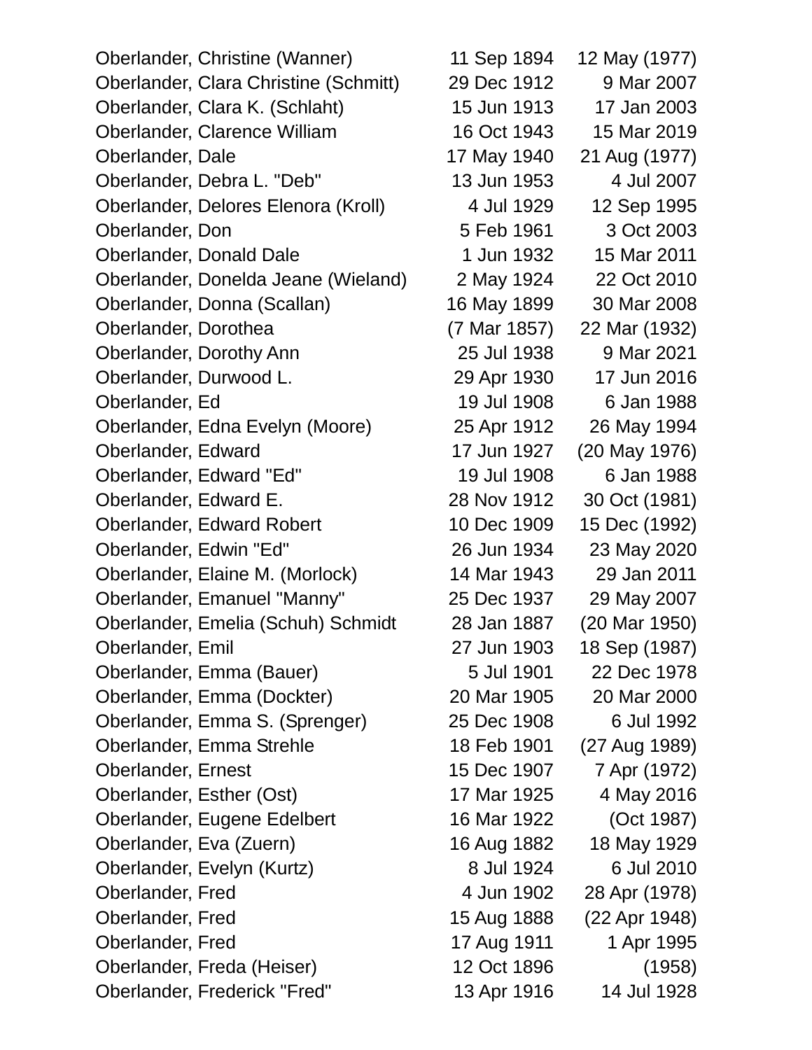| | | |
|---|---|---|
| Oberlander, Christine (Wanner) | 11 Sep 1894 | 12 May (1977) |
| Oberlander, Clara Christine (Schmitt) | 29 Dec 1912 | 9 Mar 2007 |
| Oberlander, Clara K. (Schlaht) | 15 Jun 1913 | 17 Jan 2003 |
| Oberlander, Clarence William | 16 Oct 1943 | 15 Mar 2019 |
| Oberlander, Dale | 17 May 1940 | 21 Aug (1977) |
| Oberlander, Debra L. "Deb" | 13 Jun 1953 | 4 Jul 2007 |
| Oberlander, Delores Elenora (Kroll) | 4 Jul 1929 | 12 Sep 1995 |
| Oberlander, Don | 5 Feb 1961 | 3 Oct 2003 |
| Oberlander, Donald Dale | 1 Jun 1932 | 15 Mar 2011 |
| Oberlander, Donelda Jeane (Wieland) | 2 May 1924 | 22 Oct 2010 |
| Oberlander, Donna (Scallan) | 16 May 1899 | 30 Mar 2008 |
| Oberlander, Dorothea | (7 Mar 1857) | 22 Mar (1932) |
| Oberlander, Dorothy Ann | 25 Jul 1938 | 9 Mar 2021 |
| Oberlander, Durwood L. | 29 Apr 1930 | 17 Jun 2016 |
| Oberlander, Ed | 19 Jul 1908 | 6 Jan 1988 |
| Oberlander, Edna Evelyn (Moore) | 25 Apr 1912 | 26 May 1994 |
| Oberlander, Edward | 17 Jun 1927 | (20 May 1976) |
| Oberlander, Edward "Ed" | 19 Jul 1908 | 6 Jan 1988 |
| Oberlander, Edward E. | 28 Nov 1912 | 30 Oct (1981) |
| Oberlander, Edward Robert | 10 Dec 1909 | 15 Dec (1992) |
| Oberlander, Edwin "Ed" | 26 Jun 1934 | 23 May 2020 |
| Oberlander, Elaine M. (Morlock) | 14 Mar 1943 | 29 Jan 2011 |
| Oberlander, Emanuel "Manny" | 25 Dec 1937 | 29 May 2007 |
| Oberlander, Emelia (Schuh) Schmidt | 28 Jan 1887 | (20 Mar 1950) |
| Oberlander, Emil | 27 Jun 1903 | 18 Sep (1987) |
| Oberlander, Emma (Bauer) | 5 Jul 1901 | 22 Dec 1978 |
| Oberlander, Emma (Dockter) | 20 Mar 1905 | 20 Mar 2000 |
| Oberlander, Emma S. (Sprenger) | 25 Dec 1908 | 6 Jul 1992 |
| Oberlander, Emma Strehle | 18 Feb 1901 | (27 Aug 1989) |
| Oberlander, Ernest | 15 Dec 1907 | 7 Apr (1972) |
| Oberlander, Esther (Ost) | 17 Mar 1925 | 4 May 2016 |
| Oberlander, Eugene Edelbert | 16 Mar 1922 | (Oct 1987) |
| Oberlander, Eva (Zuern) | 16 Aug 1882 | 18 May 1929 |
| Oberlander, Evelyn (Kurtz) | 8 Jul 1924 | 6 Jul 2010 |
| Oberlander, Fred | 4 Jun 1902 | 28 Apr (1978) |
| Oberlander, Fred | 15 Aug 1888 | (22 Apr 1948) |
| Oberlander, Fred | 17 Aug 1911 | 1 Apr 1995 |
| Oberlander, Freda (Heiser) | 12 Oct 1896 | (1958) |
| Oberlander, Frederick "Fred" | 13 Apr 1916 | 14 Jul 1928 |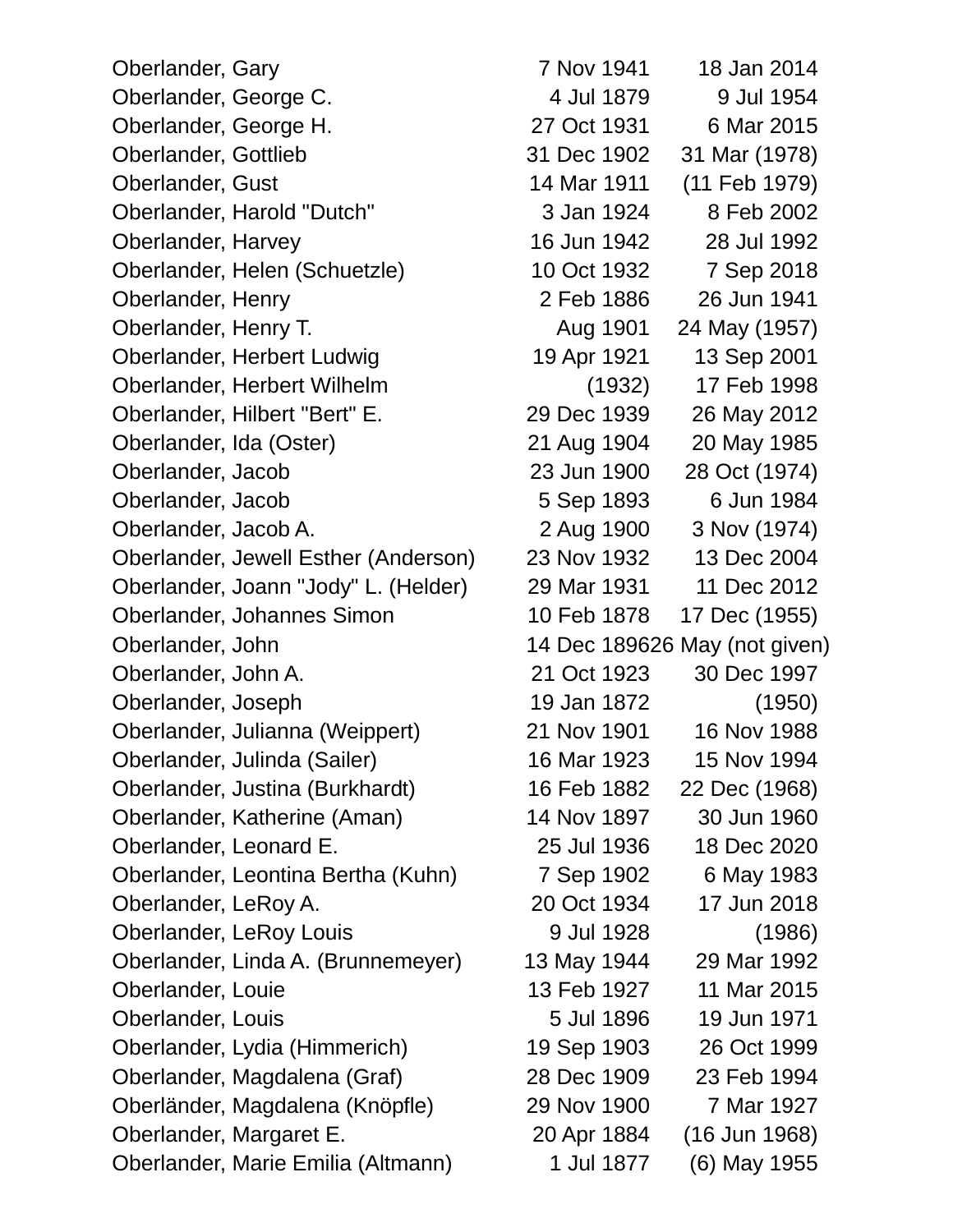| | | |
|---|---|---|
| Oberlander, Gary | 7 Nov 1941 | 18 Jan 2014 |
| Oberlander, George C. | 4 Jul 1879 | 9 Jul 1954 |
| Oberlander, George H. | 27 Oct 1931 | 6 Mar 2015 |
| Oberlander, Gottlieb | 31 Dec 1902 | 31 Mar (1978) |
| Oberlander, Gust | 14 Mar 1911 | (11 Feb 1979) |
| Oberlander, Harold "Dutch" | 3 Jan 1924 | 8 Feb 2002 |
| Oberlander, Harvey | 16 Jun 1942 | 28 Jul 1992 |
| Oberlander, Helen (Schuetzle) | 10 Oct 1932 | 7 Sep 2018 |
| Oberlander, Henry | 2 Feb 1886 | 26 Jun 1941 |
| Oberlander, Henry T. | Aug 1901 | 24 May (1957) |
| Oberlander, Herbert Ludwig | 19 Apr 1921 | 13 Sep 2001 |
| Oberlander, Herbert Wilhelm | (1932) | 17 Feb 1998 |
| Oberlander, Hilbert "Bert" E. | 29 Dec 1939 | 26 May 2012 |
| Oberlander, Ida (Oster) | 21 Aug 1904 | 20 May 1985 |
| Oberlander, Jacob | 23 Jun 1900 | 28 Oct (1974) |
| Oberlander, Jacob | 5 Sep 1893 | 6 Jun 1984 |
| Oberlander, Jacob A. | 2 Aug 1900 | 3 Nov (1974) |
| Oberlander, Jewell Esther (Anderson) | 23 Nov 1932 | 13 Dec 2004 |
| Oberlander, Joann "Jody" L. (Helder) | 29 Mar 1931 | 11 Dec 2012 |
| Oberlander, Johannes Simon | 10 Feb 1878 | 17 Dec (1955) |
| Oberlander, John | 14 Dec 1896 | 26 May (not given) |
| Oberlander, John A. | 21 Oct 1923 | 30 Dec 1997 |
| Oberlander, Joseph | 19 Jan 1872 | (1950) |
| Oberlander, Julianna (Weippert) | 21 Nov 1901 | 16 Nov 1988 |
| Oberlander, Julinda (Sailer) | 16 Mar 1923 | 15 Nov 1994 |
| Oberlander, Justina (Burkhardt) | 16 Feb 1882 | 22 Dec (1968) |
| Oberlander, Katherine (Aman) | 14 Nov 1897 | 30 Jun 1960 |
| Oberlander, Leonard E. | 25 Jul 1936 | 18 Dec 2020 |
| Oberlander, Leontina Bertha (Kuhn) | 7 Sep 1902 | 6 May 1983 |
| Oberlander, LeRoy A. | 20 Oct 1934 | 17 Jun 2018 |
| Oberlander, LeRoy Louis | 9 Jul 1928 | (1986) |
| Oberlander, Linda A. (Brunnemeyer) | 13 May 1944 | 29 Mar 1992 |
| Oberlander, Louie | 13 Feb 1927 | 11 Mar 2015 |
| Oberlander, Louis | 5 Jul 1896 | 19 Jun 1971 |
| Oberlander, Lydia (Himmerich) | 19 Sep 1903 | 26 Oct 1999 |
| Oberlander, Magdalena (Graf) | 28 Dec 1909 | 23 Feb 1994 |
| Oberländer, Magdalena (Knöpfle) | 29 Nov 1900 | 7 Mar 1927 |
| Oberlander, Margaret E. | 20 Apr 1884 | (16 Jun 1968) |
| Oberlander, Marie Emilia (Altmann) | 1 Jul 1877 | (6) May 1955 |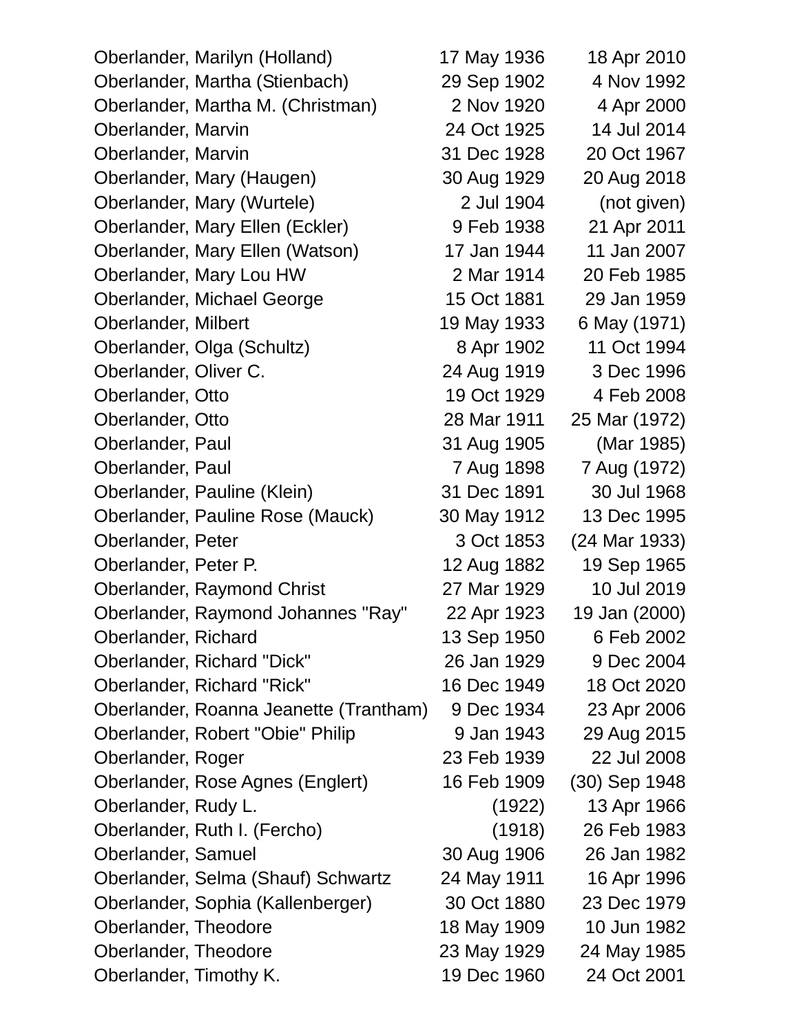| | | |
|---|---|---|
| Oberlander, Marilyn (Holland) | 17 May 1936 | 18 Apr 2010 |
| Oberlander, Martha (Stienbach) | 29 Sep 1902 | 4 Nov 1992 |
| Oberlander, Martha M. (Christman) | 2 Nov 1920 | 4 Apr 2000 |
| Oberlander, Marvin | 24 Oct 1925 | 14 Jul 2014 |
| Oberlander, Marvin | 31 Dec 1928 | 20 Oct 1967 |
| Oberlander, Mary (Haugen) | 30 Aug 1929 | 20 Aug 2018 |
| Oberlander, Mary (Wurtele) | 2 Jul 1904 | (not given) |
| Oberlander, Mary Ellen (Eckler) | 9 Feb 1938 | 21 Apr 2011 |
| Oberlander, Mary Ellen (Watson) | 17 Jan 1944 | 11 Jan 2007 |
| Oberlander, Mary Lou HW | 2 Mar 1914 | 20 Feb 1985 |
| Oberlander, Michael George | 15 Oct 1881 | 29 Jan 1959 |
| Oberlander, Milbert | 19 May 1933 | 6 May (1971) |
| Oberlander, Olga (Schultz) | 8 Apr 1902 | 11 Oct 1994 |
| Oberlander, Oliver C. | 24 Aug 1919 | 3 Dec 1996 |
| Oberlander, Otto | 19 Oct 1929 | 4 Feb 2008 |
| Oberlander, Otto | 28 Mar 1911 | 25 Mar (1972) |
| Oberlander, Paul | 31 Aug 1905 | (Mar 1985) |
| Oberlander, Paul | 7 Aug 1898 | 7 Aug (1972) |
| Oberlander, Pauline (Klein) | 31 Dec 1891 | 30 Jul 1968 |
| Oberlander, Pauline Rose (Mauck) | 30 May 1912 | 13 Dec 1995 |
| Oberlander, Peter | 3 Oct 1853 | (24 Mar 1933) |
| Oberlander, Peter P. | 12 Aug 1882 | 19 Sep 1965 |
| Oberlander, Raymond Christ | 27 Mar 1929 | 10 Jul 2019 |
| Oberlander, Raymond Johannes "Ray" | 22 Apr 1923 | 19 Jan (2000) |
| Oberlander, Richard | 13 Sep 1950 | 6 Feb 2002 |
| Oberlander, Richard "Dick" | 26 Jan 1929 | 9 Dec 2004 |
| Oberlander, Richard "Rick" | 16 Dec 1949 | 18 Oct 2020 |
| Oberlander, Roanna Jeanette (Trantham) | 9 Dec 1934 | 23 Apr 2006 |
| Oberlander, Robert "Obie" Philip | 9 Jan 1943 | 29 Aug 2015 |
| Oberlander, Roger | 23 Feb 1939 | 22 Jul 2008 |
| Oberlander, Rose Agnes (Englert) | 16 Feb 1909 | (30) Sep 1948 |
| Oberlander, Rudy L. | (1922) | 13 Apr 1966 |
| Oberlander, Ruth I. (Fercho) | (1918) | 26 Feb 1983 |
| Oberlander, Samuel | 30 Aug 1906 | 26 Jan 1982 |
| Oberlander, Selma (Shauf) Schwartz | 24 May 1911 | 16 Apr 1996 |
| Oberlander, Sophia (Kallenberger) | 30 Oct 1880 | 23 Dec 1979 |
| Oberlander, Theodore | 18 May 1909 | 10 Jun 1982 |
| Oberlander, Theodore | 23 May 1929 | 24 May 1985 |
| Oberlander, Timothy K. | 19 Dec 1960 | 24 Oct 2001 |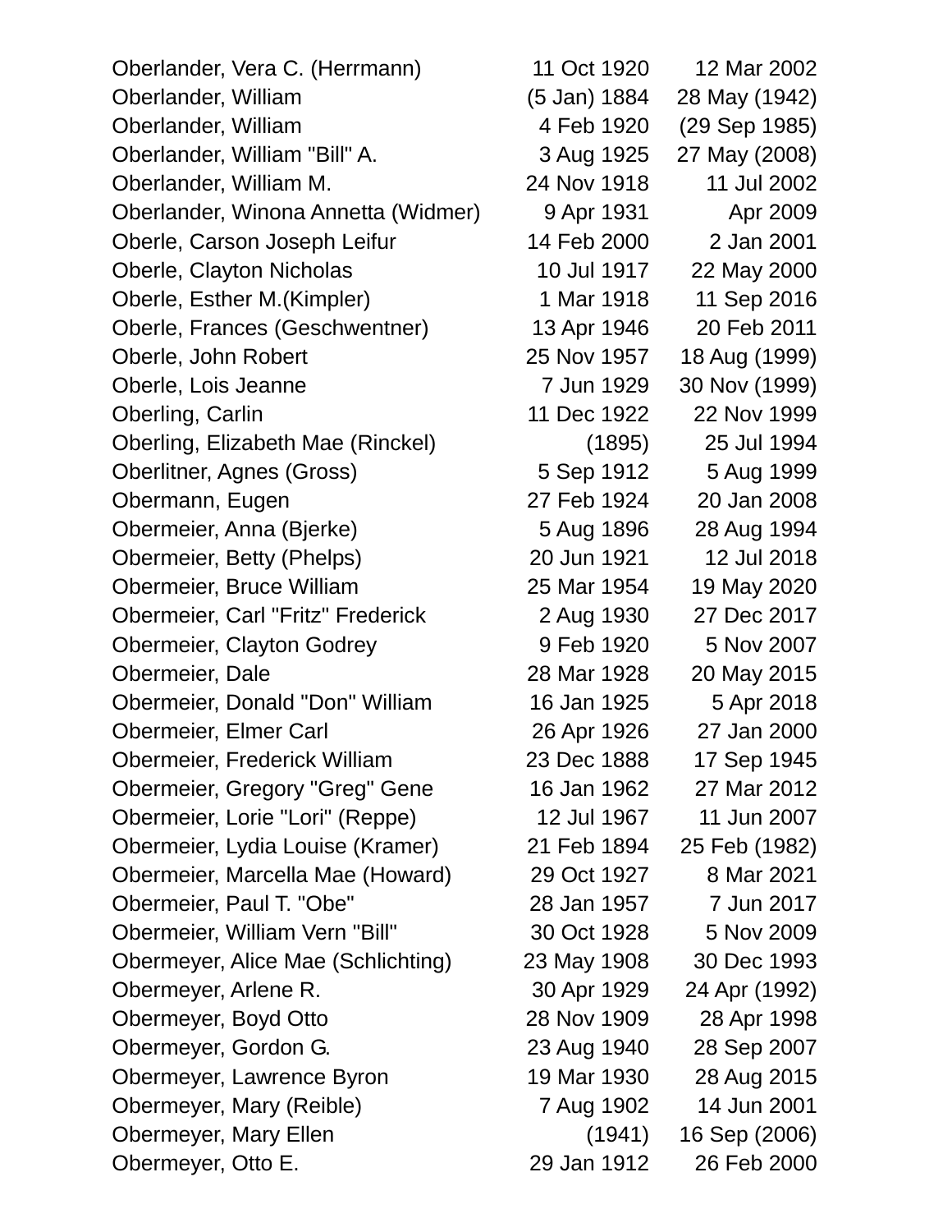| | | |
|---|---|---|
| Oberlander, Vera C. (Herrmann) | 11 Oct 1920 | 12 Mar 2002 |
| Oberlander, William | (5 Jan) 1884 | 28 May (1942) |
| Oberlander, William | 4 Feb 1920 | (29 Sep 1985) |
| Oberlander, William "Bill" A. | 3 Aug 1925 | 27 May (2008) |
| Oberlander, William M. | 24 Nov 1918 | 11 Jul 2002 |
| Oberlander, Winona Annetta (Widmer) | 9 Apr 1931 | Apr 2009 |
| Oberle, Carson Joseph Leifur | 14 Feb 2000 | 2 Jan 2001 |
| Oberle, Clayton Nicholas | 10 Jul 1917 | 22 May 2000 |
| Oberle, Esther M.(Kimpler) | 1 Mar 1918 | 11 Sep 2016 |
| Oberle, Frances (Geschwentner) | 13 Apr 1946 | 20 Feb 2011 |
| Oberle, John Robert | 25 Nov 1957 | 18 Aug (1999) |
| Oberle, Lois Jeanne | 7 Jun 1929 | 30 Nov (1999) |
| Oberling, Carlin | 11 Dec 1922 | 22 Nov 1999 |
| Oberling, Elizabeth Mae (Rinckel) | (1895) | 25 Jul 1994 |
| Oberlitner, Agnes (Gross) | 5 Sep 1912 | 5 Aug 1999 |
| Obermann, Eugen | 27 Feb 1924 | 20 Jan 2008 |
| Obermeier, Anna (Bjerke) | 5 Aug 1896 | 28 Aug 1994 |
| Obermeier, Betty (Phelps) | 20 Jun 1921 | 12 Jul 2018 |
| Obermeier, Bruce William | 25 Mar 1954 | 19 May 2020 |
| Obermeier, Carl "Fritz" Frederick | 2 Aug 1930 | 27 Dec 2017 |
| Obermeier, Clayton Godrey | 9 Feb 1920 | 5 Nov 2007 |
| Obermeier, Dale | 28 Mar 1928 | 20 May 2015 |
| Obermeier, Donald "Don" William | 16 Jan 1925 | 5 Apr 2018 |
| Obermeier, Elmer Carl | 26 Apr 1926 | 27 Jan 2000 |
| Obermeier, Frederick William | 23 Dec 1888 | 17 Sep 1945 |
| Obermeier, Gregory "Greg" Gene | 16 Jan 1962 | 27 Mar 2012 |
| Obermeier, Lorie "Lori" (Reppe) | 12 Jul 1967 | 11 Jun 2007 |
| Obermeier, Lydia Louise (Kramer) | 21 Feb 1894 | 25 Feb (1982) |
| Obermeier, Marcella Mae (Howard) | 29 Oct 1927 | 8 Mar 2021 |
| Obermeier, Paul T. "Obe" | 28 Jan 1957 | 7 Jun 2017 |
| Obermeier, William Vern "Bill" | 30 Oct 1928 | 5 Nov 2009 |
| Obermeyer, Alice Mae (Schlichting) | 23 May 1908 | 30 Dec 1993 |
| Obermeyer, Arlene R. | 30 Apr 1929 | 24 Apr (1992) |
| Obermeyer, Boyd Otto | 28 Nov 1909 | 28 Apr 1998 |
| Obermeyer, Gordon G. | 23 Aug 1940 | 28 Sep 2007 |
| Obermeyer, Lawrence Byron | 19 Mar 1930 | 28 Aug 2015 |
| Obermeyer, Mary (Reible) | 7 Aug 1902 | 14 Jun 2001 |
| Obermeyer, Mary Ellen | (1941) | 16 Sep (2006) |
| Obermeyer, Otto E. | 29 Jan 1912 | 26 Feb 2000 |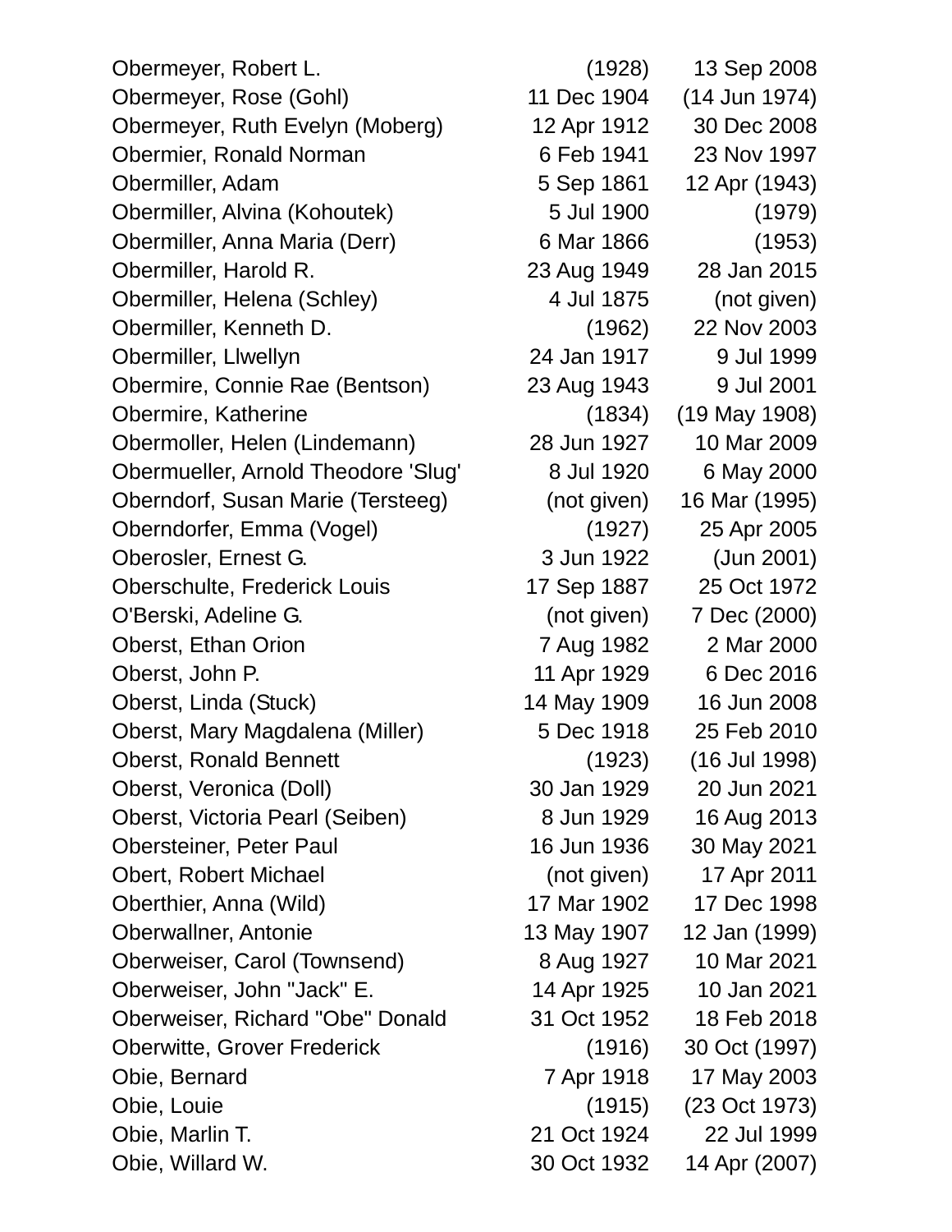| | | |
|---|---|---|
| Obermeyer, Robert L. | (1928) | 13 Sep 2008 |
| Obermeyer, Rose (Gohl) | 11 Dec 1904 | (14 Jun 1974) |
| Obermeyer, Ruth Evelyn (Moberg) | 12 Apr 1912 | 30 Dec 2008 |
| Obermier, Ronald Norman | 6 Feb 1941 | 23 Nov 1997 |
| Obermiller, Adam | 5 Sep 1861 | 12 Apr (1943) |
| Obermiller, Alvina (Kohoutek) | 5 Jul 1900 | (1979) |
| Obermiller, Anna Maria (Derr) | 6 Mar 1866 | (1953) |
| Obermiller, Harold R. | 23 Aug 1949 | 28 Jan 2015 |
| Obermiller, Helena (Schley) | 4 Jul 1875 | (not given) |
| Obermiller, Kenneth D. | (1962) | 22 Nov 2003 |
| Obermiller, Llwellyn | 24 Jan 1917 | 9 Jul 1999 |
| Obermire, Connie Rae (Bentson) | 23 Aug 1943 | 9 Jul 2001 |
| Obermire, Katherine | (1834) | (19 May 1908) |
| Obermoller, Helen (Lindemann) | 28 Jun 1927 | 10 Mar 2009 |
| Obermueller, Arnold Theodore 'Slug' | 8 Jul 1920 | 6 May 2000 |
| Oberndorf, Susan Marie (Tersteeg) | (not given) | 16 Mar (1995) |
| Oberndorfer, Emma (Vogel) | (1927) | 25 Apr 2005 |
| Oberosler, Ernest G. | 3 Jun 1922 | (Jun 2001) |
| Oberschulte, Frederick Louis | 17 Sep 1887 | 25 Oct 1972 |
| O'Berski, Adeline G. | (not given) | 7 Dec (2000) |
| Oberst, Ethan Orion | 7 Aug 1982 | 2 Mar 2000 |
| Oberst, John P. | 11 Apr 1929 | 6 Dec 2016 |
| Oberst, Linda (Stuck) | 14 May 1909 | 16 Jun 2008 |
| Oberst, Mary Magdalena (Miller) | 5 Dec 1918 | 25 Feb 2010 |
| Oberst, Ronald Bennett | (1923) | (16 Jul 1998) |
| Oberst, Veronica (Doll) | 30 Jan 1929 | 20 Jun 2021 |
| Oberst, Victoria Pearl (Seiben) | 8 Jun 1929 | 16 Aug 2013 |
| Obersteiner, Peter Paul | 16 Jun 1936 | 30 May 2021 |
| Obert, Robert Michael | (not given) | 17 Apr 2011 |
| Oberthier, Anna (Wild) | 17 Mar 1902 | 17 Dec 1998 |
| Oberwallner, Antonie | 13 May 1907 | 12 Jan (1999) |
| Oberweiser, Carol (Townsend) | 8 Aug 1927 | 10 Mar 2021 |
| Oberweiser, John "Jack" E. | 14 Apr 1925 | 10 Jan 2021 |
| Oberweiser, Richard "Obe" Donald | 31 Oct 1952 | 18 Feb 2018 |
| Oberwitte, Grover Frederick | (1916) | 30 Oct (1997) |
| Obie, Bernard | 7 Apr 1918 | 17 May 2003 |
| Obie, Louie | (1915) | (23 Oct 1973) |
| Obie, Marlin T. | 21 Oct 1924 | 22 Jul 1999 |
| Obie, Willard W. | 30 Oct 1932 | 14 Apr (2007) |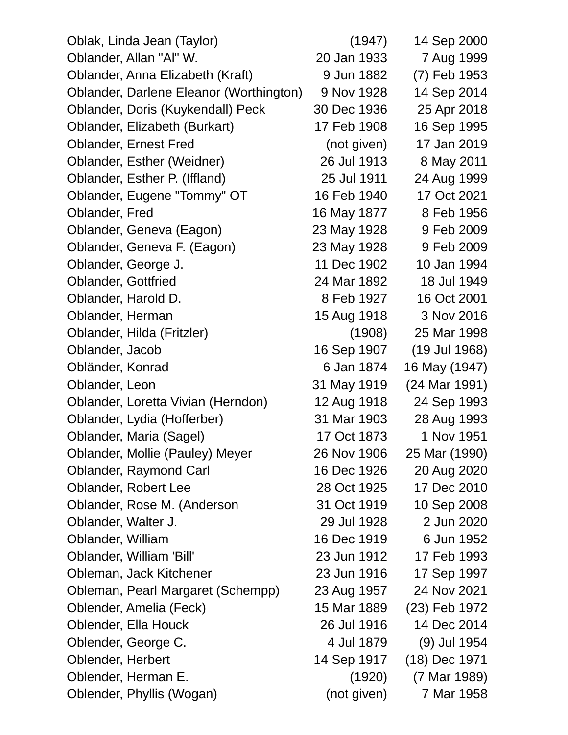| Name | Birth | Death |
|---|---|---|
| Oblak, Linda Jean (Taylor) | (1947) | 14 Sep 2000 |
| Oblander, Allan "Al" W. | 20 Jan 1933 | 7 Aug 1999 |
| Oblander, Anna Elizabeth (Kraft) | 9 Jun 1882 | (7) Feb 1953 |
| Oblander, Darlene Eleanor (Worthington) | 9 Nov 1928 | 14 Sep 2014 |
| Oblander, Doris (Kuykendall) Peck | 30 Dec 1936 | 25 Apr 2018 |
| Oblander, Elizabeth (Burkart) | 17 Feb 1908 | 16 Sep 1995 |
| Oblander, Ernest Fred | (not given) | 17 Jan 2019 |
| Oblander, Esther (Weidner) | 26 Jul 1913 | 8 May 2011 |
| Oblander, Esther P. (Iffland) | 25 Jul 1911 | 24 Aug 1999 |
| Oblander, Eugene "Tommy" OT | 16 Feb 1940 | 17 Oct 2021 |
| Oblander, Fred | 16 May 1877 | 8 Feb 1956 |
| Oblander, Geneva (Eagon) | 23 May 1928 | 9 Feb 2009 |
| Oblander, Geneva F. (Eagon) | 23 May 1928 | 9 Feb 2009 |
| Oblander, George J. | 11 Dec 1902 | 10 Jan 1994 |
| Oblander, Gottfried | 24 Mar 1892 | 18 Jul 1949 |
| Oblander, Harold D. | 8 Feb 1927 | 16 Oct 2001 |
| Oblander, Herman | 15 Aug 1918 | 3 Nov 2016 |
| Oblander, Hilda (Fritzler) | (1908) | 25 Mar 1998 |
| Oblander, Jacob | 16 Sep 1907 | (19 Jul 1968) |
| Obländer, Konrad | 6 Jan 1874 | 16 May (1947) |
| Oblander, Leon | 31 May 1919 | (24 Mar 1991) |
| Oblander, Loretta Vivian (Herndon) | 12 Aug 1918 | 24 Sep 1993 |
| Oblander, Lydia (Hofferber) | 31 Mar 1903 | 28 Aug 1993 |
| Oblander, Maria (Sagel) | 17 Oct 1873 | 1 Nov 1951 |
| Oblander, Mollie (Pauley) Meyer | 26 Nov 1906 | 25 Mar (1990) |
| Oblander, Raymond Carl | 16 Dec 1926 | 20 Aug 2020 |
| Oblander, Robert Lee | 28 Oct 1925 | 17 Dec 2010 |
| Oblander, Rose M. (Anderson | 31 Oct 1919 | 10 Sep 2008 |
| Oblander, Walter J. | 29 Jul 1928 | 2 Jun 2020 |
| Oblander, William | 16 Dec 1919 | 6 Jun 1952 |
| Oblander, William 'Bill' | 23 Jun 1912 | 17 Feb 1993 |
| Obleman, Jack Kitchener | 23 Jun 1916 | 17 Sep 1997 |
| Obleman, Pearl Margaret (Schempp) | 23 Aug 1957 | 24 Nov 2021 |
| Oblender, Amelia (Feck) | 15 Mar 1889 | (23) Feb 1972 |
| Oblender, Ella Houck | 26 Jul 1916 | 14 Dec 2014 |
| Oblender, George C. | 4 Jul 1879 | (9) Jul 1954 |
| Oblender, Herbert | 14 Sep 1917 | (18) Dec 1971 |
| Oblender, Herman E. | (1920) | (7 Mar 1989) |
| Oblender, Phyllis (Wogan) | (not given) | 7 Mar 1958 |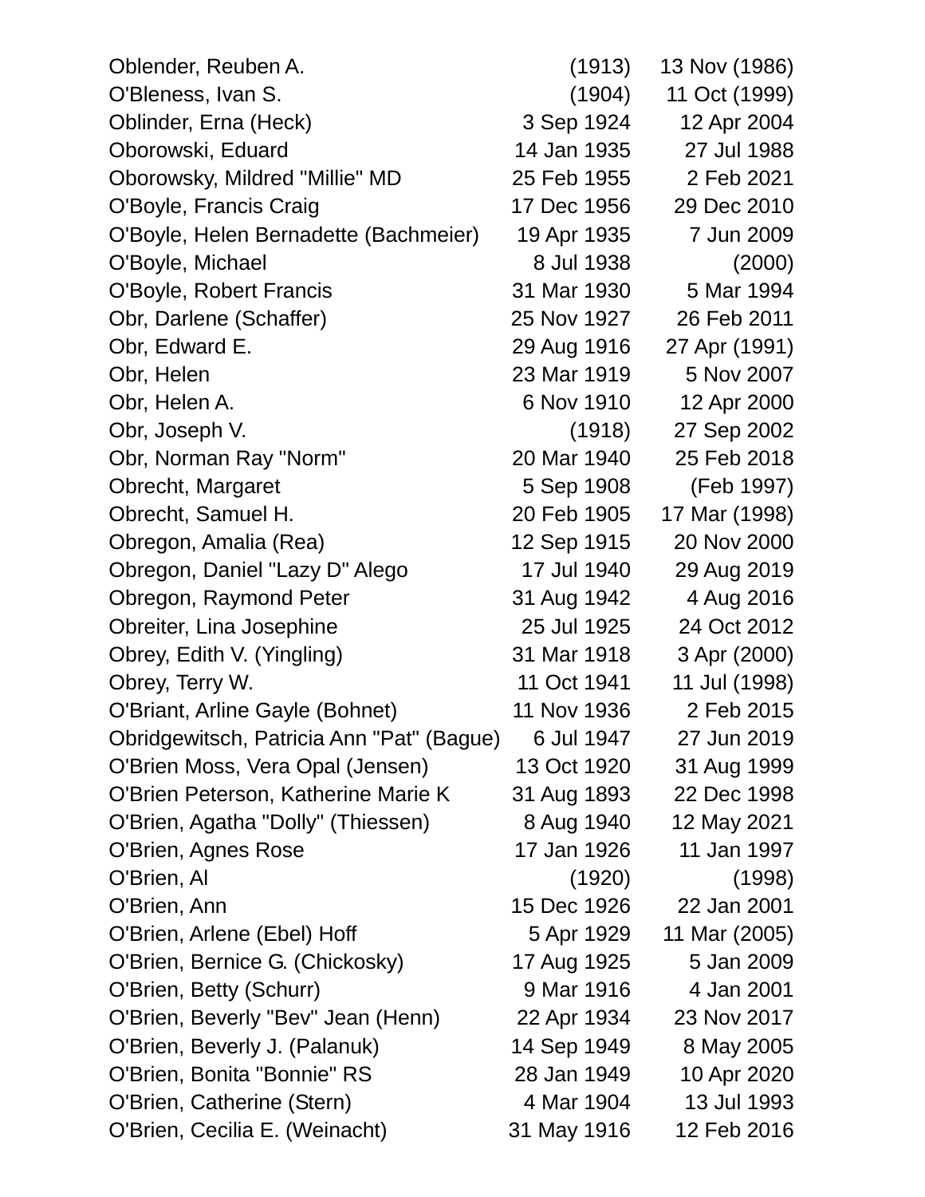| | | |
|---|---|---|
| Oblender, Reuben A. | (1913) | 13 Nov (1986) |
| O'Bleness, Ivan S. | (1904) | 11 Oct (1999) |
| Oblinder, Erna (Heck) | 3 Sep 1924 | 12 Apr 2004 |
| Oborowski, Eduard | 14 Jan 1935 | 27 Jul 1988 |
| Oborowsky, Mildred "Millie" MD | 25 Feb 1955 | 2 Feb 2021 |
| O'Boyle, Francis Craig | 17 Dec 1956 | 29 Dec 2010 |
| O'Boyle, Helen Bernadette (Bachmeier) | 19 Apr 1935 | 7 Jun 2009 |
| O'Boyle, Michael | 8 Jul 1938 | (2000) |
| O'Boyle, Robert Francis | 31 Mar 1930 | 5 Mar 1994 |
| Obr, Darlene (Schaffer) | 25 Nov 1927 | 26 Feb 2011 |
| Obr, Edward E. | 29 Aug 1916 | 27 Apr (1991) |
| Obr, Helen | 23 Mar 1919 | 5 Nov 2007 |
| Obr, Helen A. | 6 Nov 1910 | 12 Apr 2000 |
| Obr, Joseph V. | (1918) | 27 Sep 2002 |
| Obr, Norman Ray "Norm" | 20 Mar 1940 | 25 Feb 2018 |
| Obrecht, Margaret | 5 Sep 1908 | (Feb 1997) |
| Obrecht, Samuel H. | 20 Feb 1905 | 17 Mar (1998) |
| Obregon, Amalia (Rea) | 12 Sep 1915 | 20 Nov 2000 |
| Obregon, Daniel "Lazy D" Alego | 17 Jul 1940 | 29 Aug 2019 |
| Obregon, Raymond Peter | 31 Aug 1942 | 4 Aug 2016 |
| Obreiter, Lina Josephine | 25 Jul 1925 | 24 Oct 2012 |
| Obrey, Edith V. (Yingling) | 31 Mar 1918 | 3 Apr (2000) |
| Obrey, Terry W. | 11 Oct 1941 | 11 Jul (1998) |
| O'Briant, Arline Gayle (Bohnet) | 11 Nov 1936 | 2 Feb 2015 |
| Obridgewitsch, Patricia Ann "Pat" (Bague) | 6 Jul 1947 | 27 Jun 2019 |
| O'Brien Moss, Vera Opal (Jensen) | 13 Oct 1920 | 31 Aug 1999 |
| O'Brien Peterson, Katherine Marie K | 31 Aug 1893 | 22 Dec 1998 |
| O'Brien, Agatha "Dolly" (Thiessen) | 8 Aug 1940 | 12 May 2021 |
| O'Brien, Agnes Rose | 17 Jan 1926 | 11 Jan 1997 |
| O'Brien, Al | (1920) | (1998) |
| O'Brien, Ann | 15 Dec 1926 | 22 Jan 2001 |
| O'Brien, Arlene (Ebel) Hoff | 5 Apr 1929 | 11 Mar (2005) |
| O'Brien, Bernice G. (Chickosky) | 17 Aug 1925 | 5 Jan 2009 |
| O'Brien, Betty (Schurr) | 9 Mar 1916 | 4 Jan 2001 |
| O'Brien, Beverly "Bev" Jean (Henn) | 22 Apr 1934 | 23 Nov 2017 |
| O'Brien, Beverly J. (Palanuk) | 14 Sep 1949 | 8 May 2005 |
| O'Brien, Bonita "Bonnie" RS | 28 Jan 1949 | 10 Apr 2020 |
| O'Brien, Catherine (Stern) | 4 Mar 1904 | 13 Jul 1993 |
| O'Brien, Cecilia E. (Weinacht) | 31 May 1916 | 12 Feb 2016 |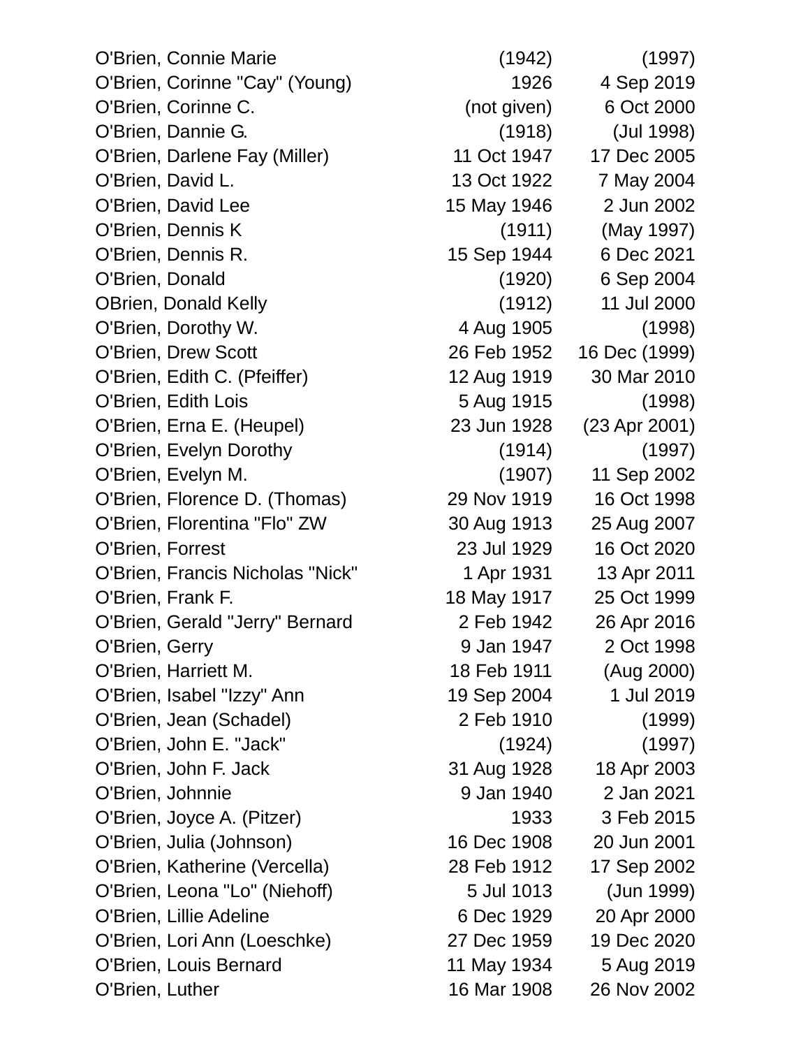| | | |
|---|---|---|
| O'Brien, Connie Marie | (1942) | (1997) |
| O'Brien, Corinne "Cay" (Young) | 1926 | 4 Sep 2019 |
| O'Brien, Corinne C. | (not given) | 6 Oct 2000 |
| O'Brien, Dannie G. | (1918) | (Jul 1998) |
| O'Brien, Darlene Fay (Miller) | 11 Oct 1947 | 17 Dec 2005 |
| O'Brien, David L. | 13 Oct 1922 | 7 May 2004 |
| O'Brien, David Lee | 15 May 1946 | 2 Jun 2002 |
| O'Brien, Dennis K | (1911) | (May 1997) |
| O'Brien, Dennis R. | 15 Sep 1944 | 6 Dec 2021 |
| O'Brien, Donald | (1920) | 6 Sep 2004 |
| OBrien, Donald Kelly | (1912) | 11 Jul 2000 |
| O'Brien, Dorothy W. | 4 Aug 1905 | (1998) |
| O'Brien, Drew Scott | 26 Feb 1952 | 16 Dec (1999) |
| O'Brien, Edith C. (Pfeiffer) | 12 Aug 1919 | 30 Mar 2010 |
| O'Brien, Edith Lois | 5 Aug 1915 | (1998) |
| O'Brien, Erna E. (Heupel) | 23 Jun 1928 | (23 Apr 2001) |
| O'Brien, Evelyn Dorothy | (1914) | (1997) |
| O'Brien, Evelyn M. | (1907) | 11 Sep 2002 |
| O'Brien, Florence D. (Thomas) | 29 Nov 1919 | 16 Oct 1998 |
| O'Brien, Florentina "Flo" ZW | 30 Aug 1913 | 25 Aug 2007 |
| O'Brien, Forrest | 23 Jul 1929 | 16 Oct 2020 |
| O'Brien, Francis Nicholas "Nick" | 1 Apr 1931 | 13 Apr 2011 |
| O'Brien, Frank F. | 18 May 1917 | 25 Oct 1999 |
| O'Brien, Gerald "Jerry" Bernard | 2 Feb 1942 | 26 Apr 2016 |
| O'Brien, Gerry | 9 Jan 1947 | 2 Oct 1998 |
| O'Brien, Harriett M. | 18 Feb 1911 | (Aug 2000) |
| O'Brien, Isabel "Izzy" Ann | 19 Sep 2004 | 1 Jul 2019 |
| O'Brien, Jean (Schadel) | 2 Feb 1910 | (1999) |
| O'Brien, John E. "Jack" | (1924) | (1997) |
| O'Brien, John F. Jack | 31 Aug 1928 | 18 Apr 2003 |
| O'Brien, Johnnie | 9 Jan 1940 | 2 Jan 2021 |
| O'Brien, Joyce A. (Pitzer) | 1933 | 3 Feb 2015 |
| O'Brien, Julia (Johnson) | 16 Dec 1908 | 20 Jun 2001 |
| O'Brien, Katherine (Vercella) | 28 Feb 1912 | 17 Sep 2002 |
| O'Brien, Leona "Lo" (Niehoff) | 5 Jul 1013 | (Jun 1999) |
| O'Brien, Lillie Adeline | 6 Dec 1929 | 20 Apr 2000 |
| O'Brien, Lori Ann (Loeschke) | 27 Dec 1959 | 19 Dec 2020 |
| O'Brien, Louis Bernard | 11 May 1934 | 5 Aug 2019 |
| O'Brien, Luther | 16 Mar 1908 | 26 Nov 2002 |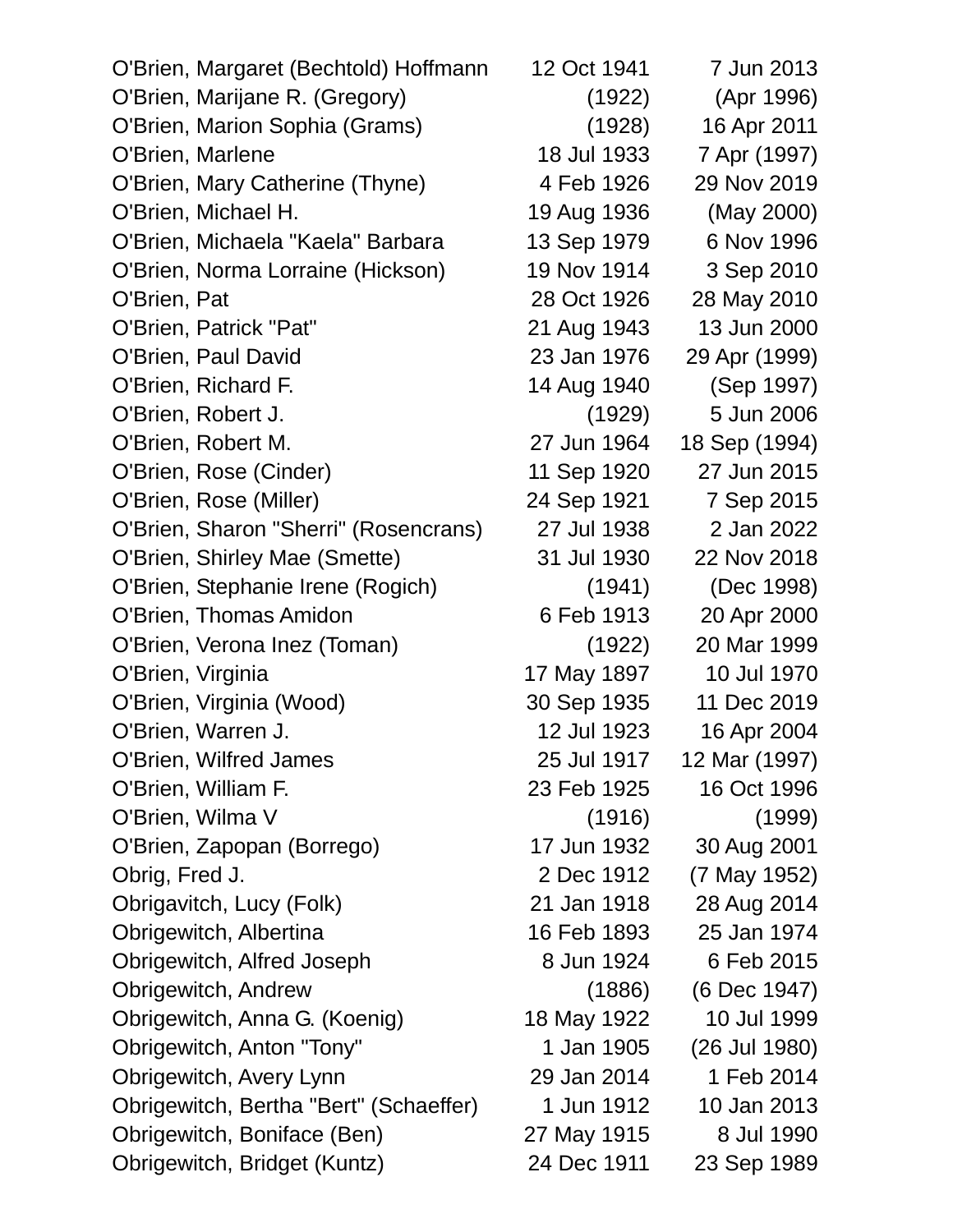| | | |
|---|---|---|
| O'Brien, Margaret (Bechtold) Hoffmann | 12 Oct 1941 | 7 Jun 2013 |
| O'Brien, Marijane R. (Gregory) | (1922) | (Apr 1996) |
| O'Brien, Marion Sophia (Grams) | (1928) | 16 Apr 2011 |
| O'Brien, Marlene | 18 Jul 1933 | 7 Apr (1997) |
| O'Brien, Mary Catherine (Thyne) | 4 Feb 1926 | 29 Nov 2019 |
| O'Brien, Michael H. | 19 Aug 1936 | (May 2000) |
| O'Brien, Michaela "Kaela" Barbara | 13 Sep 1979 | 6 Nov 1996 |
| O'Brien, Norma Lorraine (Hickson) | 19 Nov 1914 | 3 Sep 2010 |
| O'Brien, Pat | 28 Oct 1926 | 28 May 2010 |
| O'Brien, Patrick "Pat" | 21 Aug 1943 | 13 Jun 2000 |
| O'Brien, Paul David | 23 Jan 1976 | 29 Apr (1999) |
| O'Brien, Richard F. | 14 Aug 1940 | (Sep 1997) |
| O'Brien, Robert J. | (1929) | 5 Jun 2006 |
| O'Brien, Robert M. | 27 Jun 1964 | 18 Sep (1994) |
| O'Brien, Rose (Cinder) | 11 Sep 1920 | 27 Jun 2015 |
| O'Brien, Rose (Miller) | 24 Sep 1921 | 7 Sep 2015 |
| O'Brien, Sharon "Sherri" (Rosencrans) | 27 Jul 1938 | 2 Jan 2022 |
| O'Brien, Shirley Mae (Smette) | 31 Jul 1930 | 22 Nov 2018 |
| O'Brien, Stephanie Irene (Rogich) | (1941) | (Dec 1998) |
| O'Brien, Thomas Amidon | 6 Feb 1913 | 20 Apr 2000 |
| O'Brien, Verona Inez (Toman) | (1922) | 20 Mar 1999 |
| O'Brien, Virginia | 17 May 1897 | 10 Jul 1970 |
| O'Brien, Virginia (Wood) | 30 Sep 1935 | 11 Dec 2019 |
| O'Brien, Warren J. | 12 Jul 1923 | 16 Apr 2004 |
| O'Brien, Wilfred James | 25 Jul 1917 | 12 Mar (1997) |
| O'Brien, William F. | 23 Feb 1925 | 16 Oct 1996 |
| O'Brien, Wilma V | (1916) | (1999) |
| O'Brien, Zapopan (Borrego) | 17 Jun 1932 | 30 Aug 2001 |
| Obrig, Fred J. | 2 Dec 1912 | (7 May 1952) |
| Obrigavitch, Lucy (Folk) | 21 Jan 1918 | 28 Aug 2014 |
| Obrigewitch, Albertina | 16 Feb 1893 | 25 Jan 1974 |
| Obrigewitch, Alfred Joseph | 8 Jun 1924 | 6 Feb 2015 |
| Obrigewitch, Andrew | (1886) | (6 Dec 1947) |
| Obrigewitch, Anna G. (Koenig) | 18 May 1922 | 10 Jul 1999 |
| Obrigewitch, Anton "Tony" | 1 Jan 1905 | (26 Jul 1980) |
| Obrigewitch, Avery Lynn | 29 Jan 2014 | 1 Feb 2014 |
| Obrigewitch, Bertha "Bert" (Schaeffer) | 1 Jun 1912 | 10 Jan 2013 |
| Obrigewitch, Boniface (Ben) | 27 May 1915 | 8 Jul 1990 |
| Obrigewitch, Bridget (Kuntz) | 24 Dec 1911 | 23 Sep 1989 |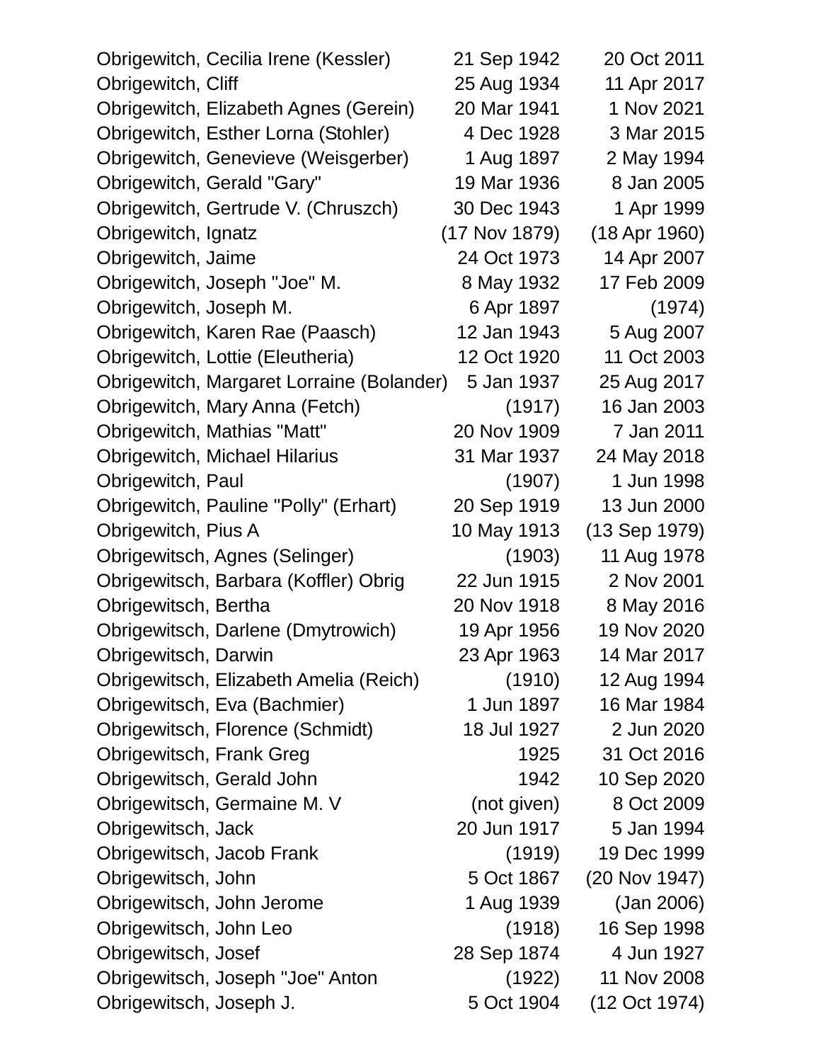| | | |
|---|---|---|
| Obrigewitch, Cecilia Irene (Kessler) | 21 Sep 1942 | 20 Oct 2011 |
| Obrigewitch, Cliff | 25 Aug 1934 | 11 Apr 2017 |
| Obrigewitch, Elizabeth Agnes (Gerein) | 20 Mar 1941 | 1 Nov 2021 |
| Obrigewitch, Esther Lorna (Stohler) | 4 Dec 1928 | 3 Mar 2015 |
| Obrigewitch, Genevieve (Weisgerber) | 1 Aug 1897 | 2 May 1994 |
| Obrigewitch, Gerald "Gary" | 19 Mar 1936 | 8 Jan 2005 |
| Obrigewitch, Gertrude V. (Chruszch) | 30 Dec 1943 | 1 Apr 1999 |
| Obrigewitch, Ignatz | (17 Nov 1879) | (18 Apr 1960) |
| Obrigewitch, Jaime | 24 Oct 1973 | 14 Apr 2007 |
| Obrigewitch, Joseph "Joe" M. | 8 May 1932 | 17 Feb 2009 |
| Obrigewitch, Joseph M. | 6 Apr 1897 | (1974) |
| Obrigewitch, Karen Rae (Paasch) | 12 Jan 1943 | 5 Aug 2007 |
| Obrigewitch, Lottie (Eleutheria) | 12 Oct 1920 | 11 Oct 2003 |
| Obrigewitch, Margaret Lorraine (Bolander) | 5 Jan 1937 | 25 Aug 2017 |
| Obrigewitch, Mary Anna (Fetch) | (1917) | 16 Jan 2003 |
| Obrigewitch, Mathias "Matt" | 20 Nov 1909 | 7 Jan 2011 |
| Obrigewitch, Michael Hilarius | 31 Mar 1937 | 24 May 2018 |
| Obrigewitch, Paul | (1907) | 1 Jun 1998 |
| Obrigewitch, Pauline "Polly" (Erhart) | 20 Sep 1919 | 13 Jun 2000 |
| Obrigewitch, Pius A | 10 May 1913 | (13 Sep 1979) |
| Obrigewitsch, Agnes (Selinger) | (1903) | 11 Aug 1978 |
| Obrigewitsch, Barbara (Koffler) Obrig | 22 Jun 1915 | 2 Nov 2001 |
| Obrigewitsch, Bertha | 20 Nov 1918 | 8 May 2016 |
| Obrigewitsch, Darlene (Dmytrowich) | 19 Apr 1956 | 19 Nov 2020 |
| Obrigewitsch, Darwin | 23 Apr 1963 | 14 Mar 2017 |
| Obrigewitsch, Elizabeth Amelia (Reich) | (1910) | 12 Aug 1994 |
| Obrigewitsch, Eva (Bachmier) | 1 Jun 1897 | 16 Mar 1984 |
| Obrigewitsch, Florence (Schmidt) | 18 Jul 1927 | 2 Jun 2020 |
| Obrigewitsch, Frank Greg | 1925 | 31 Oct 2016 |
| Obrigewitsch, Gerald John | 1942 | 10 Sep 2020 |
| Obrigewitsch, Germaine M. V | (not given) | 8 Oct 2009 |
| Obrigewitsch, Jack | 20 Jun 1917 | 5 Jan 1994 |
| Obrigewitsch, Jacob Frank | (1919) | 19 Dec 1999 |
| Obrigewitsch, John | 5 Oct 1867 | (20 Nov 1947) |
| Obrigewitsch, John Jerome | 1 Aug 1939 | (Jan 2006) |
| Obrigewitsch, John Leo | (1918) | 16 Sep 1998 |
| Obrigewitsch, Josef | 28 Sep 1874 | 4 Jun 1927 |
| Obrigewitsch, Joseph "Joe" Anton | (1922) | 11 Nov 2008 |
| Obrigewitsch, Joseph J. | 5 Oct 1904 | (12 Oct 1974) |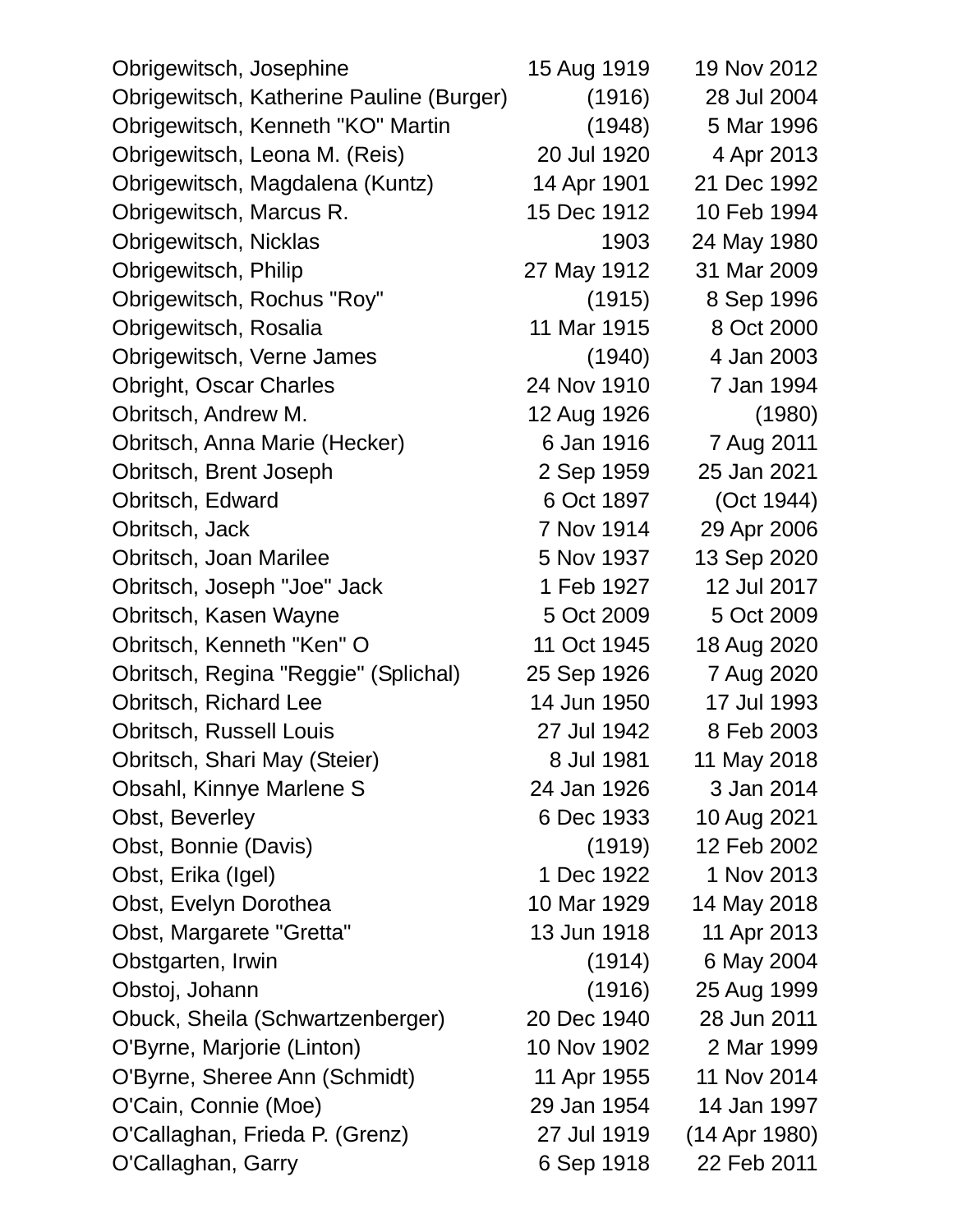| | | |
|---|---|---|
| Obrigewitsch, Josephine | 15 Aug 1919 | 19 Nov 2012 |
| Obrigewitsch, Katherine Pauline (Burger) | (1916) | 28 Jul 2004 |
| Obrigewitsch, Kenneth "KO" Martin | (1948) | 5 Mar 1996 |
| Obrigewitsch, Leona M. (Reis) | 20 Jul 1920 | 4 Apr 2013 |
| Obrigewitsch, Magdalena (Kuntz) | 14 Apr 1901 | 21 Dec 1992 |
| Obrigewitsch, Marcus R. | 15 Dec 1912 | 10 Feb 1994 |
| Obrigewitsch, Nicklas | 1903 | 24 May 1980 |
| Obrigewitsch, Philip | 27 May 1912 | 31 Mar 2009 |
| Obrigewitsch, Rochus "Roy" | (1915) | 8 Sep 1996 |
| Obrigewitsch, Rosalia | 11 Mar 1915 | 8 Oct 2000 |
| Obrigewitsch, Verne James | (1940) | 4 Jan 2003 |
| Obright, Oscar Charles | 24 Nov 1910 | 7 Jan 1994 |
| Obritsch, Andrew M. | 12 Aug 1926 | (1980) |
| Obritsch, Anna Marie (Hecker) | 6 Jan 1916 | 7 Aug 2011 |
| Obritsch, Brent Joseph | 2 Sep 1959 | 25 Jan 2021 |
| Obritsch, Edward | 6 Oct 1897 | (Oct 1944) |
| Obritsch, Jack | 7 Nov 1914 | 29 Apr 2006 |
| Obritsch, Joan Marilee | 5 Nov 1937 | 13 Sep 2020 |
| Obritsch, Joseph "Joe" Jack | 1 Feb 1927 | 12 Jul 2017 |
| Obritsch, Kasen Wayne | 5 Oct 2009 | 5 Oct 2009 |
| Obritsch, Kenneth "Ken" O | 11 Oct 1945 | 18 Aug 2020 |
| Obritsch, Regina "Reggie" (Splichal) | 25 Sep 1926 | 7 Aug 2020 |
| Obritsch, Richard Lee | 14 Jun 1950 | 17 Jul 1993 |
| Obritsch, Russell Louis | 27 Jul 1942 | 8 Feb 2003 |
| Obritsch, Shari May (Steier) | 8 Jul 1981 | 11 May 2018 |
| Obsahl, Kinnye Marlene S | 24 Jan 1926 | 3 Jan 2014 |
| Obst, Beverley | 6 Dec 1933 | 10 Aug 2021 |
| Obst, Bonnie (Davis) | (1919) | 12 Feb 2002 |
| Obst, Erika (Igel) | 1 Dec 1922 | 1 Nov 2013 |
| Obst, Evelyn Dorothea | 10 Mar 1929 | 14 May 2018 |
| Obst, Margarete "Gretta" | 13 Jun 1918 | 11 Apr 2013 |
| Obstgarten, Irwin | (1914) | 6 May 2004 |
| Obstoj, Johann | (1916) | 25 Aug 1999 |
| Obuck, Sheila (Schwartzenberger) | 20 Dec 1940 | 28 Jun 2011 |
| O'Byrne, Marjorie (Linton) | 10 Nov 1902 | 2 Mar 1999 |
| O'Byrne, Sheree Ann (Schmidt) | 11 Apr 1955 | 11 Nov 2014 |
| O'Cain, Connie (Moe) | 29 Jan 1954 | 14 Jan 1997 |
| O'Callaghan, Frieda P. (Grenz) | 27 Jul 1919 | (14 Apr 1980) |
| O'Callaghan, Garry | 6 Sep 1918 | 22 Feb 2011 |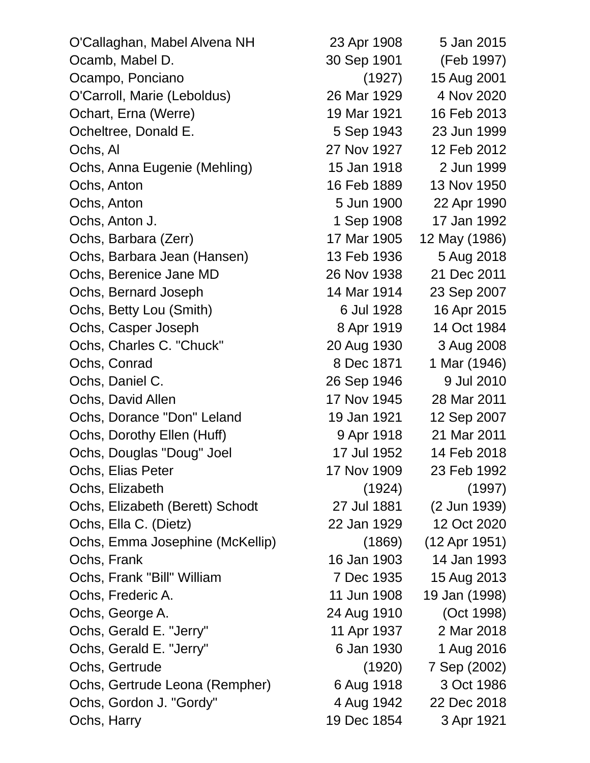| | | |
|---|---|---|
| O'Callaghan, Mabel Alvena NH | 23 Apr 1908 | 5 Jan 2015 |
| Ocamb, Mabel D. | 30 Sep 1901 | (Feb 1997) |
| Ocampo, Ponciano | (1927) | 15 Aug 2001 |
| O'Carroll, Marie (Leboldus) | 26 Mar 1929 | 4 Nov 2020 |
| Ochart, Erna (Werre) | 19 Mar 1921 | 16 Feb 2013 |
| Ocheltree, Donald E. | 5 Sep 1943 | 23 Jun 1999 |
| Ochs, Al | 27 Nov 1927 | 12 Feb 2012 |
| Ochs, Anna Eugenie (Mehling) | 15 Jan 1918 | 2 Jun 1999 |
| Ochs, Anton | 16 Feb 1889 | 13 Nov 1950 |
| Ochs, Anton | 5 Jun 1900 | 22 Apr 1990 |
| Ochs, Anton J. | 1 Sep 1908 | 17 Jan 1992 |
| Ochs, Barbara (Zerr) | 17 Mar 1905 | 12 May (1986) |
| Ochs, Barbara Jean (Hansen) | 13 Feb 1936 | 5 Aug 2018 |
| Ochs, Berenice Jane MD | 26 Nov 1938 | 21 Dec 2011 |
| Ochs, Bernard Joseph | 14 Mar 1914 | 23 Sep 2007 |
| Ochs, Betty Lou (Smith) | 6 Jul 1928 | 16 Apr 2015 |
| Ochs, Casper Joseph | 8 Apr 1919 | 14 Oct 1984 |
| Ochs, Charles C. "Chuck" | 20 Aug 1930 | 3 Aug 2008 |
| Ochs, Conrad | 8 Dec 1871 | 1 Mar (1946) |
| Ochs, Daniel C. | 26 Sep 1946 | 9 Jul 2010 |
| Ochs, David Allen | 17 Nov 1945 | 28 Mar 2011 |
| Ochs, Dorance "Don" Leland | 19 Jan 1921 | 12 Sep 2007 |
| Ochs, Dorothy Ellen (Huff) | 9 Apr 1918 | 21 Mar 2011 |
| Ochs, Douglas "Doug" Joel | 17 Jul 1952 | 14 Feb 2018 |
| Ochs, Elias Peter | 17 Nov 1909 | 23 Feb 1992 |
| Ochs, Elizabeth | (1924) | (1997) |
| Ochs, Elizabeth (Berett) Schodt | 27 Jul 1881 | (2 Jun 1939) |
| Ochs, Ella C. (Dietz) | 22 Jan 1929 | 12 Oct 2020 |
| Ochs, Emma Josephine (McKellip) | (1869) | (12 Apr 1951) |
| Ochs, Frank | 16 Jan 1903 | 14 Jan 1993 |
| Ochs, Frank "Bill" William | 7 Dec 1935 | 15 Aug 2013 |
| Ochs, Frederic A. | 11 Jun 1908 | 19 Jan (1998) |
| Ochs, George A. | 24 Aug 1910 | (Oct 1998) |
| Ochs, Gerald E. "Jerry" | 11 Apr 1937 | 2 Mar 2018 |
| Ochs, Gerald E. "Jerry" | 6 Jan 1930 | 1 Aug 2016 |
| Ochs, Gertrude | (1920) | 7 Sep (2002) |
| Ochs, Gertrude Leona (Rempher) | 6 Aug 1918 | 3 Oct 1986 |
| Ochs, Gordon J. "Gordy" | 4 Aug 1942 | 22 Dec 2018 |
| Ochs, Harry | 19 Dec 1854 | 3 Apr 1921 |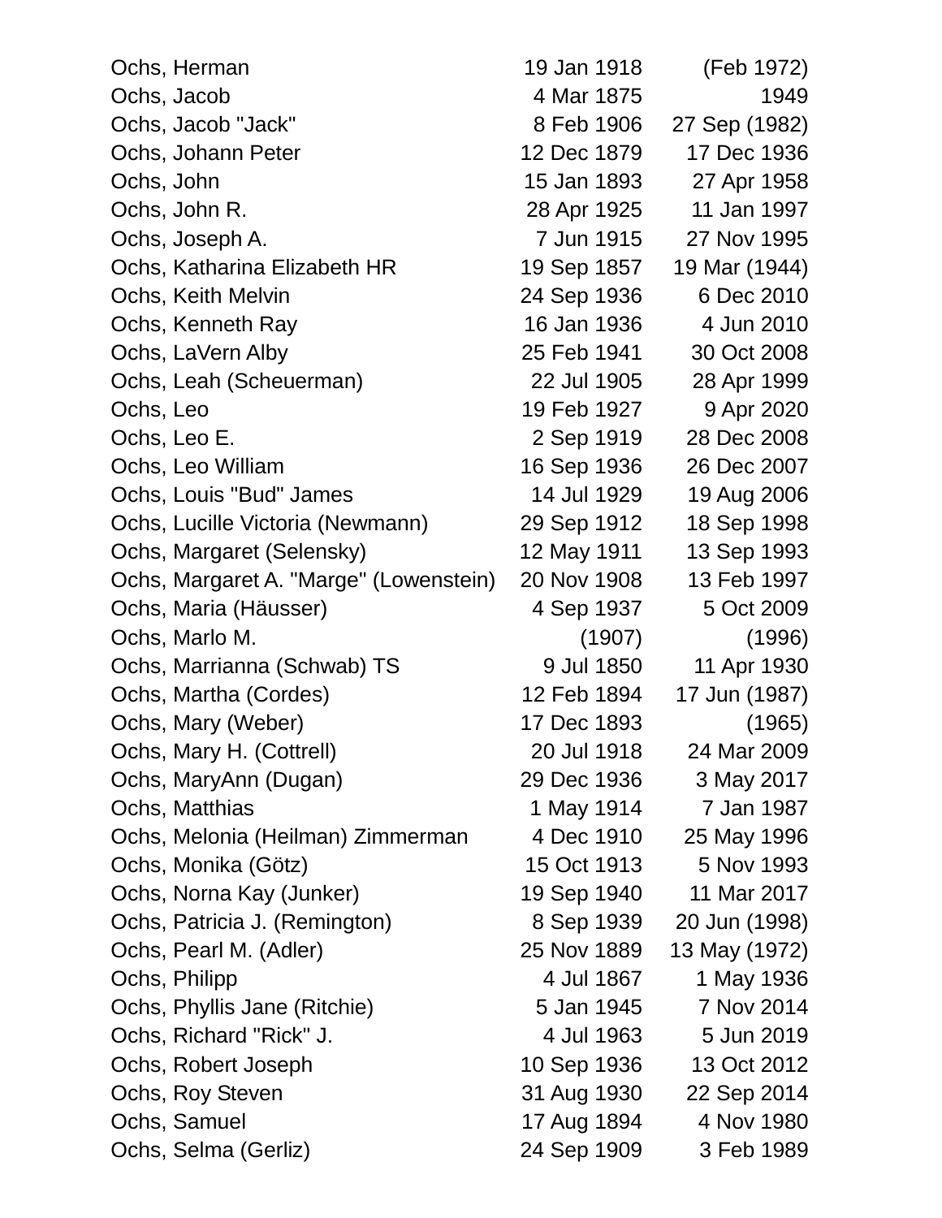| | | |
|---|---|---|
| Ochs, Herman | 19 Jan 1918 | (Feb 1972) |
| Ochs, Jacob | 4 Mar 1875 | 1949 |
| Ochs, Jacob "Jack" | 8 Feb 1906 | 27 Sep (1982) |
| Ochs, Johann Peter | 12 Dec 1879 | 17 Dec 1936 |
| Ochs, John | 15 Jan 1893 | 27 Apr 1958 |
| Ochs, John R. | 28 Apr 1925 | 11 Jan 1997 |
| Ochs, Joseph A. | 7 Jun 1915 | 27 Nov 1995 |
| Ochs, Katharina Elizabeth HR | 19 Sep 1857 | 19 Mar (1944) |
| Ochs, Keith Melvin | 24 Sep 1936 | 6 Dec 2010 |
| Ochs, Kenneth Ray | 16 Jan 1936 | 4 Jun 2010 |
| Ochs, LaVern Alby | 25 Feb 1941 | 30 Oct 2008 |
| Ochs, Leah (Scheuerman) | 22 Jul 1905 | 28 Apr 1999 |
| Ochs, Leo | 19 Feb 1927 | 9 Apr 2020 |
| Ochs, Leo E. | 2 Sep 1919 | 28 Dec 2008 |
| Ochs, Leo William | 16 Sep 1936 | 26 Dec 2007 |
| Ochs, Louis "Bud" James | 14 Jul 1929 | 19 Aug 2006 |
| Ochs, Lucille Victoria (Newmann) | 29 Sep 1912 | 18 Sep 1998 |
| Ochs, Margaret (Selensky) | 12 May 1911 | 13 Sep 1993 |
| Ochs, Margaret A. "Marge" (Lowenstein) | 20 Nov 1908 | 13 Feb 1997 |
| Ochs, Maria (Häusser) | 4 Sep 1937 | 5 Oct 2009 |
| Ochs, Marlo M. | (1907) | (1996) |
| Ochs, Marrianna (Schwab) TS | 9 Jul 1850 | 11 Apr 1930 |
| Ochs, Martha (Cordes) | 12 Feb 1894 | 17 Jun (1987) |
| Ochs, Mary (Weber) | 17 Dec 1893 | (1965) |
| Ochs, Mary H. (Cottrell) | 20 Jul 1918 | 24 Mar 2009 |
| Ochs, MaryAnn (Dugan) | 29 Dec 1936 | 3 May 2017 |
| Ochs, Matthias | 1 May 1914 | 7 Jan 1987 |
| Ochs, Melonia (Heilman) Zimmerman | 4 Dec 1910 | 25 May 1996 |
| Ochs, Monika (Götz) | 15 Oct 1913 | 5 Nov 1993 |
| Ochs, Norna Kay (Junker) | 19 Sep 1940 | 11 Mar 2017 |
| Ochs, Patricia J. (Remington) | 8 Sep 1939 | 20 Jun (1998) |
| Ochs, Pearl M. (Adler) | 25 Nov 1889 | 13 May (1972) |
| Ochs, Philipp | 4 Jul 1867 | 1 May 1936 |
| Ochs, Phyllis Jane (Ritchie) | 5 Jan 1945 | 7 Nov 2014 |
| Ochs, Richard "Rick" J. | 4 Jul 1963 | 5 Jun 2019 |
| Ochs, Robert Joseph | 10 Sep 1936 | 13 Oct 2012 |
| Ochs, Roy Steven | 31 Aug 1930 | 22 Sep 2014 |
| Ochs, Samuel | 17 Aug 1894 | 4 Nov 1980 |
| Ochs, Selma (Gerliz) | 24 Sep 1909 | 3 Feb 1989 |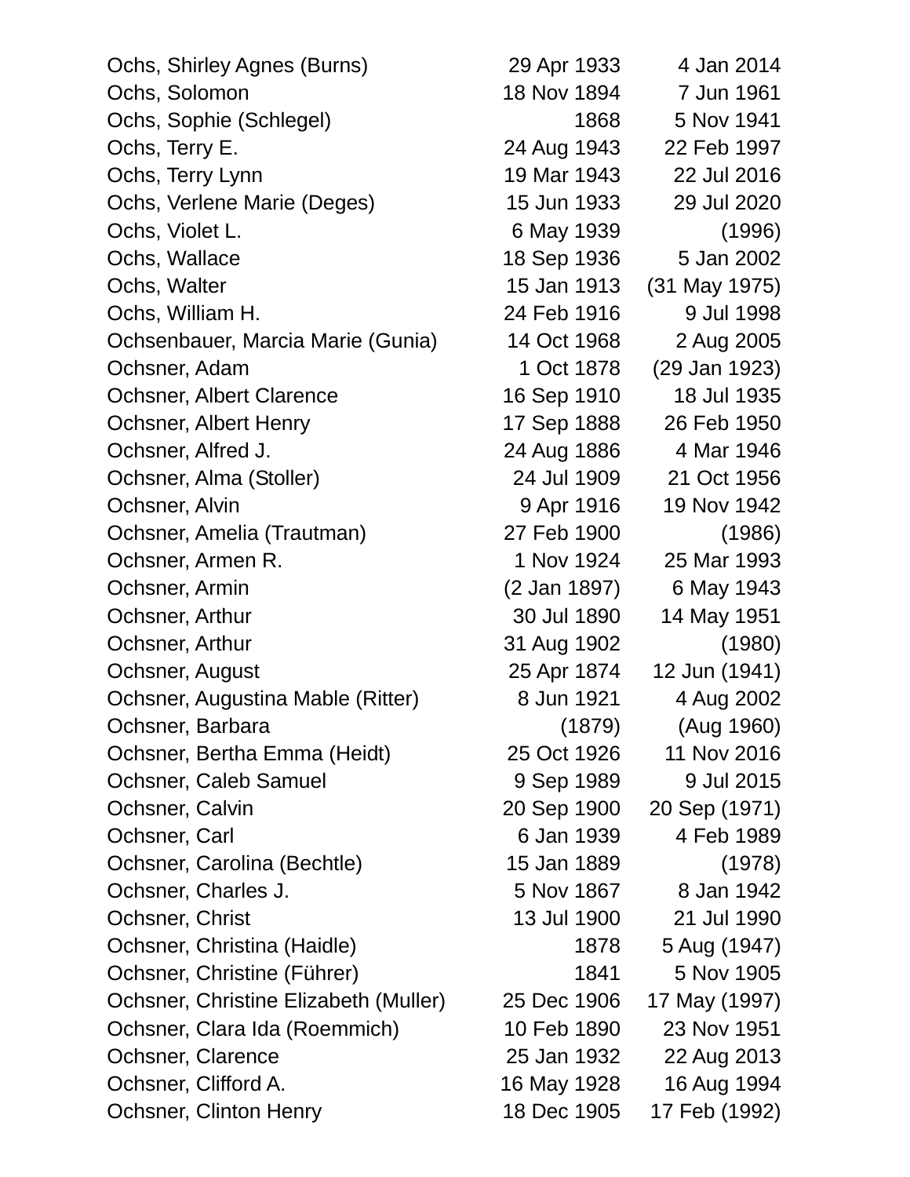| Name | Birth | Death |
|---|---|---|
| Ochs, Shirley Agnes (Burns) | 29 Apr 1933 | 4 Jan 2014 |
| Ochs, Solomon | 18 Nov 1894 | 7 Jun 1961 |
| Ochs, Sophie (Schlegel) | 1868 | 5 Nov 1941 |
| Ochs, Terry E. | 24 Aug 1943 | 22 Feb 1997 |
| Ochs, Terry Lynn | 19 Mar 1943 | 22 Jul 2016 |
| Ochs, Verlene Marie (Deges) | 15 Jun 1933 | 29 Jul 2020 |
| Ochs, Violet L. | 6 May 1939 | (1996) |
| Ochs, Wallace | 18 Sep 1936 | 5 Jan 2002 |
| Ochs, Walter | 15 Jan 1913 | (31 May 1975) |
| Ochs, William H. | 24 Feb 1916 | 9 Jul 1998 |
| Ochsenbauer, Marcia Marie (Gunia) | 14 Oct 1968 | 2 Aug 2005 |
| Ochsner, Adam | 1 Oct 1878 | (29 Jan 1923) |
| Ochsner, Albert Clarence | 16 Sep 1910 | 18 Jul 1935 |
| Ochsner, Albert Henry | 17 Sep 1888 | 26 Feb 1950 |
| Ochsner, Alfred J. | 24 Aug 1886 | 4 Mar 1946 |
| Ochsner, Alma (Stoller) | 24 Jul 1909 | 21 Oct 1956 |
| Ochsner, Alvin | 9 Apr 1916 | 19 Nov 1942 |
| Ochsner, Amelia (Trautman) | 27 Feb 1900 | (1986) |
| Ochsner, Armen R. | 1 Nov 1924 | 25 Mar 1993 |
| Ochsner, Armin | (2 Jan 1897) | 6 May 1943 |
| Ochsner, Arthur | 30 Jul 1890 | 14 May 1951 |
| Ochsner, Arthur | 31 Aug 1902 | (1980) |
| Ochsner, August | 25 Apr 1874 | 12 Jun (1941) |
| Ochsner, Augustina Mable (Ritter) | 8 Jun 1921 | 4 Aug 2002 |
| Ochsner, Barbara | (1879) | (Aug 1960) |
| Ochsner, Bertha Emma (Heidt) | 25 Oct 1926 | 11 Nov 2016 |
| Ochsner, Caleb Samuel | 9 Sep 1989 | 9 Jul 2015 |
| Ochsner, Calvin | 20 Sep 1900 | 20 Sep (1971) |
| Ochsner, Carl | 6 Jan 1939 | 4 Feb 1989 |
| Ochsner, Carolina (Bechtle) | 15 Jan 1889 | (1978) |
| Ochsner, Charles J. | 5 Nov 1867 | 8 Jan 1942 |
| Ochsner, Christ | 13 Jul 1900 | 21 Jul 1990 |
| Ochsner, Christina (Haidle) | 1878 | 5 Aug (1947) |
| Ochsner, Christine (Führer) | 1841 | 5 Nov 1905 |
| Ochsner, Christine Elizabeth (Muller) | 25 Dec 1906 | 17 May (1997) |
| Ochsner, Clara Ida (Roemmich) | 10 Feb 1890 | 23 Nov 1951 |
| Ochsner, Clarence | 25 Jan 1932 | 22 Aug 2013 |
| Ochsner, Clifford A. | 16 May 1928 | 16 Aug 1994 |
| Ochsner, Clinton Henry | 18 Dec 1905 | 17 Feb (1992) |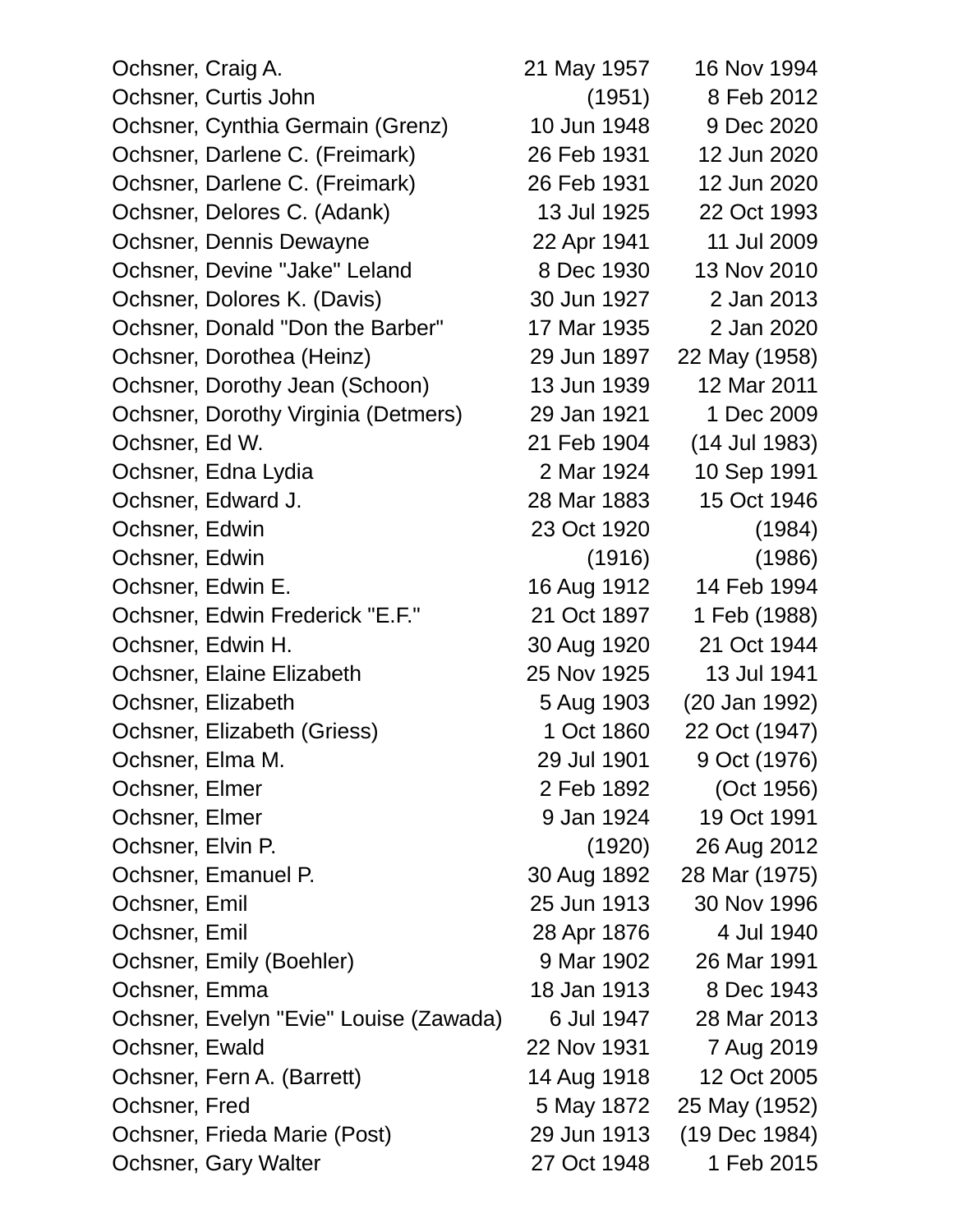| Name | Birth | Death |
|---|---|---|
| Ochsner, Craig A. | 21 May 1957 | 16 Nov 1994 |
| Ochsner, Curtis John | (1951) | 8 Feb 2012 |
| Ochsner, Cynthia Germain (Grenz) | 10 Jun 1948 | 9 Dec 2020 |
| Ochsner, Darlene C. (Freimark) | 26 Feb 1931 | 12 Jun 2020 |
| Ochsner, Darlene C. (Freimark) | 26 Feb 1931 | 12 Jun 2020 |
| Ochsner, Delores C. (Adank) | 13 Jul 1925 | 22 Oct 1993 |
| Ochsner, Dennis Dewayne | 22 Apr 1941 | 11 Jul 2009 |
| Ochsner, Devine "Jake" Leland | 8 Dec 1930 | 13 Nov 2010 |
| Ochsner, Dolores K. (Davis) | 30 Jun 1927 | 2 Jan 2013 |
| Ochsner, Donald "Don the Barber" | 17 Mar 1935 | 2 Jan 2020 |
| Ochsner, Dorothea (Heinz) | 29 Jun 1897 | 22 May (1958) |
| Ochsner, Dorothy Jean (Schoon) | 13 Jun 1939 | 12 Mar 2011 |
| Ochsner, Dorothy Virginia (Detmers) | 29 Jan 1921 | 1 Dec 2009 |
| Ochsner, Ed W. | 21 Feb 1904 | (14 Jul 1983) |
| Ochsner, Edna Lydia | 2 Mar 1924 | 10 Sep 1991 |
| Ochsner, Edward J. | 28 Mar 1883 | 15 Oct 1946 |
| Ochsner, Edwin | 23 Oct 1920 | (1984) |
| Ochsner, Edwin | (1916) | (1986) |
| Ochsner, Edwin E. | 16 Aug 1912 | 14 Feb 1994 |
| Ochsner, Edwin Frederick "E.F." | 21 Oct 1897 | 1 Feb (1988) |
| Ochsner, Edwin H. | 30 Aug 1920 | 21 Oct 1944 |
| Ochsner, Elaine Elizabeth | 25 Nov 1925 | 13 Jul 1941 |
| Ochsner, Elizabeth | 5 Aug 1903 | (20 Jan 1992) |
| Ochsner, Elizabeth (Griess) | 1 Oct 1860 | 22 Oct (1947) |
| Ochsner, Elma M. | 29 Jul 1901 | 9 Oct (1976) |
| Ochsner, Elmer | 2 Feb 1892 | (Oct 1956) |
| Ochsner, Elmer | 9 Jan 1924 | 19 Oct 1991 |
| Ochsner, Elvin P. | (1920) | 26 Aug 2012 |
| Ochsner, Emanuel P. | 30 Aug 1892 | 28 Mar (1975) |
| Ochsner, Emil | 25 Jun 1913 | 30 Nov 1996 |
| Ochsner, Emil | 28 Apr 1876 | 4 Jul 1940 |
| Ochsner, Emily (Boehler) | 9 Mar 1902 | 26 Mar 1991 |
| Ochsner, Emma | 18 Jan 1913 | 8 Dec 1943 |
| Ochsner, Evelyn "Evie" Louise (Zawada) | 6 Jul 1947 | 28 Mar 2013 |
| Ochsner, Ewald | 22 Nov 1931 | 7 Aug 2019 |
| Ochsner, Fern A. (Barrett) | 14 Aug 1918 | 12 Oct 2005 |
| Ochsner, Fred | 5 May 1872 | 25 May (1952) |
| Ochsner, Frieda Marie (Post) | 29 Jun 1913 | (19 Dec 1984) |
| Ochsner, Gary Walter | 27 Oct 1948 | 1 Feb 2015 |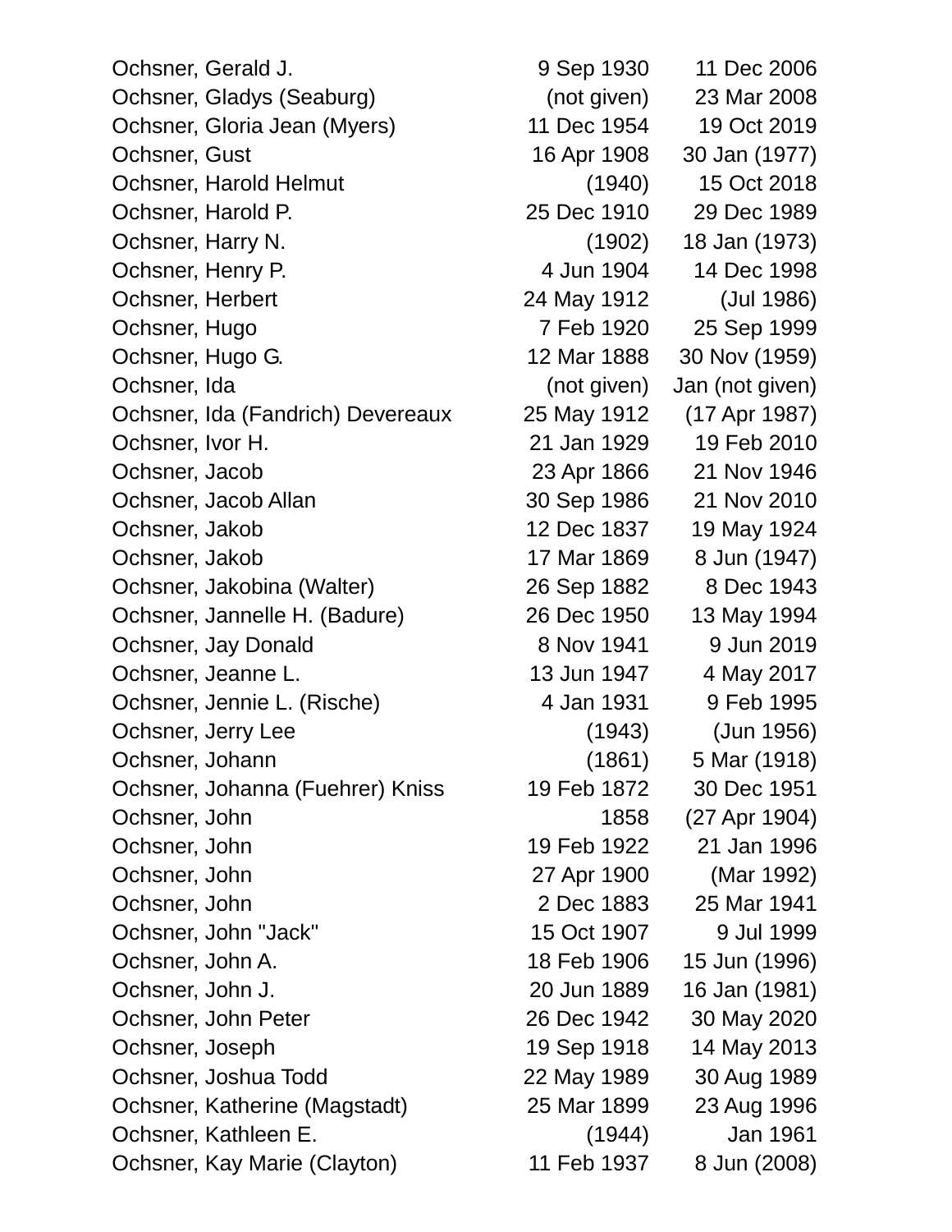| | | |
|---|---|---|
| Ochsner, Gerald J. | 9 Sep 1930 | 11 Dec 2006 |
| Ochsner, Gladys (Seaburg) | (not given) | 23 Mar 2008 |
| Ochsner, Gloria Jean (Myers) | 11 Dec 1954 | 19 Oct 2019 |
| Ochsner, Gust | 16 Apr 1908 | 30 Jan (1977) |
| Ochsner, Harold Helmut | (1940) | 15 Oct 2018 |
| Ochsner, Harold P. | 25 Dec 1910 | 29 Dec 1989 |
| Ochsner, Harry N. | (1902) | 18 Jan (1973) |
| Ochsner, Henry P. | 4 Jun 1904 | 14 Dec 1998 |
| Ochsner, Herbert | 24 May 1912 | (Jul 1986) |
| Ochsner, Hugo | 7 Feb 1920 | 25 Sep 1999 |
| Ochsner, Hugo G. | 12 Mar 1888 | 30 Nov (1959) |
| Ochsner, Ida | (not given) | Jan (not given) |
| Ochsner, Ida (Fandrich) Devereaux | 25 May 1912 | (17 Apr 1987) |
| Ochsner, Ivor H. | 21 Jan 1929 | 19 Feb 2010 |
| Ochsner, Jacob | 23 Apr 1866 | 21 Nov 1946 |
| Ochsner, Jacob Allan | 30 Sep 1986 | 21 Nov 2010 |
| Ochsner, Jakob | 12 Dec 1837 | 19 May 1924 |
| Ochsner, Jakob | 17 Mar 1869 | 8 Jun (1947) |
| Ochsner, Jakobina (Walter) | 26 Sep 1882 | 8 Dec 1943 |
| Ochsner, Jannelle H. (Badure) | 26 Dec 1950 | 13 May 1994 |
| Ochsner, Jay Donald | 8 Nov 1941 | 9 Jun 2019 |
| Ochsner, Jeanne L. | 13 Jun 1947 | 4 May 2017 |
| Ochsner, Jennie L. (Rische) | 4 Jan 1931 | 9 Feb 1995 |
| Ochsner, Jerry Lee | (1943) | (Jun 1956) |
| Ochsner, Johann | (1861) | 5 Mar (1918) |
| Ochsner, Johanna (Fuehrer) Kniss | 19 Feb 1872 | 30 Dec 1951 |
| Ochsner, John | 1858 | (27 Apr 1904) |
| Ochsner, John | 19 Feb 1922 | 21 Jan 1996 |
| Ochsner, John | 27 Apr 1900 | (Mar 1992) |
| Ochsner, John | 2 Dec 1883 | 25 Mar 1941 |
| Ochsner, John "Jack" | 15 Oct 1907 | 9 Jul 1999 |
| Ochsner, John A. | 18 Feb 1906 | 15 Jun (1996) |
| Ochsner, John J. | 20 Jun 1889 | 16 Jan (1981) |
| Ochsner, John Peter | 26 Dec 1942 | 30 May 2020 |
| Ochsner, Joseph | 19 Sep 1918 | 14 May 2013 |
| Ochsner, Joshua Todd | 22 May 1989 | 30 Aug 1989 |
| Ochsner, Katherine (Magstadt) | 25 Mar 1899 | 23 Aug 1996 |
| Ochsner, Kathleen E. | (1944) | Jan 1961 |
| Ochsner, Kay Marie (Clayton) | 11 Feb 1937 | 8 Jun (2008) |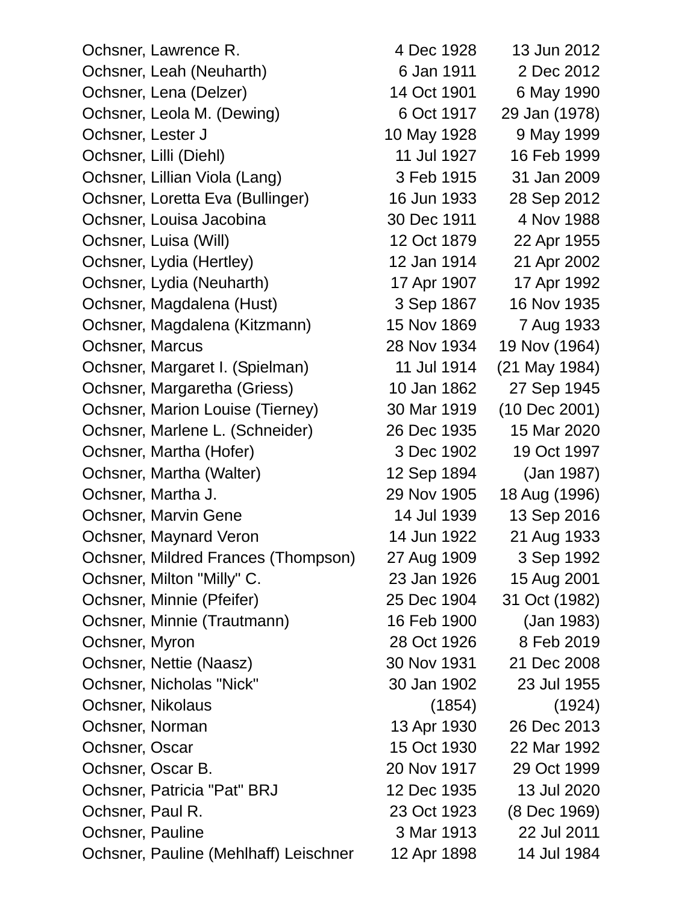| | | |
|---|---|---|
| Ochsner, Lawrence R. | 4 Dec 1928 | 13 Jun 2012 |
| Ochsner, Leah (Neuharth) | 6 Jan 1911 | 2 Dec 2012 |
| Ochsner, Lena (Delzer) | 14 Oct 1901 | 6 May 1990 |
| Ochsner, Leola M. (Dewing) | 6 Oct 1917 | 29 Jan (1978) |
| Ochsner, Lester J | 10 May 1928 | 9 May 1999 |
| Ochsner, Lilli (Diehl) | 11 Jul 1927 | 16 Feb 1999 |
| Ochsner, Lillian Viola (Lang) | 3 Feb 1915 | 31 Jan 2009 |
| Ochsner, Loretta Eva (Bullinger) | 16 Jun 1933 | 28 Sep 2012 |
| Ochsner, Louisa Jacobina | 30 Dec 1911 | 4 Nov 1988 |
| Ochsner, Luisa (Will) | 12 Oct 1879 | 22 Apr 1955 |
| Ochsner, Lydia (Hertley) | 12 Jan 1914 | 21 Apr 2002 |
| Ochsner, Lydia (Neuharth) | 17 Apr 1907 | 17 Apr 1992 |
| Ochsner, Magdalena (Hust) | 3 Sep 1867 | 16 Nov 1935 |
| Ochsner, Magdalena (Kitzmann) | 15 Nov 1869 | 7 Aug 1933 |
| Ochsner, Marcus | 28 Nov 1934 | 19 Nov (1964) |
| Ochsner, Margaret I. (Spielman) | 11 Jul 1914 | (21 May 1984) |
| Ochsner, Margaretha (Griess) | 10 Jan 1862 | 27 Sep 1945 |
| Ochsner, Marion Louise (Tierney) | 30 Mar 1919 | (10 Dec 2001) |
| Ochsner, Marlene L. (Schneider) | 26 Dec 1935 | 15 Mar 2020 |
| Ochsner, Martha (Hofer) | 3 Dec 1902 | 19 Oct 1997 |
| Ochsner, Martha (Walter) | 12 Sep 1894 | (Jan 1987) |
| Ochsner, Martha J. | 29 Nov 1905 | 18 Aug (1996) |
| Ochsner, Marvin Gene | 14 Jul 1939 | 13 Sep 2016 |
| Ochsner, Maynard Veron | 14 Jun 1922 | 21 Aug 1933 |
| Ochsner, Mildred Frances (Thompson) | 27 Aug 1909 | 3 Sep 1992 |
| Ochsner, Milton "Milly" C. | 23 Jan 1926 | 15 Aug 2001 |
| Ochsner, Minnie (Pfeifer) | 25 Dec 1904 | 31 Oct (1982) |
| Ochsner, Minnie (Trautmann) | 16 Feb 1900 | (Jan 1983) |
| Ochsner, Myron | 28 Oct 1926 | 8 Feb 2019 |
| Ochsner, Nettie (Naasz) | 30 Nov 1931 | 21 Dec 2008 |
| Ochsner, Nicholas "Nick" | 30 Jan 1902 | 23 Jul 1955 |
| Ochsner, Nikolaus | (1854) | (1924) |
| Ochsner, Norman | 13 Apr 1930 | 26 Dec 2013 |
| Ochsner, Oscar | 15 Oct 1930 | 22 Mar 1992 |
| Ochsner, Oscar B. | 20 Nov 1917 | 29 Oct 1999 |
| Ochsner, Patricia "Pat" BRJ | 12 Dec 1935 | 13 Jul 2020 |
| Ochsner, Paul R. | 23 Oct 1923 | (8 Dec 1969) |
| Ochsner, Pauline | 3 Mar 1913 | 22 Jul 2011 |
| Ochsner, Pauline (Mehlhaff) Leischner | 12 Apr 1898 | 14 Jul 1984 |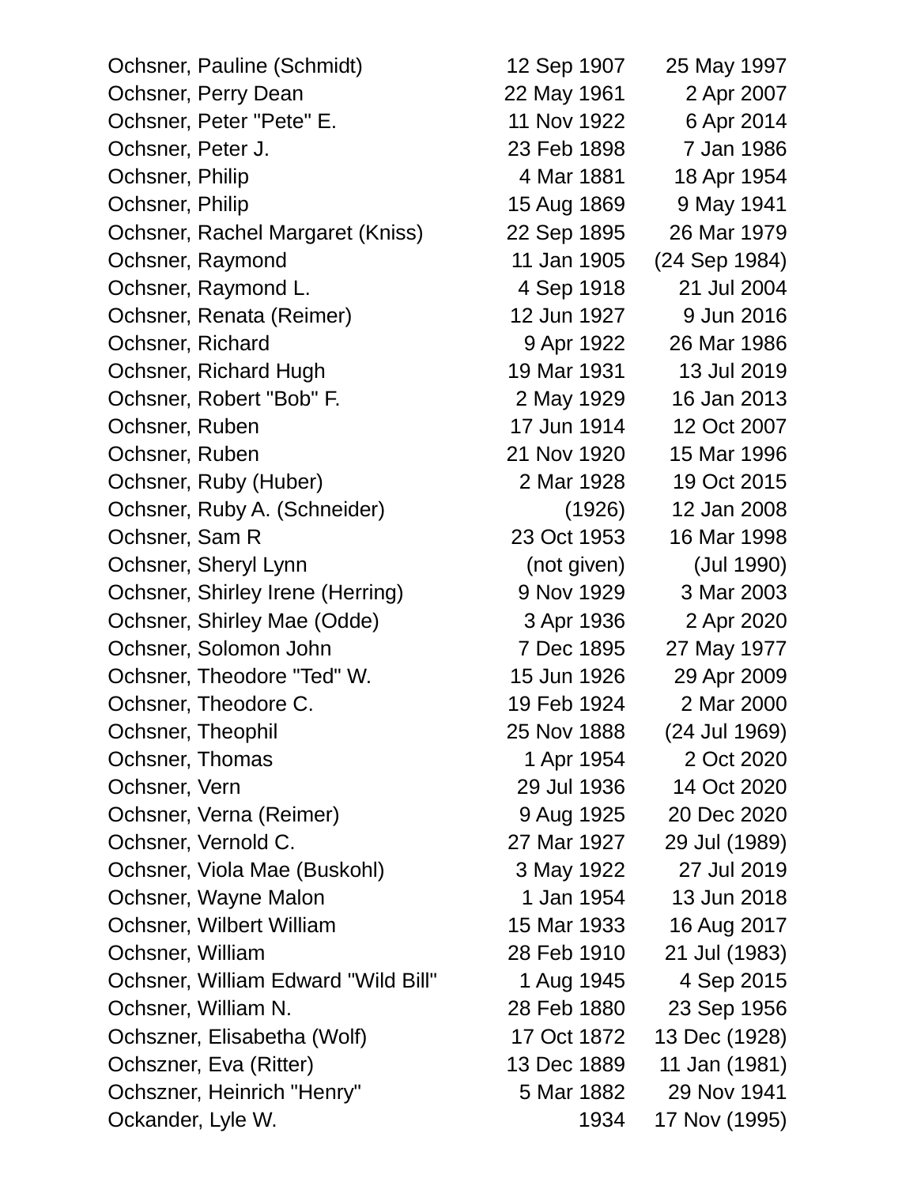| | | |
|---|---|---|
| Ochsner, Pauline (Schmidt) | 12 Sep 1907 | 25 May 1997 |
| Ochsner, Perry Dean | 22 May 1961 | 2 Apr 2007 |
| Ochsner, Peter "Pete" E. | 11 Nov 1922 | 6 Apr 2014 |
| Ochsner, Peter J. | 23 Feb 1898 | 7 Jan 1986 |
| Ochsner, Philip | 4 Mar 1881 | 18 Apr 1954 |
| Ochsner, Philip | 15 Aug 1869 | 9 May 1941 |
| Ochsner, Rachel Margaret (Kniss) | 22 Sep 1895 | 26 Mar 1979 |
| Ochsner, Raymond | 11 Jan 1905 | (24 Sep 1984) |
| Ochsner, Raymond L. | 4 Sep 1918 | 21 Jul 2004 |
| Ochsner, Renata (Reimer) | 12 Jun 1927 | 9 Jun 2016 |
| Ochsner, Richard | 9 Apr 1922 | 26 Mar 1986 |
| Ochsner, Richard Hugh | 19 Mar 1931 | 13 Jul 2019 |
| Ochsner, Robert "Bob" F. | 2 May 1929 | 16 Jan 2013 |
| Ochsner, Ruben | 17 Jun 1914 | 12 Oct 2007 |
| Ochsner, Ruben | 21 Nov 1920 | 15 Mar 1996 |
| Ochsner, Ruby (Huber) | 2 Mar 1928 | 19 Oct 2015 |
| Ochsner, Ruby A. (Schneider) | (1926) | 12 Jan 2008 |
| Ochsner, Sam R | 23 Oct 1953 | 16 Mar 1998 |
| Ochsner, Sheryl Lynn | (not given) | (Jul 1990) |
| Ochsner, Shirley Irene (Herring) | 9 Nov 1929 | 3 Mar 2003 |
| Ochsner, Shirley Mae (Odde) | 3 Apr 1936 | 2 Apr 2020 |
| Ochsner, Solomon John | 7 Dec 1895 | 27 May 1977 |
| Ochsner, Theodore "Ted" W. | 15 Jun 1926 | 29 Apr 2009 |
| Ochsner, Theodore C. | 19 Feb 1924 | 2 Mar 2000 |
| Ochsner, Theophil | 25 Nov 1888 | (24 Jul 1969) |
| Ochsner, Thomas | 1 Apr 1954 | 2 Oct 2020 |
| Ochsner, Vern | 29 Jul 1936 | 14 Oct 2020 |
| Ochsner, Verna (Reimer) | 9 Aug 1925 | 20 Dec 2020 |
| Ochsner, Vernold C. | 27 Mar 1927 | 29 Jul (1989) |
| Ochsner, Viola Mae (Buskohl) | 3 May 1922 | 27 Jul 2019 |
| Ochsner, Wayne Malon | 1 Jan 1954 | 13 Jun 2018 |
| Ochsner, Wilbert William | 15 Mar 1933 | 16 Aug 2017 |
| Ochsner, William | 28 Feb 1910 | 21 Jul (1983) |
| Ochsner, William Edward "Wild Bill" | 1 Aug 1945 | 4 Sep 2015 |
| Ochsner, William N. | 28 Feb 1880 | 23 Sep 1956 |
| Ochszner, Elisabetha (Wolf) | 17 Oct 1872 | 13 Dec (1928) |
| Ochszner, Eva (Ritter) | 13 Dec 1889 | 11 Jan (1981) |
| Ochszner, Heinrich "Henry" | 5 Mar 1882 | 29 Nov 1941 |
| Ockander, Lyle W. | 1934 | 17 Nov (1995) |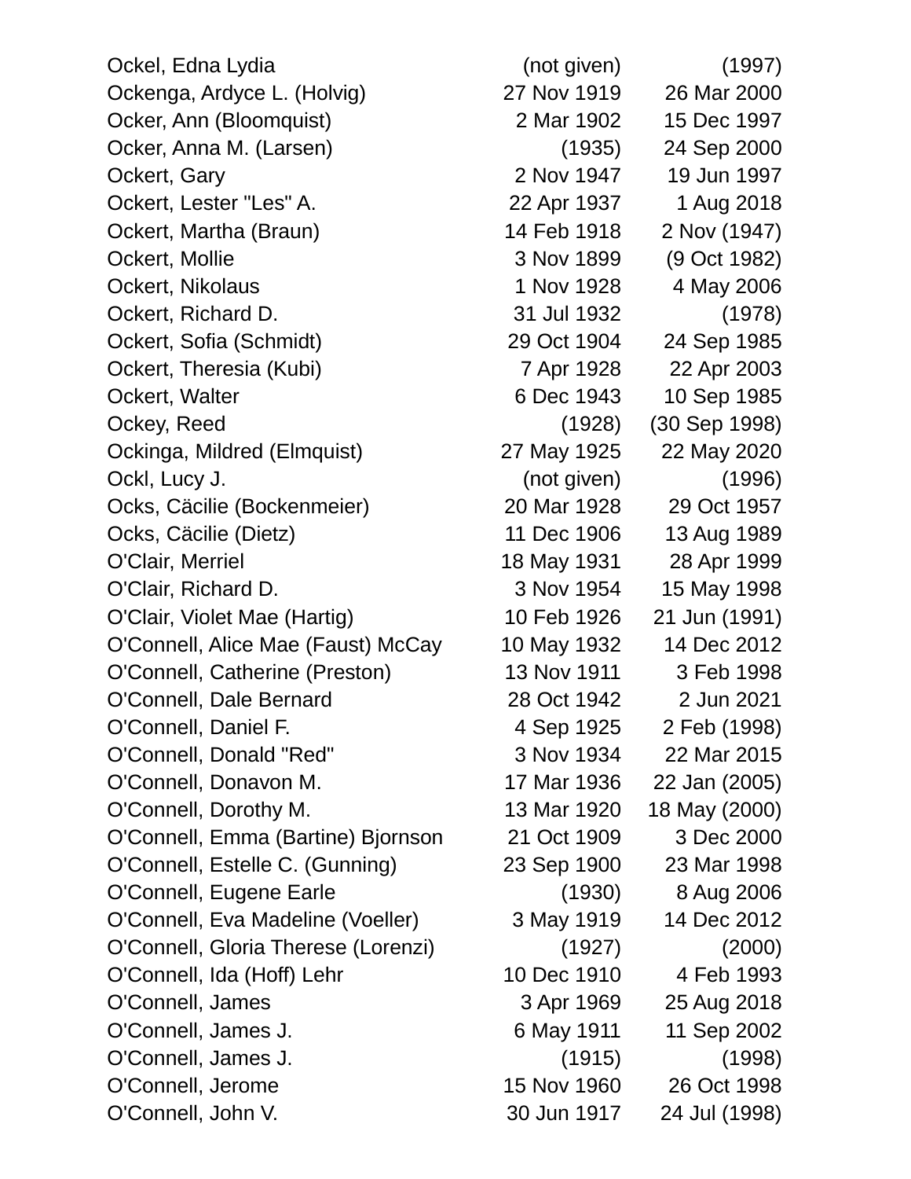| Name | Born | Died |
|---|---|---|
| Ockel, Edna Lydia | (not given) | (1997) |
| Ockenga, Ardyce L. (Holvig) | 27 Nov 1919 | 26 Mar 2000 |
| Ocker, Ann (Bloomquist) | 2 Mar 1902 | 15 Dec 1997 |
| Ocker, Anna M. (Larsen) | (1935) | 24 Sep 2000 |
| Ockert, Gary | 2 Nov 1947 | 19 Jun 1997 |
| Ockert, Lester "Les" A. | 22 Apr 1937 | 1 Aug 2018 |
| Ockert, Martha (Braun) | 14 Feb 1918 | 2 Nov (1947) |
| Ockert, Mollie | 3 Nov 1899 | (9 Oct 1982) |
| Ockert, Nikolaus | 1 Nov 1928 | 4 May 2006 |
| Ockert, Richard D. | 31 Jul 1932 | (1978) |
| Ockert, Sofia (Schmidt) | 29 Oct 1904 | 24 Sep 1985 |
| Ockert, Theresia (Kubi) | 7 Apr 1928 | 22 Apr 2003 |
| Ockert, Walter | 6 Dec 1943 | 10 Sep 1985 |
| Ockey, Reed | (1928) | (30 Sep 1998) |
| Ockinga, Mildred (Elmquist) | 27 May 1925 | 22 May 2020 |
| Ockl, Lucy J. | (not given) | (1996) |
| Ocks, Cäcilie (Bockenmeier) | 20 Mar 1928 | 29 Oct 1957 |
| Ocks, Cäcilie (Dietz) | 11 Dec 1906 | 13 Aug 1989 |
| O'Clair, Merriel | 18 May 1931 | 28 Apr 1999 |
| O'Clair, Richard D. | 3 Nov 1954 | 15 May 1998 |
| O'Clair, Violet Mae (Hartig) | 10 Feb 1926 | 21 Jun (1991) |
| O'Connell, Alice Mae (Faust) McCay | 10 May 1932 | 14 Dec 2012 |
| O'Connell, Catherine (Preston) | 13 Nov 1911 | 3 Feb 1998 |
| O'Connell, Dale Bernard | 28 Oct 1942 | 2 Jun 2021 |
| O'Connell, Daniel F. | 4 Sep 1925 | 2 Feb (1998) |
| O'Connell, Donald "Red" | 3 Nov 1934 | 22 Mar 2015 |
| O'Connell, Donavon M. | 17 Mar 1936 | 22 Jan (2005) |
| O'Connell, Dorothy M. | 13 Mar 1920 | 18 May (2000) |
| O'Connell, Emma (Bartine) Bjornson | 21 Oct 1909 | 3 Dec 2000 |
| O'Connell, Estelle C. (Gunning) | 23 Sep 1900 | 23 Mar 1998 |
| O'Connell, Eugene Earle | (1930) | 8 Aug 2006 |
| O'Connell, Eva Madeline (Voeller) | 3 May 1919 | 14 Dec 2012 |
| O'Connell, Gloria Therese (Lorenzi) | (1927) | (2000) |
| O'Connell, Ida (Hoff) Lehr | 10 Dec 1910 | 4 Feb 1993 |
| O'Connell, James | 3 Apr 1969 | 25 Aug 2018 |
| O'Connell, James J. | 6 May 1911 | 11 Sep 2002 |
| O'Connell, James J. | (1915) | (1998) |
| O'Connell, Jerome | 15 Nov 1960 | 26 Oct 1998 |
| O'Connell, John V. | 30 Jun 1917 | 24 Jul (1998) |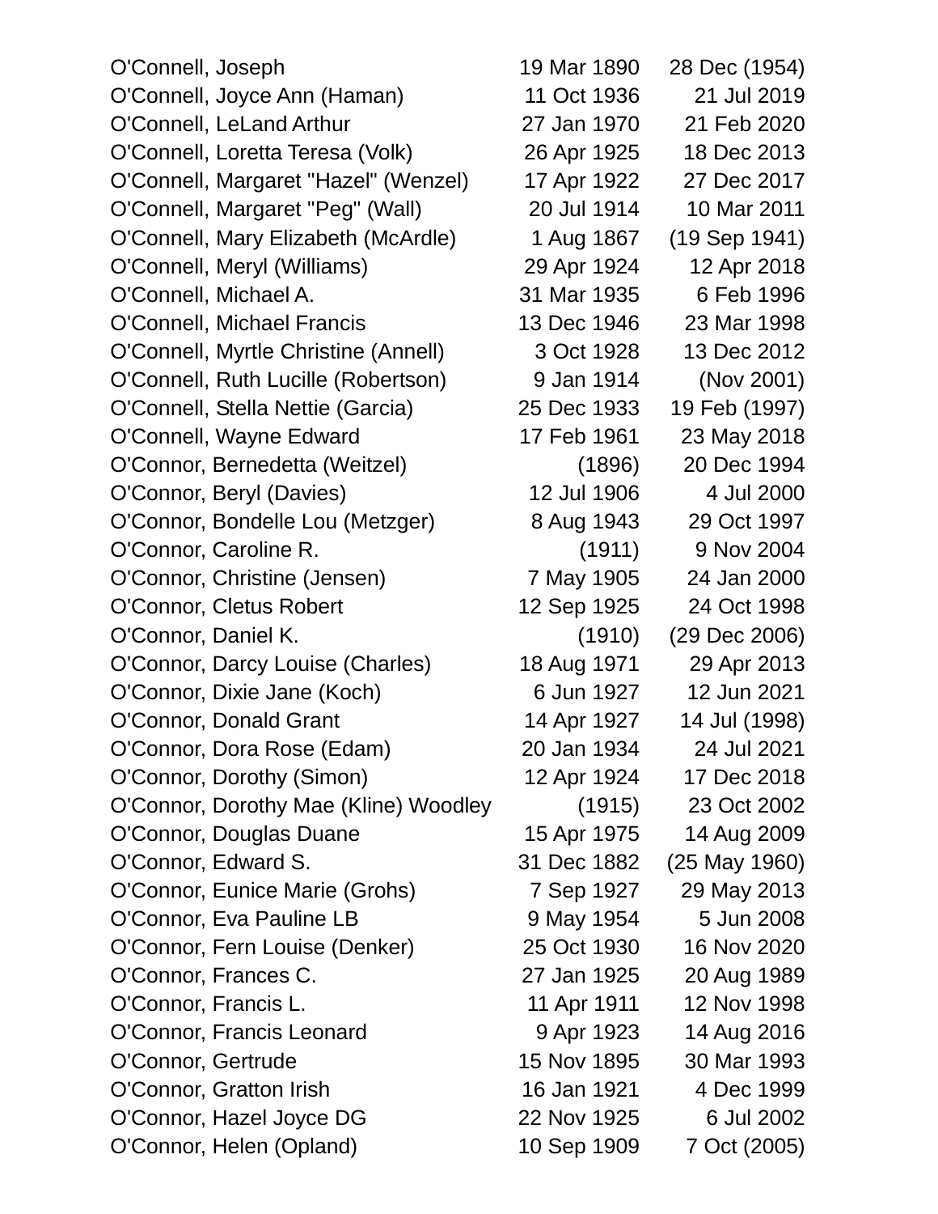| Name | Birth | Death |
|---|---|---|
| O'Connell, Joseph | 19 Mar 1890 | 28 Dec (1954) |
| O'Connell, Joyce Ann (Haman) | 11 Oct 1936 | 21 Jul 2019 |
| O'Connell, LeLand Arthur | 27 Jan 1970 | 21 Feb 2020 |
| O'Connell, Loretta Teresa (Volk) | 26 Apr 1925 | 18 Dec 2013 |
| O'Connell, Margaret "Hazel" (Wenzel) | 17 Apr 1922 | 27 Dec 2017 |
| O'Connell, Margaret "Peg" (Wall) | 20 Jul 1914 | 10 Mar 2011 |
| O'Connell, Mary Elizabeth (McArdle) | 1 Aug 1867 | (19 Sep 1941) |
| O'Connell, Meryl (Williams) | 29 Apr 1924 | 12 Apr 2018 |
| O'Connell, Michael A. | 31 Mar 1935 | 6 Feb 1996 |
| O'Connell, Michael Francis | 13 Dec 1946 | 23 Mar 1998 |
| O'Connell, Myrtle Christine (Annell) | 3 Oct 1928 | 13 Dec 2012 |
| O'Connell, Ruth Lucille (Robertson) | 9 Jan 1914 | (Nov 2001) |
| O'Connell, Stella Nettie (Garcia) | 25 Dec 1933 | 19 Feb (1997) |
| O'Connell, Wayne Edward | 17 Feb 1961 | 23 May 2018 |
| O'Connor, Bernedetta (Weitzel) | (1896) | 20 Dec 1994 |
| O'Connor, Beryl (Davies) | 12 Jul 1906 | 4 Jul 2000 |
| O'Connor, Bondelle Lou (Metzger) | 8 Aug 1943 | 29 Oct 1997 |
| O'Connor, Caroline R. | (1911) | 9 Nov 2004 |
| O'Connor, Christine (Jensen) | 7 May 1905 | 24 Jan 2000 |
| O'Connor, Cletus Robert | 12 Sep 1925 | 24 Oct 1998 |
| O'Connor, Daniel K. | (1910) | (29 Dec 2006) |
| O'Connor, Darcy Louise (Charles) | 18 Aug 1971 | 29 Apr 2013 |
| O'Connor, Dixie Jane (Koch) | 6 Jun 1927 | 12 Jun 2021 |
| O'Connor, Donald Grant | 14 Apr 1927 | 14 Jul (1998) |
| O'Connor, Dora Rose (Edam) | 20 Jan 1934 | 24 Jul 2021 |
| O'Connor, Dorothy (Simon) | 12 Apr 1924 | 17 Dec 2018 |
| O'Connor, Dorothy Mae (Kline) Woodley | (1915) | 23 Oct 2002 |
| O'Connor, Douglas Duane | 15 Apr 1975 | 14 Aug 2009 |
| O'Connor, Edward S. | 31 Dec 1882 | (25 May 1960) |
| O'Connor, Eunice Marie (Grohs) | 7 Sep 1927 | 29 May 2013 |
| O'Connor, Eva Pauline LB | 9 May 1954 | 5 Jun 2008 |
| O'Connor, Fern Louise (Denker) | 25 Oct 1930 | 16 Nov 2020 |
| O'Connor, Frances C. | 27 Jan 1925 | 20 Aug 1989 |
| O'Connor, Francis L. | 11 Apr 1911 | 12 Nov 1998 |
| O'Connor, Francis Leonard | 9 Apr 1923 | 14 Aug 2016 |
| O'Connor, Gertrude | 15 Nov 1895 | 30 Mar 1993 |
| O'Connor, Gratton Irish | 16 Jan 1921 | 4 Dec 1999 |
| O'Connor, Hazel Joyce DG | 22 Nov 1925 | 6 Jul 2002 |
| O'Connor, Helen (Opland) | 10 Sep 1909 | 7 Oct (2005) |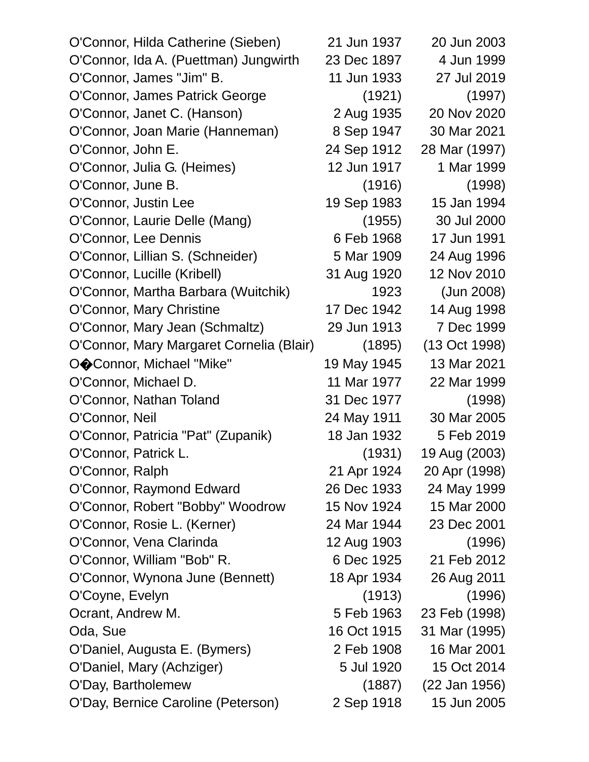| | | |
|---|---|---|
| O'Connor, Hilda Catherine (Sieben) | 21 Jun 1937 | 20 Jun 2003 |
| O'Connor, Ida A. (Puettman) Jungwirth | 23 Dec 1897 | 4 Jun 1999 |
| O'Connor, James "Jim" B. | 11 Jun 1933 | 27 Jul 2019 |
| O'Connor, James Patrick George | (1921) | (1997) |
| O'Connor, Janet C. (Hanson) | 2 Aug 1935 | 20 Nov 2020 |
| O'Connor, Joan Marie (Hanneman) | 8 Sep 1947 | 30 Mar 2021 |
| O'Connor, John E. | 24 Sep 1912 | 28 Mar (1997) |
| O'Connor, Julia G. (Heimes) | 12 Jun 1917 | 1 Mar 1999 |
| O'Connor, June B. | (1916) | (1998) |
| O'Connor, Justin Lee | 19 Sep 1983 | 15 Jan 1994 |
| O'Connor, Laurie Delle (Mang) | (1955) | 30 Jul 2000 |
| O'Connor, Lee Dennis | 6 Feb 1968 | 17 Jun 1991 |
| O'Connor, Lillian S. (Schneider) | 5 Mar 1909 | 24 Aug 1996 |
| O'Connor, Lucille (Kribell) | 31 Aug 1920 | 12 Nov 2010 |
| O'Connor, Martha Barbara (Wuitchik) | 1923 | (Jun 2008) |
| O'Connor, Mary Christine | 17 Dec 1942 | 14 Aug 1998 |
| O'Connor, Mary Jean (Schmaltz) | 29 Jun 1913 | 7 Dec 1999 |
| O'Connor, Mary Margaret Cornelia (Blair) | (1895) | (13 Oct 1998) |
| O�Connor, Michael "Mike" | 19 May 1945 | 13 Mar 2021 |
| O'Connor, Michael D. | 11 Mar 1977 | 22 Mar 1999 |
| O'Connor, Nathan Toland | 31 Dec 1977 | (1998) |
| O'Connor, Neil | 24 May 1911 | 30 Mar 2005 |
| O'Connor, Patricia "Pat" (Zupanik) | 18 Jan 1932 | 5 Feb 2019 |
| O'Connor, Patrick L. | (1931) | 19 Aug (2003) |
| O'Connor, Ralph | 21 Apr 1924 | 20 Apr (1998) |
| O'Connor, Raymond Edward | 26 Dec 1933 | 24 May 1999 |
| O'Connor, Robert "Bobby" Woodrow | 15 Nov 1924 | 15 Mar 2000 |
| O'Connor, Rosie L. (Kerner) | 24 Mar 1944 | 23 Dec 2001 |
| O'Connor, Vena Clarinda | 12 Aug 1903 | (1996) |
| O'Connor, William "Bob" R. | 6 Dec 1925 | 21 Feb 2012 |
| O'Connor, Wynona June (Bennett) | 18 Apr 1934 | 26 Aug 2011 |
| O'Coyne, Evelyn | (1913) | (1996) |
| Ocrant, Andrew M. | 5 Feb 1963 | 23 Feb (1998) |
| Oda, Sue | 16 Oct 1915 | 31 Mar (1995) |
| O'Daniel, Augusta E. (Bymers) | 2 Feb 1908 | 16 Mar 2001 |
| O'Daniel, Mary (Achziger) | 5 Jul 1920 | 15 Oct 2014 |
| O'Day, Bartholemew | (1887) | (22 Jan 1956) |
| O'Day, Bernice Caroline (Peterson) | 2 Sep 1918 | 15 Jun 2005 |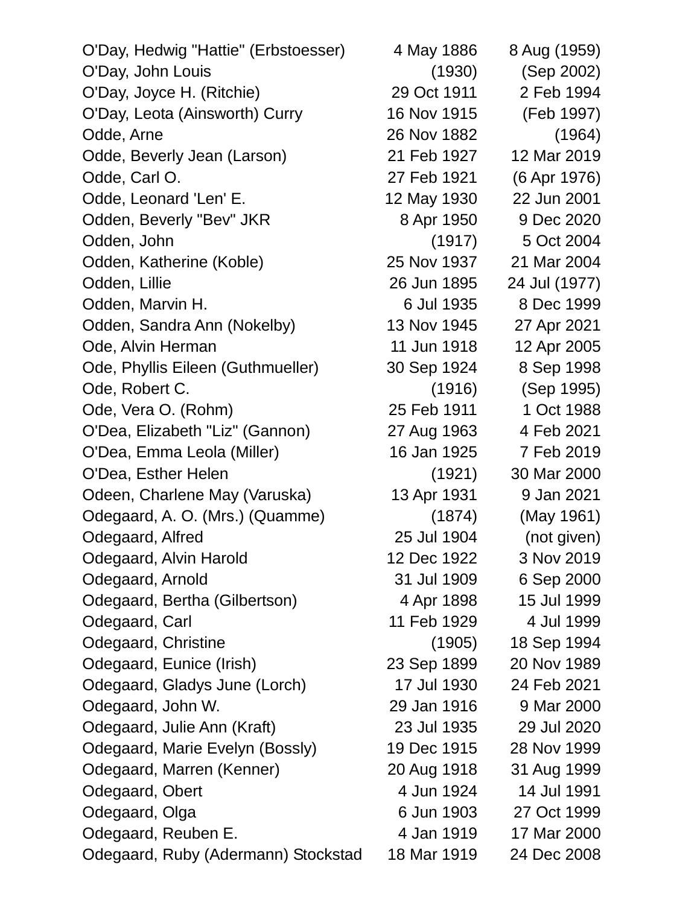| | | |
|---|---|---|
| O'Day, Hedwig "Hattie" (Erbstoesser) | 4 May 1886 | 8 Aug (1959) |
| O'Day, John Louis | (1930) | (Sep 2002) |
| O'Day, Joyce H. (Ritchie) | 29 Oct 1911 | 2 Feb 1994 |
| O'Day, Leota (Ainsworth) Curry | 16 Nov 1915 | (Feb 1997) |
| Odde, Arne | 26 Nov 1882 | (1964) |
| Odde, Beverly Jean (Larson) | 21 Feb 1927 | 12 Mar 2019 |
| Odde, Carl O. | 27 Feb 1921 | (6 Apr 1976) |
| Odde, Leonard 'Len' E. | 12 May 1930 | 22 Jun 2001 |
| Odden, Beverly "Bev" JKR | 8 Apr 1950 | 9 Dec 2020 |
| Odden, John | (1917) | 5 Oct 2004 |
| Odden, Katherine (Koble) | 25 Nov 1937 | 21 Mar 2004 |
| Odden, Lillie | 26 Jun 1895 | 24 Jul (1977) |
| Odden, Marvin H. | 6 Jul 1935 | 8 Dec 1999 |
| Odden, Sandra Ann (Nokelby) | 13 Nov 1945 | 27 Apr 2021 |
| Ode, Alvin Herman | 11 Jun 1918 | 12 Apr 2005 |
| Ode, Phyllis Eileen (Guthmueller) | 30 Sep 1924 | 8 Sep 1998 |
| Ode, Robert C. | (1916) | (Sep 1995) |
| Ode, Vera O. (Rohm) | 25 Feb 1911 | 1 Oct 1988 |
| O'Dea, Elizabeth "Liz" (Gannon) | 27 Aug 1963 | 4 Feb 2021 |
| O'Dea, Emma Leola (Miller) | 16 Jan 1925 | 7 Feb 2019 |
| O'Dea, Esther Helen | (1921) | 30 Mar 2000 |
| Odeen, Charlene May (Varuska) | 13 Apr 1931 | 9 Jan 2021 |
| Odegaard, A. O. (Mrs.) (Quamme) | (1874) | (May 1961) |
| Odegaard, Alfred | 25 Jul 1904 | (not given) |
| Odegaard, Alvin Harold | 12 Dec 1922 | 3 Nov 2019 |
| Odegaard, Arnold | 31 Jul 1909 | 6 Sep 2000 |
| Odegaard, Bertha (Gilbertson) | 4 Apr 1898 | 15 Jul 1999 |
| Odegaard, Carl | 11 Feb 1929 | 4 Jul 1999 |
| Odegaard, Christine | (1905) | 18 Sep 1994 |
| Odegaard, Eunice (Irish) | 23 Sep 1899 | 20 Nov 1989 |
| Odegaard, Gladys June (Lorch) | 17 Jul 1930 | 24 Feb 2021 |
| Odegaard, John W. | 29 Jan 1916 | 9 Mar 2000 |
| Odegaard, Julie Ann (Kraft) | 23 Jul 1935 | 29 Jul 2020 |
| Odegaard, Marie Evelyn (Bossly) | 19 Dec 1915 | 28 Nov 1999 |
| Odegaard, Marren (Kenner) | 20 Aug 1918 | 31 Aug 1999 |
| Odegaard, Obert | 4 Jun 1924 | 14 Jul 1991 |
| Odegaard, Olga | 6 Jun 1903 | 27 Oct 1999 |
| Odegaard, Reuben E. | 4 Jan 1919 | 17 Mar 2000 |
| Odegaard, Ruby (Adermann) Stockstad | 18 Mar 1919 | 24 Dec 2008 |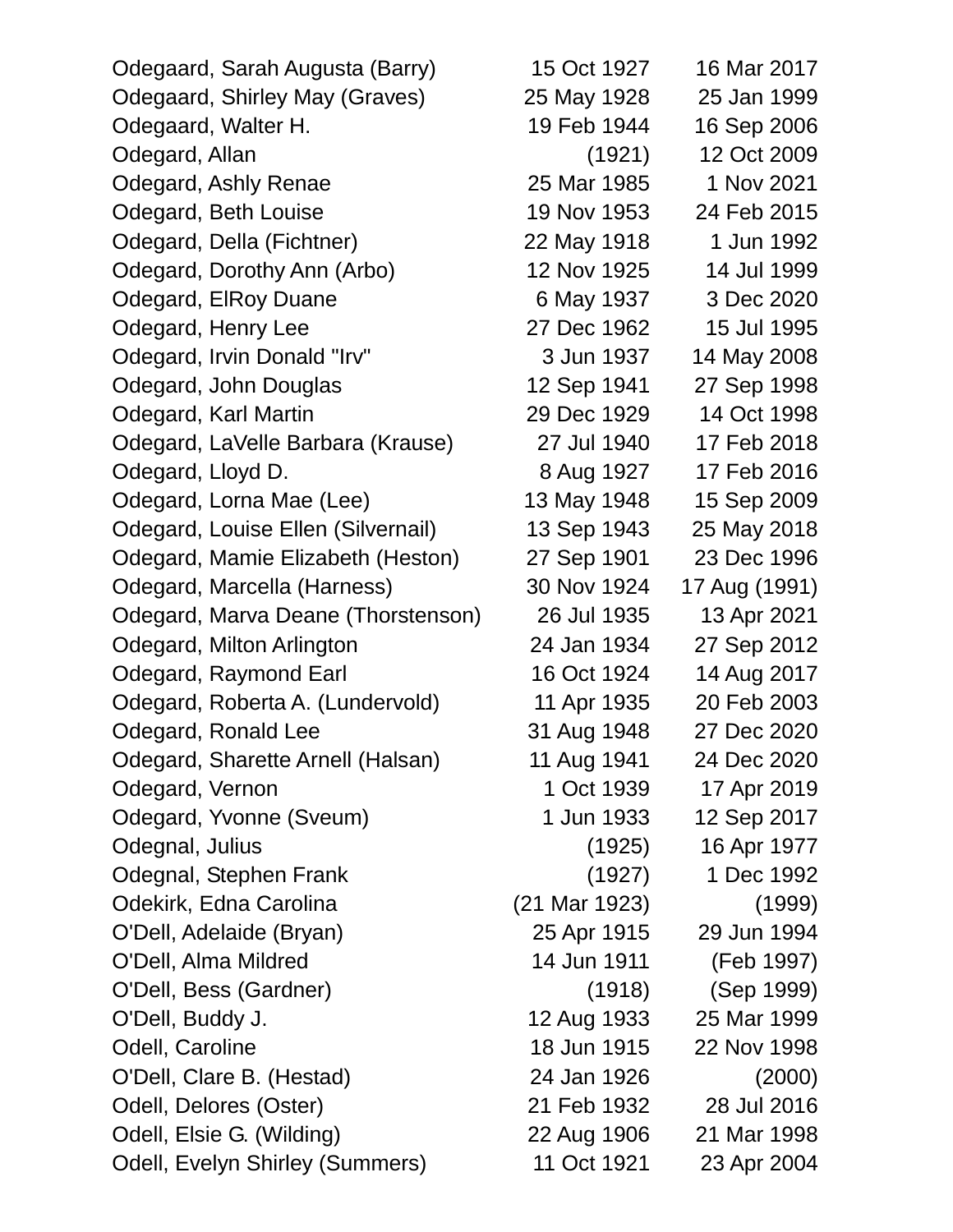| | | |
|---|---|---|
| Odegaard, Sarah Augusta (Barry) | 15 Oct 1927 | 16 Mar 2017 |
| Odegaard, Shirley May (Graves) | 25 May 1928 | 25 Jan 1999 |
| Odegaard, Walter H. | 19 Feb 1944 | 16 Sep 2006 |
| Odegard, Allan | (1921) | 12 Oct 2009 |
| Odegard, Ashly Renae | 25 Mar 1985 | 1 Nov 2021 |
| Odegard, Beth Louise | 19 Nov 1953 | 24 Feb 2015 |
| Odegard, Della (Fichtner) | 22 May 1918 | 1 Jun 1992 |
| Odegard, Dorothy Ann (Arbo) | 12 Nov 1925 | 14 Jul 1999 |
| Odegard, ElRoy Duane | 6 May 1937 | 3 Dec 2020 |
| Odegard, Henry Lee | 27 Dec 1962 | 15 Jul 1995 |
| Odegard, Irvin Donald "Irv" | 3 Jun 1937 | 14 May 2008 |
| Odegard, John Douglas | 12 Sep 1941 | 27 Sep 1998 |
| Odegard, Karl Martin | 29 Dec 1929 | 14 Oct 1998 |
| Odegard, LaVelle Barbara (Krause) | 27 Jul 1940 | 17 Feb 2018 |
| Odegard, Lloyd D. | 8 Aug 1927 | 17 Feb 2016 |
| Odegard, Lorna Mae (Lee) | 13 May 1948 | 15 Sep 2009 |
| Odegard, Louise Ellen (Silvernail) | 13 Sep 1943 | 25 May 2018 |
| Odegard, Mamie Elizabeth (Heston) | 27 Sep 1901 | 23 Dec 1996 |
| Odegard, Marcella (Harness) | 30 Nov 1924 | 17 Aug (1991) |
| Odegard, Marva Deane (Thorstenson) | 26 Jul 1935 | 13 Apr 2021 |
| Odegard, Milton Arlington | 24 Jan 1934 | 27 Sep 2012 |
| Odegard, Raymond Earl | 16 Oct 1924 | 14 Aug 2017 |
| Odegard, Roberta A. (Lundervold) | 11 Apr 1935 | 20 Feb 2003 |
| Odegard, Ronald Lee | 31 Aug 1948 | 27 Dec 2020 |
| Odegard, Sharette Arnell (Halsan) | 11 Aug 1941 | 24 Dec 2020 |
| Odegard, Vernon | 1 Oct 1939 | 17 Apr 2019 |
| Odegard, Yvonne (Sveum) | 1 Jun 1933 | 12 Sep 2017 |
| Odegnal, Julius | (1925) | 16 Apr 1977 |
| Odegnal, Stephen Frank | (1927) | 1 Dec 1992 |
| Odekirk, Edna Carolina | (21 Mar 1923) | (1999) |
| O'Dell, Adelaide (Bryan) | 25 Apr 1915 | 29 Jun 1994 |
| O'Dell, Alma Mildred | 14 Jun 1911 | (Feb 1997) |
| O'Dell, Bess (Gardner) | (1918) | (Sep 1999) |
| O'Dell, Buddy J. | 12 Aug 1933 | 25 Mar 1999 |
| Odell, Caroline | 18 Jun 1915 | 22 Nov 1998 |
| O'Dell, Clare B. (Hestad) | 24 Jan 1926 | (2000) |
| Odell, Delores (Oster) | 21 Feb 1932 | 28 Jul 2016 |
| Odell, Elsie G. (Wilding) | 22 Aug 1906 | 21 Mar 1998 |
| Odell, Evelyn Shirley (Summers) | 11 Oct 1921 | 23 Apr 2004 |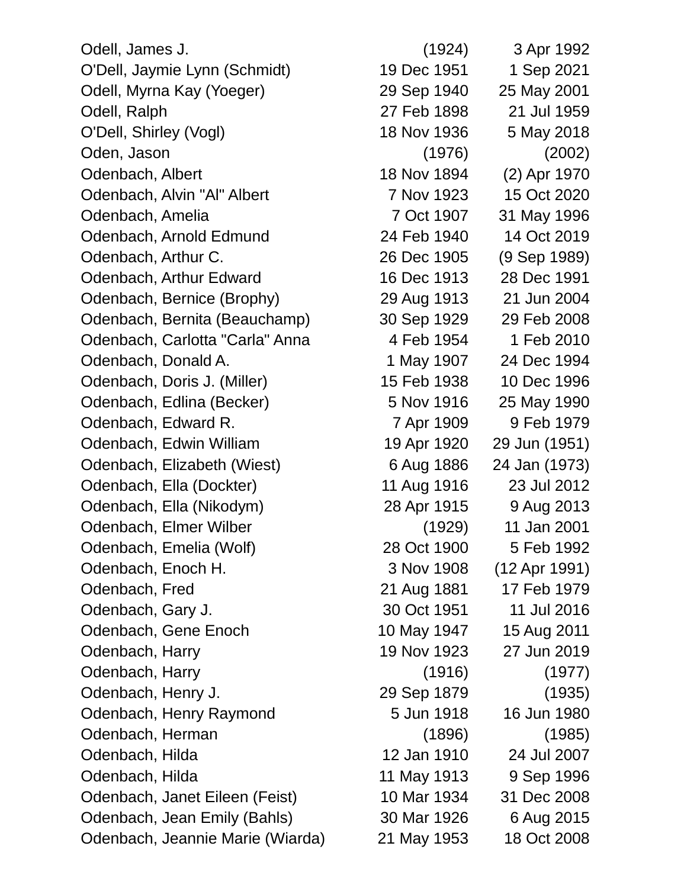| Name | Born | Died |
|---|---|---|
| Odell, James J. | (1924) | 3 Apr 1992 |
| O'Dell, Jaymie Lynn (Schmidt) | 19 Dec 1951 | 1 Sep 2021 |
| Odell, Myrna Kay (Yoeger) | 29 Sep 1940 | 25 May 2001 |
| Odell, Ralph | 27 Feb 1898 | 21 Jul 1959 |
| O'Dell, Shirley (Vogl) | 18 Nov 1936 | 5 May 2018 |
| Oden, Jason | (1976) | (2002) |
| Odenbach, Albert | 18 Nov 1894 | (2) Apr 1970 |
| Odenbach, Alvin "Al" Albert | 7 Nov 1923 | 15 Oct 2020 |
| Odenbach, Amelia | 7 Oct 1907 | 31 May 1996 |
| Odenbach, Arnold Edmund | 24 Feb 1940 | 14 Oct 2019 |
| Odenbach, Arthur C. | 26 Dec 1905 | (9 Sep 1989) |
| Odenbach, Arthur Edward | 16 Dec 1913 | 28 Dec 1991 |
| Odenbach, Bernice (Brophy) | 29 Aug 1913 | 21 Jun 2004 |
| Odenbach, Bernita (Beauchamp) | 30 Sep 1929 | 29 Feb 2008 |
| Odenbach, Carlotta "Carla" Anna | 4 Feb 1954 | 1 Feb 2010 |
| Odenbach, Donald A. | 1 May 1907 | 24 Dec 1994 |
| Odenbach, Doris J. (Miller) | 15 Feb 1938 | 10 Dec 1996 |
| Odenbach, Edlina (Becker) | 5 Nov 1916 | 25 May 1990 |
| Odenbach, Edward R. | 7 Apr 1909 | 9 Feb 1979 |
| Odenbach, Edwin William | 19 Apr 1920 | 29 Jun (1951) |
| Odenbach, Elizabeth (Wiest) | 6 Aug 1886 | 24 Jan (1973) |
| Odenbach, Ella (Dockter) | 11 Aug 1916 | 23 Jul 2012 |
| Odenbach, Ella (Nikodym) | 28 Apr 1915 | 9 Aug 2013 |
| Odenbach, Elmer Wilber | (1929) | 11 Jan 2001 |
| Odenbach, Emelia (Wolf) | 28 Oct 1900 | 5 Feb 1992 |
| Odenbach, Enoch H. | 3 Nov 1908 | (12 Apr 1991) |
| Odenbach, Fred | 21 Aug 1881 | 17 Feb 1979 |
| Odenbach, Gary J. | 30 Oct 1951 | 11 Jul 2016 |
| Odenbach, Gene Enoch | 10 May 1947 | 15 Aug 2011 |
| Odenbach, Harry | 19 Nov 1923 | 27 Jun 2019 |
| Odenbach, Harry | (1916) | (1977) |
| Odenbach, Henry J. | 29 Sep 1879 | (1935) |
| Odenbach, Henry Raymond | 5 Jun 1918 | 16 Jun 1980 |
| Odenbach, Herman | (1896) | (1985) |
| Odenbach, Hilda | 12 Jan 1910 | 24 Jul 2007 |
| Odenbach, Hilda | 11 May 1913 | 9 Sep 1996 |
| Odenbach, Janet Eileen (Feist) | 10 Mar 1934 | 31 Dec 2008 |
| Odenbach, Jean Emily (Bahls) | 30 Mar 1926 | 6 Aug 2015 |
| Odenbach, Jeannie Marie (Wiarda) | 21 May 1953 | 18 Oct 2008 |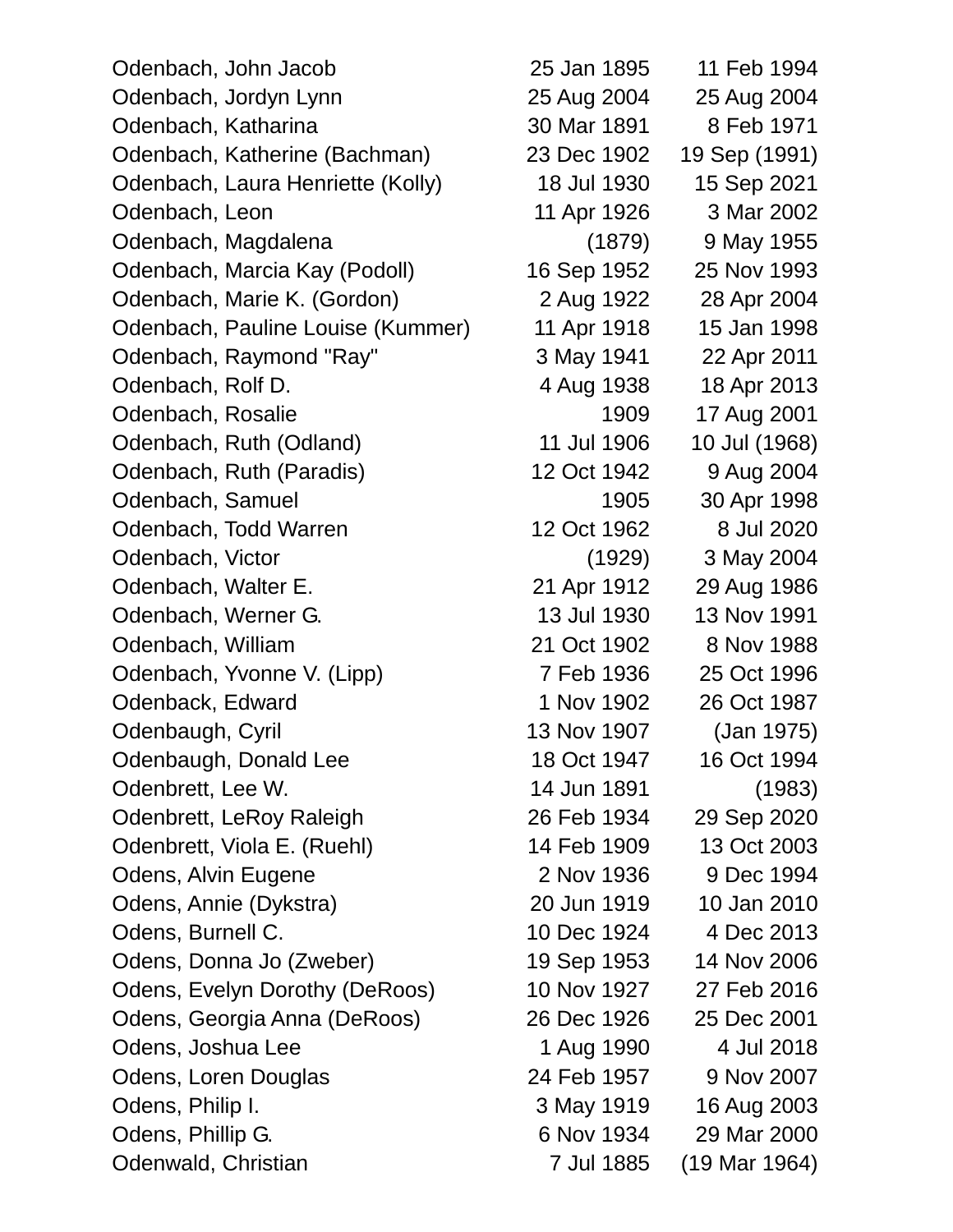| | | |
|---|---|---|
| Odenbach, John Jacob | 25 Jan 1895 | 11 Feb 1994 |
| Odenbach, Jordyn Lynn | 25 Aug 2004 | 25 Aug 2004 |
| Odenbach, Katharina | 30 Mar 1891 | 8 Feb 1971 |
| Odenbach, Katherine (Bachman) | 23 Dec 1902 | 19 Sep (1991) |
| Odenbach, Laura Henriette (Kolly) | 18 Jul 1930 | 15 Sep 2021 |
| Odenbach, Leon | 11 Apr 1926 | 3 Mar 2002 |
| Odenbach, Magdalena | (1879) | 9 May 1955 |
| Odenbach, Marcia Kay (Podoll) | 16 Sep 1952 | 25 Nov 1993 |
| Odenbach, Marie K. (Gordon) | 2 Aug 1922 | 28 Apr 2004 |
| Odenbach, Pauline Louise (Kummer) | 11 Apr 1918 | 15 Jan 1998 |
| Odenbach, Raymond "Ray" | 3 May 1941 | 22 Apr 2011 |
| Odenbach, Rolf D. | 4 Aug 1938 | 18 Apr 2013 |
| Odenbach, Rosalie | 1909 | 17 Aug 2001 |
| Odenbach, Ruth (Odland) | 11 Jul 1906 | 10 Jul (1968) |
| Odenbach, Ruth (Paradis) | 12 Oct 1942 | 9 Aug 2004 |
| Odenbach, Samuel | 1905 | 30 Apr 1998 |
| Odenbach, Todd Warren | 12 Oct 1962 | 8 Jul 2020 |
| Odenbach, Victor | (1929) | 3 May 2004 |
| Odenbach, Walter E. | 21 Apr 1912 | 29 Aug 1986 |
| Odenbach, Werner G. | 13 Jul 1930 | 13 Nov 1991 |
| Odenbach, William | 21 Oct 1902 | 8 Nov 1988 |
| Odenbach, Yvonne V. (Lipp) | 7 Feb 1936 | 25 Oct 1996 |
| Odenback, Edward | 1 Nov 1902 | 26 Oct 1987 |
| Odenbaugh, Cyril | 13 Nov 1907 | (Jan 1975) |
| Odenbaugh, Donald Lee | 18 Oct 1947 | 16 Oct 1994 |
| Odenbrett, Lee W. | 14 Jun 1891 | (1983) |
| Odenbrett, LeRoy Raleigh | 26 Feb 1934 | 29 Sep 2020 |
| Odenbrett, Viola E. (Ruehl) | 14 Feb 1909 | 13 Oct 2003 |
| Odens, Alvin Eugene | 2 Nov 1936 | 9 Dec 1994 |
| Odens, Annie (Dykstra) | 20 Jun 1919 | 10 Jan 2010 |
| Odens, Burnell C. | 10 Dec 1924 | 4 Dec 2013 |
| Odens, Donna Jo (Zweber) | 19 Sep 1953 | 14 Nov 2006 |
| Odens, Evelyn Dorothy (DeRoos) | 10 Nov 1927 | 27 Feb 2016 |
| Odens, Georgia Anna (DeRoos) | 26 Dec 1926 | 25 Dec 2001 |
| Odens, Joshua Lee | 1 Aug 1990 | 4 Jul 2018 |
| Odens, Loren Douglas | 24 Feb 1957 | 9 Nov 2007 |
| Odens, Philip I. | 3 May 1919 | 16 Aug 2003 |
| Odens, Phillip G. | 6 Nov 1934 | 29 Mar 2000 |
| Odenwald, Christian | 7 Jul 1885 | (19 Mar 1964) |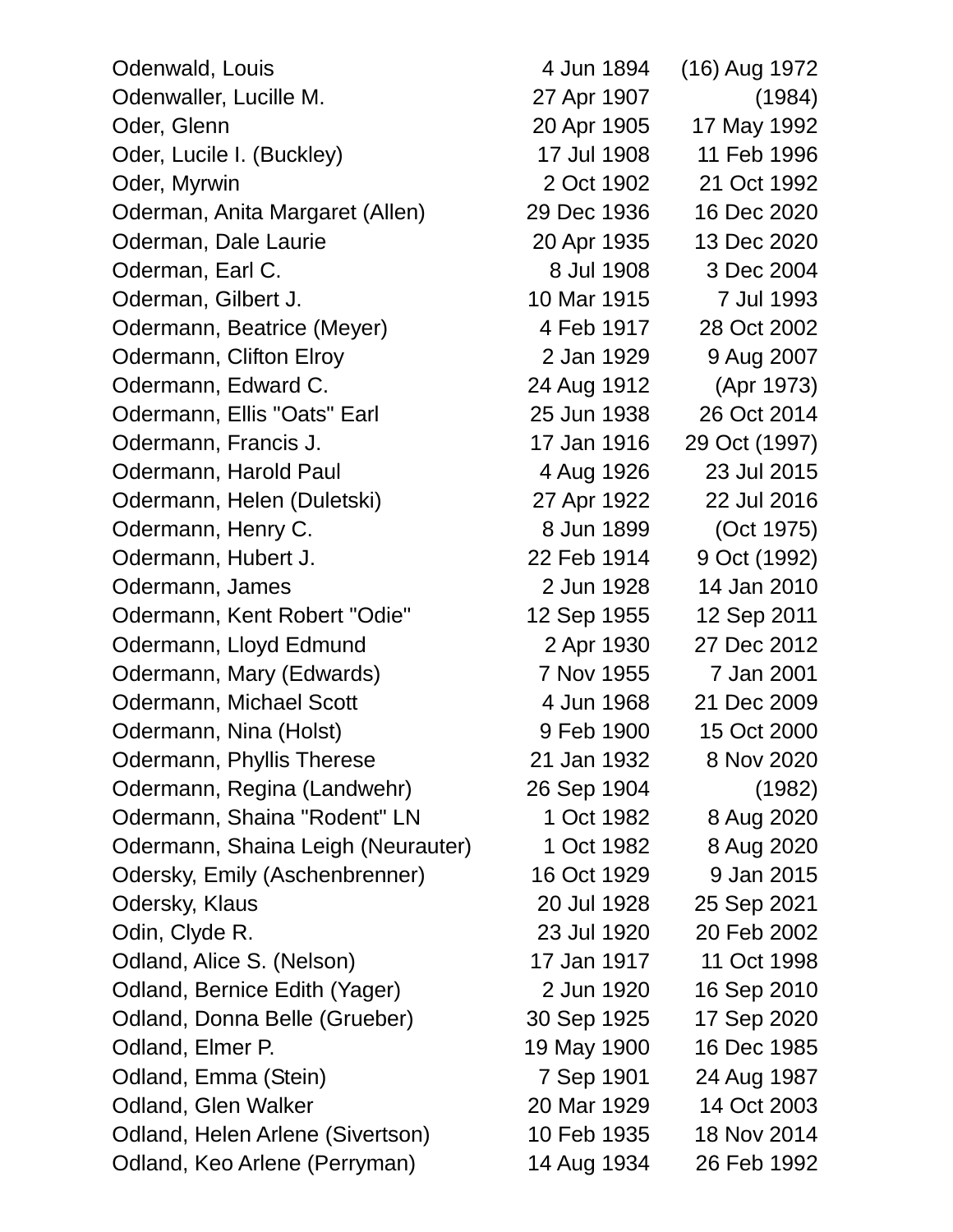| | | |
|---|---|---|
| Odenwald, Louis | 4 Jun 1894 | (16) Aug 1972 |
| Odenwaller, Lucille M. | 27 Apr 1907 | (1984) |
| Oder, Glenn | 20 Apr 1905 | 17 May 1992 |
| Oder, Lucile I. (Buckley) | 17 Jul 1908 | 11 Feb 1996 |
| Oder, Myrwin | 2 Oct 1902 | 21 Oct 1992 |
| Oderman, Anita Margaret (Allen) | 29 Dec 1936 | 16 Dec 2020 |
| Oderman, Dale Laurie | 20 Apr 1935 | 13 Dec 2020 |
| Oderman, Earl C. | 8 Jul 1908 | 3 Dec 2004 |
| Oderman, Gilbert J. | 10 Mar 1915 | 7 Jul 1993 |
| Odermann, Beatrice (Meyer) | 4 Feb 1917 | 28 Oct 2002 |
| Odermann, Clifton Elroy | 2 Jan 1929 | 9 Aug 2007 |
| Odermann, Edward C. | 24 Aug 1912 | (Apr 1973) |
| Odermann, Ellis "Oats" Earl | 25 Jun 1938 | 26 Oct 2014 |
| Odermann, Francis J. | 17 Jan 1916 | 29 Oct (1997) |
| Odermann, Harold Paul | 4 Aug 1926 | 23 Jul 2015 |
| Odermann, Helen (Duletski) | 27 Apr 1922 | 22 Jul 2016 |
| Odermann, Henry C. | 8 Jun 1899 | (Oct 1975) |
| Odermann, Hubert J. | 22 Feb 1914 | 9 Oct (1992) |
| Odermann, James | 2 Jun 1928 | 14 Jan 2010 |
| Odermann, Kent Robert "Odie" | 12 Sep 1955 | 12 Sep 2011 |
| Odermann, Lloyd Edmund | 2 Apr 1930 | 27 Dec 2012 |
| Odermann, Mary (Edwards) | 7 Nov 1955 | 7 Jan 2001 |
| Odermann, Michael Scott | 4 Jun 1968 | 21 Dec 2009 |
| Odermann, Nina (Holst) | 9 Feb 1900 | 15 Oct 2000 |
| Odermann, Phyllis Therese | 21 Jan 1932 | 8 Nov 2020 |
| Odermann, Regina (Landwehr) | 26 Sep 1904 | (1982) |
| Odermann, Shaina "Rodent" LN | 1 Oct 1982 | 8 Aug 2020 |
| Odermann, Shaina Leigh (Neurauter) | 1 Oct 1982 | 8 Aug 2020 |
| Odersky, Emily (Aschenbrenner) | 16 Oct 1929 | 9 Jan 2015 |
| Odersky, Klaus | 20 Jul 1928 | 25 Sep 2021 |
| Odin, Clyde R. | 23 Jul 1920 | 20 Feb 2002 |
| Odland, Alice S. (Nelson) | 17 Jan 1917 | 11 Oct 1998 |
| Odland, Bernice Edith (Yager) | 2 Jun 1920 | 16 Sep 2010 |
| Odland, Donna Belle (Grueber) | 30 Sep 1925 | 17 Sep 2020 |
| Odland, Elmer P. | 19 May 1900 | 16 Dec 1985 |
| Odland, Emma (Stein) | 7 Sep 1901 | 24 Aug 1987 |
| Odland, Glen Walker | 20 Mar 1929 | 14 Oct 2003 |
| Odland, Helen Arlene (Sivertson) | 10 Feb 1935 | 18 Nov 2014 |
| Odland, Keo Arlene (Perryman) | 14 Aug 1934 | 26 Feb 1992 |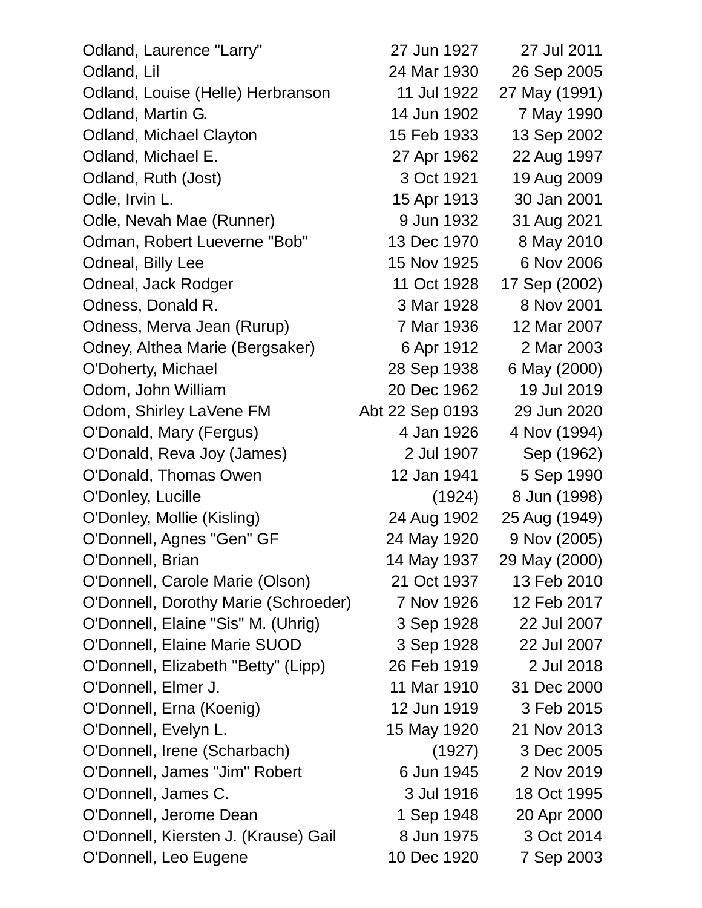| | | |
|---|---|---|
| Odland, Laurence "Larry" | 27 Jun 1927 | 27 Jul 2011 |
| Odland, Lil | 24 Mar 1930 | 26 Sep 2005 |
| Odland, Louise (Helle) Herbranson | 11 Jul 1922 | 27 May (1991) |
| Odland, Martin G. | 14 Jun 1902 | 7 May 1990 |
| Odland, Michael Clayton | 15 Feb 1933 | 13 Sep 2002 |
| Odland, Michael E. | 27 Apr 1962 | 22 Aug 1997 |
| Odland, Ruth (Jost) | 3 Oct 1921 | 19 Aug 2009 |
| Odle, Irvin L. | 15 Apr 1913 | 30 Jan 2001 |
| Odle, Nevah Mae (Runner) | 9 Jun 1932 | 31 Aug 2021 |
| Odman, Robert Lueverne "Bob" | 13 Dec 1970 | 8 May 2010 |
| Odneal, Billy Lee | 15 Nov 1925 | 6 Nov 2006 |
| Odneal, Jack Rodger | 11 Oct 1928 | 17 Sep (2002) |
| Odness, Donald R. | 3 Mar 1928 | 8 Nov 2001 |
| Odness, Merva Jean (Rurup) | 7 Mar 1936 | 12 Mar 2007 |
| Odney, Althea Marie (Bergsaker) | 6 Apr 1912 | 2 Mar 2003 |
| O'Doherty, Michael | 28 Sep 1938 | 6 May (2000) |
| Odom, John William | 20 Dec 1962 | 19 Jul 2019 |
| Odom, Shirley LaVene FM | Abt 22 Sep 0193 | 29 Jun 2020 |
| O'Donald, Mary (Fergus) | 4 Jan 1926 | 4 Nov (1994) |
| O'Donald, Reva Joy (James) | 2 Jul 1907 | Sep (1962) |
| O'Donald, Thomas Owen | 12 Jan 1941 | 5 Sep 1990 |
| O'Donley, Lucille | (1924) | 8 Jun (1998) |
| O'Donley, Mollie (Kisling) | 24 Aug 1902 | 25 Aug (1949) |
| O'Donnell, Agnes "Gen" GF | 24 May 1920 | 9 Nov (2005) |
| O'Donnell, Brian | 14 May 1937 | 29 May (2000) |
| O'Donnell, Carole Marie (Olson) | 21 Oct 1937 | 13 Feb 2010 |
| O'Donnell, Dorothy Marie (Schroeder) | 7 Nov 1926 | 12 Feb 2017 |
| O'Donnell, Elaine "Sis" M. (Uhrig) | 3 Sep 1928 | 22 Jul 2007 |
| O'Donnell, Elaine Marie SUOD | 3 Sep 1928 | 22 Jul 2007 |
| O'Donnell, Elizabeth "Betty" (Lipp) | 26 Feb 1919 | 2 Jul 2018 |
| O'Donnell, Elmer J. | 11 Mar 1910 | 31 Dec 2000 |
| O'Donnell, Erna (Koenig) | 12 Jun 1919 | 3 Feb 2015 |
| O'Donnell, Evelyn L. | 15 May 1920 | 21 Nov 2013 |
| O'Donnell, Irene (Scharbach) | (1927) | 3 Dec 2005 |
| O'Donnell, James "Jim" Robert | 6 Jun 1945 | 2 Nov 2019 |
| O'Donnell, James C. | 3 Jul 1916 | 18 Oct 1995 |
| O'Donnell, Jerome Dean | 1 Sep 1948 | 20 Apr 2000 |
| O'Donnell, Kiersten J. (Krause) Gail | 8 Jun 1975 | 3 Oct 2014 |
| O'Donnell, Leo Eugene | 10 Dec 1920 | 7 Sep 2003 |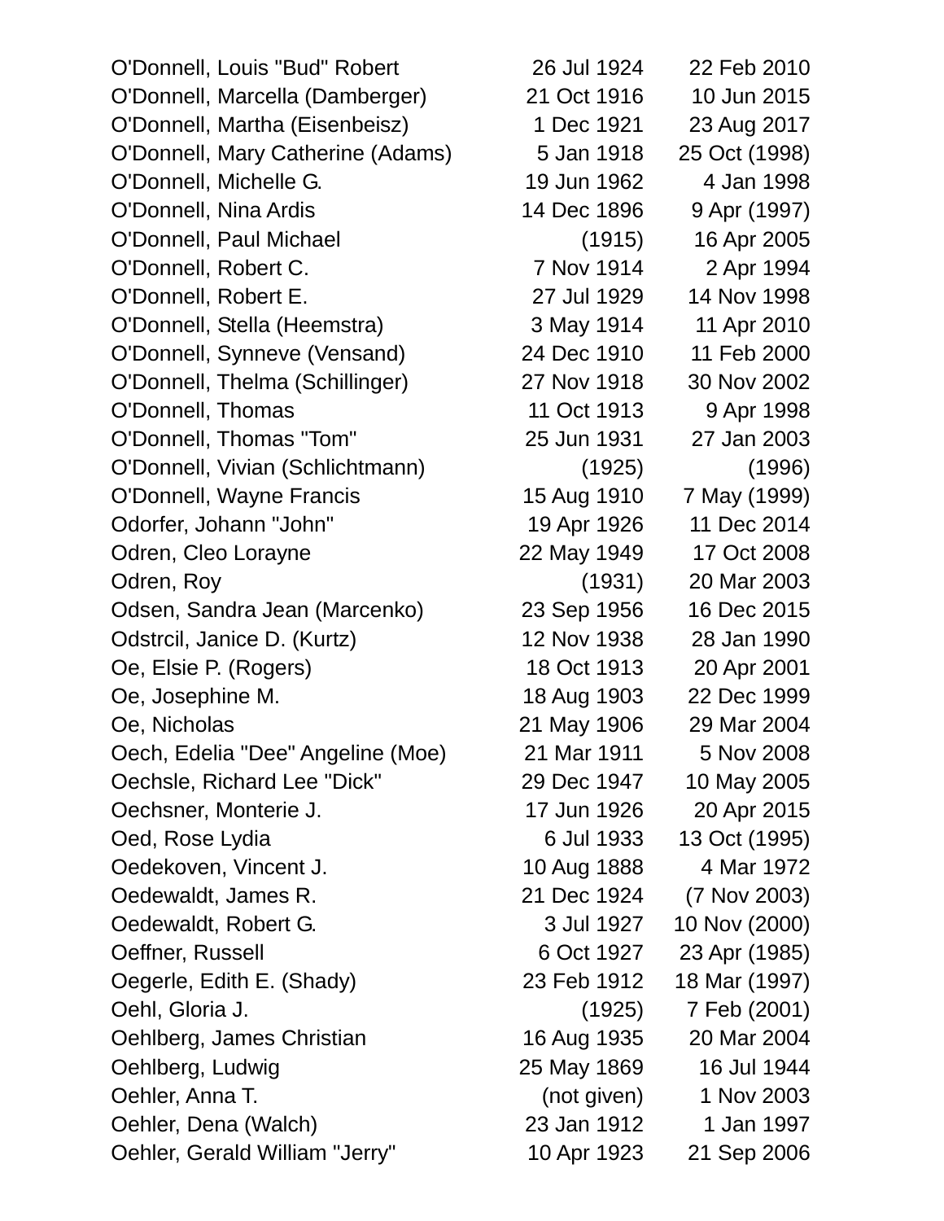| | | |
|---|---|---|
| O'Donnell, Louis "Bud" Robert | 26 Jul 1924 | 22 Feb 2010 |
| O'Donnell, Marcella (Damberger) | 21 Oct 1916 | 10 Jun 2015 |
| O'Donnell, Martha (Eisenbeisz) | 1 Dec 1921 | 23 Aug 2017 |
| O'Donnell, Mary Catherine (Adams) | 5 Jan 1918 | 25 Oct (1998) |
| O'Donnell, Michelle G. | 19 Jun 1962 | 4 Jan 1998 |
| O'Donnell, Nina Ardis | 14 Dec 1896 | 9 Apr (1997) |
| O'Donnell, Paul Michael | (1915) | 16 Apr 2005 |
| O'Donnell, Robert C. | 7 Nov 1914 | 2 Apr 1994 |
| O'Donnell, Robert E. | 27 Jul 1929 | 14 Nov 1998 |
| O'Donnell, Stella (Heemstra) | 3 May 1914 | 11 Apr 2010 |
| O'Donnell, Synneve (Vensand) | 24 Dec 1910 | 11 Feb 2000 |
| O'Donnell, Thelma (Schillinger) | 27 Nov 1918 | 30 Nov 2002 |
| O'Donnell, Thomas | 11 Oct 1913 | 9 Apr 1998 |
| O'Donnell, Thomas "Tom" | 25 Jun 1931 | 27 Jan 2003 |
| O'Donnell, Vivian (Schlichtmann) | (1925) | (1996) |
| O'Donnell, Wayne Francis | 15 Aug 1910 | 7 May (1999) |
| Odorfer, Johann "John" | 19 Apr 1926 | 11 Dec 2014 |
| Odren, Cleo Lorayne | 22 May 1949 | 17 Oct 2008 |
| Odren, Roy | (1931) | 20 Mar 2003 |
| Odsen, Sandra Jean (Marcenko) | 23 Sep 1956 | 16 Dec 2015 |
| Odstrcil, Janice D. (Kurtz) | 12 Nov 1938 | 28 Jan 1990 |
| Oe, Elsie P. (Rogers) | 18 Oct 1913 | 20 Apr 2001 |
| Oe, Josephine M. | 18 Aug 1903 | 22 Dec 1999 |
| Oe, Nicholas | 21 May 1906 | 29 Mar 2004 |
| Oech, Edelia "Dee" Angeline (Moe) | 21 Mar 1911 | 5 Nov 2008 |
| Oechsle, Richard Lee "Dick" | 29 Dec 1947 | 10 May 2005 |
| Oechsner, Monterie J. | 17 Jun 1926 | 20 Apr 2015 |
| Oed, Rose Lydia | 6 Jul 1933 | 13 Oct (1995) |
| Oedekoven, Vincent J. | 10 Aug 1888 | 4 Mar 1972 |
| Oedewaldt, James R. | 21 Dec 1924 | (7 Nov 2003) |
| Oedewaldt, Robert G. | 3 Jul 1927 | 10 Nov (2000) |
| Oeffner, Russell | 6 Oct 1927 | 23 Apr (1985) |
| Oegerle, Edith E. (Shady) | 23 Feb 1912 | 18 Mar (1997) |
| Oehl, Gloria J. | (1925) | 7 Feb (2001) |
| Oehlberg, James Christian | 16 Aug 1935 | 20 Mar 2004 |
| Oehlberg, Ludwig | 25 May 1869 | 16 Jul 1944 |
| Oehler, Anna T. | (not given) | 1 Nov 2003 |
| Oehler, Dena (Walch) | 23 Jan 1912 | 1 Jan 1997 |
| Oehler, Gerald William "Jerry" | 10 Apr 1923 | 21 Sep 2006 |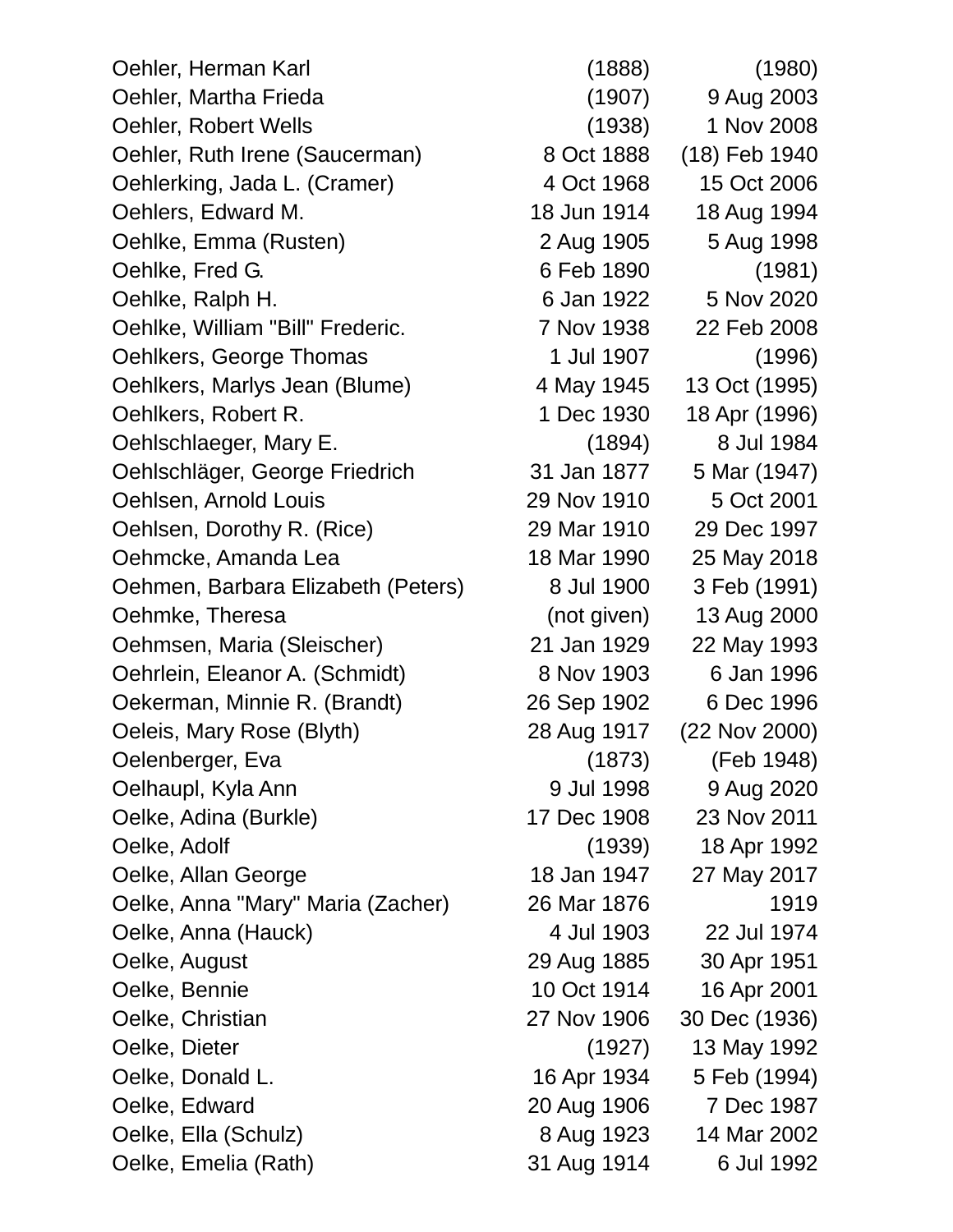| Name | Birth | Death |
| --- | --- | --- |
| Oehler, Herman Karl | (1888) | (1980) |
| Oehler, Martha Frieda | (1907) | 9 Aug 2003 |
| Oehler, Robert Wells | (1938) | 1 Nov 2008 |
| Oehler, Ruth Irene (Saucerman) | 8 Oct 1888 | (18) Feb 1940 |
| Oehlerking, Jada L. (Cramer) | 4 Oct 1968 | 15 Oct 2006 |
| Oehlers, Edward M. | 18 Jun 1914 | 18 Aug 1994 |
| Oehlke, Emma (Rusten) | 2 Aug 1905 | 5 Aug 1998 |
| Oehlke, Fred G. | 6 Feb 1890 | (1981) |
| Oehlke, Ralph H. | 6 Jan 1922 | 5 Nov 2020 |
| Oehlke, William "Bill" Frederic. | 7 Nov 1938 | 22 Feb 2008 |
| Oehlkers, George Thomas | 1 Jul 1907 | (1996) |
| Oehlkers, Marlys Jean (Blume) | 4 May 1945 | 13 Oct (1995) |
| Oehlkers, Robert R. | 1 Dec 1930 | 18 Apr (1996) |
| Oehlschlaeger, Mary E. | (1894) | 8 Jul 1984 |
| Oehlschläger, George Friedrich | 31 Jan 1877 | 5 Mar (1947) |
| Oehlsen, Arnold Louis | 29 Nov 1910 | 5 Oct 2001 |
| Oehlsen, Dorothy R. (Rice) | 29 Mar 1910 | 29 Dec 1997 |
| Oehmcke, Amanda Lea | 18 Mar 1990 | 25 May 2018 |
| Oehmen, Barbara Elizabeth (Peters) | 8 Jul 1900 | 3 Feb (1991) |
| Oehmke, Theresa | (not given) | 13 Aug 2000 |
| Oehmsen, Maria (Sleischer) | 21 Jan 1929 | 22 May 1993 |
| Oehrlein, Eleanor A. (Schmidt) | 8 Nov 1903 | 6 Jan 1996 |
| Oekerman, Minnie R. (Brandt) | 26 Sep 1902 | 6 Dec 1996 |
| Oeleis, Mary Rose (Blyth) | 28 Aug 1917 | (22 Nov 2000) |
| Oelenberger, Eva | (1873) | (Feb 1948) |
| Oelhaupl, Kyla Ann | 9 Jul 1998 | 9 Aug 2020 |
| Oelke, Adina (Burkle) | 17 Dec 1908 | 23 Nov 2011 |
| Oelke, Adolf | (1939) | 18 Apr 1992 |
| Oelke, Allan George | 18 Jan 1947 | 27 May 2017 |
| Oelke, Anna "Mary" Maria (Zacher) | 26 Mar 1876 | 1919 |
| Oelke, Anna (Hauck) | 4 Jul 1903 | 22 Jul 1974 |
| Oelke, August | 29 Aug 1885 | 30 Apr 1951 |
| Oelke, Bennie | 10 Oct 1914 | 16 Apr 2001 |
| Oelke, Christian | 27 Nov 1906 | 30 Dec (1936) |
| Oelke, Dieter | (1927) | 13 May 1992 |
| Oelke, Donald L. | 16 Apr 1934 | 5 Feb (1994) |
| Oelke, Edward | 20 Aug 1906 | 7 Dec 1987 |
| Oelke, Ella (Schulz) | 8 Aug 1923 | 14 Mar 2002 |
| Oelke, Emelia (Rath) | 31 Aug 1914 | 6 Jul 1992 |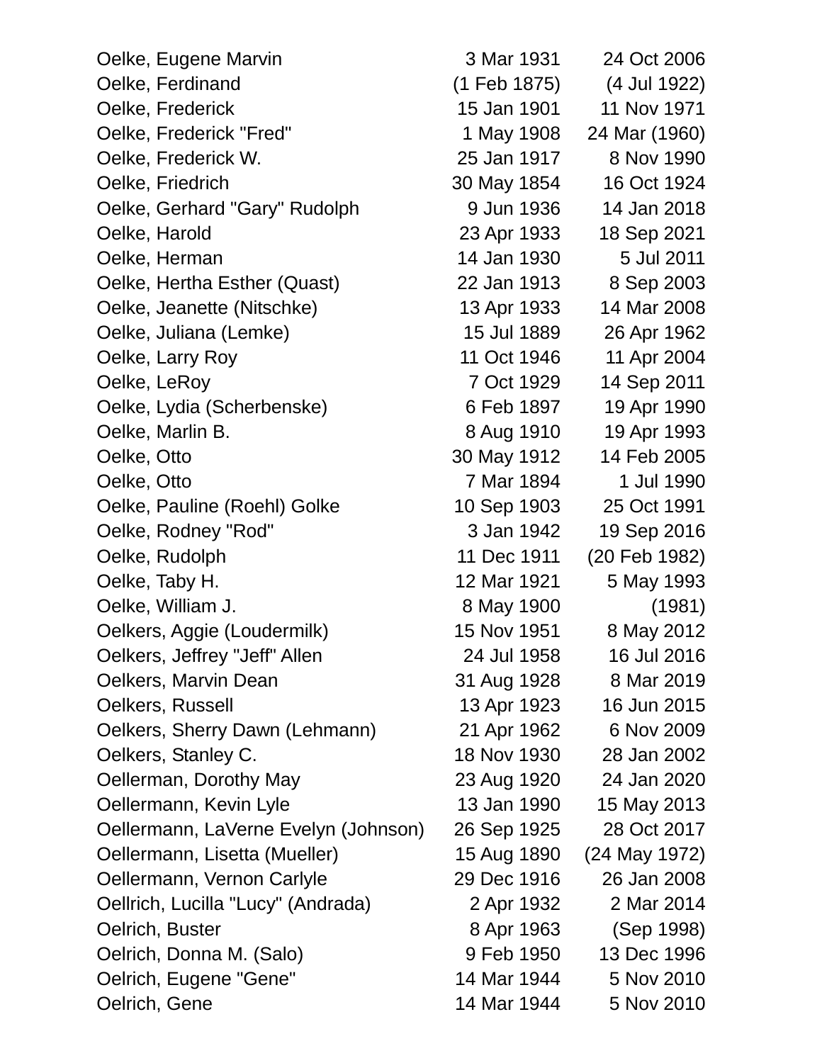| | | |
|---|---|---|
| Oelke, Eugene Marvin | 3 Mar 1931 | 24 Oct 2006 |
| Oelke, Ferdinand | (1 Feb 1875) | (4 Jul 1922) |
| Oelke, Frederick | 15 Jan 1901 | 11 Nov 1971 |
| Oelke, Frederick "Fred" | 1 May 1908 | 24 Mar (1960) |
| Oelke, Frederick W. | 25 Jan 1917 | 8 Nov 1990 |
| Oelke, Friedrich | 30 May 1854 | 16 Oct 1924 |
| Oelke, Gerhard "Gary" Rudolph | 9 Jun 1936 | 14 Jan 2018 |
| Oelke, Harold | 23 Apr 1933 | 18 Sep 2021 |
| Oelke, Herman | 14 Jan 1930 | 5 Jul 2011 |
| Oelke, Hertha Esther (Quast) | 22 Jan 1913 | 8 Sep 2003 |
| Oelke, Jeanette (Nitschke) | 13 Apr 1933 | 14 Mar 2008 |
| Oelke, Juliana (Lemke) | 15 Jul 1889 | 26 Apr 1962 |
| Oelke, Larry Roy | 11 Oct 1946 | 11 Apr 2004 |
| Oelke, LeRoy | 7 Oct 1929 | 14 Sep 2011 |
| Oelke, Lydia (Scherbenske) | 6 Feb 1897 | 19 Apr 1990 |
| Oelke, Marlin B. | 8 Aug 1910 | 19 Apr 1993 |
| Oelke, Otto | 30 May 1912 | 14 Feb 2005 |
| Oelke, Otto | 7 Mar 1894 | 1 Jul 1990 |
| Oelke, Pauline (Roehl) Golke | 10 Sep 1903 | 25 Oct 1991 |
| Oelke, Rodney "Rod" | 3 Jan 1942 | 19 Sep 2016 |
| Oelke, Rudolph | 11 Dec 1911 | (20 Feb 1982) |
| Oelke, Taby H. | 12 Mar 1921 | 5 May 1993 |
| Oelke, William J. | 8 May 1900 | (1981) |
| Oelkers, Aggie (Loudermilk) | 15 Nov 1951 | 8 May 2012 |
| Oelkers, Jeffrey "Jeff" Allen | 24 Jul 1958 | 16 Jul 2016 |
| Oelkers, Marvin Dean | 31 Aug 1928 | 8 Mar 2019 |
| Oelkers, Russell | 13 Apr 1923 | 16 Jun 2015 |
| Oelkers, Sherry Dawn (Lehmann) | 21 Apr 1962 | 6 Nov 2009 |
| Oelkers, Stanley C. | 18 Nov 1930 | 28 Jan 2002 |
| Oellerman, Dorothy May | 23 Aug 1920 | 24 Jan 2020 |
| Oellermann, Kevin Lyle | 13 Jan 1990 | 15 May 2013 |
| Oellermann, LaVerne Evelyn (Johnson) | 26 Sep 1925 | 28 Oct 2017 |
| Oellermann, Lisetta (Mueller) | 15 Aug 1890 | (24 May 1972) |
| Oellermann, Vernon Carlyle | 29 Dec 1916 | 26 Jan 2008 |
| Oellrich, Lucilla "Lucy" (Andrada) | 2 Apr 1932 | 2 Mar 2014 |
| Oelrich, Buster | 8 Apr 1963 | (Sep 1998) |
| Oelrich, Donna M. (Salo) | 9 Feb 1950 | 13 Dec 1996 |
| Oelrich, Eugene "Gene" | 14 Mar 1944 | 5 Nov 2010 |
| Oelrich, Gene | 14 Mar 1944 | 5 Nov 2010 |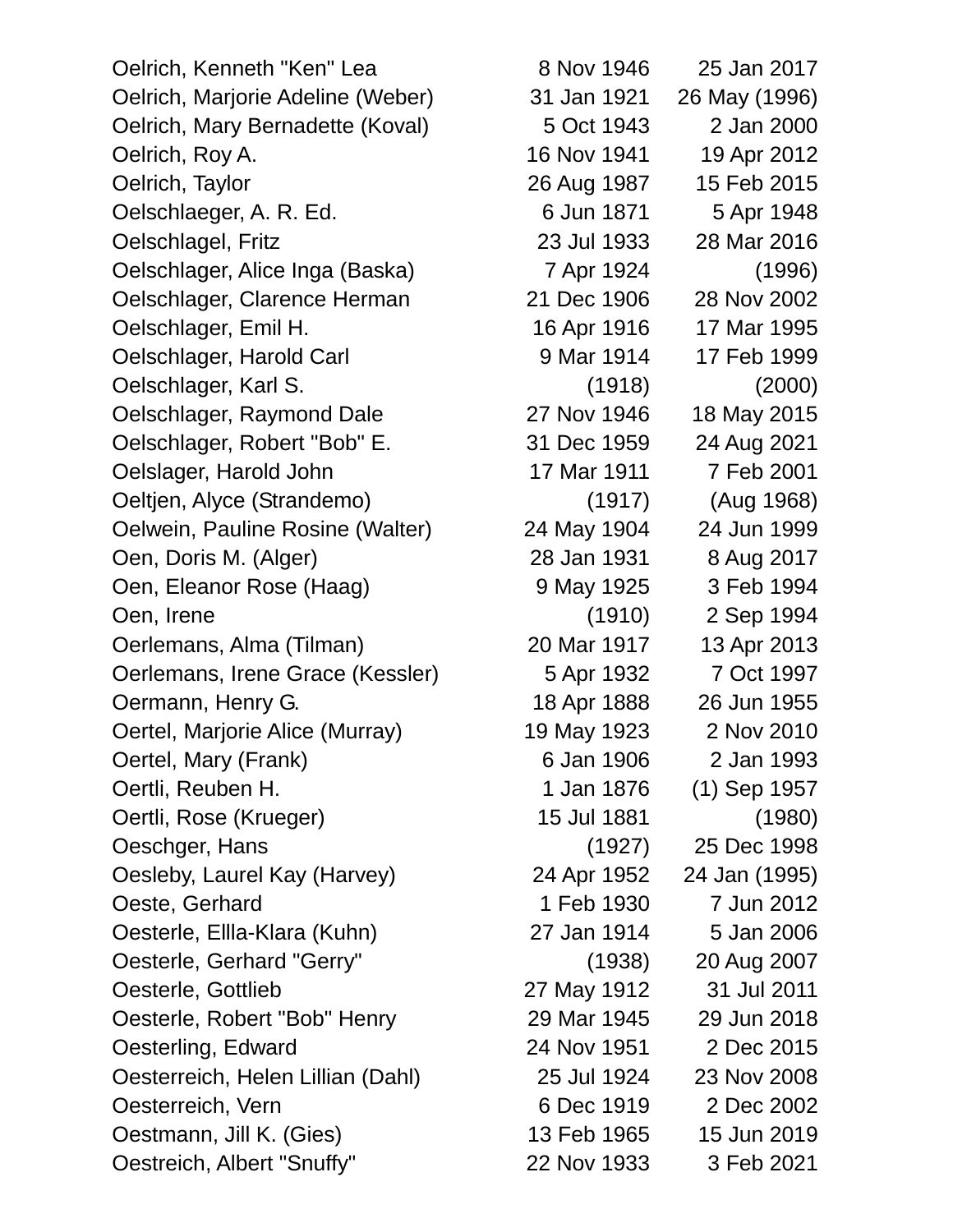| | | |
|---|---|---|
| Oelrich, Kenneth "Ken" Lea | 8 Nov 1946 | 25 Jan 2017 |
| Oelrich, Marjorie Adeline (Weber) | 31 Jan 1921 | 26 May (1996) |
| Oelrich, Mary Bernadette (Koval) | 5 Oct 1943 | 2 Jan 2000 |
| Oelrich, Roy A. | 16 Nov 1941 | 19 Apr 2012 |
| Oelrich, Taylor | 26 Aug 1987 | 15 Feb 2015 |
| Oelschlaeger, A. R. Ed. | 6 Jun 1871 | 5 Apr 1948 |
| Oelschlagel, Fritz | 23 Jul 1933 | 28 Mar 2016 |
| Oelschlager, Alice Inga (Baska) | 7 Apr 1924 | (1996) |
| Oelschlager, Clarence Herman | 21 Dec 1906 | 28 Nov 2002 |
| Oelschlager, Emil H. | 16 Apr 1916 | 17 Mar 1995 |
| Oelschlager, Harold Carl | 9 Mar 1914 | 17 Feb 1999 |
| Oelschlager, Karl S. | (1918) | (2000) |
| Oelschlager, Raymond Dale | 27 Nov 1946 | 18 May 2015 |
| Oelschlager, Robert "Bob" E. | 31 Dec 1959 | 24 Aug 2021 |
| Oelslager, Harold John | 17 Mar 1911 | 7 Feb 2001 |
| Oeltjen, Alyce (Strandemo) | (1917) | (Aug 1968) |
| Oelwein, Pauline Rosine (Walter) | 24 May 1904 | 24 Jun 1999 |
| Oen, Doris M. (Alger) | 28 Jan 1931 | 8 Aug 2017 |
| Oen, Eleanor Rose (Haag) | 9 May 1925 | 3 Feb 1994 |
| Oen, Irene | (1910) | 2 Sep 1994 |
| Oerlemans, Alma (Tilman) | 20 Mar 1917 | 13 Apr 2013 |
| Oerlemans, Irene Grace (Kessler) | 5 Apr 1932 | 7 Oct 1997 |
| Oermann, Henry G. | 18 Apr 1888 | 26 Jun 1955 |
| Oertel, Marjorie Alice (Murray) | 19 May 1923 | 2 Nov 2010 |
| Oertel, Mary (Frank) | 6 Jan 1906 | 2 Jan 1993 |
| Oertli, Reuben H. | 1 Jan 1876 | (1) Sep 1957 |
| Oertli, Rose (Krueger) | 15 Jul 1881 | (1980) |
| Oeschger, Hans | (1927) | 25 Dec 1998 |
| Oesleby, Laurel Kay (Harvey) | 24 Apr 1952 | 24 Jan (1995) |
| Oeste, Gerhard | 1 Feb 1930 | 7 Jun 2012 |
| Oesterle, Ellla-Klara (Kuhn) | 27 Jan 1914 | 5 Jan 2006 |
| Oesterle, Gerhard "Gerry" | (1938) | 20 Aug 2007 |
| Oesterle, Gottlieb | 27 May 1912 | 31 Jul 2011 |
| Oesterle, Robert "Bob" Henry | 29 Mar 1945 | 29 Jun 2018 |
| Oesterling, Edward | 24 Nov 1951 | 2 Dec 2015 |
| Oesterreich, Helen Lillian (Dahl) | 25 Jul 1924 | 23 Nov 2008 |
| Oesterreich, Vern | 6 Dec 1919 | 2 Dec 2002 |
| Oestmann, Jill K. (Gies) | 13 Feb 1965 | 15 Jun 2019 |
| Oestreich, Albert "Snuffy" | 22 Nov 1933 | 3 Feb 2021 |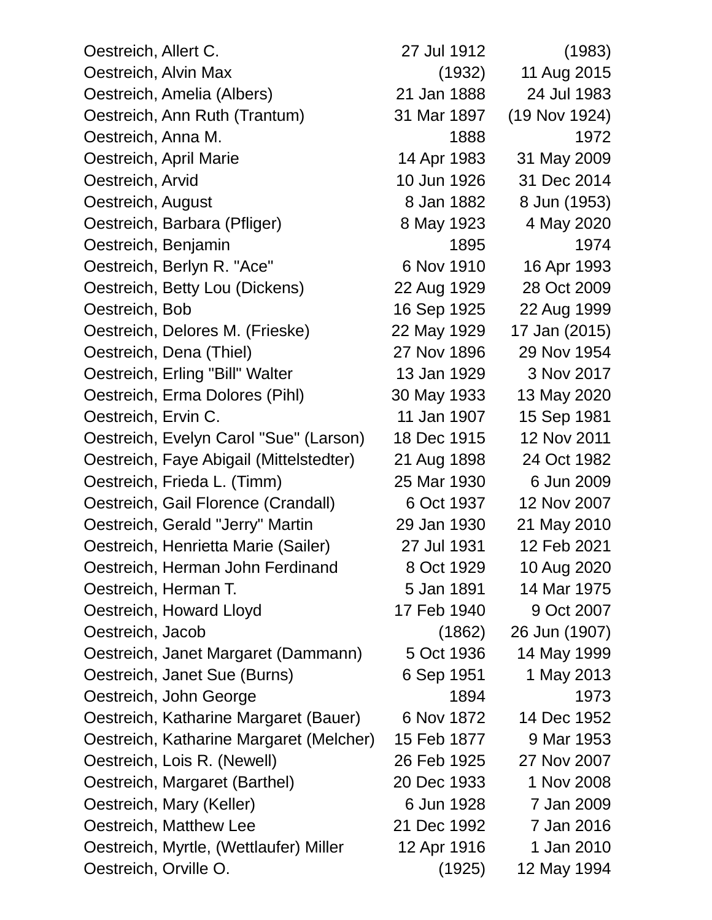| | | |
|---|---|---|
| Oestreich, Allert C. | 27 Jul 1912 | (1983) |
| Oestreich, Alvin Max | (1932) | 11 Aug 2015 |
| Oestreich, Amelia (Albers) | 21 Jan 1888 | 24 Jul 1983 |
| Oestreich, Ann Ruth (Trantum) | 31 Mar 1897 | (19 Nov 1924) |
| Oestreich, Anna M. | 1888 | 1972 |
| Oestreich, April Marie | 14 Apr 1983 | 31 May 2009 |
| Oestreich, Arvid | 10 Jun 1926 | 31 Dec 2014 |
| Oestreich, August | 8 Jan 1882 | 8 Jun (1953) |
| Oestreich, Barbara (Pfliger) | 8 May 1923 | 4 May 2020 |
| Oestreich, Benjamin | 1895 | 1974 |
| Oestreich, Berlyn R. "Ace" | 6 Nov 1910 | 16 Apr 1993 |
| Oestreich, Betty Lou (Dickens) | 22 Aug 1929 | 28 Oct 2009 |
| Oestreich, Bob | 16 Sep 1925 | 22 Aug 1999 |
| Oestreich, Delores M. (Frieske) | 22 May 1929 | 17 Jan (2015) |
| Oestreich, Dena (Thiel) | 27 Nov 1896 | 29 Nov 1954 |
| Oestreich, Erling "Bill" Walter | 13 Jan 1929 | 3 Nov 2017 |
| Oestreich, Erma Dolores (Pihl) | 30 May 1933 | 13 May 2020 |
| Oestreich, Ervin C. | 11 Jan 1907 | 15 Sep 1981 |
| Oestreich, Evelyn Carol "Sue" (Larson) | 18 Dec 1915 | 12 Nov 2011 |
| Oestreich, Faye Abigail (Mittelstedter) | 21 Aug 1898 | 24 Oct 1982 |
| Oestreich, Frieda L. (Timm) | 25 Mar 1930 | 6 Jun 2009 |
| Oestreich, Gail Florence (Crandall) | 6 Oct 1937 | 12 Nov 2007 |
| Oestreich, Gerald "Jerry" Martin | 29 Jan 1930 | 21 May 2010 |
| Oestreich, Henrietta Marie (Sailer) | 27 Jul 1931 | 12 Feb 2021 |
| Oestreich, Herman John Ferdinand | 8 Oct 1929 | 10 Aug 2020 |
| Oestreich, Herman T. | 5 Jan 1891 | 14 Mar 1975 |
| Oestreich, Howard Lloyd | 17 Feb 1940 | 9 Oct 2007 |
| Oestreich, Jacob | (1862) | 26 Jun (1907) |
| Oestreich, Janet Margaret (Dammann) | 5 Oct 1936 | 14 May 1999 |
| Oestreich, Janet Sue (Burns) | 6 Sep 1951 | 1 May 2013 |
| Oestreich, John George | 1894 | 1973 |
| Oestreich, Katharine Margaret (Bauer) | 6 Nov 1872 | 14 Dec 1952 |
| Oestreich, Katharine Margaret (Melcher) | 15 Feb 1877 | 9 Mar 1953 |
| Oestreich, Lois R. (Newell) | 26 Feb 1925 | 27 Nov 2007 |
| Oestreich, Margaret (Barthel) | 20 Dec 1933 | 1 Nov 2008 |
| Oestreich, Mary (Keller) | 6 Jun 1928 | 7 Jan 2009 |
| Oestreich, Matthew Lee | 21 Dec 1992 | 7 Jan 2016 |
| Oestreich, Myrtle, (Wettlaufer) Miller | 12 Apr 1916 | 1 Jan 2010 |
| Oestreich, Orville O. | (1925) | 12 May 1994 |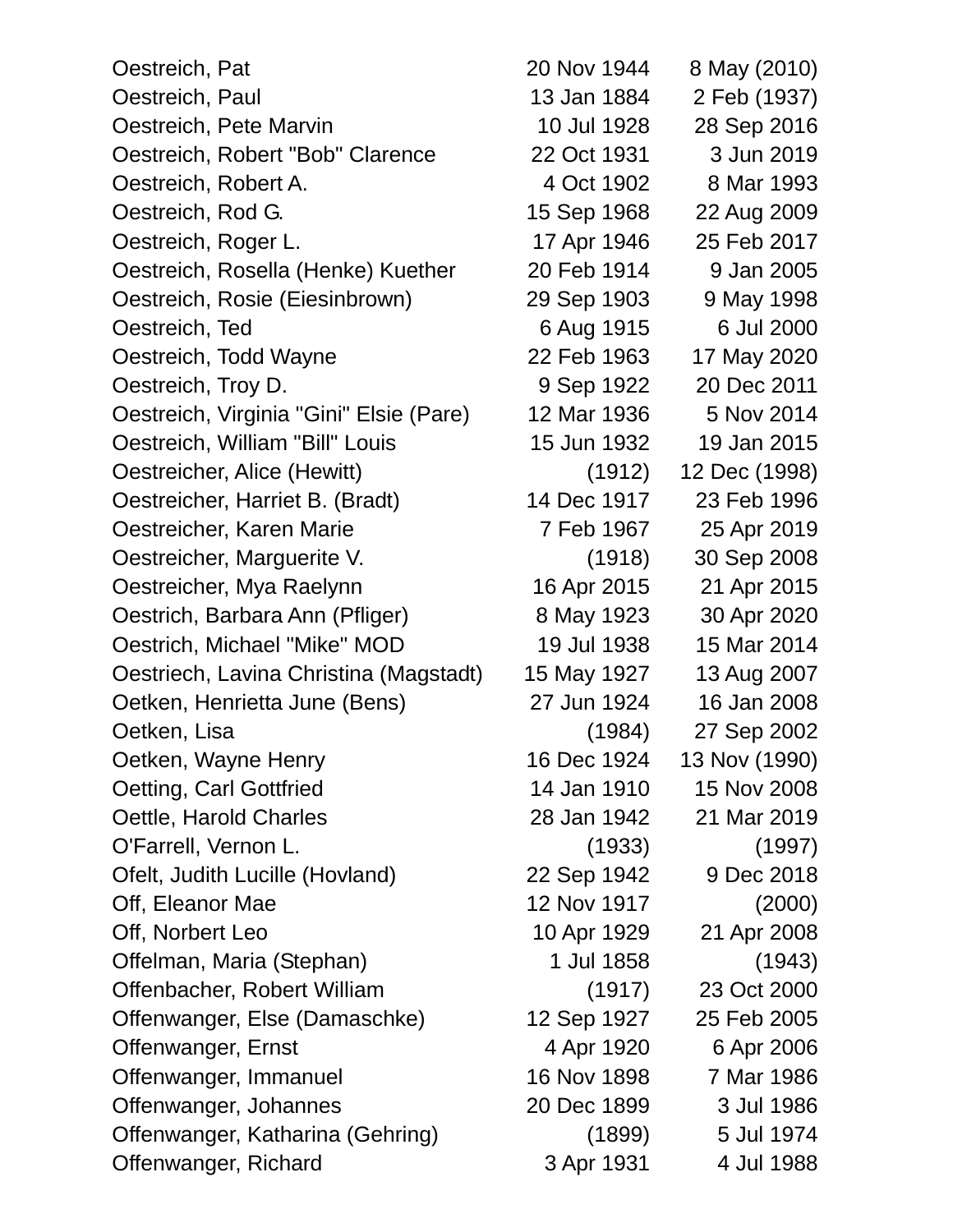| | | |
|---|---|---|
| Oestreich, Pat | 20 Nov 1944 | 8 May (2010) |
| Oestreich, Paul | 13 Jan 1884 | 2 Feb (1937) |
| Oestreich, Pete Marvin | 10 Jul 1928 | 28 Sep 2016 |
| Oestreich, Robert "Bob" Clarence | 22 Oct 1931 | 3 Jun 2019 |
| Oestreich, Robert A. | 4 Oct 1902 | 8 Mar 1993 |
| Oestreich, Rod G. | 15 Sep 1968 | 22 Aug 2009 |
| Oestreich, Roger L. | 17 Apr 1946 | 25 Feb 2017 |
| Oestreich, Rosella (Henke) Kuether | 20 Feb 1914 | 9 Jan 2005 |
| Oestreich, Rosie (Eiesinbrown) | 29 Sep 1903 | 9 May 1998 |
| Oestreich, Ted | 6 Aug 1915 | 6 Jul 2000 |
| Oestreich, Todd Wayne | 22 Feb 1963 | 17 May 2020 |
| Oestreich, Troy D. | 9 Sep 1922 | 20 Dec 2011 |
| Oestreich, Virginia "Gini" Elsie (Pare) | 12 Mar 1936 | 5 Nov 2014 |
| Oestreich, William "Bill" Louis | 15 Jun 1932 | 19 Jan 2015 |
| Oestreicher, Alice (Hewitt) | (1912) | 12 Dec (1998) |
| Oestreicher, Harriet B. (Bradt) | 14 Dec 1917 | 23 Feb 1996 |
| Oestreicher, Karen Marie | 7 Feb 1967 | 25 Apr 2019 |
| Oestreicher, Marguerite V. | (1918) | 30 Sep 2008 |
| Oestreicher, Mya Raelynn | 16 Apr 2015 | 21 Apr 2015 |
| Oestrich, Barbara Ann (Pfliger) | 8 May 1923 | 30 Apr 2020 |
| Oestrich, Michael "Mike" MOD | 19 Jul 1938 | 15 Mar 2014 |
| Oestriech, Lavina Christina (Magstadt) | 15 May 1927 | 13 Aug 2007 |
| Oetken, Henrietta June (Bens) | 27 Jun 1924 | 16 Jan 2008 |
| Oetken, Lisa | (1984) | 27 Sep 2002 |
| Oetken, Wayne Henry | 16 Dec 1924 | 13 Nov (1990) |
| Oetting, Carl Gottfried | 14 Jan 1910 | 15 Nov 2008 |
| Oettle, Harold Charles | 28 Jan 1942 | 21 Mar 2019 |
| O'Farrell, Vernon L. | (1933) | (1997) |
| Ofelt, Judith Lucille (Hovland) | 22 Sep 1942 | 9 Dec 2018 |
| Off, Eleanor Mae | 12 Nov 1917 | (2000) |
| Off, Norbert Leo | 10 Apr 1929 | 21 Apr 2008 |
| Offelman, Maria (Stephan) | 1 Jul 1858 | (1943) |
| Offenbacher, Robert William | (1917) | 23 Oct 2000 |
| Offenwanger, Else (Damaschke) | 12 Sep 1927 | 25 Feb 2005 |
| Offenwanger, Ernst | 4 Apr 1920 | 6 Apr 2006 |
| Offenwanger, Immanuel | 16 Nov 1898 | 7 Mar 1986 |
| Offenwanger, Johannes | 20 Dec 1899 | 3 Jul 1986 |
| Offenwanger, Katharina (Gehring) | (1899) | 5 Jul 1974 |
| Offenwanger, Richard | 3 Apr 1931 | 4 Jul 1988 |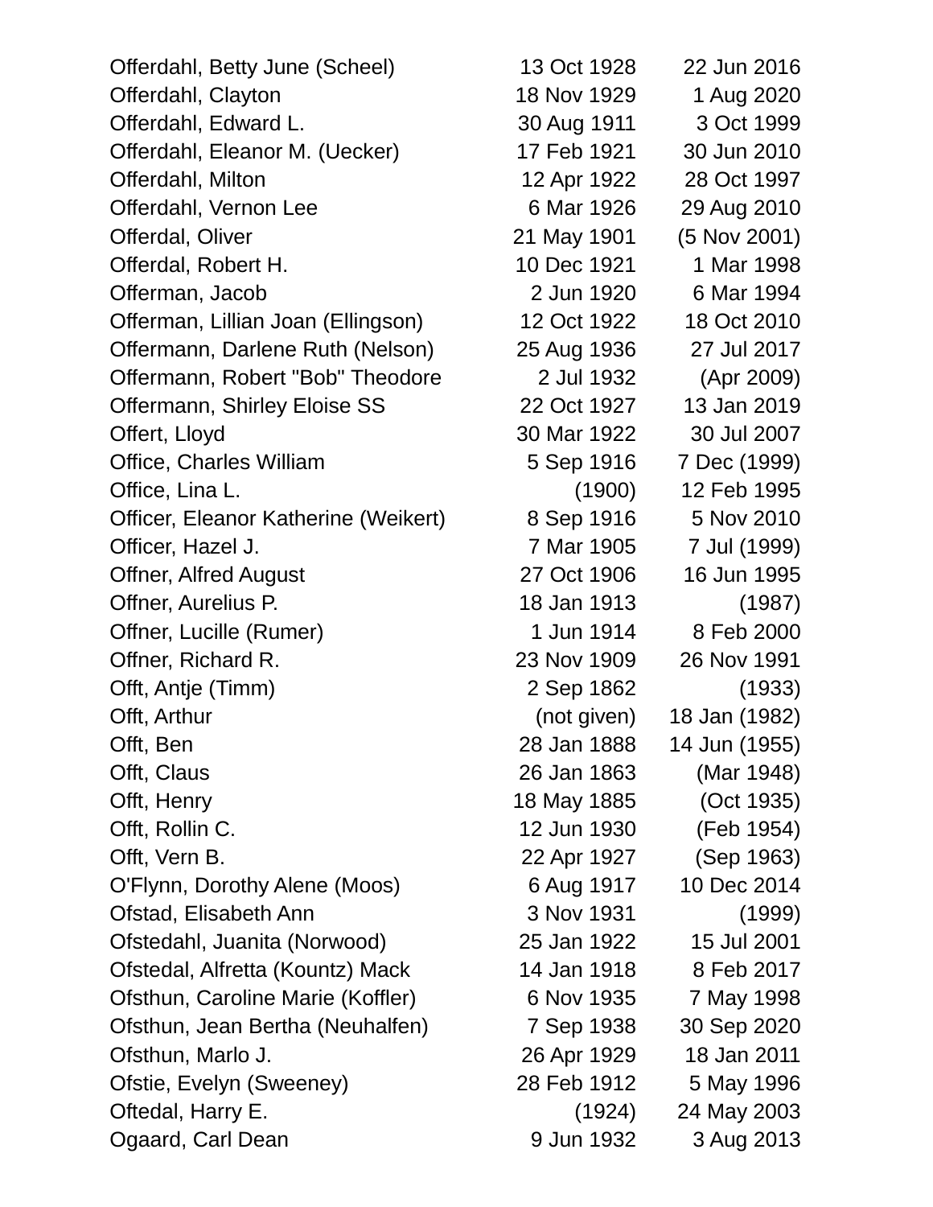| | | |
|---|---|---|
| Offerdahl, Betty June (Scheel) | 13 Oct 1928 | 22 Jun 2016 |
| Offerdahl, Clayton | 18 Nov 1929 | 1 Aug 2020 |
| Offerdahl, Edward L. | 30 Aug 1911 | 3 Oct 1999 |
| Offerdahl, Eleanor M. (Uecker) | 17 Feb 1921 | 30 Jun 2010 |
| Offerdahl, Milton | 12 Apr 1922 | 28 Oct 1997 |
| Offerdahl, Vernon Lee | 6 Mar 1926 | 29 Aug 2010 |
| Offerdal, Oliver | 21 May 1901 | (5 Nov 2001) |
| Offerdal, Robert H. | 10 Dec 1921 | 1 Mar 1998 |
| Offerman, Jacob | 2 Jun 1920 | 6 Mar 1994 |
| Offerman, Lillian Joan (Ellingson) | 12 Oct 1922 | 18 Oct 2010 |
| Offermann, Darlene Ruth (Nelson) | 25 Aug 1936 | 27 Jul 2017 |
| Offermann, Robert "Bob" Theodore | 2 Jul 1932 | (Apr 2009) |
| Offermann, Shirley Eloise SS | 22 Oct 1927 | 13 Jan 2019 |
| Offert, Lloyd | 30 Mar 1922 | 30 Jul 2007 |
| Office, Charles William | 5 Sep 1916 | 7 Dec (1999) |
| Office, Lina L. | (1900) | 12 Feb 1995 |
| Officer, Eleanor Katherine (Weikert) | 8 Sep 1916 | 5 Nov 2010 |
| Officer, Hazel J. | 7 Mar 1905 | 7 Jul (1999) |
| Offner, Alfred August | 27 Oct 1906 | 16 Jun 1995 |
| Offner, Aurelius P. | 18 Jan 1913 | (1987) |
| Offner, Lucille (Rumer) | 1 Jun 1914 | 8 Feb 2000 |
| Offner, Richard R. | 23 Nov 1909 | 26 Nov 1991 |
| Offt, Antje (Timm) | 2 Sep 1862 | (1933) |
| Offt, Arthur | (not given) | 18 Jan (1982) |
| Offt, Ben | 28 Jan 1888 | 14 Jun (1955) |
| Offt, Claus | 26 Jan 1863 | (Mar 1948) |
| Offt, Henry | 18 May 1885 | (Oct 1935) |
| Offt, Rollin C. | 12 Jun 1930 | (Feb 1954) |
| Offt, Vern B. | 22 Apr 1927 | (Sep 1963) |
| O'Flynn, Dorothy Alene (Moos) | 6 Aug 1917 | 10 Dec 2014 |
| Ofstad, Elisabeth Ann | 3 Nov 1931 | (1999) |
| Ofstedahl, Juanita (Norwood) | 25 Jan 1922 | 15 Jul 2001 |
| Ofstedal, Alfretta (Kountz) Mack | 14 Jan 1918 | 8 Feb 2017 |
| Ofsthun, Caroline Marie (Koffler) | 6 Nov 1935 | 7 May 1998 |
| Ofsthun, Jean Bertha (Neuhalfen) | 7 Sep 1938 | 30 Sep 2020 |
| Ofsthun, Marlo J. | 26 Apr 1929 | 18 Jan 2011 |
| Ofstie, Evelyn (Sweeney) | 28 Feb 1912 | 5 May 1996 |
| Oftedal, Harry E. | (1924) | 24 May 2003 |
| Ogaard, Carl Dean | 9 Jun 1932 | 3 Aug 2013 |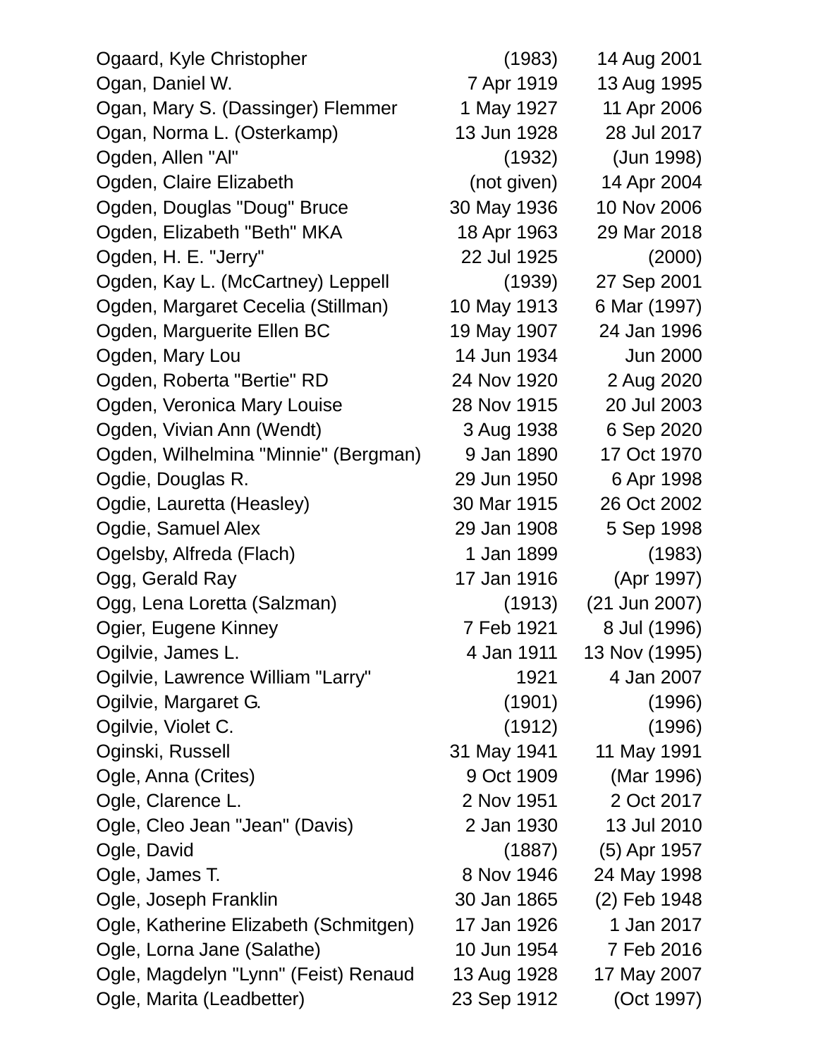| Name | Born | Died |
|---|---|---|
| Ogaard, Kyle Christopher | (1983) | 14 Aug 2001 |
| Ogan, Daniel W. | 7 Apr 1919 | 13 Aug 1995 |
| Ogan, Mary S. (Dassinger) Flemmer | 1 May 1927 | 11 Apr 2006 |
| Ogan, Norma L. (Osterkamp) | 13 Jun 1928 | 28 Jul 2017 |
| Ogden, Allen "Al" | (1932) | (Jun 1998) |
| Ogden, Claire Elizabeth | (not given) | 14 Apr 2004 |
| Ogden, Douglas "Doug" Bruce | 30 May 1936 | 10 Nov 2006 |
| Ogden, Elizabeth "Beth" MKA | 18 Apr 1963 | 29 Mar 2018 |
| Ogden, H. E. "Jerry" | 22 Jul 1925 | (2000) |
| Ogden, Kay L. (McCartney) Leppell | (1939) | 27 Sep 2001 |
| Ogden, Margaret Cecelia (Stillman) | 10 May 1913 | 6 Mar (1997) |
| Ogden, Marguerite Ellen BC | 19 May 1907 | 24 Jan 1996 |
| Ogden, Mary Lou | 14 Jun 1934 | Jun 2000 |
| Ogden, Roberta "Bertie" RD | 24 Nov 1920 | 2 Aug 2020 |
| Ogden, Veronica Mary Louise | 28 Nov 1915 | 20 Jul 2003 |
| Ogden, Vivian Ann (Wendt) | 3 Aug 1938 | 6 Sep 2020 |
| Ogden, Wilhelmina "Minnie" (Bergman) | 9 Jan 1890 | 17 Oct 1970 |
| Ogdie, Douglas R. | 29 Jun 1950 | 6 Apr 1998 |
| Ogdie, Lauretta (Heasley) | 30 Mar 1915 | 26 Oct 2002 |
| Ogdie, Samuel Alex | 29 Jan 1908 | 5 Sep 1998 |
| Ogelsby, Alfreda (Flach) | 1 Jan 1899 | (1983) |
| Ogg, Gerald Ray | 17 Jan 1916 | (Apr 1997) |
| Ogg, Lena Loretta (Salzman) | (1913) | (21 Jun 2007) |
| Ogier, Eugene Kinney | 7 Feb 1921 | 8 Jul (1996) |
| Ogilvie, James L. | 4 Jan 1911 | 13 Nov (1995) |
| Ogilvie, Lawrence William "Larry" | 1921 | 4 Jan 2007 |
| Ogilvie, Margaret G. | (1901) | (1996) |
| Ogilvie, Violet C. | (1912) | (1996) |
| Oginski, Russell | 31 May 1941 | 11 May 1991 |
| Ogle, Anna (Crites) | 9 Oct 1909 | (Mar 1996) |
| Ogle, Clarence L. | 2 Nov 1951 | 2 Oct 2017 |
| Ogle, Cleo Jean "Jean" (Davis) | 2 Jan 1930 | 13 Jul 2010 |
| Ogle, David | (1887) | (5) Apr 1957 |
| Ogle, James T. | 8 Nov 1946 | 24 May 1998 |
| Ogle, Joseph Franklin | 30 Jan 1865 | (2) Feb 1948 |
| Ogle, Katherine Elizabeth (Schmitgen) | 17 Jan 1926 | 1 Jan 2017 |
| Ogle, Lorna Jane (Salathe) | 10 Jun 1954 | 7 Feb 2016 |
| Ogle, Magdelyn "Lynn" (Feist) Renaud | 13 Aug 1928 | 17 May 2007 |
| Ogle, Marita (Leadbetter) | 23 Sep 1912 | (Oct 1997) |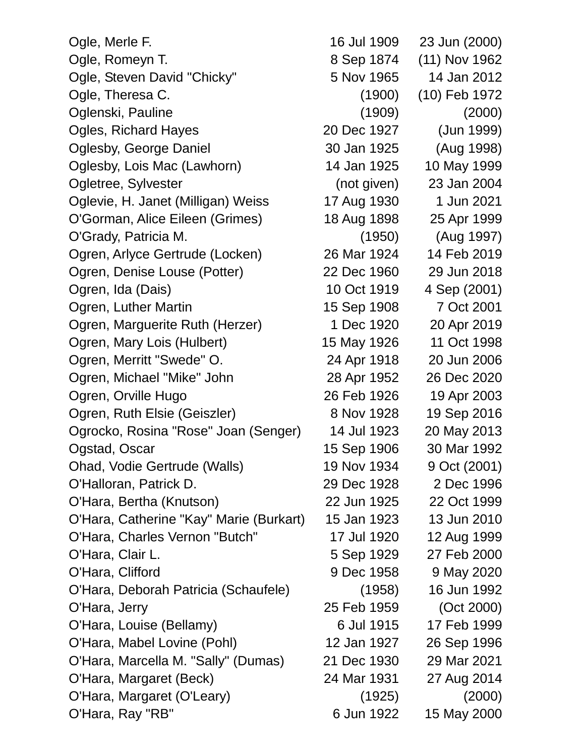| | | |
|---|---|---|
| Ogle, Merle F. | 16 Jul 1909 | 23 Jun (2000) |
| Ogle, Romeyn T. | 8 Sep 1874 | (11) Nov 1962 |
| Ogle, Steven David "Chicky" | 5 Nov 1965 | 14 Jan 2012 |
| Ogle, Theresa C. | (1900) | (10) Feb 1972 |
| Oglenski, Pauline | (1909) | (2000) |
| Ogles, Richard Hayes | 20 Dec 1927 | (Jun 1999) |
| Oglesby, George Daniel | 30 Jan 1925 | (Aug 1998) |
| Oglesby, Lois Mac (Lawhorn) | 14 Jan 1925 | 10 May 1999 |
| Ogletree, Sylvester | (not given) | 23 Jan 2004 |
| Oglevie, H. Janet (Milligan) Weiss | 17 Aug 1930 | 1 Jun 2021 |
| O'Gorman, Alice Eileen (Grimes) | 18 Aug 1898 | 25 Apr 1999 |
| O'Grady, Patricia M. | (1950) | (Aug 1997) |
| Ogren, Arlyce Gertrude (Locken) | 26 Mar 1924 | 14 Feb 2019 |
| Ogren, Denise Louse (Potter) | 22 Dec 1960 | 29 Jun 2018 |
| Ogren, Ida (Dais) | 10 Oct 1919 | 4 Sep (2001) |
| Ogren, Luther Martin | 15 Sep 1908 | 7 Oct 2001 |
| Ogren, Marguerite Ruth (Herzer) | 1 Dec 1920 | 20 Apr 2019 |
| Ogren, Mary Lois (Hulbert) | 15 May 1926 | 11 Oct 1998 |
| Ogren, Merritt "Swede" O. | 24 Apr 1918 | 20 Jun 2006 |
| Ogren, Michael "Mike" John | 28 Apr 1952 | 26 Dec 2020 |
| Ogren, Orville Hugo | 26 Feb 1926 | 19 Apr 2003 |
| Ogren, Ruth Elsie (Geiszler) | 8 Nov 1928 | 19 Sep 2016 |
| Ogrocko, Rosina "Rose" Joan (Senger) | 14 Jul 1923 | 20 May 2013 |
| Ogstad, Oscar | 15 Sep 1906 | 30 Mar 1992 |
| Ohad, Vodie Gertrude (Walls) | 19 Nov 1934 | 9 Oct (2001) |
| O'Halloran, Patrick D. | 29 Dec 1928 | 2 Dec 1996 |
| O'Hara, Bertha (Knutson) | 22 Jun 1925 | 22 Oct 1999 |
| O'Hara, Catherine "Kay" Marie (Burkart) | 15 Jan 1923 | 13 Jun 2010 |
| O'Hara, Charles Vernon "Butch" | 17 Jul 1920 | 12 Aug 1999 |
| O'Hara, Clair L. | 5 Sep 1929 | 27 Feb 2000 |
| O'Hara, Clifford | 9 Dec 1958 | 9 May 2020 |
| O'Hara, Deborah Patricia (Schaufele) | (1958) | 16 Jun 1992 |
| O'Hara, Jerry | 25 Feb 1959 | (Oct 2000) |
| O'Hara, Louise (Bellamy) | 6 Jul 1915 | 17 Feb 1999 |
| O'Hara, Mabel Lovine (Pohl) | 12 Jan 1927 | 26 Sep 1996 |
| O'Hara, Marcella M. "Sally" (Dumas) | 21 Dec 1930 | 29 Mar 2021 |
| O'Hara, Margaret (Beck) | 24 Mar 1931 | 27 Aug 2014 |
| O'Hara, Margaret (O'Leary) | (1925) | (2000) |
| O'Hara, Ray "RB" | 6 Jun 1922 | 15 May 2000 |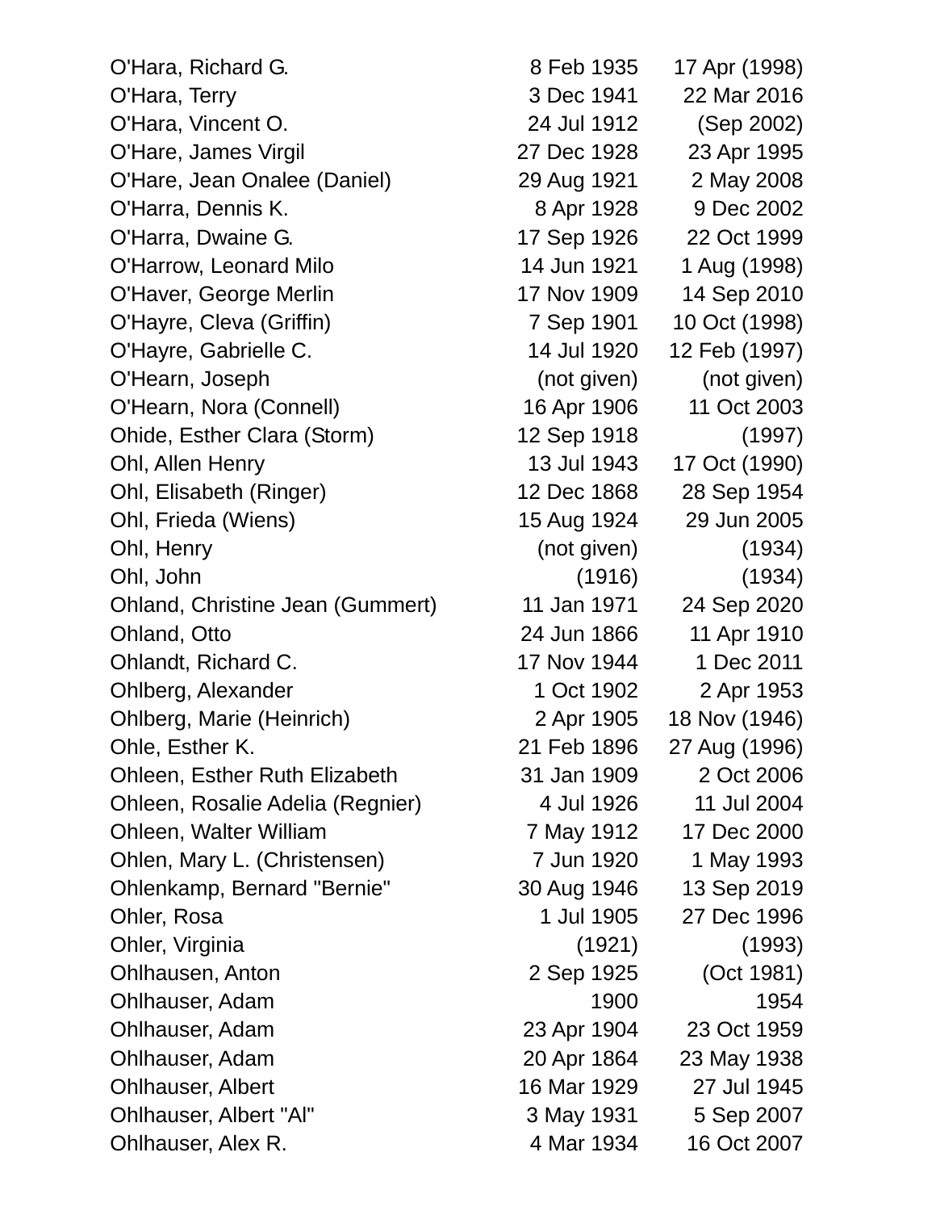| | | |
|---|---|---|
| O'Hara, Richard G. | 8 Feb 1935 | 17 Apr (1998) |
| O'Hara, Terry | 3 Dec 1941 | 22 Mar 2016 |
| O'Hara, Vincent O. | 24 Jul 1912 | (Sep 2002) |
| O'Hare, James Virgil | 27 Dec 1928 | 23 Apr 1995 |
| O'Hare, Jean Onalee (Daniel) | 29 Aug 1921 | 2 May 2008 |
| O'Harra, Dennis K. | 8 Apr 1928 | 9 Dec 2002 |
| O'Harra, Dwaine G. | 17 Sep 1926 | 22 Oct 1999 |
| O'Harrow, Leonard Milo | 14 Jun 1921 | 1 Aug (1998) |
| O'Haver, George Merlin | 17 Nov 1909 | 14 Sep 2010 |
| O'Hayre, Cleva (Griffin) | 7 Sep 1901 | 10 Oct (1998) |
| O'Hayre, Gabrielle C. | 14 Jul 1920 | 12 Feb (1997) |
| O'Hearn, Joseph | (not given) | (not given) |
| O'Hearn, Nora (Connell) | 16 Apr 1906 | 11 Oct 2003 |
| Ohide, Esther Clara (Storm) | 12 Sep 1918 | (1997) |
| Ohl, Allen Henry | 13 Jul 1943 | 17 Oct (1990) |
| Ohl, Elisabeth (Ringer) | 12 Dec 1868 | 28 Sep 1954 |
| Ohl, Frieda (Wiens) | 15 Aug 1924 | 29 Jun 2005 |
| Ohl, Henry | (not given) | (1934) |
| Ohl, John | (1916) | (1934) |
| Ohland, Christine Jean (Gummert) | 11 Jan 1971 | 24 Sep 2020 |
| Ohland, Otto | 24 Jun 1866 | 11 Apr 1910 |
| Ohlandt, Richard C. | 17 Nov 1944 | 1 Dec 2011 |
| Ohlberg, Alexander | 1 Oct 1902 | 2 Apr 1953 |
| Ohlberg, Marie (Heinrich) | 2 Apr 1905 | 18 Nov (1946) |
| Ohle, Esther K. | 21 Feb 1896 | 27 Aug (1996) |
| Ohleen, Esther Ruth Elizabeth | 31 Jan 1909 | 2 Oct 2006 |
| Ohleen, Rosalie Adelia (Regnier) | 4 Jul 1926 | 11 Jul 2004 |
| Ohleen, Walter William | 7 May 1912 | 17 Dec 2000 |
| Ohlen, Mary L. (Christensen) | 7 Jun 1920 | 1 May 1993 |
| Ohlenkamp, Bernard "Bernie" | 30 Aug 1946 | 13 Sep 2019 |
| Ohler, Rosa | 1 Jul 1905 | 27 Dec 1996 |
| Ohler, Virginia | (1921) | (1993) |
| Ohlhausen, Anton | 2 Sep 1925 | (Oct 1981) |
| Ohlhauser, Adam | 1900 | 1954 |
| Ohlhauser, Adam | 23 Apr 1904 | 23 Oct 1959 |
| Ohlhauser, Adam | 20 Apr 1864 | 23 May 1938 |
| Ohlhauser, Albert | 16 Mar 1929 | 27 Jul 1945 |
| Ohlhauser, Albert "Al" | 3 May 1931 | 5 Sep 2007 |
| Ohlhauser, Alex R. | 4 Mar 1934 | 16 Oct 2007 |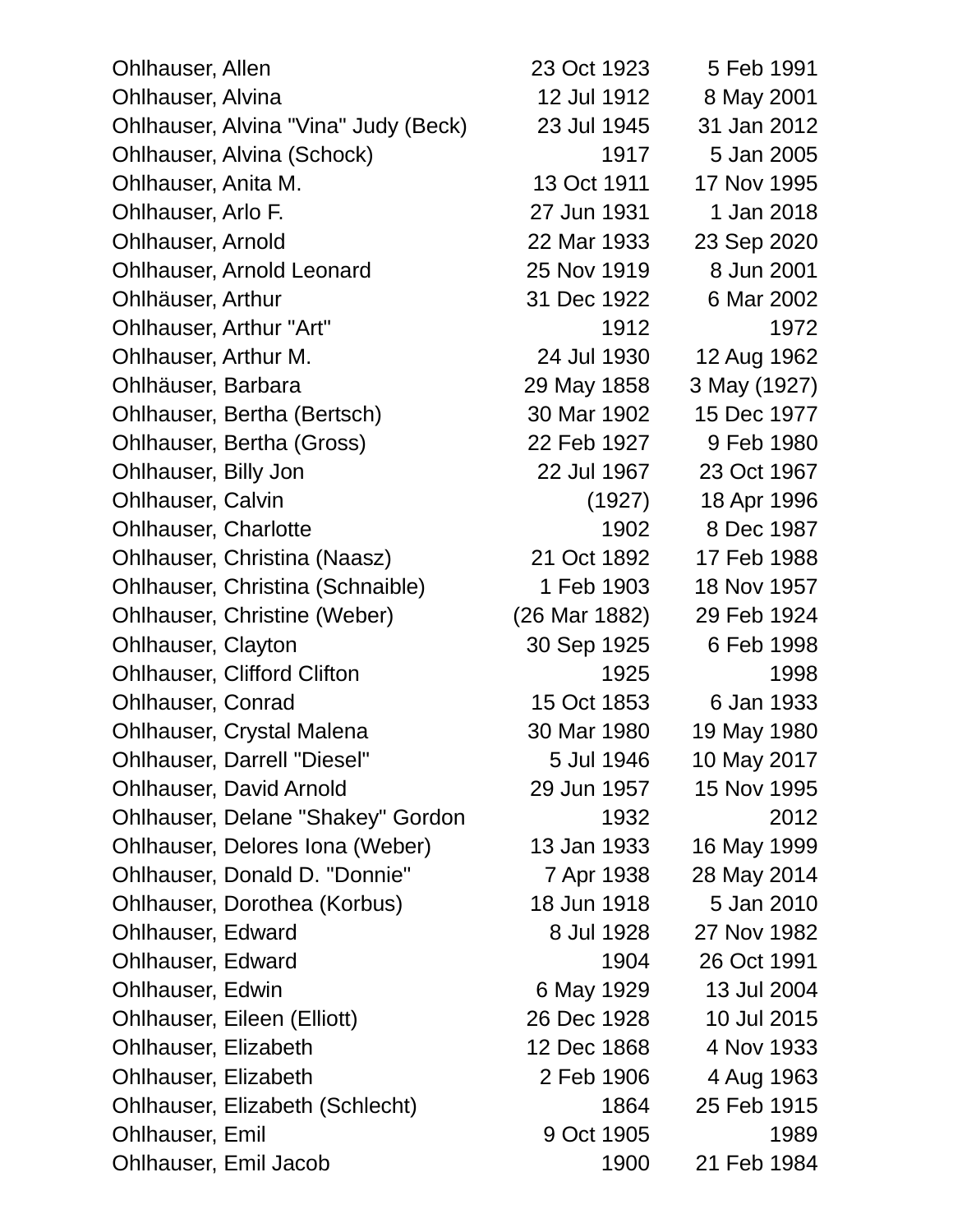| | | |
|---|---|---|
| Ohlhauser, Allen | 23 Oct 1923 | 5 Feb 1991 |
| Ohlhauser, Alvina | 12 Jul 1912 | 8 May 2001 |
| Ohlhauser, Alvina "Vina" Judy (Beck) | 23 Jul 1945 | 31 Jan 2012 |
| Ohlhauser, Alvina (Schock) | 1917 | 5 Jan 2005 |
| Ohlhauser, Anita M. | 13 Oct 1911 | 17 Nov 1995 |
| Ohlhauser, Arlo F. | 27 Jun 1931 | 1 Jan 2018 |
| Ohlhauser, Arnold | 22 Mar 1933 | 23 Sep 2020 |
| Ohlhauser, Arnold Leonard | 25 Nov 1919 | 8 Jun 2001 |
| Ohlhäuser, Arthur | 31 Dec 1922 | 6 Mar 2002 |
| Ohlhauser, Arthur "Art" | 1912 | 1972 |
| Ohlhauser, Arthur M. | 24 Jul 1930 | 12 Aug 1962 |
| Ohlhäuser, Barbara | 29 May 1858 | 3 May (1927) |
| Ohlhauser, Bertha (Bertsch) | 30 Mar 1902 | 15 Dec 1977 |
| Ohlhauser, Bertha (Gross) | 22 Feb 1927 | 9 Feb 1980 |
| Ohlhauser, Billy Jon | 22 Jul 1967 | 23 Oct 1967 |
| Ohlhauser, Calvin | (1927) | 18 Apr 1996 |
| Ohlhauser, Charlotte | 1902 | 8 Dec 1987 |
| Ohlhauser, Christina (Naasz) | 21 Oct 1892 | 17 Feb 1988 |
| Ohlhauser, Christina (Schnaible) | 1 Feb 1903 | 18 Nov 1957 |
| Ohlhauser, Christine (Weber) | (26 Mar 1882) | 29 Feb 1924 |
| Ohlhauser, Clayton | 30 Sep 1925 | 6 Feb 1998 |
| Ohlhauser, Clifford Clifton | 1925 | 1998 |
| Ohlhauser, Conrad | 15 Oct 1853 | 6 Jan 1933 |
| Ohlhauser, Crystal Malena | 30 Mar 1980 | 19 May 1980 |
| Ohlhauser, Darrell "Diesel" | 5 Jul 1946 | 10 May 2017 |
| Ohlhauser, David Arnold | 29 Jun 1957 | 15 Nov 1995 |
| Ohlhauser, Delane "Shakey" Gordon | 1932 | 2012 |
| Ohlhauser, Delores Iona (Weber) | 13 Jan 1933 | 16 May 1999 |
| Ohlhauser, Donald D. "Donnie" | 7 Apr 1938 | 28 May 2014 |
| Ohlhauser, Dorothea (Korbus) | 18 Jun 1918 | 5 Jan 2010 |
| Ohlhauser, Edward | 8 Jul 1928 | 27 Nov 1982 |
| Ohlhauser, Edward | 1904 | 26 Oct 1991 |
| Ohlhauser, Edwin | 6 May 1929 | 13 Jul 2004 |
| Ohlhauser, Eileen (Elliott) | 26 Dec 1928 | 10 Jul 2015 |
| Ohlhauser, Elizabeth | 12 Dec 1868 | 4 Nov 1933 |
| Ohlhauser, Elizabeth | 2 Feb 1906 | 4 Aug 1963 |
| Ohlhauser, Elizabeth (Schlecht) | 1864 | 25 Feb 1915 |
| Ohlhauser, Emil | 9 Oct 1905 | 1989 |
| Ohlhauser, Emil Jacob | 1900 | 21 Feb 1984 |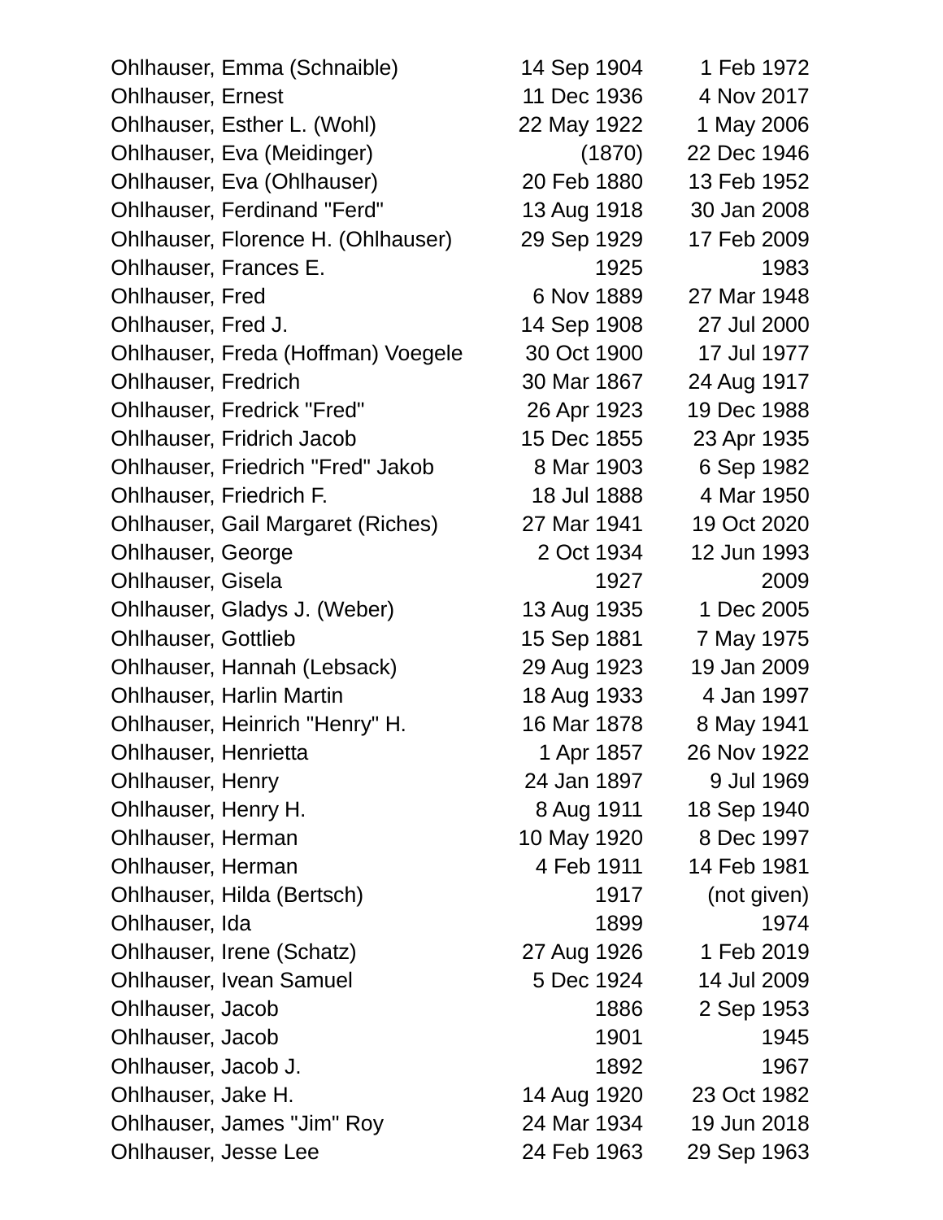| | | |
|---|---|---|
| Ohlhauser, Emma (Schnaible) | 14 Sep 1904 | 1 Feb 1972 |
| Ohlhauser, Ernest | 11 Dec 1936 | 4 Nov 2017 |
| Ohlhauser, Esther L. (Wohl) | 22 May 1922 | 1 May 2006 |
| Ohlhauser, Eva (Meidinger) | (1870) | 22 Dec 1946 |
| Ohlhauser, Eva (Ohlhauser) | 20 Feb 1880 | 13 Feb 1952 |
| Ohlhauser, Ferdinand "Ferd" | 13 Aug 1918 | 30 Jan 2008 |
| Ohlhauser, Florence H. (Ohlhauser) | 29 Sep 1929 | 17 Feb 2009 |
| Ohlhauser, Frances E. | 1925 | 1983 |
| Ohlhauser, Fred | 6 Nov 1889 | 27 Mar 1948 |
| Ohlhauser, Fred J. | 14 Sep 1908 | 27 Jul 2000 |
| Ohlhauser, Freda (Hoffman) Voegele | 30 Oct 1900 | 17 Jul 1977 |
| Ohlhauser, Fredrich | 30 Mar 1867 | 24 Aug 1917 |
| Ohlhauser, Fredrick "Fred" | 26 Apr 1923 | 19 Dec 1988 |
| Ohlhauser, Fridrich Jacob | 15 Dec 1855 | 23 Apr 1935 |
| Ohlhauser, Friedrich "Fred" Jakob | 8 Mar 1903 | 6 Sep 1982 |
| Ohlhauser, Friedrich F. | 18 Jul 1888 | 4 Mar 1950 |
| Ohlhauser, Gail Margaret (Riches) | 27 Mar 1941 | 19 Oct 2020 |
| Ohlhauser, George | 2 Oct 1934 | 12 Jun 1993 |
| Ohlhauser, Gisela | 1927 | 2009 |
| Ohlhauser, Gladys J. (Weber) | 13 Aug 1935 | 1 Dec 2005 |
| Ohlhauser, Gottlieb | 15 Sep 1881 | 7 May 1975 |
| Ohlhauser, Hannah (Lebsack) | 29 Aug 1923 | 19 Jan 2009 |
| Ohlhauser, Harlin Martin | 18 Aug 1933 | 4 Jan 1997 |
| Ohlhauser, Heinrich "Henry" H. | 16 Mar 1878 | 8 May 1941 |
| Ohlhauser, Henrietta | 1 Apr 1857 | 26 Nov 1922 |
| Ohlhauser, Henry | 24 Jan 1897 | 9 Jul 1969 |
| Ohlhauser, Henry H. | 8 Aug 1911 | 18 Sep 1940 |
| Ohlhauser, Herman | 10 May 1920 | 8 Dec 1997 |
| Ohlhauser, Herman | 4 Feb 1911 | 14 Feb 1981 |
| Ohlhauser, Hilda (Bertsch) | 1917 | (not given) |
| Ohlhauser, Ida | 1899 | 1974 |
| Ohlhauser, Irene (Schatz) | 27 Aug 1926 | 1 Feb 2019 |
| Ohlhauser, Ivean Samuel | 5 Dec 1924 | 14 Jul 2009 |
| Ohlhauser, Jacob | 1886 | 2 Sep 1953 |
| Ohlhauser, Jacob | 1901 | 1945 |
| Ohlhauser, Jacob J. | 1892 | 1967 |
| Ohlhauser, Jake H. | 14 Aug 1920 | 23 Oct 1982 |
| Ohlhauser, James "Jim" Roy | 24 Mar 1934 | 19 Jun 2018 |
| Ohlhauser, Jesse Lee | 24 Feb 1963 | 29 Sep 1963 |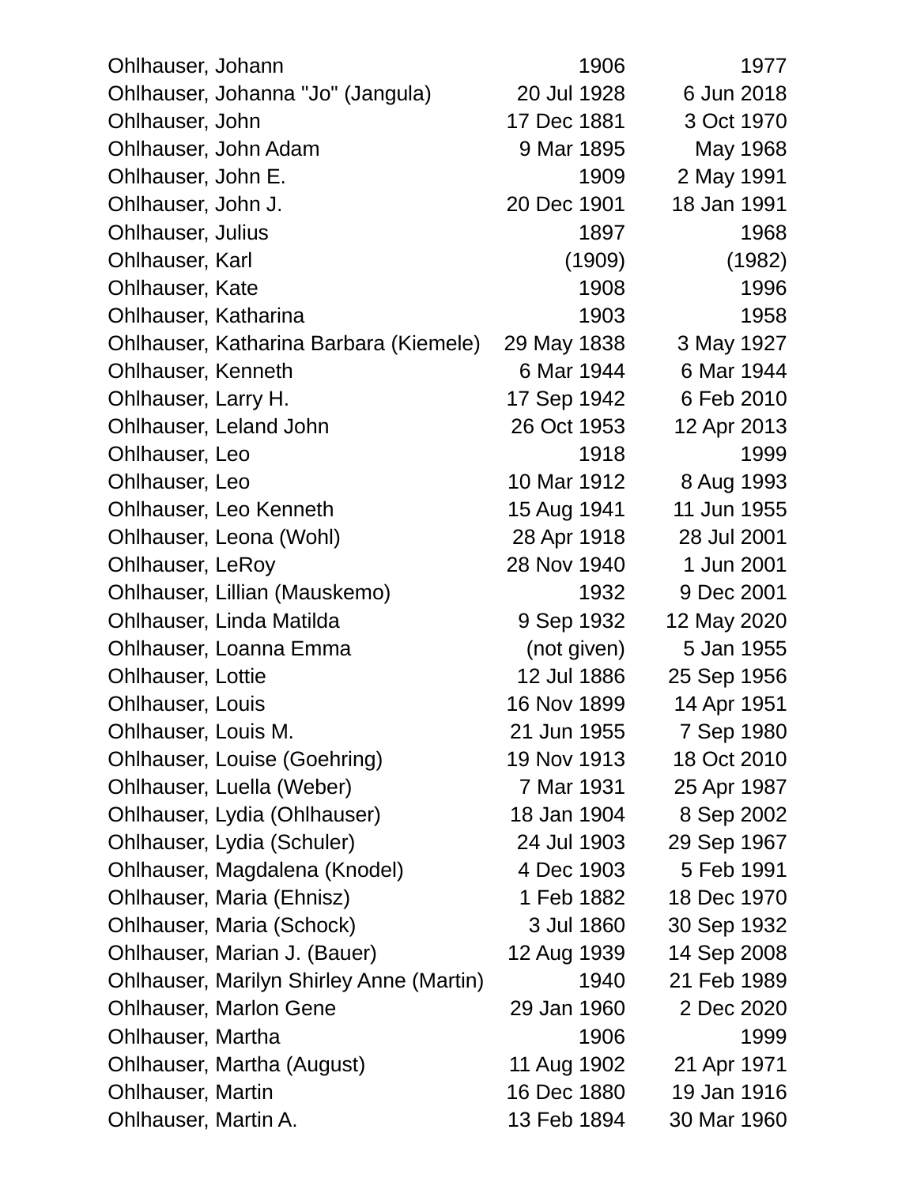| | | |
|---|---|---|
| Ohlhauser, Johann | 1906 | 1977 |
| Ohlhauser, Johanna "Jo" (Jangula) | 20 Jul 1928 | 6 Jun 2018 |
| Ohlhauser, John | 17 Dec 1881 | 3 Oct 1970 |
| Ohlhauser, John Adam | 9 Mar 1895 | May 1968 |
| Ohlhauser, John E. | 1909 | 2 May 1991 |
| Ohlhauser, John J. | 20 Dec 1901 | 18 Jan 1991 |
| Ohlhauser, Julius | 1897 | 1968 |
| Ohlhauser, Karl | (1909) | (1982) |
| Ohlhauser, Kate | 1908 | 1996 |
| Ohlhauser, Katharina | 1903 | 1958 |
| Ohlhauser, Katharina Barbara (Kiemele) | 29 May 1838 | 3 May 1927 |
| Ohlhauser, Kenneth | 6 Mar 1944 | 6 Mar 1944 |
| Ohlhauser, Larry H. | 17 Sep 1942 | 6 Feb 2010 |
| Ohlhauser, Leland John | 26 Oct 1953 | 12 Apr 2013 |
| Ohlhauser, Leo | 1918 | 1999 |
| Ohlhauser, Leo | 10 Mar 1912 | 8 Aug 1993 |
| Ohlhauser, Leo Kenneth | 15 Aug 1941 | 11 Jun 1955 |
| Ohlhauser, Leona (Wohl) | 28 Apr 1918 | 28 Jul 2001 |
| Ohlhauser, LeRoy | 28 Nov 1940 | 1 Jun 2001 |
| Ohlhauser, Lillian (Mauskemo) | 1932 | 9 Dec 2001 |
| Ohlhauser, Linda Matilda | 9 Sep 1932 | 12 May 2020 |
| Ohlhauser, Loanna Emma | (not given) | 5 Jan 1955 |
| Ohlhauser, Lottie | 12 Jul 1886 | 25 Sep 1956 |
| Ohlhauser, Louis | 16 Nov 1899 | 14 Apr 1951 |
| Ohlhauser, Louis M. | 21 Jun 1955 | 7 Sep 1980 |
| Ohlhauser, Louise (Goehring) | 19 Nov 1913 | 18 Oct 2010 |
| Ohlhauser, Luella (Weber) | 7 Mar 1931 | 25 Apr 1987 |
| Ohlhauser, Lydia (Ohlhauser) | 18 Jan 1904 | 8 Sep 2002 |
| Ohlhauser, Lydia (Schuler) | 24 Jul 1903 | 29 Sep 1967 |
| Ohlhauser, Magdalena (Knodel) | 4 Dec 1903 | 5 Feb 1991 |
| Ohlhauser, Maria (Ehnisz) | 1 Feb 1882 | 18 Dec 1970 |
| Ohlhauser, Maria (Schock) | 3 Jul 1860 | 30 Sep 1932 |
| Ohlhauser, Marian J. (Bauer) | 12 Aug 1939 | 14 Sep 2008 |
| Ohlhauser, Marilyn Shirley Anne (Martin) | 1940 | 21 Feb 1989 |
| Ohlhauser, Marlon Gene | 29 Jan 1960 | 2 Dec 2020 |
| Ohlhauser, Martha | 1906 | 1999 |
| Ohlhauser, Martha (August) | 11 Aug 1902 | 21 Apr 1971 |
| Ohlhauser, Martin | 16 Dec 1880 | 19 Jan 1916 |
| Ohlhauser, Martin A. | 13 Feb 1894 | 30 Mar 1960 |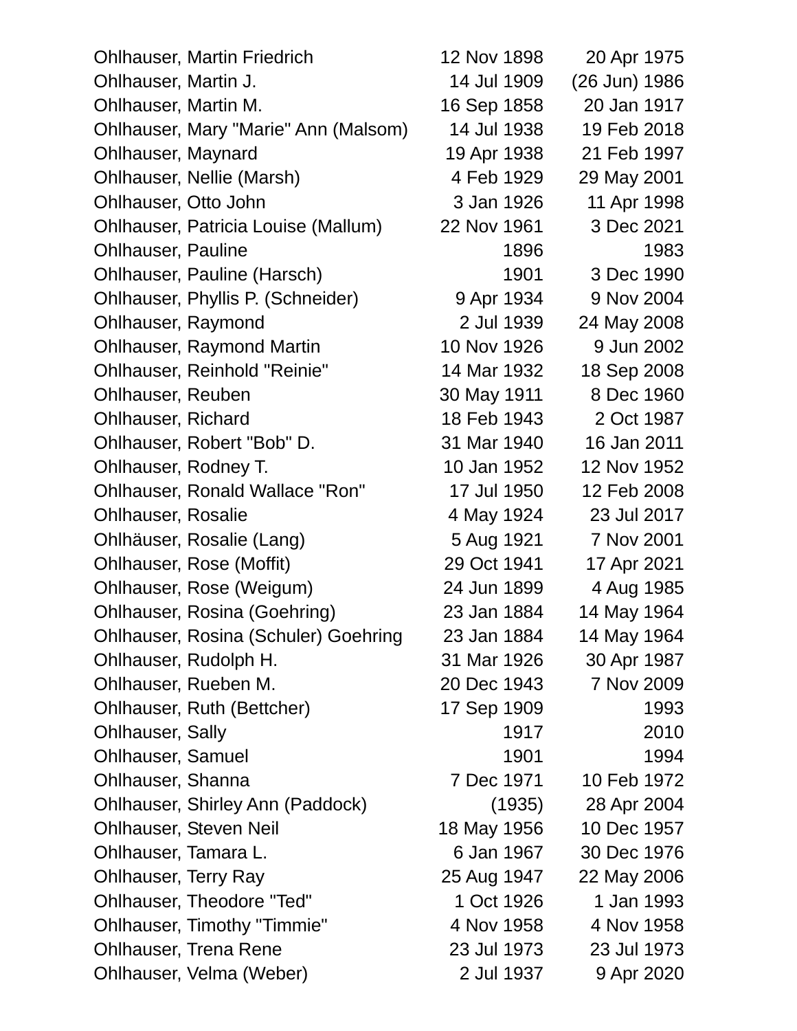| | | |
|---|---|---|
| Ohlhauser, Martin Friedrich | 12 Nov 1898 | 20 Apr 1975 |
| Ohlhauser, Martin J. | 14 Jul 1909 | (26 Jun) 1986 |
| Ohlhauser, Martin M. | 16 Sep 1858 | 20 Jan 1917 |
| Ohlhauser, Mary "Marie" Ann (Malsom) | 14 Jul 1938 | 19 Feb 2018 |
| Ohlhauser, Maynard | 19 Apr 1938 | 21 Feb 1997 |
| Ohlhauser, Nellie (Marsh) | 4 Feb 1929 | 29 May 2001 |
| Ohlhauser, Otto John | 3 Jan 1926 | 11 Apr 1998 |
| Ohlhauser, Patricia Louise (Mallum) | 22 Nov 1961 | 3 Dec 2021 |
| Ohlhauser, Pauline | 1896 | 1983 |
| Ohlhauser, Pauline (Harsch) | 1901 | 3 Dec 1990 |
| Ohlhauser, Phyllis P. (Schneider) | 9 Apr 1934 | 9 Nov 2004 |
| Ohlhauser, Raymond | 2 Jul 1939 | 24 May 2008 |
| Ohlhauser, Raymond Martin | 10 Nov 1926 | 9 Jun 2002 |
| Ohlhauser, Reinhold "Reinie" | 14 Mar 1932 | 18 Sep 2008 |
| Ohlhauser, Reuben | 30 May 1911 | 8 Dec 1960 |
| Ohlhauser, Richard | 18 Feb 1943 | 2 Oct 1987 |
| Ohlhauser, Robert "Bob" D. | 31 Mar 1940 | 16 Jan 2011 |
| Ohlhauser, Rodney T. | 10 Jan 1952 | 12 Nov 1952 |
| Ohlhauser, Ronald Wallace "Ron" | 17 Jul 1950 | 12 Feb 2008 |
| Ohlhauser, Rosalie | 4 May 1924 | 23 Jul 2017 |
| Ohlhäuser, Rosalie (Lang) | 5 Aug 1921 | 7 Nov 2001 |
| Ohlhauser, Rose (Moffit) | 29 Oct 1941 | 17 Apr 2021 |
| Ohlhauser, Rose (Weigum) | 24 Jun 1899 | 4 Aug 1985 |
| Ohlhauser, Rosina (Goehring) | 23 Jan 1884 | 14 May 1964 |
| Ohlhauser, Rosina (Schuler) Goehring | 23 Jan 1884 | 14 May 1964 |
| Ohlhauser, Rudolph H. | 31 Mar 1926 | 30 Apr 1987 |
| Ohlhauser, Rueben M. | 20 Dec 1943 | 7 Nov 2009 |
| Ohlhauser, Ruth (Bettcher) | 17 Sep 1909 | 1993 |
| Ohlhauser, Sally | 1917 | 2010 |
| Ohlhauser, Samuel | 1901 | 1994 |
| Ohlhauser, Shanna | 7 Dec 1971 | 10 Feb 1972 |
| Ohlhauser, Shirley Ann (Paddock) | (1935) | 28 Apr 2004 |
| Ohlhauser, Steven Neil | 18 May 1956 | 10 Dec 1957 |
| Ohlhauser, Tamara L. | 6 Jan 1967 | 30 Dec 1976 |
| Ohlhauser, Terry Ray | 25 Aug 1947 | 22 May 2006 |
| Ohlhauser, Theodore "Ted" | 1 Oct 1926 | 1 Jan 1993 |
| Ohlhauser, Timothy "Timmie" | 4 Nov 1958 | 4 Nov 1958 |
| Ohlhauser, Trena Rene | 23 Jul 1973 | 23 Jul 1973 |
| Ohlhauser, Velma (Weber) | 2 Jul 1937 | 9 Apr 2020 |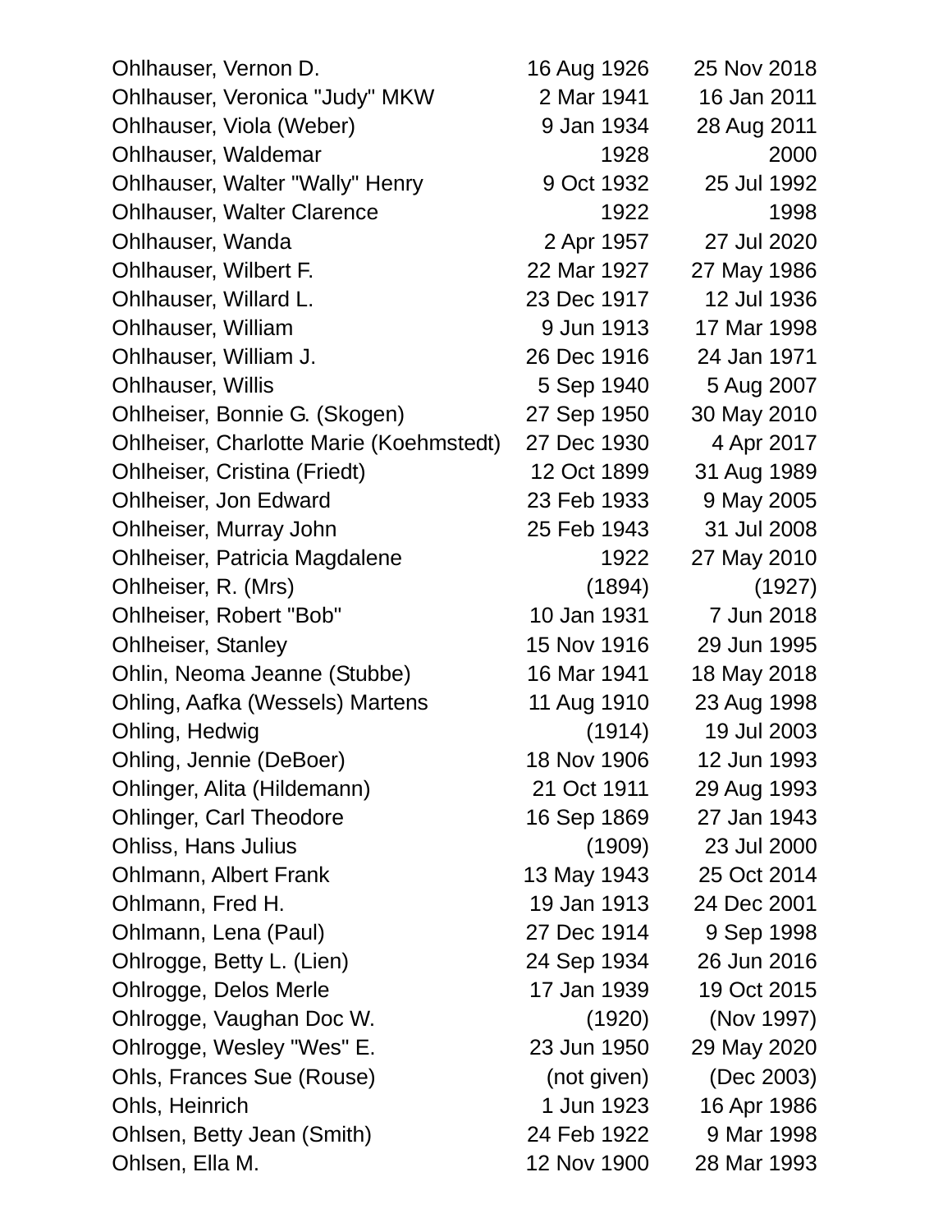| | | |
|---|---|---|
| Ohlhauser, Vernon D. | 16 Aug 1926 | 25 Nov 2018 |
| Ohlhauser, Veronica "Judy" MKW | 2 Mar 1941 | 16 Jan 2011 |
| Ohlhauser, Viola (Weber) | 9 Jan 1934 | 28 Aug 2011 |
| Ohlhauser, Waldemar | 1928 | 2000 |
| Ohlhauser, Walter "Wally" Henry | 9 Oct 1932 | 25 Jul 1992 |
| Ohlhauser, Walter Clarence | 1922 | 1998 |
| Ohlhauser, Wanda | 2 Apr 1957 | 27 Jul 2020 |
| Ohlhauser, Wilbert F. | 22 Mar 1927 | 27 May 1986 |
| Ohlhauser, Willard L. | 23 Dec 1917 | 12 Jul 1936 |
| Ohlhauser, William | 9 Jun 1913 | 17 Mar 1998 |
| Ohlhauser, William J. | 26 Dec 1916 | 24 Jan 1971 |
| Ohlhauser, Willis | 5 Sep 1940 | 5 Aug 2007 |
| Ohlheiser, Bonnie G. (Skogen) | 27 Sep 1950 | 30 May 2010 |
| Ohlheiser, Charlotte Marie (Koehmstedt) | 27 Dec 1930 | 4 Apr 2017 |
| Ohlheiser, Cristina (Friedt) | 12 Oct 1899 | 31 Aug 1989 |
| Ohlheiser, Jon Edward | 23 Feb 1933 | 9 May 2005 |
| Ohlheiser, Murray John | 25 Feb 1943 | 31 Jul 2008 |
| Ohlheiser, Patricia Magdalene | 1922 | 27 May 2010 |
| Ohlheiser, R. (Mrs) | (1894) | (1927) |
| Ohlheiser, Robert "Bob" | 10 Jan 1931 | 7 Jun 2018 |
| Ohlheiser, Stanley | 15 Nov 1916 | 29 Jun 1995 |
| Ohlin, Neoma Jeanne (Stubbe) | 16 Mar 1941 | 18 May 2018 |
| Ohling, Aafka (Wessels) Martens | 11 Aug 1910 | 23 Aug 1998 |
| Ohling, Hedwig | (1914) | 19 Jul 2003 |
| Ohling, Jennie (DeBoer) | 18 Nov 1906 | 12 Jun 1993 |
| Ohlinger, Alita (Hildemann) | 21 Oct 1911 | 29 Aug 1993 |
| Ohlinger, Carl Theodore | 16 Sep 1869 | 27 Jan 1943 |
| Ohliss, Hans Julius | (1909) | 23 Jul 2000 |
| Ohlmann, Albert Frank | 13 May 1943 | 25 Oct 2014 |
| Ohlmann, Fred H. | 19 Jan 1913 | 24 Dec 2001 |
| Ohlmann, Lena (Paul) | 27 Dec 1914 | 9 Sep 1998 |
| Ohlrogge, Betty L. (Lien) | 24 Sep 1934 | 26 Jun 2016 |
| Ohlrogge, Delos Merle | 17 Jan 1939 | 19 Oct 2015 |
| Ohlrogge, Vaughan Doc W. | (1920) | (Nov 1997) |
| Ohlrogge, Wesley "Wes" E. | 23 Jun 1950 | 29 May 2020 |
| Ohls, Frances Sue (Rouse) | (not given) | (Dec 2003) |
| Ohls, Heinrich | 1 Jun 1923 | 16 Apr 1986 |
| Ohlsen, Betty Jean (Smith) | 24 Feb 1922 | 9 Mar 1998 |
| Ohlsen, Ella M. | 12 Nov 1900 | 28 Mar 1993 |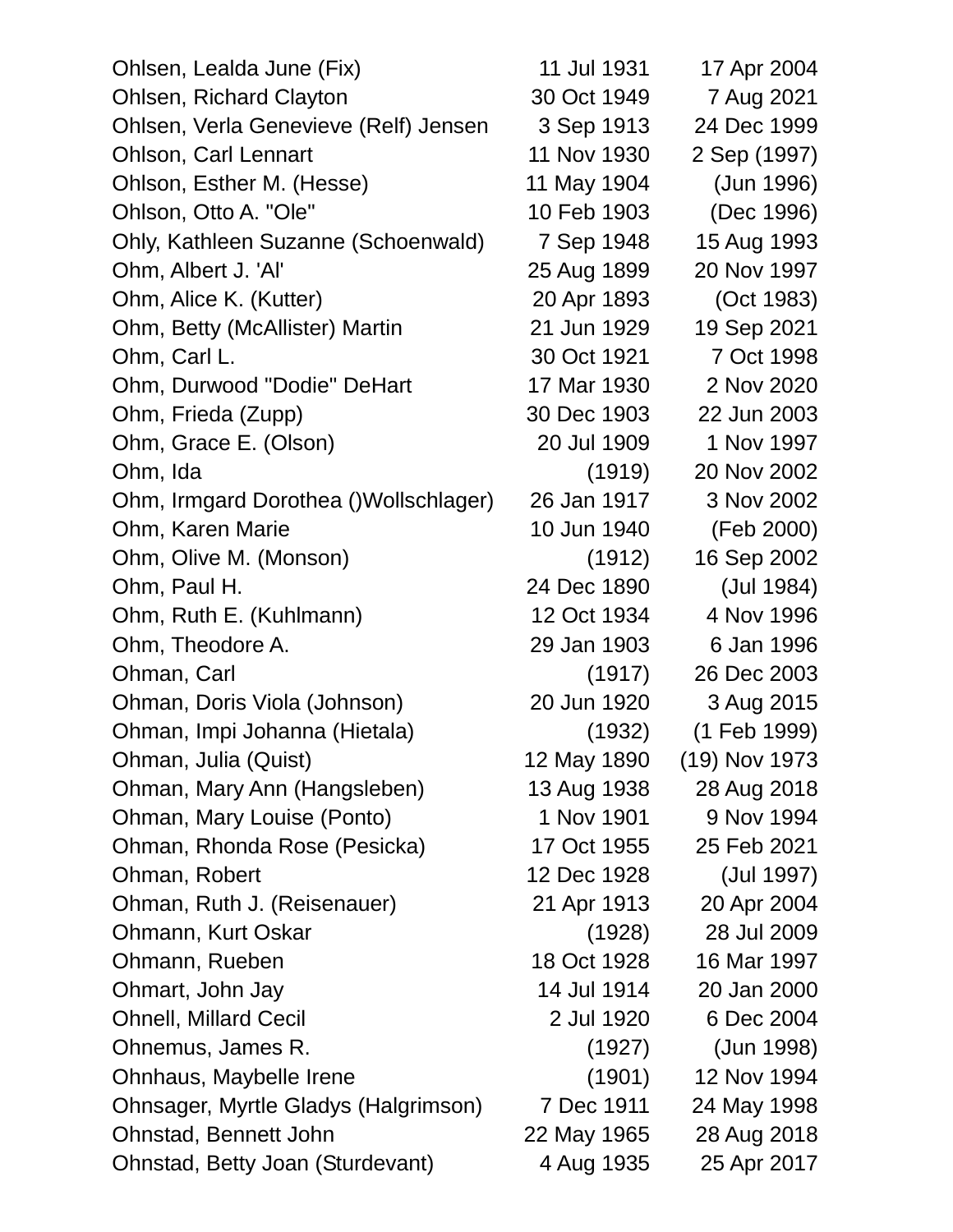| | | |
|---|---|---|
| Ohlsen, Lealda June (Fix) | 11 Jul 1931 | 17 Apr 2004 |
| Ohlsen, Richard Clayton | 30 Oct 1949 | 7 Aug 2021 |
| Ohlsen, Verla Genevieve (Relf) Jensen | 3 Sep 1913 | 24 Dec 1999 |
| Ohlson, Carl Lennart | 11 Nov 1930 | 2 Sep (1997) |
| Ohlson, Esther M. (Hesse) | 11 May 1904 | (Jun 1996) |
| Ohlson, Otto A. "Ole" | 10 Feb 1903 | (Dec 1996) |
| Ohly, Kathleen Suzanne (Schoenwald) | 7 Sep 1948 | 15 Aug 1993 |
| Ohm, Albert J. 'Al' | 25 Aug 1899 | 20 Nov 1997 |
| Ohm, Alice K. (Kutter) | 20 Apr 1893 | (Oct 1983) |
| Ohm, Betty (McAllister) Martin | 21 Jun 1929 | 19 Sep 2021 |
| Ohm, Carl L. | 30 Oct 1921 | 7 Oct 1998 |
| Ohm, Durwood "Dodie" DeHart | 17 Mar 1930 | 2 Nov 2020 |
| Ohm, Frieda (Zupp) | 30 Dec 1903 | 22 Jun 2003 |
| Ohm, Grace E. (Olson) | 20 Jul 1909 | 1 Nov 1997 |
| Ohm, Ida | (1919) | 20 Nov 2002 |
| Ohm, Irmgard Dorothea ()Wollschlager) | 26 Jan 1917 | 3 Nov 2002 |
| Ohm, Karen Marie | 10 Jun 1940 | (Feb 2000) |
| Ohm, Olive M. (Monson) | (1912) | 16 Sep 2002 |
| Ohm, Paul H. | 24 Dec 1890 | (Jul 1984) |
| Ohm, Ruth E. (Kuhlmann) | 12 Oct 1934 | 4 Nov 1996 |
| Ohm, Theodore A. | 29 Jan 1903 | 6 Jan 1996 |
| Ohman, Carl | (1917) | 26 Dec 2003 |
| Ohman, Doris Viola (Johnson) | 20 Jun 1920 | 3 Aug 2015 |
| Ohman, Impi Johanna (Hietala) | (1932) | (1 Feb 1999) |
| Ohman, Julia (Quist) | 12 May 1890 | (19) Nov 1973 |
| Ohman, Mary Ann (Hangsleben) | 13 Aug 1938 | 28 Aug 2018 |
| Ohman, Mary Louise (Ponto) | 1 Nov 1901 | 9 Nov 1994 |
| Ohman, Rhonda Rose (Pesicka) | 17 Oct 1955 | 25 Feb 2021 |
| Ohman, Robert | 12 Dec 1928 | (Jul 1997) |
| Ohman, Ruth J. (Reisenauer) | 21 Apr 1913 | 20 Apr 2004 |
| Ohmann, Kurt Oskar | (1928) | 28 Jul 2009 |
| Ohmann, Rueben | 18 Oct 1928 | 16 Mar 1997 |
| Ohmart, John Jay | 14 Jul 1914 | 20 Jan 2000 |
| Ohnell, Millard Cecil | 2 Jul 1920 | 6 Dec 2004 |
| Ohnemus, James R. | (1927) | (Jun 1998) |
| Ohnhaus, Maybelle Irene | (1901) | 12 Nov 1994 |
| Ohnsager, Myrtle Gladys (Halgrimson) | 7 Dec 1911 | 24 May 1998 |
| Ohnstad, Bennett John | 22 May 1965 | 28 Aug 2018 |
| Ohnstad, Betty Joan (Sturdevant) | 4 Aug 1935 | 25 Apr 2017 |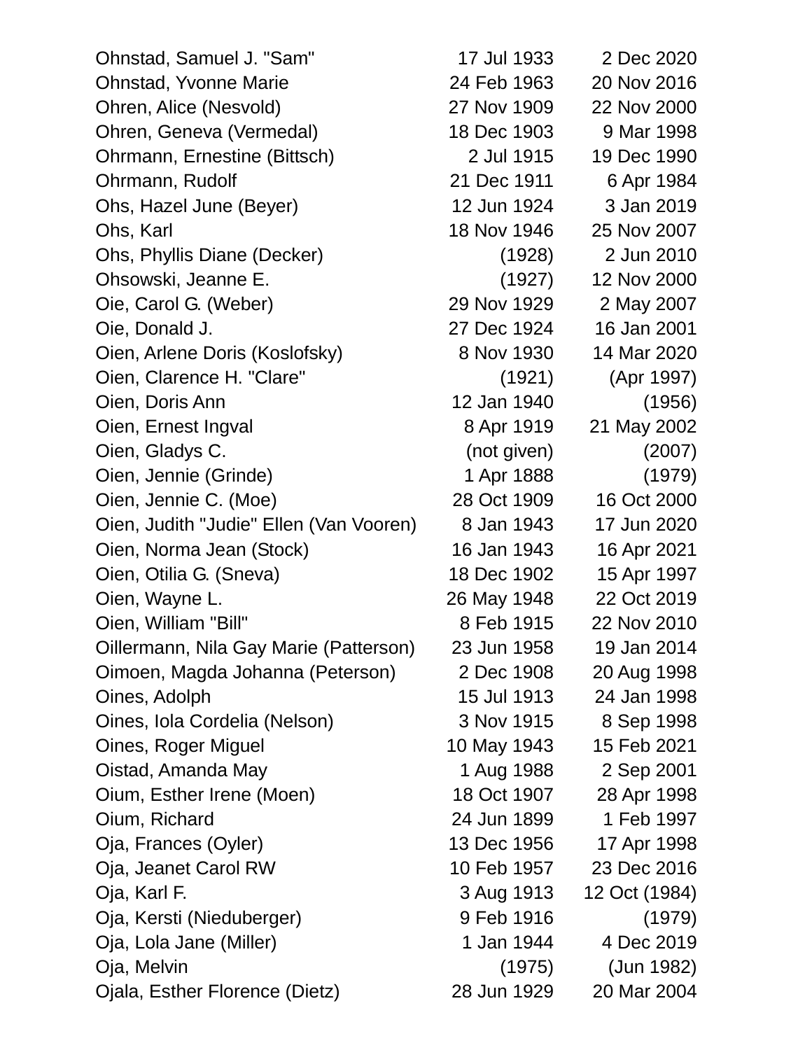| | | |
|---|---|---|
| Ohnstad, Samuel J. "Sam" | 17 Jul 1933 | 2 Dec 2020 |
| Ohnstad, Yvonne Marie | 24 Feb 1963 | 20 Nov 2016 |
| Ohren, Alice (Nesvold) | 27 Nov 1909 | 22 Nov 2000 |
| Ohren, Geneva (Vermedal) | 18 Dec 1903 | 9 Mar 1998 |
| Ohrmann, Ernestine (Bittsch) | 2 Jul 1915 | 19 Dec 1990 |
| Ohrmann, Rudolf | 21 Dec 1911 | 6 Apr 1984 |
| Ohs, Hazel June (Beyer) | 12 Jun 1924 | 3 Jan 2019 |
| Ohs, Karl | 18 Nov 1946 | 25 Nov 2007 |
| Ohs, Phyllis Diane (Decker) | (1928) | 2 Jun 2010 |
| Ohsowski, Jeanne E. | (1927) | 12 Nov 2000 |
| Oie, Carol G. (Weber) | 29 Nov 1929 | 2 May 2007 |
| Oie, Donald J. | 27 Dec 1924 | 16 Jan 2001 |
| Oien, Arlene Doris (Koslofsky) | 8 Nov 1930 | 14 Mar 2020 |
| Oien, Clarence H. "Clare" | (1921) | (Apr 1997) |
| Oien, Doris Ann | 12 Jan 1940 | (1956) |
| Oien, Ernest Ingval | 8 Apr 1919 | 21 May 2002 |
| Oien, Gladys C. | (not given) | (2007) |
| Oien, Jennie (Grinde) | 1 Apr 1888 | (1979) |
| Oien, Jennie C. (Moe) | 28 Oct 1909 | 16 Oct 2000 |
| Oien, Judith "Judie" Ellen (Van Vooren) | 8 Jan 1943 | 17 Jun 2020 |
| Oien, Norma Jean (Stock) | 16 Jan 1943 | 16 Apr 2021 |
| Oien, Otilia G. (Sneva) | 18 Dec 1902 | 15 Apr 1997 |
| Oien, Wayne L. | 26 May 1948 | 22 Oct 2019 |
| Oien, William "Bill" | 8 Feb 1915 | 22 Nov 2010 |
| Oillermann, Nila Gay Marie (Patterson) | 23 Jun 1958 | 19 Jan 2014 |
| Oimoen, Magda Johanna (Peterson) | 2 Dec 1908 | 20 Aug 1998 |
| Oines, Adolph | 15 Jul 1913 | 24 Jan 1998 |
| Oines, Iola Cordelia (Nelson) | 3 Nov 1915 | 8 Sep 1998 |
| Oines, Roger Miguel | 10 May 1943 | 15 Feb 2021 |
| Oistad, Amanda May | 1 Aug 1988 | 2 Sep 2001 |
| Oium, Esther Irene (Moen) | 18 Oct 1907 | 28 Apr 1998 |
| Oium, Richard | 24 Jun 1899 | 1 Feb 1997 |
| Oja, Frances (Oyler) | 13 Dec 1956 | 17 Apr 1998 |
| Oja, Jeanet Carol RW | 10 Feb 1957 | 23 Dec 2016 |
| Oja, Karl F. | 3 Aug 1913 | 12 Oct (1984) |
| Oja, Kersti (Nieduberger) | 9 Feb 1916 | (1979) |
| Oja, Lola Jane (Miller) | 1 Jan 1944 | 4 Dec 2019 |
| Oja, Melvin | (1975) | (Jun 1982) |
| Ojala, Esther Florence (Dietz) | 28 Jun 1929 | 20 Mar 2004 |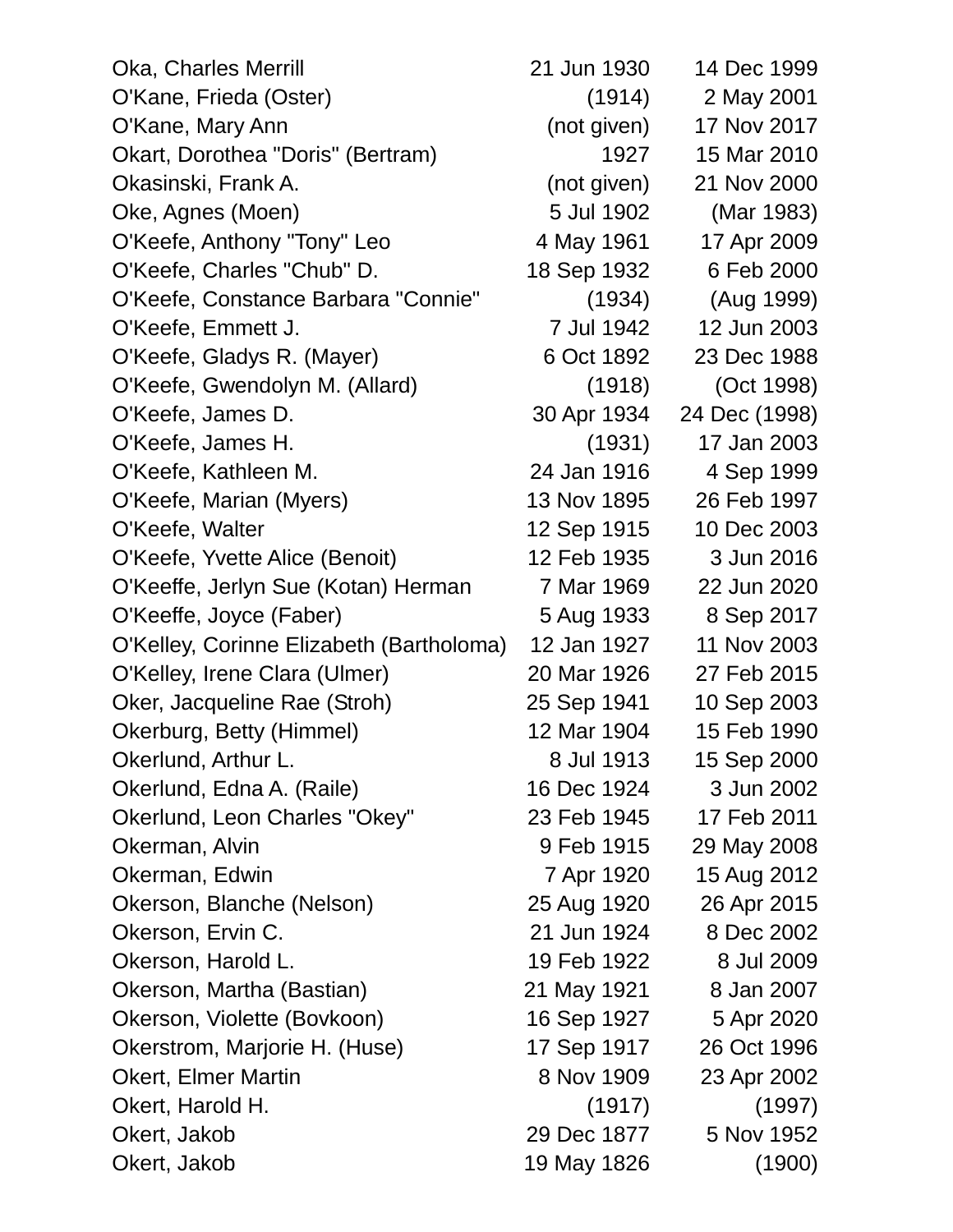| | | |
|---|---|---|
| Oka, Charles Merrill | 21 Jun 1930 | 14 Dec 1999 |
| O'Kane, Frieda (Oster) | (1914) | 2 May 2001 |
| O'Kane, Mary Ann | (not given) | 17 Nov 2017 |
| Okart, Dorothea "Doris" (Bertram) | 1927 | 15 Mar 2010 |
| Okasinski, Frank A. | (not given) | 21 Nov 2000 |
| Oke, Agnes (Moen) | 5 Jul 1902 | (Mar 1983) |
| O'Keefe, Anthony "Tony" Leo | 4 May 1961 | 17 Apr 2009 |
| O'Keefe, Charles "Chub" D. | 18 Sep 1932 | 6 Feb 2000 |
| O'Keefe, Constance Barbara "Connie" | (1934) | (Aug 1999) |
| O'Keefe, Emmett J. | 7 Jul 1942 | 12 Jun 2003 |
| O'Keefe, Gladys R. (Mayer) | 6 Oct 1892 | 23 Dec 1988 |
| O'Keefe, Gwendolyn M. (Allard) | (1918) | (Oct 1998) |
| O'Keefe, James D. | 30 Apr 1934 | 24 Dec (1998) |
| O'Keefe, James H. | (1931) | 17 Jan 2003 |
| O'Keefe, Kathleen M. | 24 Jan 1916 | 4 Sep 1999 |
| O'Keefe, Marian (Myers) | 13 Nov 1895 | 26 Feb 1997 |
| O'Keefe, Walter | 12 Sep 1915 | 10 Dec 2003 |
| O'Keefe, Yvette Alice (Benoit) | 12 Feb 1935 | 3 Jun 2016 |
| O'Keeffe, Jerlyn Sue (Kotan) Herman | 7 Mar 1969 | 22 Jun 2020 |
| O'Keeffe, Joyce (Faber) | 5 Aug 1933 | 8 Sep 2017 |
| O'Kelley, Corinne Elizabeth (Bartholoma) | 12 Jan 1927 | 11 Nov 2003 |
| O'Kelley, Irene Clara (Ulmer) | 20 Mar 1926 | 27 Feb 2015 |
| Oker, Jacqueline Rae (Stroh) | 25 Sep 1941 | 10 Sep 2003 |
| Okerburg, Betty (Himmel) | 12 Mar 1904 | 15 Feb 1990 |
| Okerlund, Arthur L. | 8 Jul 1913 | 15 Sep 2000 |
| Okerlund, Edna A. (Raile) | 16 Dec 1924 | 3 Jun 2002 |
| Okerlund, Leon Charles "Okey" | 23 Feb 1945 | 17 Feb 2011 |
| Okerman, Alvin | 9 Feb 1915 | 29 May 2008 |
| Okerman, Edwin | 7 Apr 1920 | 15 Aug 2012 |
| Okerson, Blanche (Nelson) | 25 Aug 1920 | 26 Apr 2015 |
| Okerson, Ervin C. | 21 Jun 1924 | 8 Dec 2002 |
| Okerson, Harold L. | 19 Feb 1922 | 8 Jul 2009 |
| Okerson, Martha (Bastian) | 21 May 1921 | 8 Jan 2007 |
| Okerson, Violette (Bovkoon) | 16 Sep 1927 | 5 Apr 2020 |
| Okerstrom, Marjorie H. (Huse) | 17 Sep 1917 | 26 Oct 1996 |
| Okert, Elmer Martin | 8 Nov 1909 | 23 Apr 2002 |
| Okert, Harold H. | (1917) | (1997) |
| Okert, Jakob | 29 Dec 1877 | 5 Nov 1952 |
| Okert, Jakob | 19 May 1826 | (1900) |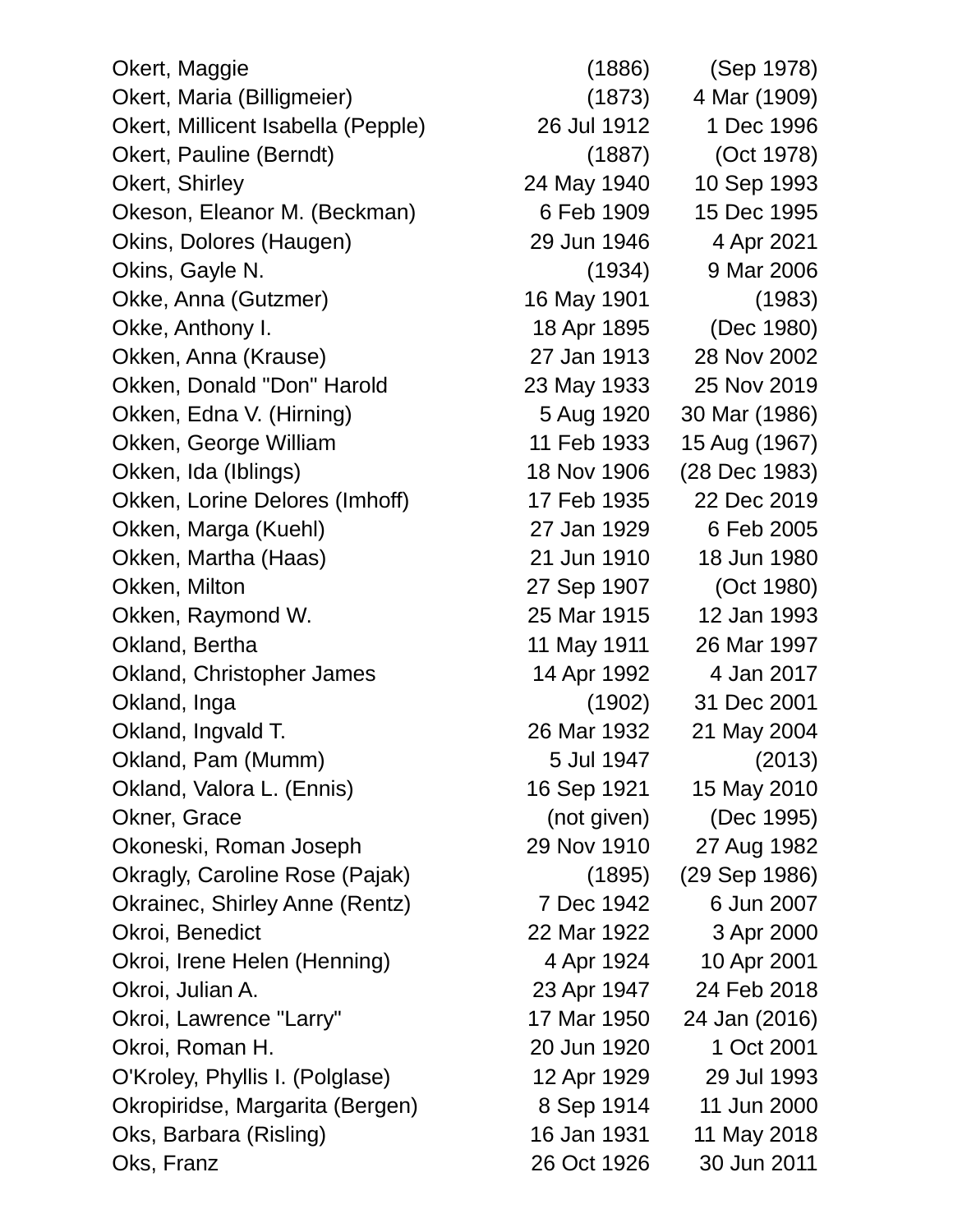| | | |
|---|---|---|
| Okert, Maggie | (1886) | (Sep 1978) |
| Okert, Maria (Billigmeier) | (1873) | 4 Mar (1909) |
| Okert, Millicent Isabella (Pepple) | 26 Jul 1912 | 1 Dec 1996 |
| Okert, Pauline (Berndt) | (1887) | (Oct 1978) |
| Okert, Shirley | 24 May 1940 | 10 Sep 1993 |
| Okeson, Eleanor M. (Beckman) | 6 Feb 1909 | 15 Dec 1995 |
| Okins, Dolores (Haugen) | 29 Jun 1946 | 4 Apr 2021 |
| Okins, Gayle N. | (1934) | 9 Mar 2006 |
| Okke, Anna (Gutzmer) | 16 May 1901 | (1983) |
| Okke, Anthony I. | 18 Apr 1895 | (Dec 1980) |
| Okken, Anna (Krause) | 27 Jan 1913 | 28 Nov 2002 |
| Okken, Donald "Don" Harold | 23 May 1933 | 25 Nov 2019 |
| Okken, Edna V. (Hirning) | 5 Aug 1920 | 30 Mar (1986) |
| Okken, George William | 11 Feb 1933 | 15 Aug (1967) |
| Okken, Ida (Iblings) | 18 Nov 1906 | (28 Dec 1983) |
| Okken, Lorine Delores (Imhoff) | 17 Feb 1935 | 22 Dec 2019 |
| Okken, Marga (Kuehl) | 27 Jan 1929 | 6 Feb 2005 |
| Okken, Martha (Haas) | 21 Jun 1910 | 18 Jun 1980 |
| Okken, Milton | 27 Sep 1907 | (Oct 1980) |
| Okken, Raymond W. | 25 Mar 1915 | 12 Jan 1993 |
| Okland, Bertha | 11 May 1911 | 26 Mar 1997 |
| Okland, Christopher James | 14 Apr 1992 | 4 Jan 2017 |
| Okland, Inga | (1902) | 31 Dec 2001 |
| Okland, Ingvald T. | 26 Mar 1932 | 21 May 2004 |
| Okland, Pam (Mumm) | 5 Jul 1947 | (2013) |
| Okland, Valora L. (Ennis) | 16 Sep 1921 | 15 May 2010 |
| Okner, Grace | (not given) | (Dec 1995) |
| Okoneski, Roman Joseph | 29 Nov 1910 | 27 Aug 1982 |
| Okragly, Caroline Rose (Pajak) | (1895) | (29 Sep 1986) |
| Okrainec, Shirley Anne (Rentz) | 7 Dec 1942 | 6 Jun 2007 |
| Okroi, Benedict | 22 Mar 1922 | 3 Apr 2000 |
| Okroi, Irene Helen (Henning) | 4 Apr 1924 | 10 Apr 2001 |
| Okroi, Julian A. | 23 Apr 1947 | 24 Feb 2018 |
| Okroi, Lawrence "Larry" | 17 Mar 1950 | 24 Jan (2016) |
| Okroi, Roman H. | 20 Jun 1920 | 1 Oct 2001 |
| O'Kroley, Phyllis I. (Polglase) | 12 Apr 1929 | 29 Jul 1993 |
| Okropiridse, Margarita (Bergen) | 8 Sep 1914 | 11 Jun 2000 |
| Oks, Barbara (Risling) | 16 Jan 1931 | 11 May 2018 |
| Oks, Franz | 26 Oct 1926 | 30 Jun 2011 |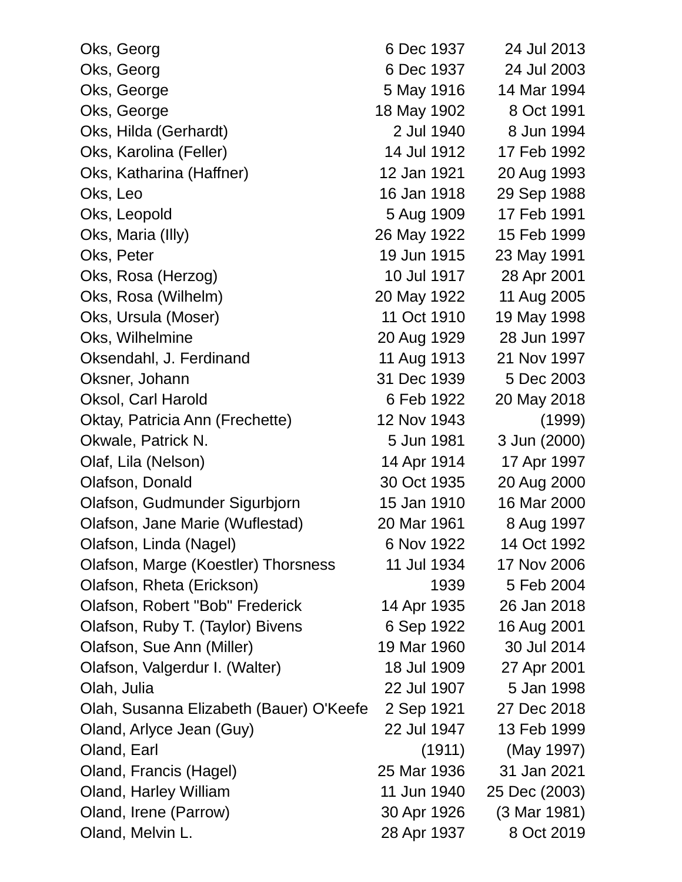| | | |
|---|---|---|
| Oks, Georg | 6 Dec 1937 | 24 Jul 2013 |
| Oks, Georg | 6 Dec 1937 | 24 Jul 2003 |
| Oks, George | 5 May 1916 | 14 Mar 1994 |
| Oks, George | 18 May 1902 | 8 Oct 1991 |
| Oks, Hilda (Gerhardt) | 2 Jul 1940 | 8 Jun 1994 |
| Oks, Karolina (Feller) | 14 Jul 1912 | 17 Feb 1992 |
| Oks, Katharina (Haffner) | 12 Jan 1921 | 20 Aug 1993 |
| Oks, Leo | 16 Jan 1918 | 29 Sep 1988 |
| Oks, Leopold | 5 Aug 1909 | 17 Feb 1991 |
| Oks, Maria (Illy) | 26 May 1922 | 15 Feb 1999 |
| Oks, Peter | 19 Jun 1915 | 23 May 1991 |
| Oks, Rosa (Herzog) | 10 Jul 1917 | 28 Apr 2001 |
| Oks, Rosa (Wilhelm) | 20 May 1922 | 11 Aug 2005 |
| Oks, Ursula (Moser) | 11 Oct 1910 | 19 May 1998 |
| Oks, Wilhelmine | 20 Aug 1929 | 28 Jun 1997 |
| Oksendahl, J. Ferdinand | 11 Aug 1913 | 21 Nov 1997 |
| Oksner, Johann | 31 Dec 1939 | 5 Dec 2003 |
| Oksol, Carl Harold | 6 Feb 1922 | 20 May 2018 |
| Oktay, Patricia Ann (Frechette) | 12 Nov 1943 | (1999) |
| Okwale, Patrick N. | 5 Jun 1981 | 3 Jun (2000) |
| Olaf, Lila (Nelson) | 14 Apr 1914 | 17 Apr 1997 |
| Olafson, Donald | 30 Oct 1935 | 20 Aug 2000 |
| Olafson, Gudmunder Sigurbjorn | 15 Jan 1910 | 16 Mar 2000 |
| Olafson, Jane Marie (Wuflestad) | 20 Mar 1961 | 8 Aug 1997 |
| Olafson, Linda (Nagel) | 6 Nov 1922 | 14 Oct 1992 |
| Olafson, Marge (Koestler) Thorsness | 11 Jul 1934 | 17 Nov 2006 |
| Olafson, Rheta (Erickson) | 1939 | 5 Feb 2004 |
| Olafson, Robert "Bob" Frederick | 14 Apr 1935 | 26 Jan 2018 |
| Olafson, Ruby T. (Taylor) Bivens | 6 Sep 1922 | 16 Aug 2001 |
| Olafson, Sue Ann (Miller) | 19 Mar 1960 | 30 Jul 2014 |
| Olafson, Valgerdur I. (Walter) | 18 Jul 1909 | 27 Apr 2001 |
| Olah, Julia | 22 Jul 1907 | 5 Jan 1998 |
| Olah, Susanna Elizabeth (Bauer) O'Keefe | 2 Sep 1921 | 27 Dec 2018 |
| Oland, Arlyce Jean (Guy) | 22 Jul 1947 | 13 Feb 1999 |
| Oland, Earl | (1911) | (May 1997) |
| Oland, Francis (Hagel) | 25 Mar 1936 | 31 Jan 2021 |
| Oland, Harley William | 11 Jun 1940 | 25 Dec (2003) |
| Oland, Irene (Parrow) | 30 Apr 1926 | (3 Mar 1981) |
| Oland, Melvin L. | 28 Apr 1937 | 8 Oct 2019 |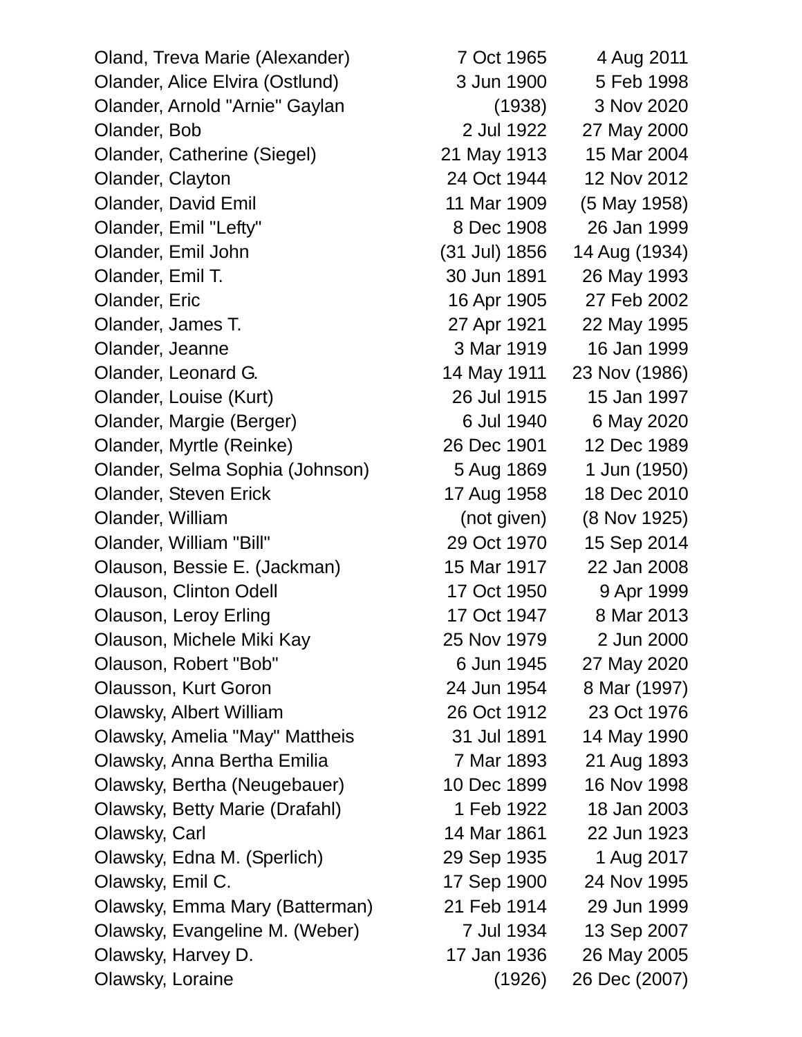| | | |
|---|---|---|
| Oland, Treva Marie (Alexander) | 7 Oct 1965 | 4 Aug 2011 |
| Olander, Alice Elvira (Ostlund) | 3 Jun 1900 | 5 Feb 1998 |
| Olander, Arnold "Arnie" Gaylan | (1938) | 3 Nov 2020 |
| Olander, Bob | 2 Jul 1922 | 27 May 2000 |
| Olander, Catherine (Siegel) | 21 May 1913 | 15 Mar 2004 |
| Olander, Clayton | 24 Oct 1944 | 12 Nov 2012 |
| Olander, David Emil | 11 Mar 1909 | (5 May 1958) |
| Olander, Emil "Lefty" | 8 Dec 1908 | 26 Jan 1999 |
| Olander, Emil John | (31 Jul) 1856 | 14 Aug (1934) |
| Olander, Emil T. | 30 Jun 1891 | 26 May 1993 |
| Olander, Eric | 16 Apr 1905 | 27 Feb 2002 |
| Olander, James T. | 27 Apr 1921 | 22 May 1995 |
| Olander, Jeanne | 3 Mar 1919 | 16 Jan 1999 |
| Olander, Leonard G. | 14 May 1911 | 23 Nov (1986) |
| Olander, Louise (Kurt) | 26 Jul 1915 | 15 Jan 1997 |
| Olander, Margie (Berger) | 6 Jul 1940 | 6 May 2020 |
| Olander, Myrtle (Reinke) | 26 Dec 1901 | 12 Dec 1989 |
| Olander, Selma Sophia (Johnson) | 5 Aug 1869 | 1 Jun (1950) |
| Olander, Steven Erick | 17 Aug 1958 | 18 Dec 2010 |
| Olander, William | (not given) | (8 Nov 1925) |
| Olander, William "Bill" | 29 Oct 1970 | 15 Sep 2014 |
| Olauson, Bessie E. (Jackman) | 15 Mar 1917 | 22 Jan 2008 |
| Olauson, Clinton Odell | 17 Oct 1950 | 9 Apr 1999 |
| Olauson, Leroy Erling | 17 Oct 1947 | 8 Mar 2013 |
| Olauson, Michele Miki Kay | 25 Nov 1979 | 2 Jun 2000 |
| Olauson, Robert "Bob" | 6 Jun 1945 | 27 May 2020 |
| Olausson, Kurt Goron | 24 Jun 1954 | 8 Mar (1997) |
| Olawsky, Albert William | 26 Oct 1912 | 23 Oct 1976 |
| Olawsky, Amelia "May" Mattheis | 31 Jul 1891 | 14 May 1990 |
| Olawsky, Anna Bertha Emilia | 7 Mar 1893 | 21 Aug 1893 |
| Olawsky, Bertha (Neugebauer) | 10 Dec 1899 | 16 Nov 1998 |
| Olawsky, Betty Marie (Drafahl) | 1 Feb 1922 | 18 Jan 2003 |
| Olawsky, Carl | 14 Mar 1861 | 22 Jun 1923 |
| Olawsky, Edna M. (Sperlich) | 29 Sep 1935 | 1 Aug 2017 |
| Olawsky, Emil C. | 17 Sep 1900 | 24 Nov 1995 |
| Olawsky, Emma Mary (Batterman) | 21 Feb 1914 | 29 Jun 1999 |
| Olawsky, Evangeline M. (Weber) | 7 Jul 1934 | 13 Sep 2007 |
| Olawsky, Harvey D. | 17 Jan 1936 | 26 May 2005 |
| Olawsky, Loraine | (1926) | 26 Dec (2007) |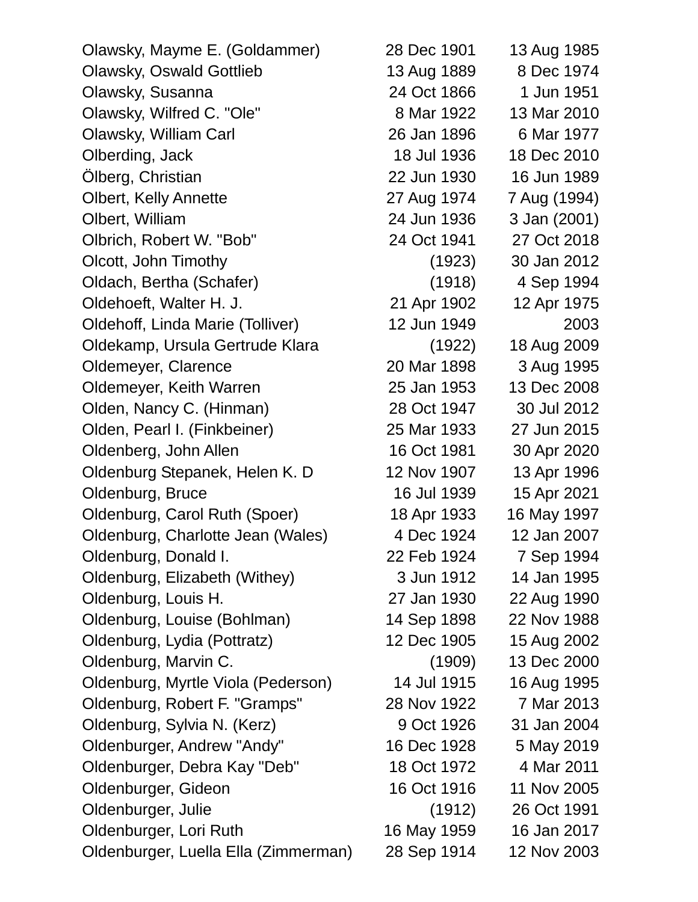| Name | Birth | Death |
|---|---|---|
| Olawsky, Mayme E. (Goldammer) | 28 Dec 1901 | 13 Aug 1985 |
| Olawsky, Oswald Gottlieb | 13 Aug 1889 | 8 Dec 1974 |
| Olawsky, Susanna | 24 Oct 1866 | 1 Jun 1951 |
| Olawsky, Wilfred C. "Ole" | 8 Mar 1922 | 13 Mar 2010 |
| Olawsky, William Carl | 26 Jan 1896 | 6 Mar 1977 |
| Olberding, Jack | 18 Jul 1936 | 18 Dec 2010 |
| Ölberg, Christian | 22 Jun 1930 | 16 Jun 1989 |
| Olbert, Kelly Annette | 27 Aug 1974 | 7 Aug (1994) |
| Olbert, William | 24 Jun 1936 | 3 Jan (2001) |
| Olbrich, Robert W. "Bob" | 24 Oct 1941 | 27 Oct 2018 |
| Olcott, John Timothy | (1923) | 30 Jan 2012 |
| Oldach, Bertha (Schafer) | (1918) | 4 Sep 1994 |
| Oldehoeft, Walter H. J. | 21 Apr 1902 | 12 Apr 1975 |
| Oldehoff, Linda Marie (Tolliver) | 12 Jun 1949 | 2003 |
| Oldekamp, Ursula Gertrude Klara | (1922) | 18 Aug 2009 |
| Oldemeyer, Clarence | 20 Mar 1898 | 3 Aug 1995 |
| Oldemeyer, Keith Warren | 25 Jan 1953 | 13 Dec 2008 |
| Olden, Nancy C. (Hinman) | 28 Oct 1947 | 30 Jul 2012 |
| Olden, Pearl I. (Finkbeiner) | 25 Mar 1933 | 27 Jun 2015 |
| Oldenberg, John Allen | 16 Oct 1981 | 30 Apr 2020 |
| Oldenburg Stepanek, Helen K. D | 12 Nov 1907 | 13 Apr 1996 |
| Oldenburg, Bruce | 16 Jul 1939 | 15 Apr 2021 |
| Oldenburg, Carol Ruth (Spoer) | 18 Apr 1933 | 16 May 1997 |
| Oldenburg, Charlotte Jean (Wales) | 4 Dec 1924 | 12 Jan 2007 |
| Oldenburg, Donald I. | 22 Feb 1924 | 7 Sep 1994 |
| Oldenburg, Elizabeth (Withey) | 3 Jun 1912 | 14 Jan 1995 |
| Oldenburg, Louis H. | 27 Jan 1930 | 22 Aug 1990 |
| Oldenburg, Louise (Bohlman) | 14 Sep 1898 | 22 Nov 1988 |
| Oldenburg, Lydia (Pottratz) | 12 Dec 1905 | 15 Aug 2002 |
| Oldenburg, Marvin C. | (1909) | 13 Dec 2000 |
| Oldenburg, Myrtle Viola (Pederson) | 14 Jul 1915 | 16 Aug 1995 |
| Oldenburg, Robert F. "Gramps" | 28 Nov 1922 | 7 Mar 2013 |
| Oldenburg, Sylvia N. (Kerz) | 9 Oct 1926 | 31 Jan 2004 |
| Oldenburger, Andrew "Andy" | 16 Dec 1928 | 5 May 2019 |
| Oldenburger, Debra Kay "Deb" | 18 Oct 1972 | 4 Mar 2011 |
| Oldenburger, Gideon | 16 Oct 1916 | 11 Nov 2005 |
| Oldenburger, Julie | (1912) | 26 Oct 1991 |
| Oldenburger, Lori Ruth | 16 May 1959 | 16 Jan 2017 |
| Oldenburger, Luella Ella (Zimmerman) | 28 Sep 1914 | 12 Nov 2003 |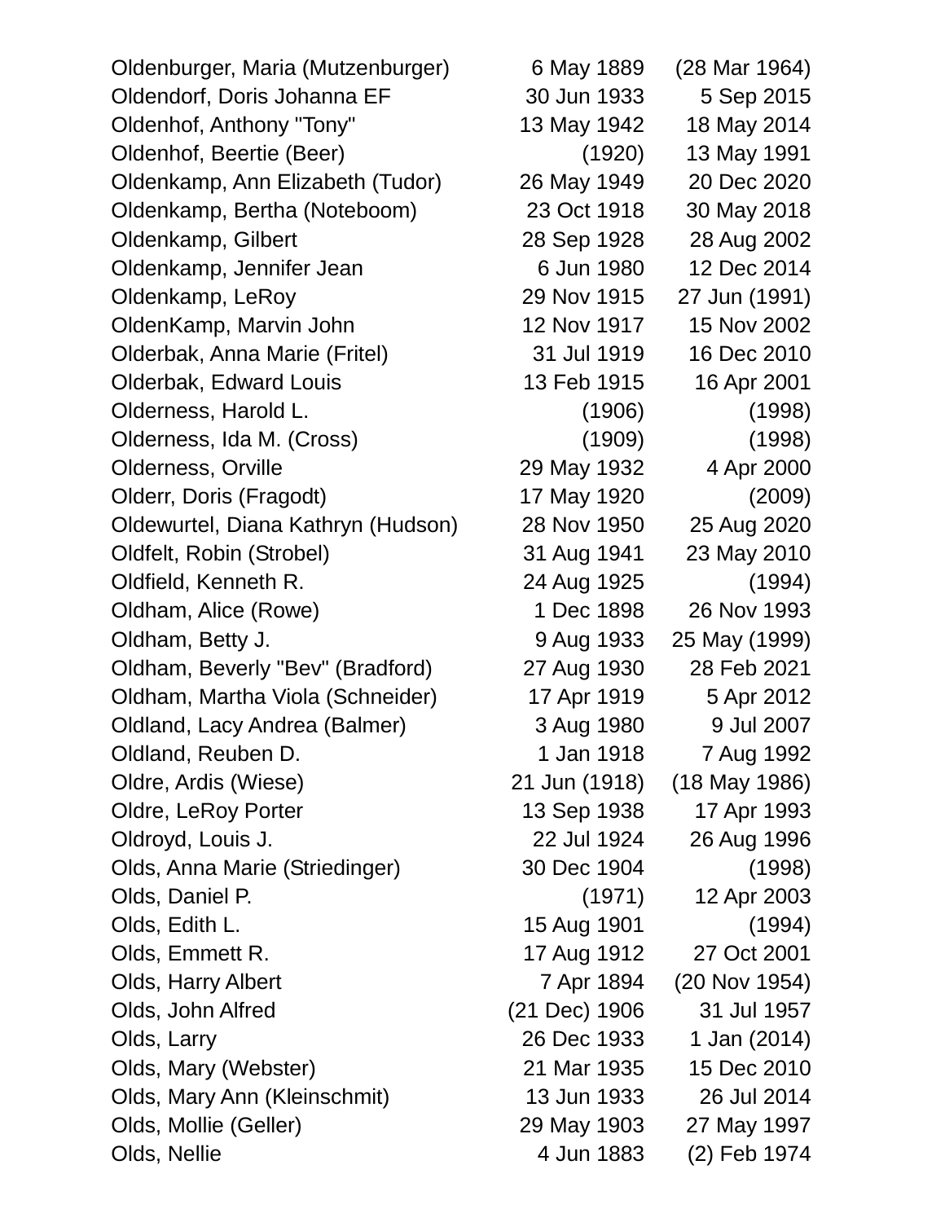| | | |
|---|---|---|
| Oldenburger, Maria (Mutzenburger) | 6 May 1889 | (28 Mar 1964) |
| Oldendorf, Doris Johanna EF | 30 Jun 1933 | 5 Sep 2015 |
| Oldenhof, Anthony "Tony" | 13 May 1942 | 18 May 2014 |
| Oldenhof, Beertie (Beer) | (1920) | 13 May 1991 |
| Oldenkamp, Ann Elizabeth (Tudor) | 26 May 1949 | 20 Dec 2020 |
| Oldenkamp, Bertha (Noteboom) | 23 Oct 1918 | 30 May 2018 |
| Oldenkamp, Gilbert | 28 Sep 1928 | 28 Aug 2002 |
| Oldenkamp, Jennifer Jean | 6 Jun 1980 | 12 Dec 2014 |
| Oldenkamp, LeRoy | 29 Nov 1915 | 27 Jun (1991) |
| OldenKamp, Marvin John | 12 Nov 1917 | 15 Nov 2002 |
| Olderbak, Anna Marie (Fritel) | 31 Jul 1919 | 16 Dec 2010 |
| Olderbak, Edward Louis | 13 Feb 1915 | 16 Apr 2001 |
| Olderness, Harold L. | (1906) | (1998) |
| Olderness, Ida M. (Cross) | (1909) | (1998) |
| Olderness, Orville | 29 May 1932 | 4 Apr 2000 |
| Olderr, Doris (Fragodt) | 17 May 1920 | (2009) |
| Oldewurtel, Diana Kathryn (Hudson) | 28 Nov 1950 | 25 Aug 2020 |
| Oldfelt, Robin (Strobel) | 31 Aug 1941 | 23 May 2010 |
| Oldfield, Kenneth R. | 24 Aug 1925 | (1994) |
| Oldham, Alice (Rowe) | 1 Dec 1898 | 26 Nov 1993 |
| Oldham, Betty J. | 9 Aug 1933 | 25 May (1999) |
| Oldham, Beverly "Bev" (Bradford) | 27 Aug 1930 | 28 Feb 2021 |
| Oldham, Martha Viola (Schneider) | 17 Apr 1919 | 5 Apr 2012 |
| Oldland, Lacy Andrea (Balmer) | 3 Aug 1980 | 9 Jul 2007 |
| Oldland, Reuben D. | 1 Jan 1918 | 7 Aug 1992 |
| Oldre, Ardis (Wiese) | 21 Jun (1918) | (18 May 1986) |
| Oldre, LeRoy Porter | 13 Sep 1938 | 17 Apr 1993 |
| Oldroyd, Louis J. | 22 Jul 1924 | 26 Aug 1996 |
| Olds, Anna Marie (Striedinger) | 30 Dec 1904 | (1998) |
| Olds, Daniel P. | (1971) | 12 Apr 2003 |
| Olds, Edith L. | 15 Aug 1901 | (1994) |
| Olds, Emmett R. | 17 Aug 1912 | 27 Oct 2001 |
| Olds, Harry Albert | 7 Apr 1894 | (20 Nov 1954) |
| Olds, John Alfred | (21 Dec) 1906 | 31 Jul 1957 |
| Olds, Larry | 26 Dec 1933 | 1 Jan (2014) |
| Olds, Mary (Webster) | 21 Mar 1935 | 15 Dec 2010 |
| Olds, Mary Ann (Kleinschmit) | 13 Jun 1933 | 26 Jul 2014 |
| Olds, Mollie (Geller) | 29 May 1903 | 27 May 1997 |
| Olds, Nellie | 4 Jun 1883 | (2) Feb 1974 |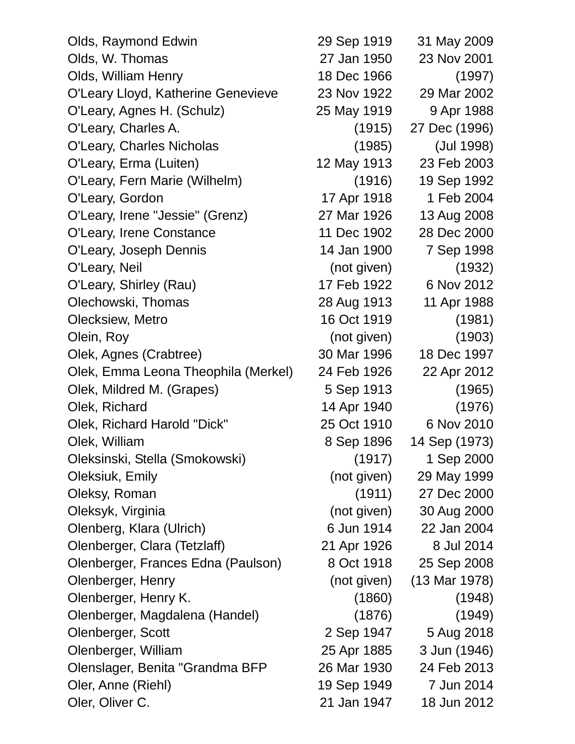| | | |
|---|---|---|
| Olds, Raymond Edwin | 29 Sep 1919 | 31 May 2009 |
| Olds, W. Thomas | 27 Jan 1950 | 23 Nov 2001 |
| Olds, William Henry | 18 Dec 1966 | (1997) |
| O'Leary Lloyd, Katherine Genevieve | 23 Nov 1922 | 29 Mar 2002 |
| O'Leary, Agnes H. (Schulz) | 25 May 1919 | 9 Apr 1988 |
| O'Leary, Charles A. | (1915) | 27 Dec (1996) |
| O'Leary, Charles Nicholas | (1985) | (Jul 1998) |
| O'Leary, Erma (Luiten) | 12 May 1913 | 23 Feb 2003 |
| O'Leary, Fern Marie (Wilhelm) | (1916) | 19 Sep 1992 |
| O'Leary, Gordon | 17 Apr 1918 | 1 Feb 2004 |
| O'Leary, Irene "Jessie" (Grenz) | 27 Mar 1926 | 13 Aug 2008 |
| O'Leary, Irene Constance | 11 Dec 1902 | 28 Dec 2000 |
| O'Leary, Joseph Dennis | 14 Jan 1900 | 7 Sep 1998 |
| O'Leary, Neil | (not given) | (1932) |
| O'Leary, Shirley (Rau) | 17 Feb 1922 | 6 Nov 2012 |
| Olechowski, Thomas | 28 Aug 1913 | 11 Apr 1988 |
| Olecksiew, Metro | 16 Oct 1919 | (1981) |
| Olein, Roy | (not given) | (1903) |
| Olek, Agnes (Crabtree) | 30 Mar 1996 | 18 Dec 1997 |
| Olek, Emma Leona Theophila (Merkel) | 24 Feb 1926 | 22 Apr 2012 |
| Olek, Mildred M. (Grapes) | 5 Sep 1913 | (1965) |
| Olek, Richard | 14 Apr 1940 | (1976) |
| Olek, Richard Harold "Dick" | 25 Oct 1910 | 6 Nov 2010 |
| Olek, William | 8 Sep 1896 | 14 Sep (1973) |
| Oleksinski, Stella (Smokowski) | (1917) | 1 Sep 2000 |
| Oleksiuk, Emily | (not given) | 29 May 1999 |
| Oleksy, Roman | (1911) | 27 Dec 2000 |
| Oleksyk, Virginia | (not given) | 30 Aug 2000 |
| Olenberg, Klara (Ulrich) | 6 Jun 1914 | 22 Jan 2004 |
| Olenberger, Clara (Tetzlaff) | 21 Apr 1926 | 8 Jul 2014 |
| Olenberger, Frances Edna (Paulson) | 8 Oct 1918 | 25 Sep 2008 |
| Olenberger, Henry | (not given) | (13 Mar 1978) |
| Olenberger, Henry K. | (1860) | (1948) |
| Olenberger, Magdalena (Handel) | (1876) | (1949) |
| Olenberger, Scott | 2 Sep 1947 | 5 Aug 2018 |
| Olenberger, William | 25 Apr 1885 | 3 Jun (1946) |
| Olenslager, Benita "Grandma BFP | 26 Mar 1930 | 24 Feb 2013 |
| Oler, Anne (Riehl) | 19 Sep 1949 | 7 Jun 2014 |
| Oler, Oliver C. | 21 Jan 1947 | 18 Jun 2012 |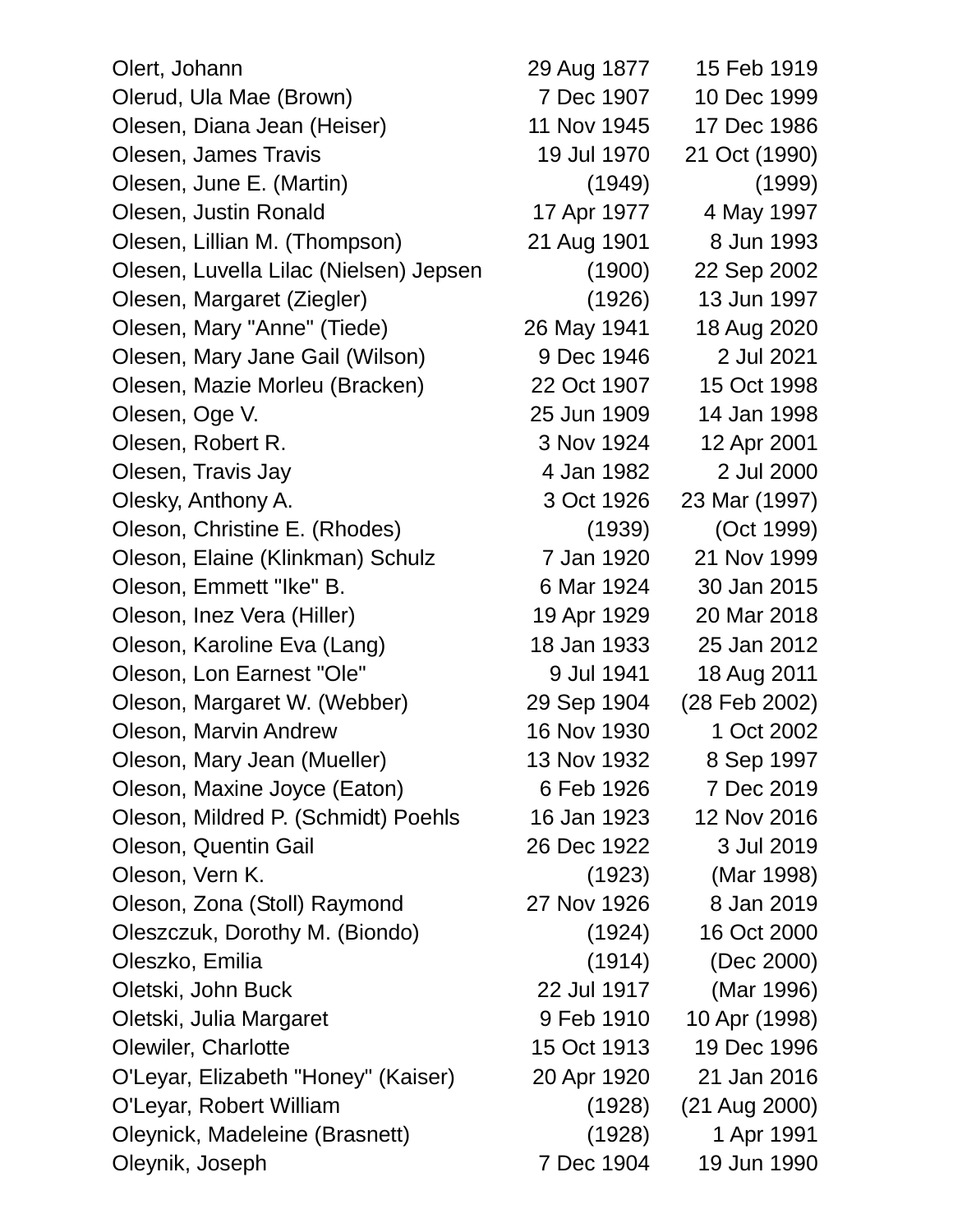| Name | Birth | Death |
|---|---|---|
| Olert, Johann | 29 Aug 1877 | 15 Feb 1919 |
| Olerud, Ula Mae (Brown) | 7 Dec 1907 | 10 Dec 1999 |
| Olesen, Diana Jean (Heiser) | 11 Nov 1945 | 17 Dec 1986 |
| Olesen, James Travis | 19 Jul 1970 | 21 Oct (1990) |
| Olesen, June E. (Martin) | (1949) | (1999) |
| Olesen, Justin Ronald | 17 Apr 1977 | 4 May 1997 |
| Olesen, Lillian M. (Thompson) | 21 Aug 1901 | 8 Jun 1993 |
| Olesen, Luvella Lilac (Nielsen) Jepsen | (1900) | 22 Sep 2002 |
| Olesen, Margaret (Ziegler) | (1926) | 13 Jun 1997 |
| Olesen, Mary "Anne" (Tiede) | 26 May 1941 | 18 Aug 2020 |
| Olesen, Mary Jane Gail (Wilson) | 9 Dec 1946 | 2 Jul 2021 |
| Olesen, Mazie Morleu (Bracken) | 22 Oct 1907 | 15 Oct 1998 |
| Olesen, Oge V. | 25 Jun 1909 | 14 Jan 1998 |
| Olesen, Robert R. | 3 Nov 1924 | 12 Apr 2001 |
| Olesen, Travis Jay | 4 Jan 1982 | 2 Jul 2000 |
| Olesky, Anthony A. | 3 Oct 1926 | 23 Mar (1997) |
| Oleson, Christine E. (Rhodes) | (1939) | (Oct 1999) |
| Oleson, Elaine (Klinkman) Schulz | 7 Jan 1920 | 21 Nov 1999 |
| Oleson, Emmett "Ike" B. | 6 Mar 1924 | 30 Jan 2015 |
| Oleson, Inez Vera (Hiller) | 19 Apr 1929 | 20 Mar 2018 |
| Oleson, Karoline Eva (Lang) | 18 Jan 1933 | 25 Jan 2012 |
| Oleson, Lon Earnest "Ole" | 9 Jul 1941 | 18 Aug 2011 |
| Oleson, Margaret W. (Webber) | 29 Sep 1904 | (28 Feb 2002) |
| Oleson, Marvin Andrew | 16 Nov 1930 | 1 Oct 2002 |
| Oleson, Mary Jean (Mueller) | 13 Nov 1932 | 8 Sep 1997 |
| Oleson, Maxine Joyce (Eaton) | 6 Feb 1926 | 7 Dec 2019 |
| Oleson, Mildred P. (Schmidt) Poehls | 16 Jan 1923 | 12 Nov 2016 |
| Oleson, Quentin Gail | 26 Dec 1922 | 3 Jul 2019 |
| Oleson, Vern K. | (1923) | (Mar 1998) |
| Oleson, Zona (Stoll) Raymond | 27 Nov 1926 | 8 Jan 2019 |
| Oleszczuk, Dorothy M. (Biondo) | (1924) | 16 Oct 2000 |
| Oleszko, Emilia | (1914) | (Dec 2000) |
| Oletski, John Buck | 22 Jul 1917 | (Mar 1996) |
| Oletski, Julia Margaret | 9 Feb 1910 | 10 Apr (1998) |
| Olewiler, Charlotte | 15 Oct 1913 | 19 Dec 1996 |
| O'Leyar, Elizabeth "Honey" (Kaiser) | 20 Apr 1920 | 21 Jan 2016 |
| O'Leyar, Robert William | (1928) | (21 Aug 2000) |
| Oleynick, Madeleine (Brasnett) | (1928) | 1 Apr 1991 |
| Oleynik, Joseph | 7 Dec 1904 | 19 Jun 1990 |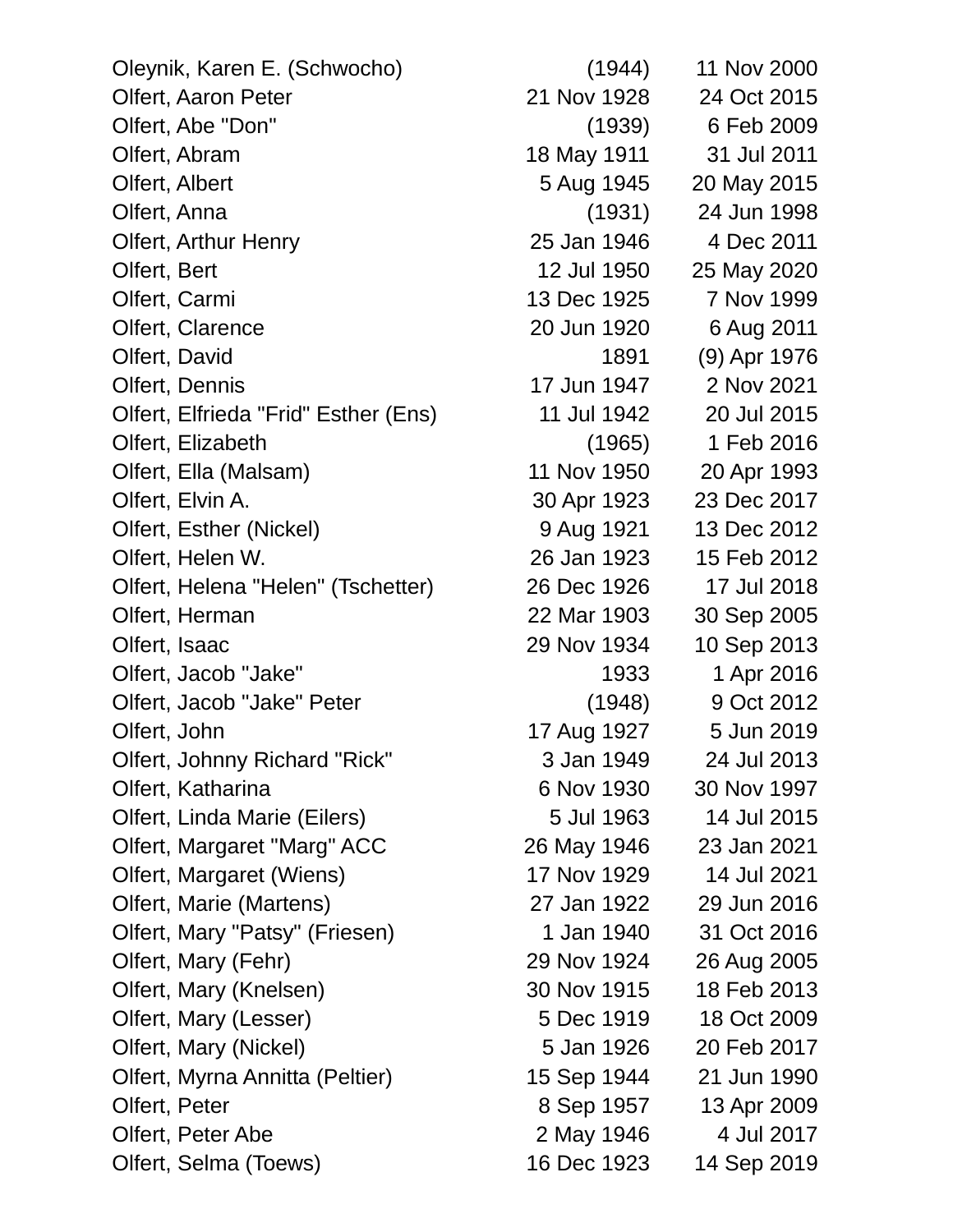| Name | Birth | Death |
|---|---|---|
| Oleynik, Karen E. (Schwocho) | (1944) | 11 Nov 2000 |
| Olfert, Aaron Peter | 21 Nov 1928 | 24 Oct 2015 |
| Olfert, Abe "Don" | (1939) | 6 Feb 2009 |
| Olfert, Abram | 18 May 1911 | 31 Jul 2011 |
| Olfert, Albert | 5 Aug 1945 | 20 May 2015 |
| Olfert, Anna | (1931) | 24 Jun 1998 |
| Olfert, Arthur Henry | 25 Jan 1946 | 4 Dec 2011 |
| Olfert, Bert | 12 Jul 1950 | 25 May 2020 |
| Olfert, Carmi | 13 Dec 1925 | 7 Nov 1999 |
| Olfert, Clarence | 20 Jun 1920 | 6 Aug 2011 |
| Olfert, David | 1891 | (9) Apr 1976 |
| Olfert, Dennis | 17 Jun 1947 | 2 Nov 2021 |
| Olfert, Elfrieda "Frid" Esther (Ens) | 11 Jul 1942 | 20 Jul 2015 |
| Olfert, Elizabeth | (1965) | 1 Feb 2016 |
| Olfert, Ella (Malsam) | 11 Nov 1950 | 20 Apr 1993 |
| Olfert, Elvin A. | 30 Apr 1923 | 23 Dec 2017 |
| Olfert, Esther (Nickel) | 9 Aug 1921 | 13 Dec 2012 |
| Olfert, Helen W. | 26 Jan 1923 | 15 Feb 2012 |
| Olfert, Helena "Helen" (Tschetter) | 26 Dec 1926 | 17 Jul 2018 |
| Olfert, Herman | 22 Mar 1903 | 30 Sep 2005 |
| Olfert, Isaac | 29 Nov 1934 | 10 Sep 2013 |
| Olfert, Jacob "Jake" | 1933 | 1 Apr 2016 |
| Olfert, Jacob "Jake" Peter | (1948) | 9 Oct 2012 |
| Olfert, John | 17 Aug 1927 | 5 Jun 2019 |
| Olfert, Johnny Richard "Rick" | 3 Jan 1949 | 24 Jul 2013 |
| Olfert, Katharina | 6 Nov 1930 | 30 Nov 1997 |
| Olfert, Linda Marie (Eilers) | 5 Jul 1963 | 14 Jul 2015 |
| Olfert, Margaret "Marg" ACC | 26 May 1946 | 23 Jan 2021 |
| Olfert, Margaret (Wiens) | 17 Nov 1929 | 14 Jul 2021 |
| Olfert, Marie (Martens) | 27 Jan 1922 | 29 Jun 2016 |
| Olfert, Mary "Patsy" (Friesen) | 1 Jan 1940 | 31 Oct 2016 |
| Olfert, Mary (Fehr) | 29 Nov 1924 | 26 Aug 2005 |
| Olfert, Mary (Knelsen) | 30 Nov 1915 | 18 Feb 2013 |
| Olfert, Mary (Lesser) | 5 Dec 1919 | 18 Oct 2009 |
| Olfert, Mary (Nickel) | 5 Jan 1926 | 20 Feb 2017 |
| Olfert, Myrna Annitta (Peltier) | 15 Sep 1944 | 21 Jun 1990 |
| Olfert, Peter | 8 Sep 1957 | 13 Apr 2009 |
| Olfert, Peter Abe | 2 May 1946 | 4 Jul 2017 |
| Olfert, Selma (Toews) | 16 Dec 1923 | 14 Sep 2019 |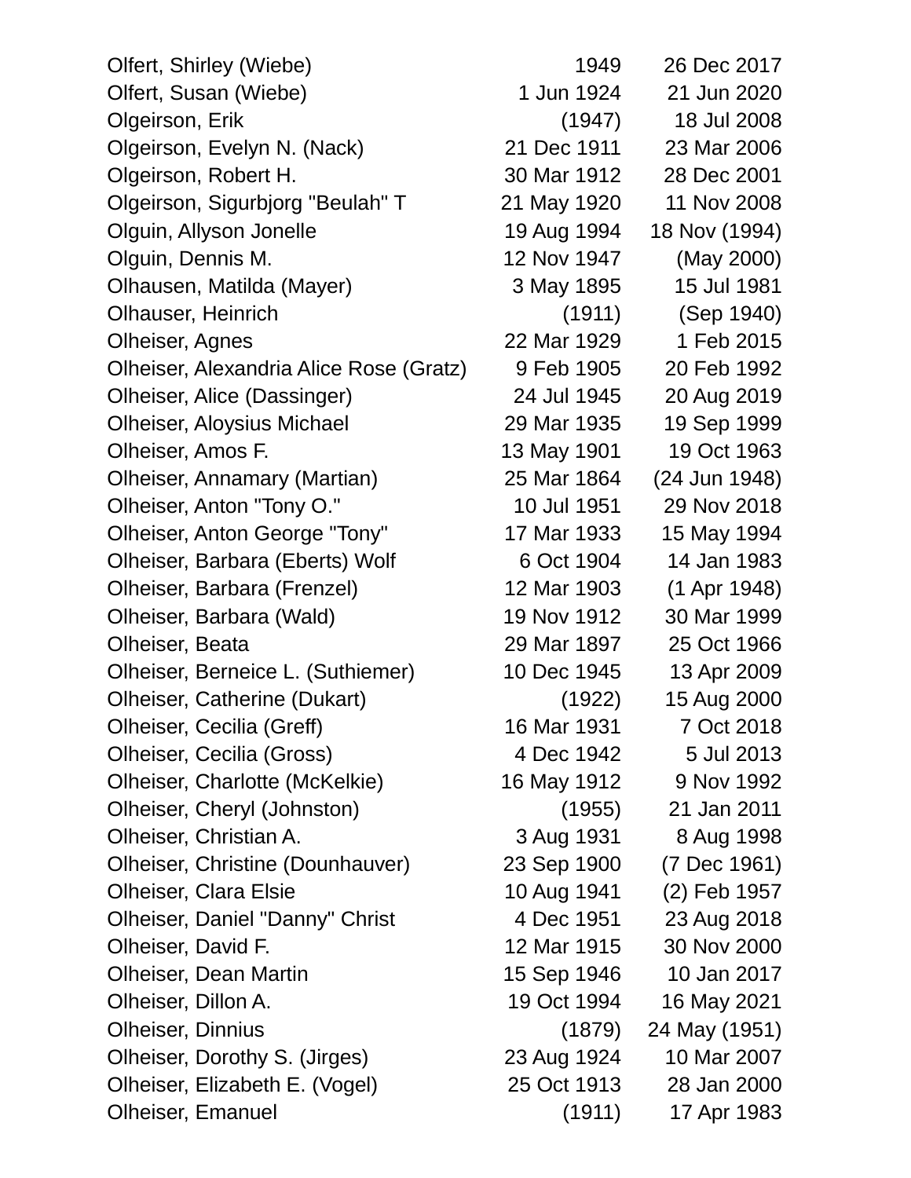| Name | Birth | Death |
|---|---|---|
| Olfert, Shirley (Wiebe) | 1949 | 26 Dec 2017 |
| Olfert, Susan (Wiebe) | 1 Jun 1924 | 21 Jun 2020 |
| Olgeirson, Erik | (1947) | 18 Jul 2008 |
| Olgeirson, Evelyn N. (Nack) | 21 Dec 1911 | 23 Mar 2006 |
| Olgeirson, Robert H. | 30 Mar 1912 | 28 Dec 2001 |
| Olgeirson, Sigurbjorg "Beulah" T | 21 May 1920 | 11 Nov 2008 |
| Olguin, Allyson Jonelle | 19 Aug 1994 | 18 Nov (1994) |
| Olguin, Dennis M. | 12 Nov 1947 | (May 2000) |
| Olhausen, Matilda (Mayer) | 3 May 1895 | 15 Jul 1981 |
| Olhauser, Heinrich | (1911) | (Sep 1940) |
| Olheiser, Agnes | 22 Mar 1929 | 1 Feb 2015 |
| Olheiser, Alexandria Alice Rose (Gratz) | 9 Feb 1905 | 20 Feb 1992 |
| Olheiser, Alice (Dassinger) | 24 Jul 1945 | 20 Aug 2019 |
| Olheiser, Aloysius Michael | 29 Mar 1935 | 19 Sep 1999 |
| Olheiser, Amos F. | 13 May 1901 | 19 Oct 1963 |
| Olheiser, Annamary (Martian) | 25 Mar 1864 | (24 Jun 1948) |
| Olheiser, Anton "Tony O." | 10 Jul 1951 | 29 Nov 2018 |
| Olheiser, Anton George "Tony" | 17 Mar 1933 | 15 May 1994 |
| Olheiser, Barbara (Eberts) Wolf | 6 Oct 1904 | 14 Jan 1983 |
| Olheiser, Barbara (Frenzel) | 12 Mar 1903 | (1 Apr 1948) |
| Olheiser, Barbara (Wald) | 19 Nov 1912 | 30 Mar 1999 |
| Olheiser, Beata | 29 Mar 1897 | 25 Oct 1966 |
| Olheiser, Berneice L. (Suthiemer) | 10 Dec 1945 | 13 Apr 2009 |
| Olheiser, Catherine (Dukart) | (1922) | 15 Aug 2000 |
| Olheiser, Cecilia (Greff) | 16 Mar 1931 | 7 Oct 2018 |
| Olheiser, Cecilia (Gross) | 4 Dec 1942 | 5 Jul 2013 |
| Olheiser, Charlotte (McKelkie) | 16 May 1912 | 9 Nov 1992 |
| Olheiser, Cheryl (Johnston) | (1955) | 21 Jan 2011 |
| Olheiser, Christian A. | 3 Aug 1931 | 8 Aug 1998 |
| Olheiser, Christine (Dounhauver) | 23 Sep 1900 | (7 Dec 1961) |
| Olheiser, Clara Elsie | 10 Aug 1941 | (2) Feb 1957 |
| Olheiser, Daniel "Danny" Christ | 4 Dec 1951 | 23 Aug 2018 |
| Olheiser, David F. | 12 Mar 1915 | 30 Nov 2000 |
| Olheiser, Dean Martin | 15 Sep 1946 | 10 Jan 2017 |
| Olheiser, Dillon A. | 19 Oct 1994 | 16 May 2021 |
| Olheiser, Dinnius | (1879) | 24 May (1951) |
| Olheiser, Dorothy S. (Jirges) | 23 Aug 1924 | 10 Mar 2007 |
| Olheiser, Elizabeth E. (Vogel) | 25 Oct 1913 | 28 Jan 2000 |
| Olheiser, Emanuel | (1911) | 17 Apr 1983 |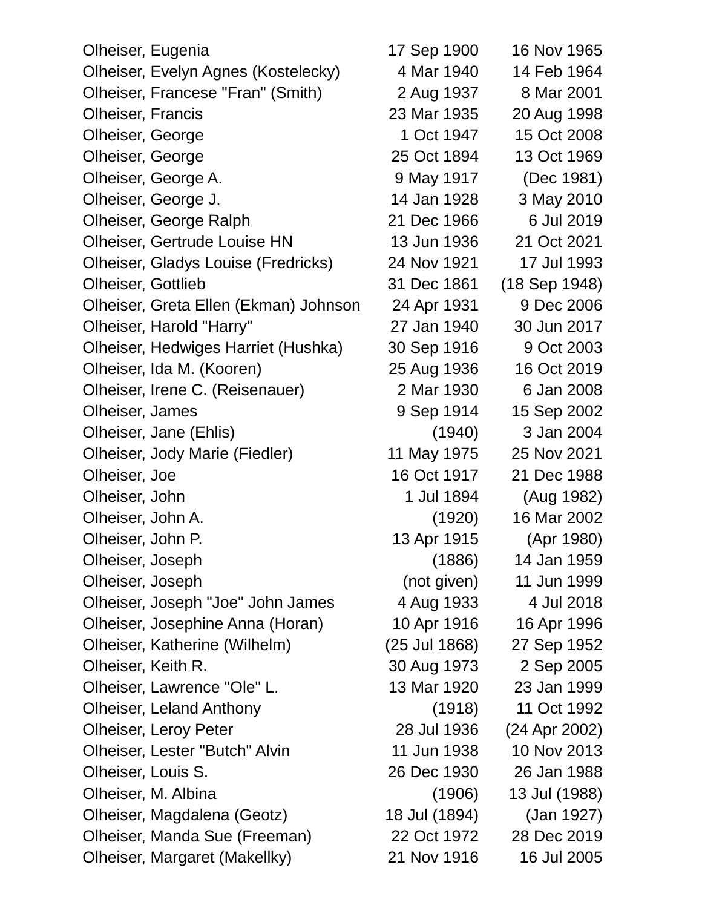| | | |
|---|---|---|
| Olheiser, Eugenia | 17 Sep 1900 | 16 Nov 1965 |
| Olheiser, Evelyn Agnes (Kostelecky) | 4 Mar 1940 | 14 Feb 1964 |
| Olheiser, Francese "Fran" (Smith) | 2 Aug 1937 | 8 Mar 2001 |
| Olheiser, Francis | 23 Mar 1935 | 20 Aug 1998 |
| Olheiser, George | 1 Oct 1947 | 15 Oct 2008 |
| Olheiser, George | 25 Oct 1894 | 13 Oct 1969 |
| Olheiser, George A. | 9 May 1917 | (Dec 1981) |
| Olheiser, George J. | 14 Jan 1928 | 3 May 2010 |
| Olheiser, George Ralph | 21 Dec 1966 | 6 Jul 2019 |
| Olheiser, Gertrude Louise HN | 13 Jun 1936 | 21 Oct 2021 |
| Olheiser, Gladys Louise (Fredricks) | 24 Nov 1921 | 17 Jul 1993 |
| Olheiser, Gottlieb | 31 Dec 1861 | (18 Sep 1948) |
| Olheiser, Greta Ellen (Ekman) Johnson | 24 Apr 1931 | 9 Dec 2006 |
| Olheiser, Harold "Harry" | 27 Jan 1940 | 30 Jun 2017 |
| Olheiser, Hedwiges Harriet (Hushka) | 30 Sep 1916 | 9 Oct 2003 |
| Olheiser, Ida M. (Kooren) | 25 Aug 1936 | 16 Oct 2019 |
| Olheiser, Irene C. (Reisenauer) | 2 Mar 1930 | 6 Jan 2008 |
| Olheiser, James | 9 Sep 1914 | 15 Sep 2002 |
| Olheiser, Jane (Ehlis) | (1940) | 3 Jan 2004 |
| Olheiser, Jody Marie (Fiedler) | 11 May 1975 | 25 Nov 2021 |
| Olheiser, Joe | 16 Oct 1917 | 21 Dec 1988 |
| Olheiser, John | 1 Jul 1894 | (Aug 1982) |
| Olheiser, John A. | (1920) | 16 Mar 2002 |
| Olheiser, John P. | 13 Apr 1915 | (Apr 1980) |
| Olheiser, Joseph | (1886) | 14 Jan 1959 |
| Olheiser, Joseph | (not given) | 11 Jun 1999 |
| Olheiser, Joseph "Joe" John James | 4 Aug 1933 | 4 Jul 2018 |
| Olheiser, Josephine Anna (Horan) | 10 Apr 1916 | 16 Apr 1996 |
| Olheiser, Katherine (Wilhelm) | (25 Jul 1868) | 27 Sep 1952 |
| Olheiser, Keith R. | 30 Aug 1973 | 2 Sep 2005 |
| Olheiser, Lawrence "Ole" L. | 13 Mar 1920 | 23 Jan 1999 |
| Olheiser, Leland Anthony | (1918) | 11 Oct 1992 |
| Olheiser, Leroy Peter | 28 Jul 1936 | (24 Apr 2002) |
| Olheiser, Lester "Butch" Alvin | 11 Jun 1938 | 10 Nov 2013 |
| Olheiser, Louis S. | 26 Dec 1930 | 26 Jan 1988 |
| Olheiser, M. Albina | (1906) | 13 Jul (1988) |
| Olheiser, Magdalena (Geotz) | 18 Jul (1894) | (Jan 1927) |
| Olheiser, Manda Sue (Freeman) | 22 Oct 1972 | 28 Dec 2019 |
| Olheiser, Margaret (Makellky) | 21 Nov 1916 | 16 Jul 2005 |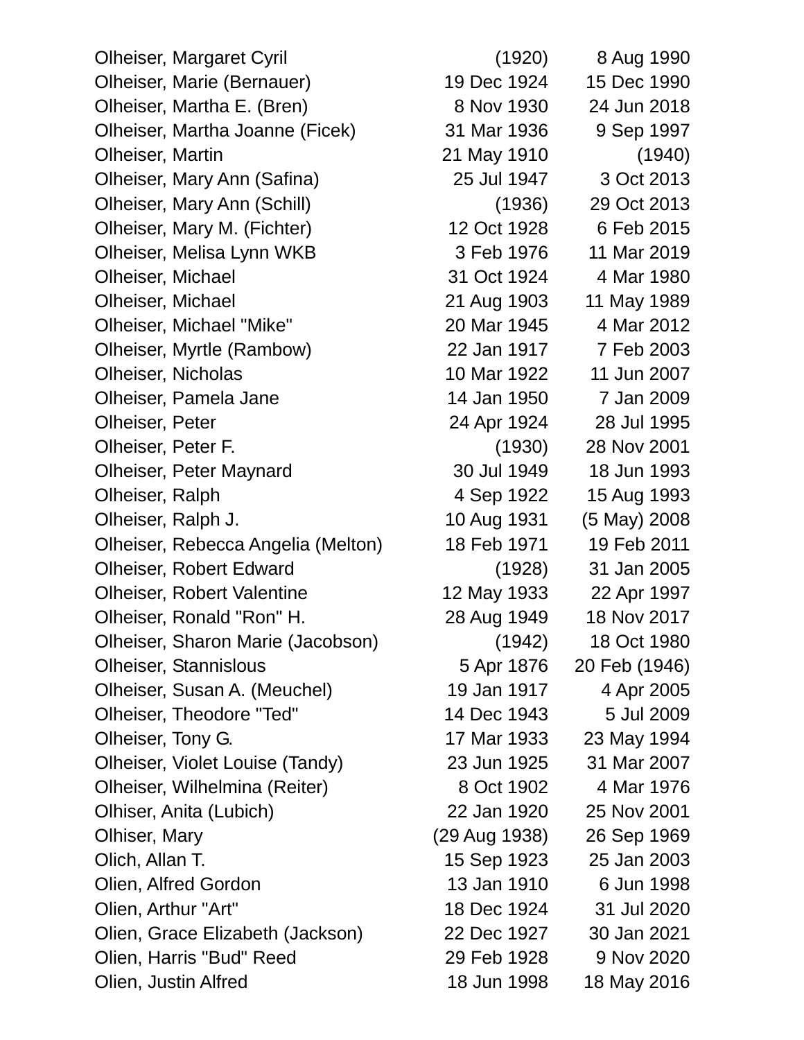| | | |
|---|---|---|
| Olheiser, Margaret Cyril | (1920) | 8 Aug 1990 |
| Olheiser, Marie (Bernauer) | 19 Dec 1924 | 15 Dec 1990 |
| Olheiser, Martha E. (Bren) | 8 Nov 1930 | 24 Jun 2018 |
| Olheiser, Martha Joanne (Ficek) | 31 Mar 1936 | 9 Sep 1997 |
| Olheiser, Martin | 21 May 1910 | (1940) |
| Olheiser, Mary Ann (Safina) | 25 Jul 1947 | 3 Oct 2013 |
| Olheiser, Mary Ann (Schill) | (1936) | 29 Oct 2013 |
| Olheiser, Mary M. (Fichter) | 12 Oct 1928 | 6 Feb 2015 |
| Olheiser, Melisa Lynn WKB | 3 Feb 1976 | 11 Mar 2019 |
| Olheiser, Michael | 31 Oct 1924 | 4 Mar 1980 |
| Olheiser, Michael | 21 Aug 1903 | 11 May 1989 |
| Olheiser, Michael "Mike" | 20 Mar 1945 | 4 Mar 2012 |
| Olheiser, Myrtle (Rambow) | 22 Jan 1917 | 7 Feb 2003 |
| Olheiser, Nicholas | 10 Mar 1922 | 11 Jun 2007 |
| Olheiser, Pamela Jane | 14 Jan 1950 | 7 Jan 2009 |
| Olheiser, Peter | 24 Apr 1924 | 28 Jul 1995 |
| Olheiser, Peter F. | (1930) | 28 Nov 2001 |
| Olheiser, Peter Maynard | 30 Jul 1949 | 18 Jun 1993 |
| Olheiser, Ralph | 4 Sep 1922 | 15 Aug 1993 |
| Olheiser, Ralph J. | 10 Aug 1931 | (5 May) 2008 |
| Olheiser, Rebecca Angelia (Melton) | 18 Feb 1971 | 19 Feb 2011 |
| Olheiser, Robert Edward | (1928) | 31 Jan 2005 |
| Olheiser, Robert Valentine | 12 May 1933 | 22 Apr 1997 |
| Olheiser, Ronald "Ron" H. | 28 Aug 1949 | 18 Nov 2017 |
| Olheiser, Sharon Marie (Jacobson) | (1942) | 18 Oct 1980 |
| Olheiser, Stannislous | 5 Apr 1876 | 20 Feb (1946) |
| Olheiser, Susan A. (Meuchel) | 19 Jan 1917 | 4 Apr 2005 |
| Olheiser, Theodore "Ted" | 14 Dec 1943 | 5 Jul 2009 |
| Olheiser, Tony G. | 17 Mar 1933 | 23 May 1994 |
| Olheiser, Violet Louise (Tandy) | 23 Jun 1925 | 31 Mar 2007 |
| Olheiser, Wilhelmina (Reiter) | 8 Oct 1902 | 4 Mar 1976 |
| Olhiser, Anita (Lubich) | 22 Jan 1920 | 25 Nov 2001 |
| Olhiser, Mary | (29 Aug 1938) | 26 Sep 1969 |
| Olich, Allan T. | 15 Sep 1923 | 25 Jan 2003 |
| Olien, Alfred Gordon | 13 Jan 1910 | 6 Jun 1998 |
| Olien, Arthur "Art" | 18 Dec 1924 | 31 Jul 2020 |
| Olien, Grace Elizabeth (Jackson) | 22 Dec 1927 | 30 Jan 2021 |
| Olien, Harris "Bud" Reed | 29 Feb 1928 | 9 Nov 2020 |
| Olien, Justin Alfred | 18 Jun 1998 | 18 May 2016 |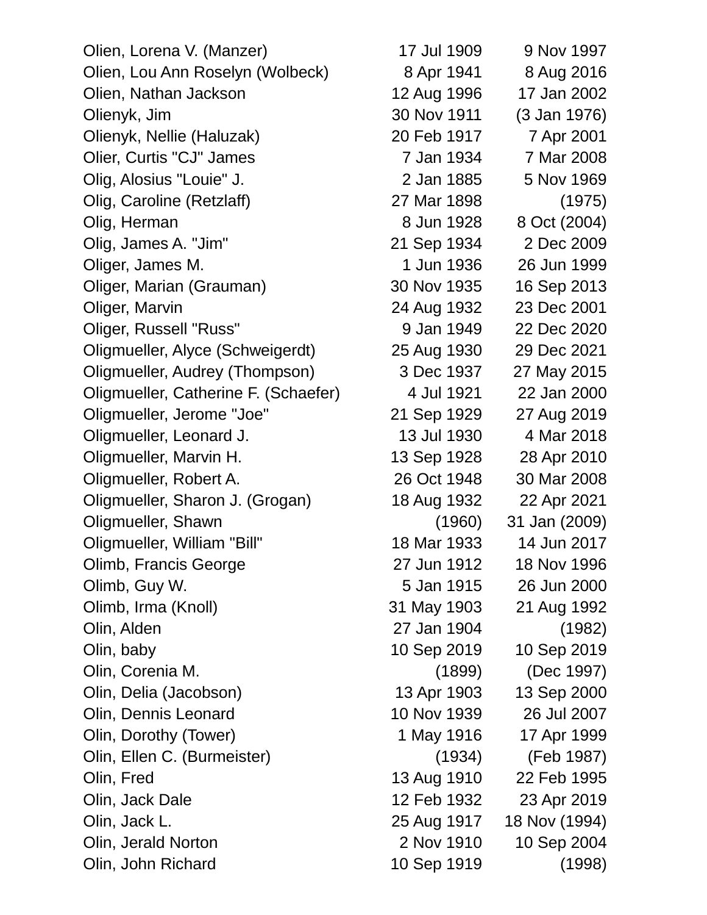| Name | Birth | Death |
|---|---|---|
| Olien, Lorena V. (Manzer) | 17 Jul 1909 | 9 Nov 1997 |
| Olien, Lou Ann Roselyn (Wolbeck) | 8 Apr 1941 | 8 Aug 2016 |
| Olien, Nathan Jackson | 12 Aug 1996 | 17 Jan 2002 |
| Olienyk, Jim | 30 Nov 1911 | (3 Jan 1976) |
| Olienyk, Nellie (Haluzak) | 20 Feb 1917 | 7 Apr 2001 |
| Olier, Curtis "CJ" James | 7 Jan 1934 | 7 Mar 2008 |
| Olig, Alosius "Louie" J. | 2 Jan 1885 | 5 Nov 1969 |
| Olig, Caroline (Retzlaff) | 27 Mar 1898 | (1975) |
| Olig, Herman | 8 Jun 1928 | 8 Oct (2004) |
| Olig, James A. "Jim" | 21 Sep 1934 | 2 Dec 2009 |
| Oliger, James M. | 1 Jun 1936 | 26 Jun 1999 |
| Oliger, Marian (Grauman) | 30 Nov 1935 | 16 Sep 2013 |
| Oliger, Marvin | 24 Aug 1932 | 23 Dec 2001 |
| Oliger, Russell "Russ" | 9 Jan 1949 | 22 Dec 2020 |
| Oligmueller, Alyce (Schweigerdt) | 25 Aug 1930 | 29 Dec 2021 |
| Oligmueller, Audrey (Thompson) | 3 Dec 1937 | 27 May 2015 |
| Oligmueller, Catherine F. (Schaefer) | 4 Jul 1921 | 22 Jan 2000 |
| Oligmueller, Jerome "Joe" | 21 Sep 1929 | 27 Aug 2019 |
| Oligmueller, Leonard J. | 13 Jul 1930 | 4 Mar 2018 |
| Oligmueller, Marvin H. | 13 Sep 1928 | 28 Apr 2010 |
| Oligmueller, Robert A. | 26 Oct 1948 | 30 Mar 2008 |
| Oligmueller, Sharon J. (Grogan) | 18 Aug 1932 | 22 Apr 2021 |
| Oligmueller, Shawn | (1960) | 31 Jan (2009) |
| Oligmueller, William "Bill" | 18 Mar 1933 | 14 Jun 2017 |
| Olimb, Francis George | 27 Jun 1912 | 18 Nov 1996 |
| Olimb, Guy W. | 5 Jan 1915 | 26 Jun 2000 |
| Olimb, Irma (Knoll) | 31 May 1903 | 21 Aug 1992 |
| Olin, Alden | 27 Jan 1904 | (1982) |
| Olin, baby | 10 Sep 2019 | 10 Sep 2019 |
| Olin, Corenia M. | (1899) | (Dec 1997) |
| Olin, Delia (Jacobson) | 13 Apr 1903 | 13 Sep 2000 |
| Olin, Dennis Leonard | 10 Nov 1939 | 26 Jul 2007 |
| Olin, Dorothy (Tower) | 1 May 1916 | 17 Apr 1999 |
| Olin, Ellen C. (Burmeister) | (1934) | (Feb 1987) |
| Olin, Fred | 13 Aug 1910 | 22 Feb 1995 |
| Olin, Jack Dale | 12 Feb 1932 | 23 Apr 2019 |
| Olin, Jack L. | 25 Aug 1917 | 18 Nov (1994) |
| Olin, Jerald Norton | 2 Nov 1910 | 10 Sep 2004 |
| Olin, John Richard | 10 Sep 1919 | (1998) |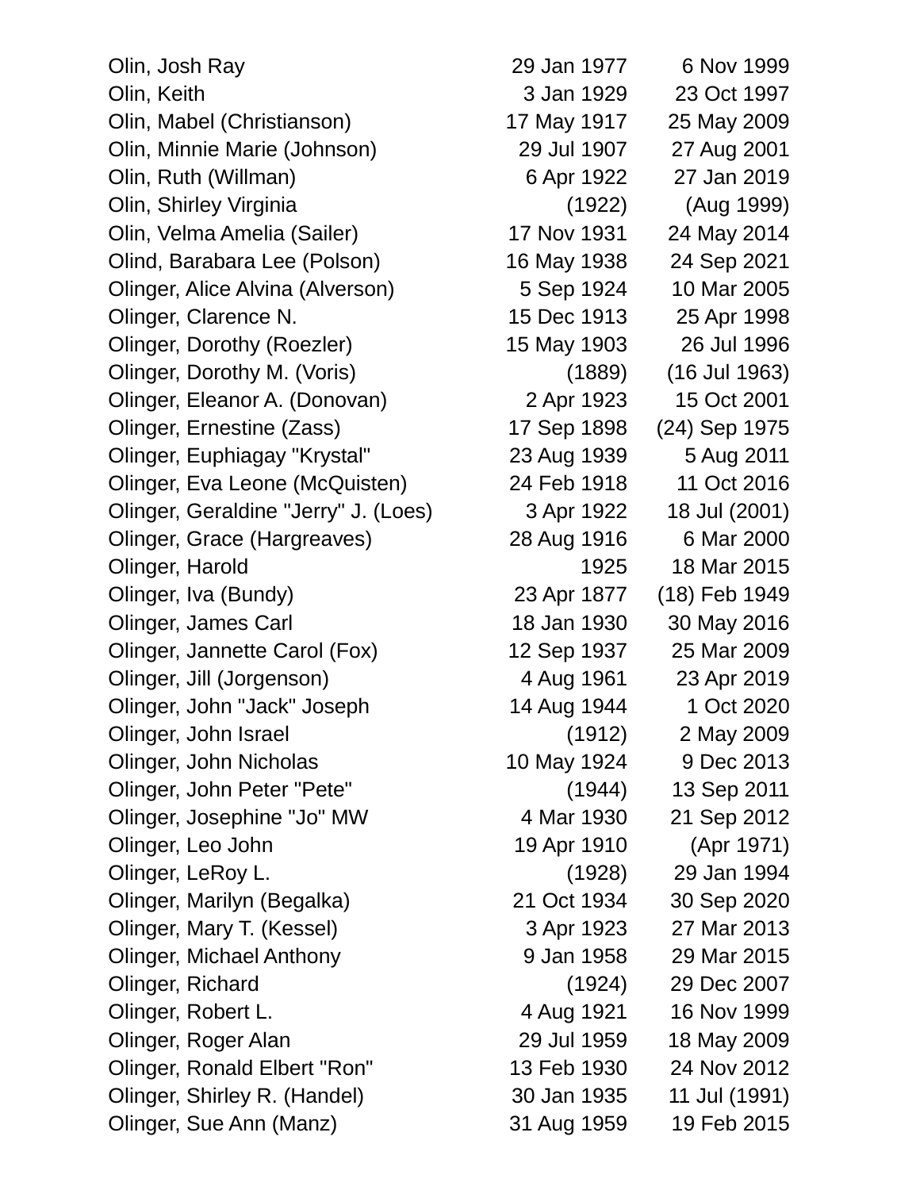| Name | Birth | Death |
|---|---|---|
| Olin, Josh Ray | 29 Jan 1977 | 6 Nov 1999 |
| Olin, Keith | 3 Jan 1929 | 23 Oct 1997 |
| Olin, Mabel (Christianson) | 17 May 1917 | 25 May 2009 |
| Olin, Minnie Marie (Johnson) | 29 Jul 1907 | 27 Aug 2001 |
| Olin, Ruth (Willman) | 6 Apr 1922 | 27 Jan 2019 |
| Olin, Shirley Virginia | (1922) | (Aug 1999) |
| Olin, Velma Amelia (Sailer) | 17 Nov 1931 | 24 May 2014 |
| Olind, Barabara Lee (Polson) | 16 May 1938 | 24 Sep 2021 |
| Olinger, Alice Alvina (Alverson) | 5 Sep 1924 | 10 Mar 2005 |
| Olinger, Clarence N. | 15 Dec 1913 | 25 Apr 1998 |
| Olinger, Dorothy (Roezler) | 15 May 1903 | 26 Jul 1996 |
| Olinger, Dorothy M. (Voris) | (1889) | (16 Jul 1963) |
| Olinger, Eleanor A. (Donovan) | 2 Apr 1923 | 15 Oct 2001 |
| Olinger, Ernestine (Zass) | 17 Sep 1898 | (24) Sep 1975 |
| Olinger, Euphiagay "Krystal" | 23 Aug 1939 | 5 Aug 2011 |
| Olinger, Eva Leone (McQuisten) | 24 Feb 1918 | 11 Oct 2016 |
| Olinger, Geraldine "Jerry" J. (Loes) | 3 Apr 1922 | 18 Jul (2001) |
| Olinger, Grace (Hargreaves) | 28 Aug 1916 | 6 Mar 2000 |
| Olinger, Harold | 1925 | 18 Mar 2015 |
| Olinger, Iva (Bundy) | 23 Apr 1877 | (18) Feb 1949 |
| Olinger, James Carl | 18 Jan 1930 | 30 May 2016 |
| Olinger, Jannette Carol (Fox) | 12 Sep 1937 | 25 Mar 2009 |
| Olinger, Jill (Jorgenson) | 4 Aug 1961 | 23 Apr 2019 |
| Olinger, John "Jack" Joseph | 14 Aug 1944 | 1 Oct 2020 |
| Olinger, John Israel | (1912) | 2 May 2009 |
| Olinger, John Nicholas | 10 May 1924 | 9 Dec 2013 |
| Olinger, John Peter "Pete" | (1944) | 13 Sep 2011 |
| Olinger, Josephine "Jo" MW | 4 Mar 1930 | 21 Sep 2012 |
| Olinger, Leo John | 19 Apr 1910 | (Apr 1971) |
| Olinger, LeRoy L. | (1928) | 29 Jan 1994 |
| Olinger, Marilyn (Begalka) | 21 Oct 1934 | 30 Sep 2020 |
| Olinger, Mary T. (Kessel) | 3 Apr 1923 | 27 Mar 2013 |
| Olinger, Michael Anthony | 9 Jan 1958 | 29 Mar 2015 |
| Olinger, Richard | (1924) | 29 Dec 2007 |
| Olinger, Robert L. | 4 Aug 1921 | 16 Nov 1999 |
| Olinger, Roger Alan | 29 Jul 1959 | 18 May 2009 |
| Olinger, Ronald Elbert "Ron" | 13 Feb 1930 | 24 Nov 2012 |
| Olinger, Shirley R. (Handel) | 30 Jan 1935 | 11 Jul (1991) |
| Olinger, Sue Ann (Manz) | 31 Aug 1959 | 19 Feb 2015 |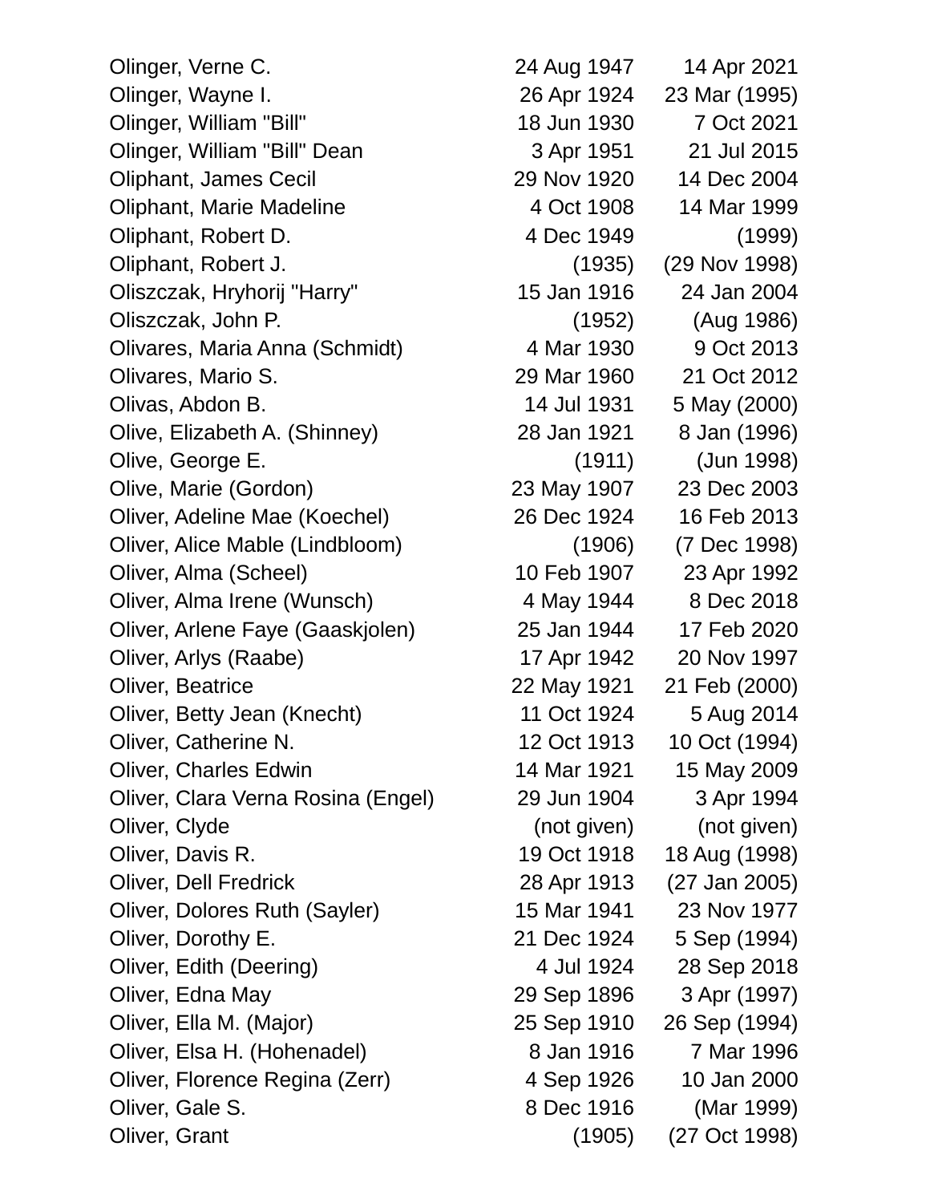| | | |
|---|---|---|
| Olinger, Verne C. | 24 Aug 1947 | 14 Apr 2021 |
| Olinger, Wayne I. | 26 Apr 1924 | 23 Mar (1995) |
| Olinger, William "Bill" | 18 Jun 1930 | 7 Oct 2021 |
| Olinger, William "Bill" Dean | 3 Apr 1951 | 21 Jul 2015 |
| Oliphant, James Cecil | 29 Nov 1920 | 14 Dec 2004 |
| Oliphant, Marie Madeline | 4 Oct 1908 | 14 Mar 1999 |
| Oliphant, Robert D. | 4 Dec 1949 | (1999) |
| Oliphant, Robert J. | (1935) | (29 Nov 1998) |
| Oliszczak, Hryhorij "Harry" | 15 Jan 1916 | 24 Jan 2004 |
| Oliszczak, John P. | (1952) | (Aug 1986) |
| Olivares, Maria Anna (Schmidt) | 4 Mar 1930 | 9 Oct 2013 |
| Olivares, Mario S. | 29 Mar 1960 | 21 Oct 2012 |
| Olivas, Abdon B. | 14 Jul 1931 | 5 May (2000) |
| Olive, Elizabeth A. (Shinney) | 28 Jan 1921 | 8 Jan (1996) |
| Olive, George E. | (1911) | (Jun 1998) |
| Olive, Marie (Gordon) | 23 May 1907 | 23 Dec 2003 |
| Oliver, Adeline Mae (Koechel) | 26 Dec 1924 | 16 Feb 2013 |
| Oliver, Alice Mable (Lindbloom) | (1906) | (7 Dec 1998) |
| Oliver, Alma (Scheel) | 10 Feb 1907 | 23 Apr 1992 |
| Oliver, Alma Irene (Wunsch) | 4 May 1944 | 8 Dec 2018 |
| Oliver, Arlene Faye (Gaaskjolen) | 25 Jan 1944 | 17 Feb 2020 |
| Oliver, Arlys (Raabe) | 17 Apr 1942 | 20 Nov 1997 |
| Oliver, Beatrice | 22 May 1921 | 21 Feb (2000) |
| Oliver, Betty Jean (Knecht) | 11 Oct 1924 | 5 Aug 2014 |
| Oliver, Catherine N. | 12 Oct 1913 | 10 Oct (1994) |
| Oliver, Charles Edwin | 14 Mar 1921 | 15 May 2009 |
| Oliver, Clara Verna Rosina (Engel) | 29 Jun 1904 | 3 Apr 1994 |
| Oliver, Clyde | (not given) | (not given) |
| Oliver, Davis R. | 19 Oct 1918 | 18 Aug (1998) |
| Oliver, Dell Fredrick | 28 Apr 1913 | (27 Jan 2005) |
| Oliver, Dolores Ruth (Sayler) | 15 Mar 1941 | 23 Nov 1977 |
| Oliver, Dorothy E. | 21 Dec 1924 | 5 Sep (1994) |
| Oliver, Edith (Deering) | 4 Jul 1924 | 28 Sep 2018 |
| Oliver, Edna May | 29 Sep 1896 | 3 Apr (1997) |
| Oliver, Ella M. (Major) | 25 Sep 1910 | 26 Sep (1994) |
| Oliver, Elsa H. (Hohenadel) | 8 Jan 1916 | 7 Mar 1996 |
| Oliver, Florence Regina (Zerr) | 4 Sep 1926 | 10 Jan 2000 |
| Oliver, Gale S. | 8 Dec 1916 | (Mar 1999) |
| Oliver, Grant | (1905) | (27 Oct 1998) |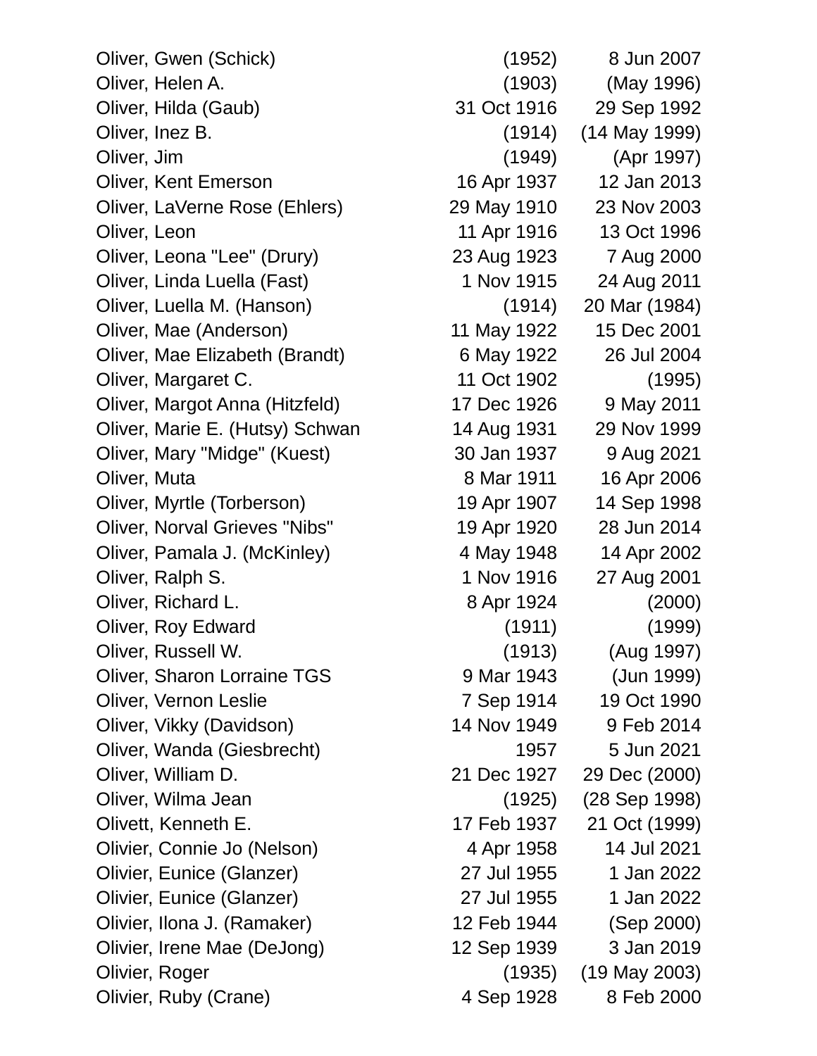| | | |
|---|---|---|
| Oliver, Gwen (Schick) | (1952) | 8 Jun 2007 |
| Oliver, Helen A. | (1903) | (May 1996) |
| Oliver, Hilda (Gaub) | 31 Oct 1916 | 29 Sep 1992 |
| Oliver, Inez B. | (1914) | (14 May 1999) |
| Oliver, Jim | (1949) | (Apr 1997) |
| Oliver, Kent Emerson | 16 Apr 1937 | 12 Jan 2013 |
| Oliver, LaVerne Rose (Ehlers) | 29 May 1910 | 23 Nov 2003 |
| Oliver, Leon | 11 Apr 1916 | 13 Oct 1996 |
| Oliver, Leona "Lee" (Drury) | 23 Aug 1923 | 7 Aug 2000 |
| Oliver, Linda Luella (Fast) | 1 Nov 1915 | 24 Aug 2011 |
| Oliver, Luella M. (Hanson) | (1914) | 20 Mar (1984) |
| Oliver, Mae (Anderson) | 11 May 1922 | 15 Dec 2001 |
| Oliver, Mae Elizabeth (Brandt) | 6 May 1922 | 26 Jul 2004 |
| Oliver, Margaret C. | 11 Oct 1902 | (1995) |
| Oliver, Margot Anna (Hitzfeld) | 17 Dec 1926 | 9 May 2011 |
| Oliver, Marie E. (Hutsy) Schwan | 14 Aug 1931 | 29 Nov 1999 |
| Oliver, Mary "Midge" (Kuest) | 30 Jan 1937 | 9 Aug 2021 |
| Oliver, Muta | 8 Mar 1911 | 16 Apr 2006 |
| Oliver, Myrtle (Torberson) | 19 Apr 1907 | 14 Sep 1998 |
| Oliver, Norval Grieves "Nibs" | 19 Apr 1920 | 28 Jun 2014 |
| Oliver, Pamala J. (McKinley) | 4 May 1948 | 14 Apr 2002 |
| Oliver, Ralph S. | 1 Nov 1916 | 27 Aug 2001 |
| Oliver, Richard L. | 8 Apr 1924 | (2000) |
| Oliver, Roy Edward | (1911) | (1999) |
| Oliver, Russell W. | (1913) | (Aug 1997) |
| Oliver, Sharon Lorraine TGS | 9 Mar 1943 | (Jun 1999) |
| Oliver, Vernon Leslie | 7 Sep 1914 | 19 Oct 1990 |
| Oliver, Vikky (Davidson) | 14 Nov 1949 | 9 Feb 2014 |
| Oliver, Wanda (Giesbrecht) | 1957 | 5 Jun 2021 |
| Oliver, William D. | 21 Dec 1927 | 29 Dec (2000) |
| Oliver, Wilma Jean | (1925) | (28 Sep 1998) |
| Olivett, Kenneth E. | 17 Feb 1937 | 21 Oct (1999) |
| Olivier, Connie Jo (Nelson) | 4 Apr 1958 | 14 Jul 2021 |
| Olivier, Eunice (Glanzer) | 27 Jul 1955 | 1 Jan 2022 |
| Olivier, Eunice (Glanzer) | 27 Jul 1955 | 1 Jan 2022 |
| Olivier, Ilona J. (Ramaker) | 12 Feb 1944 | (Sep 2000) |
| Olivier, Irene Mae (DeJong) | 12 Sep 1939 | 3 Jan 2019 |
| Olivier, Roger | (1935) | (19 May 2003) |
| Olivier, Ruby (Crane) | 4 Sep 1928 | 8 Feb 2000 |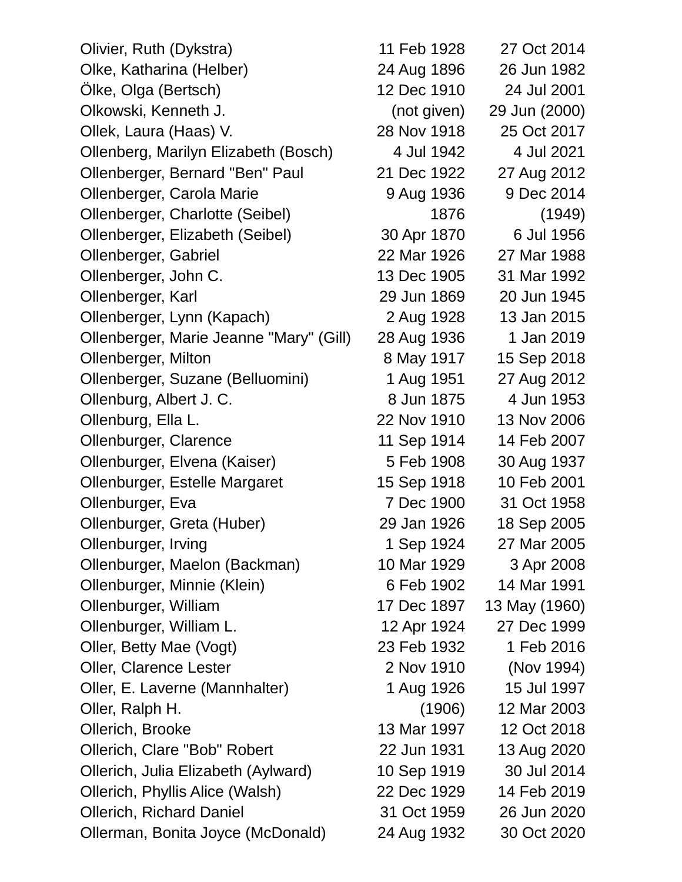| | | |
|---|---|---|
| Olivier, Ruth (Dykstra) | 11 Feb 1928 | 27 Oct 2014 |
| Olke, Katharina (Helber) | 24 Aug 1896 | 26 Jun 1982 |
| Ölke, Olga (Bertsch) | 12 Dec 1910 | 24 Jul 2001 |
| Olkowski, Kenneth J. | (not given) | 29 Jun (2000) |
| Ollek, Laura (Haas) V. | 28 Nov 1918 | 25 Oct 2017 |
| Ollenberg, Marilyn Elizabeth (Bosch) | 4 Jul 1942 | 4 Jul 2021 |
| Ollenberger, Bernard "Ben" Paul | 21 Dec 1922 | 27 Aug 2012 |
| Ollenberger, Carola Marie | 9 Aug 1936 | 9 Dec 2014 |
| Ollenberger, Charlotte (Seibel) | 1876 | (1949) |
| Ollenberger, Elizabeth (Seibel) | 30 Apr 1870 | 6 Jul 1956 |
| Ollenberger, Gabriel | 22 Mar 1926 | 27 Mar 1988 |
| Ollenberger, John C. | 13 Dec 1905 | 31 Mar 1992 |
| Ollenberger, Karl | 29 Jun 1869 | 20 Jun 1945 |
| Ollenberger, Lynn (Kapach) | 2 Aug 1928 | 13 Jan 2015 |
| Ollenberger, Marie Jeanne "Mary" (Gill) | 28 Aug 1936 | 1 Jan 2019 |
| Ollenberger, Milton | 8 May 1917 | 15 Sep 2018 |
| Ollenberger, Suzane (Belluomini) | 1 Aug 1951 | 27 Aug 2012 |
| Ollenburg, Albert J. C. | 8 Jun 1875 | 4 Jun 1953 |
| Ollenburg, Ella L. | 22 Nov 1910 | 13 Nov 2006 |
| Ollenburger, Clarence | 11 Sep 1914 | 14 Feb 2007 |
| Ollenburger, Elvena (Kaiser) | 5 Feb 1908 | 30 Aug 1937 |
| Ollenburger, Estelle Margaret | 15 Sep 1918 | 10 Feb 2001 |
| Ollenburger, Eva | 7 Dec 1900 | 31 Oct 1958 |
| Ollenburger, Greta (Huber) | 29 Jan 1926 | 18 Sep 2005 |
| Ollenburger, Irving | 1 Sep 1924 | 27 Mar 2005 |
| Ollenburger, Maelon (Backman) | 10 Mar 1929 | 3 Apr 2008 |
| Ollenburger, Minnie (Klein) | 6 Feb 1902 | 14 Mar 1991 |
| Ollenburger, William | 17 Dec 1897 | 13 May (1960) |
| Ollenburger, William L. | 12 Apr 1924 | 27 Dec 1999 |
| Oller, Betty Mae (Vogt) | 23 Feb 1932 | 1 Feb 2016 |
| Oller, Clarence Lester | 2 Nov 1910 | (Nov 1994) |
| Oller, E. Laverne (Mannhalter) | 1 Aug 1926 | 15 Jul 1997 |
| Oller, Ralph H. | (1906) | 12 Mar 2003 |
| Ollerich, Brooke | 13 Mar 1997 | 12 Oct 2018 |
| Ollerich, Clare "Bob" Robert | 22 Jun 1931 | 13 Aug 2020 |
| Ollerich, Julia Elizabeth (Aylward) | 10 Sep 1919 | 30 Jul 2014 |
| Ollerich, Phyllis Alice (Walsh) | 22 Dec 1929 | 14 Feb 2019 |
| Ollerich, Richard Daniel | 31 Oct 1959 | 26 Jun 2020 |
| Ollerman, Bonita Joyce (McDonald) | 24 Aug 1932 | 30 Oct 2020 |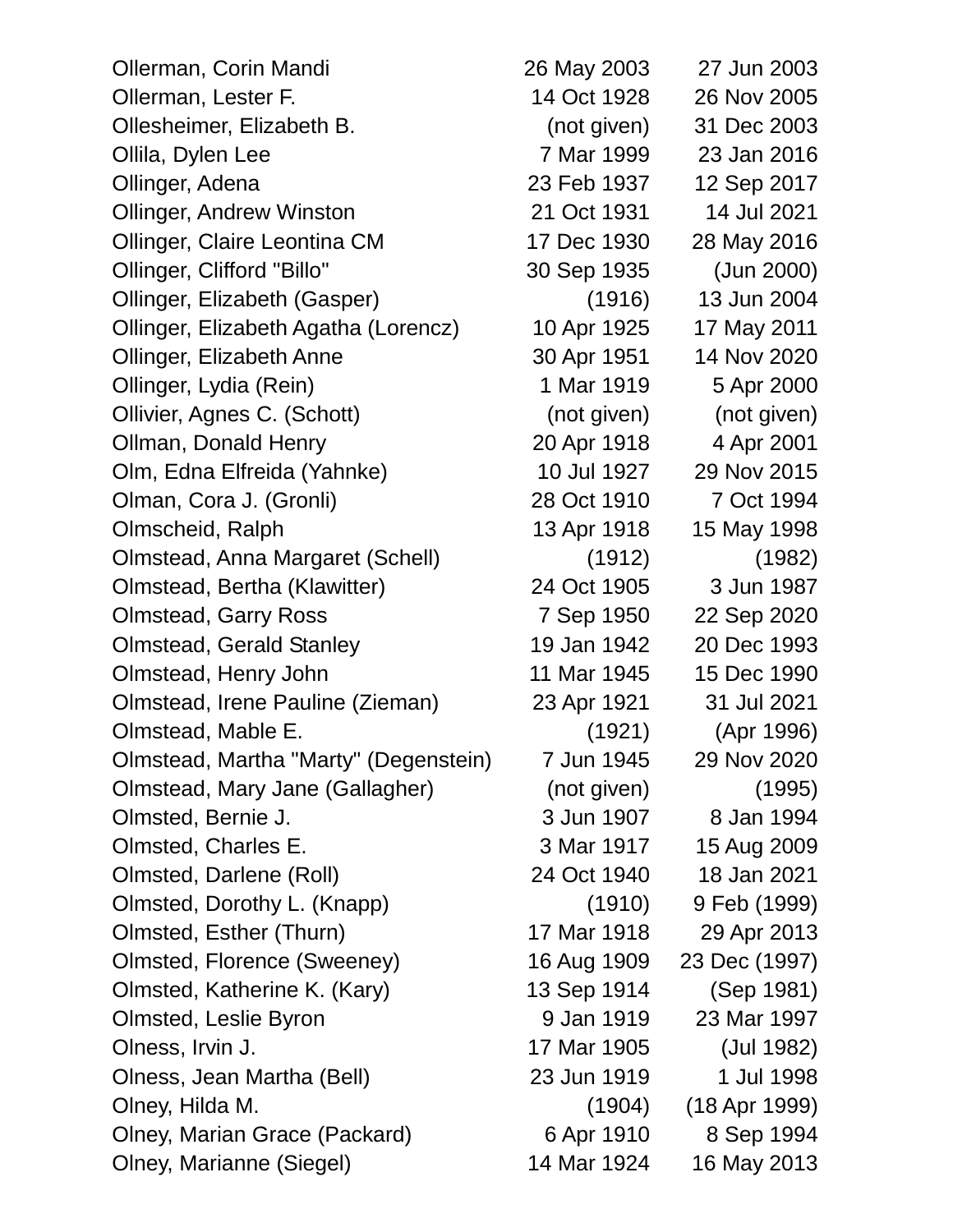| | | |
|---|---|---|
| Ollerman, Corin Mandi | 26 May 2003 | 27 Jun 2003 |
| Ollerman, Lester F. | 14 Oct 1928 | 26 Nov 2005 |
| Ollesheimer, Elizabeth B. | (not given) | 31 Dec 2003 |
| Ollila, Dylen Lee | 7 Mar 1999 | 23 Jan 2016 |
| Ollinger, Adena | 23 Feb 1937 | 12 Sep 2017 |
| Ollinger, Andrew Winston | 21 Oct 1931 | 14 Jul 2021 |
| Ollinger, Claire Leontina CM | 17 Dec 1930 | 28 May 2016 |
| Ollinger, Clifford "Billo" | 30 Sep 1935 | (Jun 2000) |
| Ollinger, Elizabeth (Gasper) | (1916) | 13 Jun 2004 |
| Ollinger, Elizabeth Agatha (Lorencz) | 10 Apr 1925 | 17 May 2011 |
| Ollinger, Elizabeth Anne | 30 Apr 1951 | 14 Nov 2020 |
| Ollinger, Lydia (Rein) | 1 Mar 1919 | 5 Apr 2000 |
| Ollivier, Agnes C. (Schott) | (not given) | (not given) |
| Ollman, Donald Henry | 20 Apr 1918 | 4 Apr 2001 |
| Olm, Edna Elfreida (Yahnke) | 10 Jul 1927 | 29 Nov 2015 |
| Olman, Cora J. (Gronli) | 28 Oct 1910 | 7 Oct 1994 |
| Olmscheid, Ralph | 13 Apr 1918 | 15 May 1998 |
| Olmstead, Anna Margaret (Schell) | (1912) | (1982) |
| Olmstead, Bertha (Klawitter) | 24 Oct 1905 | 3 Jun 1987 |
| Olmstead, Garry Ross | 7 Sep 1950 | 22 Sep 2020 |
| Olmstead, Gerald Stanley | 19 Jan 1942 | 20 Dec 1993 |
| Olmstead, Henry John | 11 Mar 1945 | 15 Dec 1990 |
| Olmstead, Irene Pauline (Zieman) | 23 Apr 1921 | 31 Jul 2021 |
| Olmstead, Mable E. | (1921) | (Apr 1996) |
| Olmstead, Martha "Marty" (Degenstein) | 7 Jun 1945 | 29 Nov 2020 |
| Olmstead, Mary Jane (Gallagher) | (not given) | (1995) |
| Olmsted, Bernie J. | 3 Jun 1907 | 8 Jan 1994 |
| Olmsted, Charles E. | 3 Mar 1917 | 15 Aug 2009 |
| Olmsted, Darlene (Roll) | 24 Oct 1940 | 18 Jan 2021 |
| Olmsted, Dorothy L. (Knapp) | (1910) | 9 Feb (1999) |
| Olmsted, Esther (Thurn) | 17 Mar 1918 | 29 Apr 2013 |
| Olmsted, Florence (Sweeney) | 16 Aug 1909 | 23 Dec (1997) |
| Olmsted, Katherine K. (Kary) | 13 Sep 1914 | (Sep 1981) |
| Olmsted, Leslie Byron | 9 Jan 1919 | 23 Mar 1997 |
| Olness, Irvin J. | 17 Mar 1905 | (Jul 1982) |
| Olness, Jean Martha (Bell) | 23 Jun 1919 | 1 Jul 1998 |
| Olney, Hilda M. | (1904) | (18 Apr 1999) |
| Olney, Marian Grace (Packard) | 6 Apr 1910 | 8 Sep 1994 |
| Olney, Marianne (Siegel) | 14 Mar 1924 | 16 May 2013 |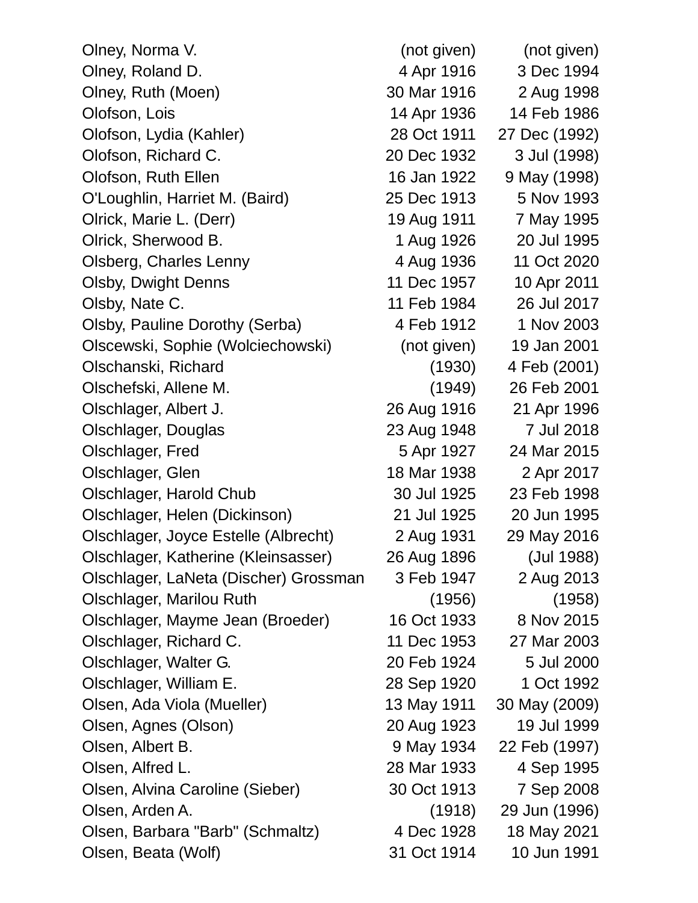| | | |
|---|---|---|
| Olney, Norma V. | (not given) | (not given) |
| Olney, Roland D. | 4 Apr 1916 | 3 Dec 1994 |
| Olney, Ruth (Moen) | 30 Mar 1916 | 2 Aug 1998 |
| Olofson, Lois | 14 Apr 1936 | 14 Feb 1986 |
| Olofson, Lydia (Kahler) | 28 Oct 1911 | 27 Dec (1992) |
| Olofson, Richard C. | 20 Dec 1932 | 3 Jul (1998) |
| Olofson, Ruth Ellen | 16 Jan 1922 | 9 May (1998) |
| O'Loughlin, Harriet M. (Baird) | 25 Dec 1913 | 5 Nov 1993 |
| Olrick, Marie L. (Derr) | 19 Aug 1911 | 7 May 1995 |
| Olrick, Sherwood B. | 1 Aug 1926 | 20 Jul 1995 |
| Olsberg, Charles Lenny | 4 Aug 1936 | 11 Oct 2020 |
| Olsby, Dwight Denns | 11 Dec 1957 | 10 Apr 2011 |
| Olsby, Nate C. | 11 Feb 1984 | 26 Jul 2017 |
| Olsby, Pauline Dorothy (Serba) | 4 Feb 1912 | 1 Nov 2003 |
| Olscewski, Sophie (Wolciechowski) | (not given) | 19 Jan 2001 |
| Olschanski, Richard | (1930) | 4 Feb (2001) |
| Olschefski, Allene M. | (1949) | 26 Feb 2001 |
| Olschlager, Albert J. | 26 Aug 1916 | 21 Apr 1996 |
| Olschlager, Douglas | 23 Aug 1948 | 7 Jul 2018 |
| Olschlager, Fred | 5 Apr 1927 | 24 Mar 2015 |
| Olschlager, Glen | 18 Mar 1938 | 2 Apr 2017 |
| Olschlager, Harold Chub | 30 Jul 1925 | 23 Feb 1998 |
| Olschlager, Helen (Dickinson) | 21 Jul 1925 | 20 Jun 1995 |
| Olschlager, Joyce Estelle (Albrecht) | 2 Aug 1931 | 29 May 2016 |
| Olschlager, Katherine (Kleinsasser) | 26 Aug 1896 | (Jul 1988) |
| Olschlager, LaNeta (Discher) Grossman | 3 Feb 1947 | 2 Aug 2013 |
| Olschlager, Marilou Ruth | (1956) | (1958) |
| Olschlager, Mayme Jean (Broeder) | 16 Oct 1933 | 8 Nov 2015 |
| Olschlager, Richard C. | 11 Dec 1953 | 27 Mar 2003 |
| Olschlager, Walter G. | 20 Feb 1924 | 5 Jul 2000 |
| Olschlager, William E. | 28 Sep 1920 | 1 Oct 1992 |
| Olsen, Ada Viola (Mueller) | 13 May 1911 | 30 May (2009) |
| Olsen, Agnes (Olson) | 20 Aug 1923 | 19 Jul 1999 |
| Olsen, Albert B. | 9 May 1934 | 22 Feb (1997) |
| Olsen, Alfred L. | 28 Mar 1933 | 4 Sep 1995 |
| Olsen, Alvina Caroline (Sieber) | 30 Oct 1913 | 7 Sep 2008 |
| Olsen, Arden A. | (1918) | 29 Jun (1996) |
| Olsen, Barbara "Barb" (Schmaltz) | 4 Dec 1928 | 18 May 2021 |
| Olsen, Beata (Wolf) | 31 Oct 1914 | 10 Jun 1991 |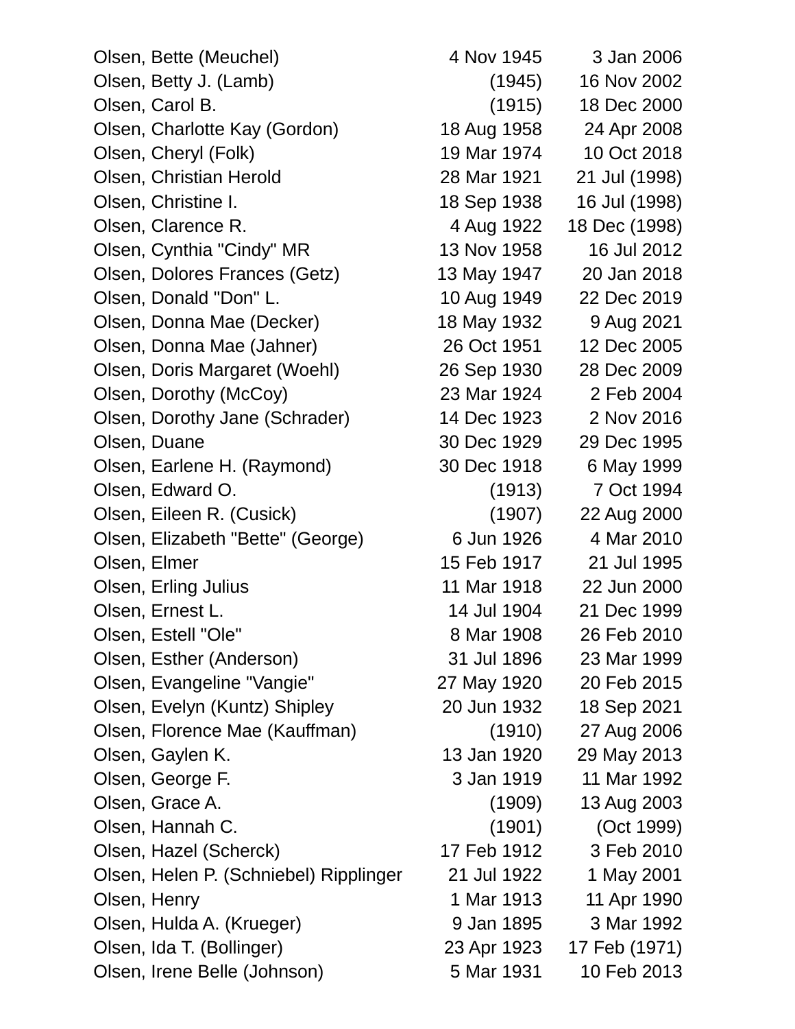| Name | Birth | Death |
|---|---|---|
| Olsen, Bette (Meuchel) | 4 Nov 1945 | 3 Jan 2006 |
| Olsen, Betty J. (Lamb) | (1945) | 16 Nov 2002 |
| Olsen, Carol B. | (1915) | 18 Dec 2000 |
| Olsen, Charlotte Kay (Gordon) | 18 Aug 1958 | 24 Apr 2008 |
| Olsen, Cheryl (Folk) | 19 Mar 1974 | 10 Oct 2018 |
| Olsen, Christian Herold | 28 Mar 1921 | 21 Jul (1998) |
| Olsen, Christine I. | 18 Sep 1938 | 16 Jul (1998) |
| Olsen, Clarence R. | 4 Aug 1922 | 18 Dec (1998) |
| Olsen, Cynthia "Cindy" MR | 13 Nov 1958 | 16 Jul 2012 |
| Olsen, Dolores Frances (Getz) | 13 May 1947 | 20 Jan 2018 |
| Olsen, Donald "Don" L. | 10 Aug 1949 | 22 Dec 2019 |
| Olsen, Donna Mae (Decker) | 18 May 1932 | 9 Aug 2021 |
| Olsen, Donna Mae (Jahner) | 26 Oct 1951 | 12 Dec 2005 |
| Olsen, Doris Margaret (Woehl) | 26 Sep 1930 | 28 Dec 2009 |
| Olsen, Dorothy (McCoy) | 23 Mar 1924 | 2 Feb 2004 |
| Olsen, Dorothy Jane (Schrader) | 14 Dec 1923 | 2 Nov 2016 |
| Olsen, Duane | 30 Dec 1929 | 29 Dec 1995 |
| Olsen, Earlene H. (Raymond) | 30 Dec 1918 | 6 May 1999 |
| Olsen, Edward O. | (1913) | 7 Oct 1994 |
| Olsen, Eileen R. (Cusick) | (1907) | 22 Aug 2000 |
| Olsen, Elizabeth "Bette" (George) | 6 Jun 1926 | 4 Mar 2010 |
| Olsen, Elmer | 15 Feb 1917 | 21 Jul 1995 |
| Olsen, Erling Julius | 11 Mar 1918 | 22 Jun 2000 |
| Olsen, Ernest L. | 14 Jul 1904 | 21 Dec 1999 |
| Olsen, Estell "Ole" | 8 Mar 1908 | 26 Feb 2010 |
| Olsen, Esther (Anderson) | 31 Jul 1896 | 23 Mar 1999 |
| Olsen, Evangeline "Vangie" | 27 May 1920 | 20 Feb 2015 |
| Olsen, Evelyn (Kuntz) Shipley | 20 Jun 1932 | 18 Sep 2021 |
| Olsen, Florence Mae (Kauffman) | (1910) | 27 Aug 2006 |
| Olsen, Gaylen K. | 13 Jan 1920 | 29 May 2013 |
| Olsen, George F. | 3 Jan 1919 | 11 Mar 1992 |
| Olsen, Grace A. | (1909) | 13 Aug 2003 |
| Olsen, Hannah C. | (1901) | (Oct 1999) |
| Olsen, Hazel (Scherck) | 17 Feb 1912 | 3 Feb 2010 |
| Olsen, Helen P. (Schniebel) Ripplinger | 21 Jul 1922 | 1 May 2001 |
| Olsen, Henry | 1 Mar 1913 | 11 Apr 1990 |
| Olsen, Hulda A. (Krueger) | 9 Jan 1895 | 3 Mar 1992 |
| Olsen, Ida T. (Bollinger) | 23 Apr 1923 | 17 Feb (1971) |
| Olsen, Irene Belle (Johnson) | 5 Mar 1931 | 10 Feb 2013 |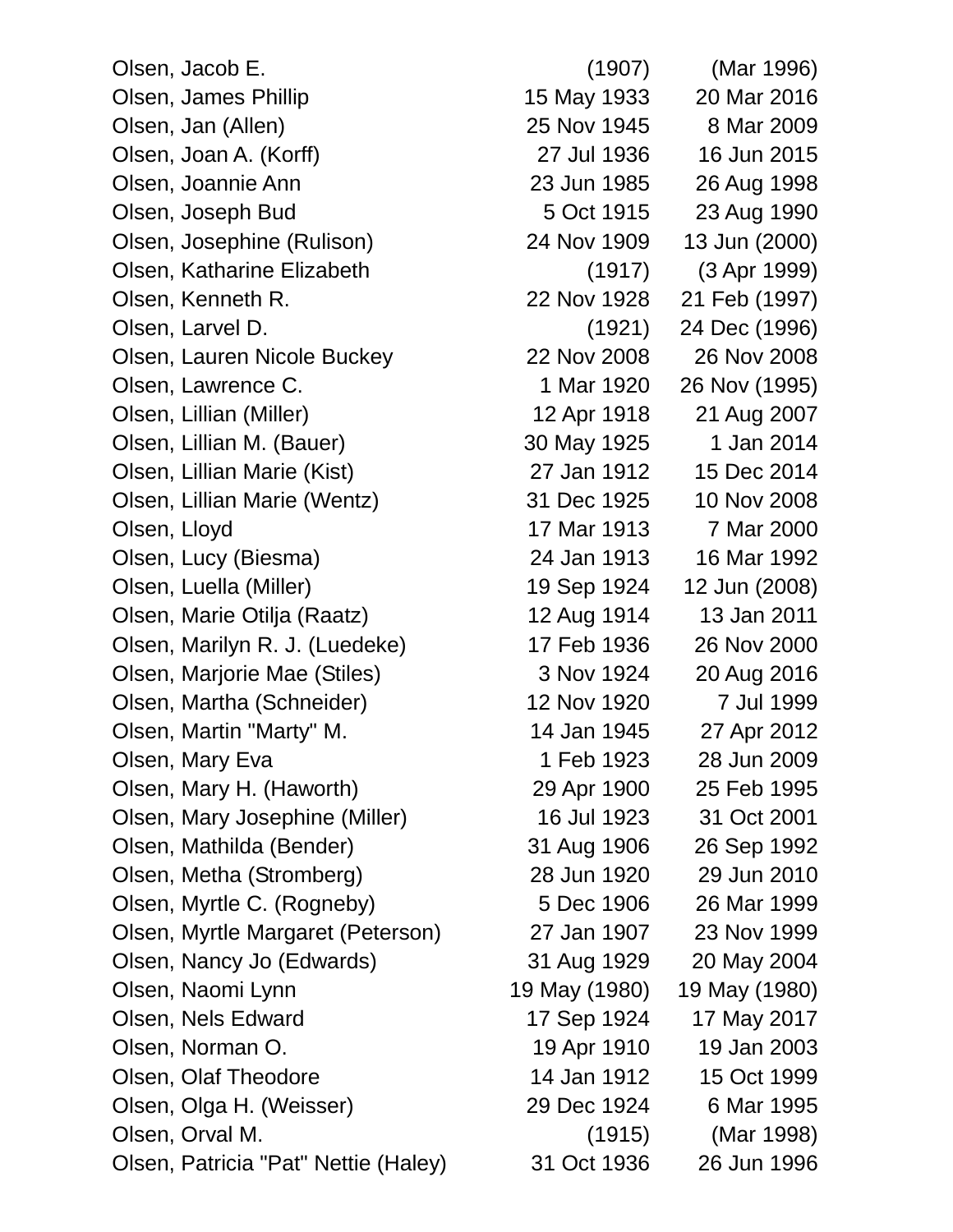| | | |
|---|---|---|
| Olsen, Jacob E. | (1907) | (Mar 1996) |
| Olsen, James Phillip | 15 May 1933 | 20 Mar 2016 |
| Olsen, Jan (Allen) | 25 Nov 1945 | 8 Mar 2009 |
| Olsen, Joan A. (Korff) | 27 Jul 1936 | 16 Jun 2015 |
| Olsen, Joannie Ann | 23 Jun 1985 | 26 Aug 1998 |
| Olsen, Joseph Bud | 5 Oct 1915 | 23 Aug 1990 |
| Olsen, Josephine (Rulison) | 24 Nov 1909 | 13 Jun (2000) |
| Olsen, Katharine Elizabeth | (1917) | (3 Apr 1999) |
| Olsen, Kenneth R. | 22 Nov 1928 | 21 Feb (1997) |
| Olsen, Larvel D. | (1921) | 24 Dec (1996) |
| Olsen, Lauren Nicole Buckey | 22 Nov 2008 | 26 Nov 2008 |
| Olsen, Lawrence C. | 1 Mar 1920 | 26 Nov (1995) |
| Olsen, Lillian (Miller) | 12 Apr 1918 | 21 Aug 2007 |
| Olsen, Lillian M. (Bauer) | 30 May 1925 | 1 Jan 2014 |
| Olsen, Lillian Marie (Kist) | 27 Jan 1912 | 15 Dec 2014 |
| Olsen, Lillian Marie (Wentz) | 31 Dec 1925 | 10 Nov 2008 |
| Olsen, Lloyd | 17 Mar 1913 | 7 Mar 2000 |
| Olsen, Lucy (Biesma) | 24 Jan 1913 | 16 Mar 1992 |
| Olsen, Luella (Miller) | 19 Sep 1924 | 12 Jun (2008) |
| Olsen, Marie Otilja (Raatz) | 12 Aug 1914 | 13 Jan 2011 |
| Olsen, Marilyn R. J. (Luedeke) | 17 Feb 1936 | 26 Nov 2000 |
| Olsen, Marjorie Mae (Stiles) | 3 Nov 1924 | 20 Aug 2016 |
| Olsen, Martha (Schneider) | 12 Nov 1920 | 7 Jul 1999 |
| Olsen, Martin "Marty" M. | 14 Jan 1945 | 27 Apr 2012 |
| Olsen, Mary Eva | 1 Feb 1923 | 28 Jun 2009 |
| Olsen, Mary H. (Haworth) | 29 Apr 1900 | 25 Feb 1995 |
| Olsen, Mary Josephine (Miller) | 16 Jul 1923 | 31 Oct 2001 |
| Olsen, Mathilda (Bender) | 31 Aug 1906 | 26 Sep 1992 |
| Olsen, Metha (Stromberg) | 28 Jun 1920 | 29 Jun 2010 |
| Olsen, Myrtle C. (Rogneby) | 5 Dec 1906 | 26 Mar 1999 |
| Olsen, Myrtle Margaret (Peterson) | 27 Jan 1907 | 23 Nov 1999 |
| Olsen, Nancy Jo (Edwards) | 31 Aug 1929 | 20 May 2004 |
| Olsen, Naomi Lynn | 19 May (1980) | 19 May (1980) |
| Olsen, Nels Edward | 17 Sep 1924 | 17 May 2017 |
| Olsen, Norman O. | 19 Apr 1910 | 19 Jan 2003 |
| Olsen, Olaf Theodore | 14 Jan 1912 | 15 Oct 1999 |
| Olsen, Olga H. (Weisser) | 29 Dec 1924 | 6 Mar 1995 |
| Olsen, Orval M. | (1915) | (Mar 1998) |
| Olsen, Patricia "Pat" Nettie (Haley) | 31 Oct 1936 | 26 Jun 1996 |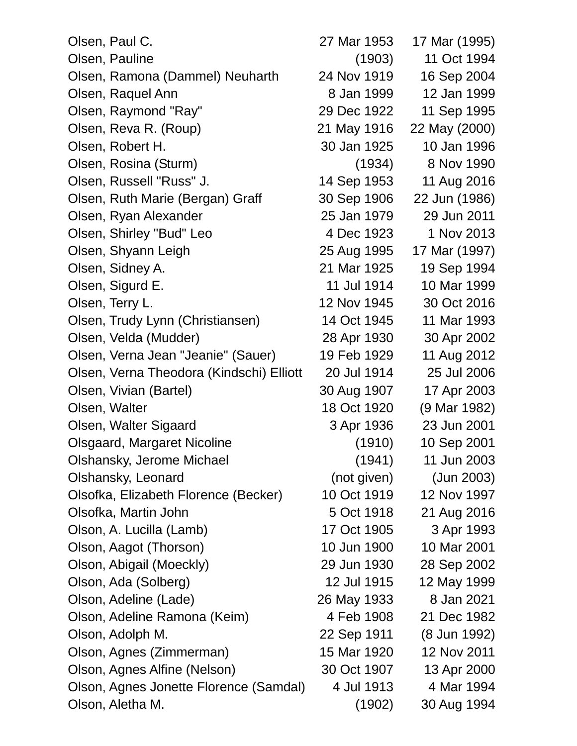| | | |
|---|---|---|
| Olsen, Paul C. | 27 Mar 1953 | 17 Mar (1995) |
| Olsen, Pauline | (1903) | 11 Oct 1994 |
| Olsen, Ramona (Dammel) Neuharth | 24 Nov 1919 | 16 Sep 2004 |
| Olsen, Raquel Ann | 8 Jan 1999 | 12 Jan 1999 |
| Olsen, Raymond "Ray" | 29 Dec 1922 | 11 Sep 1995 |
| Olsen, Reva R. (Roup) | 21 May 1916 | 22 May (2000) |
| Olsen, Robert H. | 30 Jan 1925 | 10 Jan 1996 |
| Olsen, Rosina (Sturm) | (1934) | 8 Nov 1990 |
| Olsen, Russell "Russ" J. | 14 Sep 1953 | 11 Aug 2016 |
| Olsen, Ruth Marie (Bergan) Graff | 30 Sep 1906 | 22 Jun (1986) |
| Olsen, Ryan Alexander | 25 Jan 1979 | 29 Jun 2011 |
| Olsen, Shirley "Bud" Leo | 4 Dec 1923 | 1 Nov 2013 |
| Olsen, Shyann Leigh | 25 Aug 1995 | 17 Mar (1997) |
| Olsen, Sidney A. | 21 Mar 1925 | 19 Sep 1994 |
| Olsen, Sigurd E. | 11 Jul 1914 | 10 Mar 1999 |
| Olsen, Terry L. | 12 Nov 1945 | 30 Oct 2016 |
| Olsen, Trudy Lynn (Christiansen) | 14 Oct 1945 | 11 Mar 1993 |
| Olsen, Velda (Mudder) | 28 Apr 1930 | 30 Apr 2002 |
| Olsen, Verna Jean "Jeanie" (Sauer) | 19 Feb 1929 | 11 Aug 2012 |
| Olsen, Verna Theodora (Kindschi) Elliott | 20 Jul 1914 | 25 Jul 2006 |
| Olsen, Vivian (Bartel) | 30 Aug 1907 | 17 Apr 2003 |
| Olsen, Walter | 18 Oct 1920 | (9 Mar 1982) |
| Olsen, Walter Sigaard | 3 Apr 1936 | 23 Jun 2001 |
| Olsgaard, Margaret Nicoline | (1910) | 10 Sep 2001 |
| Olshansky, Jerome Michael | (1941) | 11 Jun 2003 |
| Olshansky, Leonard | (not given) | (Jun 2003) |
| Olsofka, Elizabeth Florence (Becker) | 10 Oct 1919 | 12 Nov 1997 |
| Olsofka, Martin John | 5 Oct 1918 | 21 Aug 2016 |
| Olson, A. Lucilla (Lamb) | 17 Oct 1905 | 3 Apr 1993 |
| Olson, Aagot (Thorson) | 10 Jun 1900 | 10 Mar 2001 |
| Olson, Abigail (Moeckly) | 29 Jun 1930 | 28 Sep 2002 |
| Olson, Ada (Solberg) | 12 Jul 1915 | 12 May 1999 |
| Olson, Adeline (Lade) | 26 May 1933 | 8 Jan 2021 |
| Olson, Adeline Ramona (Keim) | 4 Feb 1908 | 21 Dec 1982 |
| Olson, Adolph M. | 22 Sep 1911 | (8 Jun 1992) |
| Olson, Agnes (Zimmerman) | 15 Mar 1920 | 12 Nov 2011 |
| Olson, Agnes Alfine (Nelson) | 30 Oct 1907 | 13 Apr 2000 |
| Olson, Agnes Jonette Florence (Samdal) | 4 Jul 1913 | 4 Mar 1994 |
| Olson, Aletha M. | (1902) | 30 Aug 1994 |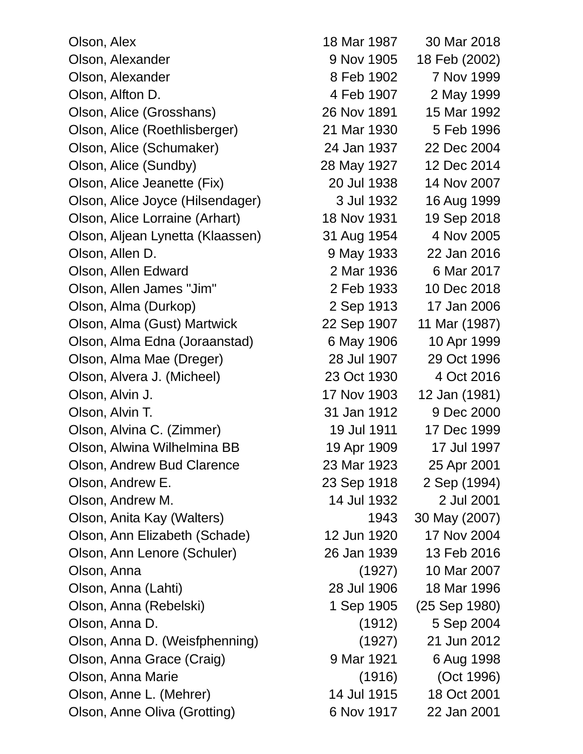| Name | Birth | Death |
|---|---|---|
| Olson, Alex | 18 Mar 1987 | 30 Mar 2018 |
| Olson, Alexander | 9 Nov 1905 | 18 Feb (2002) |
| Olson, Alexander | 8 Feb 1902 | 7 Nov 1999 |
| Olson, Alfton D. | 4 Feb 1907 | 2 May 1999 |
| Olson, Alice (Grosshans) | 26 Nov 1891 | 15 Mar 1992 |
| Olson, Alice (Roethlisberger) | 21 Mar 1930 | 5 Feb 1996 |
| Olson, Alice (Schumaker) | 24 Jan 1937 | 22 Dec 2004 |
| Olson, Alice (Sundby) | 28 May 1927 | 12 Dec 2014 |
| Olson, Alice Jeanette (Fix) | 20 Jul 1938 | 14 Nov 2007 |
| Olson, Alice Joyce (Hilsendager) | 3 Jul 1932 | 16 Aug 1999 |
| Olson, Alice Lorraine (Arhart) | 18 Nov 1931 | 19 Sep 2018 |
| Olson, Aljean Lynetta (Klaassen) | 31 Aug 1954 | 4 Nov 2005 |
| Olson, Allen D. | 9 May 1933 | 22 Jan 2016 |
| Olson, Allen Edward | 2 Mar 1936 | 6 Mar 2017 |
| Olson, Allen James "Jim" | 2 Feb 1933 | 10 Dec 2018 |
| Olson, Alma (Durkop) | 2 Sep 1913 | 17 Jan 2006 |
| Olson, Alma (Gust) Martwick | 22 Sep 1907 | 11 Mar (1987) |
| Olson, Alma Edna (Joraanstad) | 6 May 1906 | 10 Apr 1999 |
| Olson, Alma Mae (Dreger) | 28 Jul 1907 | 29 Oct 1996 |
| Olson, Alvera J. (Micheel) | 23 Oct 1930 | 4 Oct 2016 |
| Olson, Alvin J. | 17 Nov 1903 | 12 Jan (1981) |
| Olson, Alvin T. | 31 Jan 1912 | 9 Dec 2000 |
| Olson, Alvina C. (Zimmer) | 19 Jul 1911 | 17 Dec 1999 |
| Olson, Alwina Wilhelmina BB | 19 Apr 1909 | 17 Jul 1997 |
| Olson, Andrew Bud Clarence | 23 Mar 1923 | 25 Apr 2001 |
| Olson, Andrew E. | 23 Sep 1918 | 2 Sep (1994) |
| Olson, Andrew M. | 14 Jul 1932 | 2 Jul 2001 |
| Olson, Anita Kay (Walters) | 1943 | 30 May (2007) |
| Olson, Ann Elizabeth (Schade) | 12 Jun 1920 | 17 Nov 2004 |
| Olson, Ann Lenore (Schuler) | 26 Jan 1939 | 13 Feb 2016 |
| Olson, Anna | (1927) | 10 Mar 2007 |
| Olson, Anna (Lahti) | 28 Jul 1906 | 18 Mar 1996 |
| Olson, Anna (Rebelski) | 1 Sep 1905 | (25 Sep 1980) |
| Olson, Anna D. | (1912) | 5 Sep 2004 |
| Olson, Anna D. (Weisfphenning) | (1927) | 21 Jun 2012 |
| Olson, Anna Grace (Craig) | 9 Mar 1921 | 6 Aug 1998 |
| Olson, Anna Marie | (1916) | (Oct 1996) |
| Olson, Anne L. (Mehrer) | 14 Jul 1915 | 18 Oct 2001 |
| Olson, Anne Oliva (Grotting) | 6 Nov 1917 | 22 Jan 2001 |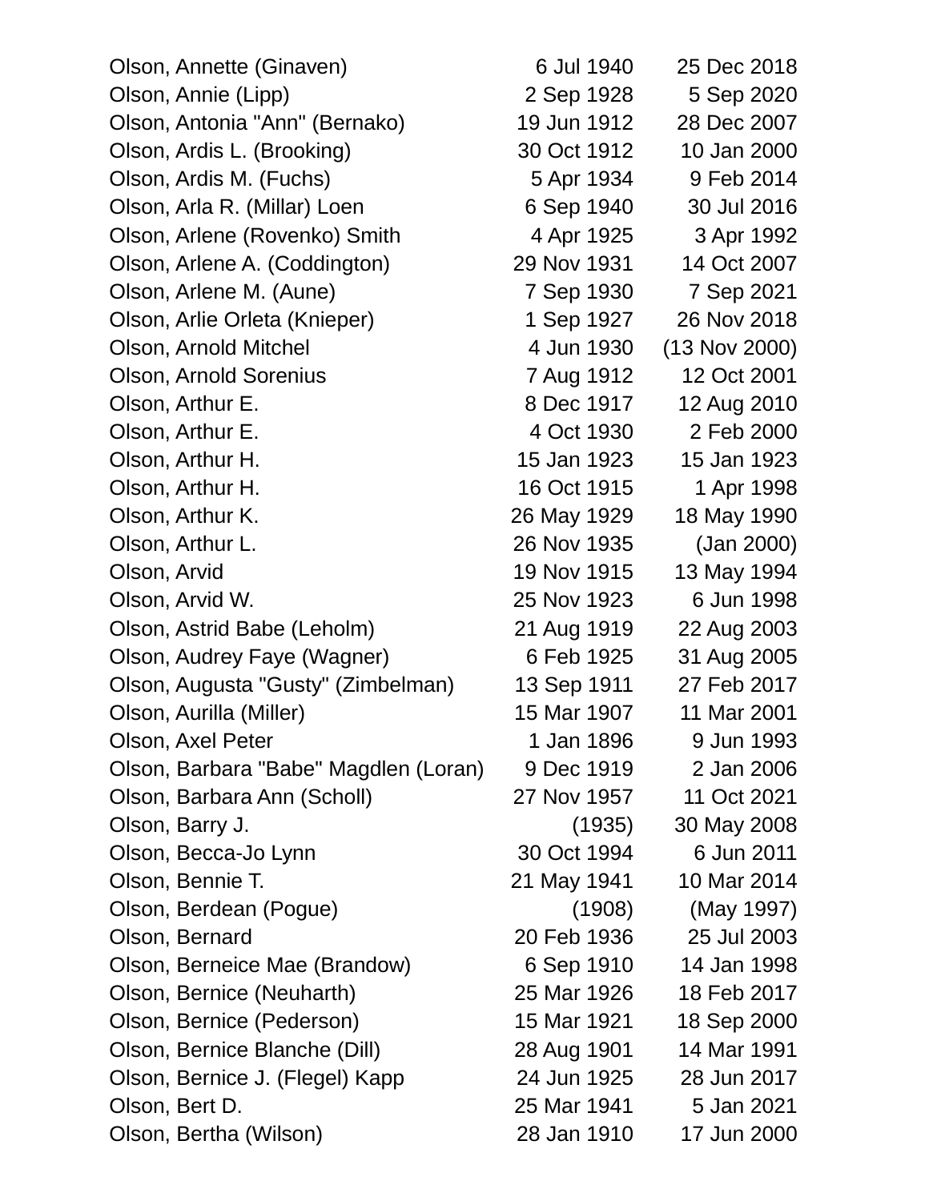| | | |
|---|---|---|
| Olson, Annette (Ginaven) | 6 Jul 1940 | 25 Dec 2018 |
| Olson, Annie (Lipp) | 2 Sep 1928 | 5 Sep 2020 |
| Olson, Antonia "Ann" (Bernako) | 19 Jun 1912 | 28 Dec 2007 |
| Olson, Ardis L. (Brooking) | 30 Oct 1912 | 10 Jan 2000 |
| Olson, Ardis M. (Fuchs) | 5 Apr 1934 | 9 Feb 2014 |
| Olson, Arla R. (Millar) Loen | 6 Sep 1940 | 30 Jul 2016 |
| Olson, Arlene (Rovenko) Smith | 4 Apr 1925 | 3 Apr 1992 |
| Olson, Arlene A. (Coddington) | 29 Nov 1931 | 14 Oct 2007 |
| Olson, Arlene M. (Aune) | 7 Sep 1930 | 7 Sep 2021 |
| Olson, Arlie Orleta (Knieper) | 1 Sep 1927 | 26 Nov 2018 |
| Olson, Arnold Mitchel | 4 Jun 1930 | (13 Nov 2000) |
| Olson, Arnold Sorenius | 7 Aug 1912 | 12 Oct 2001 |
| Olson, Arthur E. | 8 Dec 1917 | 12 Aug 2010 |
| Olson, Arthur E. | 4 Oct 1930 | 2 Feb 2000 |
| Olson, Arthur H. | 15 Jan 1923 | 15 Jan 1923 |
| Olson, Arthur H. | 16 Oct 1915 | 1 Apr 1998 |
| Olson, Arthur K. | 26 May 1929 | 18 May 1990 |
| Olson, Arthur L. | 26 Nov 1935 | (Jan 2000) |
| Olson, Arvid | 19 Nov 1915 | 13 May 1994 |
| Olson, Arvid W. | 25 Nov 1923 | 6 Jun 1998 |
| Olson, Astrid Babe (Leholm) | 21 Aug 1919 | 22 Aug 2003 |
| Olson, Audrey Faye (Wagner) | 6 Feb 1925 | 31 Aug 2005 |
| Olson, Augusta "Gusty" (Zimbelman) | 13 Sep 1911 | 27 Feb 2017 |
| Olson, Aurilla (Miller) | 15 Mar 1907 | 11 Mar 2001 |
| Olson, Axel Peter | 1 Jan 1896 | 9 Jun 1993 |
| Olson, Barbara "Babe" Magdlen (Loran) | 9 Dec 1919 | 2 Jan 2006 |
| Olson, Barbara Ann (Scholl) | 27 Nov 1957 | 11 Oct 2021 |
| Olson, Barry J. | (1935) | 30 May 2008 |
| Olson, Becca-Jo Lynn | 30 Oct 1994 | 6 Jun 2011 |
| Olson, Bennie T. | 21 May 1941 | 10 Mar 2014 |
| Olson, Berdean (Pogue) | (1908) | (May 1997) |
| Olson, Bernard | 20 Feb 1936 | 25 Jul 2003 |
| Olson, Berneice Mae (Brandow) | 6 Sep 1910 | 14 Jan 1998 |
| Olson, Bernice (Neuharth) | 25 Mar 1926 | 18 Feb 2017 |
| Olson, Bernice (Pederson) | 15 Mar 1921 | 18 Sep 2000 |
| Olson, Bernice Blanche (Dill) | 28 Aug 1901 | 14 Mar 1991 |
| Olson, Bernice J. (Flegel) Kapp | 24 Jun 1925 | 28 Jun 2017 |
| Olson, Bert D. | 25 Mar 1941 | 5 Jan 2021 |
| Olson, Bertha (Wilson) | 28 Jan 1910 | 17 Jun 2000 |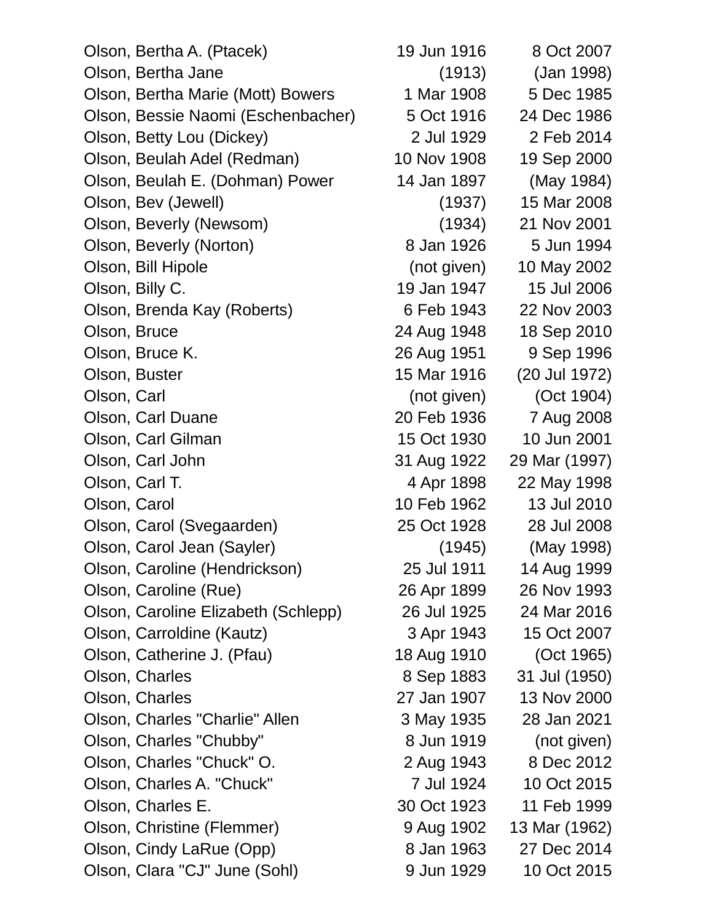| | | |
|---|---|---|
| Olson, Bertha A. (Ptacek) | 19 Jun 1916 | 8 Oct 2007 |
| Olson, Bertha Jane | (1913) | (Jan 1998) |
| Olson, Bertha Marie (Mott) Bowers | 1 Mar 1908 | 5 Dec 1985 |
| Olson, Bessie Naomi (Eschenbacher) | 5 Oct 1916 | 24 Dec 1986 |
| Olson, Betty Lou (Dickey) | 2 Jul 1929 | 2 Feb 2014 |
| Olson, Beulah Adel (Redman) | 10 Nov 1908 | 19 Sep 2000 |
| Olson, Beulah E. (Dohman) Power | 14 Jan 1897 | (May 1984) |
| Olson, Bev (Jewell) | (1937) | 15 Mar 2008 |
| Olson, Beverly (Newsom) | (1934) | 21 Nov 2001 |
| Olson, Beverly (Norton) | 8 Jan 1926 | 5 Jun 1994 |
| Olson, Bill Hipole | (not given) | 10 May 2002 |
| Olson, Billy C. | 19 Jan 1947 | 15 Jul 2006 |
| Olson, Brenda Kay (Roberts) | 6 Feb 1943 | 22 Nov 2003 |
| Olson, Bruce | 24 Aug 1948 | 18 Sep 2010 |
| Olson, Bruce K. | 26 Aug 1951 | 9 Sep 1996 |
| Olson, Buster | 15 Mar 1916 | (20 Jul 1972) |
| Olson, Carl | (not given) | (Oct 1904) |
| Olson, Carl Duane | 20 Feb 1936 | 7 Aug 2008 |
| Olson, Carl Gilman | 15 Oct 1930 | 10 Jun 2001 |
| Olson, Carl John | 31 Aug 1922 | 29 Mar (1997) |
| Olson, Carl T. | 4 Apr 1898 | 22 May 1998 |
| Olson, Carol | 10 Feb 1962 | 13 Jul 2010 |
| Olson, Carol (Svegaarden) | 25 Oct 1928 | 28 Jul 2008 |
| Olson, Carol Jean (Sayler) | (1945) | (May 1998) |
| Olson, Caroline (Hendrickson) | 25 Jul 1911 | 14 Aug 1999 |
| Olson, Caroline (Rue) | 26 Apr 1899 | 26 Nov 1993 |
| Olson, Caroline Elizabeth (Schlepp) | 26 Jul 1925 | 24 Mar 2016 |
| Olson, Carroldine (Kautz) | 3 Apr 1943 | 15 Oct 2007 |
| Olson, Catherine J. (Pfau) | 18 Aug 1910 | (Oct 1965) |
| Olson, Charles | 8 Sep 1883 | 31 Jul (1950) |
| Olson, Charles | 27 Jan 1907 | 13 Nov 2000 |
| Olson, Charles "Charlie" Allen | 3 May 1935 | 28 Jan 2021 |
| Olson, Charles "Chubby" | 8 Jun 1919 | (not given) |
| Olson, Charles "Chuck" O. | 2 Aug 1943 | 8 Dec 2012 |
| Olson, Charles A. "Chuck" | 7 Jul 1924 | 10 Oct 2015 |
| Olson, Charles E. | 30 Oct 1923 | 11 Feb 1999 |
| Olson, Christine (Flemmer) | 9 Aug 1902 | 13 Mar (1962) |
| Olson, Cindy LaRue (Opp) | 8 Jan 1963 | 27 Dec 2014 |
| Olson, Clara "CJ" June (Sohl) | 9 Jun 1929 | 10 Oct 2015 |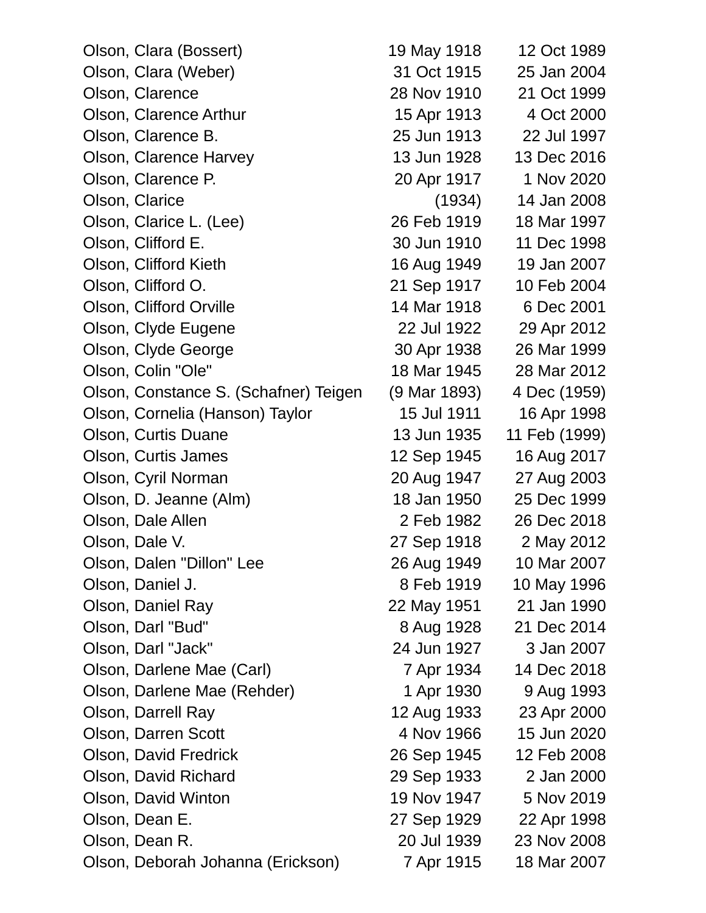| | | |
|---|---|---|
| Olson, Clara (Bossert) | 19 May 1918 | 12 Oct 1989 |
| Olson, Clara (Weber) | 31 Oct 1915 | 25 Jan 2004 |
| Olson, Clarence | 28 Nov 1910 | 21 Oct 1999 |
| Olson, Clarence Arthur | 15 Apr 1913 | 4 Oct 2000 |
| Olson, Clarence B. | 25 Jun 1913 | 22 Jul 1997 |
| Olson, Clarence Harvey | 13 Jun 1928 | 13 Dec 2016 |
| Olson, Clarence P. | 20 Apr 1917 | 1 Nov 2020 |
| Olson, Clarice | (1934) | 14 Jan 2008 |
| Olson, Clarice L. (Lee) | 26 Feb 1919 | 18 Mar 1997 |
| Olson, Clifford E. | 30 Jun 1910 | 11 Dec 1998 |
| Olson, Clifford Kieth | 16 Aug 1949 | 19 Jan 2007 |
| Olson, Clifford O. | 21 Sep 1917 | 10 Feb 2004 |
| Olson, Clifford Orville | 14 Mar 1918 | 6 Dec 2001 |
| Olson, Clyde Eugene | 22 Jul 1922 | 29 Apr 2012 |
| Olson, Clyde George | 30 Apr 1938 | 26 Mar 1999 |
| Olson, Colin "Ole" | 18 Mar 1945 | 28 Mar 2012 |
| Olson, Constance S. (Schafner) Teigen | (9 Mar 1893) | 4 Dec (1959) |
| Olson, Cornelia (Hanson) Taylor | 15 Jul 1911 | 16 Apr 1998 |
| Olson, Curtis Duane | 13 Jun 1935 | 11 Feb (1999) |
| Olson, Curtis James | 12 Sep 1945 | 16 Aug 2017 |
| Olson, Cyril Norman | 20 Aug 1947 | 27 Aug 2003 |
| Olson, D. Jeanne (Alm) | 18 Jan 1950 | 25 Dec 1999 |
| Olson, Dale Allen | 2 Feb 1982 | 26 Dec 2018 |
| Olson, Dale V. | 27 Sep 1918 | 2 May 2012 |
| Olson, Dalen "Dillon" Lee | 26 Aug 1949 | 10 Mar 2007 |
| Olson, Daniel J. | 8 Feb 1919 | 10 May 1996 |
| Olson, Daniel Ray | 22 May 1951 | 21 Jan 1990 |
| Olson, Darl "Bud" | 8 Aug 1928 | 21 Dec 2014 |
| Olson, Darl "Jack" | 24 Jun 1927 | 3 Jan 2007 |
| Olson, Darlene Mae (Carl) | 7 Apr 1934 | 14 Dec 2018 |
| Olson, Darlene Mae (Rehder) | 1 Apr 1930 | 9 Aug 1993 |
| Olson, Darrell Ray | 12 Aug 1933 | 23 Apr 2000 |
| Olson, Darren Scott | 4 Nov 1966 | 15 Jun 2020 |
| Olson, David Fredrick | 26 Sep 1945 | 12 Feb 2008 |
| Olson, David Richard | 29 Sep 1933 | 2 Jan 2000 |
| Olson, David Winton | 19 Nov 1947 | 5 Nov 2019 |
| Olson, Dean E. | 27 Sep 1929 | 22 Apr 1998 |
| Olson, Dean R. | 20 Jul 1939 | 23 Nov 2008 |
| Olson, Deborah Johanna (Erickson) | 7 Apr 1915 | 18 Mar 2007 |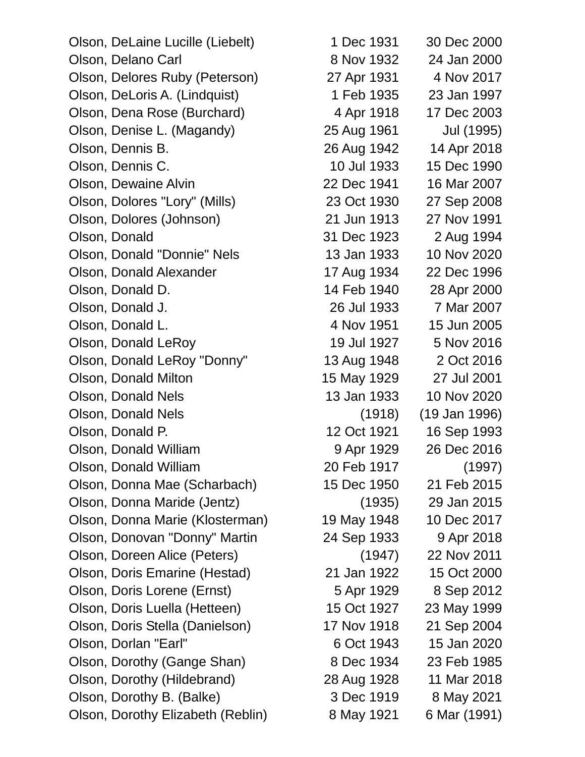| | | |
|---|---|---|
| Olson, DeLaine Lucille (Liebelt) | 1 Dec 1931 | 30 Dec 2000 |
| Olson, Delano Carl | 8 Nov 1932 | 24 Jan 2000 |
| Olson, Delores Ruby (Peterson) | 27 Apr 1931 | 4 Nov 2017 |
| Olson, DeLoris A. (Lindquist) | 1 Feb 1935 | 23 Jan 1997 |
| Olson, Dena Rose (Burchard) | 4 Apr 1918 | 17 Dec 2003 |
| Olson, Denise L. (Magandy) | 25 Aug 1961 | Jul (1995) |
| Olson, Dennis B. | 26 Aug 1942 | 14 Apr 2018 |
| Olson, Dennis C. | 10 Jul 1933 | 15 Dec 1990 |
| Olson, Dewaine Alvin | 22 Dec 1941 | 16 Mar 2007 |
| Olson, Dolores "Lory" (Mills) | 23 Oct 1930 | 27 Sep 2008 |
| Olson, Dolores (Johnson) | 21 Jun 1913 | 27 Nov 1991 |
| Olson, Donald | 31 Dec 1923 | 2 Aug 1994 |
| Olson, Donald "Donnie" Nels | 13 Jan 1933 | 10 Nov 2020 |
| Olson, Donald Alexander | 17 Aug 1934 | 22 Dec 1996 |
| Olson, Donald D. | 14 Feb 1940 | 28 Apr 2000 |
| Olson, Donald J. | 26 Jul 1933 | 7 Mar 2007 |
| Olson, Donald L. | 4 Nov 1951 | 15 Jun 2005 |
| Olson, Donald LeRoy | 19 Jul 1927 | 5 Nov 2016 |
| Olson, Donald LeRoy "Donny" | 13 Aug 1948 | 2 Oct 2016 |
| Olson, Donald Milton | 15 May 1929 | 27 Jul 2001 |
| Olson, Donald Nels | 13 Jan 1933 | 10 Nov 2020 |
| Olson, Donald Nels | (1918) | (19 Jan 1996) |
| Olson, Donald P. | 12 Oct 1921 | 16 Sep 1993 |
| Olson, Donald William | 9 Apr 1929 | 26 Dec 2016 |
| Olson, Donald William | 20 Feb 1917 | (1997) |
| Olson, Donna Mae (Scharbach) | 15 Dec 1950 | 21 Feb 2015 |
| Olson, Donna Maride (Jentz) | (1935) | 29 Jan 2015 |
| Olson, Donna Marie (Klosterman) | 19 May 1948 | 10 Dec 2017 |
| Olson, Donovan "Donny" Martin | 24 Sep 1933 | 9 Apr 2018 |
| Olson, Doreen Alice (Peters) | (1947) | 22 Nov 2011 |
| Olson, Doris Emarine (Hestad) | 21 Jan 1922 | 15 Oct 2000 |
| Olson, Doris Lorene (Ernst) | 5 Apr 1929 | 8 Sep 2012 |
| Olson, Doris Luella (Hetteen) | 15 Oct 1927 | 23 May 1999 |
| Olson, Doris Stella (Danielson) | 17 Nov 1918 | 21 Sep 2004 |
| Olson, Dorlan "Earl" | 6 Oct 1943 | 15 Jan 2020 |
| Olson, Dorothy (Gange Shan) | 8 Dec 1934 | 23 Feb 1985 |
| Olson, Dorothy (Hildebrand) | 28 Aug 1928 | 11 Mar 2018 |
| Olson, Dorothy B. (Balke) | 3 Dec 1919 | 8 May 2021 |
| Olson, Dorothy Elizabeth (Reblin) | 8 May 1921 | 6 Mar (1991) |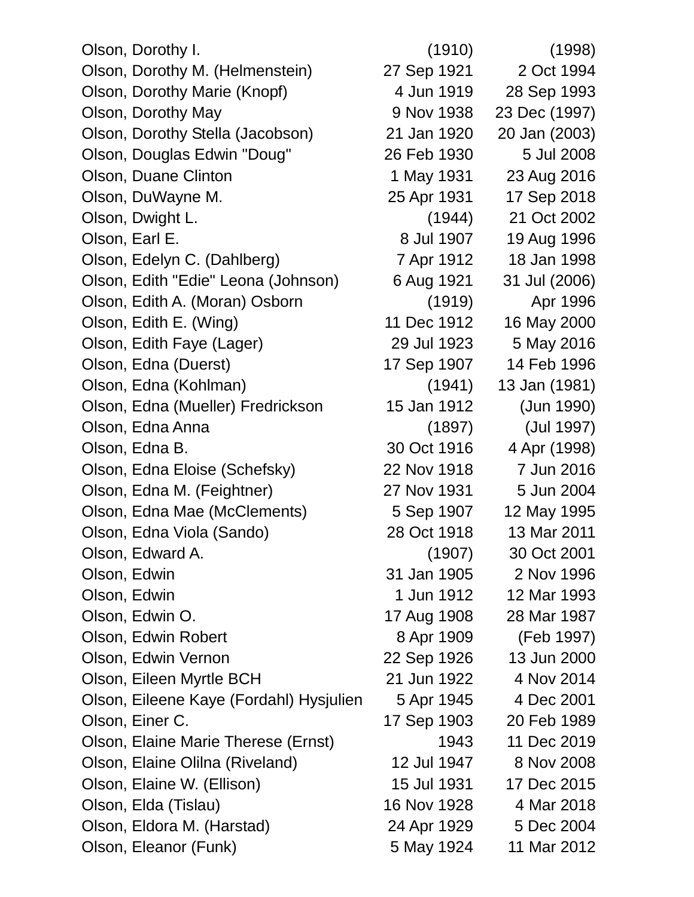| | | |
|---|---|---|
| Olson, Dorothy I. | (1910) | (1998) |
| Olson, Dorothy M. (Helmenstein) | 27 Sep 1921 | 2 Oct 1994 |
| Olson, Dorothy Marie (Knopf) | 4 Jun 1919 | 28 Sep 1993 |
| Olson, Dorothy May | 9 Nov 1938 | 23 Dec (1997) |
| Olson, Dorothy Stella (Jacobson) | 21 Jan 1920 | 20 Jan (2003) |
| Olson, Douglas Edwin "Doug" | 26 Feb 1930 | 5 Jul 2008 |
| Olson, Duane Clinton | 1 May 1931 | 23 Aug 2016 |
| Olson, DuWayne M. | 25 Apr 1931 | 17 Sep 2018 |
| Olson, Dwight L. | (1944) | 21 Oct 2002 |
| Olson, Earl E. | 8 Jul 1907 | 19 Aug 1996 |
| Olson, Edelyn C. (Dahlberg) | 7 Apr 1912 | 18 Jan 1998 |
| Olson, Edith "Edie" Leona (Johnson) | 6 Aug 1921 | 31 Jul (2006) |
| Olson, Edith A. (Moran) Osborn | (1919) | Apr 1996 |
| Olson, Edith E. (Wing) | 11 Dec 1912 | 16 May 2000 |
| Olson, Edith Faye (Lager) | 29 Jul 1923 | 5 May 2016 |
| Olson, Edna (Duerst) | 17 Sep 1907 | 14 Feb 1996 |
| Olson, Edna (Kohlman) | (1941) | 13 Jan (1981) |
| Olson, Edna (Mueller) Fredrickson | 15 Jan 1912 | (Jun 1990) |
| Olson, Edna Anna | (1897) | (Jul 1997) |
| Olson, Edna B. | 30 Oct 1916 | 4 Apr (1998) |
| Olson, Edna Eloise (Schefsky) | 22 Nov 1918 | 7 Jun 2016 |
| Olson, Edna M. (Feightner) | 27 Nov 1931 | 5 Jun 2004 |
| Olson, Edna Mae (McClements) | 5 Sep 1907 | 12 May 1995 |
| Olson, Edna Viola (Sando) | 28 Oct 1918 | 13 Mar 2011 |
| Olson, Edward A. | (1907) | 30 Oct 2001 |
| Olson, Edwin | 31 Jan 1905 | 2 Nov 1996 |
| Olson, Edwin | 1 Jun 1912 | 12 Mar 1993 |
| Olson, Edwin O. | 17 Aug 1908 | 28 Mar 1987 |
| Olson, Edwin Robert | 8 Apr 1909 | (Feb 1997) |
| Olson, Edwin Vernon | 22 Sep 1926 | 13 Jun 2000 |
| Olson, Eileen Myrtle BCH | 21 Jun 1922 | 4 Nov 2014 |
| Olson, Eileene Kaye (Fordahl) Hysjulien | 5 Apr 1945 | 4 Dec 2001 |
| Olson, Einer C. | 17 Sep 1903 | 20 Feb 1989 |
| Olson, Elaine Marie Therese (Ernst) | 1943 | 11 Dec 2019 |
| Olson, Elaine Olilna (Riveland) | 12 Jul 1947 | 8 Nov 2008 |
| Olson, Elaine W. (Ellison) | 15 Jul 1931 | 17 Dec 2015 |
| Olson, Elda (Tislau) | 16 Nov 1928 | 4 Mar 2018 |
| Olson, Eldora M. (Harstad) | 24 Apr 1929 | 5 Dec 2004 |
| Olson, Eleanor (Funk) | 5 May 1924 | 11 Mar 2012 |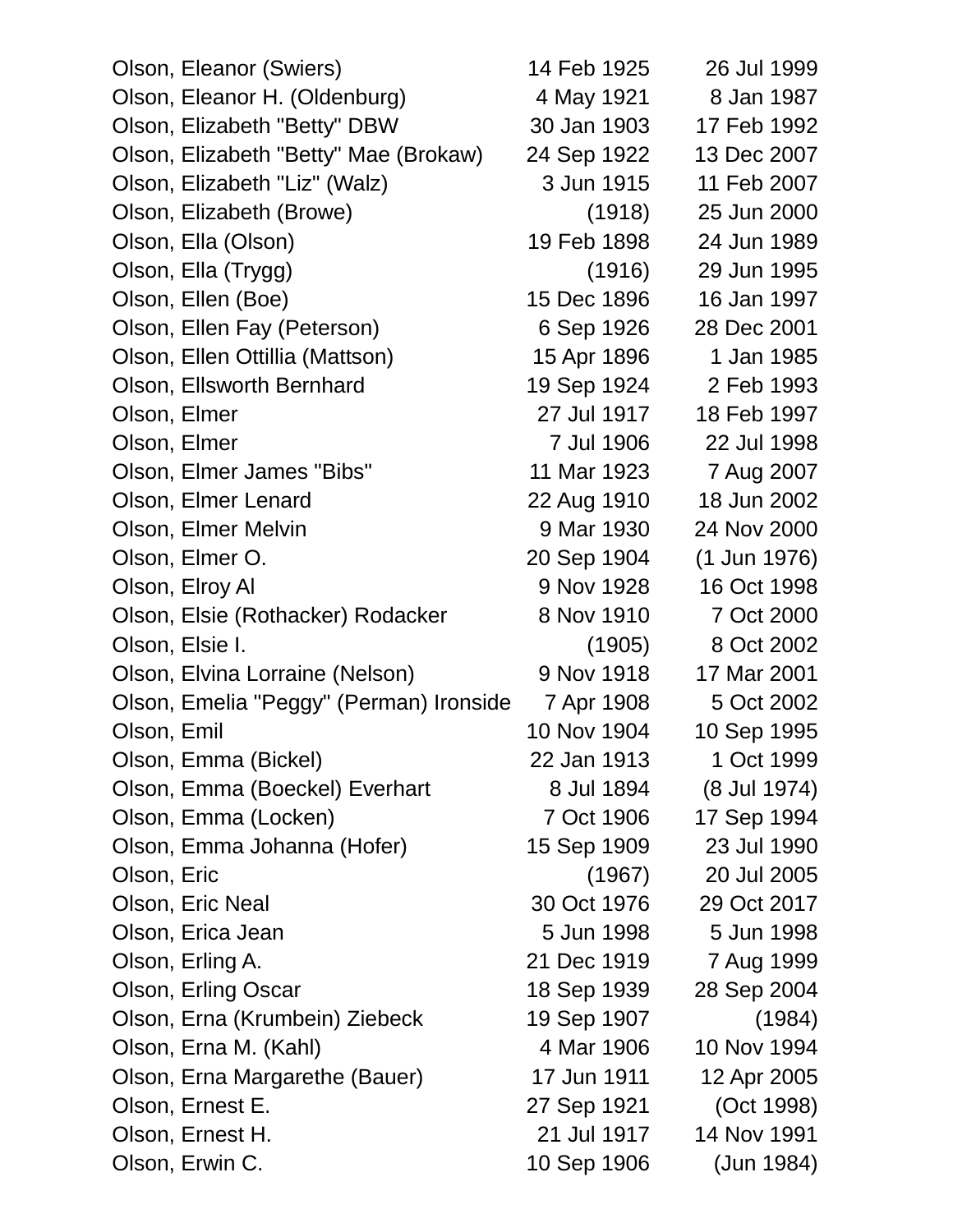| Name | Birth | Death |
|---|---|---|
| Olson, Eleanor (Swiers) | 14 Feb 1925 | 26 Jul 1999 |
| Olson, Eleanor H. (Oldenburg) | 4 May 1921 | 8 Jan 1987 |
| Olson, Elizabeth "Betty" DBW | 30 Jan 1903 | 17 Feb 1992 |
| Olson, Elizabeth "Betty" Mae (Brokaw) | 24 Sep 1922 | 13 Dec 2007 |
| Olson, Elizabeth "Liz" (Walz) | 3 Jun 1915 | 11 Feb 2007 |
| Olson, Elizabeth (Browe) | (1918) | 25 Jun 2000 |
| Olson, Ella (Olson) | 19 Feb 1898 | 24 Jun 1989 |
| Olson, Ella (Trygg) | (1916) | 29 Jun 1995 |
| Olson, Ellen (Boe) | 15 Dec 1896 | 16 Jan 1997 |
| Olson, Ellen Fay (Peterson) | 6 Sep 1926 | 28 Dec 2001 |
| Olson, Ellen Ottillia (Mattson) | 15 Apr 1896 | 1 Jan 1985 |
| Olson, Ellsworth Bernhard | 19 Sep 1924 | 2 Feb 1993 |
| Olson, Elmer | 27 Jul 1917 | 18 Feb 1997 |
| Olson, Elmer | 7 Jul 1906 | 22 Jul 1998 |
| Olson, Elmer James "Bibs" | 11 Mar 1923 | 7 Aug 2007 |
| Olson, Elmer Lenard | 22 Aug 1910 | 18 Jun 2002 |
| Olson, Elmer Melvin | 9 Mar 1930 | 24 Nov 2000 |
| Olson, Elmer O. | 20 Sep 1904 | (1 Jun 1976) |
| Olson, Elroy Al | 9 Nov 1928 | 16 Oct 1998 |
| Olson, Elsie (Rothacker) Rodacker | 8 Nov 1910 | 7 Oct 2000 |
| Olson, Elsie I. | (1905) | 8 Oct 2002 |
| Olson, Elvina Lorraine (Nelson) | 9 Nov 1918 | 17 Mar 2001 |
| Olson, Emelia "Peggy" (Perman) Ironside | 7 Apr 1908 | 5 Oct 2002 |
| Olson, Emil | 10 Nov 1904 | 10 Sep 1995 |
| Olson, Emma (Bickel) | 22 Jan 1913 | 1 Oct 1999 |
| Olson, Emma (Boeckel) Everhart | 8 Jul 1894 | (8 Jul 1974) |
| Olson, Emma (Locken) | 7 Oct 1906 | 17 Sep 1994 |
| Olson, Emma Johanna (Hofer) | 15 Sep 1909 | 23 Jul 1990 |
| Olson, Eric | (1967) | 20 Jul 2005 |
| Olson, Eric Neal | 30 Oct 1976 | 29 Oct 2017 |
| Olson, Erica Jean | 5 Jun 1998 | 5 Jun 1998 |
| Olson, Erling A. | 21 Dec 1919 | 7 Aug 1999 |
| Olson, Erling Oscar | 18 Sep 1939 | 28 Sep 2004 |
| Olson, Erna (Krumbein) Ziebeck | 19 Sep 1907 | (1984) |
| Olson, Erna M. (Kahl) | 4 Mar 1906 | 10 Nov 1994 |
| Olson, Erna Margarethe (Bauer) | 17 Jun 1911 | 12 Apr 2005 |
| Olson, Ernest E. | 27 Sep 1921 | (Oct 1998) |
| Olson, Ernest H. | 21 Jul 1917 | 14 Nov 1991 |
| Olson, Erwin C. | 10 Sep 1906 | (Jun 1984) |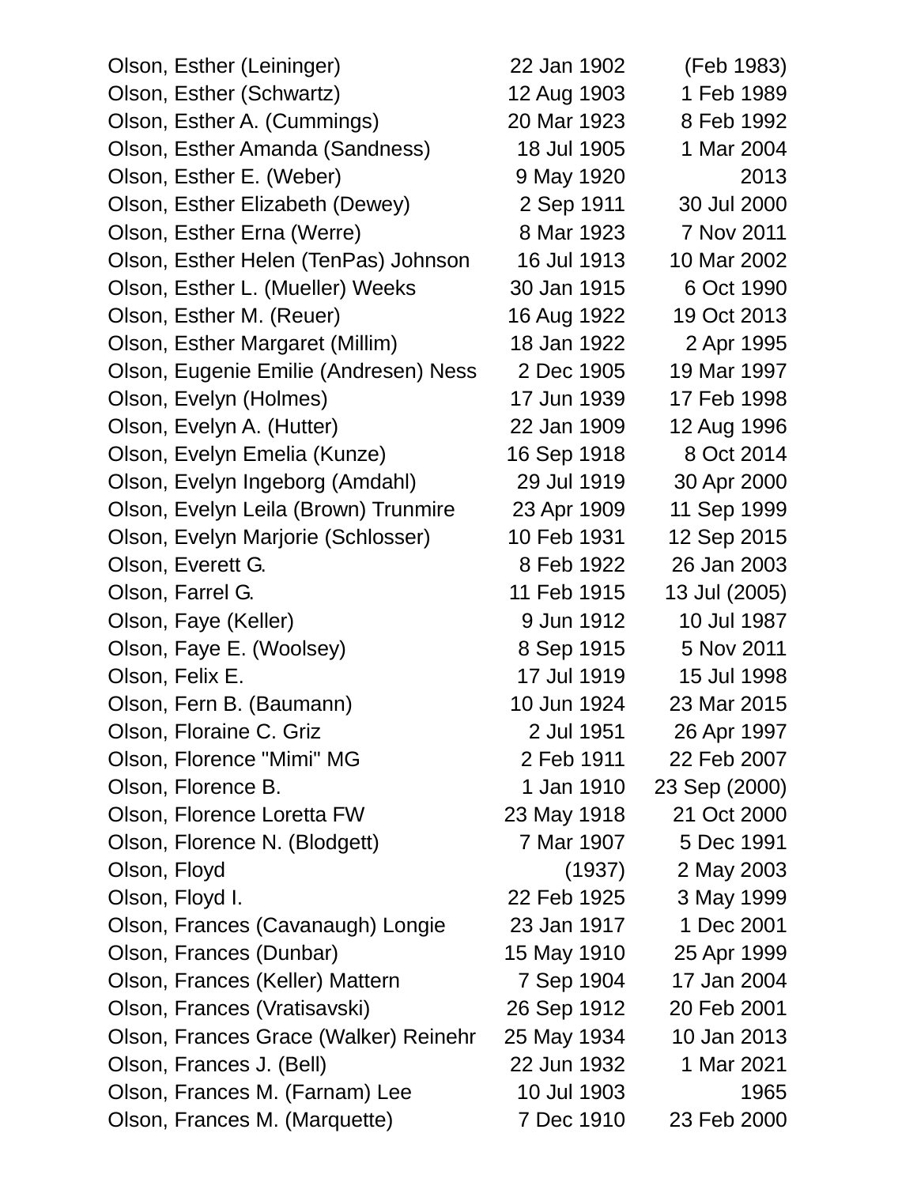| Name | Birth | Death |
|---|---|---|
| Olson, Esther (Leininger) | 22 Jan 1902 | (Feb 1983) |
| Olson, Esther (Schwartz) | 12 Aug 1903 | 1 Feb 1989 |
| Olson, Esther A. (Cummings) | 20 Mar 1923 | 8 Feb 1992 |
| Olson, Esther Amanda (Sandness) | 18 Jul 1905 | 1 Mar 2004 |
| Olson, Esther E. (Weber) | 9 May 1920 | 2013 |
| Olson, Esther Elizabeth (Dewey) | 2 Sep 1911 | 30 Jul 2000 |
| Olson, Esther Erna (Werre) | 8 Mar 1923 | 7 Nov 2011 |
| Olson, Esther Helen (TenPas) Johnson | 16 Jul 1913 | 10 Mar 2002 |
| Olson, Esther L. (Mueller) Weeks | 30 Jan 1915 | 6 Oct 1990 |
| Olson, Esther M. (Reuer) | 16 Aug 1922 | 19 Oct 2013 |
| Olson, Esther Margaret (Millim) | 18 Jan 1922 | 2 Apr 1995 |
| Olson, Eugenie Emilie (Andresen) Ness | 2 Dec 1905 | 19 Mar 1997 |
| Olson, Evelyn (Holmes) | 17 Jun 1939 | 17 Feb 1998 |
| Olson, Evelyn A. (Hutter) | 22 Jan 1909 | 12 Aug 1996 |
| Olson, Evelyn Emelia (Kunze) | 16 Sep 1918 | 8 Oct 2014 |
| Olson, Evelyn Ingeborg (Amdahl) | 29 Jul 1919 | 30 Apr 2000 |
| Olson, Evelyn Leila (Brown) Trunmire | 23 Apr 1909 | 11 Sep 1999 |
| Olson, Evelyn Marjorie (Schlosser) | 10 Feb 1931 | 12 Sep 2015 |
| Olson, Everett G. | 8 Feb 1922 | 26 Jan 2003 |
| Olson, Farrel G. | 11 Feb 1915 | 13 Jul (2005) |
| Olson, Faye (Keller) | 9 Jun 1912 | 10 Jul 1987 |
| Olson, Faye E. (Woolsey) | 8 Sep 1915 | 5 Nov 2011 |
| Olson, Felix E. | 17 Jul 1919 | 15 Jul 1998 |
| Olson, Fern B. (Baumann) | 10 Jun 1924 | 23 Mar 2015 |
| Olson, Floraine C. Griz | 2 Jul 1951 | 26 Apr 1997 |
| Olson, Florence "Mimi" MG | 2 Feb 1911 | 22 Feb 2007 |
| Olson, Florence B. | 1 Jan 1910 | 23 Sep (2000) |
| Olson, Florence Loretta FW | 23 May 1918 | 21 Oct 2000 |
| Olson, Florence N. (Blodgett) | 7 Mar 1907 | 5 Dec 1991 |
| Olson, Floyd | (1937) | 2 May 2003 |
| Olson, Floyd I. | 22 Feb 1925 | 3 May 1999 |
| Olson, Frances (Cavanaugh) Longie | 23 Jan 1917 | 1 Dec 2001 |
| Olson, Frances (Dunbar) | 15 May 1910 | 25 Apr 1999 |
| Olson, Frances (Keller) Mattern | 7 Sep 1904 | 17 Jan 2004 |
| Olson, Frances (Vratisavski) | 26 Sep 1912 | 20 Feb 2001 |
| Olson, Frances Grace (Walker) Reinehr | 25 May 1934 | 10 Jan 2013 |
| Olson, Frances J. (Bell) | 22 Jun 1932 | 1 Mar 2021 |
| Olson, Frances M. (Farnam) Lee | 10 Jul 1903 | 1965 |
| Olson, Frances M. (Marquette) | 7 Dec 1910 | 23 Feb 2000 |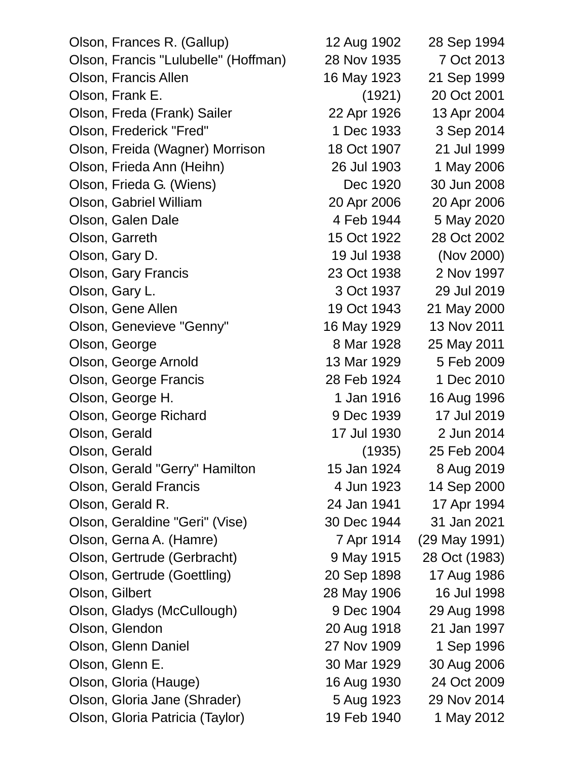| | | |
|---|---|---|
| Olson, Frances R. (Gallup) | 12 Aug 1902 | 28 Sep 1994 |
| Olson, Francis "Lulubelle" (Hoffman) | 28 Nov 1935 | 7 Oct 2013 |
| Olson, Francis Allen | 16 May 1923 | 21 Sep 1999 |
| Olson, Frank E. | (1921) | 20 Oct 2001 |
| Olson, Freda (Frank) Sailer | 22 Apr 1926 | 13 Apr 2004 |
| Olson, Frederick "Fred" | 1 Dec 1933 | 3 Sep 2014 |
| Olson, Freida (Wagner) Morrison | 18 Oct 1907 | 21 Jul 1999 |
| Olson, Frieda Ann (Heihn) | 26 Jul 1903 | 1 May 2006 |
| Olson, Frieda G. (Wiens) | Dec 1920 | 30 Jun 2008 |
| Olson, Gabriel William | 20 Apr 2006 | 20 Apr 2006 |
| Olson, Galen Dale | 4 Feb 1944 | 5 May 2020 |
| Olson, Garreth | 15 Oct 1922 | 28 Oct 2002 |
| Olson, Gary D. | 19 Jul 1938 | (Nov 2000) |
| Olson, Gary Francis | 23 Oct 1938 | 2 Nov 1997 |
| Olson, Gary L. | 3 Oct 1937 | 29 Jul 2019 |
| Olson, Gene Allen | 19 Oct 1943 | 21 May 2000 |
| Olson, Genevieve "Genny" | 16 May 1929 | 13 Nov 2011 |
| Olson, George | 8 Mar 1928 | 25 May 2011 |
| Olson, George Arnold | 13 Mar 1929 | 5 Feb 2009 |
| Olson, George Francis | 28 Feb 1924 | 1 Dec 2010 |
| Olson, George H. | 1 Jan 1916 | 16 Aug 1996 |
| Olson, George Richard | 9 Dec 1939 | 17 Jul 2019 |
| Olson, Gerald | 17 Jul 1930 | 2 Jun 2014 |
| Olson, Gerald | (1935) | 25 Feb 2004 |
| Olson, Gerald "Gerry" Hamilton | 15 Jan 1924 | 8 Aug 2019 |
| Olson, Gerald Francis | 4 Jun 1923 | 14 Sep 2000 |
| Olson, Gerald R. | 24 Jan 1941 | 17 Apr 1994 |
| Olson, Geraldine "Geri" (Vise) | 30 Dec 1944 | 31 Jan 2021 |
| Olson, Gerna A. (Hamre) | 7 Apr 1914 | (29 May 1991) |
| Olson, Gertrude (Gerbracht) | 9 May 1915 | 28 Oct (1983) |
| Olson, Gertrude (Goettling) | 20 Sep 1898 | 17 Aug 1986 |
| Olson, Gilbert | 28 May 1906 | 16 Jul 1998 |
| Olson, Gladys (McCullough) | 9 Dec 1904 | 29 Aug 1998 |
| Olson, Glendon | 20 Aug 1918 | 21 Jan 1997 |
| Olson, Glenn Daniel | 27 Nov 1909 | 1 Sep 1996 |
| Olson, Glenn E. | 30 Mar 1929 | 30 Aug 2006 |
| Olson, Gloria (Hauge) | 16 Aug 1930 | 24 Oct 2009 |
| Olson, Gloria Jane (Shrader) | 5 Aug 1923 | 29 Nov 2014 |
| Olson, Gloria Patricia (Taylor) | 19 Feb 1940 | 1 May 2012 |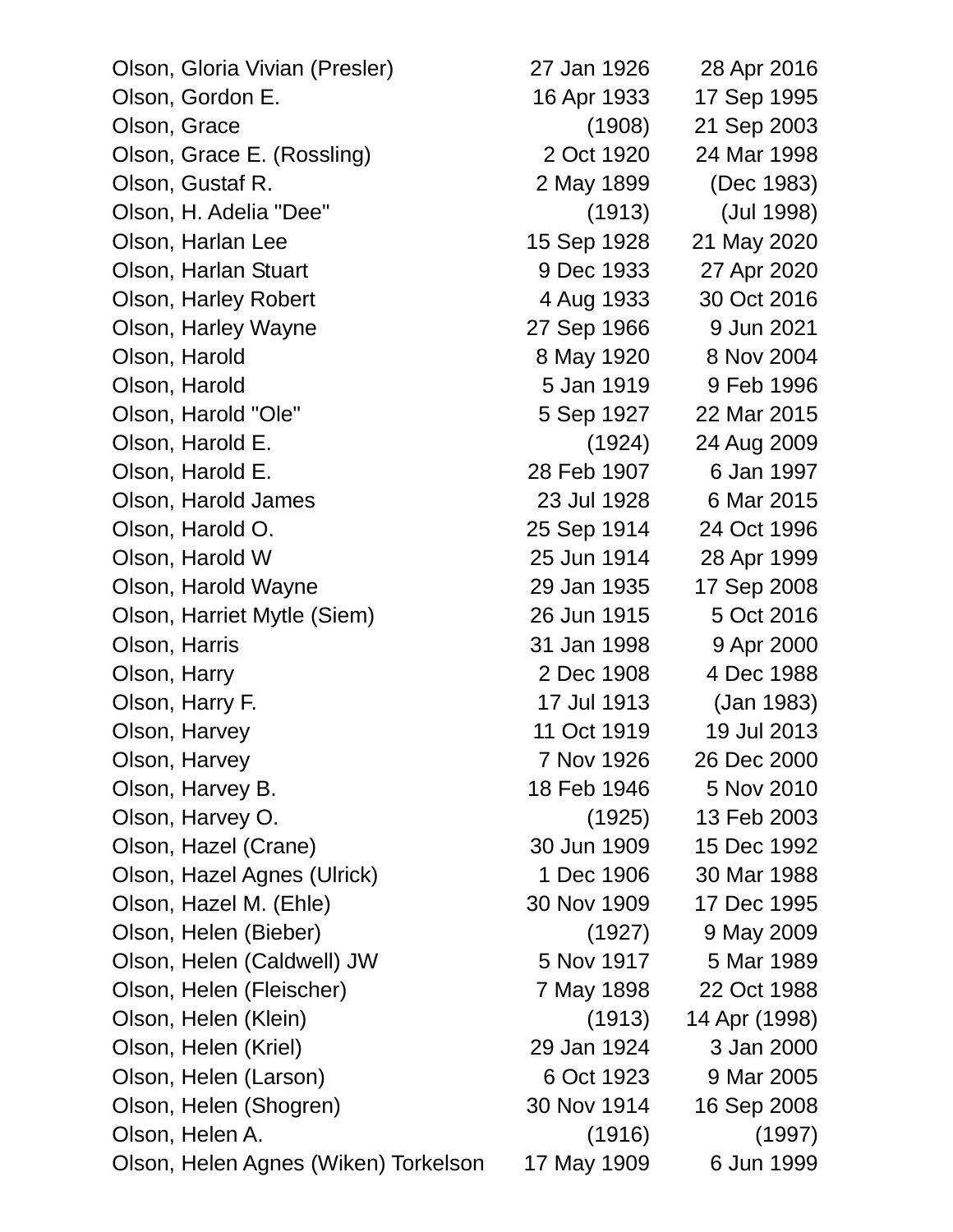| | | |
|---|---|---|
| Olson, Gloria Vivian (Presler) | 27 Jan 1926 | 28 Apr 2016 |
| Olson, Gordon E. | 16 Apr 1933 | 17 Sep 1995 |
| Olson, Grace | (1908) | 21 Sep 2003 |
| Olson, Grace E. (Rossling) | 2 Oct 1920 | 24 Mar 1998 |
| Olson, Gustaf R. | 2 May 1899 | (Dec 1983) |
| Olson, H. Adelia "Dee" | (1913) | (Jul 1998) |
| Olson, Harlan Lee | 15 Sep 1928 | 21 May 2020 |
| Olson, Harlan Stuart | 9 Dec 1933 | 27 Apr 2020 |
| Olson, Harley Robert | 4 Aug 1933 | 30 Oct 2016 |
| Olson, Harley Wayne | 27 Sep 1966 | 9 Jun 2021 |
| Olson, Harold | 8 May 1920 | 8 Nov 2004 |
| Olson, Harold | 5 Jan 1919 | 9 Feb 1996 |
| Olson, Harold "Ole" | 5 Sep 1927 | 22 Mar 2015 |
| Olson, Harold E. | (1924) | 24 Aug 2009 |
| Olson, Harold E. | 28 Feb 1907 | 6 Jan 1997 |
| Olson, Harold James | 23 Jul 1928 | 6 Mar 2015 |
| Olson, Harold O. | 25 Sep 1914 | 24 Oct 1996 |
| Olson, Harold W | 25 Jun 1914 | 28 Apr 1999 |
| Olson, Harold Wayne | 29 Jan 1935 | 17 Sep 2008 |
| Olson, Harriet Mytle (Siem) | 26 Jun 1915 | 5 Oct 2016 |
| Olson, Harris | 31 Jan 1998 | 9 Apr 2000 |
| Olson, Harry | 2 Dec 1908 | 4 Dec 1988 |
| Olson, Harry F. | 17 Jul 1913 | (Jan 1983) |
| Olson, Harvey | 11 Oct 1919 | 19 Jul 2013 |
| Olson, Harvey | 7 Nov 1926 | 26 Dec 2000 |
| Olson, Harvey B. | 18 Feb 1946 | 5 Nov 2010 |
| Olson, Harvey O. | (1925) | 13 Feb 2003 |
| Olson, Hazel (Crane) | 30 Jun 1909 | 15 Dec 1992 |
| Olson, Hazel Agnes (Ulrick) | 1 Dec 1906 | 30 Mar 1988 |
| Olson, Hazel M. (Ehle) | 30 Nov 1909 | 17 Dec 1995 |
| Olson, Helen (Bieber) | (1927) | 9 May 2009 |
| Olson, Helen (Caldwell) JW | 5 Nov 1917 | 5 Mar 1989 |
| Olson, Helen (Fleischer) | 7 May 1898 | 22 Oct 1988 |
| Olson, Helen (Klein) | (1913) | 14 Apr (1998) |
| Olson, Helen (Kriel) | 29 Jan 1924 | 3 Jan 2000 |
| Olson, Helen (Larson) | 6 Oct 1923 | 9 Mar 2005 |
| Olson, Helen (Shogren) | 30 Nov 1914 | 16 Sep 2008 |
| Olson, Helen A. | (1916) | (1997) |
| Olson, Helen Agnes (Wiken) Torkelson | 17 May 1909 | 6 Jun 1999 |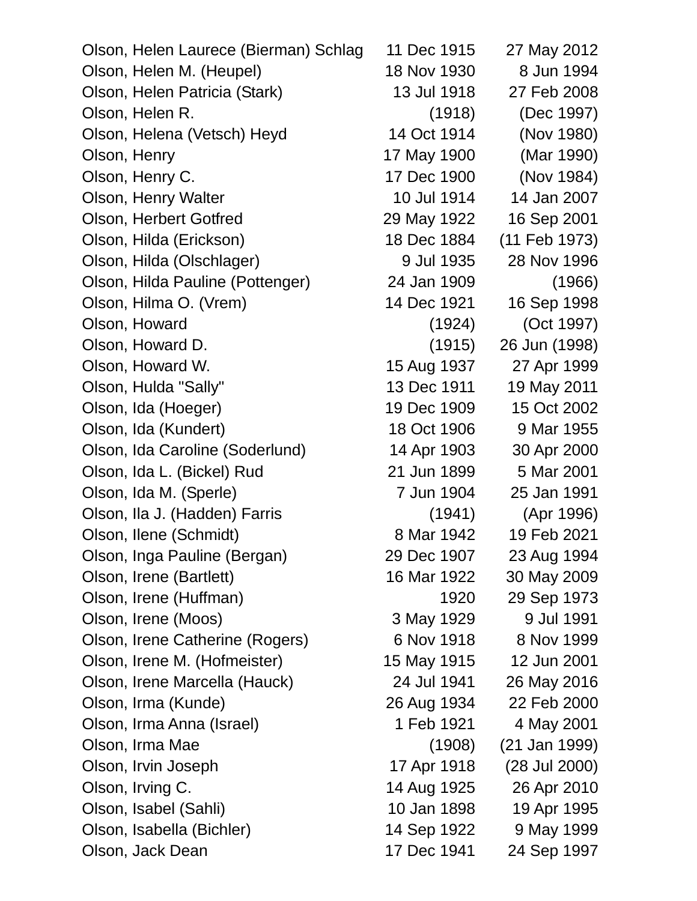| | | |
|---|---|---|
| Olson, Helen Laurece (Bierman) Schlag | 11 Dec 1915 | 27 May 2012 |
| Olson, Helen M. (Heupel) | 18 Nov 1930 | 8 Jun 1994 |
| Olson, Helen Patricia (Stark) | 13 Jul 1918 | 27 Feb 2008 |
| Olson, Helen R. | (1918) | (Dec 1997) |
| Olson, Helena (Vetsch) Heyd | 14 Oct 1914 | (Nov 1980) |
| Olson, Henry | 17 May 1900 | (Mar 1990) |
| Olson, Henry C. | 17 Dec 1900 | (Nov 1984) |
| Olson, Henry Walter | 10 Jul 1914 | 14 Jan 2007 |
| Olson, Herbert Gotfred | 29 May 1922 | 16 Sep 2001 |
| Olson, Hilda (Erickson) | 18 Dec 1884 | (11 Feb 1973) |
| Olson, Hilda (Olschlager) | 9 Jul 1935 | 28 Nov 1996 |
| Olson, Hilda Pauline (Pottenger) | 24 Jan 1909 | (1966) |
| Olson, Hilma O. (Vrem) | 14 Dec 1921 | 16 Sep 1998 |
| Olson, Howard | (1924) | (Oct 1997) |
| Olson, Howard D. | (1915) | 26 Jun (1998) |
| Olson, Howard W. | 15 Aug 1937 | 27 Apr 1999 |
| Olson, Hulda "Sally" | 13 Dec 1911 | 19 May 2011 |
| Olson, Ida (Hoeger) | 19 Dec 1909 | 15 Oct 2002 |
| Olson, Ida (Kundert) | 18 Oct 1906 | 9 Mar 1955 |
| Olson, Ida Caroline (Soderlund) | 14 Apr 1903 | 30 Apr 2000 |
| Olson, Ida L. (Bickel) Rud | 21 Jun 1899 | 5 Mar 2001 |
| Olson, Ida M. (Sperle) | 7 Jun 1904 | 25 Jan 1991 |
| Olson, Ila J. (Hadden) Farris | (1941) | (Apr 1996) |
| Olson, Ilene (Schmidt) | 8 Mar 1942 | 19 Feb 2021 |
| Olson, Inga Pauline (Bergan) | 29 Dec 1907 | 23 Aug 1994 |
| Olson, Irene (Bartlett) | 16 Mar 1922 | 30 May 2009 |
| Olson, Irene (Huffman) | 1920 | 29 Sep 1973 |
| Olson, Irene (Moos) | 3 May 1929 | 9 Jul 1991 |
| Olson, Irene Catherine (Rogers) | 6 Nov 1918 | 8 Nov 1999 |
| Olson, Irene M. (Hofmeister) | 15 May 1915 | 12 Jun 2001 |
| Olson, Irene Marcella (Hauck) | 24 Jul 1941 | 26 May 2016 |
| Olson, Irma (Kunde) | 26 Aug 1934 | 22 Feb 2000 |
| Olson, Irma Anna (Israel) | 1 Feb 1921 | 4 May 2001 |
| Olson, Irma Mae | (1908) | (21 Jan 1999) |
| Olson, Irvin Joseph | 17 Apr 1918 | (28 Jul 2000) |
| Olson, Irving C. | 14 Aug 1925 | 26 Apr 2010 |
| Olson, Isabel (Sahli) | 10 Jan 1898 | 19 Apr 1995 |
| Olson, Isabella (Bichler) | 14 Sep 1922 | 9 May 1999 |
| Olson, Jack Dean | 17 Dec 1941 | 24 Sep 1997 |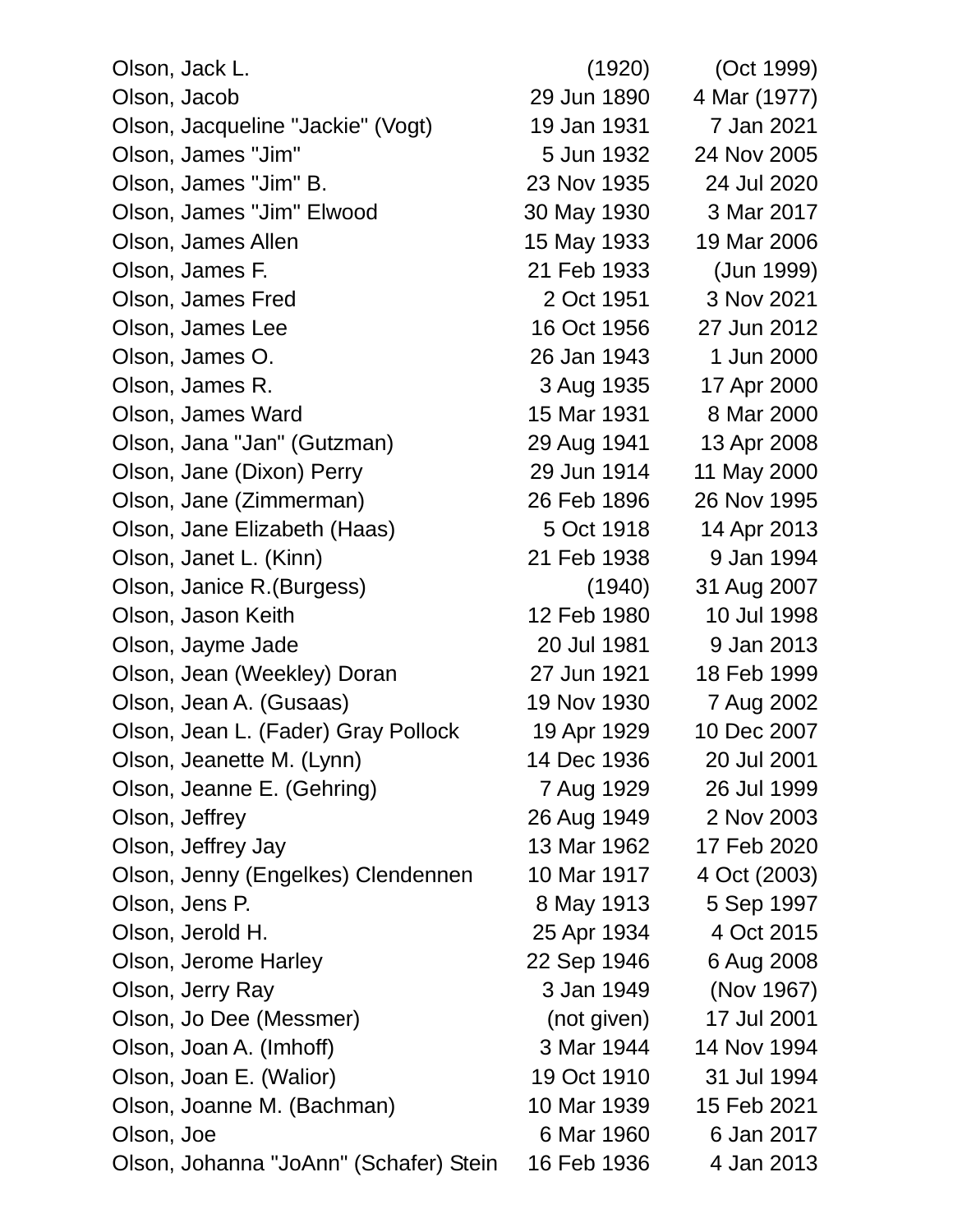| | | |
|---|---|---|
| Olson, Jack L. | (1920) | (Oct 1999) |
| Olson, Jacob | 29 Jun 1890 | 4 Mar (1977) |
| Olson, Jacqueline "Jackie" (Vogt) | 19 Jan 1931 | 7 Jan 2021 |
| Olson, James "Jim" | 5 Jun 1932 | 24 Nov 2005 |
| Olson, James "Jim" B. | 23 Nov 1935 | 24 Jul 2020 |
| Olson, James "Jim" Elwood | 30 May 1930 | 3 Mar 2017 |
| Olson, James Allen | 15 May 1933 | 19 Mar 2006 |
| Olson, James F. | 21 Feb 1933 | (Jun 1999) |
| Olson, James Fred | 2 Oct 1951 | 3 Nov 2021 |
| Olson, James Lee | 16 Oct 1956 | 27 Jun 2012 |
| Olson, James O. | 26 Jan 1943 | 1 Jun 2000 |
| Olson, James R. | 3 Aug 1935 | 17 Apr 2000 |
| Olson, James Ward | 15 Mar 1931 | 8 Mar 2000 |
| Olson, Jana "Jan" (Gutzman) | 29 Aug 1941 | 13 Apr 2008 |
| Olson, Jane (Dixon) Perry | 29 Jun 1914 | 11 May 2000 |
| Olson, Jane (Zimmerman) | 26 Feb 1896 | 26 Nov 1995 |
| Olson, Jane Elizabeth (Haas) | 5 Oct 1918 | 14 Apr 2013 |
| Olson, Janet L. (Kinn) | 21 Feb 1938 | 9 Jan 1994 |
| Olson, Janice R.(Burgess) | (1940) | 31 Aug 2007 |
| Olson, Jason Keith | 12 Feb 1980 | 10 Jul 1998 |
| Olson, Jayme Jade | 20 Jul 1981 | 9 Jan 2013 |
| Olson, Jean (Weekley) Doran | 27 Jun 1921 | 18 Feb 1999 |
| Olson, Jean A. (Gusaas) | 19 Nov 1930 | 7 Aug 2002 |
| Olson, Jean L. (Fader) Gray Pollock | 19 Apr 1929 | 10 Dec 2007 |
| Olson, Jeanette M. (Lynn) | 14 Dec 1936 | 20 Jul 2001 |
| Olson, Jeanne E. (Gehring) | 7 Aug 1929 | 26 Jul 1999 |
| Olson, Jeffrey | 26 Aug 1949 | 2 Nov 2003 |
| Olson, Jeffrey Jay | 13 Mar 1962 | 17 Feb 2020 |
| Olson, Jenny (Engelkes) Clendennen | 10 Mar 1917 | 4 Oct (2003) |
| Olson, Jens P. | 8 May 1913 | 5 Sep 1997 |
| Olson, Jerold H. | 25 Apr 1934 | 4 Oct 2015 |
| Olson, Jerome Harley | 22 Sep 1946 | 6 Aug 2008 |
| Olson, Jerry Ray | 3 Jan 1949 | (Nov 1967) |
| Olson, Jo Dee (Messmer) | (not given) | 17 Jul 2001 |
| Olson, Joan A. (Imhoff) | 3 Mar 1944 | 14 Nov 1994 |
| Olson, Joan E. (Walior) | 19 Oct 1910 | 31 Jul 1994 |
| Olson, Joanne M. (Bachman) | 10 Mar 1939 | 15 Feb 2021 |
| Olson, Joe | 6 Mar 1960 | 6 Jan 2017 |
| Olson, Johanna "JoAnn" (Schafer) Stein | 16 Feb 1936 | 4 Jan 2013 |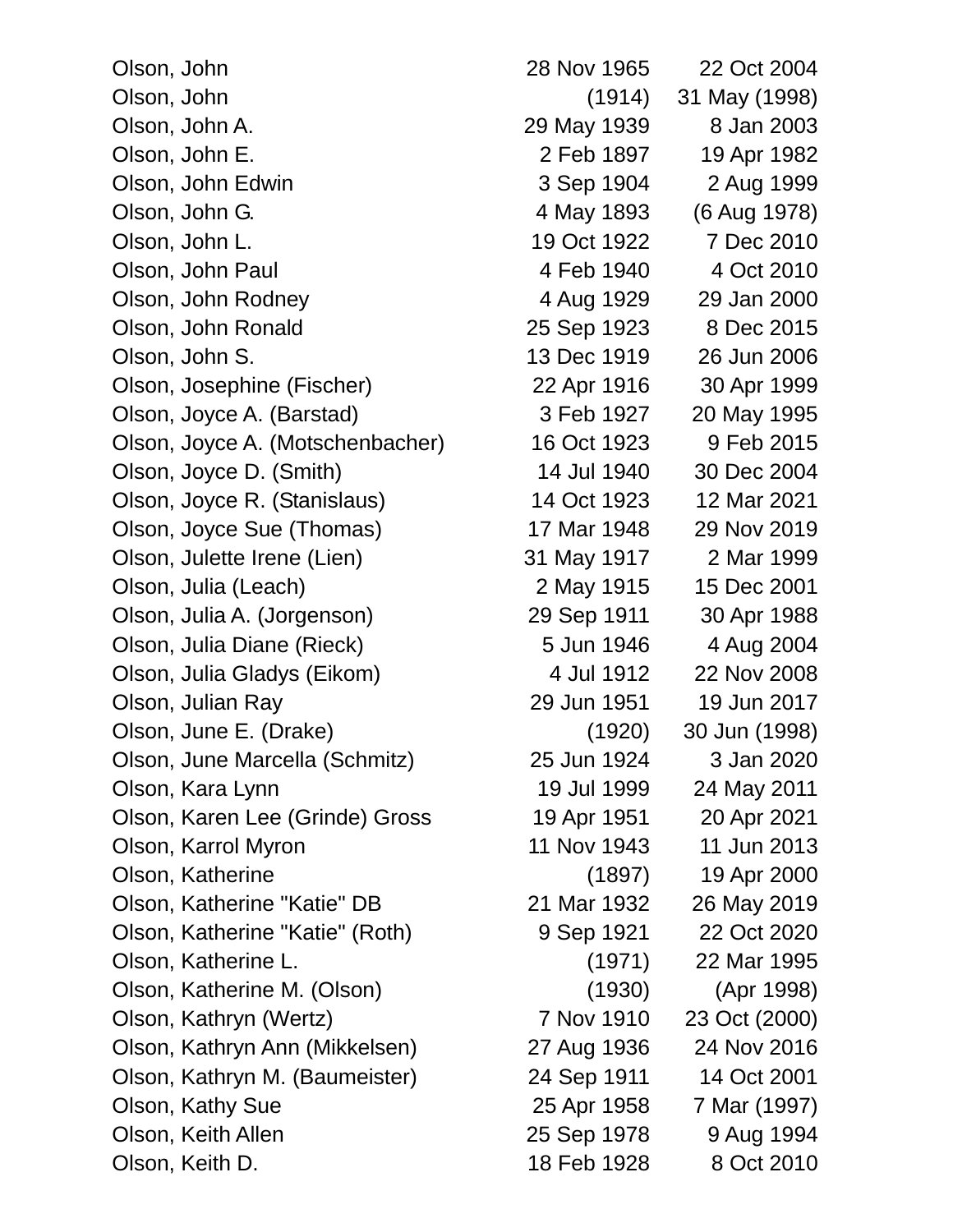| Name | Birth | Death |
|---|---|---|
| Olson, John | 28 Nov 1965 | 22 Oct 2004 |
| Olson, John | (1914) | 31 May (1998) |
| Olson, John A. | 29 May 1939 | 8 Jan 2003 |
| Olson, John E. | 2 Feb 1897 | 19 Apr 1982 |
| Olson, John Edwin | 3 Sep 1904 | 2 Aug 1999 |
| Olson, John G. | 4 May 1893 | (6 Aug 1978) |
| Olson, John L. | 19 Oct 1922 | 7 Dec 2010 |
| Olson, John Paul | 4 Feb 1940 | 4 Oct 2010 |
| Olson, John Rodney | 4 Aug 1929 | 29 Jan 2000 |
| Olson, John Ronald | 25 Sep 1923 | 8 Dec 2015 |
| Olson, John S. | 13 Dec 1919 | 26 Jun 2006 |
| Olson, Josephine (Fischer) | 22 Apr 1916 | 30 Apr 1999 |
| Olson, Joyce A. (Barstad) | 3 Feb 1927 | 20 May 1995 |
| Olson, Joyce A. (Motschenbacher) | 16 Oct 1923 | 9 Feb 2015 |
| Olson, Joyce D. (Smith) | 14 Jul 1940 | 30 Dec 2004 |
| Olson, Joyce R. (Stanislaus) | 14 Oct 1923 | 12 Mar 2021 |
| Olson, Joyce Sue (Thomas) | 17 Mar 1948 | 29 Nov 2019 |
| Olson, Julette Irene (Lien) | 31 May 1917 | 2 Mar 1999 |
| Olson, Julia (Leach) | 2 May 1915 | 15 Dec 2001 |
| Olson, Julia A. (Jorgenson) | 29 Sep 1911 | 30 Apr 1988 |
| Olson, Julia Diane (Rieck) | 5 Jun 1946 | 4 Aug 2004 |
| Olson, Julia Gladys (Eikom) | 4 Jul 1912 | 22 Nov 2008 |
| Olson, Julian Ray | 29 Jun 1951 | 19 Jun 2017 |
| Olson, June E. (Drake) | (1920) | 30 Jun (1998) |
| Olson, June Marcella (Schmitz) | 25 Jun 1924 | 3 Jan 2020 |
| Olson, Kara Lynn | 19 Jul 1999 | 24 May 2011 |
| Olson, Karen Lee (Grinde) Gross | 19 Apr 1951 | 20 Apr 2021 |
| Olson, Karrol Myron | 11 Nov 1943 | 11 Jun 2013 |
| Olson, Katherine | (1897) | 19 Apr 2000 |
| Olson, Katherine "Katie" DB | 21 Mar 1932 | 26 May 2019 |
| Olson, Katherine "Katie" (Roth) | 9 Sep 1921 | 22 Oct 2020 |
| Olson, Katherine L. | (1971) | 22 Mar 1995 |
| Olson, Katherine M. (Olson) | (1930) | (Apr 1998) |
| Olson, Kathryn (Wertz) | 7 Nov 1910 | 23 Oct (2000) |
| Olson, Kathryn Ann (Mikkelsen) | 27 Aug 1936 | 24 Nov 2016 |
| Olson, Kathryn M. (Baumeister) | 24 Sep 1911 | 14 Oct 2001 |
| Olson, Kathy Sue | 25 Apr 1958 | 7 Mar (1997) |
| Olson, Keith Allen | 25 Sep 1978 | 9 Aug 1994 |
| Olson, Keith D. | 18 Feb 1928 | 8 Oct 2010 |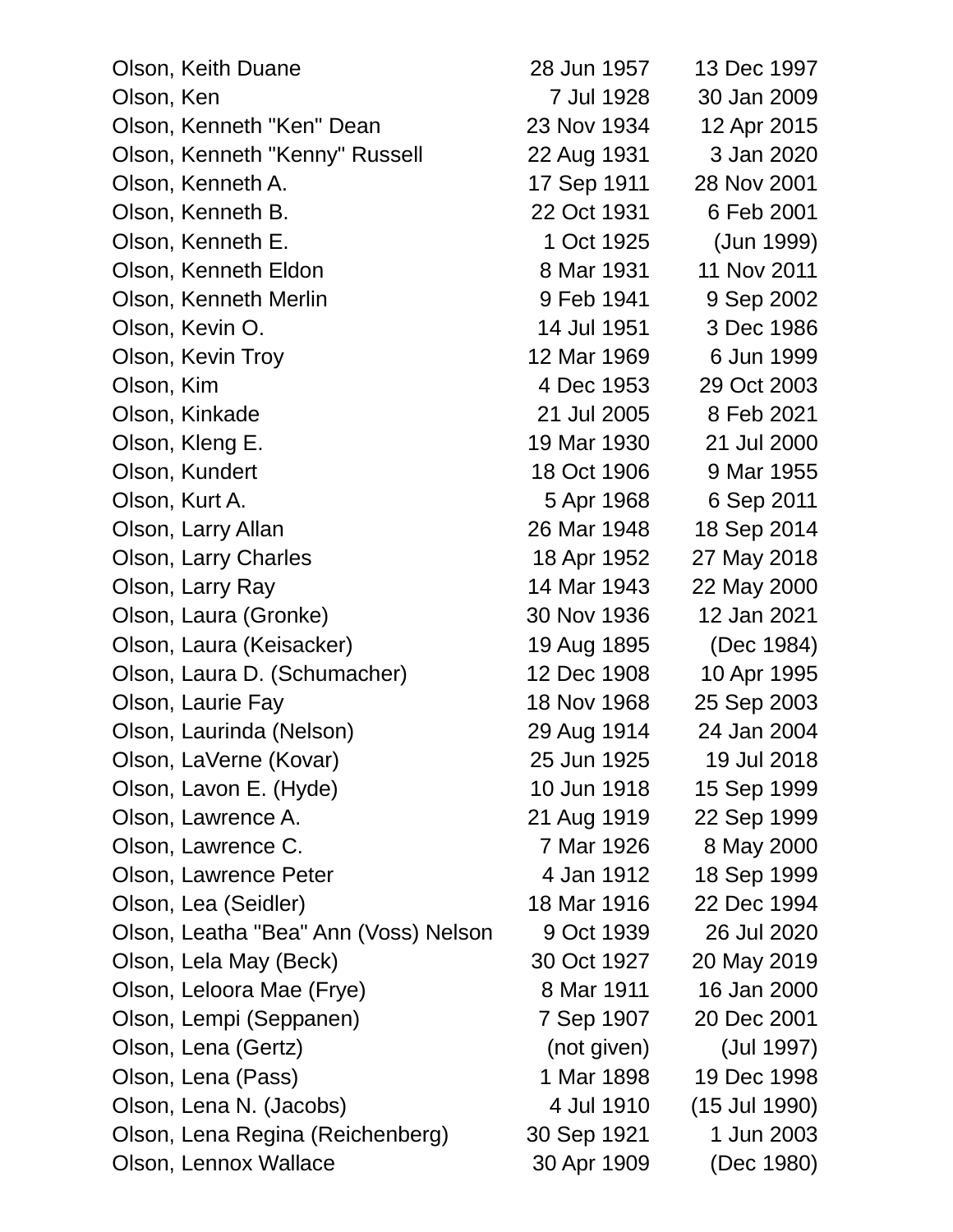| | | |
|---|---|---|
| Olson, Keith Duane | 28 Jun 1957 | 13 Dec 1997 |
| Olson, Ken | 7 Jul 1928 | 30 Jan 2009 |
| Olson, Kenneth "Ken" Dean | 23 Nov 1934 | 12 Apr 2015 |
| Olson, Kenneth "Kenny" Russell | 22 Aug 1931 | 3 Jan 2020 |
| Olson, Kenneth A. | 17 Sep 1911 | 28 Nov 2001 |
| Olson, Kenneth B. | 22 Oct 1931 | 6 Feb 2001 |
| Olson, Kenneth E. | 1 Oct 1925 | (Jun 1999) |
| Olson, Kenneth Eldon | 8 Mar 1931 | 11 Nov 2011 |
| Olson, Kenneth Merlin | 9 Feb 1941 | 9 Sep 2002 |
| Olson, Kevin O. | 14 Jul 1951 | 3 Dec 1986 |
| Olson, Kevin Troy | 12 Mar 1969 | 6 Jun 1999 |
| Olson, Kim | 4 Dec 1953 | 29 Oct 2003 |
| Olson, Kinkade | 21 Jul 2005 | 8 Feb 2021 |
| Olson, Kleng E. | 19 Mar 1930 | 21 Jul 2000 |
| Olson, Kundert | 18 Oct 1906 | 9 Mar 1955 |
| Olson, Kurt A. | 5 Apr 1968 | 6 Sep 2011 |
| Olson, Larry Allan | 26 Mar 1948 | 18 Sep 2014 |
| Olson, Larry Charles | 18 Apr 1952 | 27 May 2018 |
| Olson, Larry Ray | 14 Mar 1943 | 22 May 2000 |
| Olson, Laura (Gronke) | 30 Nov 1936 | 12 Jan 2021 |
| Olson, Laura (Keisacker) | 19 Aug 1895 | (Dec 1984) |
| Olson, Laura D. (Schumacher) | 12 Dec 1908 | 10 Apr 1995 |
| Olson, Laurie Fay | 18 Nov 1968 | 25 Sep 2003 |
| Olson, Laurinda (Nelson) | 29 Aug 1914 | 24 Jan 2004 |
| Olson, LaVerne (Kovar) | 25 Jun 1925 | 19 Jul 2018 |
| Olson, Lavon E. (Hyde) | 10 Jun 1918 | 15 Sep 1999 |
| Olson, Lawrence A. | 21 Aug 1919 | 22 Sep 1999 |
| Olson, Lawrence C. | 7 Mar 1926 | 8 May 2000 |
| Olson, Lawrence Peter | 4 Jan 1912 | 18 Sep 1999 |
| Olson, Lea (Seidler) | 18 Mar 1916 | 22 Dec 1994 |
| Olson, Leatha "Bea" Ann (Voss) Nelson | 9 Oct 1939 | 26 Jul 2020 |
| Olson, Lela May (Beck) | 30 Oct 1927 | 20 May 2019 |
| Olson, Leloora Mae (Frye) | 8 Mar 1911 | 16 Jan 2000 |
| Olson, Lempi (Seppanen) | 7 Sep 1907 | 20 Dec 2001 |
| Olson, Lena (Gertz) | (not given) | (Jul 1997) |
| Olson, Lena (Pass) | 1 Mar 1898 | 19 Dec 1998 |
| Olson, Lena N. (Jacobs) | 4 Jul 1910 | (15 Jul 1990) |
| Olson, Lena Regina (Reichenberg) | 30 Sep 1921 | 1 Jun 2003 |
| Olson, Lennox Wallace | 30 Apr 1909 | (Dec 1980) |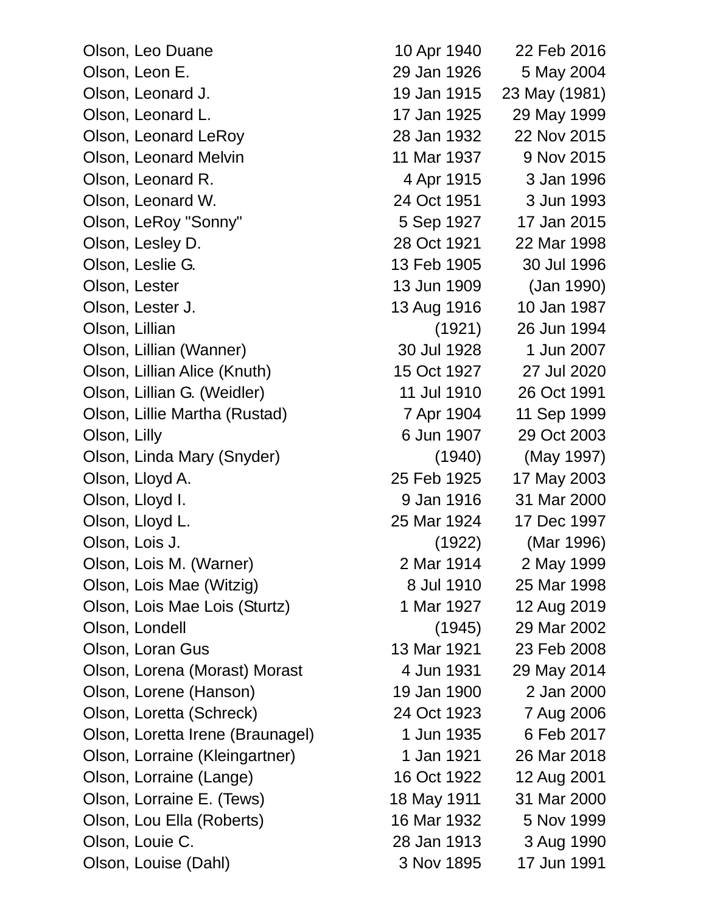| | | |
|---|---|---|
| Olson, Leo Duane | 10 Apr 1940 | 22 Feb 2016 |
| Olson, Leon E. | 29 Jan 1926 | 5 May 2004 |
| Olson, Leonard J. | 19 Jan 1915 | 23 May (1981) |
| Olson, Leonard L. | 17 Jan 1925 | 29 May 1999 |
| Olson, Leonard LeRoy | 28 Jan 1932 | 22 Nov 2015 |
| Olson, Leonard Melvin | 11 Mar 1937 | 9 Nov 2015 |
| Olson, Leonard R. | 4 Apr 1915 | 3 Jan 1996 |
| Olson, Leonard W. | 24 Oct 1951 | 3 Jun 1993 |
| Olson, LeRoy "Sonny" | 5 Sep 1927 | 17 Jan 2015 |
| Olson, Lesley D. | 28 Oct 1921 | 22 Mar 1998 |
| Olson, Leslie G. | 13 Feb 1905 | 30 Jul 1996 |
| Olson, Lester | 13 Jun 1909 | (Jan 1990) |
| Olson, Lester J. | 13 Aug 1916 | 10 Jan 1987 |
| Olson, Lillian | (1921) | 26 Jun 1994 |
| Olson, Lillian (Wanner) | 30 Jul 1928 | 1 Jun 2007 |
| Olson, Lillian Alice (Knuth) | 15 Oct 1927 | 27 Jul 2020 |
| Olson, Lillian G. (Weidler) | 11 Jul 1910 | 26 Oct 1991 |
| Olson, Lillie Martha (Rustad) | 7 Apr 1904 | 11 Sep 1999 |
| Olson, Lilly | 6 Jun 1907 | 29 Oct 2003 |
| Olson, Linda Mary (Snyder) | (1940) | (May 1997) |
| Olson, Lloyd A. | 25 Feb 1925 | 17 May 2003 |
| Olson, Lloyd I. | 9 Jan 1916 | 31 Mar 2000 |
| Olson, Lloyd L. | 25 Mar 1924 | 17 Dec 1997 |
| Olson, Lois J. | (1922) | (Mar 1996) |
| Olson, Lois M. (Warner) | 2 Mar 1914 | 2 May 1999 |
| Olson, Lois Mae (Witzig) | 8 Jul 1910 | 25 Mar 1998 |
| Olson, Lois Mae Lois (Sturtz) | 1 Mar 1927 | 12 Aug 2019 |
| Olson, Londell | (1945) | 29 Mar 2002 |
| Olson, Loran Gus | 13 Mar 1921 | 23 Feb 2008 |
| Olson, Lorena (Morast) Morast | 4 Jun 1931 | 29 May 2014 |
| Olson, Lorene (Hanson) | 19 Jan 1900 | 2 Jan 2000 |
| Olson, Loretta (Schreck) | 24 Oct 1923 | 7 Aug 2006 |
| Olson, Loretta Irene (Braunagel) | 1 Jun 1935 | 6 Feb 2017 |
| Olson, Lorraine (Kleingartner) | 1 Jan 1921 | 26 Mar 2018 |
| Olson, Lorraine (Lange) | 16 Oct 1922 | 12 Aug 2001 |
| Olson, Lorraine E. (Tews) | 18 May 1911 | 31 Mar 2000 |
| Olson, Lou Ella (Roberts) | 16 Mar 1932 | 5 Nov 1999 |
| Olson, Louie C. | 28 Jan 1913 | 3 Aug 1990 |
| Olson, Louise (Dahl) | 3 Nov 1895 | 17 Jun 1991 |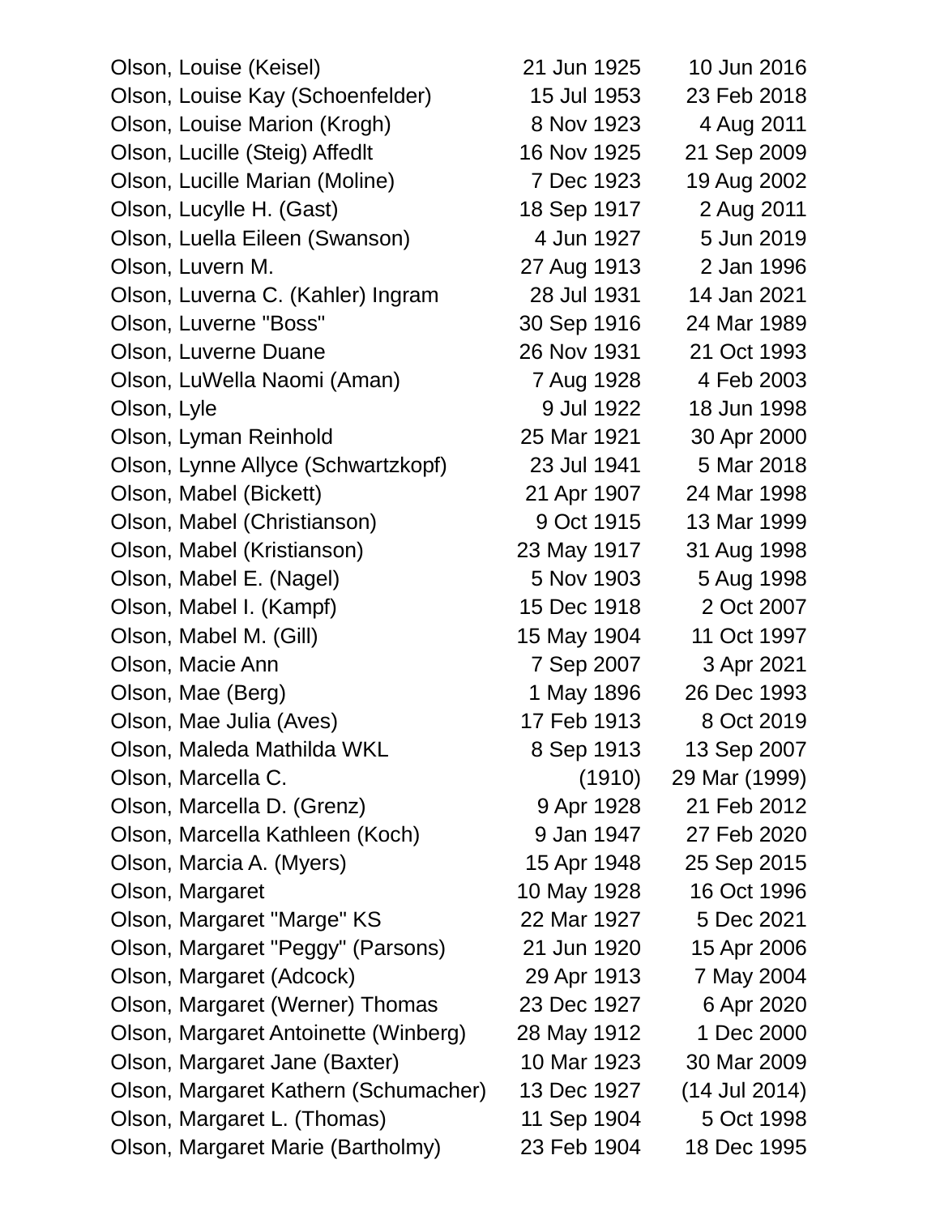| | | |
|---|---|---|
| Olson, Louise (Keisel) | 21 Jun 1925 | 10 Jun 2016 |
| Olson, Louise Kay (Schoenfelder) | 15 Jul 1953 | 23 Feb 2018 |
| Olson, Louise Marion (Krogh) | 8 Nov 1923 | 4 Aug 2011 |
| Olson, Lucille (Steig) Affedlt | 16 Nov 1925 | 21 Sep 2009 |
| Olson, Lucille Marian (Moline) | 7 Dec 1923 | 19 Aug 2002 |
| Olson, Lucylle H. (Gast) | 18 Sep 1917 | 2 Aug 2011 |
| Olson, Luella Eileen (Swanson) | 4 Jun 1927 | 5 Jun 2019 |
| Olson, Luvern M. | 27 Aug 1913 | 2 Jan 1996 |
| Olson, Luverna C. (Kahler) Ingram | 28 Jul 1931 | 14 Jan 2021 |
| Olson, Luverne "Boss" | 30 Sep 1916 | 24 Mar 1989 |
| Olson, Luverne Duane | 26 Nov 1931 | 21 Oct 1993 |
| Olson, LuWella Naomi (Aman) | 7 Aug 1928 | 4 Feb 2003 |
| Olson, Lyle | 9 Jul 1922 | 18 Jun 1998 |
| Olson, Lyman Reinhold | 25 Mar 1921 | 30 Apr 2000 |
| Olson, Lynne Allyce (Schwartzkopf) | 23 Jul 1941 | 5 Mar 2018 |
| Olson, Mabel (Bickett) | 21 Apr 1907 | 24 Mar 1998 |
| Olson, Mabel (Christianson) | 9 Oct 1915 | 13 Mar 1999 |
| Olson, Mabel (Kristianson) | 23 May 1917 | 31 Aug 1998 |
| Olson, Mabel E. (Nagel) | 5 Nov 1903 | 5 Aug 1998 |
| Olson, Mabel I. (Kampf) | 15 Dec 1918 | 2 Oct 2007 |
| Olson, Mabel M. (Gill) | 15 May 1904 | 11 Oct 1997 |
| Olson, Macie Ann | 7 Sep 2007 | 3 Apr 2021 |
| Olson, Mae (Berg) | 1 May 1896 | 26 Dec 1993 |
| Olson, Mae Julia (Aves) | 17 Feb 1913 | 8 Oct 2019 |
| Olson, Maleda Mathilda WKL | 8 Sep 1913 | 13 Sep 2007 |
| Olson, Marcella C. | (1910) | 29 Mar (1999) |
| Olson, Marcella D. (Grenz) | 9 Apr 1928 | 21 Feb 2012 |
| Olson, Marcella Kathleen (Koch) | 9 Jan 1947 | 27 Feb 2020 |
| Olson, Marcia A. (Myers) | 15 Apr 1948 | 25 Sep 2015 |
| Olson, Margaret | 10 May 1928 | 16 Oct 1996 |
| Olson, Margaret "Marge" KS | 22 Mar 1927 | 5 Dec 2021 |
| Olson, Margaret "Peggy" (Parsons) | 21 Jun 1920 | 15 Apr 2006 |
| Olson, Margaret (Adcock) | 29 Apr 1913 | 7 May 2004 |
| Olson, Margaret (Werner) Thomas | 23 Dec 1927 | 6 Apr 2020 |
| Olson, Margaret Antoinette (Winberg) | 28 May 1912 | 1 Dec 2000 |
| Olson, Margaret Jane (Baxter) | 10 Mar 1923 | 30 Mar 2009 |
| Olson, Margaret Kathern (Schumacher) | 13 Dec 1927 | (14 Jul 2014) |
| Olson, Margaret L. (Thomas) | 11 Sep 1904 | 5 Oct 1998 |
| Olson, Margaret Marie (Bartholmy) | 23 Feb 1904 | 18 Dec 1995 |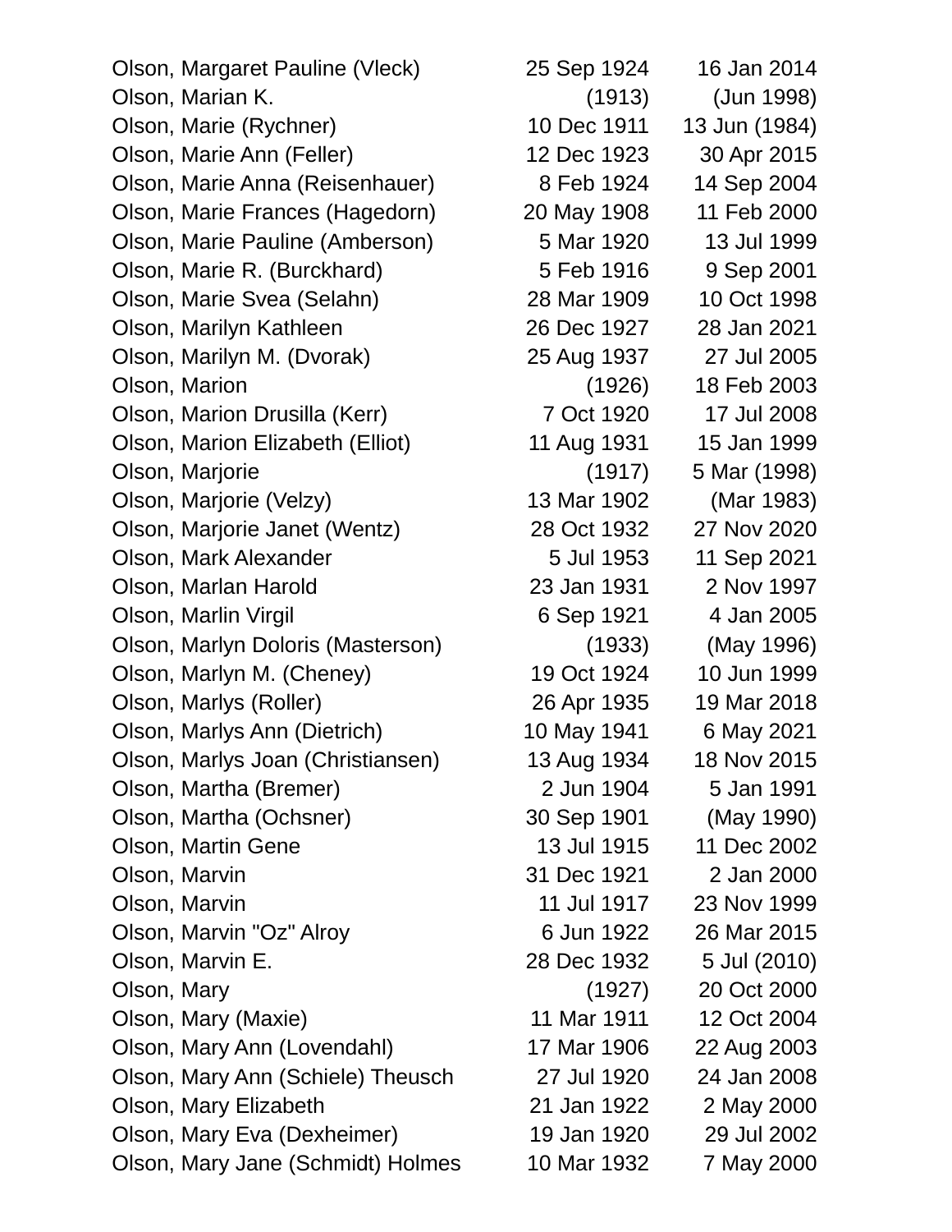| | | |
|---|---|---|
| Olson, Margaret Pauline (Vleck) | 25 Sep 1924 | 16 Jan 2014 |
| Olson, Marian K. | (1913) | (Jun 1998) |
| Olson, Marie (Rychner) | 10 Dec 1911 | 13 Jun (1984) |
| Olson, Marie Ann (Feller) | 12 Dec 1923 | 30 Apr 2015 |
| Olson, Marie Anna (Reisenhauer) | 8 Feb 1924 | 14 Sep 2004 |
| Olson, Marie Frances (Hagedorn) | 20 May 1908 | 11 Feb 2000 |
| Olson, Marie Pauline (Amberson) | 5 Mar 1920 | 13 Jul 1999 |
| Olson, Marie R. (Burckhard) | 5 Feb 1916 | 9 Sep 2001 |
| Olson, Marie Svea (Selahn) | 28 Mar 1909 | 10 Oct 1998 |
| Olson, Marilyn Kathleen | 26 Dec 1927 | 28 Jan 2021 |
| Olson, Marilyn M. (Dvorak) | 25 Aug 1937 | 27 Jul 2005 |
| Olson, Marion | (1926) | 18 Feb 2003 |
| Olson, Marion Drusilla (Kerr) | 7 Oct 1920 | 17 Jul 2008 |
| Olson, Marion Elizabeth (Elliot) | 11 Aug 1931 | 15 Jan 1999 |
| Olson, Marjorie | (1917) | 5 Mar (1998) |
| Olson, Marjorie (Velzy) | 13 Mar 1902 | (Mar 1983) |
| Olson, Marjorie Janet (Wentz) | 28 Oct 1932 | 27 Nov 2020 |
| Olson, Mark Alexander | 5 Jul 1953 | 11 Sep 2021 |
| Olson, Marlan Harold | 23 Jan 1931 | 2 Nov 1997 |
| Olson, Marlin Virgil | 6 Sep 1921 | 4 Jan 2005 |
| Olson, Marlyn Doloris (Masterson) | (1933) | (May 1996) |
| Olson, Marlyn M. (Cheney) | 19 Oct 1924 | 10 Jun 1999 |
| Olson, Marlys (Roller) | 26 Apr 1935 | 19 Mar 2018 |
| Olson, Marlys Ann (Dietrich) | 10 May 1941 | 6 May 2021 |
| Olson, Marlys Joan (Christiansen) | 13 Aug 1934 | 18 Nov 2015 |
| Olson, Martha (Bremer) | 2 Jun 1904 | 5 Jan 1991 |
| Olson, Martha (Ochsner) | 30 Sep 1901 | (May 1990) |
| Olson, Martin Gene | 13 Jul 1915 | 11 Dec 2002 |
| Olson, Marvin | 31 Dec 1921 | 2 Jan 2000 |
| Olson, Marvin | 11 Jul 1917 | 23 Nov 1999 |
| Olson, Marvin "Oz" Alroy | 6 Jun 1922 | 26 Mar 2015 |
| Olson, Marvin E. | 28 Dec 1932 | 5 Jul (2010) |
| Olson, Mary | (1927) | 20 Oct 2000 |
| Olson, Mary (Maxie) | 11 Mar 1911 | 12 Oct 2004 |
| Olson, Mary Ann (Lovendahl) | 17 Mar 1906 | 22 Aug 2003 |
| Olson, Mary Ann (Schiele) Theusch | 27 Jul 1920 | 24 Jan 2008 |
| Olson, Mary Elizabeth | 21 Jan 1922 | 2 May 2000 |
| Olson, Mary Eva (Dexheimer) | 19 Jan 1920 | 29 Jul 2002 |
| Olson, Mary Jane (Schmidt) Holmes | 10 Mar 1932 | 7 May 2000 |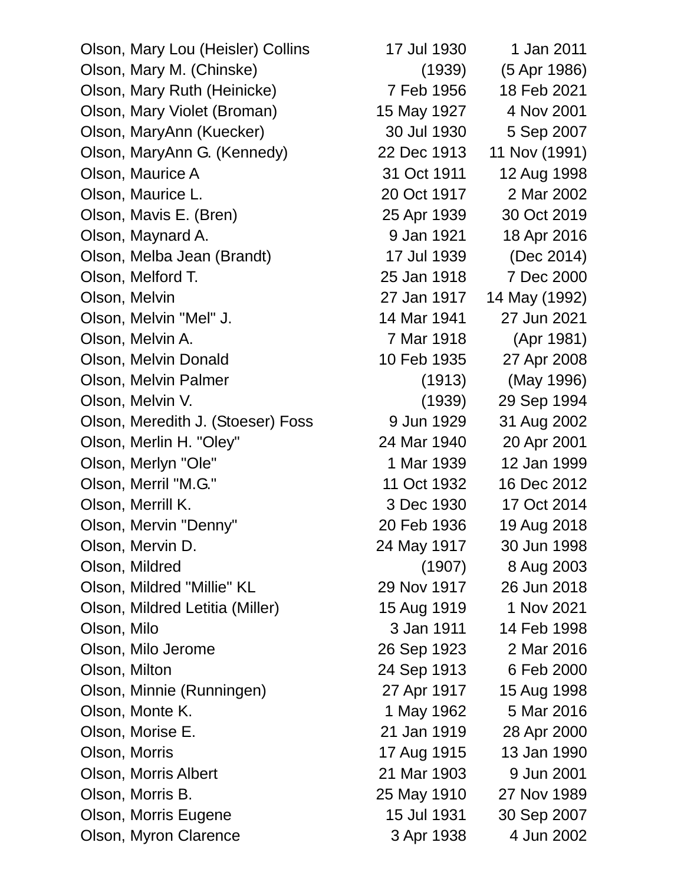| | | |
|---|---|---|
| Olson, Mary Lou (Heisler) Collins | 17 Jul 1930 | 1 Jan 2011 |
| Olson, Mary M. (Chinske) | (1939) | (5 Apr 1986) |
| Olson, Mary Ruth (Heinicke) | 7 Feb 1956 | 18 Feb 2021 |
| Olson, Mary Violet (Broman) | 15 May 1927 | 4 Nov 2001 |
| Olson, MaryAnn (Kuecker) | 30 Jul 1930 | 5 Sep 2007 |
| Olson, MaryAnn G. (Kennedy) | 22 Dec 1913 | 11 Nov (1991) |
| Olson, Maurice A | 31 Oct 1911 | 12 Aug 1998 |
| Olson, Maurice L. | 20 Oct 1917 | 2 Mar 2002 |
| Olson, Mavis E. (Bren) | 25 Apr 1939 | 30 Oct 2019 |
| Olson, Maynard A. | 9 Jan 1921 | 18 Apr 2016 |
| Olson, Melba Jean (Brandt) | 17 Jul 1939 | (Dec 2014) |
| Olson, Melford T. | 25 Jan 1918 | 7 Dec 2000 |
| Olson, Melvin | 27 Jan 1917 | 14 May (1992) |
| Olson, Melvin "Mel" J. | 14 Mar 1941 | 27 Jun 2021 |
| Olson, Melvin A. | 7 Mar 1918 | (Apr 1981) |
| Olson, Melvin Donald | 10 Feb 1935 | 27 Apr 2008 |
| Olson, Melvin Palmer | (1913) | (May 1996) |
| Olson, Melvin V. | (1939) | 29 Sep 1994 |
| Olson, Meredith J. (Stoeser) Foss | 9 Jun 1929 | 31 Aug 2002 |
| Olson, Merlin H. "Oley" | 24 Mar 1940 | 20 Apr 2001 |
| Olson, Merlyn "Ole" | 1 Mar 1939 | 12 Jan 1999 |
| Olson, Merril "M.G." | 11 Oct 1932 | 16 Dec 2012 |
| Olson, Merrill K. | 3 Dec 1930 | 17 Oct 2014 |
| Olson, Mervin "Denny" | 20 Feb 1936 | 19 Aug 2018 |
| Olson, Mervin D. | 24 May 1917 | 30 Jun 1998 |
| Olson, Mildred | (1907) | 8 Aug 2003 |
| Olson, Mildred "Millie" KL | 29 Nov 1917 | 26 Jun 2018 |
| Olson, Mildred Letitia (Miller) | 15 Aug 1919 | 1 Nov 2021 |
| Olson, Milo | 3 Jan 1911 | 14 Feb 1998 |
| Olson, Milo Jerome | 26 Sep 1923 | 2 Mar 2016 |
| Olson, Milton | 24 Sep 1913 | 6 Feb 2000 |
| Olson, Minnie (Runningen) | 27 Apr 1917 | 15 Aug 1998 |
| Olson, Monte K. | 1 May 1962 | 5 Mar 2016 |
| Olson, Morise E. | 21 Jan 1919 | 28 Apr 2000 |
| Olson, Morris | 17 Aug 1915 | 13 Jan 1990 |
| Olson, Morris Albert | 21 Mar 1903 | 9 Jun 2001 |
| Olson, Morris B. | 25 May 1910 | 27 Nov 1989 |
| Olson, Morris Eugene | 15 Jul 1931 | 30 Sep 2007 |
| Olson, Myron Clarence | 3 Apr 1938 | 4 Jun 2002 |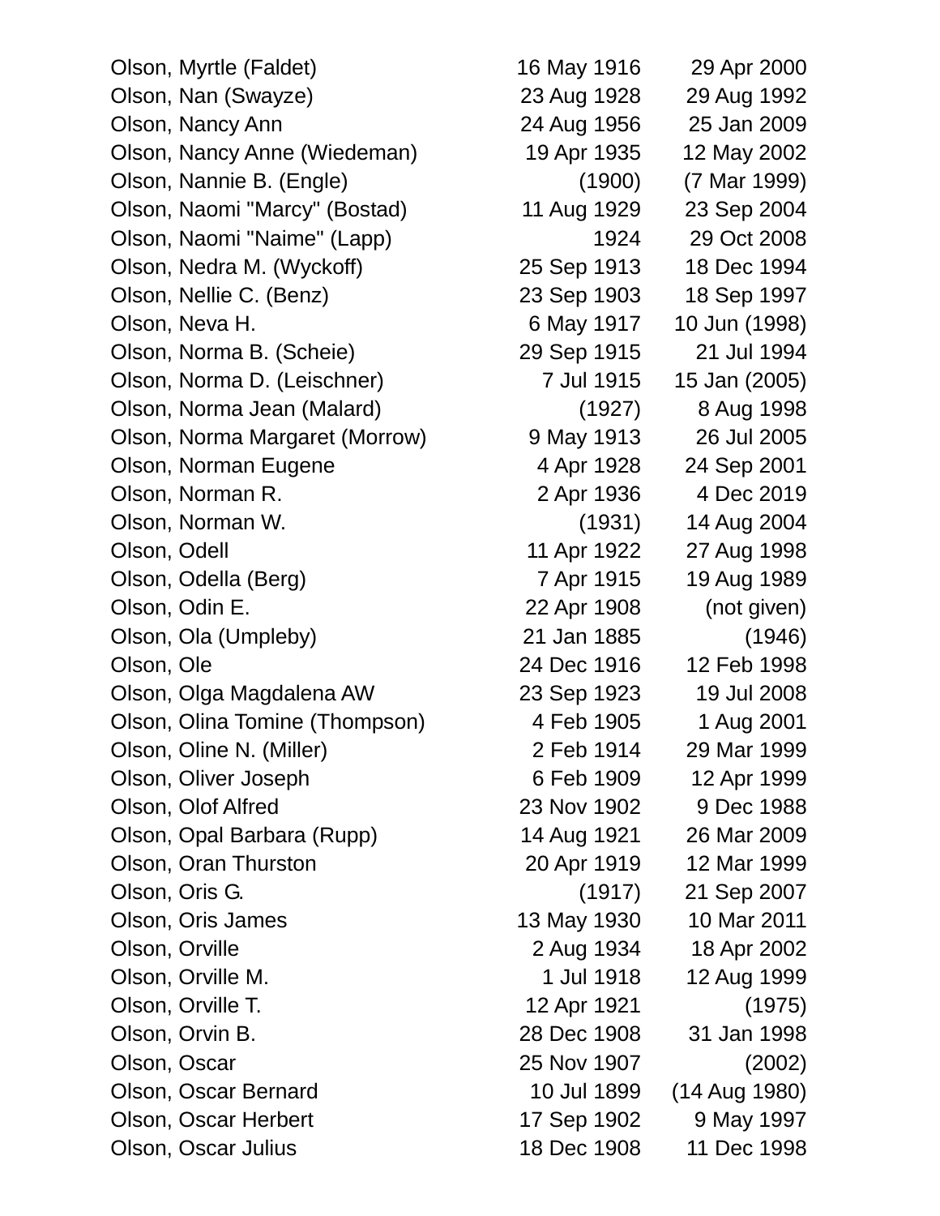| | | |
|---|---|---|
| Olson, Myrtle (Faldet) | 16 May 1916 | 29 Apr 2000 |
| Olson, Nan (Swayze) | 23 Aug 1928 | 29 Aug 1992 |
| Olson, Nancy Ann | 24 Aug 1956 | 25 Jan 2009 |
| Olson, Nancy Anne (Wiedeman) | 19 Apr 1935 | 12 May 2002 |
| Olson, Nannie B. (Engle) | (1900) | (7 Mar 1999) |
| Olson, Naomi "Marcy" (Bostad) | 11 Aug 1929 | 23 Sep 2004 |
| Olson, Naomi "Naime" (Lapp) | 1924 | 29 Oct 2008 |
| Olson, Nedra M. (Wyckoff) | 25 Sep 1913 | 18 Dec 1994 |
| Olson, Nellie C. (Benz) | 23 Sep 1903 | 18 Sep 1997 |
| Olson, Neva H. | 6 May 1917 | 10 Jun (1998) |
| Olson, Norma B. (Scheie) | 29 Sep 1915 | 21 Jul 1994 |
| Olson, Norma D. (Leischner) | 7 Jul 1915 | 15 Jan (2005) |
| Olson, Norma Jean (Malard) | (1927) | 8 Aug 1998 |
| Olson, Norma Margaret (Morrow) | 9 May 1913 | 26 Jul 2005 |
| Olson, Norman Eugene | 4 Apr 1928 | 24 Sep 2001 |
| Olson, Norman R. | 2 Apr 1936 | 4 Dec 2019 |
| Olson, Norman W. | (1931) | 14 Aug 2004 |
| Olson, Odell | 11 Apr 1922 | 27 Aug 1998 |
| Olson, Odella (Berg) | 7 Apr 1915 | 19 Aug 1989 |
| Olson, Odin E. | 22 Apr 1908 | (not given) |
| Olson, Ola (Umpleby) | 21 Jan 1885 | (1946) |
| Olson, Ole | 24 Dec 1916 | 12 Feb 1998 |
| Olson, Olga Magdalena AW | 23 Sep 1923 | 19 Jul 2008 |
| Olson, Olina Tomine (Thompson) | 4 Feb 1905 | 1 Aug 2001 |
| Olson, Oline N. (Miller) | 2 Feb 1914 | 29 Mar 1999 |
| Olson, Oliver Joseph | 6 Feb 1909 | 12 Apr 1999 |
| Olson, Olof Alfred | 23 Nov 1902 | 9 Dec 1988 |
| Olson, Opal Barbara (Rupp) | 14 Aug 1921 | 26 Mar 2009 |
| Olson, Oran Thurston | 20 Apr 1919 | 12 Mar 1999 |
| Olson, Oris G. | (1917) | 21 Sep 2007 |
| Olson, Oris James | 13 May 1930 | 10 Mar 2011 |
| Olson, Orville | 2 Aug 1934 | 18 Apr 2002 |
| Olson, Orville M. | 1 Jul 1918 | 12 Aug 1999 |
| Olson, Orville T. | 12 Apr 1921 | (1975) |
| Olson, Orvin B. | 28 Dec 1908 | 31 Jan 1998 |
| Olson, Oscar | 25 Nov 1907 | (2002) |
| Olson, Oscar Bernard | 10 Jul 1899 | (14 Aug 1980) |
| Olson, Oscar Herbert | 17 Sep 1902 | 9 May 1997 |
| Olson, Oscar Julius | 18 Dec 1908 | 11 Dec 1998 |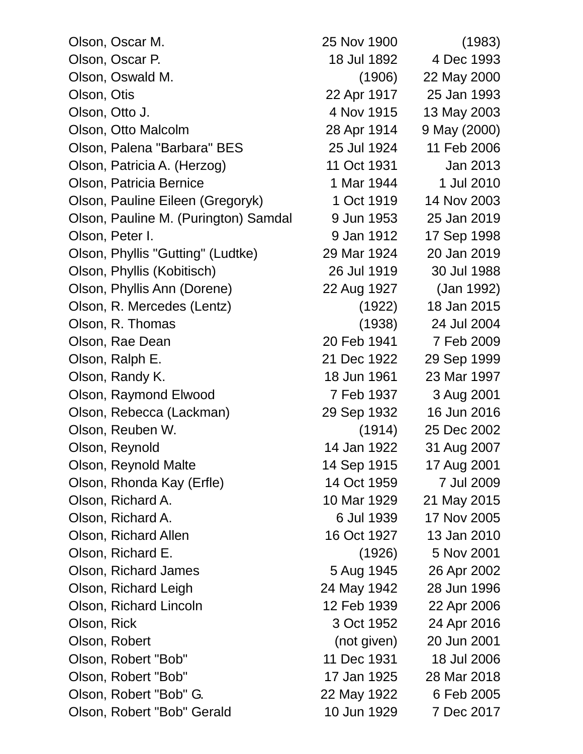| | | |
|---|---|---|
| Olson, Oscar M. | 25 Nov 1900 | (1983) |
| Olson, Oscar P. | 18 Jul 1892 | 4 Dec 1993 |
| Olson, Oswald M. | (1906) | 22 May 2000 |
| Olson, Otis | 22 Apr 1917 | 25 Jan 1993 |
| Olson, Otto J. | 4 Nov 1915 | 13 May 2003 |
| Olson, Otto Malcolm | 28 Apr 1914 | 9 May (2000) |
| Olson, Palena "Barbara" BES | 25 Jul 1924 | 11 Feb 2006 |
| Olson, Patricia A. (Herzog) | 11 Oct 1931 | Jan 2013 |
| Olson, Patricia Bernice | 1 Mar 1944 | 1 Jul 2010 |
| Olson, Pauline Eileen (Gregoryk) | 1 Oct 1919 | 14 Nov 2003 |
| Olson, Pauline M. (Purington) Samdal | 9 Jun 1953 | 25 Jan 2019 |
| Olson, Peter I. | 9 Jan 1912 | 17 Sep 1998 |
| Olson, Phyllis "Gutting" (Ludtke) | 29 Mar 1924 | 20 Jan 2019 |
| Olson, Phyllis (Kobitisch) | 26 Jul 1919 | 30 Jul 1988 |
| Olson, Phyllis Ann (Dorene) | 22 Aug 1927 | (Jan 1992) |
| Olson, R. Mercedes (Lentz) | (1922) | 18 Jan 2015 |
| Olson, R. Thomas | (1938) | 24 Jul 2004 |
| Olson, Rae Dean | 20 Feb 1941 | 7 Feb 2009 |
| Olson, Ralph E. | 21 Dec 1922 | 29 Sep 1999 |
| Olson, Randy K. | 18 Jun 1961 | 23 Mar 1997 |
| Olson, Raymond Elwood | 7 Feb 1937 | 3 Aug 2001 |
| Olson, Rebecca (Lackman) | 29 Sep 1932 | 16 Jun 2016 |
| Olson, Reuben W. | (1914) | 25 Dec 2002 |
| Olson, Reynold | 14 Jan 1922 | 31 Aug 2007 |
| Olson, Reynold Malte | 14 Sep 1915 | 17 Aug 2001 |
| Olson, Rhonda Kay (Erfle) | 14 Oct 1959 | 7 Jul 2009 |
| Olson, Richard A. | 10 Mar 1929 | 21 May 2015 |
| Olson, Richard A. | 6 Jul 1939 | 17 Nov 2005 |
| Olson, Richard Allen | 16 Oct 1927 | 13 Jan 2010 |
| Olson, Richard E. | (1926) | 5 Nov 2001 |
| Olson, Richard James | 5 Aug 1945 | 26 Apr 2002 |
| Olson, Richard Leigh | 24 May 1942 | 28 Jun 1996 |
| Olson, Richard Lincoln | 12 Feb 1939 | 22 Apr 2006 |
| Olson, Rick | 3 Oct 1952 | 24 Apr 2016 |
| Olson, Robert | (not given) | 20 Jun 2001 |
| Olson, Robert "Bob" | 11 Dec 1931 | 18 Jul 2006 |
| Olson, Robert "Bob" | 17 Jan 1925 | 28 Mar 2018 |
| Olson, Robert "Bob" G. | 22 May 1922 | 6 Feb 2005 |
| Olson, Robert "Bob" Gerald | 10 Jun 1929 | 7 Dec 2017 |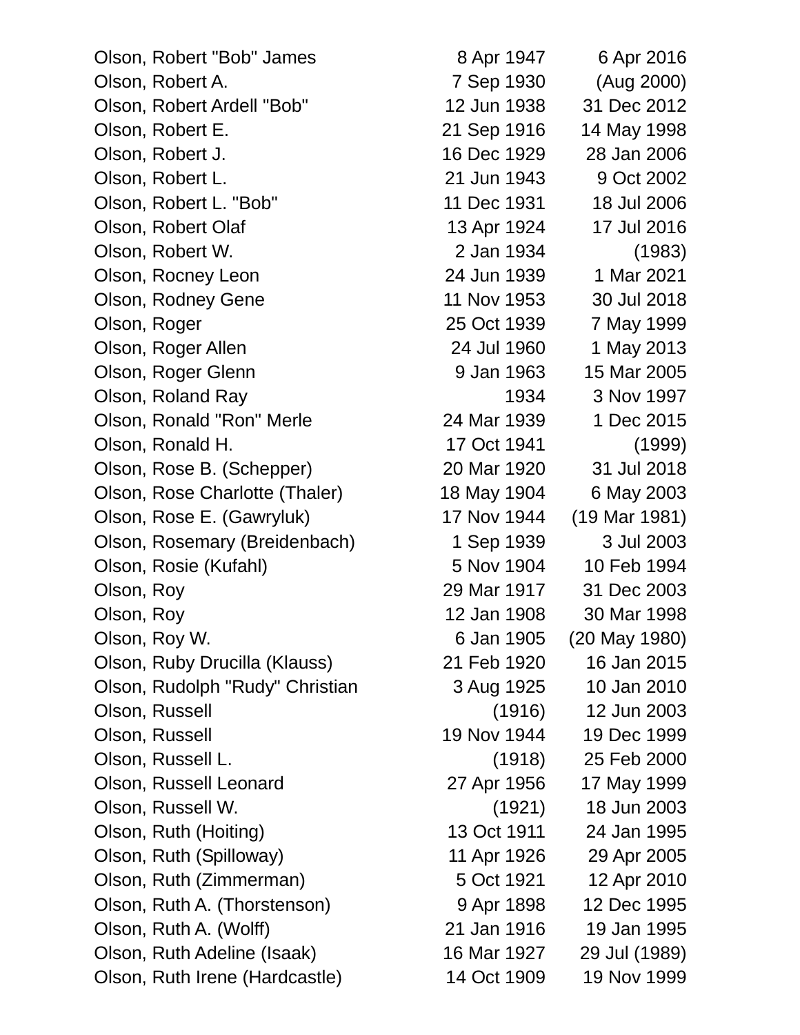| | | |
|---|---|---|
| Olson, Robert "Bob" James | 8 Apr 1947 | 6 Apr 2016 |
| Olson, Robert A. | 7 Sep 1930 | (Aug 2000) |
| Olson, Robert Ardell "Bob" | 12 Jun 1938 | 31 Dec 2012 |
| Olson, Robert E. | 21 Sep 1916 | 14 May 1998 |
| Olson, Robert J. | 16 Dec 1929 | 28 Jan 2006 |
| Olson, Robert L. | 21 Jun 1943 | 9 Oct 2002 |
| Olson, Robert L. "Bob" | 11 Dec 1931 | 18 Jul 2006 |
| Olson, Robert Olaf | 13 Apr 1924 | 17 Jul 2016 |
| Olson, Robert W. | 2 Jan 1934 | (1983) |
| Olson, Rocney Leon | 24 Jun 1939 | 1 Mar 2021 |
| Olson, Rodney Gene | 11 Nov 1953 | 30 Jul 2018 |
| Olson, Roger | 25 Oct 1939 | 7 May 1999 |
| Olson, Roger Allen | 24 Jul 1960 | 1 May 2013 |
| Olson, Roger Glenn | 9 Jan 1963 | 15 Mar 2005 |
| Olson, Roland Ray | 1934 | 3 Nov 1997 |
| Olson, Ronald "Ron" Merle | 24 Mar 1939 | 1 Dec 2015 |
| Olson, Ronald H. | 17 Oct 1941 | (1999) |
| Olson, Rose B. (Schepper) | 20 Mar 1920 | 31 Jul 2018 |
| Olson, Rose Charlotte (Thaler) | 18 May 1904 | 6 May 2003 |
| Olson, Rose E. (Gawryluk) | 17 Nov 1944 | (19 Mar 1981) |
| Olson, Rosemary (Breidenbach) | 1 Sep 1939 | 3 Jul 2003 |
| Olson, Rosie (Kufahl) | 5 Nov 1904 | 10 Feb 1994 |
| Olson, Roy | 29 Mar 1917 | 31 Dec 2003 |
| Olson, Roy | 12 Jan 1908 | 30 Mar 1998 |
| Olson, Roy W. | 6 Jan 1905 | (20 May 1980) |
| Olson, Ruby Drucilla (Klauss) | 21 Feb 1920 | 16 Jan 2015 |
| Olson, Rudolph "Rudy" Christian | 3 Aug 1925 | 10 Jan 2010 |
| Olson, Russell | (1916) | 12 Jun 2003 |
| Olson, Russell | 19 Nov 1944 | 19 Dec 1999 |
| Olson, Russell L. | (1918) | 25 Feb 2000 |
| Olson, Russell Leonard | 27 Apr 1956 | 17 May 1999 |
| Olson, Russell W. | (1921) | 18 Jun 2003 |
| Olson, Ruth (Hoiting) | 13 Oct 1911 | 24 Jan 1995 |
| Olson, Ruth (Spilloway) | 11 Apr 1926 | 29 Apr 2005 |
| Olson, Ruth (Zimmerman) | 5 Oct 1921 | 12 Apr 2010 |
| Olson, Ruth A. (Thorstenson) | 9 Apr 1898 | 12 Dec 1995 |
| Olson, Ruth A. (Wolff) | 21 Jan 1916 | 19 Jan 1995 |
| Olson, Ruth Adeline (Isaak) | 16 Mar 1927 | 29 Jul (1989) |
| Olson, Ruth Irene (Hardcastle) | 14 Oct 1909 | 19 Nov 1999 |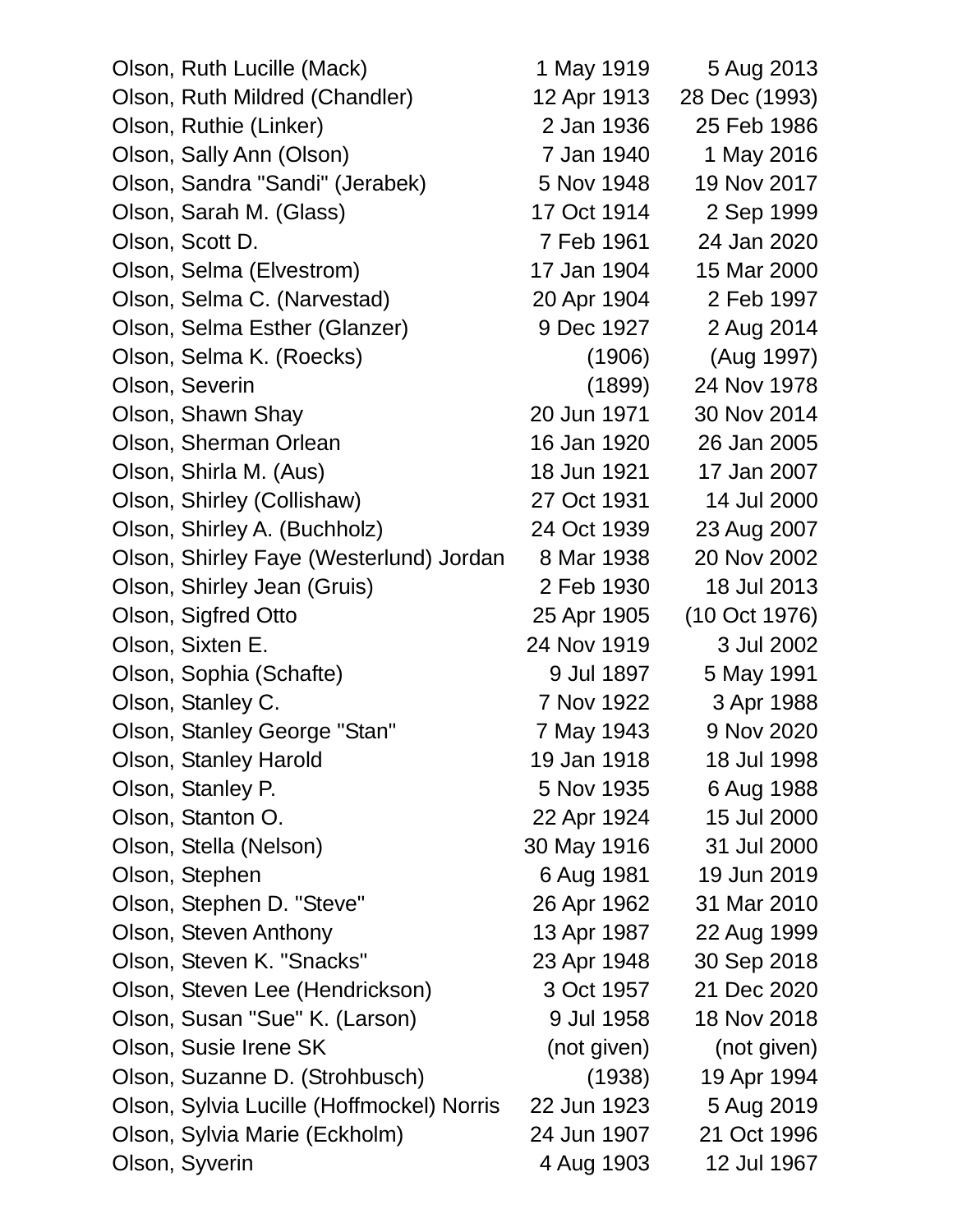| | | |
|---|---|---|
| Olson, Ruth Lucille (Mack) | 1 May 1919 | 5 Aug 2013 |
| Olson, Ruth Mildred (Chandler) | 12 Apr 1913 | 28 Dec (1993) |
| Olson, Ruthie (Linker) | 2 Jan 1936 | 25 Feb 1986 |
| Olson, Sally Ann (Olson) | 7 Jan 1940 | 1 May 2016 |
| Olson, Sandra "Sandi" (Jerabek) | 5 Nov 1948 | 19 Nov 2017 |
| Olson, Sarah M. (Glass) | 17 Oct 1914 | 2 Sep 1999 |
| Olson, Scott D. | 7 Feb 1961 | 24 Jan 2020 |
| Olson, Selma (Elvestrom) | 17 Jan 1904 | 15 Mar 2000 |
| Olson, Selma C. (Narvestad) | 20 Apr 1904 | 2 Feb 1997 |
| Olson, Selma Esther (Glanzer) | 9 Dec 1927 | 2 Aug 2014 |
| Olson, Selma K. (Roecks) | (1906) | (Aug 1997) |
| Olson, Severin | (1899) | 24 Nov 1978 |
| Olson, Shawn Shay | 20 Jun 1971 | 30 Nov 2014 |
| Olson, Sherman Orlean | 16 Jan 1920 | 26 Jan 2005 |
| Olson, Shirla M. (Aus) | 18 Jun 1921 | 17 Jan 2007 |
| Olson, Shirley (Collishaw) | 27 Oct 1931 | 14 Jul 2000 |
| Olson, Shirley A. (Buchholz) | 24 Oct 1939 | 23 Aug 2007 |
| Olson, Shirley Faye (Westerlund) Jordan | 8 Mar 1938 | 20 Nov 2002 |
| Olson, Shirley Jean (Gruis) | 2 Feb 1930 | 18 Jul 2013 |
| Olson, Sigfred Otto | 25 Apr 1905 | (10 Oct 1976) |
| Olson, Sixten E. | 24 Nov 1919 | 3 Jul 2002 |
| Olson, Sophia (Schafte) | 9 Jul 1897 | 5 May 1991 |
| Olson, Stanley C. | 7 Nov 1922 | 3 Apr 1988 |
| Olson, Stanley George "Stan" | 7 May 1943 | 9 Nov 2020 |
| Olson, Stanley Harold | 19 Jan 1918 | 18 Jul 1998 |
| Olson, Stanley P. | 5 Nov 1935 | 6 Aug 1988 |
| Olson, Stanton O. | 22 Apr 1924 | 15 Jul 2000 |
| Olson, Stella (Nelson) | 30 May 1916 | 31 Jul 2000 |
| Olson, Stephen | 6 Aug 1981 | 19 Jun 2019 |
| Olson, Stephen D. "Steve" | 26 Apr 1962 | 31 Mar 2010 |
| Olson, Steven Anthony | 13 Apr 1987 | 22 Aug 1999 |
| Olson, Steven K. "Snacks" | 23 Apr 1948 | 30 Sep 2018 |
| Olson, Steven Lee (Hendrickson) | 3 Oct 1957 | 21 Dec 2020 |
| Olson, Susan "Sue" K. (Larson) | 9 Jul 1958 | 18 Nov 2018 |
| Olson, Susie Irene SK | (not given) | (not given) |
| Olson, Suzanne D. (Strohbusch) | (1938) | 19 Apr 1994 |
| Olson, Sylvia Lucille (Hoffmockel) Norris | 22 Jun 1923 | 5 Aug 2019 |
| Olson, Sylvia Marie (Eckholm) | 24 Jun 1907 | 21 Oct 1996 |
| Olson, Syverin | 4 Aug 1903 | 12 Jul 1967 |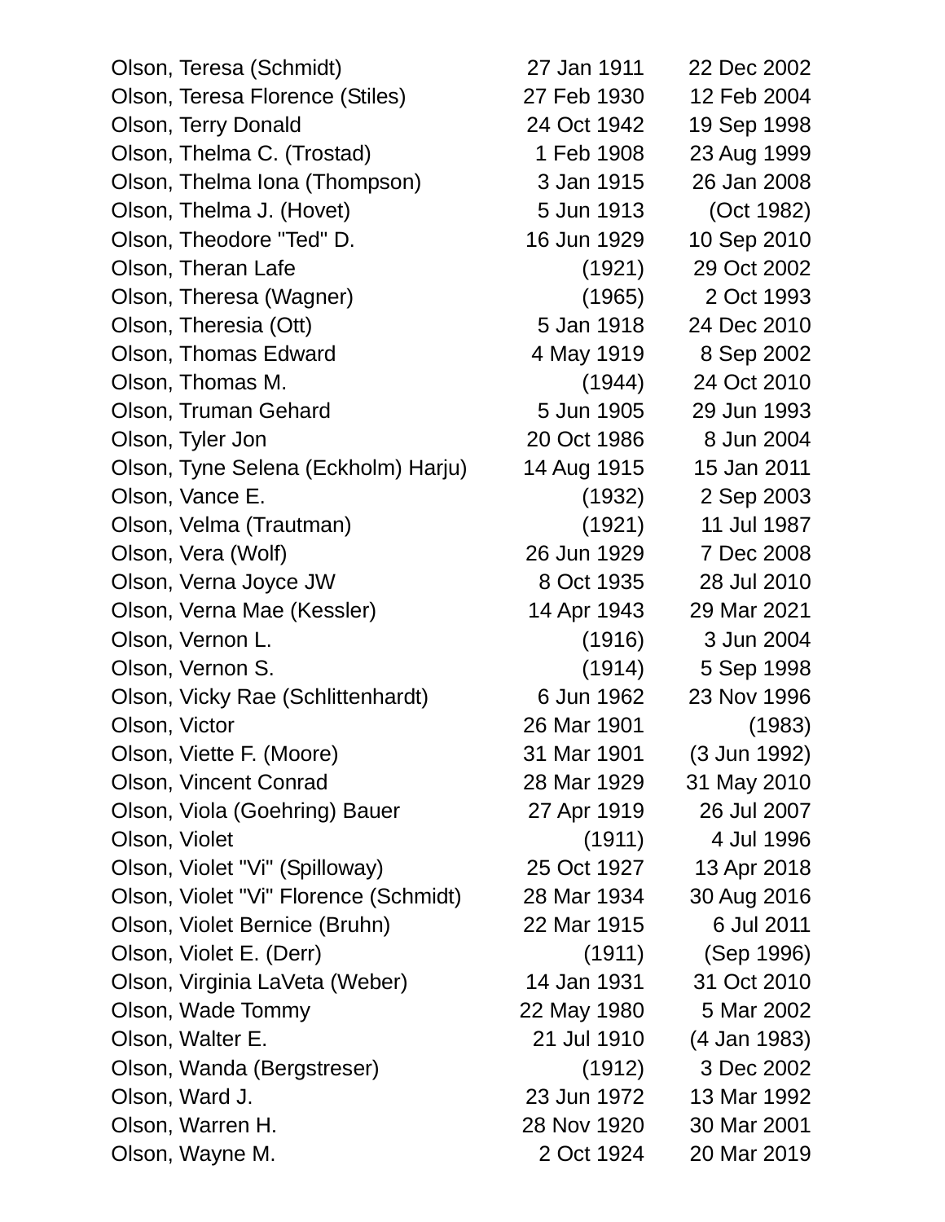| | | |
|---|---|---|
| Olson, Teresa (Schmidt) | 27 Jan 1911 | 22 Dec 2002 |
| Olson, Teresa Florence (Stiles) | 27 Feb 1930 | 12 Feb 2004 |
| Olson, Terry Donald | 24 Oct 1942 | 19 Sep 1998 |
| Olson, Thelma C. (Trostad) | 1 Feb 1908 | 23 Aug 1999 |
| Olson, Thelma Iona (Thompson) | 3 Jan 1915 | 26 Jan 2008 |
| Olson, Thelma J. (Hovet) | 5 Jun 1913 | (Oct 1982) |
| Olson, Theodore "Ted" D. | 16 Jun 1929 | 10 Sep 2010 |
| Olson, Theran Lafe | (1921) | 29 Oct 2002 |
| Olson, Theresa (Wagner) | (1965) | 2 Oct 1993 |
| Olson, Theresia (Ott) | 5 Jan 1918 | 24 Dec 2010 |
| Olson, Thomas Edward | 4 May 1919 | 8 Sep 2002 |
| Olson, Thomas M. | (1944) | 24 Oct 2010 |
| Olson, Truman Gehard | 5 Jun 1905 | 29 Jun 1993 |
| Olson, Tyler Jon | 20 Oct 1986 | 8 Jun 2004 |
| Olson, Tyne Selena (Eckholm) Harju) | 14 Aug 1915 | 15 Jan 2011 |
| Olson, Vance E. | (1932) | 2 Sep 2003 |
| Olson, Velma (Trautman) | (1921) | 11 Jul 1987 |
| Olson, Vera (Wolf) | 26 Jun 1929 | 7 Dec 2008 |
| Olson, Verna Joyce JW | 8 Oct 1935 | 28 Jul 2010 |
| Olson, Verna Mae (Kessler) | 14 Apr 1943 | 29 Mar 2021 |
| Olson, Vernon L. | (1916) | 3 Jun 2004 |
| Olson, Vernon S. | (1914) | 5 Sep 1998 |
| Olson, Vicky Rae (Schlittenhardt) | 6 Jun 1962 | 23 Nov 1996 |
| Olson, Victor | 26 Mar 1901 | (1983) |
| Olson, Viette F. (Moore) | 31 Mar 1901 | (3 Jun 1992) |
| Olson, Vincent Conrad | 28 Mar 1929 | 31 May 2010 |
| Olson, Viola (Goehring) Bauer | 27 Apr 1919 | 26 Jul 2007 |
| Olson, Violet | (1911) | 4 Jul 1996 |
| Olson, Violet "Vi" (Spilloway) | 25 Oct 1927 | 13 Apr 2018 |
| Olson, Violet "Vi" Florence (Schmidt) | 28 Mar 1934 | 30 Aug 2016 |
| Olson, Violet Bernice (Bruhn) | 22 Mar 1915 | 6 Jul 2011 |
| Olson, Violet E. (Derr) | (1911) | (Sep 1996) |
| Olson, Virginia LaVeta (Weber) | 14 Jan 1931 | 31 Oct 2010 |
| Olson, Wade Tommy | 22 May 1980 | 5 Mar 2002 |
| Olson, Walter E. | 21 Jul 1910 | (4 Jan 1983) |
| Olson, Wanda (Bergstreser) | (1912) | 3 Dec 2002 |
| Olson, Ward J. | 23 Jun 1972 | 13 Mar 1992 |
| Olson, Warren H. | 28 Nov 1920 | 30 Mar 2001 |
| Olson, Wayne M. | 2 Oct 1924 | 20 Mar 2019 |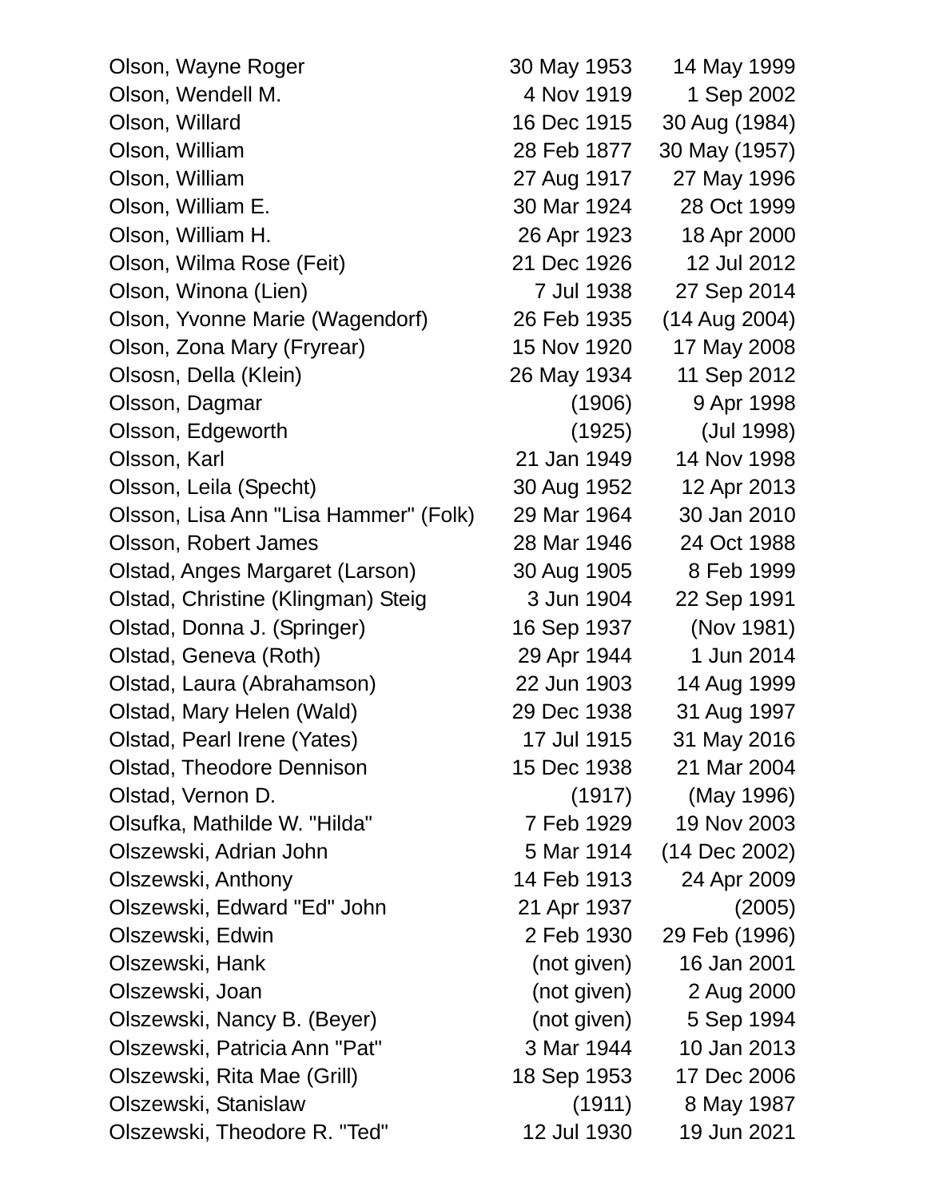| | | |
|---|---|---|
| Olson, Wayne Roger | 30 May 1953 | 14 May 1999 |
| Olson, Wendell M. | 4 Nov 1919 | 1 Sep 2002 |
| Olson, Willard | 16 Dec 1915 | 30 Aug (1984) |
| Olson, William | 28 Feb 1877 | 30 May (1957) |
| Olson, William | 27 Aug 1917 | 27 May 1996 |
| Olson, William E. | 30 Mar 1924 | 28 Oct 1999 |
| Olson, William H. | 26 Apr 1923 | 18 Apr 2000 |
| Olson, Wilma Rose (Feit) | 21 Dec 1926 | 12 Jul 2012 |
| Olson, Winona (Lien) | 7 Jul 1938 | 27 Sep 2014 |
| Olson, Yvonne Marie (Wagendorf) | 26 Feb 1935 | (14 Aug 2004) |
| Olson, Zona Mary (Fryrear) | 15 Nov 1920 | 17 May 2008 |
| Olsosn, Della (Klein) | 26 May 1934 | 11 Sep 2012 |
| Olsson, Dagmar | (1906) | 9 Apr 1998 |
| Olsson, Edgeworth | (1925) | (Jul 1998) |
| Olsson, Karl | 21 Jan 1949 | 14 Nov 1998 |
| Olsson, Leila (Specht) | 30 Aug 1952 | 12 Apr 2013 |
| Olsson, Lisa Ann "Lisa Hammer" (Folk) | 29 Mar 1964 | 30 Jan 2010 |
| Olsson, Robert James | 28 Mar 1946 | 24 Oct 1988 |
| Olstad, Anges Margaret (Larson) | 30 Aug 1905 | 8 Feb 1999 |
| Olstad, Christine (Klingman) Steig | 3 Jun 1904 | 22 Sep 1991 |
| Olstad, Donna J. (Springer) | 16 Sep 1937 | (Nov 1981) |
| Olstad, Geneva (Roth) | 29 Apr 1944 | 1 Jun 2014 |
| Olstad, Laura (Abrahamson) | 22 Jun 1903 | 14 Aug 1999 |
| Olstad, Mary Helen (Wald) | 29 Dec 1938 | 31 Aug 1997 |
| Olstad, Pearl Irene (Yates) | 17 Jul 1915 | 31 May 2016 |
| Olstad, Theodore Dennison | 15 Dec 1938 | 21 Mar 2004 |
| Olstad, Vernon D. | (1917) | (May 1996) |
| Olsufka, Mathilde W. "Hilda" | 7 Feb 1929 | 19 Nov 2003 |
| Olszewski, Adrian John | 5 Mar 1914 | (14 Dec 2002) |
| Olszewski, Anthony | 14 Feb 1913 | 24 Apr 2009 |
| Olszewski, Edward "Ed" John | 21 Apr 1937 | (2005) |
| Olszewski, Edwin | 2 Feb 1930 | 29 Feb (1996) |
| Olszewski, Hank | (not given) | 16 Jan 2001 |
| Olszewski, Joan | (not given) | 2 Aug 2000 |
| Olszewski, Nancy B. (Beyer) | (not given) | 5 Sep 1994 |
| Olszewski, Patricia Ann "Pat" | 3 Mar 1944 | 10 Jan 2013 |
| Olszewski, Rita Mae (Grill) | 18 Sep 1953 | 17 Dec 2006 |
| Olszewski, Stanislaw | (1911) | 8 May 1987 |
| Olszewski, Theodore R. "Ted" | 12 Jul 1930 | 19 Jun 2021 |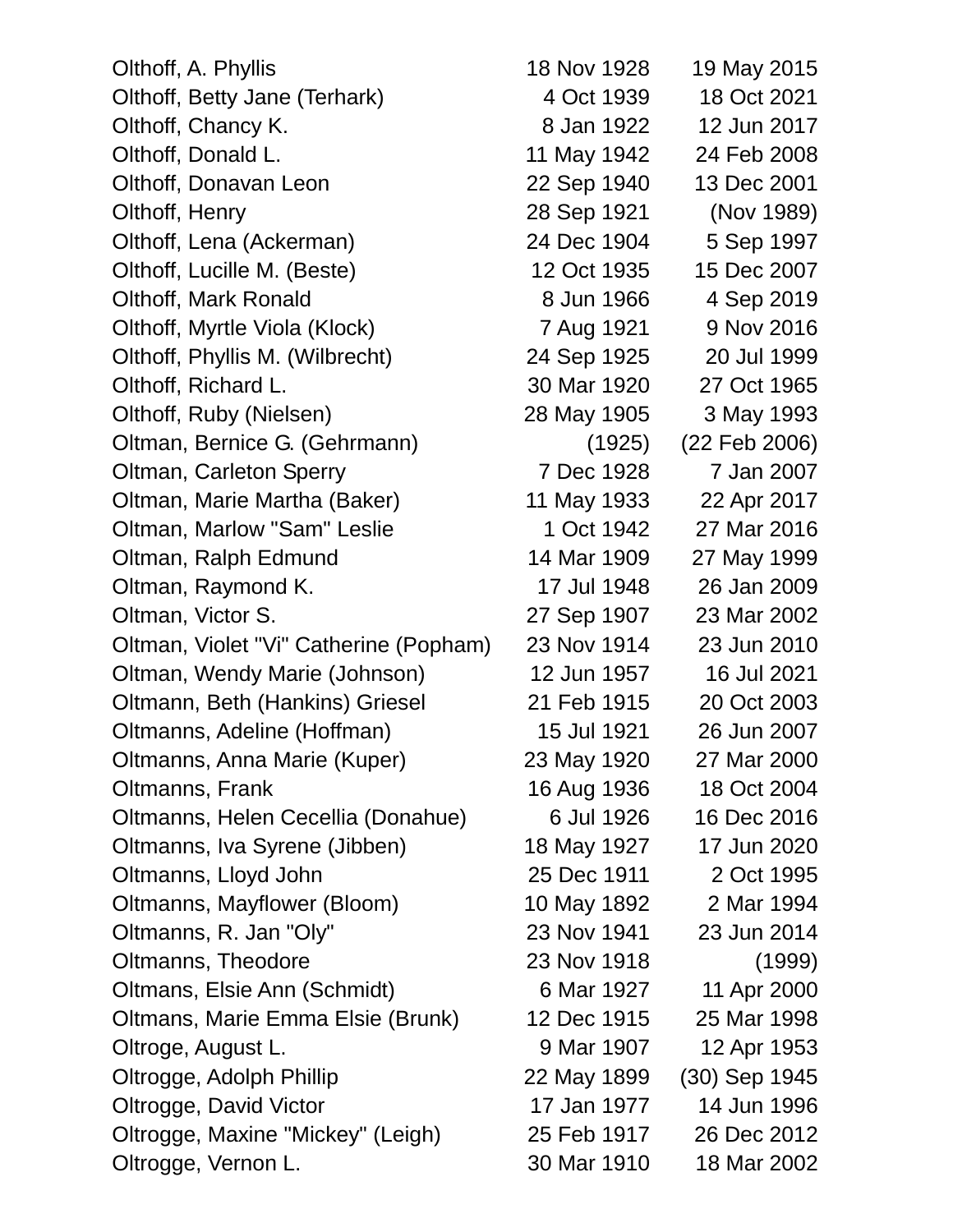| | | |
|---|---|---|
| Olthoff, A. Phyllis | 18 Nov 1928 | 19 May 2015 |
| Olthoff, Betty Jane (Terhark) | 4 Oct 1939 | 18 Oct 2021 |
| Olthoff, Chancy K. | 8 Jan 1922 | 12 Jun 2017 |
| Olthoff, Donald L. | 11 May 1942 | 24 Feb 2008 |
| Olthoff, Donavan Leon | 22 Sep 1940 | 13 Dec 2001 |
| Olthoff, Henry | 28 Sep 1921 | (Nov 1989) |
| Olthoff, Lena (Ackerman) | 24 Dec 1904 | 5 Sep 1997 |
| Olthoff, Lucille M. (Beste) | 12 Oct 1935 | 15 Dec 2007 |
| Olthoff, Mark Ronald | 8 Jun 1966 | 4 Sep 2019 |
| Olthoff, Myrtle Viola (Klock) | 7 Aug 1921 | 9 Nov 2016 |
| Olthoff, Phyllis M. (Wilbrecht) | 24 Sep 1925 | 20 Jul 1999 |
| Olthoff, Richard L. | 30 Mar 1920 | 27 Oct 1965 |
| Olthoff, Ruby (Nielsen) | 28 May 1905 | 3 May 1993 |
| Oltman, Bernice G. (Gehrmann) | (1925) | (22 Feb 2006) |
| Oltman, Carleton Sperry | 7 Dec 1928 | 7 Jan 2007 |
| Oltman, Marie Martha (Baker) | 11 May 1933 | 22 Apr 2017 |
| Oltman, Marlow "Sam" Leslie | 1 Oct 1942 | 27 Mar 2016 |
| Oltman, Ralph Edmund | 14 Mar 1909 | 27 May 1999 |
| Oltman, Raymond K. | 17 Jul 1948 | 26 Jan 2009 |
| Oltman, Victor S. | 27 Sep 1907 | 23 Mar 2002 |
| Oltman, Violet "Vi" Catherine (Popham) | 23 Nov 1914 | 23 Jun 2010 |
| Oltman, Wendy Marie (Johnson) | 12 Jun 1957 | 16 Jul 2021 |
| Oltmann, Beth (Hankins) Griesel | 21 Feb 1915 | 20 Oct 2003 |
| Oltmanns, Adeline (Hoffman) | 15 Jul 1921 | 26 Jun 2007 |
| Oltmanns, Anna Marie (Kuper) | 23 May 1920 | 27 Mar 2000 |
| Oltmanns, Frank | 16 Aug 1936 | 18 Oct 2004 |
| Oltmanns, Helen Cecellia (Donahue) | 6 Jul 1926 | 16 Dec 2016 |
| Oltmanns, Iva Syrene (Jibben) | 18 May 1927 | 17 Jun 2020 |
| Oltmanns, Lloyd John | 25 Dec 1911 | 2 Oct 1995 |
| Oltmanns, Mayflower (Bloom) | 10 May 1892 | 2 Mar 1994 |
| Oltmanns, R. Jan "Oly" | 23 Nov 1941 | 23 Jun 2014 |
| Oltmanns, Theodore | 23 Nov 1918 | (1999) |
| Oltmans, Elsie Ann (Schmidt) | 6 Mar 1927 | 11 Apr 2000 |
| Oltmans, Marie Emma Elsie (Brunk) | 12 Dec 1915 | 25 Mar 1998 |
| Oltroge, August L. | 9 Mar 1907 | 12 Apr 1953 |
| Oltrogge, Adolph Phillip | 22 May 1899 | (30) Sep 1945 |
| Oltrogge, David Victor | 17 Jan 1977 | 14 Jun 1996 |
| Oltrogge, Maxine "Mickey" (Leigh) | 25 Feb 1917 | 26 Dec 2012 |
| Oltrogge, Vernon L. | 30 Mar 1910 | 18 Mar 2002 |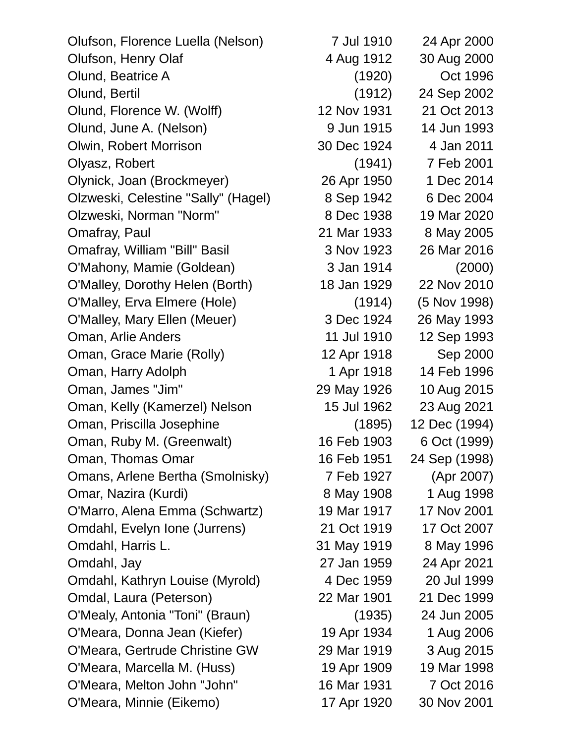| | | |
|---|---|---|
| Olufson, Florence Luella (Nelson) | 7 Jul 1910 | 24 Apr 2000 |
| Olufson, Henry Olaf | 4 Aug 1912 | 30 Aug 2000 |
| Olund, Beatrice A | (1920) | Oct 1996 |
| Olund, Bertil | (1912) | 24 Sep 2002 |
| Olund, Florence W. (Wolff) | 12 Nov 1931 | 21 Oct 2013 |
| Olund, June A. (Nelson) | 9 Jun 1915 | 14 Jun 1993 |
| Olwin, Robert Morrison | 30 Dec 1924 | 4 Jan 2011 |
| Olyasz, Robert | (1941) | 7 Feb 2001 |
| Olynick, Joan (Brockmeyer) | 26 Apr 1950 | 1 Dec 2014 |
| Olzweski, Celestine "Sally" (Hagel) | 8 Sep 1942 | 6 Dec 2004 |
| Olzweski, Norman "Norm" | 8 Dec 1938 | 19 Mar 2020 |
| Omafray, Paul | 21 Mar 1933 | 8 May 2005 |
| Omafray, William "Bill" Basil | 3 Nov 1923 | 26 Mar 2016 |
| O'Mahony, Mamie (Goldean) | 3 Jan 1914 | (2000) |
| O'Malley, Dorothy Helen (Borth) | 18 Jan 1929 | 22 Nov 2010 |
| O'Malley, Erva Elmere (Hole) | (1914) | (5 Nov 1998) |
| O'Malley, Mary Ellen (Meuer) | 3 Dec 1924 | 26 May 1993 |
| Oman, Arlie Anders | 11 Jul 1910 | 12 Sep 1993 |
| Oman, Grace Marie (Rolly) | 12 Apr 1918 | Sep 2000 |
| Oman, Harry Adolph | 1 Apr 1918 | 14 Feb 1996 |
| Oman, James "Jim" | 29 May 1926 | 10 Aug 2015 |
| Oman, Kelly (Kamerzel) Nelson | 15 Jul 1962 | 23 Aug 2021 |
| Oman, Priscilla Josephine | (1895) | 12 Dec (1994) |
| Oman, Ruby M. (Greenwalt) | 16 Feb 1903 | 6 Oct (1999) |
| Oman, Thomas Omar | 16 Feb 1951 | 24 Sep (1998) |
| Omans, Arlene Bertha (Smolnisky) | 7 Feb 1927 | (Apr 2007) |
| Omar, Nazira (Kurdi) | 8 May 1908 | 1 Aug 1998 |
| O'Marro, Alena Emma (Schwartz) | 19 Mar 1917 | 17 Nov 2001 |
| Omdahl, Evelyn Ione (Jurrens) | 21 Oct 1919 | 17 Oct 2007 |
| Omdahl, Harris L. | 31 May 1919 | 8 May 1996 |
| Omdahl, Jay | 27 Jan 1959 | 24 Apr 2021 |
| Omdahl, Kathryn Louise (Myrold) | 4 Dec 1959 | 20 Jul 1999 |
| Omdal, Laura (Peterson) | 22 Mar 1901 | 21 Dec 1999 |
| O'Mealy, Antonia "Toni" (Braun) | (1935) | 24 Jun 2005 |
| O'Meara, Donna Jean (Kiefer) | 19 Apr 1934 | 1 Aug 2006 |
| O'Meara, Gertrude Christine GW | 29 Mar 1919 | 3 Aug 2015 |
| O'Meara, Marcella M. (Huss) | 19 Apr 1909 | 19 Mar 1998 |
| O'Meara, Melton John "John" | 16 Mar 1931 | 7 Oct 2016 |
| O'Meara, Minnie (Eikemo) | 17 Apr 1920 | 30 Nov 2001 |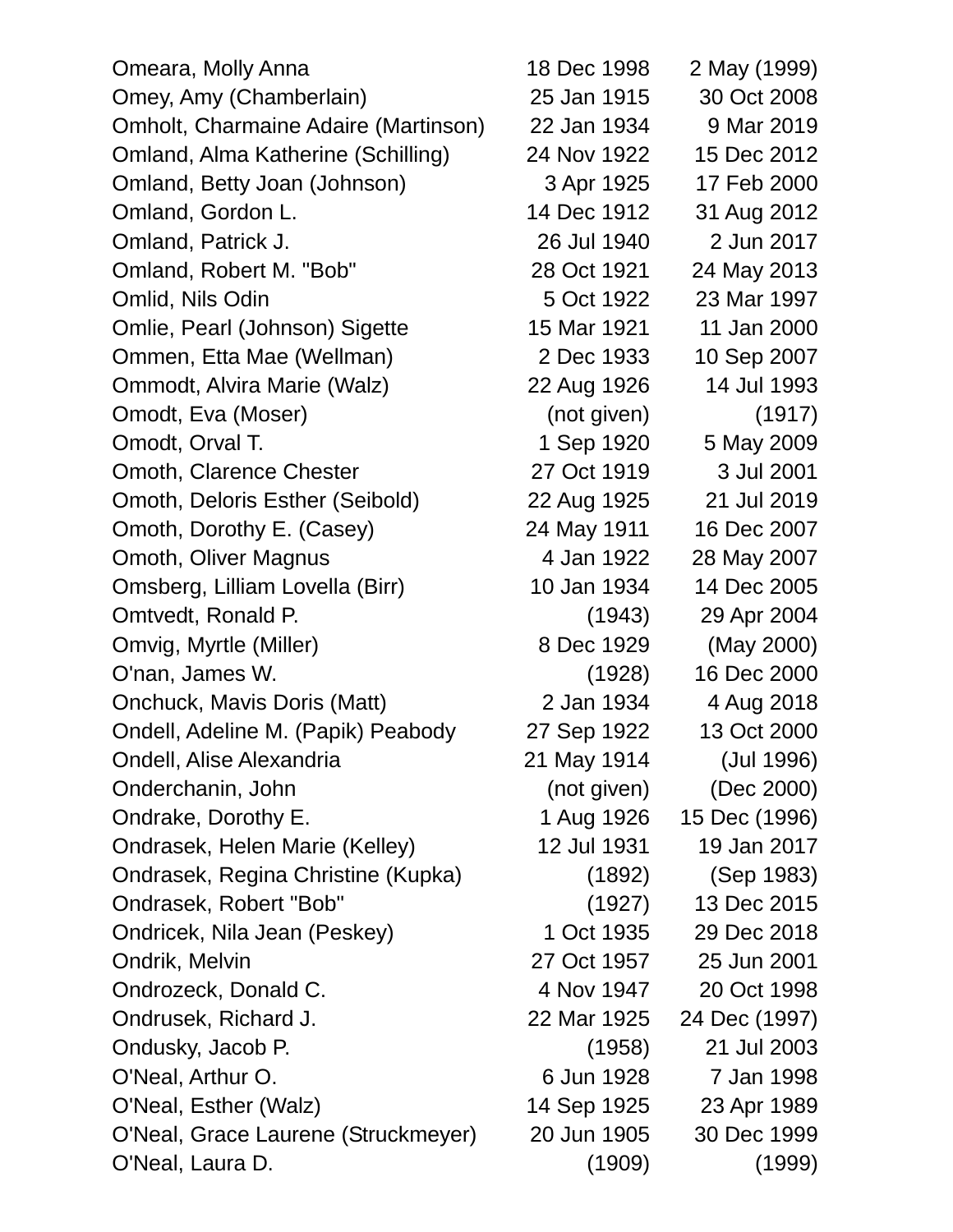| Name | Birth | Death |
|---|---|---|
| Omeara, Molly Anna | 18 Dec 1998 | 2 May (1999) |
| Omey, Amy (Chamberlain) | 25 Jan 1915 | 30 Oct 2008 |
| Omholt, Charmaine Adaire (Martinson) | 22 Jan 1934 | 9 Mar 2019 |
| Omland, Alma Katherine (Schilling) | 24 Nov 1922 | 15 Dec 2012 |
| Omland, Betty Joan (Johnson) | 3 Apr 1925 | 17 Feb 2000 |
| Omland, Gordon L. | 14 Dec 1912 | 31 Aug 2012 |
| Omland, Patrick J. | 26 Jul 1940 | 2 Jun 2017 |
| Omland, Robert M. "Bob" | 28 Oct 1921 | 24 May 2013 |
| Omlid, Nils Odin | 5 Oct 1922 | 23 Mar 1997 |
| Omlie, Pearl (Johnson) Sigette | 15 Mar 1921 | 11 Jan 2000 |
| Ommen, Etta Mae (Wellman) | 2 Dec 1933 | 10 Sep 2007 |
| Ommodt, Alvira Marie (Walz) | 22 Aug 1926 | 14 Jul 1993 |
| Omodt, Eva (Moser) | (not given) | (1917) |
| Omodt, Orval T. | 1 Sep 1920 | 5 May 2009 |
| Omoth, Clarence Chester | 27 Oct 1919 | 3 Jul 2001 |
| Omoth, Deloris Esther (Seibold) | 22 Aug 1925 | 21 Jul 2019 |
| Omoth, Dorothy E. (Casey) | 24 May 1911 | 16 Dec 2007 |
| Omoth, Oliver Magnus | 4 Jan 1922 | 28 May 2007 |
| Omsberg, Lilliam Lovella (Birr) | 10 Jan 1934 | 14 Dec 2005 |
| Omtvedt, Ronald P. | (1943) | 29 Apr 2004 |
| Omvig, Myrtle (Miller) | 8 Dec 1929 | (May 2000) |
| O'nan, James W. | (1928) | 16 Dec 2000 |
| Onchuck, Mavis Doris (Matt) | 2 Jan 1934 | 4 Aug 2018 |
| Ondell, Adeline M. (Papik) Peabody | 27 Sep 1922 | 13 Oct 2000 |
| Ondell, Alise Alexandria | 21 May 1914 | (Jul 1996) |
| Onderchanin, John | (not given) | (Dec 2000) |
| Ondrake, Dorothy E. | 1 Aug 1926 | 15 Dec (1996) |
| Ondrasek, Helen Marie (Kelley) | 12 Jul 1931 | 19 Jan 2017 |
| Ondrasek, Regina Christine (Kupka) | (1892) | (Sep 1983) |
| Ondrasek, Robert "Bob" | (1927) | 13 Dec 2015 |
| Ondricek, Nila Jean (Peskey) | 1 Oct 1935 | 29 Dec 2018 |
| Ondrik, Melvin | 27 Oct 1957 | 25 Jun 2001 |
| Ondrozeck, Donald C. | 4 Nov 1947 | 20 Oct 1998 |
| Ondrusek, Richard J. | 22 Mar 1925 | 24 Dec (1997) |
| Ondusky, Jacob P. | (1958) | 21 Jul 2003 |
| O'Neal, Arthur O. | 6 Jun 1928 | 7 Jan 1998 |
| O'Neal, Esther (Walz) | 14 Sep 1925 | 23 Apr 1989 |
| O'Neal, Grace Laurene (Struckmeyer) | 20 Jun 1905 | 30 Dec 1999 |
| O'Neal, Laura D. | (1909) | (1999) |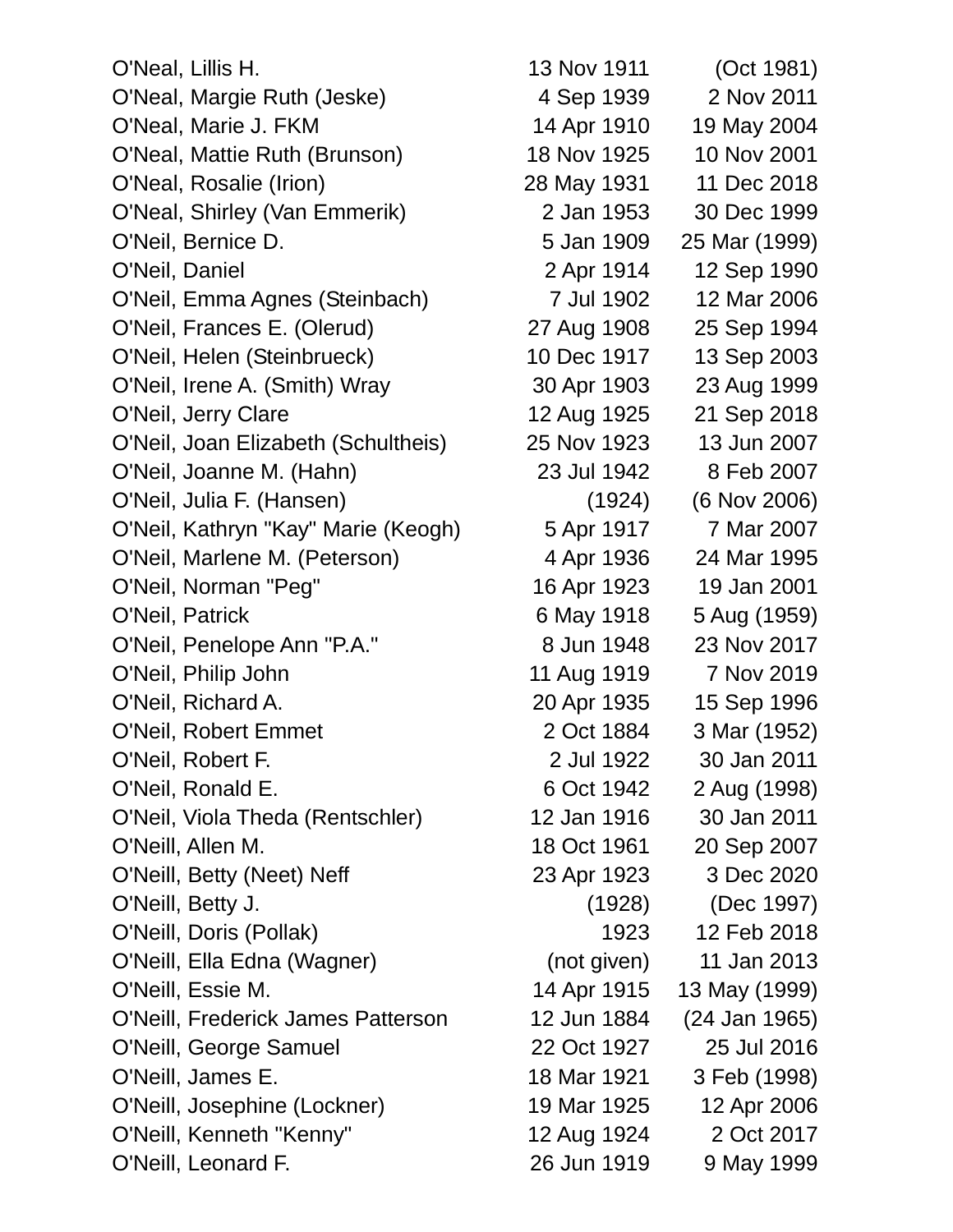| | | |
|---|---|---|
| O'Neal, Lillis H. | 13 Nov 1911 | (Oct 1981) |
| O'Neal, Margie Ruth (Jeske) | 4 Sep 1939 | 2 Nov 2011 |
| O'Neal, Marie J. FKM | 14 Apr 1910 | 19 May 2004 |
| O'Neal, Mattie Ruth (Brunson) | 18 Nov 1925 | 10 Nov 2001 |
| O'Neal, Rosalie (Irion) | 28 May 1931 | 11 Dec 2018 |
| O'Neal, Shirley (Van Emmerik) | 2 Jan 1953 | 30 Dec 1999 |
| O'Neil, Bernice D. | 5 Jan 1909 | 25 Mar (1999) |
| O'Neil, Daniel | 2 Apr 1914 | 12 Sep 1990 |
| O'Neil, Emma Agnes (Steinbach) | 7 Jul 1902 | 12 Mar 2006 |
| O'Neil, Frances E. (Olerud) | 27 Aug 1908 | 25 Sep 1994 |
| O'Neil, Helen (Steinbrueck) | 10 Dec 1917 | 13 Sep 2003 |
| O'Neil, Irene A. (Smith) Wray | 30 Apr 1903 | 23 Aug 1999 |
| O'Neil, Jerry Clare | 12 Aug 1925 | 21 Sep 2018 |
| O'Neil, Joan Elizabeth (Schultheis) | 25 Nov 1923 | 13 Jun 2007 |
| O'Neil, Joanne M. (Hahn) | 23 Jul 1942 | 8 Feb 2007 |
| O'Neil, Julia F. (Hansen) | (1924) | (6 Nov 2006) |
| O'Neil, Kathryn "Kay" Marie (Keogh) | 5 Apr 1917 | 7 Mar 2007 |
| O'Neil, Marlene M. (Peterson) | 4 Apr 1936 | 24 Mar 1995 |
| O'Neil, Norman "Peg" | 16 Apr 1923 | 19 Jan 2001 |
| O'Neil, Patrick | 6 May 1918 | 5 Aug (1959) |
| O'Neil, Penelope Ann "P.A." | 8 Jun 1948 | 23 Nov 2017 |
| O'Neil, Philip John | 11 Aug 1919 | 7 Nov 2019 |
| O'Neil, Richard A. | 20 Apr 1935 | 15 Sep 1996 |
| O'Neil, Robert Emmet | 2 Oct 1884 | 3 Mar (1952) |
| O'Neil, Robert F. | 2 Jul 1922 | 30 Jan 2011 |
| O'Neil, Ronald E. | 6 Oct 1942 | 2 Aug (1998) |
| O'Neil, Viola Theda (Rentschler) | 12 Jan 1916 | 30 Jan 2011 |
| O'Neill, Allen M. | 18 Oct 1961 | 20 Sep 2007 |
| O'Neill, Betty (Neet) Neff | 23 Apr 1923 | 3 Dec 2020 |
| O'Neill, Betty J. | (1928) | (Dec 1997) |
| O'Neill, Doris (Pollak) | 1923 | 12 Feb 2018 |
| O'Neill, Ella Edna (Wagner) | (not given) | 11 Jan 2013 |
| O'Neill, Essie M. | 14 Apr 1915 | 13 May (1999) |
| O'Neill, Frederick James Patterson | 12 Jun 1884 | (24 Jan 1965) |
| O'Neill, George Samuel | 22 Oct 1927 | 25 Jul 2016 |
| O'Neill, James E. | 18 Mar 1921 | 3 Feb (1998) |
| O'Neill, Josephine (Lockner) | 19 Mar 1925 | 12 Apr 2006 |
| O'Neill, Kenneth "Kenny" | 12 Aug 1924 | 2 Oct 2017 |
| O'Neill, Leonard F. | 26 Jun 1919 | 9 May 1999 |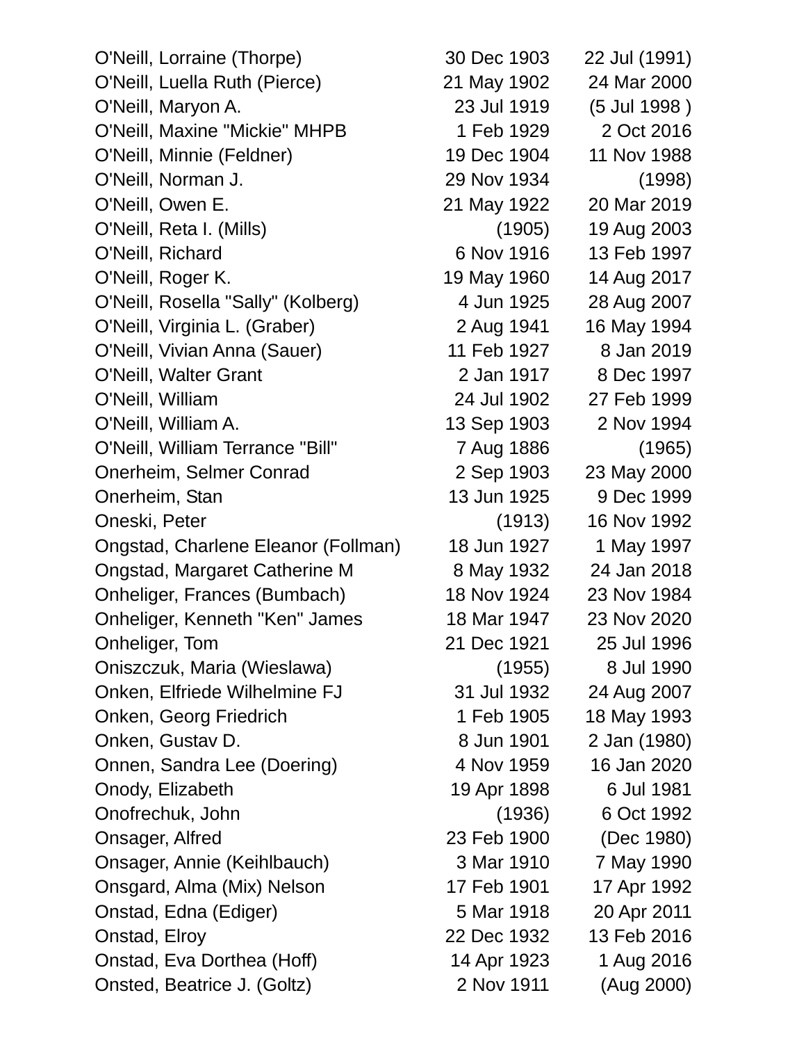| Name | Birth | Death |
|---|---|---|
| O'Neill, Lorraine (Thorpe) | 30 Dec 1903 | 22 Jul (1991) |
| O'Neill, Luella Ruth (Pierce) | 21 May 1902 | 24 Mar 2000 |
| O'Neill, Maryon A. | 23 Jul 1919 | (5 Jul 1998 ) |
| O'Neill, Maxine "Mickie" MHPB | 1 Feb 1929 | 2 Oct 2016 |
| O'Neill, Minnie (Feldner) | 19 Dec 1904 | 11 Nov 1988 |
| O'Neill, Norman J. | 29 Nov 1934 | (1998) |
| O'Neill, Owen E. | 21 May 1922 | 20 Mar 2019 |
| O'Neill, Reta I. (Mills) | (1905) | 19 Aug 2003 |
| O'Neill, Richard | 6 Nov 1916 | 13 Feb 1997 |
| O'Neill, Roger K. | 19 May 1960 | 14 Aug 2017 |
| O'Neill, Rosella "Sally" (Kolberg) | 4 Jun 1925 | 28 Aug 2007 |
| O'Neill, Virginia L. (Graber) | 2 Aug 1941 | 16 May 1994 |
| O'Neill, Vivian Anna (Sauer) | 11 Feb 1927 | 8 Jan 2019 |
| O'Neill, Walter Grant | 2 Jan 1917 | 8 Dec 1997 |
| O'Neill, William | 24 Jul 1902 | 27 Feb 1999 |
| O'Neill, William A. | 13 Sep 1903 | 2 Nov 1994 |
| O'Neill, William Terrance "Bill" | 7 Aug 1886 | (1965) |
| Onerheim, Selmer Conrad | 2 Sep 1903 | 23 May 2000 |
| Onerheim, Stan | 13 Jun 1925 | 9 Dec 1999 |
| Oneski, Peter | (1913) | 16 Nov 1992 |
| Ongstad, Charlene Eleanor (Follman) | 18 Jun 1927 | 1 May 1997 |
| Ongstad, Margaret Catherine M | 8 May 1932 | 24 Jan 2018 |
| Onheliger, Frances (Bumbach) | 18 Nov 1924 | 23 Nov 1984 |
| Onheliger, Kenneth "Ken" James | 18 Mar 1947 | 23 Nov 2020 |
| Onheliger, Tom | 21 Dec 1921 | 25 Jul 1996 |
| Oniszczuk, Maria (Wieslawa) | (1955) | 8 Jul 1990 |
| Onken, Elfriede Wilhelmine FJ | 31 Jul 1932 | 24 Aug 2007 |
| Onken, Georg Friedrich | 1 Feb 1905 | 18 May 1993 |
| Onken, Gustav D. | 8 Jun 1901 | 2 Jan (1980) |
| Onnen, Sandra Lee (Doering) | 4 Nov 1959 | 16 Jan 2020 |
| Onody, Elizabeth | 19 Apr 1898 | 6 Jul 1981 |
| Onofrechuk, John | (1936) | 6 Oct 1992 |
| Onsager, Alfred | 23 Feb 1900 | (Dec 1980) |
| Onsager, Annie (Keihlbauch) | 3 Mar 1910 | 7 May 1990 |
| Onsgard, Alma (Mix) Nelson | 17 Feb 1901 | 17 Apr 1992 |
| Onstad, Edna (Ediger) | 5 Mar 1918 | 20 Apr 2011 |
| Onstad, Elroy | 22 Dec 1932 | 13 Feb 2016 |
| Onstad, Eva Dorthea (Hoff) | 14 Apr 1923 | 1 Aug 2016 |
| Onsted, Beatrice J. (Goltz) | 2 Nov 1911 | (Aug 2000) |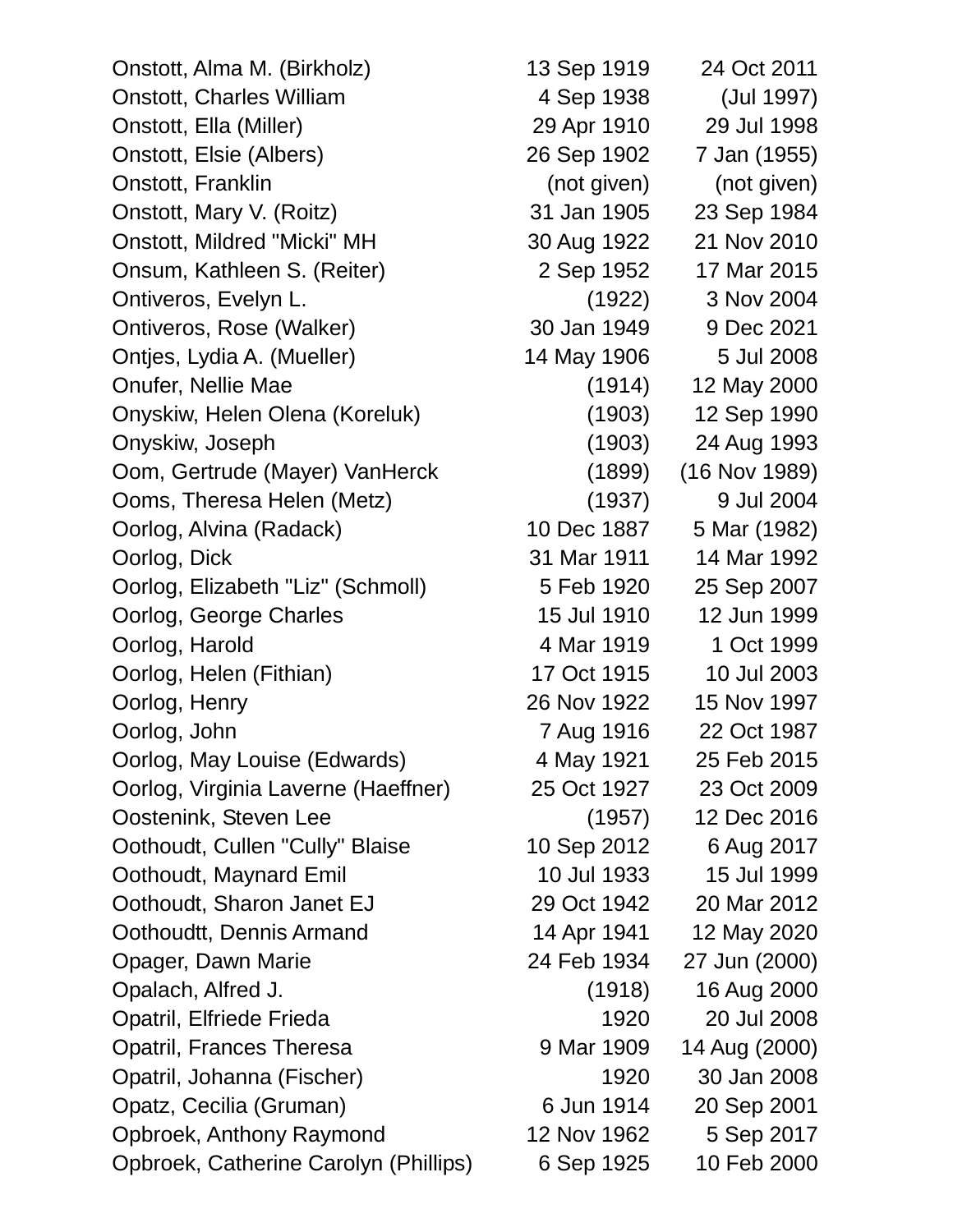| Name | Birth | Death |
|---|---|---|
| Onstott, Alma M. (Birkholz) | 13 Sep 1919 | 24 Oct 2011 |
| Onstott, Charles William | 4 Sep 1938 | (Jul 1997) |
| Onstott, Ella (Miller) | 29 Apr 1910 | 29 Jul 1998 |
| Onstott, Elsie (Albers) | 26 Sep 1902 | 7 Jan (1955) |
| Onstott, Franklin | (not given) | (not given) |
| Onstott, Mary V. (Roitz) | 31 Jan 1905 | 23 Sep 1984 |
| Onstott, Mildred "Micki" MH | 30 Aug 1922 | 21 Nov 2010 |
| Onsum, Kathleen S. (Reiter) | 2 Sep 1952 | 17 Mar 2015 |
| Ontiveros, Evelyn L. | (1922) | 3 Nov 2004 |
| Ontiveros, Rose (Walker) | 30 Jan 1949 | 9 Dec 2021 |
| Ontjes, Lydia A. (Mueller) | 14 May 1906 | 5 Jul 2008 |
| Onufer, Nellie Mae | (1914) | 12 May 2000 |
| Onyskiw, Helen Olena (Koreluk) | (1903) | 12 Sep 1990 |
| Onyskiw, Joseph | (1903) | 24 Aug 1993 |
| Oom, Gertrude (Mayer) VanHerck | (1899) | (16 Nov 1989) |
| Ooms, Theresa Helen (Metz) | (1937) | 9 Jul 2004 |
| Oorlog, Alvina (Radack) | 10 Dec 1887 | 5 Mar (1982) |
| Oorlog, Dick | 31 Mar 1911 | 14 Mar 1992 |
| Oorlog, Elizabeth "Liz" (Schmoll) | 5 Feb 1920 | 25 Sep 2007 |
| Oorlog, George Charles | 15 Jul 1910 | 12 Jun 1999 |
| Oorlog, Harold | 4 Mar 1919 | 1 Oct 1999 |
| Oorlog, Helen (Fithian) | 17 Oct 1915 | 10 Jul 2003 |
| Oorlog, Henry | 26 Nov 1922 | 15 Nov 1997 |
| Oorlog, John | 7 Aug 1916 | 22 Oct 1987 |
| Oorlog, May Louise (Edwards) | 4 May 1921 | 25 Feb 2015 |
| Oorlog, Virginia Laverne (Haeffner) | 25 Oct 1927 | 23 Oct 2009 |
| Oostenink, Steven Lee | (1957) | 12 Dec 2016 |
| Oothoudt, Cullen "Cully" Blaise | 10 Sep 2012 | 6 Aug 2017 |
| Oothoudt, Maynard Emil | 10 Jul 1933 | 15 Jul 1999 |
| Oothoudt, Sharon Janet EJ | 29 Oct 1942 | 20 Mar 2012 |
| Oothoudtt, Dennis Armand | 14 Apr 1941 | 12 May 2020 |
| Opager, Dawn Marie | 24 Feb 1934 | 27 Jun (2000) |
| Opalach, Alfred J. | (1918) | 16 Aug 2000 |
| Opatril, Elfriede Frieda | 1920 | 20 Jul 2008 |
| Opatril, Frances Theresa | 9 Mar 1909 | 14 Aug (2000) |
| Opatril, Johanna (Fischer) | 1920 | 30 Jan 2008 |
| Opatz, Cecilia (Gruman) | 6 Jun 1914 | 20 Sep 2001 |
| Opbroek, Anthony Raymond | 12 Nov 1962 | 5 Sep 2017 |
| Opbroek, Catherine Carolyn (Phillips) | 6 Sep 1925 | 10 Feb 2000 |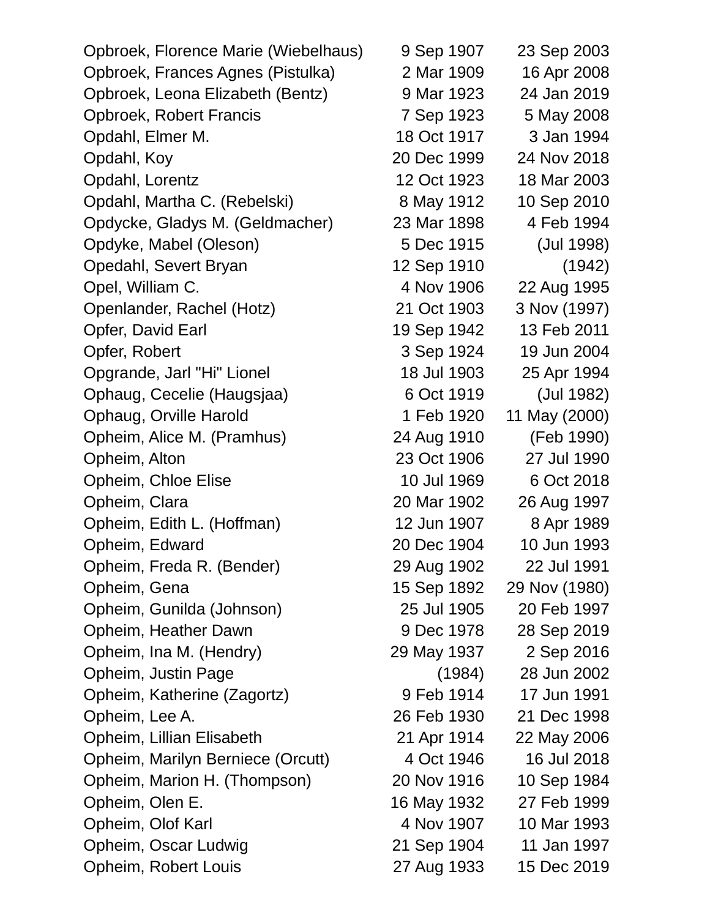| | | |
|---|---|---|
| Opbroek, Florence Marie (Wiebelhaus) | 9 Sep 1907 | 23 Sep 2003 |
| Opbroek, Frances Agnes (Pistulka) | 2 Mar 1909 | 16 Apr 2008 |
| Opbroek, Leona Elizabeth (Bentz) | 9 Mar 1923 | 24 Jan 2019 |
| Opbroek, Robert Francis | 7 Sep 1923 | 5 May 2008 |
| Opdahl, Elmer M. | 18 Oct 1917 | 3 Jan 1994 |
| Opdahl, Koy | 20 Dec 1999 | 24 Nov 2018 |
| Opdahl, Lorentz | 12 Oct 1923 | 18 Mar 2003 |
| Opdahl, Martha C. (Rebelski) | 8 May 1912 | 10 Sep 2010 |
| Opdycke, Gladys M. (Geldmacher) | 23 Mar 1898 | 4 Feb 1994 |
| Opdyke, Mabel (Oleson) | 5 Dec 1915 | (Jul 1998) |
| Opedahl, Severt Bryan | 12 Sep 1910 | (1942) |
| Opel, William C. | 4 Nov 1906 | 22 Aug 1995 |
| Openlander, Rachel (Hotz) | 21 Oct 1903 | 3 Nov (1997) |
| Opfer, David Earl | 19 Sep 1942 | 13 Feb 2011 |
| Opfer, Robert | 3 Sep 1924 | 19 Jun 2004 |
| Opgrande, Jarl "Hi" Lionel | 18 Jul 1903 | 25 Apr 1994 |
| Ophaug, Cecelie (Haugsjaa) | 6 Oct 1919 | (Jul 1982) |
| Ophaug, Orville Harold | 1 Feb 1920 | 11 May (2000) |
| Opheim, Alice M. (Pramhus) | 24 Aug 1910 | (Feb 1990) |
| Opheim, Alton | 23 Oct 1906 | 27 Jul 1990 |
| Opheim, Chloe Elise | 10 Jul 1969 | 6 Oct 2018 |
| Opheim, Clara | 20 Mar 1902 | 26 Aug 1997 |
| Opheim, Edith L. (Hoffman) | 12 Jun 1907 | 8 Apr 1989 |
| Opheim, Edward | 20 Dec 1904 | 10 Jun 1993 |
| Opheim, Freda R. (Bender) | 29 Aug 1902 | 22 Jul 1991 |
| Opheim, Gena | 15 Sep 1892 | 29 Nov (1980) |
| Opheim, Gunilda (Johnson) | 25 Jul 1905 | 20 Feb 1997 |
| Opheim, Heather Dawn | 9 Dec 1978 | 28 Sep 2019 |
| Opheim, Ina M. (Hendry) | 29 May 1937 | 2 Sep 2016 |
| Opheim, Justin Page | (1984) | 28 Jun 2002 |
| Opheim, Katherine (Zagortz) | 9 Feb 1914 | 17 Jun 1991 |
| Opheim, Lee A. | 26 Feb 1930 | 21 Dec 1998 |
| Opheim, Lillian Elisabeth | 21 Apr 1914 | 22 May 2006 |
| Opheim, Marilyn Berniece (Orcutt) | 4 Oct 1946 | 16 Jul 2018 |
| Opheim, Marion H. (Thompson) | 20 Nov 1916 | 10 Sep 1984 |
| Opheim, Olen E. | 16 May 1932 | 27 Feb 1999 |
| Opheim, Olof Karl | 4 Nov 1907 | 10 Mar 1993 |
| Opheim, Oscar Ludwig | 21 Sep 1904 | 11 Jan 1997 |
| Opheim, Robert Louis | 27 Aug 1933 | 15 Dec 2019 |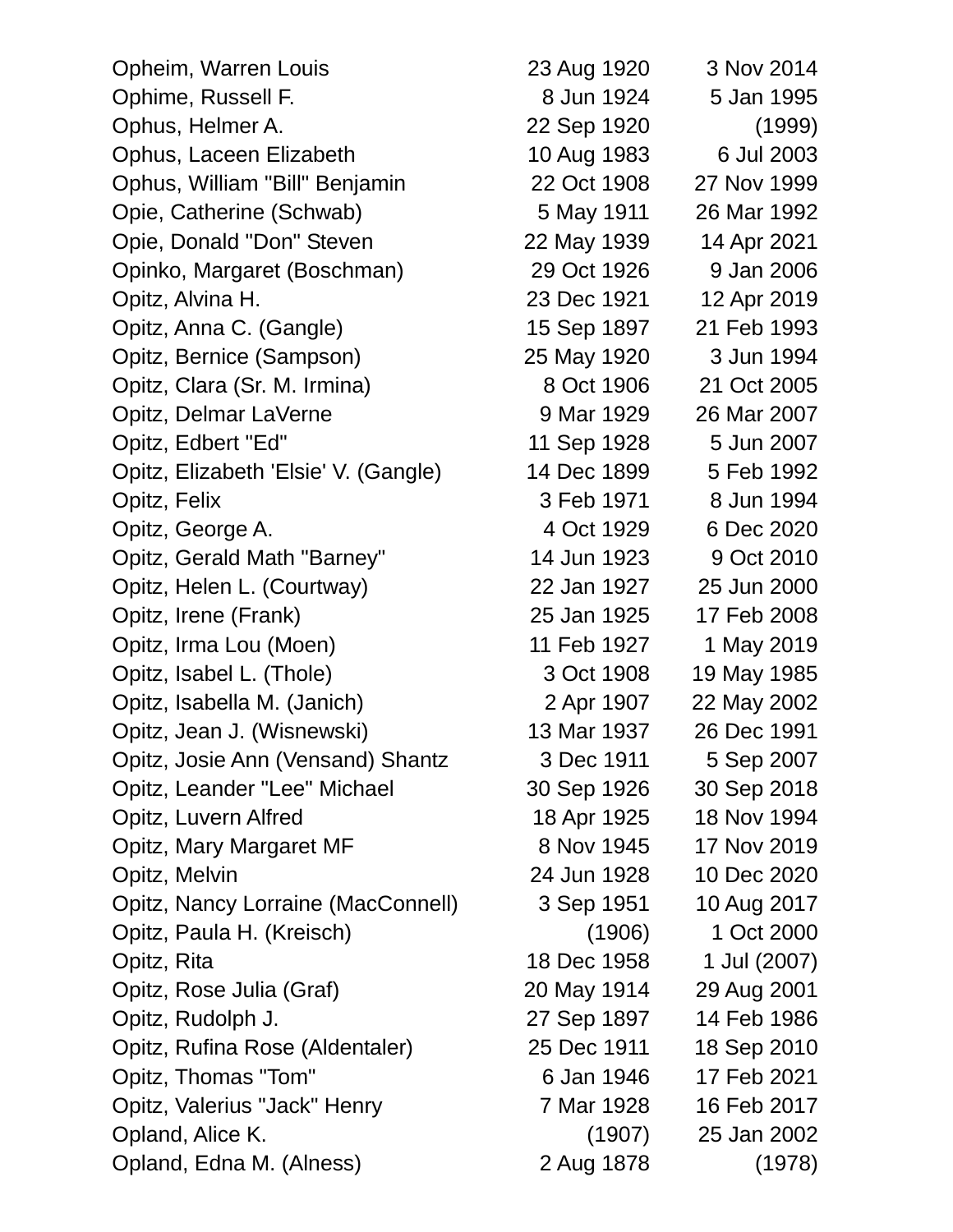| Name | Birth | Death |
|---|---|---|
| Opheim, Warren Louis | 23 Aug 1920 | 3 Nov 2014 |
| Ophime, Russell F. | 8 Jun 1924 | 5 Jan 1995 |
| Ophus, Helmer A. | 22 Sep 1920 | (1999) |
| Ophus, Laceen Elizabeth | 10 Aug 1983 | 6 Jul 2003 |
| Ophus, William "Bill" Benjamin | 22 Oct 1908 | 27 Nov 1999 |
| Opie, Catherine (Schwab) | 5 May 1911 | 26 Mar 1992 |
| Opie, Donald "Don" Steven | 22 May 1939 | 14 Apr 2021 |
| Opinko, Margaret (Boschman) | 29 Oct 1926 | 9 Jan 2006 |
| Opitz, Alvina H. | 23 Dec 1921 | 12 Apr 2019 |
| Opitz, Anna C. (Gangle) | 15 Sep 1897 | 21 Feb 1993 |
| Opitz, Bernice (Sampson) | 25 May 1920 | 3 Jun 1994 |
| Opitz, Clara (Sr. M. Irmina) | 8 Oct 1906 | 21 Oct 2005 |
| Opitz, Delmar LaVerne | 9 Mar 1929 | 26 Mar 2007 |
| Opitz, Edbert "Ed" | 11 Sep 1928 | 5 Jun 2007 |
| Opitz, Elizabeth 'Elsie' V. (Gangle) | 14 Dec 1899 | 5 Feb 1992 |
| Opitz, Felix | 3 Feb 1971 | 8 Jun 1994 |
| Opitz, George A. | 4 Oct 1929 | 6 Dec 2020 |
| Opitz, Gerald Math "Barney" | 14 Jun 1923 | 9 Oct 2010 |
| Opitz, Helen L. (Courtway) | 22 Jan 1927 | 25 Jun 2000 |
| Opitz, Irene (Frank) | 25 Jan 1925 | 17 Feb 2008 |
| Opitz, Irma Lou (Moen) | 11 Feb 1927 | 1 May 2019 |
| Opitz, Isabel L. (Thole) | 3 Oct 1908 | 19 May 1985 |
| Opitz, Isabella M. (Janich) | 2 Apr 1907 | 22 May 2002 |
| Opitz, Jean J. (Wisnewski) | 13 Mar 1937 | 26 Dec 1991 |
| Opitz, Josie Ann (Vensand) Shantz | 3 Dec 1911 | 5 Sep 2007 |
| Opitz, Leander "Lee" Michael | 30 Sep 1926 | 30 Sep 2018 |
| Opitz, Luvern Alfred | 18 Apr 1925 | 18 Nov 1994 |
| Opitz, Mary Margaret MF | 8 Nov 1945 | 17 Nov 2019 |
| Opitz, Melvin | 24 Jun 1928 | 10 Dec 2020 |
| Opitz, Nancy Lorraine (MacConnell) | 3 Sep 1951 | 10 Aug 2017 |
| Opitz, Paula H. (Kreisch) | (1906) | 1 Oct 2000 |
| Opitz, Rita | 18 Dec 1958 | 1 Jul (2007) |
| Opitz, Rose Julia (Graf) | 20 May 1914 | 29 Aug 2001 |
| Opitz, Rudolph J. | 27 Sep 1897 | 14 Feb 1986 |
| Opitz, Rufina Rose (Aldentaler) | 25 Dec 1911 | 18 Sep 2010 |
| Opitz, Thomas "Tom" | 6 Jan 1946 | 17 Feb 2021 |
| Opitz, Valerius "Jack" Henry | 7 Mar 1928 | 16 Feb 2017 |
| Opland, Alice K. | (1907) | 25 Jan 2002 |
| Opland, Edna M. (Alness) | 2 Aug 1878 | (1978) |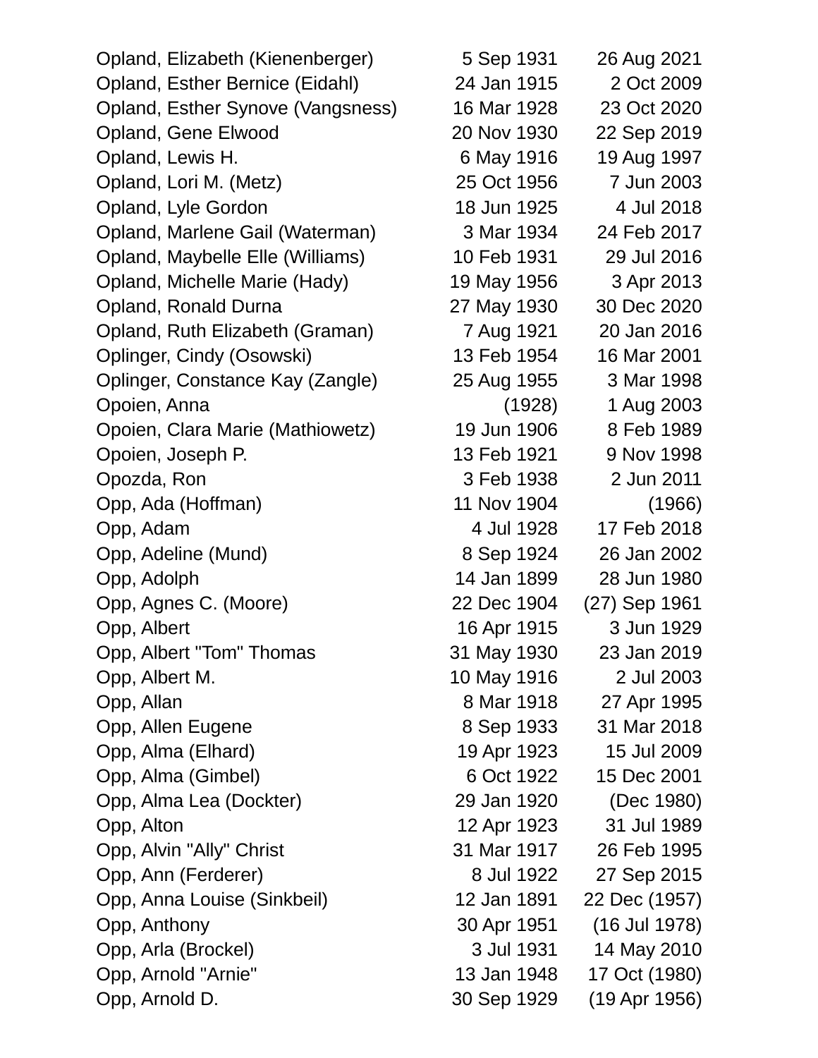| | | |
|---|---|---|
| Opland, Elizabeth (Kienenberger) | 5 Sep 1931 | 26 Aug 2021 |
| Opland, Esther Bernice (Eidahl) | 24 Jan 1915 | 2 Oct 2009 |
| Opland, Esther Synove (Vangsness) | 16 Mar 1928 | 23 Oct 2020 |
| Opland, Gene Elwood | 20 Nov 1930 | 22 Sep 2019 |
| Opland, Lewis H. | 6 May 1916 | 19 Aug 1997 |
| Opland, Lori M. (Metz) | 25 Oct 1956 | 7 Jun 2003 |
| Opland, Lyle Gordon | 18 Jun 1925 | 4 Jul 2018 |
| Opland, Marlene Gail (Waterman) | 3 Mar 1934 | 24 Feb 2017 |
| Opland, Maybelle Elle (Williams) | 10 Feb 1931 | 29 Jul 2016 |
| Opland, Michelle Marie (Hady) | 19 May 1956 | 3 Apr 2013 |
| Opland, Ronald Durna | 27 May 1930 | 30 Dec 2020 |
| Opland, Ruth Elizabeth (Graman) | 7 Aug 1921 | 20 Jan 2016 |
| Oplinger, Cindy (Osowski) | 13 Feb 1954 | 16 Mar 2001 |
| Oplinger, Constance Kay (Zangle) | 25 Aug 1955 | 3 Mar 1998 |
| Opoien, Anna | (1928) | 1 Aug 2003 |
| Opoien, Clara Marie (Mathiowetz) | 19 Jun 1906 | 8 Feb 1989 |
| Opoien, Joseph P. | 13 Feb 1921 | 9 Nov 1998 |
| Opozda, Ron | 3 Feb 1938 | 2 Jun 2011 |
| Opp, Ada (Hoffman) | 11 Nov 1904 | (1966) |
| Opp, Adam | 4 Jul 1928 | 17 Feb 2018 |
| Opp, Adeline (Mund) | 8 Sep 1924 | 26 Jan 2002 |
| Opp, Adolph | 14 Jan 1899 | 28 Jun 1980 |
| Opp, Agnes C. (Moore) | 22 Dec 1904 | (27) Sep 1961 |
| Opp, Albert | 16 Apr 1915 | 3 Jun 1929 |
| Opp, Albert "Tom" Thomas | 31 May 1930 | 23 Jan 2019 |
| Opp, Albert M. | 10 May 1916 | 2 Jul 2003 |
| Opp, Allan | 8 Mar 1918 | 27 Apr 1995 |
| Opp, Allen Eugene | 8 Sep 1933 | 31 Mar 2018 |
| Opp, Alma (Elhard) | 19 Apr 1923 | 15 Jul 2009 |
| Opp, Alma (Gimbel) | 6 Oct 1922 | 15 Dec 2001 |
| Opp, Alma Lea (Dockter) | 29 Jan 1920 | (Dec 1980) |
| Opp, Alton | 12 Apr 1923 | 31 Jul 1989 |
| Opp, Alvin "Ally" Christ | 31 Mar 1917 | 26 Feb 1995 |
| Opp, Ann (Ferderer) | 8 Jul 1922 | 27 Sep 2015 |
| Opp, Anna Louise (Sinkbeil) | 12 Jan 1891 | 22 Dec (1957) |
| Opp, Anthony | 30 Apr 1951 | (16 Jul 1978) |
| Opp, Arla (Brockel) | 3 Jul 1931 | 14 May 2010 |
| Opp, Arnold "Arnie" | 13 Jan 1948 | 17 Oct (1980) |
| Opp, Arnold D. | 30 Sep 1929 | (19 Apr 1956) |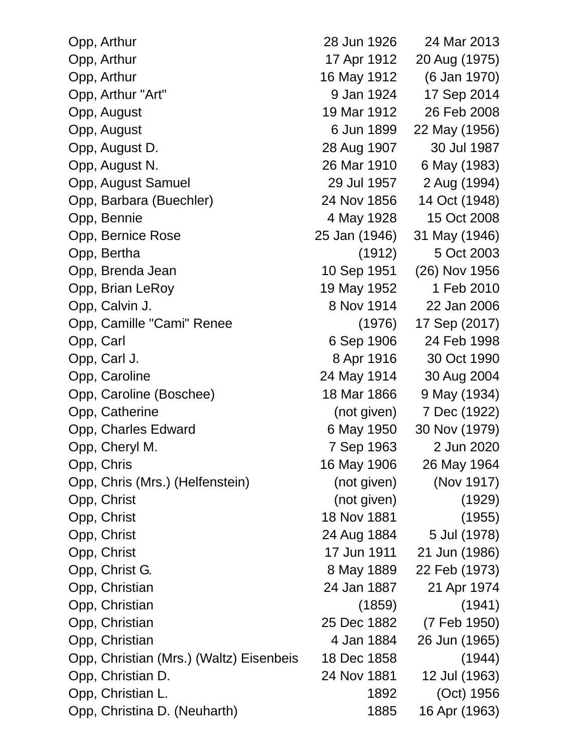| | | |
|---|---|---|
| Opp, Arthur | 28 Jun 1926 | 24 Mar 2013 |
| Opp, Arthur | 17 Apr 1912 | 20 Aug (1975) |
| Opp, Arthur | 16 May 1912 | (6 Jan 1970) |
| Opp, Arthur "Art" | 9 Jan 1924 | 17 Sep 2014 |
| Opp, August | 19 Mar 1912 | 26 Feb 2008 |
| Opp, August | 6 Jun 1899 | 22 May (1956) |
| Opp, August D. | 28 Aug 1907 | 30 Jul 1987 |
| Opp, August N. | 26 Mar 1910 | 6 May (1983) |
| Opp, August Samuel | 29 Jul 1957 | 2 Aug (1994) |
| Opp, Barbara (Buechler) | 24 Nov 1856 | 14 Oct (1948) |
| Opp, Bennie | 4 May 1928 | 15 Oct 2008 |
| Opp, Bernice Rose | 25 Jan (1946) | 31 May (1946) |
| Opp, Bertha | (1912) | 5 Oct 2003 |
| Opp, Brenda Jean | 10 Sep 1951 | (26) Nov 1956 |
| Opp, Brian LeRoy | 19 May 1952 | 1 Feb 2010 |
| Opp, Calvin J. | 8 Nov 1914 | 22 Jan 2006 |
| Opp, Camille "Cami" Renee | (1976) | 17 Sep (2017) |
| Opp, Carl | 6 Sep 1906 | 24 Feb 1998 |
| Opp, Carl J. | 8 Apr 1916 | 30 Oct 1990 |
| Opp, Caroline | 24 May 1914 | 30 Aug 2004 |
| Opp, Caroline (Boschee) | 18 Mar 1866 | 9 May (1934) |
| Opp, Catherine | (not given) | 7 Dec (1922) |
| Opp, Charles Edward | 6 May 1950 | 30 Nov (1979) |
| Opp, Cheryl M. | 7 Sep 1963 | 2 Jun 2020 |
| Opp, Chris | 16 May 1906 | 26 May 1964 |
| Opp, Chris (Mrs.) (Helfenstein) | (not given) | (Nov 1917) |
| Opp, Christ | (not given) | (1929) |
| Opp, Christ | 18 Nov 1881 | (1955) |
| Opp, Christ | 24 Aug 1884 | 5 Jul (1978) |
| Opp, Christ | 17 Jun 1911 | 21 Jun (1986) |
| Opp, Christ G. | 8 May 1889 | 22 Feb (1973) |
| Opp, Christian | 24 Jan 1887 | 21 Apr 1974 |
| Opp, Christian | (1859) | (1941) |
| Opp, Christian | 25 Dec 1882 | (7 Feb 1950) |
| Opp, Christian | 4 Jan 1884 | 26 Jun (1965) |
| Opp, Christian (Mrs.) (Waltz) Eisenbeis | 18 Dec 1858 | (1944) |
| Opp, Christian D. | 24 Nov 1881 | 12 Jul (1963) |
| Opp, Christian L. | 1892 | (Oct) 1956 |
| Opp, Christina D. (Neuharth) | 1885 | 16 Apr (1963) |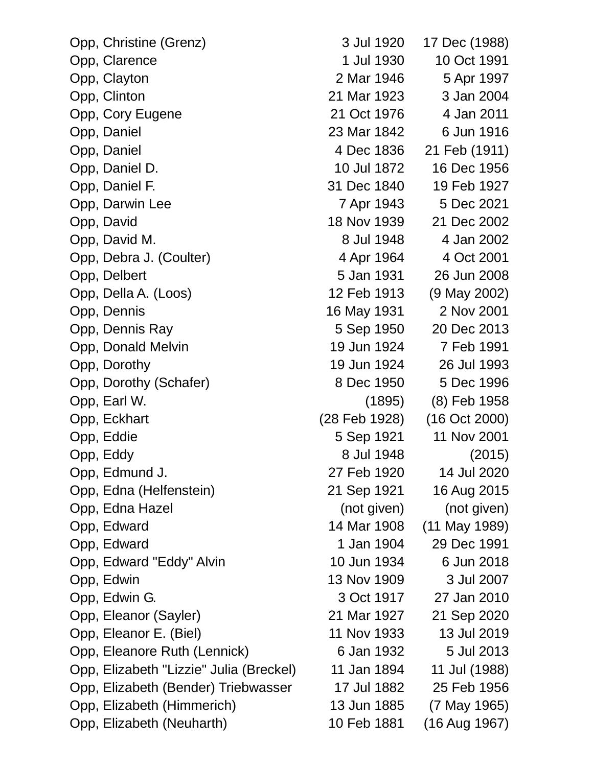| | | |
|---|---|---|
| Opp, Christine (Grenz) | 3 Jul 1920 | 17 Dec (1988) |
| Opp, Clarence | 1 Jul 1930 | 10 Oct 1991 |
| Opp, Clayton | 2 Mar 1946 | 5 Apr 1997 |
| Opp, Clinton | 21 Mar 1923 | 3 Jan 2004 |
| Opp, Cory Eugene | 21 Oct 1976 | 4 Jan 2011 |
| Opp, Daniel | 23 Mar 1842 | 6 Jun 1916 |
| Opp, Daniel | 4 Dec 1836 | 21 Feb (1911) |
| Opp, Daniel D. | 10 Jul 1872 | 16 Dec 1956 |
| Opp, Daniel F. | 31 Dec 1840 | 19 Feb 1927 |
| Opp, Darwin Lee | 7 Apr 1943 | 5 Dec 2021 |
| Opp, David | 18 Nov 1939 | 21 Dec 2002 |
| Opp, David M. | 8 Jul 1948 | 4 Jan 2002 |
| Opp, Debra J. (Coulter) | 4 Apr 1964 | 4 Oct 2001 |
| Opp, Delbert | 5 Jan 1931 | 26 Jun 2008 |
| Opp, Della A. (Loos) | 12 Feb 1913 | (9 May 2002) |
| Opp, Dennis | 16 May 1931 | 2 Nov 2001 |
| Opp, Dennis Ray | 5 Sep 1950 | 20 Dec 2013 |
| Opp, Donald Melvin | 19 Jun 1924 | 7 Feb 1991 |
| Opp, Dorothy | 19 Jun 1924 | 26 Jul 1993 |
| Opp, Dorothy (Schafer) | 8 Dec 1950 | 5 Dec 1996 |
| Opp, Earl W. | (1895) | (8) Feb 1958 |
| Opp, Eckhart | (28 Feb 1928) | (16 Oct 2000) |
| Opp, Eddie | 5 Sep 1921 | 11 Nov 2001 |
| Opp, Eddy | 8 Jul 1948 | (2015) |
| Opp, Edmund J. | 27 Feb 1920 | 14 Jul 2020 |
| Opp, Edna (Helfenstein) | 21 Sep 1921 | 16 Aug 2015 |
| Opp, Edna Hazel | (not given) | (not given) |
| Opp, Edward | 14 Mar 1908 | (11 May 1989) |
| Opp, Edward | 1 Jan 1904 | 29 Dec 1991 |
| Opp, Edward "Eddy" Alvin | 10 Jun 1934 | 6 Jun 2018 |
| Opp, Edwin | 13 Nov 1909 | 3 Jul 2007 |
| Opp, Edwin G. | 3 Oct 1917 | 27 Jan 2010 |
| Opp, Eleanor (Sayler) | 21 Mar 1927 | 21 Sep 2020 |
| Opp, Eleanor E. (Biel) | 11 Nov 1933 | 13 Jul 2019 |
| Opp, Eleanore Ruth (Lennick) | 6 Jan 1932 | 5 Jul 2013 |
| Opp, Elizabeth "Lizzie" Julia (Breckel) | 11 Jan 1894 | 11 Jul (1988) |
| Opp, Elizabeth (Bender) Triebwasser | 17 Jul 1882 | 25 Feb 1956 |
| Opp, Elizabeth (Himmerich) | 13 Jun 1885 | (7 May 1965) |
| Opp, Elizabeth (Neuharth) | 10 Feb 1881 | (16 Aug 1967) |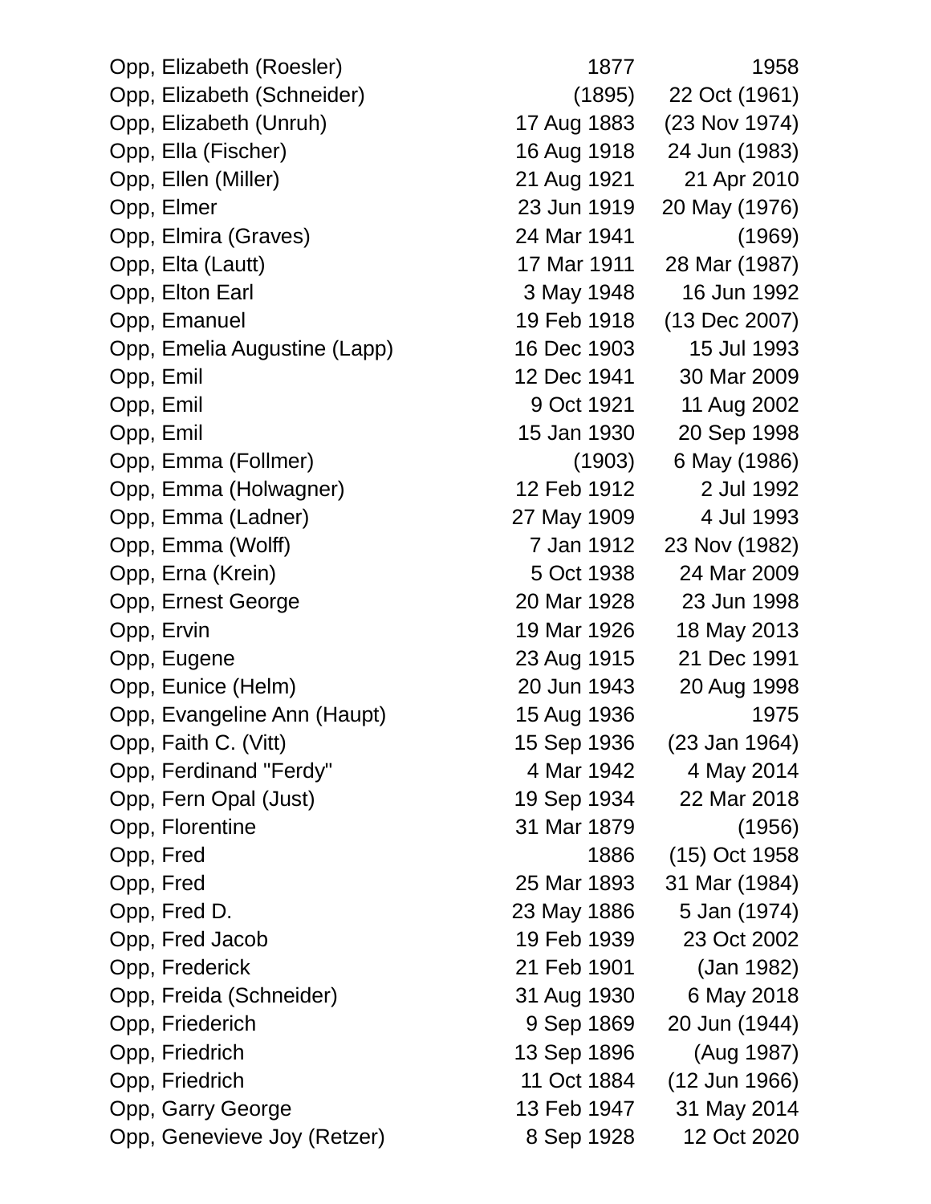| | | |
|---|---|---|
| Opp, Elizabeth (Roesler) | 1877 | 1958 |
| Opp, Elizabeth (Schneider) | (1895) | 22 Oct (1961) |
| Opp, Elizabeth (Unruh) | 17 Aug 1883 | (23 Nov 1974) |
| Opp, Ella (Fischer) | 16 Aug 1918 | 24 Jun (1983) |
| Opp, Ellen (Miller) | 21 Aug 1921 | 21 Apr 2010 |
| Opp, Elmer | 23 Jun 1919 | 20 May (1976) |
| Opp, Elmira (Graves) | 24 Mar 1941 | (1969) |
| Opp, Elta (Lautt) | 17 Mar 1911 | 28 Mar (1987) |
| Opp, Elton Earl | 3 May 1948 | 16 Jun 1992 |
| Opp, Emanuel | 19 Feb 1918 | (13 Dec 2007) |
| Opp, Emelia Augustine (Lapp) | 16 Dec 1903 | 15 Jul 1993 |
| Opp, Emil | 12 Dec 1941 | 30 Mar 2009 |
| Opp, Emil | 9 Oct 1921 | 11 Aug 2002 |
| Opp, Emil | 15 Jan 1930 | 20 Sep 1998 |
| Opp, Emma (Follmer) | (1903) | 6 May (1986) |
| Opp, Emma (Holwagner) | 12 Feb 1912 | 2 Jul 1992 |
| Opp, Emma (Ladner) | 27 May 1909 | 4 Jul 1993 |
| Opp, Emma (Wolff) | 7 Jan 1912 | 23 Nov (1982) |
| Opp, Erna (Krein) | 5 Oct 1938 | 24 Mar 2009 |
| Opp, Ernest George | 20 Mar 1928 | 23 Jun 1998 |
| Opp, Ervin | 19 Mar 1926 | 18 May 2013 |
| Opp, Eugene | 23 Aug 1915 | 21 Dec 1991 |
| Opp, Eunice (Helm) | 20 Jun 1943 | 20 Aug 1998 |
| Opp, Evangeline Ann (Haupt) | 15 Aug 1936 | 1975 |
| Opp, Faith C. (Vitt) | 15 Sep 1936 | (23 Jan 1964) |
| Opp, Ferdinand "Ferdy" | 4 Mar 1942 | 4 May 2014 |
| Opp, Fern Opal (Just) | 19 Sep 1934 | 22 Mar 2018 |
| Opp, Florentine | 31 Mar 1879 | (1956) |
| Opp, Fred | 1886 | (15) Oct 1958 |
| Opp, Fred | 25 Mar 1893 | 31 Mar (1984) |
| Opp, Fred D. | 23 May 1886 | 5 Jan (1974) |
| Opp, Fred Jacob | 19 Feb 1939 | 23 Oct 2002 |
| Opp, Frederick | 21 Feb 1901 | (Jan 1982) |
| Opp, Freida (Schneider) | 31 Aug 1930 | 6 May 2018 |
| Opp, Friederich | 9 Sep 1869 | 20 Jun (1944) |
| Opp, Friedrich | 13 Sep 1896 | (Aug 1987) |
| Opp, Friedrich | 11 Oct 1884 | (12 Jun 1966) |
| Opp, Garry George | 13 Feb 1947 | 31 May 2014 |
| Opp, Genevieve Joy (Retzer) | 8 Sep 1928 | 12 Oct 2020 |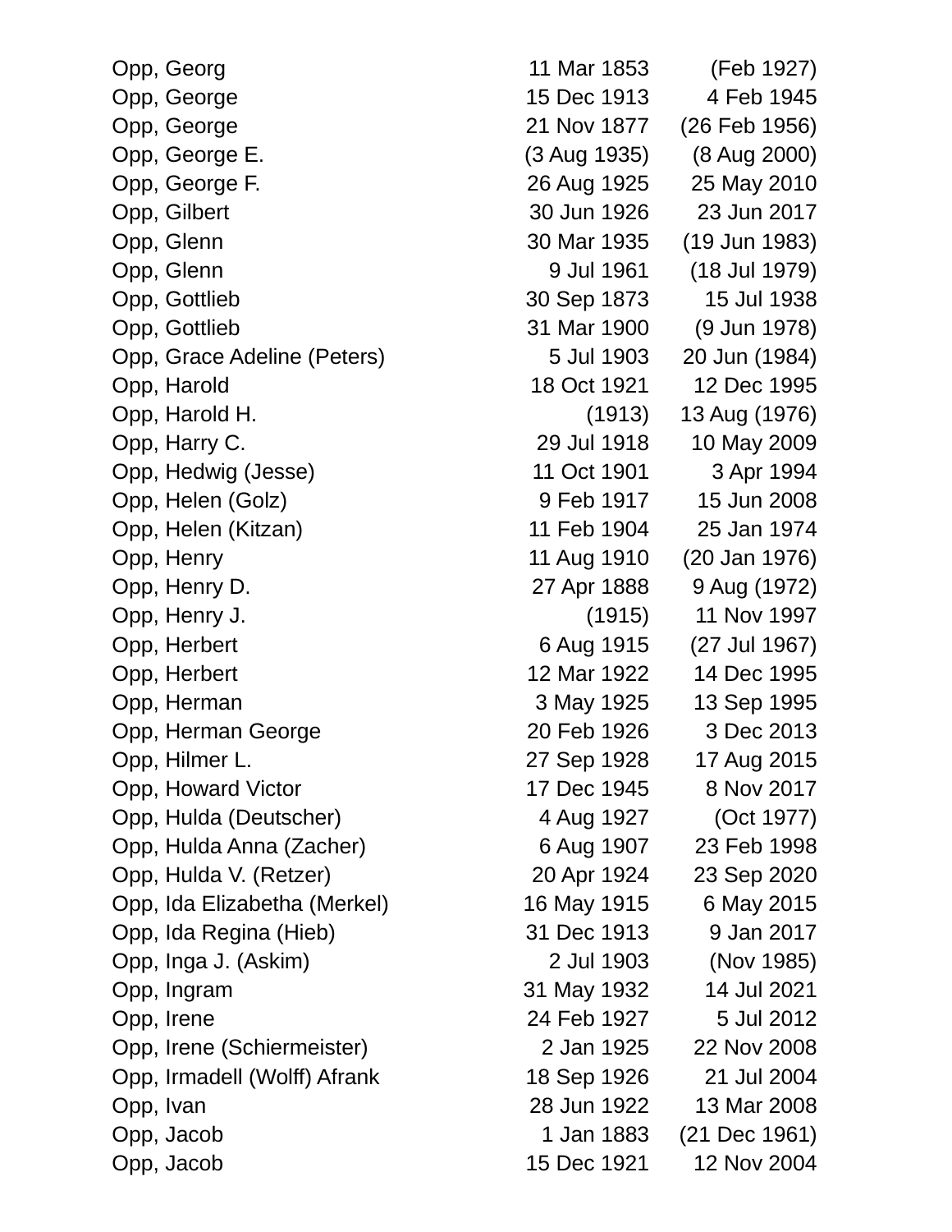| | | |
|---|---|---|
| Opp, Georg | 11 Mar 1853 | (Feb 1927) |
| Opp, George | 15 Dec 1913 | 4 Feb 1945 |
| Opp, George | 21 Nov 1877 | (26 Feb 1956) |
| Opp, George E. | (3 Aug 1935) | (8 Aug 2000) |
| Opp, George F. | 26 Aug 1925 | 25 May 2010 |
| Opp, Gilbert | 30 Jun 1926 | 23 Jun 2017 |
| Opp, Glenn | 30 Mar 1935 | (19 Jun 1983) |
| Opp, Glenn | 9 Jul 1961 | (18 Jul 1979) |
| Opp, Gottlieb | 30 Sep 1873 | 15 Jul 1938 |
| Opp, Gottlieb | 31 Mar 1900 | (9 Jun 1978) |
| Opp, Grace Adeline (Peters) | 5 Jul 1903 | 20 Jun (1984) |
| Opp, Harold | 18 Oct 1921 | 12 Dec 1995 |
| Opp, Harold H. | (1913) | 13 Aug (1976) |
| Opp, Harry C. | 29 Jul 1918 | 10 May 2009 |
| Opp, Hedwig (Jesse) | 11 Oct 1901 | 3 Apr 1994 |
| Opp, Helen (Golz) | 9 Feb 1917 | 15 Jun 2008 |
| Opp, Helen (Kitzan) | 11 Feb 1904 | 25 Jan 1974 |
| Opp, Henry | 11 Aug 1910 | (20 Jan 1976) |
| Opp, Henry D. | 27 Apr 1888 | 9 Aug (1972) |
| Opp, Henry J. | (1915) | 11 Nov 1997 |
| Opp, Herbert | 6 Aug 1915 | (27 Jul 1967) |
| Opp, Herbert | 12 Mar 1922 | 14 Dec 1995 |
| Opp, Herman | 3 May 1925 | 13 Sep 1995 |
| Opp, Herman George | 20 Feb 1926 | 3 Dec 2013 |
| Opp, Hilmer L. | 27 Sep 1928 | 17 Aug 2015 |
| Opp, Howard Victor | 17 Dec 1945 | 8 Nov 2017 |
| Opp, Hulda (Deutscher) | 4 Aug 1927 | (Oct 1977) |
| Opp, Hulda Anna (Zacher) | 6 Aug 1907 | 23 Feb 1998 |
| Opp, Hulda V. (Retzer) | 20 Apr 1924 | 23 Sep 2020 |
| Opp, Ida Elizabetha (Merkel) | 16 May 1915 | 6 May 2015 |
| Opp, Ida Regina (Hieb) | 31 Dec 1913 | 9 Jan 2017 |
| Opp, Inga J. (Askim) | 2 Jul 1903 | (Nov 1985) |
| Opp, Ingram | 31 May 1932 | 14 Jul 2021 |
| Opp, Irene | 24 Feb 1927 | 5 Jul 2012 |
| Opp, Irene (Schiermeister) | 2 Jan 1925 | 22 Nov 2008 |
| Opp, Irmadell (Wolff) Afrank | 18 Sep 1926 | 21 Jul 2004 |
| Opp, Ivan | 28 Jun 1922 | 13 Mar 2008 |
| Opp, Jacob | 1 Jan 1883 | (21 Dec 1961) |
| Opp, Jacob | 15 Dec 1921 | 12 Nov 2004 |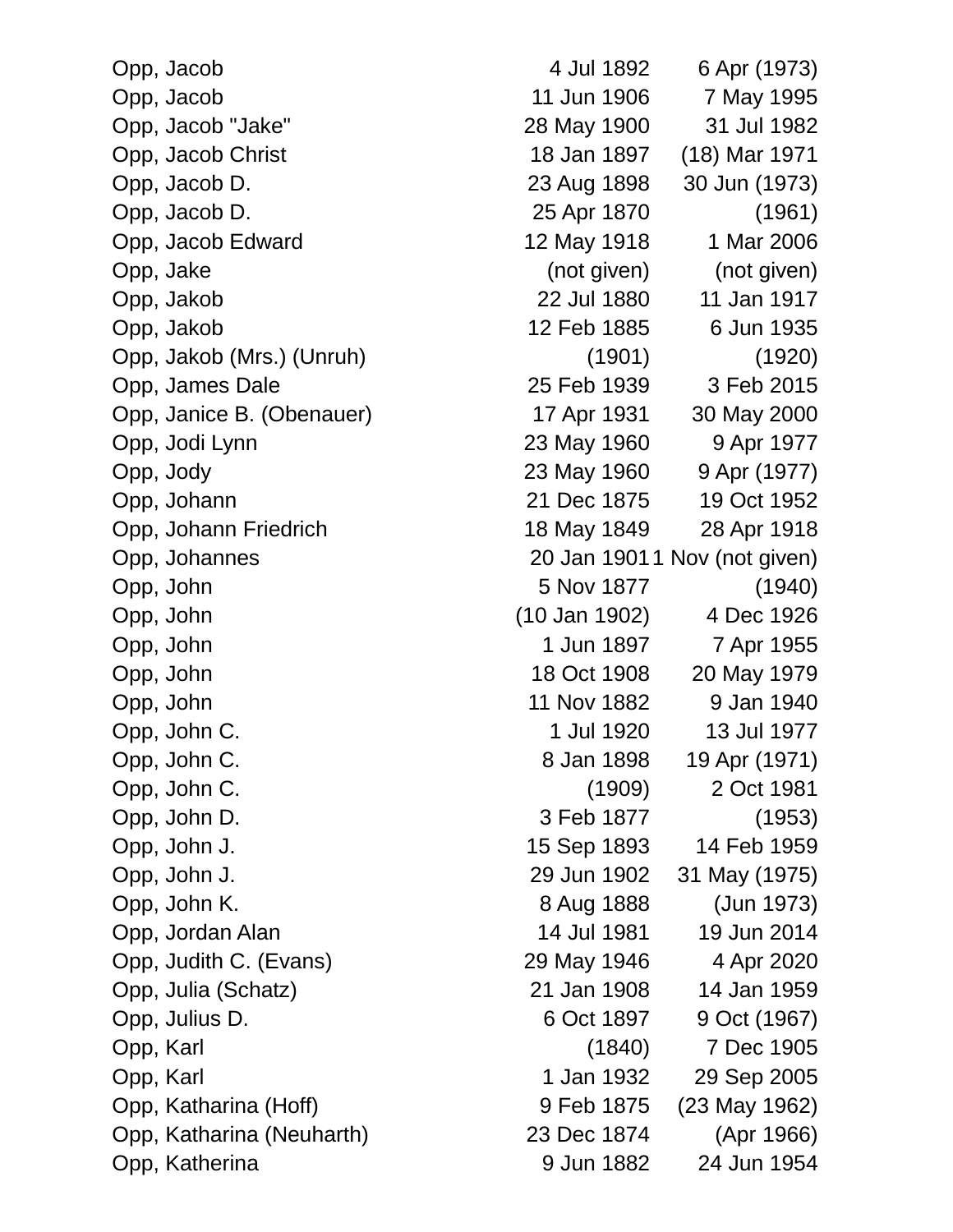| | | |
|---|---|---|
| Opp, Jacob | 4 Jul 1892 | 6 Apr (1973) |
| Opp, Jacob | 11 Jun 1906 | 7 May 1995 |
| Opp, Jacob "Jake" | 28 May 1900 | 31 Jul 1982 |
| Opp, Jacob Christ | 18 Jan 1897 | (18) Mar 1971 |
| Opp, Jacob D. | 23 Aug 1898 | 30 Jun (1973) |
| Opp, Jacob D. | 25 Apr 1870 | (1961) |
| Opp, Jacob Edward | 12 May 1918 | 1 Mar 2006 |
| Opp, Jake | (not given) | (not given) |
| Opp, Jakob | 22 Jul 1880 | 11 Jan 1917 |
| Opp, Jakob | 12 Feb 1885 | 6 Jun 1935 |
| Opp, Jakob (Mrs.) (Unruh) | (1901) | (1920) |
| Opp, James Dale | 25 Feb 1939 | 3 Feb 2015 |
| Opp, Janice B. (Obenauer) | 17 Apr 1931 | 30 May 2000 |
| Opp, Jodi Lynn | 23 May 1960 | 9 Apr 1977 |
| Opp, Jody | 23 May 1960 | 9 Apr (1977) |
| Opp, Johann | 21 Dec 1875 | 19 Oct 1952 |
| Opp, Johann Friedrich | 18 May 1849 | 28 Apr 1918 |
| Opp, Johannes | 20 Jan 1901 | 1 Nov (not given) |
| Opp, John | 5 Nov 1877 | (1940) |
| Opp, John | (10 Jan 1902) | 4 Dec 1926 |
| Opp, John | 1 Jun 1897 | 7 Apr 1955 |
| Opp, John | 18 Oct 1908 | 20 May 1979 |
| Opp, John | 11 Nov 1882 | 9 Jan 1940 |
| Opp, John C. | 1 Jul 1920 | 13 Jul 1977 |
| Opp, John C. | 8 Jan 1898 | 19 Apr (1971) |
| Opp, John C. | (1909) | 2 Oct 1981 |
| Opp, John D. | 3 Feb 1877 | (1953) |
| Opp, John J. | 15 Sep 1893 | 14 Feb 1959 |
| Opp, John J. | 29 Jun 1902 | 31 May (1975) |
| Opp, John K. | 8 Aug 1888 | (Jun 1973) |
| Opp, Jordan Alan | 14 Jul 1981 | 19 Jun 2014 |
| Opp, Judith C. (Evans) | 29 May 1946 | 4 Apr 2020 |
| Opp, Julia (Schatz) | 21 Jan 1908 | 14 Jan 1959 |
| Opp, Julius D. | 6 Oct 1897 | 9 Oct (1967) |
| Opp, Karl | (1840) | 7 Dec 1905 |
| Opp, Karl | 1 Jan 1932 | 29 Sep 2005 |
| Opp, Katharina (Hoff) | 9 Feb 1875 | (23 May 1962) |
| Opp, Katharina (Neuharth) | 23 Dec 1874 | (Apr 1966) |
| Opp, Katherina | 9 Jun 1882 | 24 Jun 1954 |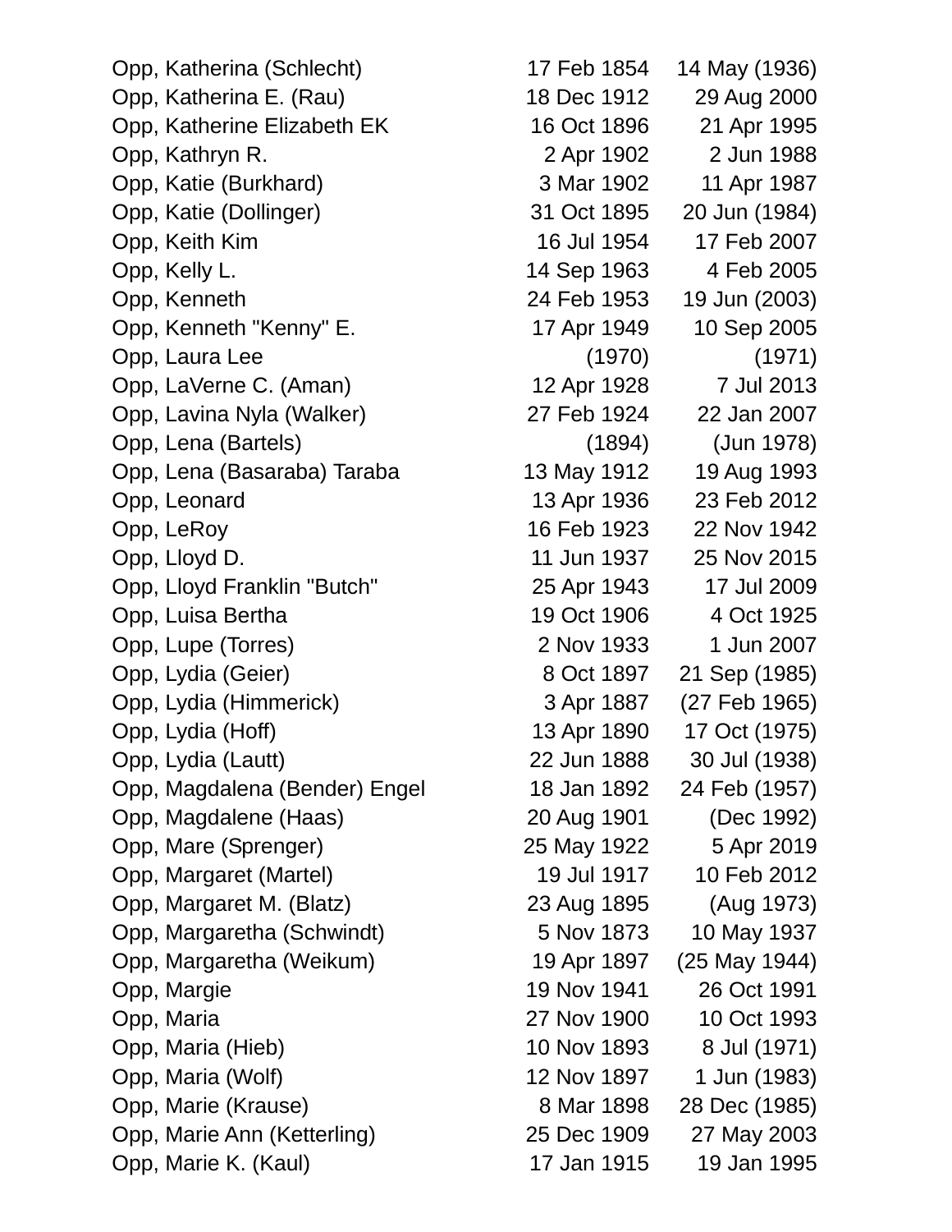| | | |
|---|---|---|
| Opp, Katherina (Schlecht) | 17 Feb 1854 | 14 May (1936) |
| Opp, Katherina E. (Rau) | 18 Dec 1912 | 29 Aug 2000 |
| Opp, Katherine Elizabeth EK | 16 Oct 1896 | 21 Apr 1995 |
| Opp, Kathryn R. | 2 Apr 1902 | 2 Jun 1988 |
| Opp, Katie (Burkhard) | 3 Mar 1902 | 11 Apr 1987 |
| Opp, Katie (Dollinger) | 31 Oct 1895 | 20 Jun (1984) |
| Opp, Keith Kim | 16 Jul 1954 | 17 Feb 2007 |
| Opp, Kelly L. | 14 Sep 1963 | 4 Feb 2005 |
| Opp, Kenneth | 24 Feb 1953 | 19 Jun (2003) |
| Opp, Kenneth "Kenny" E. | 17 Apr 1949 | 10 Sep 2005 |
| Opp, Laura Lee | (1970) | (1971) |
| Opp, LaVerne C. (Aman) | 12 Apr 1928 | 7 Jul 2013 |
| Opp, Lavina Nyla (Walker) | 27 Feb 1924 | 22 Jan 2007 |
| Opp, Lena (Bartels) | (1894) | (Jun 1978) |
| Opp, Lena (Basaraba) Taraba | 13 May 1912 | 19 Aug 1993 |
| Opp, Leonard | 13 Apr 1936 | 23 Feb 2012 |
| Opp, LeRoy | 16 Feb 1923 | 22 Nov 1942 |
| Opp, Lloyd D. | 11 Jun 1937 | 25 Nov 2015 |
| Opp, Lloyd Franklin "Butch" | 25 Apr 1943 | 17 Jul 2009 |
| Opp, Luisa Bertha | 19 Oct 1906 | 4 Oct 1925 |
| Opp, Lupe (Torres) | 2 Nov 1933 | 1 Jun 2007 |
| Opp, Lydia (Geier) | 8 Oct 1897 | 21 Sep (1985) |
| Opp, Lydia (Himmerick) | 3 Apr 1887 | (27 Feb 1965) |
| Opp, Lydia (Hoff) | 13 Apr 1890 | 17 Oct (1975) |
| Opp, Lydia (Lautt) | 22 Jun 1888 | 30 Jul (1938) |
| Opp, Magdalena (Bender) Engel | 18 Jan 1892 | 24 Feb (1957) |
| Opp, Magdalene (Haas) | 20 Aug 1901 | (Dec 1992) |
| Opp, Mare (Sprenger) | 25 May 1922 | 5 Apr 2019 |
| Opp, Margaret (Martel) | 19 Jul 1917 | 10 Feb 2012 |
| Opp, Margaret M. (Blatz) | 23 Aug 1895 | (Aug 1973) |
| Opp, Margaretha (Schwindt) | 5 Nov 1873 | 10 May 1937 |
| Opp, Margaretha (Weikum) | 19 Apr 1897 | (25 May 1944) |
| Opp, Margie | 19 Nov 1941 | 26 Oct 1991 |
| Opp, Maria | 27 Nov 1900 | 10 Oct 1993 |
| Opp, Maria (Hieb) | 10 Nov 1893 | 8 Jul (1971) |
| Opp, Maria (Wolf) | 12 Nov 1897 | 1 Jun (1983) |
| Opp, Marie (Krause) | 8 Mar 1898 | 28 Dec (1985) |
| Opp, Marie Ann (Ketterling) | 25 Dec 1909 | 27 May 2003 |
| Opp, Marie K. (Kaul) | 17 Jan 1915 | 19 Jan 1995 |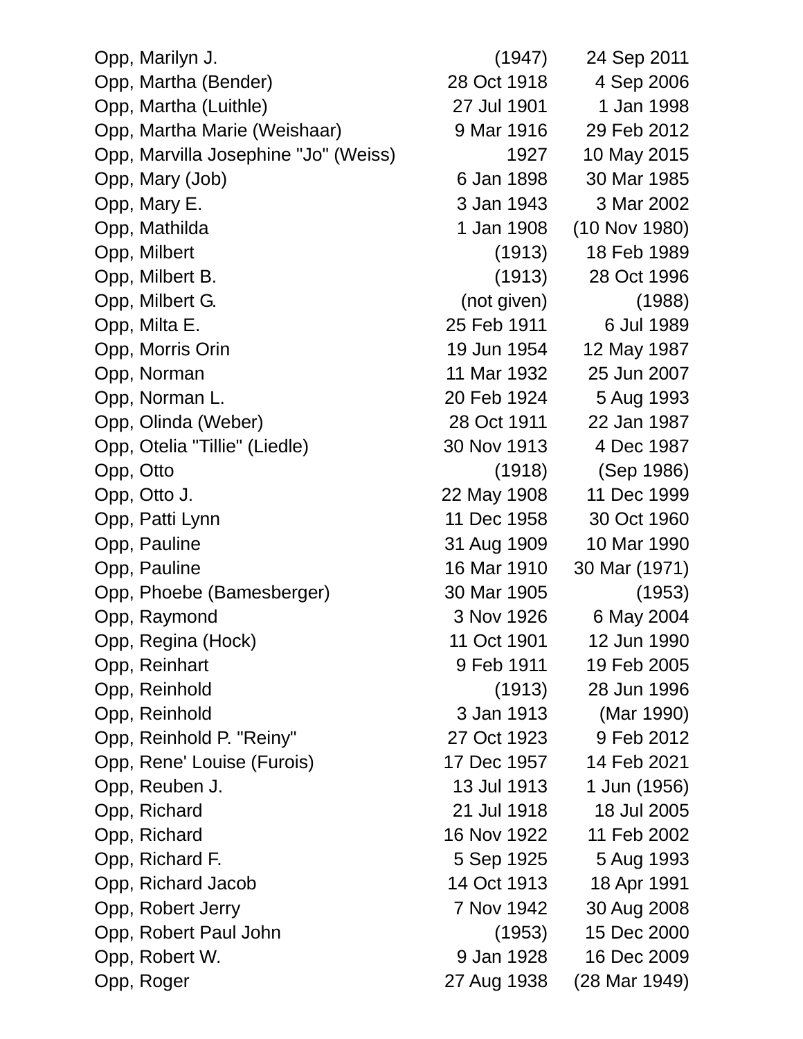| | | |
|---|---|---|
| Opp, Marilyn J. | (1947) | 24 Sep 2011 |
| Opp, Martha (Bender) | 28 Oct 1918 | 4 Sep 2006 |
| Opp, Martha (Luithle) | 27 Jul 1901 | 1 Jan 1998 |
| Opp, Martha Marie (Weishaar) | 9 Mar 1916 | 29 Feb 2012 |
| Opp, Marvilla Josephine "Jo" (Weiss) | 1927 | 10 May 2015 |
| Opp, Mary (Job) | 6 Jan 1898 | 30 Mar 1985 |
| Opp, Mary E. | 3 Jan 1943 | 3 Mar 2002 |
| Opp, Mathilda | 1 Jan 1908 | (10 Nov 1980) |
| Opp, Milbert | (1913) | 18 Feb 1989 |
| Opp, Milbert B. | (1913) | 28 Oct 1996 |
| Opp, Milbert G. | (not given) | (1988) |
| Opp, Milta E. | 25 Feb 1911 | 6 Jul 1989 |
| Opp, Morris Orin | 19 Jun 1954 | 12 May 1987 |
| Opp, Norman | 11 Mar 1932 | 25 Jun 2007 |
| Opp, Norman L. | 20 Feb 1924 | 5 Aug 1993 |
| Opp, Olinda (Weber) | 28 Oct 1911 | 22 Jan 1987 |
| Opp, Otelia "Tillie" (Liedle) | 30 Nov 1913 | 4 Dec 1987 |
| Opp, Otto | (1918) | (Sep 1986) |
| Opp, Otto J. | 22 May 1908 | 11 Dec 1999 |
| Opp, Patti Lynn | 11 Dec 1958 | 30 Oct 1960 |
| Opp, Pauline | 31 Aug 1909 | 10 Mar 1990 |
| Opp, Pauline | 16 Mar 1910 | 30 Mar (1971) |
| Opp, Phoebe (Bamesberger) | 30 Mar 1905 | (1953) |
| Opp, Raymond | 3 Nov 1926 | 6 May 2004 |
| Opp, Regina (Hock) | 11 Oct 1901 | 12 Jun 1990 |
| Opp, Reinhart | 9 Feb 1911 | 19 Feb 2005 |
| Opp, Reinhold | (1913) | 28 Jun 1996 |
| Opp, Reinhold | 3 Jan 1913 | (Mar 1990) |
| Opp, Reinhold P. "Reiny" | 27 Oct 1923 | 9 Feb 2012 |
| Opp, Rene' Louise (Furois) | 17 Dec 1957 | 14 Feb 2021 |
| Opp, Reuben J. | 13 Jul 1913 | 1 Jun (1956) |
| Opp, Richard | 21 Jul 1918 | 18 Jul 2005 |
| Opp, Richard | 16 Nov 1922 | 11 Feb 2002 |
| Opp, Richard F. | 5 Sep 1925 | 5 Aug 1993 |
| Opp, Richard Jacob | 14 Oct 1913 | 18 Apr 1991 |
| Opp, Robert Jerry | 7 Nov 1942 | 30 Aug 2008 |
| Opp, Robert Paul John | (1953) | 15 Dec 2000 |
| Opp, Robert W. | 9 Jan 1928 | 16 Dec 2009 |
| Opp, Roger | 27 Aug 1938 | (28 Mar 1949) |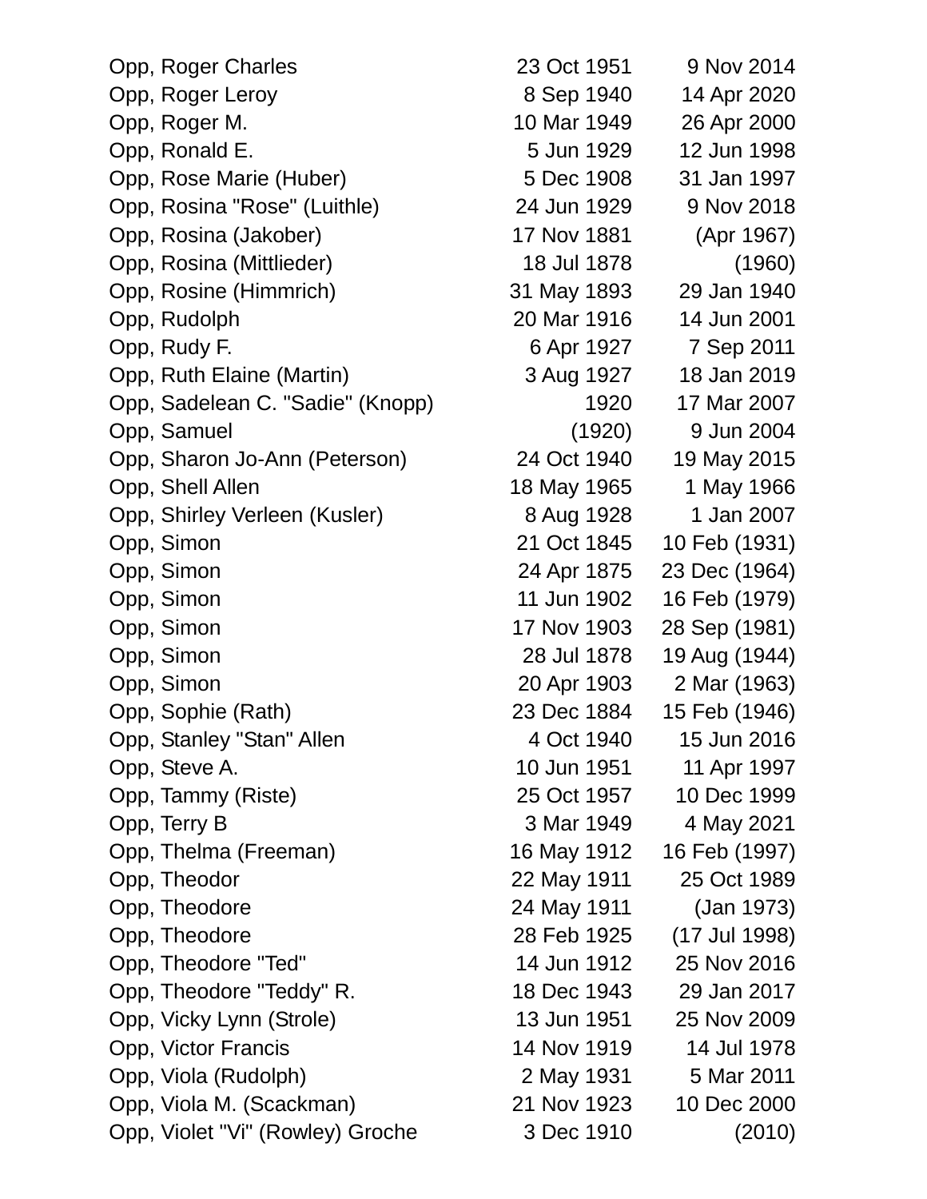| | | |
|---|---|---|
| Opp, Roger Charles | 23 Oct 1951 | 9 Nov 2014 |
| Opp, Roger Leroy | 8 Sep 1940 | 14 Apr 2020 |
| Opp, Roger M. | 10 Mar 1949 | 26 Apr 2000 |
| Opp, Ronald E. | 5 Jun 1929 | 12 Jun 1998 |
| Opp, Rose Marie (Huber) | 5 Dec 1908 | 31 Jan 1997 |
| Opp, Rosina "Rose" (Luithle) | 24 Jun 1929 | 9 Nov 2018 |
| Opp, Rosina (Jakober) | 17 Nov 1881 | (Apr 1967) |
| Opp, Rosina (Mittlieder) | 18 Jul 1878 | (1960) |
| Opp, Rosine (Himmrich) | 31 May 1893 | 29 Jan 1940 |
| Opp, Rudolph | 20 Mar 1916 | 14 Jun 2001 |
| Opp, Rudy F. | 6 Apr 1927 | 7 Sep 2011 |
| Opp, Ruth Elaine (Martin) | 3 Aug 1927 | 18 Jan 2019 |
| Opp, Sadelean C. "Sadie" (Knopp) | 1920 | 17 Mar 2007 |
| Opp, Samuel | (1920) | 9 Jun 2004 |
| Opp, Sharon Jo-Ann (Peterson) | 24 Oct 1940 | 19 May 2015 |
| Opp, Shell Allen | 18 May 1965 | 1 May 1966 |
| Opp, Shirley Verleen (Kusler) | 8 Aug 1928 | 1 Jan 2007 |
| Opp, Simon | 21 Oct 1845 | 10 Feb (1931) |
| Opp, Simon | 24 Apr 1875 | 23 Dec (1964) |
| Opp, Simon | 11 Jun 1902 | 16 Feb (1979) |
| Opp, Simon | 17 Nov 1903 | 28 Sep (1981) |
| Opp, Simon | 28 Jul 1878 | 19 Aug (1944) |
| Opp, Simon | 20 Apr 1903 | 2 Mar (1963) |
| Opp, Sophie (Rath) | 23 Dec 1884 | 15 Feb (1946) |
| Opp, Stanley "Stan" Allen | 4 Oct 1940 | 15 Jun 2016 |
| Opp, Steve A. | 10 Jun 1951 | 11 Apr 1997 |
| Opp, Tammy (Riste) | 25 Oct 1957 | 10 Dec 1999 |
| Opp, Terry B | 3 Mar 1949 | 4 May 2021 |
| Opp, Thelma (Freeman) | 16 May 1912 | 16 Feb (1997) |
| Opp, Theodor | 22 May 1911 | 25 Oct 1989 |
| Opp, Theodore | 24 May 1911 | (Jan 1973) |
| Opp, Theodore | 28 Feb 1925 | (17 Jul 1998) |
| Opp, Theodore "Ted" | 14 Jun 1912 | 25 Nov 2016 |
| Opp, Theodore "Teddy" R. | 18 Dec 1943 | 29 Jan 2017 |
| Opp, Vicky Lynn (Strole) | 13 Jun 1951 | 25 Nov 2009 |
| Opp, Victor Francis | 14 Nov 1919 | 14 Jul 1978 |
| Opp, Viola (Rudolph) | 2 May 1931 | 5 Mar 2011 |
| Opp, Viola M. (Scackman) | 21 Nov 1923 | 10 Dec 2000 |
| Opp, Violet "Vi" (Rowley) Groche | 3 Dec 1910 | (2010) |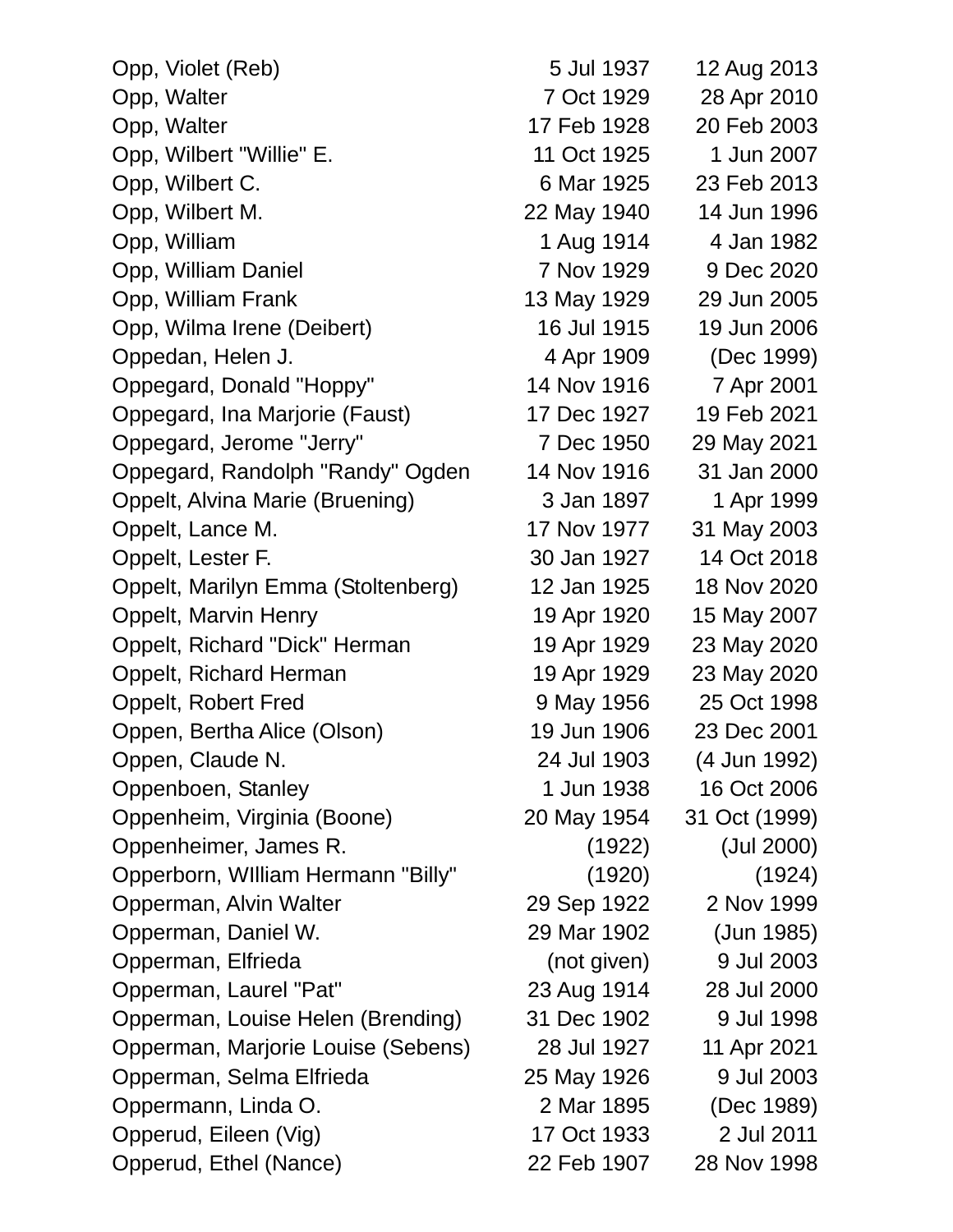| | | |
|---|---|---|
| Opp, Violet (Reb) | 5 Jul 1937 | 12 Aug 2013 |
| Opp, Walter | 7 Oct 1929 | 28 Apr 2010 |
| Opp, Walter | 17 Feb 1928 | 20 Feb 2003 |
| Opp, Wilbert "Willie" E. | 11 Oct 1925 | 1 Jun 2007 |
| Opp, Wilbert C. | 6 Mar 1925 | 23 Feb 2013 |
| Opp, Wilbert M. | 22 May 1940 | 14 Jun 1996 |
| Opp, William | 1 Aug 1914 | 4 Jan 1982 |
| Opp, William Daniel | 7 Nov 1929 | 9 Dec 2020 |
| Opp, William Frank | 13 May 1929 | 29 Jun 2005 |
| Opp, Wilma Irene (Deibert) | 16 Jul 1915 | 19 Jun 2006 |
| Oppedan, Helen J. | 4 Apr 1909 | (Dec 1999) |
| Oppegard, Donald "Hoppy" | 14 Nov 1916 | 7 Apr 2001 |
| Oppegard, Ina Marjorie (Faust) | 17 Dec 1927 | 19 Feb 2021 |
| Oppegard, Jerome "Jerry" | 7 Dec 1950 | 29 May 2021 |
| Oppegard, Randolph "Randy" Ogden | 14 Nov 1916 | 31 Jan 2000 |
| Oppelt, Alvina Marie (Bruening) | 3 Jan 1897 | 1 Apr 1999 |
| Oppelt, Lance M. | 17 Nov 1977 | 31 May 2003 |
| Oppelt, Lester F. | 30 Jan 1927 | 14 Oct 2018 |
| Oppelt, Marilyn Emma (Stoltenberg) | 12 Jan 1925 | 18 Nov 2020 |
| Oppelt, Marvin Henry | 19 Apr 1920 | 15 May 2007 |
| Oppelt, Richard "Dick" Herman | 19 Apr 1929 | 23 May 2020 |
| Oppelt, Richard Herman | 19 Apr 1929 | 23 May 2020 |
| Oppelt, Robert Fred | 9 May 1956 | 25 Oct 1998 |
| Oppen, Bertha Alice (Olson) | 19 Jun 1906 | 23 Dec 2001 |
| Oppen, Claude N. | 24 Jul 1903 | (4 Jun 1992) |
| Oppenboen, Stanley | 1 Jun 1938 | 16 Oct 2006 |
| Oppenheim, Virginia (Boone) | 20 May 1954 | 31 Oct (1999) |
| Oppenheimer, James R. | (1922) | (Jul 2000) |
| Opperborn, WIlliam Hermann "Billy" | (1920) | (1924) |
| Opperman, Alvin Walter | 29 Sep 1922 | 2 Nov 1999 |
| Opperman, Daniel W. | 29 Mar 1902 | (Jun 1985) |
| Opperman, Elfrieda | (not given) | 9 Jul 2003 |
| Opperman, Laurel "Pat" | 23 Aug 1914 | 28 Jul 2000 |
| Opperman, Louise Helen (Brending) | 31 Dec 1902 | 9 Jul 1998 |
| Opperman, Marjorie Louise (Sebens) | 28 Jul 1927 | 11 Apr 2021 |
| Opperman, Selma Elfrieda | 25 May 1926 | 9 Jul 2003 |
| Oppermann, Linda O. | 2 Mar 1895 | (Dec 1989) |
| Opperud, Eileen (Vig) | 17 Oct 1933 | 2 Jul 2011 |
| Opperud, Ethel (Nance) | 22 Feb 1907 | 28 Nov 1998 |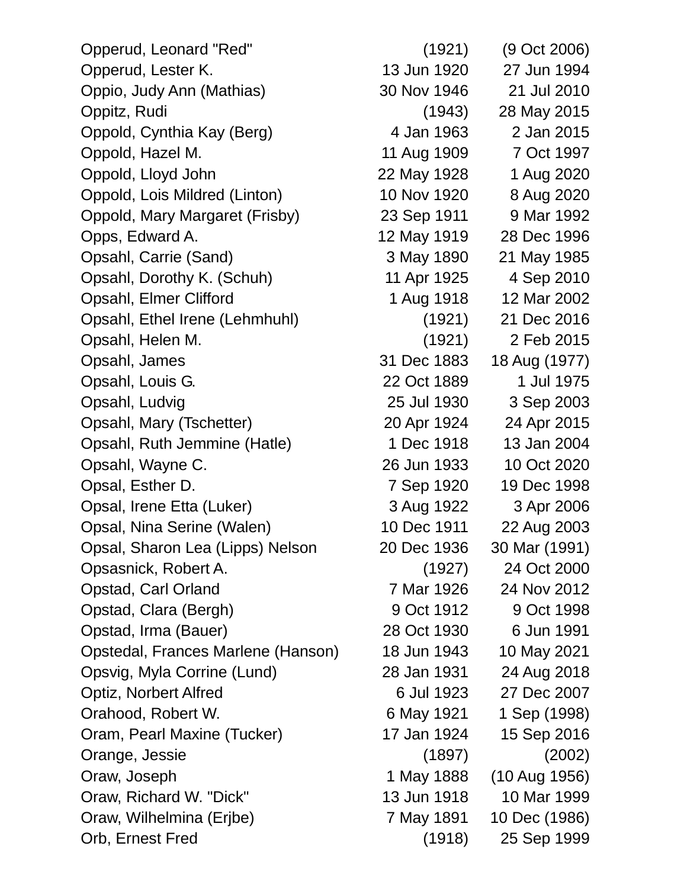| | | |
|---|---|---|
| Opperud, Leonard "Red" | (1921) | (9 Oct 2006) |
| Opperud, Lester K. | 13 Jun 1920 | 27 Jun 1994 |
| Oppio, Judy Ann (Mathias) | 30 Nov 1946 | 21 Jul 2010 |
| Oppitz, Rudi | (1943) | 28 May 2015 |
| Oppold, Cynthia Kay (Berg) | 4 Jan 1963 | 2 Jan 2015 |
| Oppold, Hazel M. | 11 Aug 1909 | 7 Oct 1997 |
| Oppold, Lloyd John | 22 May 1928 | 1 Aug 2020 |
| Oppold, Lois Mildred (Linton) | 10 Nov 1920 | 8 Aug 2020 |
| Oppold, Mary Margaret (Frisby) | 23 Sep 1911 | 9 Mar 1992 |
| Opps, Edward A. | 12 May 1919 | 28 Dec 1996 |
| Opsahl, Carrie (Sand) | 3 May 1890 | 21 May 1985 |
| Opsahl, Dorothy K. (Schuh) | 11 Apr 1925 | 4 Sep 2010 |
| Opsahl, Elmer Clifford | 1 Aug 1918 | 12 Mar 2002 |
| Opsahl, Ethel Irene (Lehmhuhl) | (1921) | 21 Dec 2016 |
| Opsahl, Helen M. | (1921) | 2 Feb 2015 |
| Opsahl, James | 31 Dec 1883 | 18 Aug (1977) |
| Opsahl, Louis G. | 22 Oct 1889 | 1 Jul 1975 |
| Opsahl, Ludvig | 25 Jul 1930 | 3 Sep 2003 |
| Opsahl, Mary (Tschetter) | 20 Apr 1924 | 24 Apr 2015 |
| Opsahl, Ruth Jemmine (Hatle) | 1 Dec 1918 | 13 Jan 2004 |
| Opsahl, Wayne C. | 26 Jun 1933 | 10 Oct 2020 |
| Opsal, Esther D. | 7 Sep 1920 | 19 Dec 1998 |
| Opsal, Irene Etta (Luker) | 3 Aug 1922 | 3 Apr 2006 |
| Opsal, Nina Serine (Walen) | 10 Dec 1911 | 22 Aug 2003 |
| Opsal, Sharon Lea (Lipps) Nelson | 20 Dec 1936 | 30 Mar (1991) |
| Opsasnick, Robert A. | (1927) | 24 Oct 2000 |
| Opstad, Carl Orland | 7 Mar 1926 | 24 Nov 2012 |
| Opstad, Clara (Bergh) | 9 Oct 1912 | 9 Oct 1998 |
| Opstad, Irma (Bauer) | 28 Oct 1930 | 6 Jun 1991 |
| Opstedal, Frances Marlene (Hanson) | 18 Jun 1943 | 10 May 2021 |
| Opsvig, Myla Corrine (Lund) | 28 Jan 1931 | 24 Aug 2018 |
| Optiz, Norbert Alfred | 6 Jul 1923 | 27 Dec 2007 |
| Orahood, Robert W. | 6 May 1921 | 1 Sep (1998) |
| Oram, Pearl Maxine (Tucker) | 17 Jan 1924 | 15 Sep 2016 |
| Orange, Jessie | (1897) | (2002) |
| Oraw, Joseph | 1 May 1888 | (10 Aug 1956) |
| Oraw, Richard W. "Dick" | 13 Jun 1918 | 10 Mar 1999 |
| Oraw, Wilhelmina (Erjbe) | 7 May 1891 | 10 Dec (1986) |
| Orb, Ernest Fred | (1918) | 25 Sep 1999 |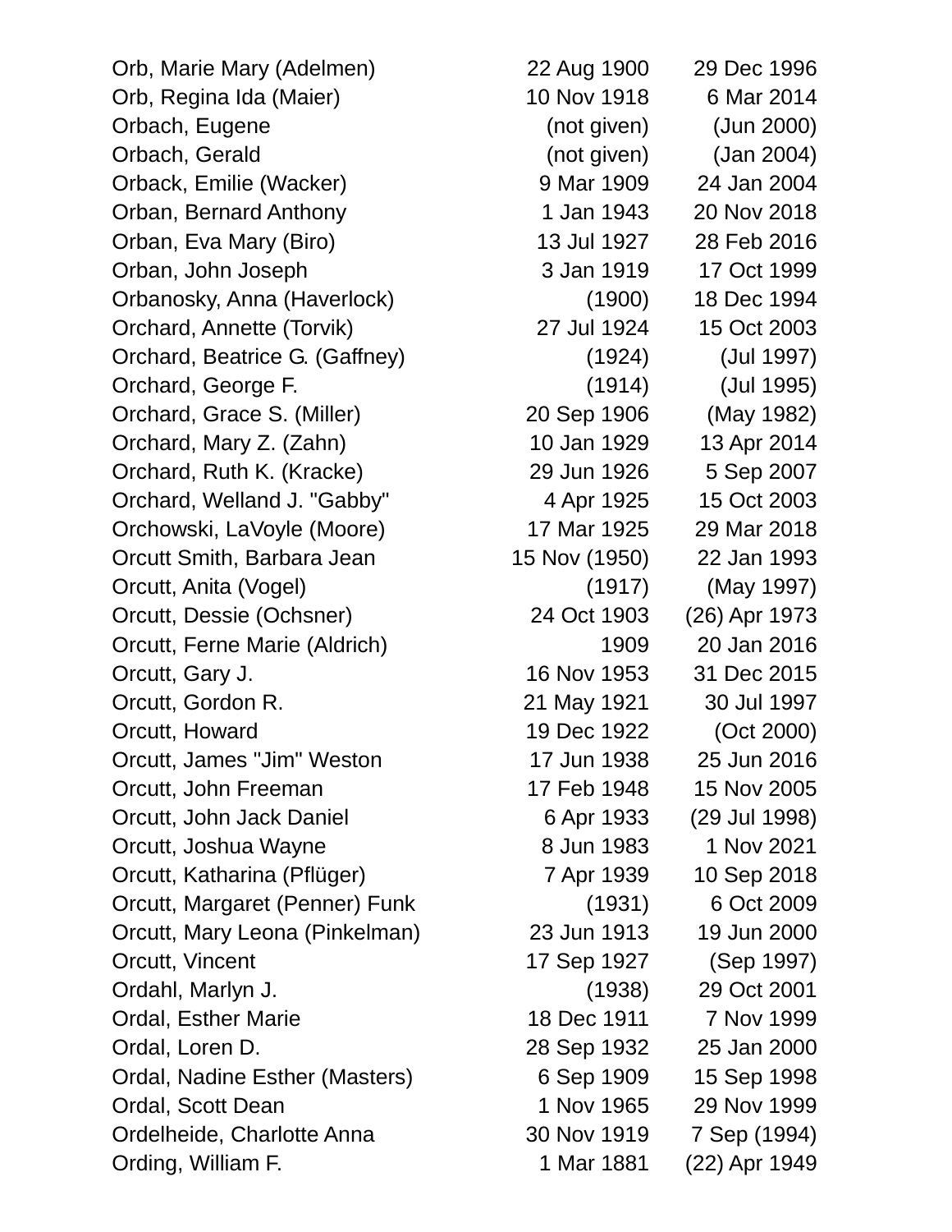| | | |
|---|---|---|
| Orb, Marie Mary (Adelmen) | 22 Aug 1900 | 29 Dec 1996 |
| Orb, Regina Ida (Maier) | 10 Nov 1918 | 6 Mar 2014 |
| Orbach, Eugene | (not given) | (Jun 2000) |
| Orbach, Gerald | (not given) | (Jan 2004) |
| Orback, Emilie (Wacker) | 9 Mar 1909 | 24 Jan 2004 |
| Orban, Bernard Anthony | 1 Jan 1943 | 20 Nov 2018 |
| Orban, Eva Mary (Biro) | 13 Jul 1927 | 28 Feb 2016 |
| Orban, John Joseph | 3 Jan 1919 | 17 Oct 1999 |
| Orbanosky, Anna (Haverlock) | (1900) | 18 Dec 1994 |
| Orchard, Annette (Torvik) | 27 Jul 1924 | 15 Oct 2003 |
| Orchard, Beatrice G. (Gaffney) | (1924) | (Jul 1997) |
| Orchard, George F. | (1914) | (Jul 1995) |
| Orchard, Grace S. (Miller) | 20 Sep 1906 | (May 1982) |
| Orchard, Mary Z. (Zahn) | 10 Jan 1929 | 13 Apr 2014 |
| Orchard, Ruth K. (Kracke) | 29 Jun 1926 | 5 Sep 2007 |
| Orchard, Welland J. "Gabby" | 4 Apr 1925 | 15 Oct 2003 |
| Orchowski, LaVoyle (Moore) | 17 Mar 1925 | 29 Mar 2018 |
| Orcutt Smith, Barbara Jean | 15 Nov (1950) | 22 Jan 1993 |
| Orcutt, Anita (Vogel) | (1917) | (May 1997) |
| Orcutt, Dessie (Ochsner) | 24 Oct 1903 | (26) Apr 1973 |
| Orcutt, Ferne Marie (Aldrich) | 1909 | 20 Jan 2016 |
| Orcutt, Gary J. | 16 Nov 1953 | 31 Dec 2015 |
| Orcutt, Gordon R. | 21 May 1921 | 30 Jul 1997 |
| Orcutt, Howard | 19 Dec 1922 | (Oct 2000) |
| Orcutt, James "Jim" Weston | 17 Jun 1938 | 25 Jun 2016 |
| Orcutt, John Freeman | 17 Feb 1948 | 15 Nov 2005 |
| Orcutt, John Jack Daniel | 6 Apr 1933 | (29 Jul 1998) |
| Orcutt, Joshua Wayne | 8 Jun 1983 | 1 Nov 2021 |
| Orcutt, Katharina (Pflüger) | 7 Apr 1939 | 10 Sep 2018 |
| Orcutt, Margaret (Penner) Funk | (1931) | 6 Oct 2009 |
| Orcutt, Mary Leona (Pinkelman) | 23 Jun 1913 | 19 Jun 2000 |
| Orcutt, Vincent | 17 Sep 1927 | (Sep 1997) |
| Ordahl, Marlyn J. | (1938) | 29 Oct 2001 |
| Ordal, Esther Marie | 18 Dec 1911 | 7 Nov 1999 |
| Ordal, Loren D. | 28 Sep 1932 | 25 Jan 2000 |
| Ordal, Nadine Esther (Masters) | 6 Sep 1909 | 15 Sep 1998 |
| Ordal, Scott Dean | 1 Nov 1965 | 29 Nov 1999 |
| Ordelheide, Charlotte Anna | 30 Nov 1919 | 7 Sep (1994) |
| Ording, William F. | 1 Mar 1881 | (22) Apr 1949 |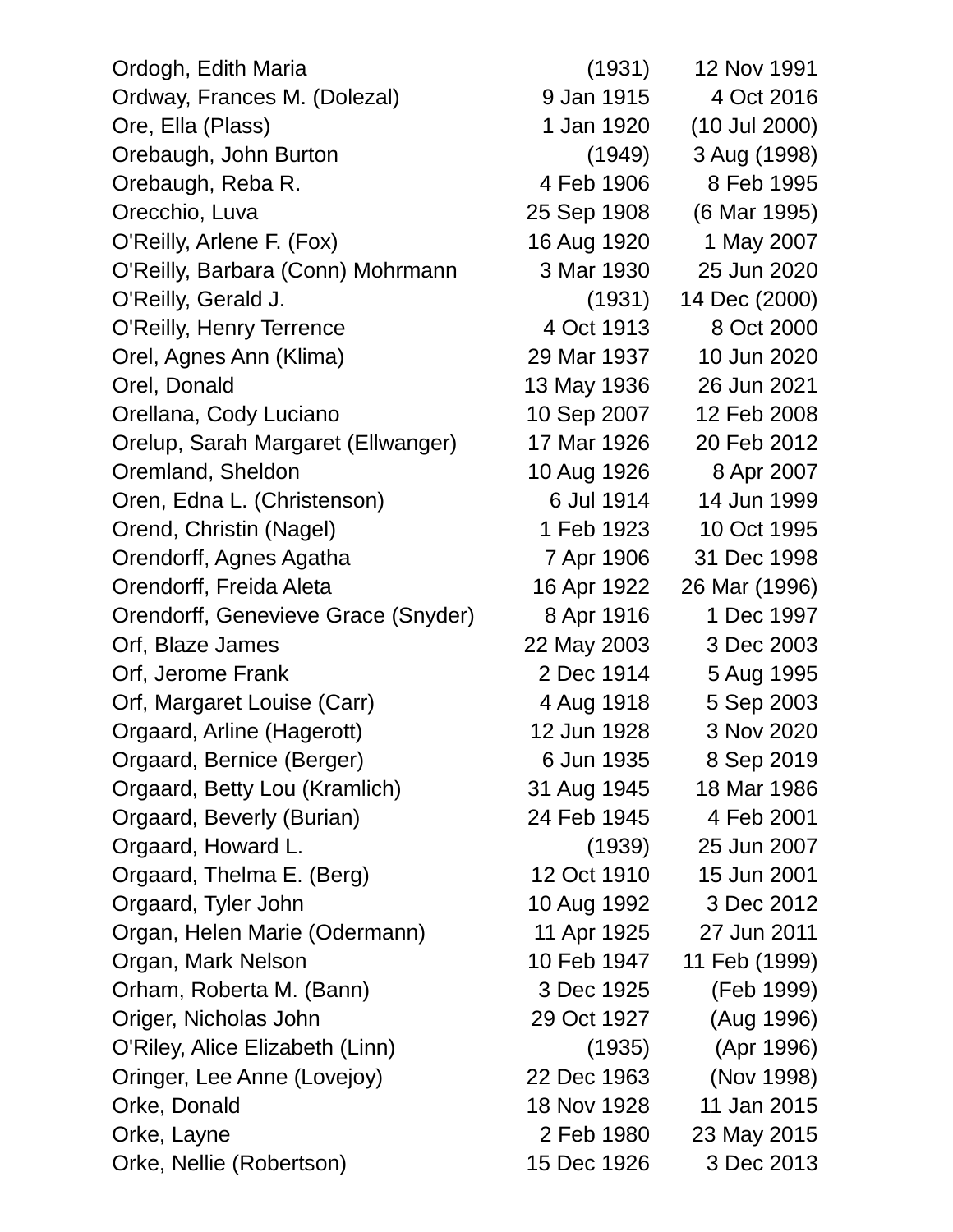| Name | Born | Died |
|---|---|---|
| Ordogh, Edith Maria | (1931) | 12 Nov 1991 |
| Ordway, Frances M. (Dolezal) | 9 Jan 1915 | 4 Oct 2016 |
| Ore, Ella (Plass) | 1 Jan 1920 | (10 Jul 2000) |
| Orebaugh, John Burton | (1949) | 3 Aug (1998) |
| Orebaugh, Reba R. | 4 Feb 1906 | 8 Feb 1995 |
| Orecchio, Luva | 25 Sep 1908 | (6 Mar 1995) |
| O'Reilly, Arlene F. (Fox) | 16 Aug 1920 | 1 May 2007 |
| O'Reilly, Barbara (Conn) Mohrmann | 3 Mar 1930 | 25 Jun 2020 |
| O'Reilly, Gerald J. | (1931) | 14 Dec (2000) |
| O'Reilly, Henry Terrence | 4 Oct 1913 | 8 Oct 2000 |
| Orel, Agnes Ann (Klima) | 29 Mar 1937 | 10 Jun 2020 |
| Orel, Donald | 13 May 1936 | 26 Jun 2021 |
| Orellana, Cody Luciano | 10 Sep 2007 | 12 Feb 2008 |
| Orelup, Sarah Margaret (Ellwanger) | 17 Mar 1926 | 20 Feb 2012 |
| Oremland, Sheldon | 10 Aug 1926 | 8 Apr 2007 |
| Oren, Edna L. (Christenson) | 6 Jul 1914 | 14 Jun 1999 |
| Orend, Christin (Nagel) | 1 Feb 1923 | 10 Oct 1995 |
| Orendorff, Agnes Agatha | 7 Apr 1906 | 31 Dec 1998 |
| Orendorff, Freida Aleta | 16 Apr 1922 | 26 Mar (1996) |
| Orendorff, Genevieve Grace (Snyder) | 8 Apr 1916 | 1 Dec 1997 |
| Orf, Blaze James | 22 May 2003 | 3 Dec 2003 |
| Orf, Jerome Frank | 2 Dec 1914 | 5 Aug 1995 |
| Orf, Margaret Louise (Carr) | 4 Aug 1918 | 5 Sep 2003 |
| Orgaard, Arline (Hagerott) | 12 Jun 1928 | 3 Nov 2020 |
| Orgaard, Bernice (Berger) | 6 Jun 1935 | 8 Sep 2019 |
| Orgaard, Betty Lou (Kramlich) | 31 Aug 1945 | 18 Mar 1986 |
| Orgaard, Beverly (Burian) | 24 Feb 1945 | 4 Feb 2001 |
| Orgaard, Howard L. | (1939) | 25 Jun 2007 |
| Orgaard, Thelma E. (Berg) | 12 Oct 1910 | 15 Jun 2001 |
| Orgaard, Tyler John | 10 Aug 1992 | 3 Dec 2012 |
| Organ, Helen Marie (Odermann) | 11 Apr 1925 | 27 Jun 2011 |
| Organ, Mark Nelson | 10 Feb 1947 | 11 Feb (1999) |
| Orham, Roberta M. (Bann) | 3 Dec 1925 | (Feb 1999) |
| Origer, Nicholas John | 29 Oct 1927 | (Aug 1996) |
| O'Riley, Alice Elizabeth (Linn) | (1935) | (Apr 1996) |
| Oringer, Lee Anne (Lovejoy) | 22 Dec 1963 | (Nov 1998) |
| Orke, Donald | 18 Nov 1928 | 11 Jan 2015 |
| Orke, Layne | 2 Feb 1980 | 23 May 2015 |
| Orke, Nellie (Robertson) | 15 Dec 1926 | 3 Dec 2013 |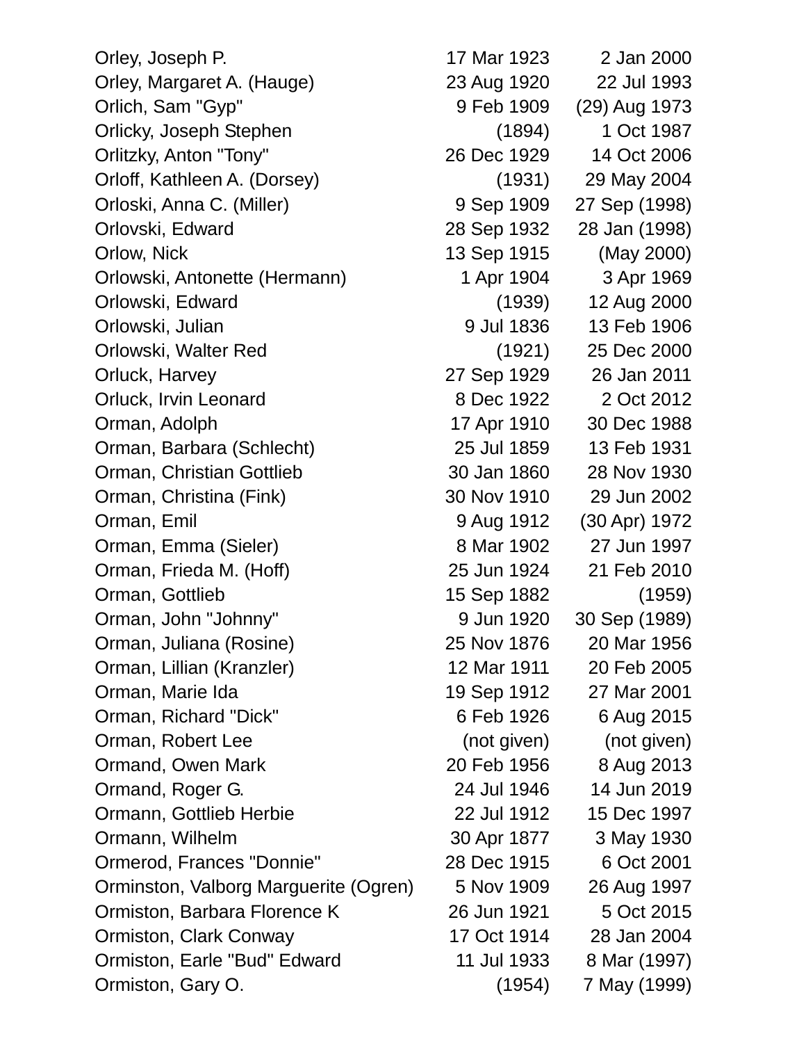| | | |
|---|---|---|
| Orley, Joseph P. | 17 Mar 1923 | 2 Jan 2000 |
| Orley, Margaret A. (Hauge) | 23 Aug 1920 | 22 Jul 1993 |
| Orlich, Sam "Gyp" | 9 Feb 1909 | (29) Aug 1973 |
| Orlicky, Joseph Stephen | (1894) | 1 Oct 1987 |
| Orlitzky, Anton "Tony" | 26 Dec 1929 | 14 Oct 2006 |
| Orloff, Kathleen A. (Dorsey) | (1931) | 29 May 2004 |
| Orloski, Anna C. (Miller) | 9 Sep 1909 | 27 Sep (1998) |
| Orlovski, Edward | 28 Sep 1932 | 28 Jan (1998) |
| Orlow, Nick | 13 Sep 1915 | (May 2000) |
| Orlowski, Antonette (Hermann) | 1 Apr 1904 | 3 Apr 1969 |
| Orlowski, Edward | (1939) | 12 Aug 2000 |
| Orlowski, Julian | 9 Jul 1836 | 13 Feb 1906 |
| Orlowski, Walter Red | (1921) | 25 Dec 2000 |
| Orluck, Harvey | 27 Sep 1929 | 26 Jan 2011 |
| Orluck, Irvin Leonard | 8 Dec 1922 | 2 Oct 2012 |
| Orman, Adolph | 17 Apr 1910 | 30 Dec 1988 |
| Orman, Barbara (Schlecht) | 25 Jul 1859 | 13 Feb 1931 |
| Orman, Christian Gottlieb | 30 Jan 1860 | 28 Nov 1930 |
| Orman, Christina (Fink) | 30 Nov 1910 | 29 Jun 2002 |
| Orman, Emil | 9 Aug 1912 | (30 Apr) 1972 |
| Orman, Emma (Sieler) | 8 Mar 1902 | 27 Jun 1997 |
| Orman, Frieda M. (Hoff) | 25 Jun 1924 | 21 Feb 2010 |
| Orman, Gottlieb | 15 Sep 1882 | (1959) |
| Orman, John "Johnny" | 9 Jun 1920 | 30 Sep (1989) |
| Orman, Juliana (Rosine) | 25 Nov 1876 | 20 Mar 1956 |
| Orman, Lillian (Kranzler) | 12 Mar 1911 | 20 Feb 2005 |
| Orman, Marie Ida | 19 Sep 1912 | 27 Mar 2001 |
| Orman, Richard "Dick" | 6 Feb 1926 | 6 Aug 2015 |
| Orman, Robert Lee | (not given) | (not given) |
| Ormand, Owen Mark | 20 Feb 1956 | 8 Aug 2013 |
| Ormand, Roger G. | 24 Jul 1946 | 14 Jun 2019 |
| Ormann, Gottlieb Herbie | 22 Jul 1912 | 15 Dec 1997 |
| Ormann, Wilhelm | 30 Apr 1877 | 3 May 1930 |
| Ormerod, Frances "Donnie" | 28 Dec 1915 | 6 Oct 2001 |
| Orminston, Valborg Marguerite (Ogren) | 5 Nov 1909 | 26 Aug 1997 |
| Ormiston, Barbara Florence K | 26 Jun 1921 | 5 Oct 2015 |
| Ormiston, Clark Conway | 17 Oct 1914 | 28 Jan 2004 |
| Ormiston, Earle "Bud" Edward | 11 Jul 1933 | 8 Mar (1997) |
| Ormiston, Gary O. | (1954) | 7 May (1999) |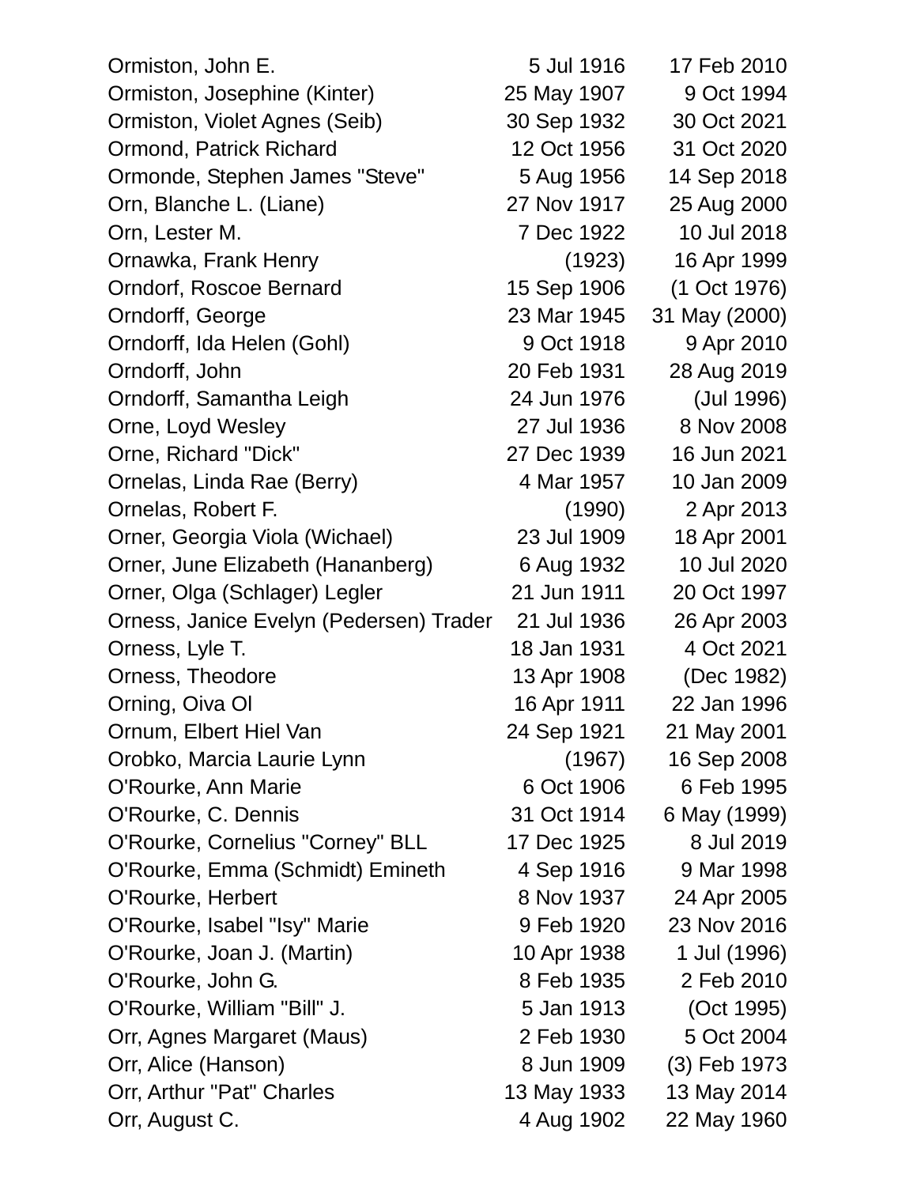| Name | Birth | Death |
|---|---|---|
| Ormiston, John E. | 5 Jul 1916 | 17 Feb 2010 |
| Ormiston, Josephine (Kinter) | 25 May 1907 | 9 Oct 1994 |
| Ormiston, Violet Agnes (Seib) | 30 Sep 1932 | 30 Oct 2021 |
| Ormond, Patrick Richard | 12 Oct 1956 | 31 Oct 2020 |
| Ormonde, Stephen James "Steve" | 5 Aug 1956 | 14 Sep 2018 |
| Orn, Blanche L. (Liane) | 27 Nov 1917 | 25 Aug 2000 |
| Orn, Lester M. | 7 Dec 1922 | 10 Jul 2018 |
| Ornawka, Frank Henry | (1923) | 16 Apr 1999 |
| Orndorf, Roscoe Bernard | 15 Sep 1906 | (1 Oct 1976) |
| Orndorff, George | 23 Mar 1945 | 31 May (2000) |
| Orndorff, Ida Helen (Gohl) | 9 Oct 1918 | 9 Apr 2010 |
| Orndorff, John | 20 Feb 1931 | 28 Aug 2019 |
| Orndorff, Samantha Leigh | 24 Jun 1976 | (Jul 1996) |
| Orne, Loyd Wesley | 27 Jul 1936 | 8 Nov 2008 |
| Orne, Richard "Dick" | 27 Dec 1939 | 16 Jun 2021 |
| Ornelas, Linda Rae (Berry) | 4 Mar 1957 | 10 Jan 2009 |
| Ornelas, Robert F. | (1990) | 2 Apr 2013 |
| Orner, Georgia Viola (Wichael) | 23 Jul 1909 | 18 Apr 2001 |
| Orner, June Elizabeth (Hananberg) | 6 Aug 1932 | 10 Jul 2020 |
| Orner, Olga (Schlager) Legler | 21 Jun 1911 | 20 Oct 1997 |
| Orness, Janice Evelyn (Pedersen) Trader | 21 Jul 1936 | 26 Apr 2003 |
| Orness, Lyle T. | 18 Jan 1931 | 4 Oct 2021 |
| Orness, Theodore | 13 Apr 1908 | (Dec 1982) |
| Orning, Oiva Ol | 16 Apr 1911 | 22 Jan 1996 |
| Ornum, Elbert Hiel Van | 24 Sep 1921 | 21 May 2001 |
| Orobko, Marcia Laurie Lynn | (1967) | 16 Sep 2008 |
| O'Rourke, Ann Marie | 6 Oct 1906 | 6 Feb 1995 |
| O'Rourke, C. Dennis | 31 Oct 1914 | 6 May (1999) |
| O'Rourke, Cornelius "Corney" BLL | 17 Dec 1925 | 8 Jul 2019 |
| O'Rourke, Emma (Schmidt) Emineth | 4 Sep 1916 | 9 Mar 1998 |
| O'Rourke, Herbert | 8 Nov 1937 | 24 Apr 2005 |
| O'Rourke, Isabel "Isy" Marie | 9 Feb 1920 | 23 Nov 2016 |
| O'Rourke, Joan J. (Martin) | 10 Apr 1938 | 1 Jul (1996) |
| O'Rourke, John G. | 8 Feb 1935 | 2 Feb 2010 |
| O'Rourke, William "Bill" J. | 5 Jan 1913 | (Oct 1995) |
| Orr, Agnes Margaret (Maus) | 2 Feb 1930 | 5 Oct 2004 |
| Orr, Alice (Hanson) | 8 Jun 1909 | (3) Feb 1973 |
| Orr, Arthur "Pat" Charles | 13 May 1933 | 13 May 2014 |
| Orr, August C. | 4 Aug 1902 | 22 May 1960 |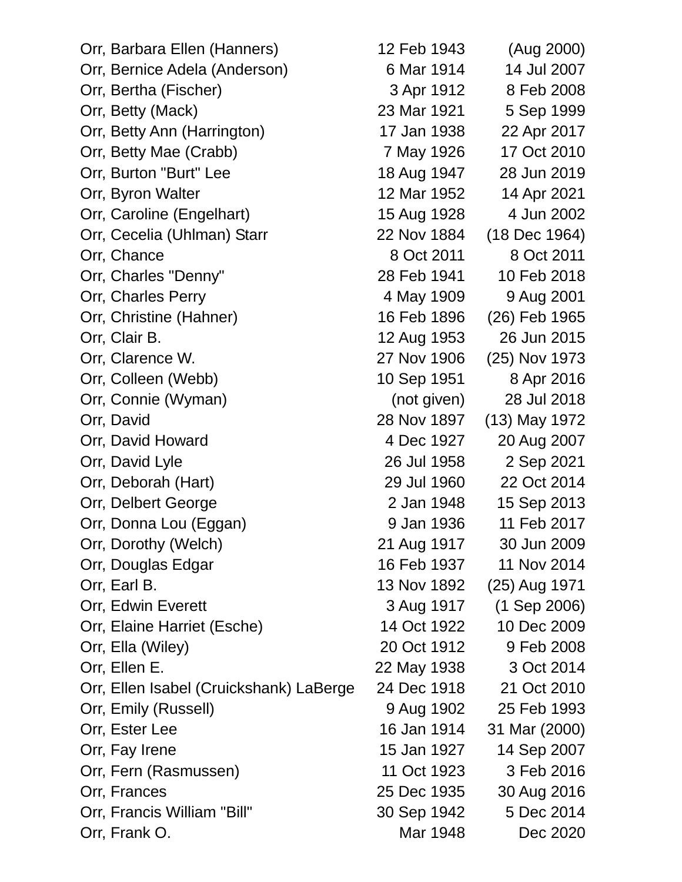| | | |
|---|---|---|
| Orr, Barbara Ellen (Hanners) | 12 Feb 1943 | (Aug 2000) |
| Orr, Bernice Adela (Anderson) | 6 Mar 1914 | 14 Jul 2007 |
| Orr, Bertha (Fischer) | 3 Apr 1912 | 8 Feb 2008 |
| Orr, Betty (Mack) | 23 Mar 1921 | 5 Sep 1999 |
| Orr, Betty Ann (Harrington) | 17 Jan 1938 | 22 Apr 2017 |
| Orr, Betty Mae (Crabb) | 7 May 1926 | 17 Oct 2010 |
| Orr, Burton "Burt" Lee | 18 Aug 1947 | 28 Jun 2019 |
| Orr, Byron Walter | 12 Mar 1952 | 14 Apr 2021 |
| Orr, Caroline (Engelhart) | 15 Aug 1928 | 4 Jun 2002 |
| Orr, Cecelia (Uhlman) Starr | 22 Nov 1884 | (18 Dec 1964) |
| Orr, Chance | 8 Oct 2011 | 8 Oct 2011 |
| Orr, Charles "Denny" | 28 Feb 1941 | 10 Feb 2018 |
| Orr, Charles Perry | 4 May 1909 | 9 Aug 2001 |
| Orr, Christine (Hahner) | 16 Feb 1896 | (26) Feb 1965 |
| Orr, Clair B. | 12 Aug 1953 | 26 Jun 2015 |
| Orr, Clarence W. | 27 Nov 1906 | (25) Nov 1973 |
| Orr, Colleen (Webb) | 10 Sep 1951 | 8 Apr 2016 |
| Orr, Connie (Wyman) | (not given) | 28 Jul 2018 |
| Orr, David | 28 Nov 1897 | (13) May 1972 |
| Orr, David Howard | 4 Dec 1927 | 20 Aug 2007 |
| Orr, David Lyle | 26 Jul 1958 | 2 Sep 2021 |
| Orr, Deborah (Hart) | 29 Jul 1960 | 22 Oct 2014 |
| Orr, Delbert George | 2 Jan 1948 | 15 Sep 2013 |
| Orr, Donna Lou (Eggan) | 9 Jan 1936 | 11 Feb 2017 |
| Orr, Dorothy (Welch) | 21 Aug 1917 | 30 Jun 2009 |
| Orr, Douglas Edgar | 16 Feb 1937 | 11 Nov 2014 |
| Orr, Earl B. | 13 Nov 1892 | (25) Aug 1971 |
| Orr, Edwin Everett | 3 Aug 1917 | (1 Sep 2006) |
| Orr, Elaine Harriet (Esche) | 14 Oct 1922 | 10 Dec 2009 |
| Orr, Ella (Wiley) | 20 Oct 1912 | 9 Feb 2008 |
| Orr, Ellen E. | 22 May 1938 | 3 Oct 2014 |
| Orr, Ellen Isabel (Cruickshank) LaBerge | 24 Dec 1918 | 21 Oct 2010 |
| Orr, Emily (Russell) | 9 Aug 1902 | 25 Feb 1993 |
| Orr, Ester Lee | 16 Jan 1914 | 31 Mar (2000) |
| Orr, Fay Irene | 15 Jan 1927 | 14 Sep 2007 |
| Orr, Fern (Rasmussen) | 11 Oct 1923 | 3 Feb 2016 |
| Orr, Frances | 25 Dec 1935 | 30 Aug 2016 |
| Orr, Francis William "Bill" | 30 Sep 1942 | 5 Dec 2014 |
| Orr, Frank O. | Mar 1948 | Dec 2020 |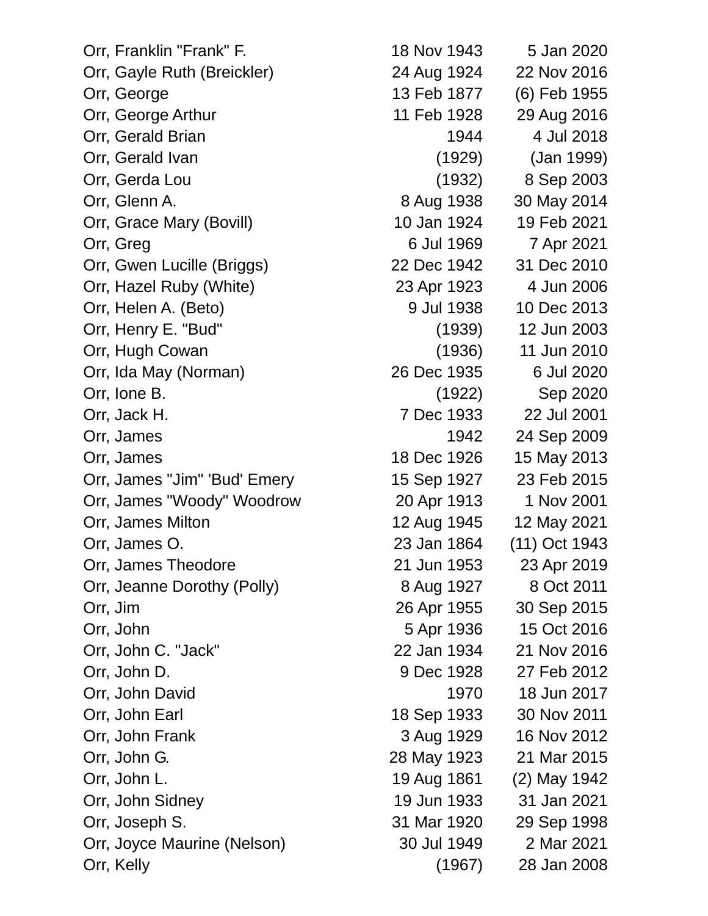| | | |
|---|---|---|
| Orr, Franklin "Frank" F. | 18 Nov 1943 | 5 Jan 2020 |
| Orr, Gayle Ruth (Breickler) | 24 Aug 1924 | 22 Nov 2016 |
| Orr, George | 13 Feb 1877 | (6) Feb 1955 |
| Orr, George Arthur | 11 Feb 1928 | 29 Aug 2016 |
| Orr, Gerald Brian | 1944 | 4 Jul 2018 |
| Orr, Gerald Ivan | (1929) | (Jan 1999) |
| Orr, Gerda Lou | (1932) | 8 Sep 2003 |
| Orr, Glenn A. | 8 Aug 1938 | 30 May 2014 |
| Orr, Grace Mary (Bovill) | 10 Jan 1924 | 19 Feb 2021 |
| Orr, Greg | 6 Jul 1969 | 7 Apr 2021 |
| Orr, Gwen Lucille (Briggs) | 22 Dec 1942 | 31 Dec 2010 |
| Orr, Hazel Ruby (White) | 23 Apr 1923 | 4 Jun 2006 |
| Orr, Helen A. (Beto) | 9 Jul 1938 | 10 Dec 2013 |
| Orr, Henry E. "Bud" | (1939) | 12 Jun 2003 |
| Orr, Hugh Cowan | (1936) | 11 Jun 2010 |
| Orr, Ida May (Norman) | 26 Dec 1935 | 6 Jul 2020 |
| Orr, Ione B. | (1922) | Sep 2020 |
| Orr, Jack H. | 7 Dec 1933 | 22 Jul 2001 |
| Orr, James | 1942 | 24 Sep 2009 |
| Orr, James | 18 Dec 1926 | 15 May 2013 |
| Orr, James "Jim" 'Bud' Emery | 15 Sep 1927 | 23 Feb 2015 |
| Orr, James "Woody" Woodrow | 20 Apr 1913 | 1 Nov 2001 |
| Orr, James Milton | 12 Aug 1945 | 12 May 2021 |
| Orr, James O. | 23 Jan 1864 | (11) Oct 1943 |
| Orr, James Theodore | 21 Jun 1953 | 23 Apr 2019 |
| Orr, Jeanne Dorothy (Polly) | 8 Aug 1927 | 8 Oct 2011 |
| Orr, Jim | 26 Apr 1955 | 30 Sep 2015 |
| Orr, John | 5 Apr 1936 | 15 Oct 2016 |
| Orr, John C. "Jack" | 22 Jan 1934 | 21 Nov 2016 |
| Orr, John D. | 9 Dec 1928 | 27 Feb 2012 |
| Orr, John David | 1970 | 18 Jun 2017 |
| Orr, John Earl | 18 Sep 1933 | 30 Nov 2011 |
| Orr, John Frank | 3 Aug 1929 | 16 Nov 2012 |
| Orr, John G. | 28 May 1923 | 21 Mar 2015 |
| Orr, John L. | 19 Aug 1861 | (2) May 1942 |
| Orr, John Sidney | 19 Jun 1933 | 31 Jan 2021 |
| Orr, Joseph S. | 31 Mar 1920 | 29 Sep 1998 |
| Orr, Joyce Maurine (Nelson) | 30 Jul 1949 | 2 Mar 2021 |
| Orr, Kelly | (1967) | 28 Jan 2008 |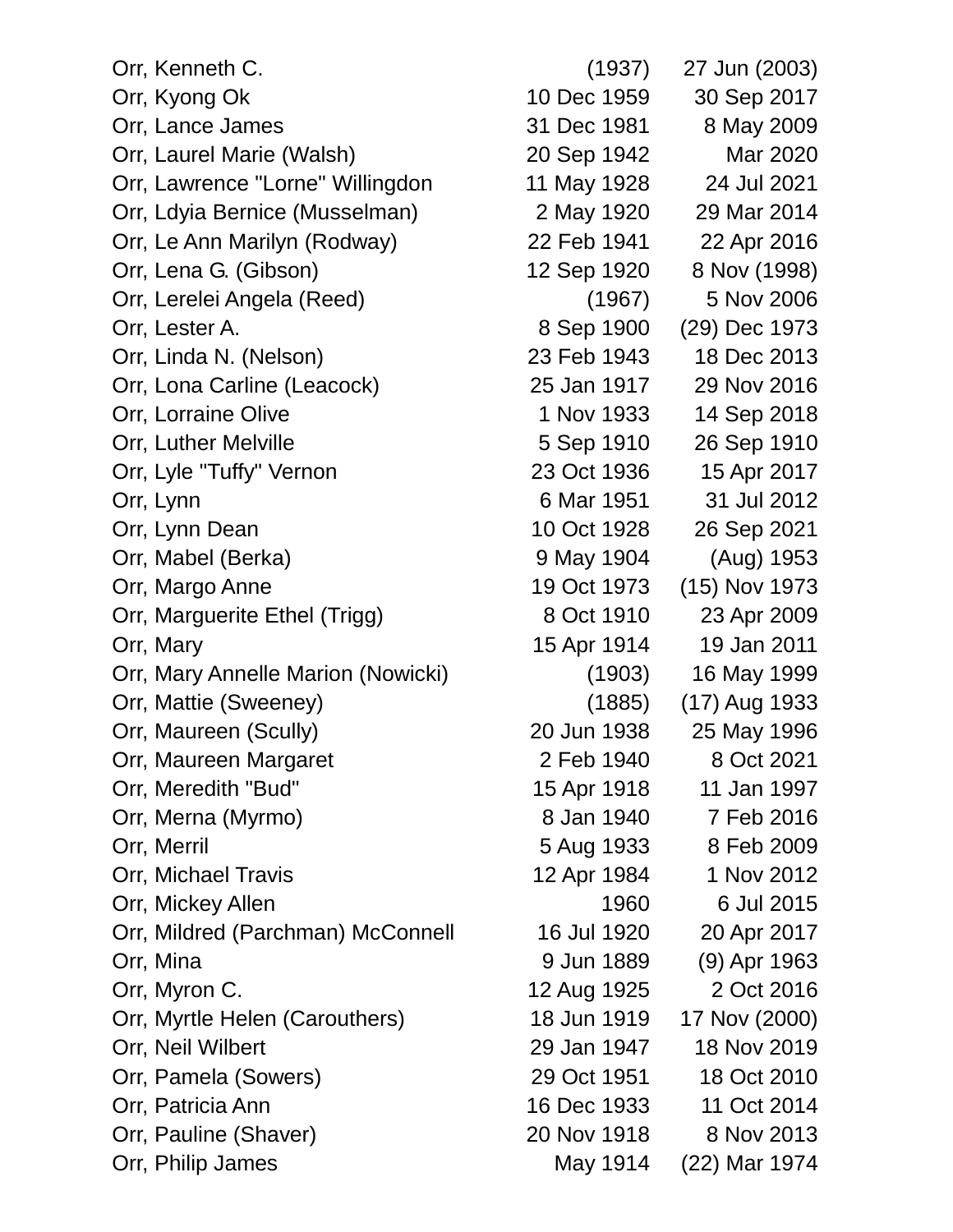| | | |
|---|---|---|
| Orr, Kenneth C. | (1937) | 27 Jun (2003) |
| Orr, Kyong Ok | 10 Dec 1959 | 30 Sep 2017 |
| Orr, Lance James | 31 Dec 1981 | 8 May 2009 |
| Orr, Laurel Marie (Walsh) | 20 Sep 1942 | Mar 2020 |
| Orr, Lawrence "Lorne" Willingdon | 11 May 1928 | 24 Jul 2021 |
| Orr, Ldyia Bernice (Musselman) | 2 May 1920 | 29 Mar 2014 |
| Orr, Le Ann Marilyn (Rodway) | 22 Feb 1941 | 22 Apr 2016 |
| Orr, Lena G. (Gibson) | 12 Sep 1920 | 8 Nov (1998) |
| Orr, Lerelei Angela (Reed) | (1967) | 5 Nov 2006 |
| Orr, Lester A. | 8 Sep 1900 | (29) Dec 1973 |
| Orr, Linda N. (Nelson) | 23 Feb 1943 | 18 Dec 2013 |
| Orr, Lona Carline (Leacock) | 25 Jan 1917 | 29 Nov 2016 |
| Orr, Lorraine Olive | 1 Nov 1933 | 14 Sep 2018 |
| Orr, Luther Melville | 5 Sep 1910 | 26 Sep 1910 |
| Orr, Lyle "Tuffy" Vernon | 23 Oct 1936 | 15 Apr 2017 |
| Orr, Lynn | 6 Mar 1951 | 31 Jul 2012 |
| Orr, Lynn Dean | 10 Oct 1928 | 26 Sep 2021 |
| Orr, Mabel (Berka) | 9 May 1904 | (Aug) 1953 |
| Orr, Margo Anne | 19 Oct 1973 | (15) Nov 1973 |
| Orr, Marguerite Ethel (Trigg) | 8 Oct 1910 | 23 Apr 2009 |
| Orr, Mary | 15 Apr 1914 | 19 Jan 2011 |
| Orr, Mary Annelle Marion (Nowicki) | (1903) | 16 May 1999 |
| Orr, Mattie (Sweeney) | (1885) | (17) Aug 1933 |
| Orr, Maureen (Scully) | 20 Jun 1938 | 25 May 1996 |
| Orr, Maureen Margaret | 2 Feb 1940 | 8 Oct 2021 |
| Orr, Meredith "Bud" | 15 Apr 1918 | 11 Jan 1997 |
| Orr, Merna (Myrmo) | 8 Jan 1940 | 7 Feb 2016 |
| Orr, Merril | 5 Aug 1933 | 8 Feb 2009 |
| Orr, Michael Travis | 12 Apr 1984 | 1 Nov 2012 |
| Orr, Mickey Allen | 1960 | 6 Jul 2015 |
| Orr, Mildred (Parchman) McConnell | 16 Jul 1920 | 20 Apr 2017 |
| Orr, Mina | 9 Jun 1889 | (9) Apr 1963 |
| Orr, Myron C. | 12 Aug 1925 | 2 Oct 2016 |
| Orr, Myrtle Helen (Carouthers) | 18 Jun 1919 | 17 Nov (2000) |
| Orr, Neil Wilbert | 29 Jan 1947 | 18 Nov 2019 |
| Orr, Pamela (Sowers) | 29 Oct 1951 | 18 Oct 2010 |
| Orr, Patricia Ann | 16 Dec 1933 | 11 Oct 2014 |
| Orr, Pauline (Shaver) | 20 Nov 1918 | 8 Nov 2013 |
| Orr, Philip James | May 1914 | (22) Mar 1974 |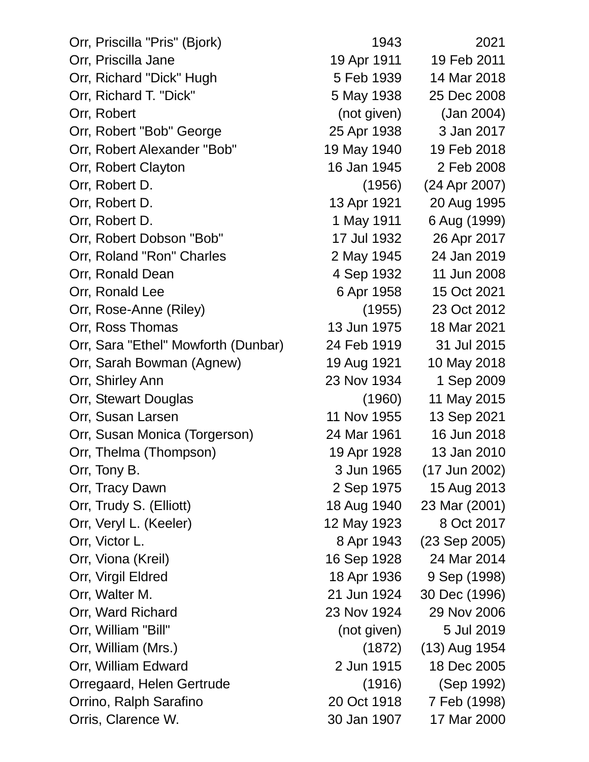| | | |
|---|---|---|
| Orr, Priscilla "Pris" (Bjork) | 1943 | 2021 |
| Orr, Priscilla Jane | 19 Apr 1911 | 19 Feb 2011 |
| Orr, Richard "Dick" Hugh | 5 Feb 1939 | 14 Mar 2018 |
| Orr, Richard T. "Dick" | 5 May 1938 | 25 Dec 2008 |
| Orr, Robert | (not given) | (Jan 2004) |
| Orr, Robert "Bob" George | 25 Apr 1938 | 3 Jan 2017 |
| Orr, Robert Alexander "Bob" | 19 May 1940 | 19 Feb 2018 |
| Orr, Robert Clayton | 16 Jan 1945 | 2 Feb 2008 |
| Orr, Robert D. | (1956) | (24 Apr 2007) |
| Orr, Robert D. | 13 Apr 1921 | 20 Aug 1995 |
| Orr, Robert D. | 1 May 1911 | 6 Aug (1999) |
| Orr, Robert Dobson "Bob" | 17 Jul 1932 | 26 Apr 2017 |
| Orr, Roland "Ron" Charles | 2 May 1945 | 24 Jan 2019 |
| Orr, Ronald Dean | 4 Sep 1932 | 11 Jun 2008 |
| Orr, Ronald Lee | 6 Apr 1958 | 15 Oct 2021 |
| Orr, Rose-Anne (Riley) | (1955) | 23 Oct 2012 |
| Orr, Ross Thomas | 13 Jun 1975 | 18 Mar 2021 |
| Orr, Sara "Ethel" Mowforth (Dunbar) | 24 Feb 1919 | 31 Jul 2015 |
| Orr, Sarah Bowman (Agnew) | 19 Aug 1921 | 10 May 2018 |
| Orr, Shirley Ann | 23 Nov 1934 | 1 Sep 2009 |
| Orr, Stewart Douglas | (1960) | 11 May 2015 |
| Orr, Susan Larsen | 11 Nov 1955 | 13 Sep 2021 |
| Orr, Susan Monica (Torgerson) | 24 Mar 1961 | 16 Jun 2018 |
| Orr, Thelma (Thompson) | 19 Apr 1928 | 13 Jan 2010 |
| Orr, Tony B. | 3 Jun 1965 | (17 Jun 2002) |
| Orr, Tracy Dawn | 2 Sep 1975 | 15 Aug 2013 |
| Orr, Trudy S. (Elliott) | 18 Aug 1940 | 23 Mar (2001) |
| Orr, Veryl L. (Keeler) | 12 May 1923 | 8 Oct 2017 |
| Orr, Victor L. | 8 Apr 1943 | (23 Sep 2005) |
| Orr, Viona (Kreil) | 16 Sep 1928 | 24 Mar 2014 |
| Orr, Virgil Eldred | 18 Apr 1936 | 9 Sep (1998) |
| Orr, Walter M. | 21 Jun 1924 | 30 Dec (1996) |
| Orr, Ward Richard | 23 Nov 1924 | 29 Nov 2006 |
| Orr, William "Bill" | (not given) | 5 Jul 2019 |
| Orr, William (Mrs.) | (1872) | (13) Aug 1954 |
| Orr, William Edward | 2 Jun 1915 | 18 Dec 2005 |
| Orregaard, Helen Gertrude | (1916) | (Sep 1992) |
| Orrino, Ralph Sarafino | 20 Oct 1918 | 7 Feb (1998) |
| Orris, Clarence W. | 30 Jan 1907 | 17 Mar 2000 |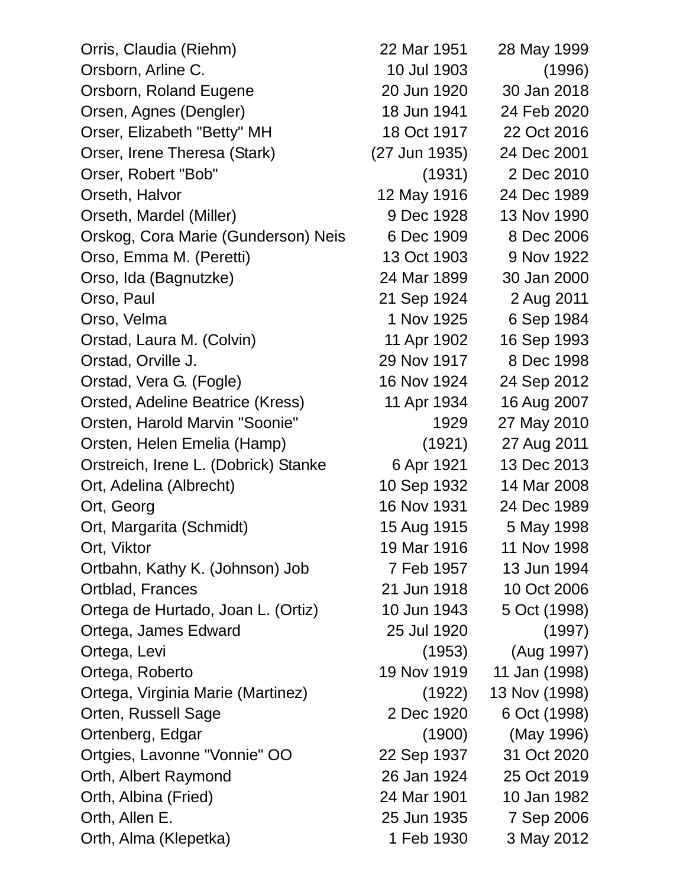| Name | Birth | Death |
|---|---|---|
| Orris, Claudia (Riehm) | 22 Mar 1951 | 28 May 1999 |
| Orsborn, Arline C. | 10 Jul 1903 | (1996) |
| Orsborn, Roland Eugene | 20 Jun 1920 | 30 Jan 2018 |
| Orsen, Agnes (Dengler) | 18 Jun 1941 | 24 Feb 2020 |
| Orser, Elizabeth "Betty" MH | 18 Oct 1917 | 22 Oct 2016 |
| Orser, Irene Theresa (Stark) | (27 Jun 1935) | 24 Dec 2001 |
| Orser, Robert "Bob" | (1931) | 2 Dec 2010 |
| Orseth, Halvor | 12 May 1916 | 24 Dec 1989 |
| Orseth, Mardel (Miller) | 9 Dec 1928 | 13 Nov 1990 |
| Orskog, Cora Marie (Gunderson) Neis | 6 Dec 1909 | 8 Dec 2006 |
| Orso, Emma M. (Peretti) | 13 Oct 1903 | 9 Nov 1922 |
| Orso, Ida (Bagnutzke) | 24 Mar 1899 | 30 Jan 2000 |
| Orso, Paul | 21 Sep 1924 | 2 Aug 2011 |
| Orso, Velma | 1 Nov 1925 | 6 Sep 1984 |
| Orstad, Laura M. (Colvin) | 11 Apr 1902 | 16 Sep 1993 |
| Orstad, Orville J. | 29 Nov 1917 | 8 Dec 1998 |
| Orstad, Vera G. (Fogle) | 16 Nov 1924 | 24 Sep 2012 |
| Orsted, Adeline Beatrice (Kress) | 11 Apr 1934 | 16 Aug 2007 |
| Orsten, Harold Marvin "Soonie" | 1929 | 27 May 2010 |
| Orsten, Helen Emelia (Hamp) | (1921) | 27 Aug 2011 |
| Orstreich, Irene L. (Dobrick) Stanke | 6 Apr 1921 | 13 Dec 2013 |
| Ort, Adelina (Albrecht) | 10 Sep 1932 | 14 Mar 2008 |
| Ort, Georg | 16 Nov 1931 | 24 Dec 1989 |
| Ort, Margarita (Schmidt) | 15 Aug 1915 | 5 May 1998 |
| Ort, Viktor | 19 Mar 1916 | 11 Nov 1998 |
| Ortbahn, Kathy K. (Johnson) Job | 7 Feb 1957 | 13 Jun 1994 |
| Ortblad, Frances | 21 Jun 1918 | 10 Oct 2006 |
| Ortega de Hurtado, Joan L. (Ortiz) | 10 Jun 1943 | 5 Oct (1998) |
| Ortega, James Edward | 25 Jul 1920 | (1997) |
| Ortega, Levi | (1953) | (Aug 1997) |
| Ortega, Roberto | 19 Nov 1919 | 11 Jan (1998) |
| Ortega, Virginia Marie (Martinez) | (1922) | 13 Nov (1998) |
| Orten, Russell Sage | 2 Dec 1920 | 6 Oct (1998) |
| Ortenberg, Edgar | (1900) | (May 1996) |
| Ortgies, Lavonne "Vonnie" OO | 22 Sep 1937 | 31 Oct 2020 |
| Orth, Albert Raymond | 26 Jan 1924 | 25 Oct 2019 |
| Orth, Albina (Fried) | 24 Mar 1901 | 10 Jan 1982 |
| Orth, Allen E. | 25 Jun 1935 | 7 Sep 2006 |
| Orth, Alma (Klepetka) | 1 Feb 1930 | 3 May 2012 |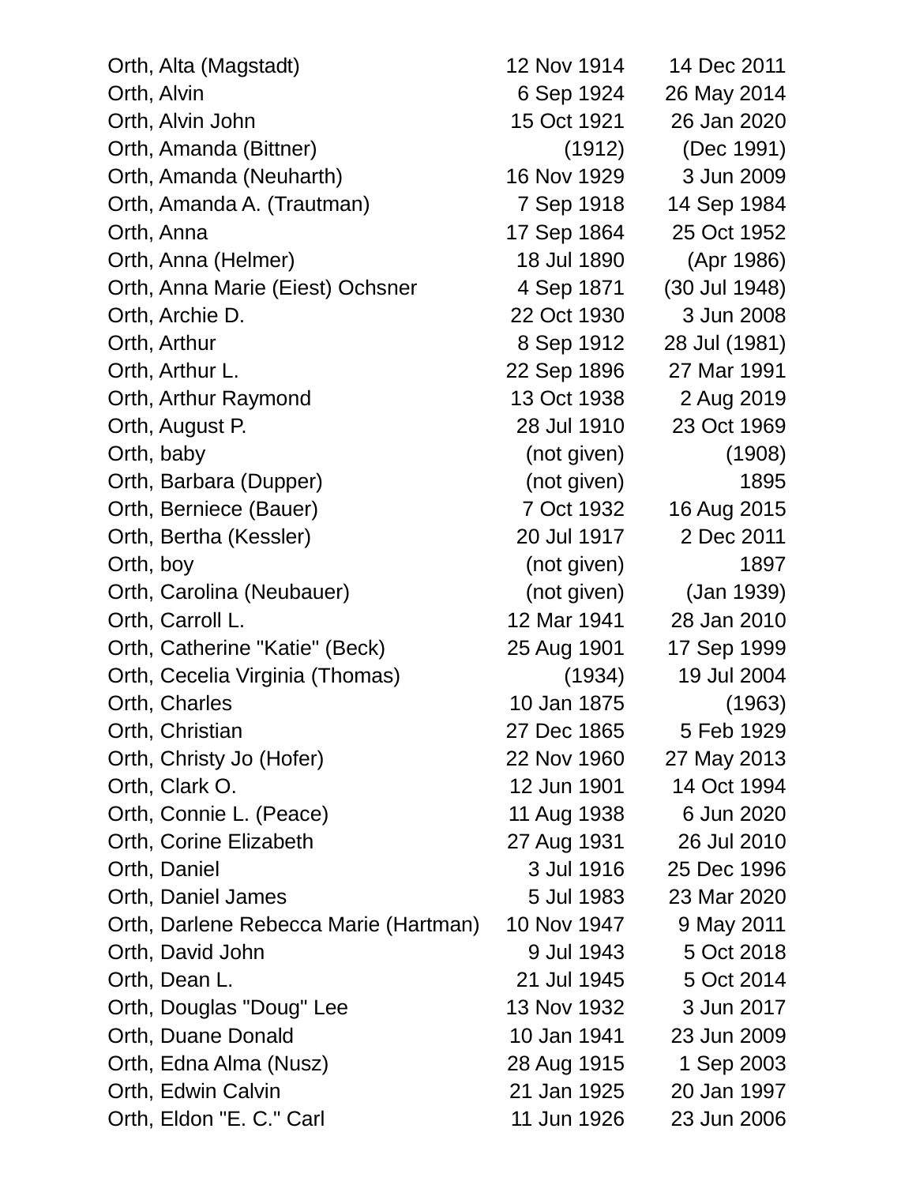| Name | Birth | Death |
|---|---|---|
| Orth, Alta (Magstadt) | 12 Nov 1914 | 14 Dec 2011 |
| Orth, Alvin | 6 Sep 1924 | 26 May 2014 |
| Orth, Alvin John | 15 Oct 1921 | 26 Jan 2020 |
| Orth, Amanda (Bittner) | (1912) | (Dec 1991) |
| Orth, Amanda (Neuharth) | 16 Nov 1929 | 3 Jun 2009 |
| Orth, Amanda A. (Trautman) | 7 Sep 1918 | 14 Sep 1984 |
| Orth, Anna | 17 Sep 1864 | 25 Oct 1952 |
| Orth, Anna (Helmer) | 18 Jul 1890 | (Apr 1986) |
| Orth, Anna Marie (Eiest) Ochsner | 4 Sep 1871 | (30 Jul 1948) |
| Orth, Archie D. | 22 Oct 1930 | 3 Jun 2008 |
| Orth, Arthur | 8 Sep 1912 | 28 Jul (1981) |
| Orth, Arthur L. | 22 Sep 1896 | 27 Mar 1991 |
| Orth, Arthur Raymond | 13 Oct 1938 | 2 Aug 2019 |
| Orth, August P. | 28 Jul 1910 | 23 Oct 1969 |
| Orth, baby | (not given) | (1908) |
| Orth, Barbara (Dupper) | (not given) | 1895 |
| Orth, Berniece (Bauer) | 7 Oct 1932 | 16 Aug 2015 |
| Orth, Bertha (Kessler) | 20 Jul 1917 | 2 Dec 2011 |
| Orth, boy | (not given) | 1897 |
| Orth, Carolina (Neubauer) | (not given) | (Jan 1939) |
| Orth, Carroll L. | 12 Mar 1941 | 28 Jan 2010 |
| Orth, Catherine "Katie" (Beck) | 25 Aug 1901 | 17 Sep 1999 |
| Orth, Cecelia Virginia (Thomas) | (1934) | 19 Jul 2004 |
| Orth, Charles | 10 Jan 1875 | (1963) |
| Orth, Christian | 27 Dec 1865 | 5 Feb 1929 |
| Orth, Christy Jo (Hofer) | 22 Nov 1960 | 27 May 2013 |
| Orth, Clark O. | 12 Jun 1901 | 14 Oct 1994 |
| Orth, Connie L. (Peace) | 11 Aug 1938 | 6 Jun 2020 |
| Orth, Corine Elizabeth | 27 Aug 1931 | 26 Jul 2010 |
| Orth, Daniel | 3 Jul 1916 | 25 Dec 1996 |
| Orth, Daniel James | 5 Jul 1983 | 23 Mar 2020 |
| Orth, Darlene Rebecca Marie (Hartman) | 10 Nov 1947 | 9 May 2011 |
| Orth, David John | 9 Jul 1943 | 5 Oct 2018 |
| Orth, Dean L. | 21 Jul 1945 | 5 Oct 2014 |
| Orth, Douglas "Doug" Lee | 13 Nov 1932 | 3 Jun 2017 |
| Orth, Duane Donald | 10 Jan 1941 | 23 Jun 2009 |
| Orth, Edna Alma (Nusz) | 28 Aug 1915 | 1 Sep 2003 |
| Orth, Edwin Calvin | 21 Jan 1925 | 20 Jan 1997 |
| Orth, Eldon "E. C." Carl | 11 Jun 1926 | 23 Jun 2006 |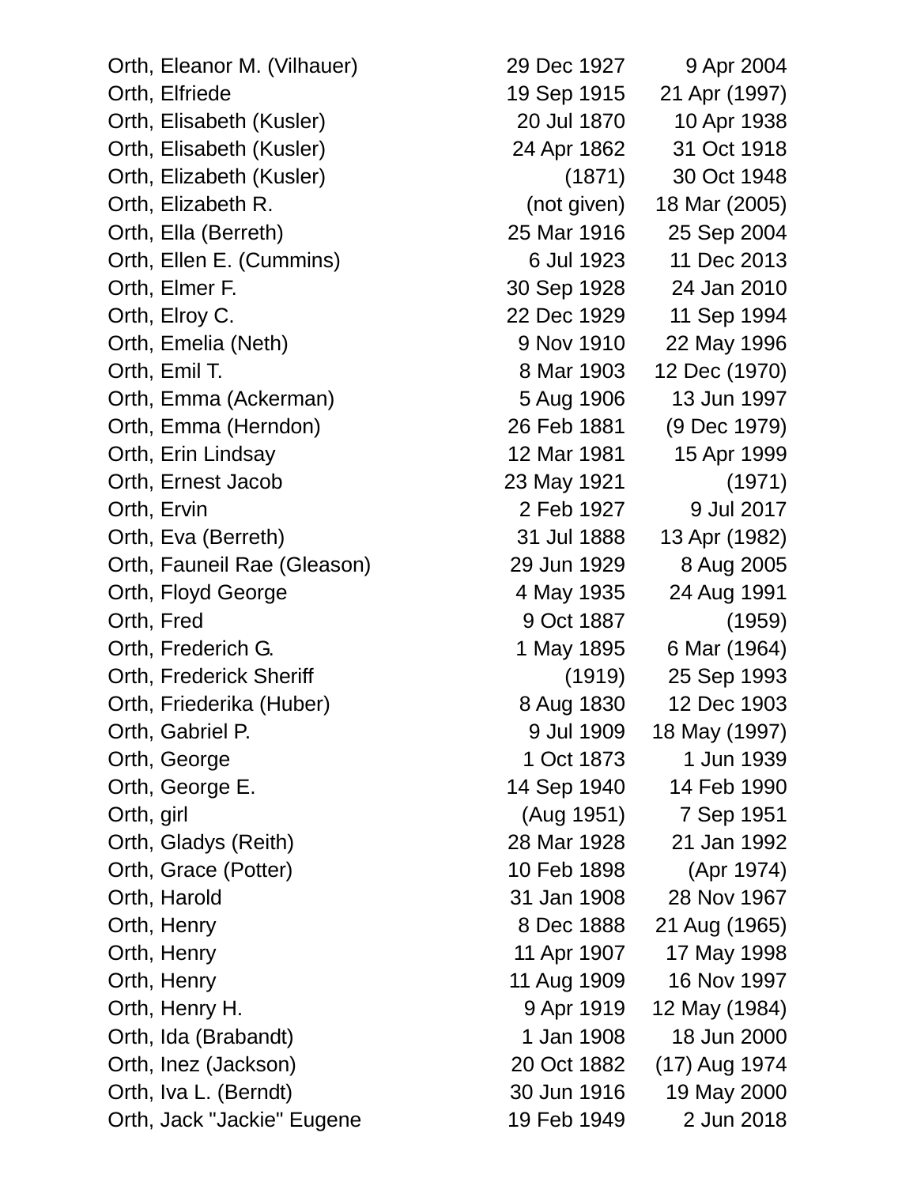| | | |
|---|---|---|
| Orth, Eleanor M. (Vilhauer) | 29 Dec 1927 | 9 Apr 2004 |
| Orth, Elfriede | 19 Sep 1915 | 21 Apr (1997) |
| Orth, Elisabeth (Kusler) | 20 Jul 1870 | 10 Apr 1938 |
| Orth, Elisabeth (Kusler) | 24 Apr 1862 | 31 Oct 1918 |
| Orth, Elizabeth (Kusler) | (1871) | 30 Oct 1948 |
| Orth, Elizabeth R. | (not given) | 18 Mar (2005) |
| Orth, Ella (Berreth) | 25 Mar 1916 | 25 Sep 2004 |
| Orth, Ellen E. (Cummins) | 6 Jul 1923 | 11 Dec 2013 |
| Orth, Elmer F. | 30 Sep 1928 | 24 Jan 2010 |
| Orth, Elroy C. | 22 Dec 1929 | 11 Sep 1994 |
| Orth, Emelia (Neth) | 9 Nov 1910 | 22 May 1996 |
| Orth, Emil T. | 8 Mar 1903 | 12 Dec (1970) |
| Orth, Emma (Ackerman) | 5 Aug 1906 | 13 Jun 1997 |
| Orth, Emma (Herndon) | 26 Feb 1881 | (9 Dec 1979) |
| Orth, Erin Lindsay | 12 Mar 1981 | 15 Apr 1999 |
| Orth, Ernest Jacob | 23 May 1921 | (1971) |
| Orth, Ervin | 2 Feb 1927 | 9 Jul 2017 |
| Orth, Eva (Berreth) | 31 Jul 1888 | 13 Apr (1982) |
| Orth, Fauneil Rae (Gleason) | 29 Jun 1929 | 8 Aug 2005 |
| Orth, Floyd George | 4 May 1935 | 24 Aug 1991 |
| Orth, Fred | 9 Oct 1887 | (1959) |
| Orth, Frederich G. | 1 May 1895 | 6 Mar (1964) |
| Orth, Frederick Sheriff | (1919) | 25 Sep 1993 |
| Orth, Friederika (Huber) | 8 Aug 1830 | 12 Dec 1903 |
| Orth, Gabriel P. | 9 Jul 1909 | 18 May (1997) |
| Orth, George | 1 Oct 1873 | 1 Jun 1939 |
| Orth, George E. | 14 Sep 1940 | 14 Feb 1990 |
| Orth, girl | (Aug 1951) | 7 Sep 1951 |
| Orth, Gladys (Reith) | 28 Mar 1928 | 21 Jan 1992 |
| Orth, Grace (Potter) | 10 Feb 1898 | (Apr 1974) |
| Orth, Harold | 31 Jan 1908 | 28 Nov 1967 |
| Orth, Henry | 8 Dec 1888 | 21 Aug (1965) |
| Orth, Henry | 11 Apr 1907 | 17 May 1998 |
| Orth, Henry | 11 Aug 1909 | 16 Nov 1997 |
| Orth, Henry H. | 9 Apr 1919 | 12 May (1984) |
| Orth, Ida (Brabandt) | 1 Jan 1908 | 18 Jun 2000 |
| Orth, Inez (Jackson) | 20 Oct 1882 | (17) Aug 1974 |
| Orth, Iva L. (Berndt) | 30 Jun 1916 | 19 May 2000 |
| Orth, Jack "Jackie" Eugene | 19 Feb 1949 | 2 Jun 2018 |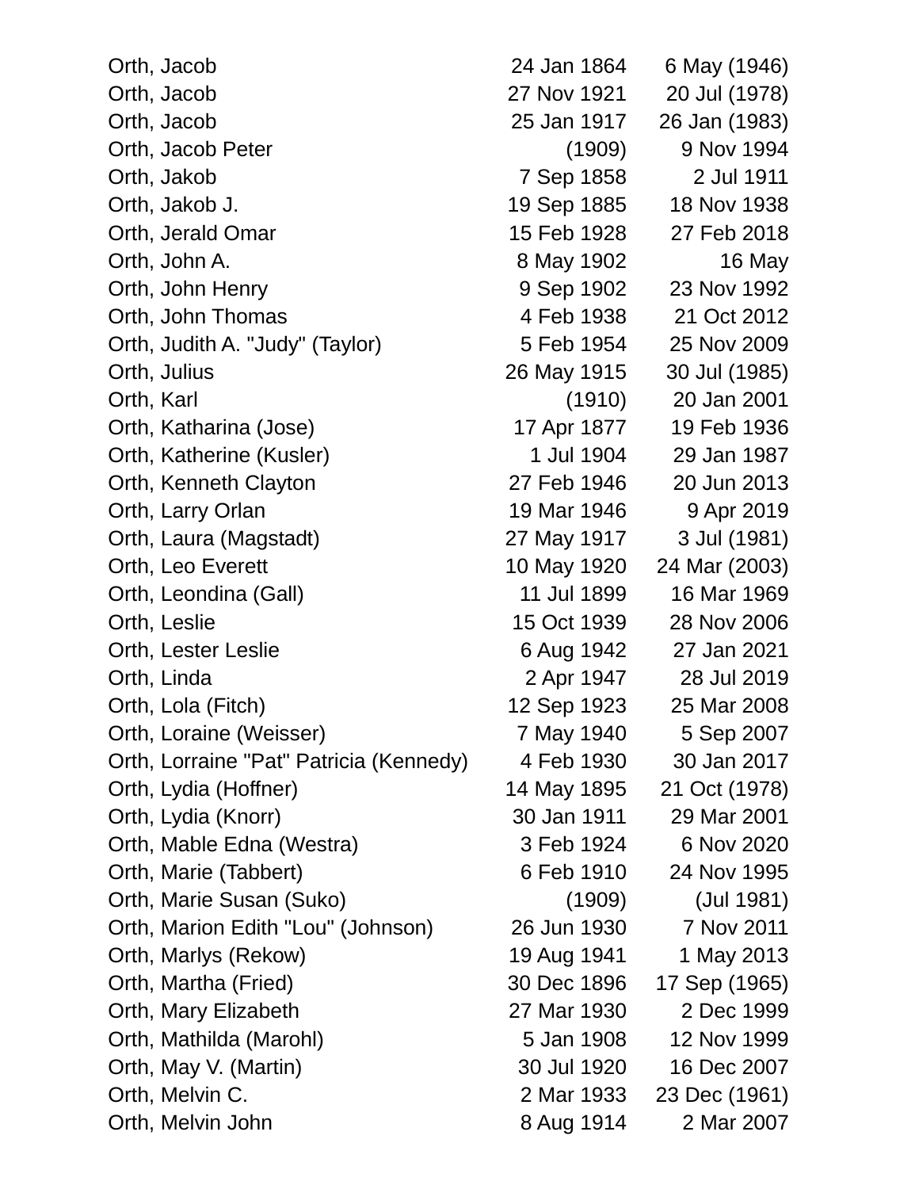| | | |
|---|---|---|
| Orth, Jacob | 24 Jan 1864 | 6 May (1946) |
| Orth, Jacob | 27 Nov 1921 | 20 Jul (1978) |
| Orth, Jacob | 25 Jan 1917 | 26 Jan (1983) |
| Orth, Jacob Peter | (1909) | 9 Nov 1994 |
| Orth, Jakob | 7 Sep 1858 | 2 Jul 1911 |
| Orth, Jakob J. | 19 Sep 1885 | 18 Nov 1938 |
| Orth, Jerald Omar | 15 Feb 1928 | 27 Feb 2018 |
| Orth, John A. | 8 May 1902 | 16 May |
| Orth, John Henry | 9 Sep 1902 | 23 Nov 1992 |
| Orth, John Thomas | 4 Feb 1938 | 21 Oct 2012 |
| Orth, Judith A. "Judy" (Taylor) | 5 Feb 1954 | 25 Nov 2009 |
| Orth, Julius | 26 May 1915 | 30 Jul (1985) |
| Orth, Karl | (1910) | 20 Jan 2001 |
| Orth, Katharina (Jose) | 17 Apr 1877 | 19 Feb 1936 |
| Orth, Katherine (Kusler) | 1 Jul 1904 | 29 Jan 1987 |
| Orth, Kenneth Clayton | 27 Feb 1946 | 20 Jun 2013 |
| Orth, Larry Orlan | 19 Mar 1946 | 9 Apr 2019 |
| Orth, Laura (Magstadt) | 27 May 1917 | 3 Jul (1981) |
| Orth, Leo Everett | 10 May 1920 | 24 Mar (2003) |
| Orth, Leondina (Gall) | 11 Jul 1899 | 16 Mar 1969 |
| Orth, Leslie | 15 Oct 1939 | 28 Nov 2006 |
| Orth, Lester Leslie | 6 Aug 1942 | 27 Jan 2021 |
| Orth, Linda | 2 Apr 1947 | 28 Jul 2019 |
| Orth, Lola (Fitch) | 12 Sep 1923 | 25 Mar 2008 |
| Orth, Loraine (Weisser) | 7 May 1940 | 5 Sep 2007 |
| Orth, Lorraine "Pat" Patricia (Kennedy) | 4 Feb 1930 | 30 Jan 2017 |
| Orth, Lydia (Hoffner) | 14 May 1895 | 21 Oct (1978) |
| Orth, Lydia (Knorr) | 30 Jan 1911 | 29 Mar 2001 |
| Orth, Mable Edna (Westra) | 3 Feb 1924 | 6 Nov 2020 |
| Orth, Marie (Tabbert) | 6 Feb 1910 | 24 Nov 1995 |
| Orth, Marie Susan (Suko) | (1909) | (Jul 1981) |
| Orth, Marion Edith "Lou" (Johnson) | 26 Jun 1930 | 7 Nov 2011 |
| Orth, Marlys (Rekow) | 19 Aug 1941 | 1 May 2013 |
| Orth, Martha (Fried) | 30 Dec 1896 | 17 Sep (1965) |
| Orth, Mary Elizabeth | 27 Mar 1930 | 2 Dec 1999 |
| Orth, Mathilda (Marohl) | 5 Jan 1908 | 12 Nov 1999 |
| Orth, May V. (Martin) | 30 Jul 1920 | 16 Dec 2007 |
| Orth, Melvin C. | 2 Mar 1933 | 23 Dec (1961) |
| Orth, Melvin John | 8 Aug 1914 | 2 Mar 2007 |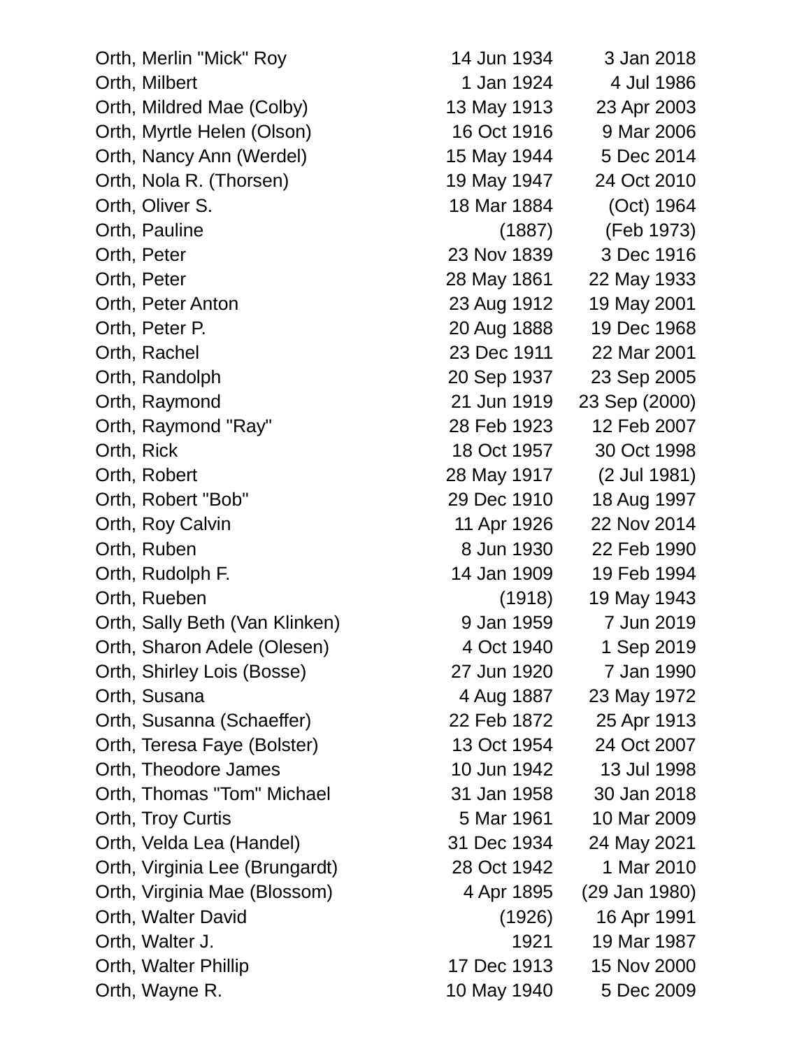| | | |
|---|---|---|
| Orth, Merlin "Mick" Roy | 14 Jun 1934 | 3 Jan 2018 |
| Orth, Milbert | 1 Jan 1924 | 4 Jul 1986 |
| Orth, Mildred Mae (Colby) | 13 May 1913 | 23 Apr 2003 |
| Orth, Myrtle Helen (Olson) | 16 Oct 1916 | 9 Mar 2006 |
| Orth, Nancy Ann (Werdel) | 15 May 1944 | 5 Dec 2014 |
| Orth, Nola R. (Thorsen) | 19 May 1947 | 24 Oct 2010 |
| Orth, Oliver S. | 18 Mar 1884 | (Oct) 1964 |
| Orth, Pauline | (1887) | (Feb 1973) |
| Orth, Peter | 23 Nov 1839 | 3 Dec 1916 |
| Orth, Peter | 28 May 1861 | 22 May 1933 |
| Orth, Peter Anton | 23 Aug 1912 | 19 May 2001 |
| Orth, Peter P. | 20 Aug 1888 | 19 Dec 1968 |
| Orth, Rachel | 23 Dec 1911 | 22 Mar 2001 |
| Orth, Randolph | 20 Sep 1937 | 23 Sep 2005 |
| Orth, Raymond | 21 Jun 1919 | 23 Sep (2000) |
| Orth, Raymond "Ray" | 28 Feb 1923 | 12 Feb 2007 |
| Orth, Rick | 18 Oct 1957 | 30 Oct 1998 |
| Orth, Robert | 28 May 1917 | (2 Jul 1981) |
| Orth, Robert "Bob" | 29 Dec 1910 | 18 Aug 1997 |
| Orth, Roy Calvin | 11 Apr 1926 | 22 Nov 2014 |
| Orth, Ruben | 8 Jun 1930 | 22 Feb 1990 |
| Orth, Rudolph F. | 14 Jan 1909 | 19 Feb 1994 |
| Orth, Rueben | (1918) | 19 May 1943 |
| Orth, Sally Beth (Van Klinken) | 9 Jan 1959 | 7 Jun 2019 |
| Orth, Sharon Adele (Olesen) | 4 Oct 1940 | 1 Sep 2019 |
| Orth, Shirley Lois (Bosse) | 27 Jun 1920 | 7 Jan 1990 |
| Orth, Susana | 4 Aug 1887 | 23 May 1972 |
| Orth, Susanna (Schaeffer) | 22 Feb 1872 | 25 Apr 1913 |
| Orth, Teresa Faye (Bolster) | 13 Oct 1954 | 24 Oct 2007 |
| Orth, Theodore James | 10 Jun 1942 | 13 Jul 1998 |
| Orth, Thomas "Tom" Michael | 31 Jan 1958 | 30 Jan 2018 |
| Orth, Troy Curtis | 5 Mar 1961 | 10 Mar 2009 |
| Orth, Velda Lea (Handel) | 31 Dec 1934 | 24 May 2021 |
| Orth, Virginia Lee (Brungardt) | 28 Oct 1942 | 1 Mar 2010 |
| Orth, Virginia Mae (Blossom) | 4 Apr 1895 | (29 Jan 1980) |
| Orth, Walter David | (1926) | 16 Apr 1991 |
| Orth, Walter J. | 1921 | 19 Mar 1987 |
| Orth, Walter Phillip | 17 Dec 1913 | 15 Nov 2000 |
| Orth, Wayne R. | 10 May 1940 | 5 Dec 2009 |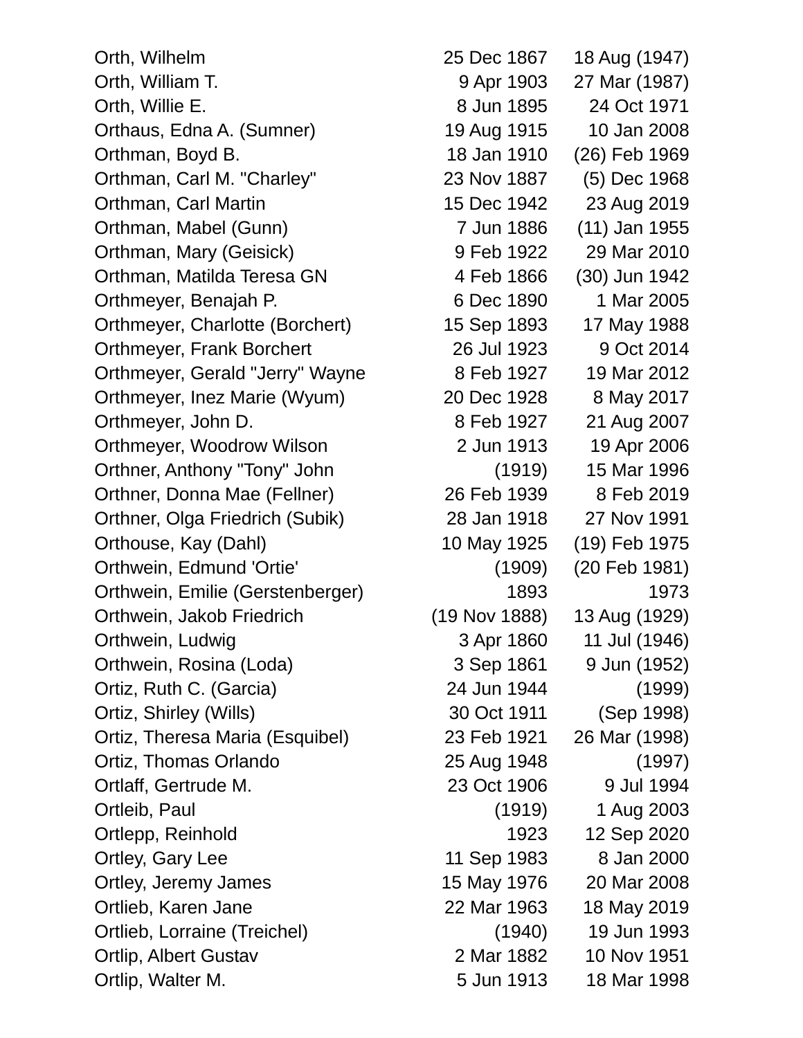| | | |
|---|---|---|
| Orth, Wilhelm | 25 Dec 1867 | 18 Aug (1947) |
| Orth, William T. | 9 Apr 1903 | 27 Mar (1987) |
| Orth, Willie E. | 8 Jun 1895 | 24 Oct 1971 |
| Orthaus, Edna A. (Sumner) | 19 Aug 1915 | 10 Jan 2008 |
| Orthman, Boyd B. | 18 Jan 1910 | (26) Feb 1969 |
| Orthman, Carl M. "Charley" | 23 Nov 1887 | (5) Dec 1968 |
| Orthman, Carl Martin | 15 Dec 1942 | 23 Aug 2019 |
| Orthman, Mabel (Gunn) | 7 Jun 1886 | (11) Jan 1955 |
| Orthman, Mary (Geisick) | 9 Feb 1922 | 29 Mar 2010 |
| Orthman, Matilda Teresa GN | 4 Feb 1866 | (30) Jun 1942 |
| Orthmeyer, Benajah P. | 6 Dec 1890 | 1 Mar 2005 |
| Orthmeyer, Charlotte (Borchert) | 15 Sep 1893 | 17 May 1988 |
| Orthmeyer, Frank Borchert | 26 Jul 1923 | 9 Oct 2014 |
| Orthmeyer, Gerald "Jerry" Wayne | 8 Feb 1927 | 19 Mar 2012 |
| Orthmeyer, Inez Marie (Wyum) | 20 Dec 1928 | 8 May 2017 |
| Orthmeyer, John D. | 8 Feb 1927 | 21 Aug 2007 |
| Orthmeyer, Woodrow Wilson | 2 Jun 1913 | 19 Apr 2006 |
| Orthner, Anthony "Tony" John | (1919) | 15 Mar 1996 |
| Orthner, Donna Mae (Fellner) | 26 Feb 1939 | 8 Feb 2019 |
| Orthner, Olga Friedrich (Subik) | 28 Jan 1918 | 27 Nov 1991 |
| Orthouse, Kay (Dahl) | 10 May 1925 | (19) Feb 1975 |
| Orthwein, Edmund 'Ortie' | (1909) | (20 Feb 1981) |
| Orthwein, Emilie (Gerstenberger) | 1893 | 1973 |
| Orthwein, Jakob Friedrich | (19 Nov 1888) | 13 Aug (1929) |
| Orthwein, Ludwig | 3 Apr 1860 | 11 Jul (1946) |
| Orthwein, Rosina (Loda) | 3 Sep 1861 | 9 Jun (1952) |
| Ortiz, Ruth C. (Garcia) | 24 Jun 1944 | (1999) |
| Ortiz, Shirley (Wills) | 30 Oct 1911 | (Sep 1998) |
| Ortiz, Theresa Maria (Esquibel) | 23 Feb 1921 | 26 Mar (1998) |
| Ortiz, Thomas Orlando | 25 Aug 1948 | (1997) |
| Ortlaff, Gertrude M. | 23 Oct 1906 | 9 Jul 1994 |
| Ortleib, Paul | (1919) | 1 Aug 2003 |
| Ortlepp, Reinhold | 1923 | 12 Sep 2020 |
| Ortley, Gary Lee | 11 Sep 1983 | 8 Jan 2000 |
| Ortley, Jeremy James | 15 May 1976 | 20 Mar 2008 |
| Ortlieb, Karen Jane | 22 Mar 1963 | 18 May 2019 |
| Ortlieb, Lorraine (Treichel) | (1940) | 19 Jun 1993 |
| Ortlip, Albert Gustav | 2 Mar 1882 | 10 Nov 1951 |
| Ortlip, Walter M. | 5 Jun 1913 | 18 Mar 1998 |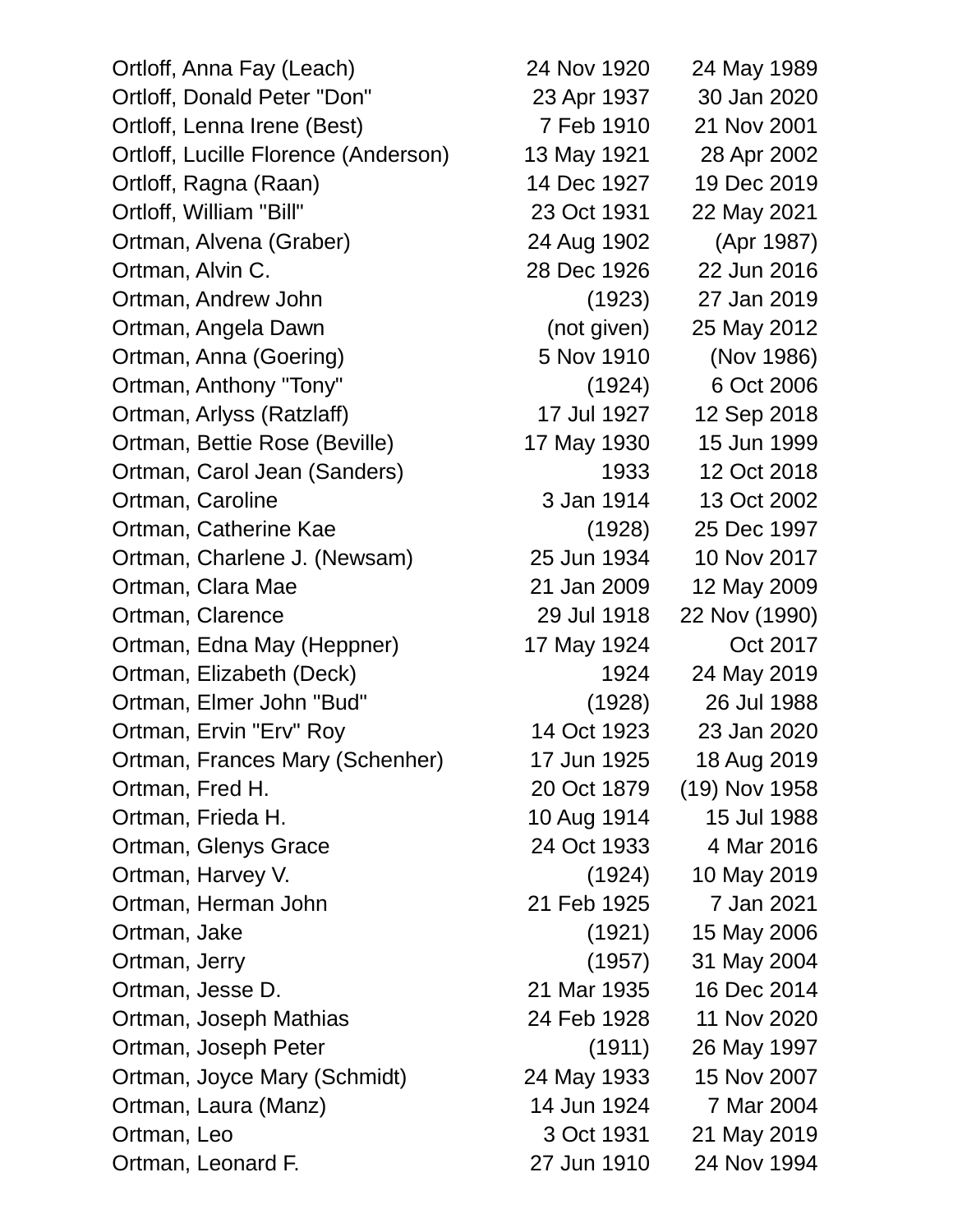| | | |
|---|---|---|
| Ortloff, Anna Fay (Leach) | 24 Nov 1920 | 24 May 1989 |
| Ortloff, Donald Peter "Don" | 23 Apr 1937 | 30 Jan 2020 |
| Ortloff, Lenna Irene (Best) | 7 Feb 1910 | 21 Nov 2001 |
| Ortloff, Lucille Florence (Anderson) | 13 May 1921 | 28 Apr 2002 |
| Ortloff, Ragna (Raan) | 14 Dec 1927 | 19 Dec 2019 |
| Ortloff, William "Bill" | 23 Oct 1931 | 22 May 2021 |
| Ortman, Alvena (Graber) | 24 Aug 1902 | (Apr 1987) |
| Ortman, Alvin C. | 28 Dec 1926 | 22 Jun 2016 |
| Ortman, Andrew John | (1923) | 27 Jan 2019 |
| Ortman, Angela Dawn | (not given) | 25 May 2012 |
| Ortman, Anna (Goering) | 5 Nov 1910 | (Nov 1986) |
| Ortman, Anthony "Tony" | (1924) | 6 Oct 2006 |
| Ortman, Arlyss (Ratzlaff) | 17 Jul 1927 | 12 Sep 2018 |
| Ortman, Bettie Rose (Beville) | 17 May 1930 | 15 Jun 1999 |
| Ortman, Carol Jean (Sanders) | 1933 | 12 Oct 2018 |
| Ortman, Caroline | 3 Jan 1914 | 13 Oct 2002 |
| Ortman, Catherine Kae | (1928) | 25 Dec 1997 |
| Ortman, Charlene J. (Newsam) | 25 Jun 1934 | 10 Nov 2017 |
| Ortman, Clara Mae | 21 Jan 2009 | 12 May 2009 |
| Ortman, Clarence | 29 Jul 1918 | 22 Nov (1990) |
| Ortman, Edna May (Heppner) | 17 May 1924 | Oct 2017 |
| Ortman, Elizabeth (Deck) | 1924 | 24 May 2019 |
| Ortman, Elmer John "Bud" | (1928) | 26 Jul 1988 |
| Ortman, Ervin "Erv" Roy | 14 Oct 1923 | 23 Jan 2020 |
| Ortman, Frances Mary (Schenher) | 17 Jun 1925 | 18 Aug 2019 |
| Ortman, Fred H. | 20 Oct 1879 | (19) Nov 1958 |
| Ortman, Frieda H. | 10 Aug 1914 | 15 Jul 1988 |
| Ortman, Glenys Grace | 24 Oct 1933 | 4 Mar 2016 |
| Ortman, Harvey V. | (1924) | 10 May 2019 |
| Ortman, Herman John | 21 Feb 1925 | 7 Jan 2021 |
| Ortman, Jake | (1921) | 15 May 2006 |
| Ortman, Jerry | (1957) | 31 May 2004 |
| Ortman, Jesse D. | 21 Mar 1935 | 16 Dec 2014 |
| Ortman, Joseph Mathias | 24 Feb 1928 | 11 Nov 2020 |
| Ortman, Joseph Peter | (1911) | 26 May 1997 |
| Ortman, Joyce Mary (Schmidt) | 24 May 1933 | 15 Nov 2007 |
| Ortman, Laura (Manz) | 14 Jun 1924 | 7 Mar 2004 |
| Ortman, Leo | 3 Oct 1931 | 21 May 2019 |
| Ortman, Leonard F. | 27 Jun 1910 | 24 Nov 1994 |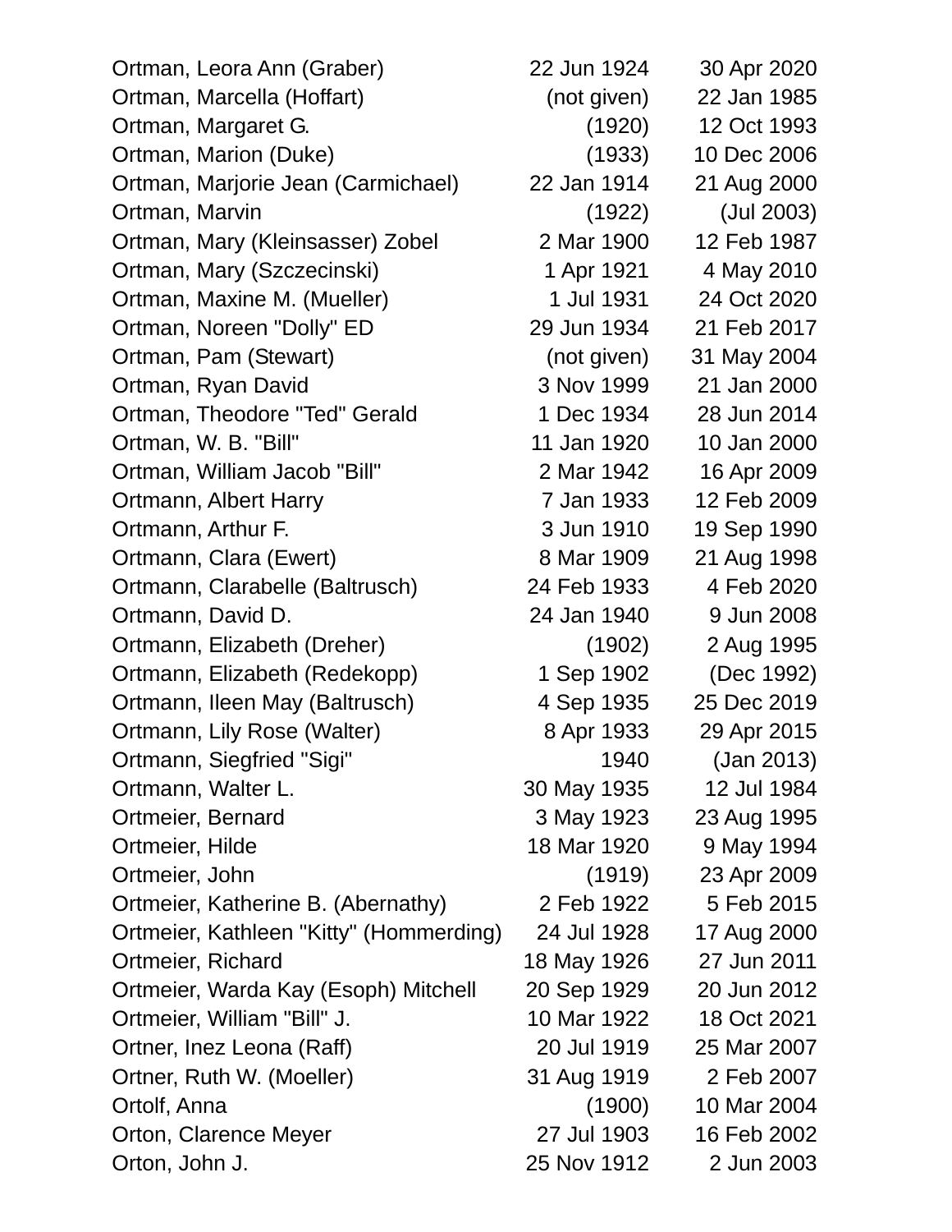| | | |
|---|---|---|
| Ortman, Leora Ann (Graber) | 22 Jun 1924 | 30 Apr 2020 |
| Ortman, Marcella (Hoffart) | (not given) | 22 Jan 1985 |
| Ortman, Margaret G. | (1920) | 12 Oct 1993 |
| Ortman, Marion (Duke) | (1933) | 10 Dec 2006 |
| Ortman, Marjorie Jean (Carmichael) | 22 Jan 1914 | 21 Aug 2000 |
| Ortman, Marvin | (1922) | (Jul 2003) |
| Ortman, Mary (Kleinsasser) Zobel | 2 Mar 1900 | 12 Feb 1987 |
| Ortman, Mary (Szczecinski) | 1 Apr 1921 | 4 May 2010 |
| Ortman, Maxine M. (Mueller) | 1 Jul 1931 | 24 Oct 2020 |
| Ortman, Noreen "Dolly" ED | 29 Jun 1934 | 21 Feb 2017 |
| Ortman, Pam (Stewart) | (not given) | 31 May 2004 |
| Ortman, Ryan David | 3 Nov 1999 | 21 Jan 2000 |
| Ortman, Theodore "Ted" Gerald | 1 Dec 1934 | 28 Jun 2014 |
| Ortman, W. B. "Bill" | 11 Jan 1920 | 10 Jan 2000 |
| Ortman, William Jacob "Bill" | 2 Mar 1942 | 16 Apr 2009 |
| Ortmann, Albert Harry | 7 Jan 1933 | 12 Feb 2009 |
| Ortmann, Arthur F. | 3 Jun 1910 | 19 Sep 1990 |
| Ortmann, Clara (Ewert) | 8 Mar 1909 | 21 Aug 1998 |
| Ortmann, Clarabelle (Baltrusch) | 24 Feb 1933 | 4 Feb 2020 |
| Ortmann, David D. | 24 Jan 1940 | 9 Jun 2008 |
| Ortmann, Elizabeth (Dreher) | (1902) | 2 Aug 1995 |
| Ortmann, Elizabeth (Redekopp) | 1 Sep 1902 | (Dec 1992) |
| Ortmann, Ileen May (Baltrusch) | 4 Sep 1935 | 25 Dec 2019 |
| Ortmann, Lily Rose (Walter) | 8 Apr 1933 | 29 Apr 2015 |
| Ortmann, Siegfried "Sigi" | 1940 | (Jan 2013) |
| Ortmann, Walter L. | 30 May 1935 | 12 Jul 1984 |
| Ortmeier, Bernard | 3 May 1923 | 23 Aug 1995 |
| Ortmeier, Hilde | 18 Mar 1920 | 9 May 1994 |
| Ortmeier, John | (1919) | 23 Apr 2009 |
| Ortmeier, Katherine B. (Abernathy) | 2 Feb 1922 | 5 Feb 2015 |
| Ortmeier, Kathleen "Kitty" (Hommerding) | 24 Jul 1928 | 17 Aug 2000 |
| Ortmeier, Richard | 18 May 1926 | 27 Jun 2011 |
| Ortmeier, Warda Kay (Esoph) Mitchell | 20 Sep 1929 | 20 Jun 2012 |
| Ortmeier, William "Bill" J. | 10 Mar 1922 | 18 Oct 2021 |
| Ortner, Inez Leona (Raff) | 20 Jul 1919 | 25 Mar 2007 |
| Ortner, Ruth W. (Moeller) | 31 Aug 1919 | 2 Feb 2007 |
| Ortolf, Anna | (1900) | 10 Mar 2004 |
| Orton, Clarence Meyer | 27 Jul 1903 | 16 Feb 2002 |
| Orton, John J. | 25 Nov 1912 | 2 Jun 2003 |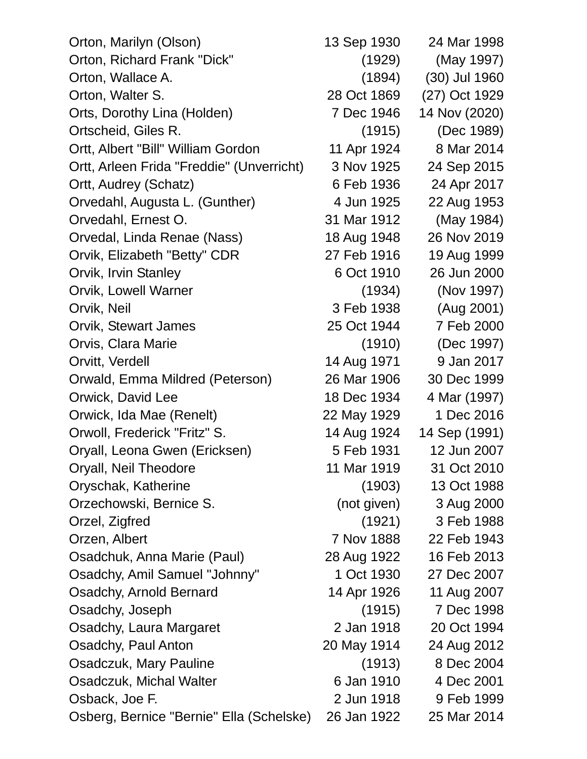| | | |
|---|---|---|
| Orton, Marilyn (Olson) | 13 Sep 1930 | 24 Mar 1998 |
| Orton, Richard Frank "Dick" | (1929) | (May 1997) |
| Orton, Wallace A. | (1894) | (30) Jul 1960 |
| Orton, Walter S. | 28 Oct 1869 | (27) Oct 1929 |
| Orts, Dorothy Lina (Holden) | 7 Dec 1946 | 14 Nov (2020) |
| Ortscheid, Giles R. | (1915) | (Dec 1989) |
| Ortt, Albert "Bill" William Gordon | 11 Apr 1924 | 8 Mar 2014 |
| Ortt, Arleen Frida "Freddie" (Unverricht) | 3 Nov 1925 | 24 Sep 2015 |
| Ortt, Audrey (Schatz) | 6 Feb 1936 | 24 Apr 2017 |
| Orvedahl, Augusta L. (Gunther) | 4 Jun 1925 | 22 Aug 1953 |
| Orvedahl, Ernest O. | 31 Mar 1912 | (May 1984) |
| Orvedal, Linda Renae (Nass) | 18 Aug 1948 | 26 Nov 2019 |
| Orvik, Elizabeth "Betty" CDR | 27 Feb 1916 | 19 Aug 1999 |
| Orvik, Irvin Stanley | 6 Oct 1910 | 26 Jun 2000 |
| Orvik, Lowell Warner | (1934) | (Nov 1997) |
| Orvik, Neil | 3 Feb 1938 | (Aug 2001) |
| Orvik, Stewart James | 25 Oct 1944 | 7 Feb 2000 |
| Orvis, Clara Marie | (1910) | (Dec 1997) |
| Orvitt, Verdell | 14 Aug 1971 | 9 Jan 2017 |
| Orwald, Emma Mildred (Peterson) | 26 Mar 1906 | 30 Dec 1999 |
| Orwick, David Lee | 18 Dec 1934 | 4 Mar (1997) |
| Orwick, Ida Mae (Renelt) | 22 May 1929 | 1 Dec 2016 |
| Orwoll, Frederick "Fritz" S. | 14 Aug 1924 | 14 Sep (1991) |
| Oryall, Leona Gwen (Ericksen) | 5 Feb 1931 | 12 Jun 2007 |
| Oryall, Neil Theodore | 11 Mar 1919 | 31 Oct 2010 |
| Oryschak, Katherine | (1903) | 13 Oct 1988 |
| Orzechowski, Bernice S. | (not given) | 3 Aug 2000 |
| Orzel, Zigfred | (1921) | 3 Feb 1988 |
| Orzen, Albert | 7 Nov 1888 | 22 Feb 1943 |
| Osadchuk, Anna Marie (Paul) | 28 Aug 1922 | 16 Feb 2013 |
| Osadchy, Amil Samuel "Johnny" | 1 Oct 1930 | 27 Dec 2007 |
| Osadchy, Arnold Bernard | 14 Apr 1926 | 11 Aug 2007 |
| Osadchy, Joseph | (1915) | 7 Dec 1998 |
| Osadchy, Laura Margaret | 2 Jan 1918 | 20 Oct 1994 |
| Osadchy, Paul Anton | 20 May 1914 | 24 Aug 2012 |
| Osadczuk, Mary Pauline | (1913) | 8 Dec 2004 |
| Osadczuk, Michal Walter | 6 Jan 1910 | 4 Dec 2001 |
| Osback, Joe F. | 2 Jun 1918 | 9 Feb 1999 |
| Osberg, Bernice "Bernie" Ella (Schelske) | 26 Jan 1922 | 25 Mar 2014 |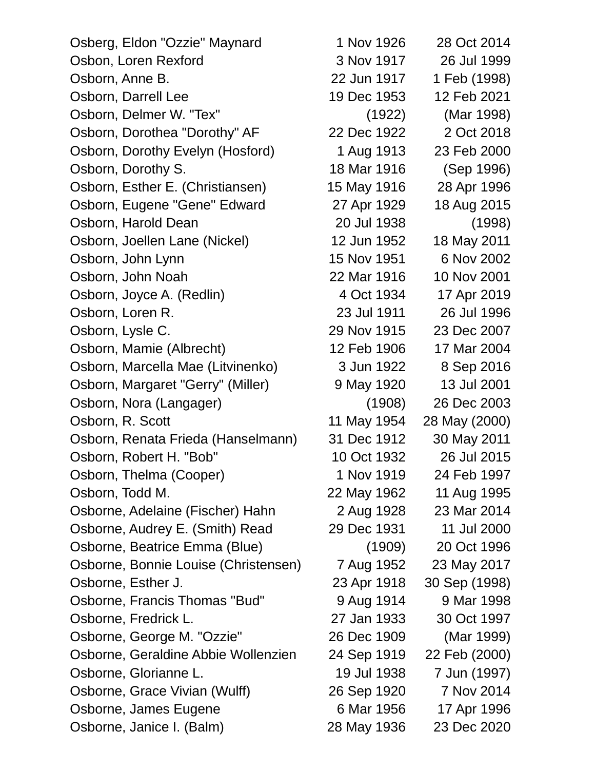| | | |
|---|---|---|
| Osberg, Eldon "Ozzie" Maynard | 1 Nov 1926 | 28 Oct 2014 |
| Osbon, Loren Rexford | 3 Nov 1917 | 26 Jul 1999 |
| Osborn, Anne B. | 22 Jun 1917 | 1 Feb (1998) |
| Osborn, Darrell Lee | 19 Dec 1953 | 12 Feb 2021 |
| Osborn, Delmer W. "Tex" | (1922) | (Mar 1998) |
| Osborn, Dorothea "Dorothy" AF | 22 Dec 1922 | 2 Oct 2018 |
| Osborn, Dorothy Evelyn (Hosford) | 1 Aug 1913 | 23 Feb 2000 |
| Osborn, Dorothy S. | 18 Mar 1916 | (Sep 1996) |
| Osborn, Esther E. (Christiansen) | 15 May 1916 | 28 Apr 1996 |
| Osborn, Eugene "Gene" Edward | 27 Apr 1929 | 18 Aug 2015 |
| Osborn, Harold Dean | 20 Jul 1938 | (1998) |
| Osborn, Joellen Lane (Nickel) | 12 Jun 1952 | 18 May 2011 |
| Osborn, John Lynn | 15 Nov 1951 | 6 Nov 2002 |
| Osborn, John Noah | 22 Mar 1916 | 10 Nov 2001 |
| Osborn, Joyce A. (Redlin) | 4 Oct 1934 | 17 Apr 2019 |
| Osborn, Loren R. | 23 Jul 1911 | 26 Jul 1996 |
| Osborn, Lysle C. | 29 Nov 1915 | 23 Dec 2007 |
| Osborn, Mamie (Albrecht) | 12 Feb 1906 | 17 Mar 2004 |
| Osborn, Marcella Mae (Litvinenko) | 3 Jun 1922 | 8 Sep 2016 |
| Osborn, Margaret "Gerry" (Miller) | 9 May 1920 | 13 Jul 2001 |
| Osborn, Nora (Langager) | (1908) | 26 Dec 2003 |
| Osborn, R. Scott | 11 May 1954 | 28 May (2000) |
| Osborn, Renata Frieda (Hanselmann) | 31 Dec 1912 | 30 May 2011 |
| Osborn, Robert H. "Bob" | 10 Oct 1932 | 26 Jul 2015 |
| Osborn, Thelma (Cooper) | 1 Nov 1919 | 24 Feb 1997 |
| Osborn, Todd M. | 22 May 1962 | 11 Aug 1995 |
| Osborne, Adelaine (Fischer) Hahn | 2 Aug 1928 | 23 Mar 2014 |
| Osborne, Audrey E. (Smith) Read | 29 Dec 1931 | 11 Jul 2000 |
| Osborne, Beatrice Emma (Blue) | (1909) | 20 Oct 1996 |
| Osborne, Bonnie Louise (Christensen) | 7 Aug 1952 | 23 May 2017 |
| Osborne, Esther J. | 23 Apr 1918 | 30 Sep (1998) |
| Osborne, Francis Thomas "Bud" | 9 Aug 1914 | 9 Mar 1998 |
| Osborne, Fredrick L. | 27 Jan 1933 | 30 Oct 1997 |
| Osborne, George M. "Ozzie" | 26 Dec 1909 | (Mar 1999) |
| Osborne, Geraldine Abbie Wollenzien | 24 Sep 1919 | 22 Feb (2000) |
| Osborne, Glorianne L. | 19 Jul 1938 | 7 Jun (1997) |
| Osborne, Grace Vivian (Wulff) | 26 Sep 1920 | 7 Nov 2014 |
| Osborne, James Eugene | 6 Mar 1956 | 17 Apr 1996 |
| Osborne, Janice I. (Balm) | 28 May 1936 | 23 Dec 2020 |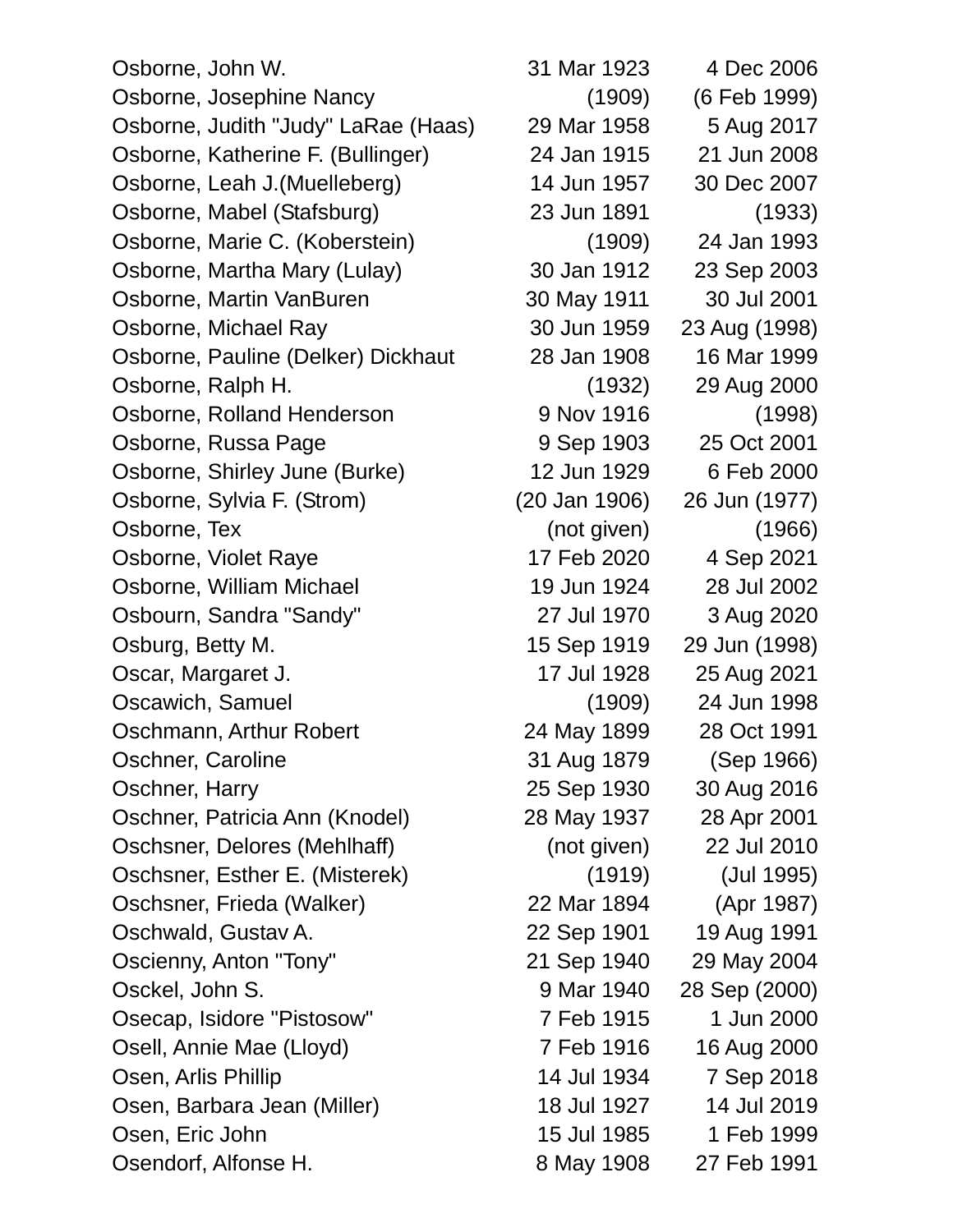| | | |
|---|---|---|
| Osborne, John W. | 31 Mar 1923 | 4 Dec 2006 |
| Osborne, Josephine Nancy | (1909) | (6 Feb 1999) |
| Osborne, Judith "Judy" LaRae (Haas) | 29 Mar 1958 | 5 Aug 2017 |
| Osborne, Katherine F. (Bullinger) | 24 Jan 1915 | 21 Jun 2008 |
| Osborne, Leah J.(Muelleberg) | 14 Jun 1957 | 30 Dec 2007 |
| Osborne, Mabel (Stafsburg) | 23 Jun 1891 | (1933) |
| Osborne, Marie C. (Koberstein) | (1909) | 24 Jan 1993 |
| Osborne, Martha Mary (Lulay) | 30 Jan 1912 | 23 Sep 2003 |
| Osborne, Martin VanBuren | 30 May 1911 | 30 Jul 2001 |
| Osborne, Michael Ray | 30 Jun 1959 | 23 Aug (1998) |
| Osborne, Pauline (Delker) Dickhaut | 28 Jan 1908 | 16 Mar 1999 |
| Osborne, Ralph H. | (1932) | 29 Aug 2000 |
| Osborne, Rolland Henderson | 9 Nov 1916 | (1998) |
| Osborne, Russa Page | 9 Sep 1903 | 25 Oct 2001 |
| Osborne, Shirley June (Burke) | 12 Jun 1929 | 6 Feb 2000 |
| Osborne, Sylvia F. (Strom) | (20 Jan 1906) | 26 Jun (1977) |
| Osborne, Tex | (not given) | (1966) |
| Osborne, Violet Raye | 17 Feb 2020 | 4 Sep 2021 |
| Osborne, William Michael | 19 Jun 1924 | 28 Jul 2002 |
| Osbourn, Sandra "Sandy" | 27 Jul 1970 | 3 Aug 2020 |
| Osburg, Betty M. | 15 Sep 1919 | 29 Jun (1998) |
| Oscar, Margaret J. | 17 Jul 1928 | 25 Aug 2021 |
| Oscawich, Samuel | (1909) | 24 Jun 1998 |
| Oschmann, Arthur Robert | 24 May 1899 | 28 Oct 1991 |
| Oschner, Caroline | 31 Aug 1879 | (Sep 1966) |
| Oschner, Harry | 25 Sep 1930 | 30 Aug 2016 |
| Oschner, Patricia Ann (Knodel) | 28 May 1937 | 28 Apr 2001 |
| Oschsner, Delores (Mehlhaff) | (not given) | 22 Jul 2010 |
| Oschsner, Esther E. (Misterek) | (1919) | (Jul 1995) |
| Oschsner, Frieda (Walker) | 22 Mar 1894 | (Apr 1987) |
| Oschwald, Gustav A. | 22 Sep 1901 | 19 Aug 1991 |
| Oscienny, Anton "Tony" | 21 Sep 1940 | 29 May 2004 |
| Osckel, John S. | 9 Mar 1940 | 28 Sep (2000) |
| Osecap, Isidore "Pistosow" | 7 Feb 1915 | 1 Jun 2000 |
| Osell, Annie Mae (Lloyd) | 7 Feb 1916 | 16 Aug 2000 |
| Osen, Arlis Phillip | 14 Jul 1934 | 7 Sep 2018 |
| Osen, Barbara Jean (Miller) | 18 Jul 1927 | 14 Jul 2019 |
| Osen, Eric John | 15 Jul 1985 | 1 Feb 1999 |
| Osendorf, Alfonse H. | 8 May 1908 | 27 Feb 1991 |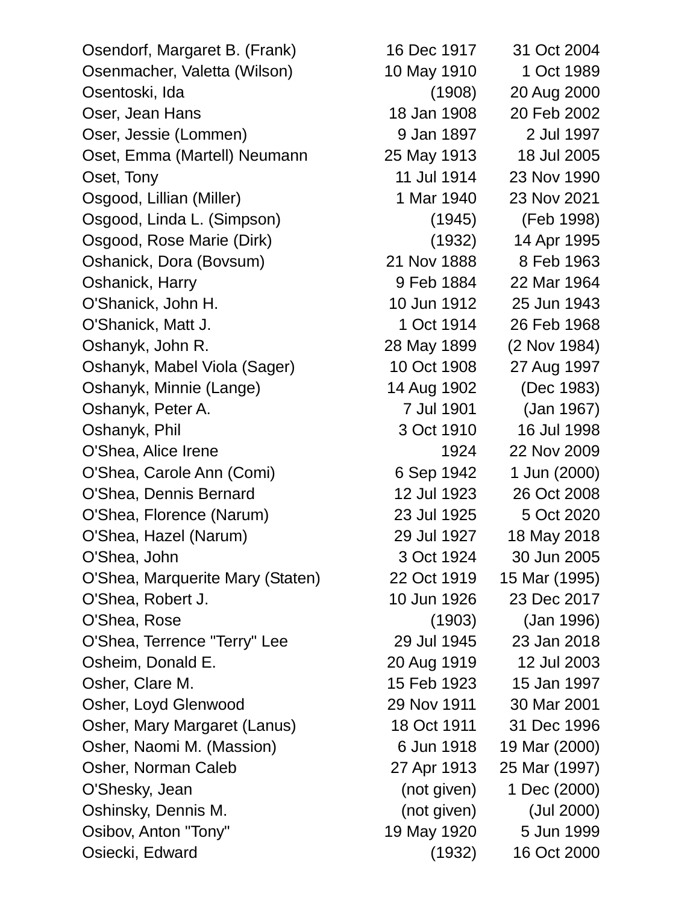| | | |
|---|---|---|
| Osendorf, Margaret B. (Frank) | 16 Dec 1917 | 31 Oct 2004 |
| Osenmacher, Valetta (Wilson) | 10 May 1910 | 1 Oct 1989 |
| Osentoski, Ida | (1908) | 20 Aug 2000 |
| Oser, Jean Hans | 18 Jan 1908 | 20 Feb 2002 |
| Oser, Jessie (Lommen) | 9 Jan 1897 | 2 Jul 1997 |
| Oset, Emma (Martell) Neumann | 25 May 1913 | 18 Jul 2005 |
| Oset, Tony | 11 Jul 1914 | 23 Nov 1990 |
| Osgood, Lillian (Miller) | 1 Mar 1940 | 23 Nov 2021 |
| Osgood, Linda L. (Simpson) | (1945) | (Feb 1998) |
| Osgood, Rose Marie (Dirk) | (1932) | 14 Apr 1995 |
| Oshanick, Dora (Bovsum) | 21 Nov 1888 | 8 Feb 1963 |
| Oshanick, Harry | 9 Feb 1884 | 22 Mar 1964 |
| O'Shanick, John H. | 10 Jun 1912 | 25 Jun 1943 |
| O'Shanick, Matt J. | 1 Oct 1914 | 26 Feb 1968 |
| Oshanyk, John R. | 28 May 1899 | (2 Nov 1984) |
| Oshanyk, Mabel Viola (Sager) | 10 Oct 1908 | 27 Aug 1997 |
| Oshanyk, Minnie (Lange) | 14 Aug 1902 | (Dec 1983) |
| Oshanyk, Peter A. | 7 Jul 1901 | (Jan 1967) |
| Oshanyk, Phil | 3 Oct 1910 | 16 Jul 1998 |
| O'Shea, Alice Irene | 1924 | 22 Nov 2009 |
| O'Shea, Carole Ann (Comi) | 6 Sep 1942 | 1 Jun (2000) |
| O'Shea, Dennis Bernard | 12 Jul 1923 | 26 Oct 2008 |
| O'Shea, Florence (Narum) | 23 Jul 1925 | 5 Oct 2020 |
| O'Shea, Hazel (Narum) | 29 Jul 1927 | 18 May 2018 |
| O'Shea, John | 3 Oct 1924 | 30 Jun 2005 |
| O'Shea, Marquerite Mary (Staten) | 22 Oct 1919 | 15 Mar (1995) |
| O'Shea, Robert J. | 10 Jun 1926 | 23 Dec 2017 |
| O'Shea, Rose | (1903) | (Jan 1996) |
| O'Shea, Terrence "Terry" Lee | 29 Jul 1945 | 23 Jan 2018 |
| Osheim, Donald E. | 20 Aug 1919 | 12 Jul 2003 |
| Osher, Clare M. | 15 Feb 1923 | 15 Jan 1997 |
| Osher, Loyd Glenwood | 29 Nov 1911 | 30 Mar 2001 |
| Osher, Mary Margaret (Lanus) | 18 Oct 1911 | 31 Dec 1996 |
| Osher, Naomi M. (Massion) | 6 Jun 1918 | 19 Mar (2000) |
| Osher, Norman Caleb | 27 Apr 1913 | 25 Mar (1997) |
| O'Shesky, Jean | (not given) | 1 Dec (2000) |
| Oshinsky, Dennis M. | (not given) | (Jul 2000) |
| Osibov, Anton "Tony" | 19 May 1920 | 5 Jun 1999 |
| Osiecki, Edward | (1932) | 16 Oct 2000 |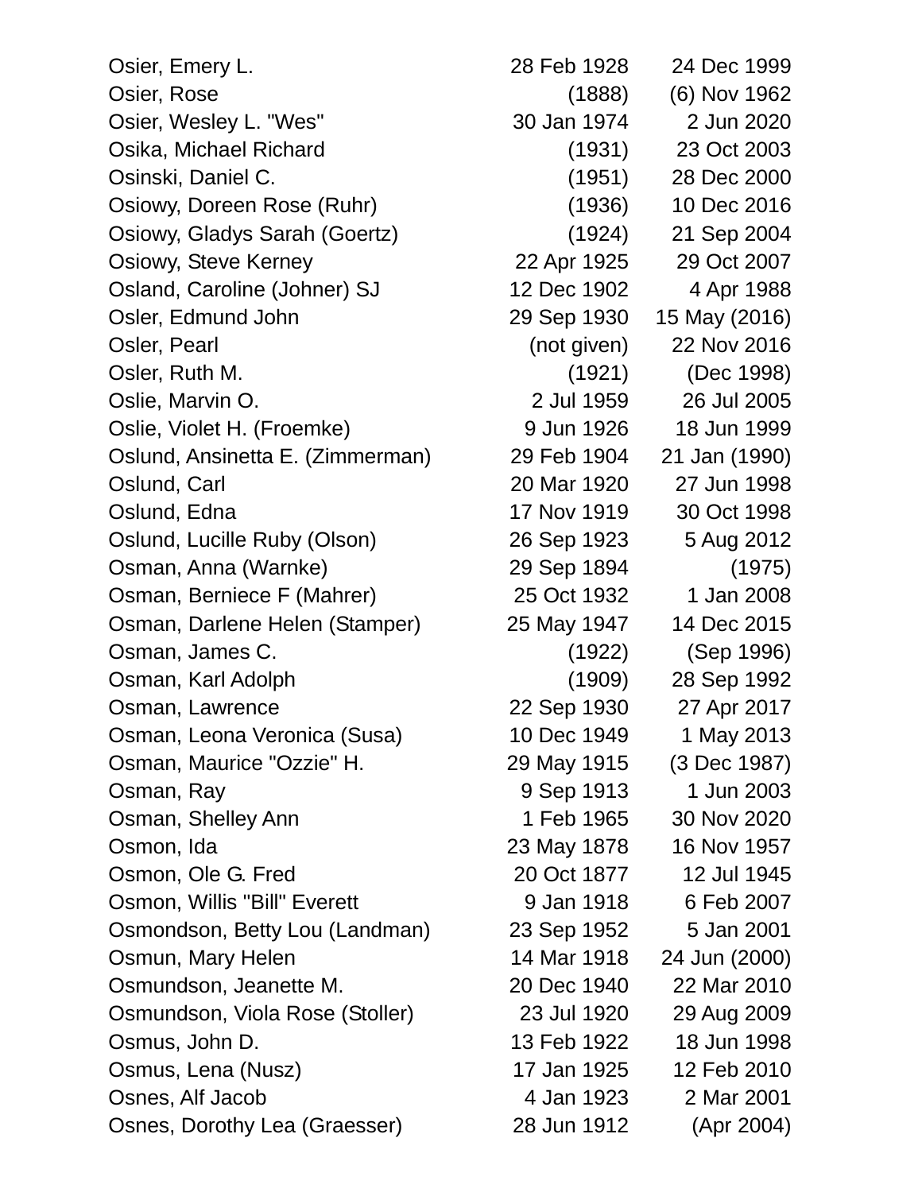| | | |
|---|---|---|
| Osier, Emery L. | 28 Feb 1928 | 24 Dec 1999 |
| Osier, Rose | (1888) | (6) Nov 1962 |
| Osier, Wesley L. "Wes" | 30 Jan 1974 | 2 Jun 2020 |
| Osika, Michael Richard | (1931) | 23 Oct 2003 |
| Osinski, Daniel C. | (1951) | 28 Dec 2000 |
| Osiowy, Doreen Rose (Ruhr) | (1936) | 10 Dec 2016 |
| Osiowy, Gladys Sarah (Goertz) | (1924) | 21 Sep 2004 |
| Osiowy, Steve Kerney | 22 Apr 1925 | 29 Oct 2007 |
| Osland, Caroline (Johner) SJ | 12 Dec 1902 | 4 Apr 1988 |
| Osler, Edmund John | 29 Sep 1930 | 15 May (2016) |
| Osler, Pearl | (not given) | 22 Nov 2016 |
| Osler, Ruth M. | (1921) | (Dec 1998) |
| Oslie, Marvin O. | 2 Jul 1959 | 26 Jul 2005 |
| Oslie, Violet H. (Froemke) | 9 Jun 1926 | 18 Jun 1999 |
| Oslund, Ansinetta E. (Zimmerman) | 29 Feb 1904 | 21 Jan (1990) |
| Oslund, Carl | 20 Mar 1920 | 27 Jun 1998 |
| Oslund, Edna | 17 Nov 1919 | 30 Oct 1998 |
| Oslund, Lucille Ruby (Olson) | 26 Sep 1923 | 5 Aug 2012 |
| Osman, Anna (Warnke) | 29 Sep 1894 | (1975) |
| Osman, Berniece F (Mahrer) | 25 Oct 1932 | 1 Jan 2008 |
| Osman, Darlene Helen (Stamper) | 25 May 1947 | 14 Dec 2015 |
| Osman, James C. | (1922) | (Sep 1996) |
| Osman, Karl Adolph | (1909) | 28 Sep 1992 |
| Osman, Lawrence | 22 Sep 1930 | 27 Apr 2017 |
| Osman, Leona Veronica (Susa) | 10 Dec 1949 | 1 May 2013 |
| Osman, Maurice "Ozzie" H. | 29 May 1915 | (3 Dec 1987) |
| Osman, Ray | 9 Sep 1913 | 1 Jun 2003 |
| Osman, Shelley Ann | 1 Feb 1965 | 30 Nov 2020 |
| Osmon, Ida | 23 May 1878 | 16 Nov 1957 |
| Osmon, Ole G. Fred | 20 Oct 1877 | 12 Jul 1945 |
| Osmon, Willis "Bill" Everett | 9 Jan 1918 | 6 Feb 2007 |
| Osmondson, Betty Lou (Landman) | 23 Sep 1952 | 5 Jan 2001 |
| Osmun, Mary Helen | 14 Mar 1918 | 24 Jun (2000) |
| Osmundson, Jeanette M. | 20 Dec 1940 | 22 Mar 2010 |
| Osmundson, Viola Rose (Stoller) | 23 Jul 1920 | 29 Aug 2009 |
| Osmus, John D. | 13 Feb 1922 | 18 Jun 1998 |
| Osmus, Lena (Nusz) | 17 Jan 1925 | 12 Feb 2010 |
| Osnes, Alf Jacob | 4 Jan 1923 | 2 Mar 2001 |
| Osnes, Dorothy Lea (Graesser) | 28 Jun 1912 | (Apr 2004) |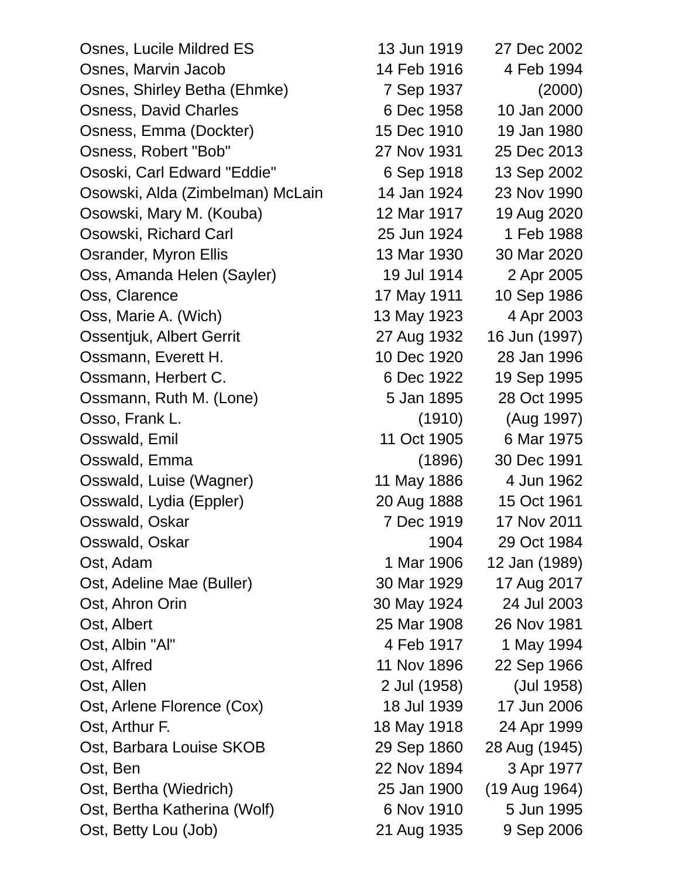| | | |
|---|---|---|
| Osnes, Lucile Mildred ES | 13 Jun 1919 | 27 Dec 2002 |
| Osnes, Marvin Jacob | 14 Feb 1916 | 4 Feb 1994 |
| Osnes, Shirley Betha (Ehmke) | 7 Sep 1937 | (2000) |
| Osness, David Charles | 6 Dec 1958 | 10 Jan 2000 |
| Osness, Emma (Dockter) | 15 Dec 1910 | 19 Jan 1980 |
| Osness, Robert "Bob" | 27 Nov 1931 | 25 Dec 2013 |
| Ososki, Carl Edward "Eddie" | 6 Sep 1918 | 13 Sep 2002 |
| Osowski, Alda (Zimbelman) McLain | 14 Jan 1924 | 23 Nov 1990 |
| Osowski, Mary M. (Kouba) | 12 Mar 1917 | 19 Aug 2020 |
| Osowski, Richard Carl | 25 Jun 1924 | 1 Feb 1988 |
| Osrander, Myron Ellis | 13 Mar 1930 | 30 Mar 2020 |
| Oss, Amanda Helen (Sayler) | 19 Jul 1914 | 2 Apr 2005 |
| Oss, Clarence | 17 May 1911 | 10 Sep 1986 |
| Oss, Marie A. (Wich) | 13 May 1923 | 4 Apr 2003 |
| Ossentjuk, Albert Gerrit | 27 Aug 1932 | 16 Jun (1997) |
| Ossmann, Everett H. | 10 Dec 1920 | 28 Jan 1996 |
| Ossmann, Herbert C. | 6 Dec 1922 | 19 Sep 1995 |
| Ossmann, Ruth M. (Lone) | 5 Jan 1895 | 28 Oct 1995 |
| Osso, Frank L. | (1910) | (Aug 1997) |
| Osswald, Emil | 11 Oct 1905 | 6 Mar 1975 |
| Osswald, Emma | (1896) | 30 Dec 1991 |
| Osswald, Luise (Wagner) | 11 May 1886 | 4 Jun 1962 |
| Osswald, Lydia (Eppler) | 20 Aug 1888 | 15 Oct 1961 |
| Osswald, Oskar | 7 Dec 1919 | 17 Nov 2011 |
| Osswald, Oskar | 1904 | 29 Oct 1984 |
| Ost, Adam | 1 Mar 1906 | 12 Jan (1989) |
| Ost, Adeline Mae (Buller) | 30 Mar 1929 | 17 Aug 2017 |
| Ost, Ahron Orin | 30 May 1924 | 24 Jul 2003 |
| Ost, Albert | 25 Mar 1908 | 26 Nov 1981 |
| Ost, Albin "Al" | 4 Feb 1917 | 1 May 1994 |
| Ost, Alfred | 11 Nov 1896 | 22 Sep 1966 |
| Ost, Allen | 2 Jul (1958) | (Jul 1958) |
| Ost, Arlene Florence (Cox) | 18 Jul 1939 | 17 Jun 2006 |
| Ost, Arthur F. | 18 May 1918 | 24 Apr 1999 |
| Ost, Barbara Louise SKOB | 29 Sep 1860 | 28 Aug (1945) |
| Ost, Ben | 22 Nov 1894 | 3 Apr 1977 |
| Ost, Bertha (Wiedrich) | 25 Jan 1900 | (19 Aug 1964) |
| Ost, Bertha Katherina (Wolf) | 6 Nov 1910 | 5 Jun 1995 |
| Ost, Betty Lou (Job) | 21 Aug 1935 | 9 Sep 2006 |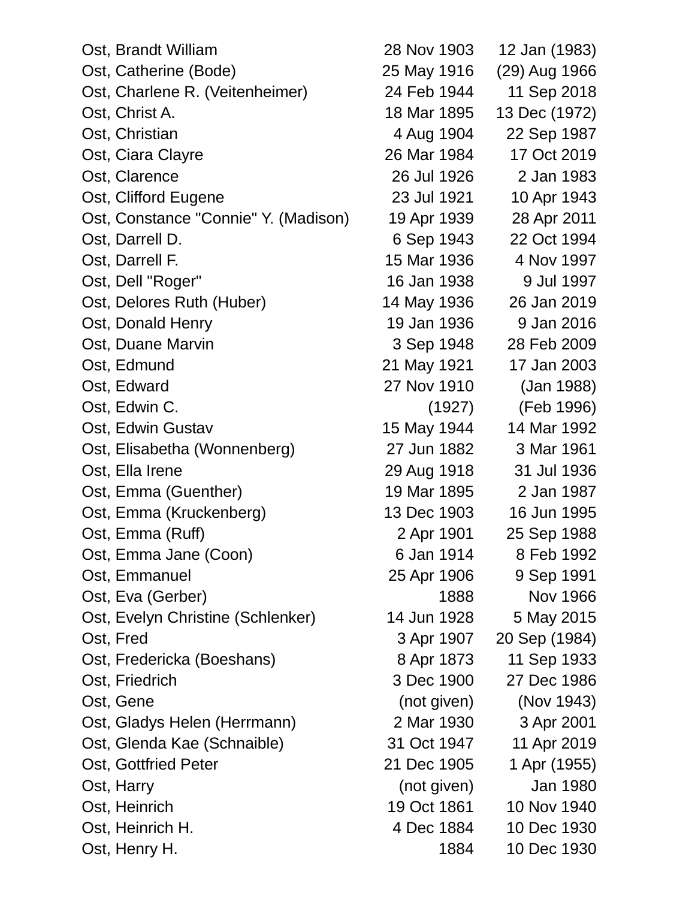| | | |
|---|---|---|
| Ost, Brandt William | 28 Nov 1903 | 12 Jan (1983) |
| Ost, Catherine (Bode) | 25 May 1916 | (29) Aug 1966 |
| Ost, Charlene R. (Veitenheimer) | 24 Feb 1944 | 11 Sep 2018 |
| Ost, Christ A. | 18 Mar 1895 | 13 Dec (1972) |
| Ost, Christian | 4 Aug 1904 | 22 Sep 1987 |
| Ost, Ciara Clayre | 26 Mar 1984 | 17 Oct 2019 |
| Ost, Clarence | 26 Jul 1926 | 2 Jan 1983 |
| Ost, Clifford Eugene | 23 Jul 1921 | 10 Apr 1943 |
| Ost, Constance "Connie" Y. (Madison) | 19 Apr 1939 | 28 Apr 2011 |
| Ost, Darrell D. | 6 Sep 1943 | 22 Oct 1994 |
| Ost, Darrell F. | 15 Mar 1936 | 4 Nov 1997 |
| Ost, Dell "Roger" | 16 Jan 1938 | 9 Jul 1997 |
| Ost, Delores Ruth (Huber) | 14 May 1936 | 26 Jan 2019 |
| Ost, Donald Henry | 19 Jan 1936 | 9 Jan 2016 |
| Ost, Duane Marvin | 3 Sep 1948 | 28 Feb 2009 |
| Ost, Edmund | 21 May 1921 | 17 Jan 2003 |
| Ost, Edward | 27 Nov 1910 | (Jan 1988) |
| Ost, Edwin C. | (1927) | (Feb 1996) |
| Ost, Edwin Gustav | 15 May 1944 | 14 Mar 1992 |
| Ost, Elisabetha (Wonnenberg) | 27 Jun 1882 | 3 Mar 1961 |
| Ost, Ella Irene | 29 Aug 1918 | 31 Jul 1936 |
| Ost, Emma (Guenther) | 19 Mar 1895 | 2 Jan 1987 |
| Ost, Emma (Kruckenberg) | 13 Dec 1903 | 16 Jun 1995 |
| Ost, Emma (Ruff) | 2 Apr 1901 | 25 Sep 1988 |
| Ost, Emma Jane (Coon) | 6 Jan 1914 | 8 Feb 1992 |
| Ost, Emmanuel | 25 Apr 1906 | 9 Sep 1991 |
| Ost, Eva (Gerber) | 1888 | Nov 1966 |
| Ost, Evelyn Christine (Schlenker) | 14 Jun 1928 | 5 May 2015 |
| Ost, Fred | 3 Apr 1907 | 20 Sep (1984) |
| Ost, Fredericka (Boeshans) | 8 Apr 1873 | 11 Sep 1933 |
| Ost, Friedrich | 3 Dec 1900 | 27 Dec 1986 |
| Ost, Gene | (not given) | (Nov 1943) |
| Ost, Gladys Helen (Herrmann) | 2 Mar 1930 | 3 Apr 2001 |
| Ost, Glenda Kae (Schnaible) | 31 Oct 1947 | 11 Apr 2019 |
| Ost, Gottfried Peter | 21 Dec 1905 | 1 Apr (1955) |
| Ost, Harry | (not given) | Jan 1980 |
| Ost, Heinrich | 19 Oct 1861 | 10 Nov 1940 |
| Ost, Heinrich H. | 4 Dec 1884 | 10 Dec 1930 |
| Ost, Henry H. | 1884 | 10 Dec 1930 |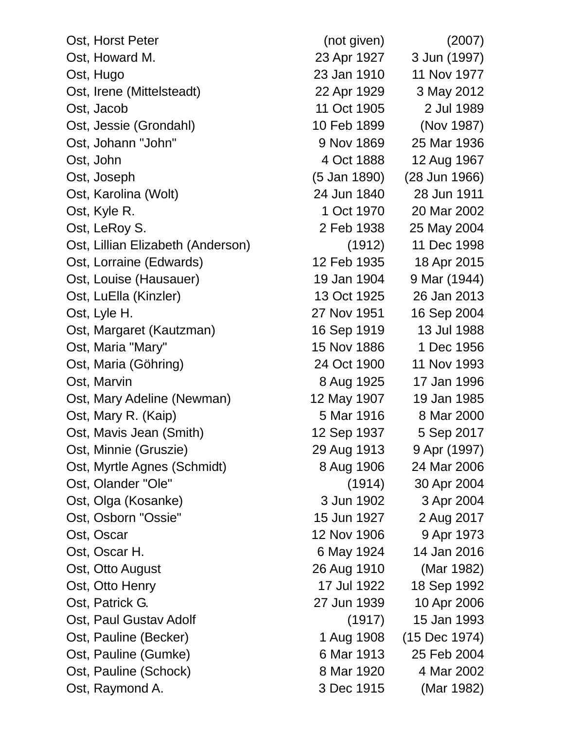| | | |
|---|---|---|
| Ost, Horst Peter | (not given) | (2007) |
| Ost, Howard M. | 23 Apr 1927 | 3 Jun (1997) |
| Ost, Hugo | 23 Jan 1910 | 11 Nov 1977 |
| Ost, Irene (Mittelsteadt) | 22 Apr 1929 | 3 May 2012 |
| Ost, Jacob | 11 Oct 1905 | 2 Jul 1989 |
| Ost, Jessie (Grondahl) | 10 Feb 1899 | (Nov 1987) |
| Ost, Johann "John" | 9 Nov 1869 | 25 Mar 1936 |
| Ost, John | 4 Oct 1888 | 12 Aug 1967 |
| Ost, Joseph | (5 Jan 1890) | (28 Jun 1966) |
| Ost, Karolina (Wolt) | 24 Jun 1840 | 28 Jun 1911 |
| Ost, Kyle R. | 1 Oct 1970 | 20 Mar 2002 |
| Ost, LeRoy S. | 2 Feb 1938 | 25 May 2004 |
| Ost, Lillian Elizabeth (Anderson) | (1912) | 11 Dec 1998 |
| Ost, Lorraine (Edwards) | 12 Feb 1935 | 18 Apr 2015 |
| Ost, Louise (Hausauer) | 19 Jan 1904 | 9 Mar (1944) |
| Ost, LuElla (Kinzler) | 13 Oct 1925 | 26 Jan 2013 |
| Ost, Lyle H. | 27 Nov 1951 | 16 Sep 2004 |
| Ost, Margaret (Kautzman) | 16 Sep 1919 | 13 Jul 1988 |
| Ost, Maria "Mary" | 15 Nov 1886 | 1 Dec 1956 |
| Ost, Maria (Göhring) | 24 Oct 1900 | 11 Nov 1993 |
| Ost, Marvin | 8 Aug 1925 | 17 Jan 1996 |
| Ost, Mary Adeline (Newman) | 12 May 1907 | 19 Jan 1985 |
| Ost, Mary R. (Kaip) | 5 Mar 1916 | 8 Mar 2000 |
| Ost, Mavis Jean (Smith) | 12 Sep 1937 | 5 Sep 2017 |
| Ost, Minnie (Gruszie) | 29 Aug 1913 | 9 Apr (1997) |
| Ost, Myrtle Agnes (Schmidt) | 8 Aug 1906 | 24 Mar 2006 |
| Ost, Olander "Ole" | (1914) | 30 Apr 2004 |
| Ost, Olga (Kosanke) | 3 Jun 1902 | 3 Apr 2004 |
| Ost, Osborn "Ossie" | 15 Jun 1927 | 2 Aug 2017 |
| Ost, Oscar | 12 Nov 1906 | 9 Apr 1973 |
| Ost, Oscar H. | 6 May 1924 | 14 Jan 2016 |
| Ost, Otto August | 26 Aug 1910 | (Mar 1982) |
| Ost, Otto Henry | 17 Jul 1922 | 18 Sep 1992 |
| Ost, Patrick G. | 27 Jun 1939 | 10 Apr 2006 |
| Ost, Paul Gustav Adolf | (1917) | 15 Jan 1993 |
| Ost, Pauline (Becker) | 1 Aug 1908 | (15 Dec 1974) |
| Ost, Pauline (Gumke) | 6 Mar 1913 | 25 Feb 2004 |
| Ost, Pauline (Schock) | 8 Mar 1920 | 4 Mar 2002 |
| Ost, Raymond A. | 3 Dec 1915 | (Mar 1982) |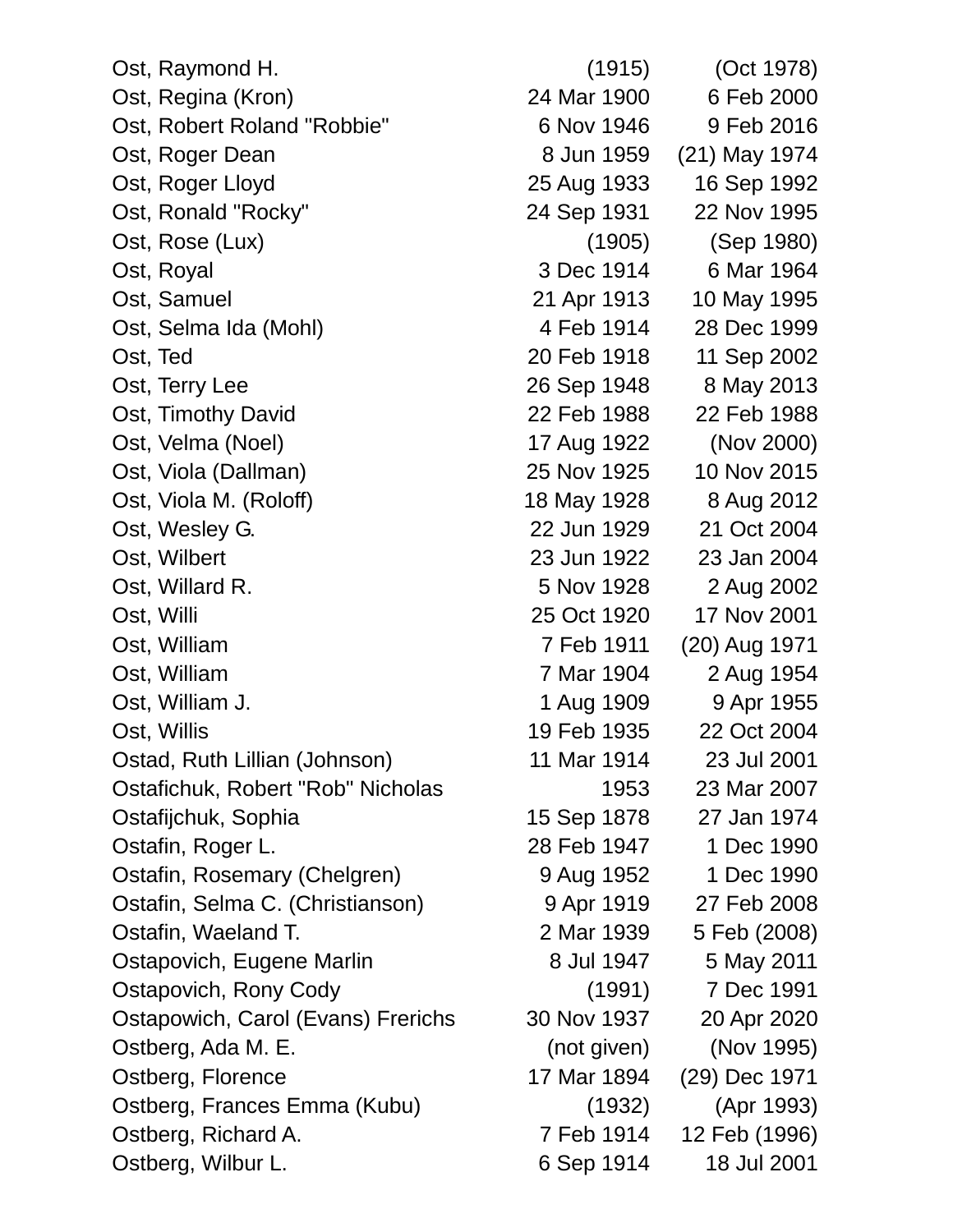| Name | Birth | Death |
|---|---|---|
| Ost, Raymond H. | (1915) | (Oct 1978) |
| Ost, Regina (Kron) | 24 Mar 1900 | 6 Feb 2000 |
| Ost, Robert Roland "Robbie" | 6 Nov 1946 | 9 Feb 2016 |
| Ost, Roger Dean | 8 Jun 1959 | (21) May 1974 |
| Ost, Roger Lloyd | 25 Aug 1933 | 16 Sep 1992 |
| Ost, Ronald "Rocky" | 24 Sep 1931 | 22 Nov 1995 |
| Ost, Rose (Lux) | (1905) | (Sep 1980) |
| Ost, Royal | 3 Dec 1914 | 6 Mar 1964 |
| Ost, Samuel | 21 Apr 1913 | 10 May 1995 |
| Ost, Selma Ida (Mohl) | 4 Feb 1914 | 28 Dec 1999 |
| Ost, Ted | 20 Feb 1918 | 11 Sep 2002 |
| Ost, Terry Lee | 26 Sep 1948 | 8 May 2013 |
| Ost, Timothy David | 22 Feb 1988 | 22 Feb 1988 |
| Ost, Velma (Noel) | 17 Aug 1922 | (Nov 2000) |
| Ost, Viola (Dallman) | 25 Nov 1925 | 10 Nov 2015 |
| Ost, Viola M. (Roloff) | 18 May 1928 | 8 Aug 2012 |
| Ost, Wesley G. | 22 Jun 1929 | 21 Oct 2004 |
| Ost, Wilbert | 23 Jun 1922 | 23 Jan 2004 |
| Ost, Willard R. | 5 Nov 1928 | 2 Aug 2002 |
| Ost, Willi | 25 Oct 1920 | 17 Nov 2001 |
| Ost, William | 7 Feb 1911 | (20) Aug 1971 |
| Ost, William | 7 Mar 1904 | 2 Aug 1954 |
| Ost, William J. | 1 Aug 1909 | 9 Apr 1955 |
| Ost, Willis | 19 Feb 1935 | 22 Oct 2004 |
| Ostad, Ruth Lillian (Johnson) | 11 Mar 1914 | 23 Jul 2001 |
| Ostafichuk, Robert "Rob" Nicholas | 1953 | 23 Mar 2007 |
| Ostafijchuk, Sophia | 15 Sep 1878 | 27 Jan 1974 |
| Ostafin, Roger L. | 28 Feb 1947 | 1 Dec 1990 |
| Ostafin, Rosemary (Chelgren) | 9 Aug 1952 | 1 Dec 1990 |
| Ostafin, Selma C. (Christianson) | 9 Apr 1919 | 27 Feb 2008 |
| Ostafin, Waeland T. | 2 Mar 1939 | 5 Feb (2008) |
| Ostapovich, Eugene Marlin | 8 Jul 1947 | 5 May 2011 |
| Ostapovich, Rony Cody | (1991) | 7 Dec 1991 |
| Ostapowich, Carol (Evans) Frerichs | 30 Nov 1937 | 20 Apr 2020 |
| Ostberg, Ada M. E. | (not given) | (Nov 1995) |
| Ostberg, Florence | 17 Mar 1894 | (29) Dec 1971 |
| Ostberg, Frances Emma (Kubu) | (1932) | (Apr 1993) |
| Ostberg, Richard A. | 7 Feb 1914 | 12 Feb (1996) |
| Ostberg, Wilbur L. | 6 Sep 1914 | 18 Jul 2001 |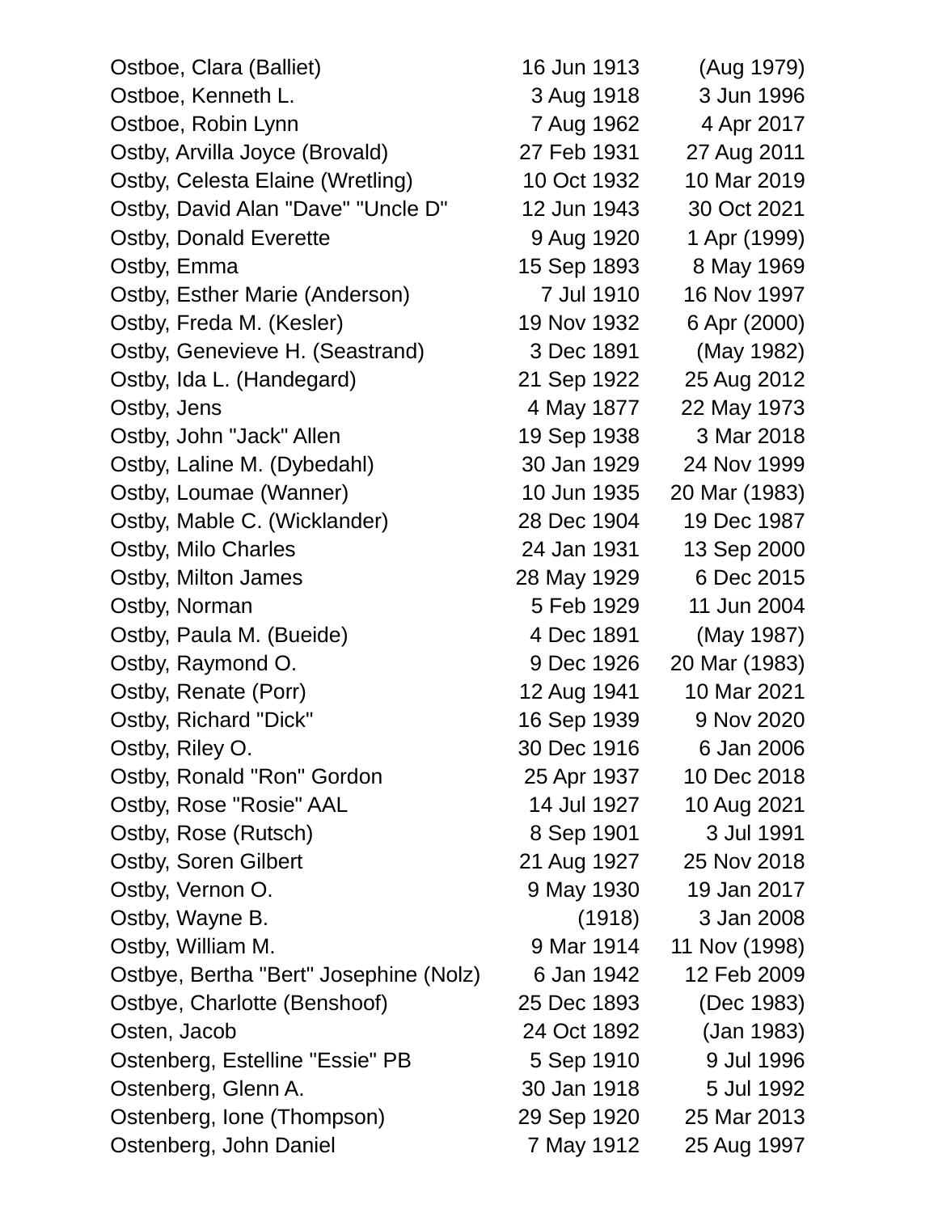| | | |
|---|---|---|
| Ostboe, Clara (Balliet) | 16 Jun 1913 | (Aug 1979) |
| Ostboe, Kenneth L. | 3 Aug 1918 | 3 Jun 1996 |
| Ostboe, Robin Lynn | 7 Aug 1962 | 4 Apr 2017 |
| Ostby, Arvilla Joyce (Brovald) | 27 Feb 1931 | 27 Aug 2011 |
| Ostby, Celesta Elaine (Wretling) | 10 Oct 1932 | 10 Mar 2019 |
| Ostby, David Alan "Dave" "Uncle D" | 12 Jun 1943 | 30 Oct 2021 |
| Ostby, Donald Everette | 9 Aug 1920 | 1 Apr (1999) |
| Ostby, Emma | 15 Sep 1893 | 8 May 1969 |
| Ostby, Esther Marie (Anderson) | 7 Jul 1910 | 16 Nov 1997 |
| Ostby, Freda M. (Kesler) | 19 Nov 1932 | 6 Apr (2000) |
| Ostby, Genevieve H. (Seastrand) | 3 Dec 1891 | (May 1982) |
| Ostby, Ida L. (Handegard) | 21 Sep 1922 | 25 Aug 2012 |
| Ostby, Jens | 4 May 1877 | 22 May 1973 |
| Ostby, John "Jack" Allen | 19 Sep 1938 | 3 Mar 2018 |
| Ostby, Laline M. (Dybedahl) | 30 Jan 1929 | 24 Nov 1999 |
| Ostby, Loumae (Wanner) | 10 Jun 1935 | 20 Mar (1983) |
| Ostby, Mable C. (Wicklander) | 28 Dec 1904 | 19 Dec 1987 |
| Ostby, Milo Charles | 24 Jan 1931 | 13 Sep 2000 |
| Ostby, Milton James | 28 May 1929 | 6 Dec 2015 |
| Ostby, Norman | 5 Feb 1929 | 11 Jun 2004 |
| Ostby, Paula M. (Bueide) | 4 Dec 1891 | (May 1987) |
| Ostby, Raymond O. | 9 Dec 1926 | 20 Mar (1983) |
| Ostby, Renate (Porr) | 12 Aug 1941 | 10 Mar 2021 |
| Ostby, Richard "Dick" | 16 Sep 1939 | 9 Nov 2020 |
| Ostby, Riley O. | 30 Dec 1916 | 6 Jan 2006 |
| Ostby, Ronald "Ron" Gordon | 25 Apr 1937 | 10 Dec 2018 |
| Ostby, Rose "Rosie" AAL | 14 Jul 1927 | 10 Aug 2021 |
| Ostby, Rose (Rutsch) | 8 Sep 1901 | 3 Jul 1991 |
| Ostby, Soren Gilbert | 21 Aug 1927 | 25 Nov 2018 |
| Ostby, Vernon O. | 9 May 1930 | 19 Jan 2017 |
| Ostby, Wayne B. | (1918) | 3 Jan 2008 |
| Ostby, William M. | 9 Mar 1914 | 11 Nov (1998) |
| Ostbye, Bertha "Bert" Josephine (Nolz) | 6 Jan 1942 | 12 Feb 2009 |
| Ostbye, Charlotte (Benshoof) | 25 Dec 1893 | (Dec 1983) |
| Osten, Jacob | 24 Oct 1892 | (Jan 1983) |
| Ostenberg, Estelline "Essie" PB | 5 Sep 1910 | 9 Jul 1996 |
| Ostenberg, Glenn A. | 30 Jan 1918 | 5 Jul 1992 |
| Ostenberg, Ione (Thompson) | 29 Sep 1920 | 25 Mar 2013 |
| Ostenberg, John Daniel | 7 May 1912 | 25 Aug 1997 |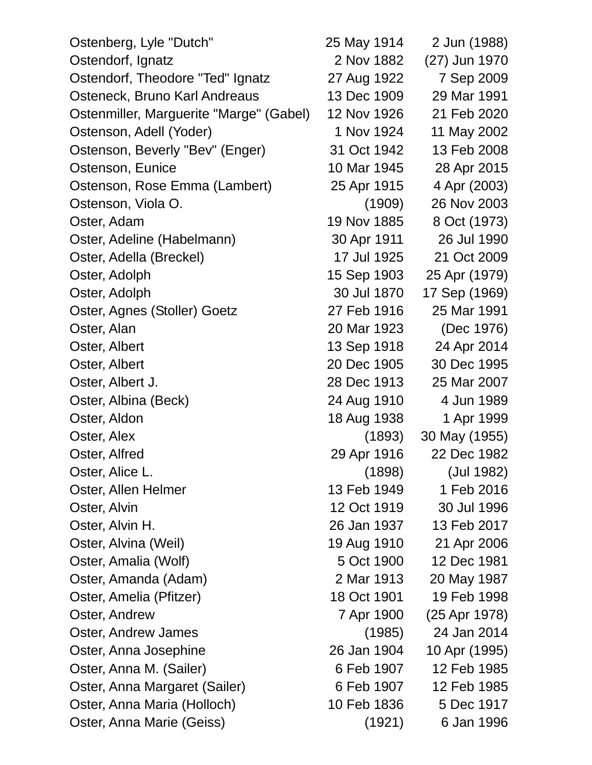| | | |
|---|---|---|
| Ostenberg, Lyle "Dutch" | 25 May 1914 | 2 Jun (1988) |
| Ostendorf, Ignatz | 2 Nov 1882 | (27) Jun 1970 |
| Ostendorf, Theodore "Ted" Ignatz | 27 Aug 1922 | 7 Sep 2009 |
| Osteneck, Bruno Karl Andreaus | 13 Dec 1909 | 29 Mar 1991 |
| Ostenmiller, Marguerite "Marge" (Gabel) | 12 Nov 1926 | 21 Feb 2020 |
| Ostenson, Adell (Yoder) | 1 Nov 1924 | 11 May 2002 |
| Ostenson, Beverly "Bev" (Enger) | 31 Oct 1942 | 13 Feb 2008 |
| Ostenson, Eunice | 10 Mar 1945 | 28 Apr 2015 |
| Ostenson, Rose Emma (Lambert) | 25 Apr 1915 | 4 Apr (2003) |
| Ostenson, Viola O. | (1909) | 26 Nov 2003 |
| Oster, Adam | 19 Nov 1885 | 8 Oct (1973) |
| Oster, Adeline (Habelmann) | 30 Apr 1911 | 26 Jul 1990 |
| Oster, Adella (Breckel) | 17 Jul 1925 | 21 Oct 2009 |
| Oster, Adolph | 15 Sep 1903 | 25 Apr (1979) |
| Oster, Adolph | 30 Jul 1870 | 17 Sep (1969) |
| Oster, Agnes (Stoller) Goetz | 27 Feb 1916 | 25 Mar 1991 |
| Oster, Alan | 20 Mar 1923 | (Dec 1976) |
| Oster, Albert | 13 Sep 1918 | 24 Apr 2014 |
| Oster, Albert | 20 Dec 1905 | 30 Dec 1995 |
| Oster, Albert J. | 28 Dec 1913 | 25 Mar 2007 |
| Oster, Albina (Beck) | 24 Aug 1910 | 4 Jun 1989 |
| Oster, Aldon | 18 Aug 1938 | 1 Apr 1999 |
| Oster, Alex | (1893) | 30 May (1955) |
| Oster, Alfred | 29 Apr 1916 | 22 Dec 1982 |
| Oster, Alice L. | (1898) | (Jul 1982) |
| Oster, Allen Helmer | 13 Feb 1949 | 1 Feb 2016 |
| Oster, Alvin | 12 Oct 1919 | 30 Jul 1996 |
| Oster, Alvin H. | 26 Jan 1937 | 13 Feb 2017 |
| Oster, Alvina (Weil) | 19 Aug 1910 | 21 Apr 2006 |
| Oster, Amalia (Wolf) | 5 Oct 1900 | 12 Dec 1981 |
| Oster, Amanda (Adam) | 2 Mar 1913 | 20 May 1987 |
| Oster, Amelia (Pfitzer) | 18 Oct 1901 | 19 Feb 1998 |
| Oster, Andrew | 7 Apr 1900 | (25 Apr 1978) |
| Oster, Andrew James | (1985) | 24 Jan 2014 |
| Oster, Anna Josephine | 26 Jan 1904 | 10 Apr (1995) |
| Oster, Anna M. (Sailer) | 6 Feb 1907 | 12 Feb 1985 |
| Oster, Anna Margaret (Sailer) | 6 Feb 1907 | 12 Feb 1985 |
| Oster, Anna Maria (Holloch) | 10 Feb 1836 | 5 Dec 1917 |
| Oster, Anna Marie (Geiss) | (1921) | 6 Jan 1996 |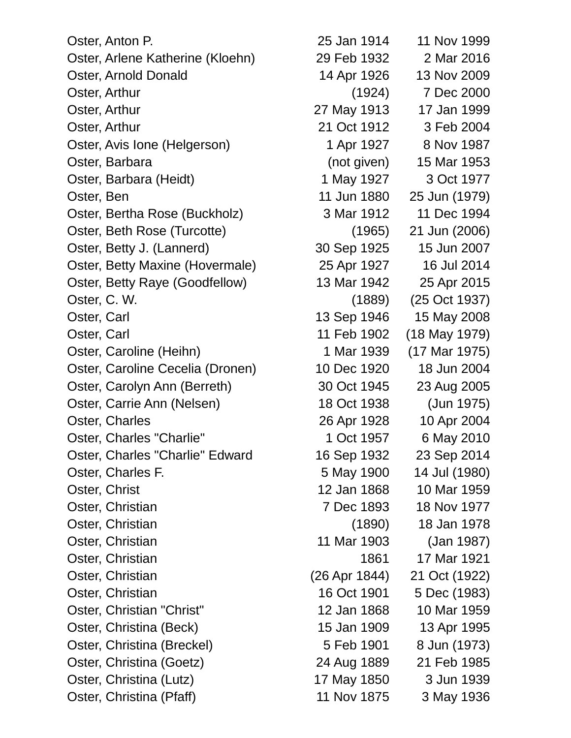| | | |
|---|---|---|
| Oster, Anton P. | 25 Jan 1914 | 11 Nov 1999 |
| Oster, Arlene Katherine (Kloehn) | 29 Feb 1932 | 2 Mar 2016 |
| Oster, Arnold Donald | 14 Apr 1926 | 13 Nov 2009 |
| Oster, Arthur | (1924) | 7 Dec 2000 |
| Oster, Arthur | 27 May 1913 | 17 Jan 1999 |
| Oster, Arthur | 21 Oct 1912 | 3 Feb 2004 |
| Oster, Avis Ione (Helgerson) | 1 Apr 1927 | 8 Nov 1987 |
| Oster, Barbara | (not given) | 15 Mar 1953 |
| Oster, Barbara (Heidt) | 1 May 1927 | 3 Oct 1977 |
| Oster, Ben | 11 Jun 1880 | 25 Jun (1979) |
| Oster, Bertha Rose (Buckholz) | 3 Mar 1912 | 11 Dec 1994 |
| Oster, Beth Rose (Turcotte) | (1965) | 21 Jun (2006) |
| Oster, Betty J. (Lannerd) | 30 Sep 1925 | 15 Jun 2007 |
| Oster, Betty Maxine (Hovermale) | 25 Apr 1927 | 16 Jul 2014 |
| Oster, Betty Raye (Goodfellow) | 13 Mar 1942 | 25 Apr 2015 |
| Oster, C. W. | (1889) | (25 Oct 1937) |
| Oster, Carl | 13 Sep 1946 | 15 May 2008 |
| Oster, Carl | 11 Feb 1902 | (18 May 1979) |
| Oster, Caroline (Heihn) | 1 Mar 1939 | (17 Mar 1975) |
| Oster, Caroline Cecelia (Dronen) | 10 Dec 1920 | 18 Jun 2004 |
| Oster, Carolyn Ann (Berreth) | 30 Oct 1945 | 23 Aug 2005 |
| Oster, Carrie Ann (Nelsen) | 18 Oct 1938 | (Jun 1975) |
| Oster, Charles | 26 Apr 1928 | 10 Apr 2004 |
| Oster, Charles "Charlie" | 1 Oct 1957 | 6 May 2010 |
| Oster, Charles "Charlie" Edward | 16 Sep 1932 | 23 Sep 2014 |
| Oster, Charles F. | 5 May 1900 | 14 Jul (1980) |
| Oster, Christ | 12 Jan 1868 | 10 Mar 1959 |
| Oster, Christian | 7 Dec 1893 | 18 Nov 1977 |
| Oster, Christian | (1890) | 18 Jan 1978 |
| Oster, Christian | 11 Mar 1903 | (Jan 1987) |
| Oster, Christian | 1861 | 17 Mar 1921 |
| Oster, Christian | (26 Apr 1844) | 21 Oct (1922) |
| Oster, Christian | 16 Oct 1901 | 5 Dec (1983) |
| Oster, Christian "Christ" | 12 Jan 1868 | 10 Mar 1959 |
| Oster, Christina (Beck) | 15 Jan 1909 | 13 Apr 1995 |
| Oster, Christina (Breckel) | 5 Feb 1901 | 8 Jun (1973) |
| Oster, Christina (Goetz) | 24 Aug 1889 | 21 Feb 1985 |
| Oster, Christina (Lutz) | 17 May 1850 | 3 Jun 1939 |
| Oster, Christina (Pfaff) | 11 Nov 1875 | 3 May 1936 |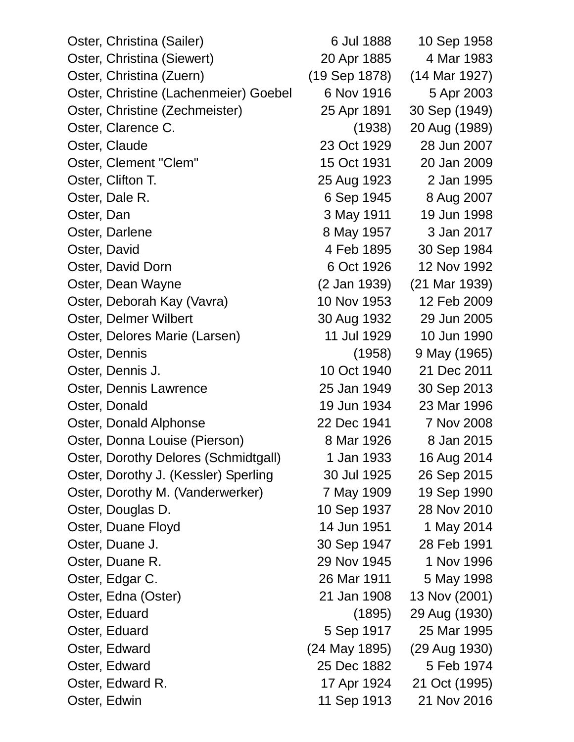| | | |
|---|---|---|
| Oster, Christina (Sailer) | 6 Jul 1888 | 10 Sep 1958 |
| Oster, Christina (Siewert) | 20 Apr 1885 | 4 Mar 1983 |
| Oster, Christina (Zuern) | (19 Sep 1878) | (14 Mar 1927) |
| Oster, Christine (Lachenmeier) Goebel | 6 Nov 1916 | 5 Apr 2003 |
| Oster, Christine (Zechmeister) | 25 Apr 1891 | 30 Sep (1949) |
| Oster, Clarence C. | (1938) | 20 Aug (1989) |
| Oster, Claude | 23 Oct 1929 | 28 Jun 2007 |
| Oster, Clement "Clem" | 15 Oct 1931 | 20 Jan 2009 |
| Oster, Clifton T. | 25 Aug 1923 | 2 Jan 1995 |
| Oster, Dale R. | 6 Sep 1945 | 8 Aug 2007 |
| Oster, Dan | 3 May 1911 | 19 Jun 1998 |
| Oster, Darlene | 8 May 1957 | 3 Jan 2017 |
| Oster, David | 4 Feb 1895 | 30 Sep 1984 |
| Oster, David Dorn | 6 Oct 1926 | 12 Nov 1992 |
| Oster, Dean Wayne | (2 Jan 1939) | (21 Mar 1939) |
| Oster, Deborah Kay (Vavra) | 10 Nov 1953 | 12 Feb 2009 |
| Oster, Delmer Wilbert | 30 Aug 1932 | 29 Jun 2005 |
| Oster, Delores Marie (Larsen) | 11 Jul 1929 | 10 Jun 1990 |
| Oster, Dennis | (1958) | 9 May (1965) |
| Oster, Dennis J. | 10 Oct 1940 | 21 Dec 2011 |
| Oster, Dennis Lawrence | 25 Jan 1949 | 30 Sep 2013 |
| Oster, Donald | 19 Jun 1934 | 23 Mar 1996 |
| Oster, Donald Alphonse | 22 Dec 1941 | 7 Nov 2008 |
| Oster, Donna Louise (Pierson) | 8 Mar 1926 | 8 Jan 2015 |
| Oster, Dorothy Delores (Schmidtgall) | 1 Jan 1933 | 16 Aug 2014 |
| Oster, Dorothy J. (Kessler) Sperling | 30 Jul 1925 | 26 Sep 2015 |
| Oster, Dorothy M. (Vanderwerker) | 7 May 1909 | 19 Sep 1990 |
| Oster, Douglas D. | 10 Sep 1937 | 28 Nov 2010 |
| Oster, Duane Floyd | 14 Jun 1951 | 1 May 2014 |
| Oster, Duane J. | 30 Sep 1947 | 28 Feb 1991 |
| Oster, Duane R. | 29 Nov 1945 | 1 Nov 1996 |
| Oster, Edgar C. | 26 Mar 1911 | 5 May 1998 |
| Oster, Edna (Oster) | 21 Jan 1908 | 13 Nov (2001) |
| Oster, Eduard | (1895) | 29 Aug (1930) |
| Oster, Eduard | 5 Sep 1917 | 25 Mar 1995 |
| Oster, Edward | (24 May 1895) | (29 Aug 1930) |
| Oster, Edward | 25 Dec 1882 | 5 Feb 1974 |
| Oster, Edward R. | 17 Apr 1924 | 21 Oct (1995) |
| Oster, Edwin | 11 Sep 1913 | 21 Nov 2016 |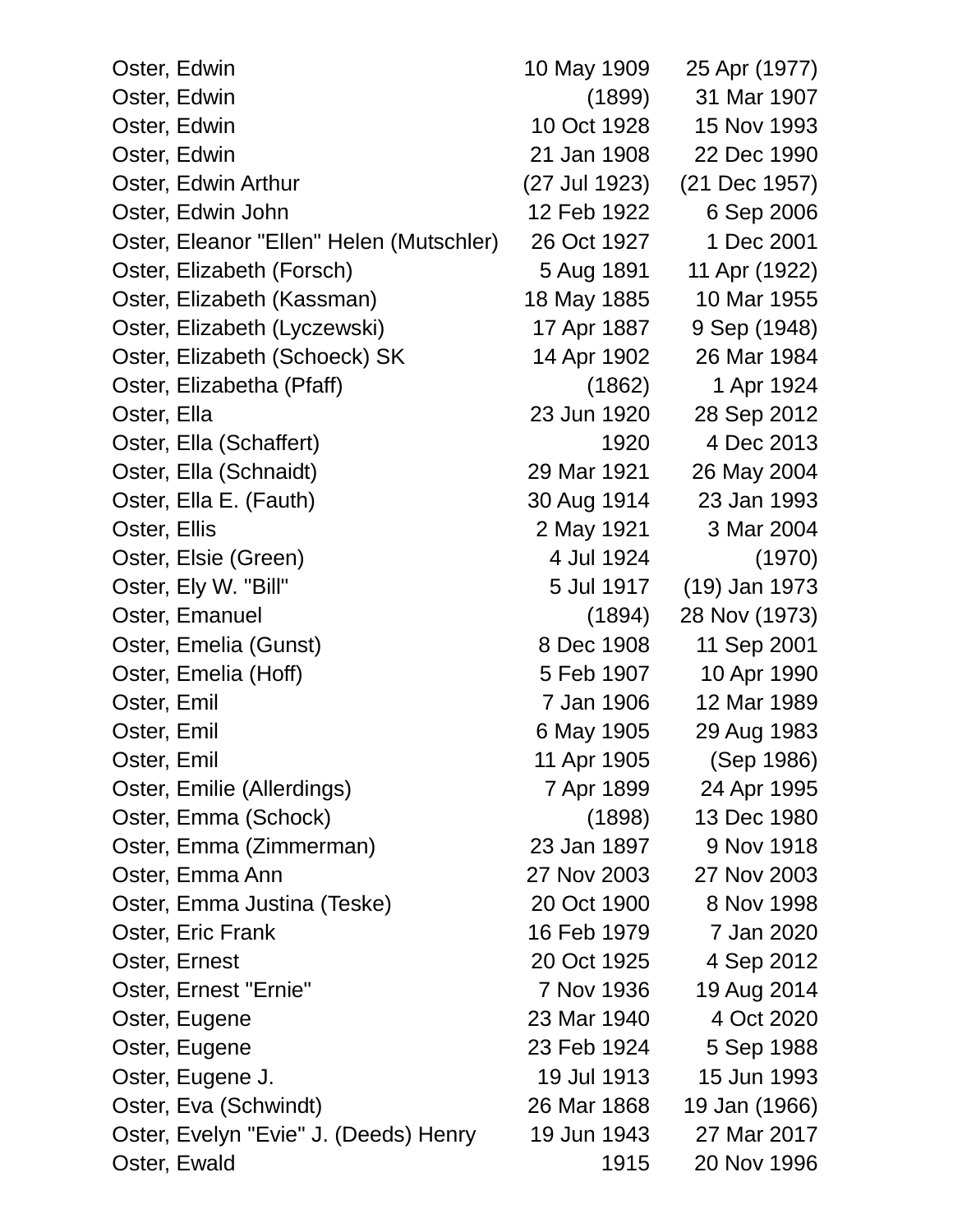| | | |
|---|---|---|
| Oster, Edwin | 10 May 1909 | 25 Apr (1977) |
| Oster, Edwin | (1899) | 31 Mar 1907 |
| Oster, Edwin | 10 Oct 1928 | 15 Nov 1993 |
| Oster, Edwin | 21 Jan 1908 | 22 Dec 1990 |
| Oster, Edwin Arthur | (27 Jul 1923) | (21 Dec 1957) |
| Oster, Edwin John | 12 Feb 1922 | 6 Sep 2006 |
| Oster, Eleanor "Ellen" Helen (Mutschler) | 26 Oct 1927 | 1 Dec 2001 |
| Oster, Elizabeth (Forsch) | 5 Aug 1891 | 11 Apr (1922) |
| Oster, Elizabeth (Kassman) | 18 May 1885 | 10 Mar 1955 |
| Oster, Elizabeth (Lyczewski) | 17 Apr 1887 | 9 Sep (1948) |
| Oster, Elizabeth (Schoeck) SK | 14 Apr 1902 | 26 Mar 1984 |
| Oster, Elizabetha (Pfaff) | (1862) | 1 Apr 1924 |
| Oster, Ella | 23 Jun 1920 | 28 Sep 2012 |
| Oster, Ella (Schaffert) | 1920 | 4 Dec 2013 |
| Oster, Ella (Schnaidt) | 29 Mar 1921 | 26 May 2004 |
| Oster, Ella E. (Fauth) | 30 Aug 1914 | 23 Jan 1993 |
| Oster, Ellis | 2 May 1921 | 3 Mar 2004 |
| Oster, Elsie (Green) | 4 Jul 1924 | (1970) |
| Oster, Ely W. "Bill" | 5 Jul 1917 | (19) Jan 1973 |
| Oster, Emanuel | (1894) | 28 Nov (1973) |
| Oster, Emelia (Gunst) | 8 Dec 1908 | 11 Sep 2001 |
| Oster, Emelia (Hoff) | 5 Feb 1907 | 10 Apr 1990 |
| Oster, Emil | 7 Jan 1906 | 12 Mar 1989 |
| Oster, Emil | 6 May 1905 | 29 Aug 1983 |
| Oster, Emil | 11 Apr 1905 | (Sep 1986) |
| Oster, Emilie (Allerdings) | 7 Apr 1899 | 24 Apr 1995 |
| Oster, Emma (Schock) | (1898) | 13 Dec 1980 |
| Oster, Emma (Zimmerman) | 23 Jan 1897 | 9 Nov 1918 |
| Oster, Emma Ann | 27 Nov 2003 | 27 Nov 2003 |
| Oster, Emma Justina (Teske) | 20 Oct 1900 | 8 Nov 1998 |
| Oster, Eric Frank | 16 Feb 1979 | 7 Jan 2020 |
| Oster, Ernest | 20 Oct 1925 | 4 Sep 2012 |
| Oster, Ernest "Ernie" | 7 Nov 1936 | 19 Aug 2014 |
| Oster, Eugene | 23 Mar 1940 | 4 Oct 2020 |
| Oster, Eugene | 23 Feb 1924 | 5 Sep 1988 |
| Oster, Eugene J. | 19 Jul 1913 | 15 Jun 1993 |
| Oster, Eva (Schwindt) | 26 Mar 1868 | 19 Jan (1966) |
| Oster, Evelyn "Evie" J. (Deeds) Henry | 19 Jun 1943 | 27 Mar 2017 |
| Oster, Ewald | 1915 | 20 Nov 1996 |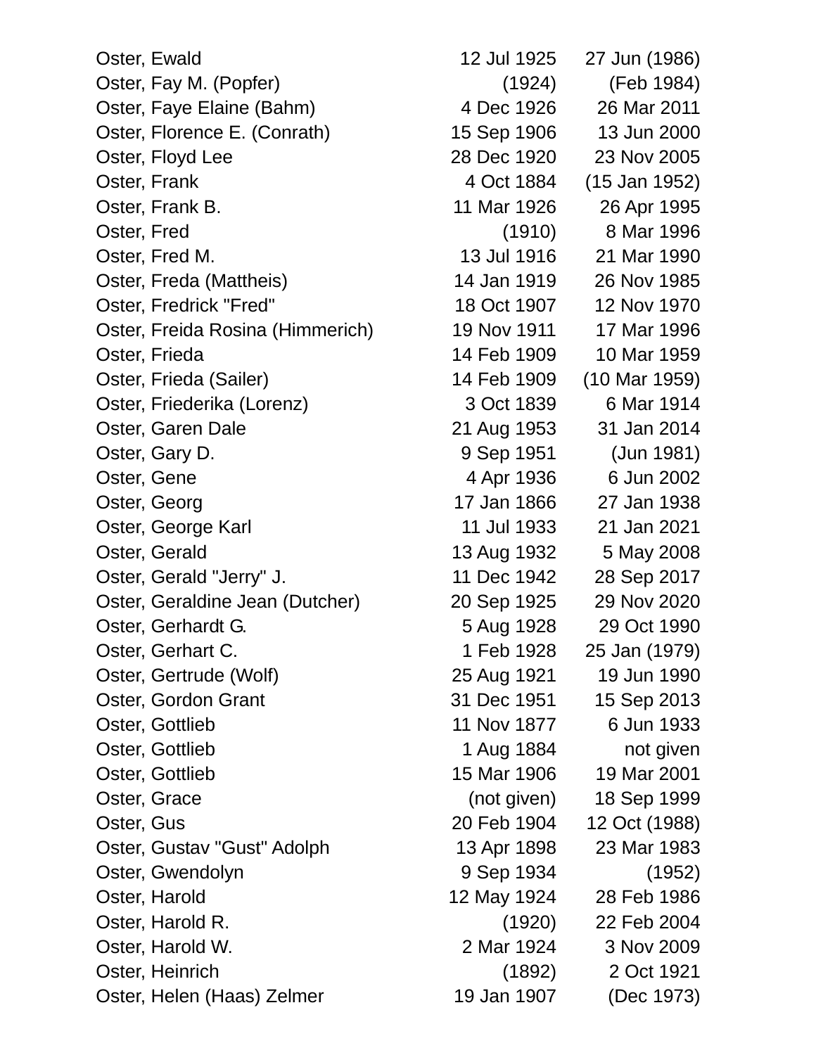| | | |
|---|---|---|
| Oster, Ewald | 12 Jul 1925 | 27 Jun (1986) |
| Oster, Fay M. (Popfer) | (1924) | (Feb 1984) |
| Oster, Faye Elaine (Bahm) | 4 Dec 1926 | 26 Mar 2011 |
| Oster, Florence E. (Conrath) | 15 Sep 1906 | 13 Jun 2000 |
| Oster, Floyd Lee | 28 Dec 1920 | 23 Nov 2005 |
| Oster, Frank | 4 Oct 1884 | (15 Jan 1952) |
| Oster, Frank B. | 11 Mar 1926 | 26 Apr 1995 |
| Oster, Fred | (1910) | 8 Mar 1996 |
| Oster, Fred M. | 13 Jul 1916 | 21 Mar 1990 |
| Oster, Freda (Mattheis) | 14 Jan 1919 | 26 Nov 1985 |
| Oster, Fredrick "Fred" | 18 Oct 1907 | 12 Nov 1970 |
| Oster, Freida Rosina (Himmerich) | 19 Nov 1911 | 17 Mar 1996 |
| Oster, Frieda | 14 Feb 1909 | 10 Mar 1959 |
| Oster, Frieda (Sailer) | 14 Feb 1909 | (10 Mar 1959) |
| Oster, Friederika (Lorenz) | 3 Oct 1839 | 6 Mar 1914 |
| Oster, Garen Dale | 21 Aug 1953 | 31 Jan 2014 |
| Oster, Gary D. | 9 Sep 1951 | (Jun 1981) |
| Oster, Gene | 4 Apr 1936 | 6 Jun 2002 |
| Oster, Georg | 17 Jan 1866 | 27 Jan 1938 |
| Oster, George Karl | 11 Jul 1933 | 21 Jan 2021 |
| Oster, Gerald | 13 Aug 1932 | 5 May 2008 |
| Oster, Gerald "Jerry" J. | 11 Dec 1942 | 28 Sep 2017 |
| Oster, Geraldine Jean (Dutcher) | 20 Sep 1925 | 29 Nov 2020 |
| Oster, Gerhardt G. | 5 Aug 1928 | 29 Oct 1990 |
| Oster, Gerhart C. | 1 Feb 1928 | 25 Jan (1979) |
| Oster, Gertrude (Wolf) | 25 Aug 1921 | 19 Jun 1990 |
| Oster, Gordon Grant | 31 Dec 1951 | 15 Sep 2013 |
| Oster, Gottlieb | 11 Nov 1877 | 6 Jun 1933 |
| Oster, Gottlieb | 1 Aug 1884 | not given |
| Oster, Gottlieb | 15 Mar 1906 | 19 Mar 2001 |
| Oster, Grace | (not given) | 18 Sep 1999 |
| Oster, Gus | 20 Feb 1904 | 12 Oct (1988) |
| Oster, Gustav "Gust" Adolph | 13 Apr 1898 | 23 Mar 1983 |
| Oster, Gwendolyn | 9 Sep 1934 | (1952) |
| Oster, Harold | 12 May 1924 | 28 Feb 1986 |
| Oster, Harold R. | (1920) | 22 Feb 2004 |
| Oster, Harold W. | 2 Mar 1924 | 3 Nov 2009 |
| Oster, Heinrich | (1892) | 2 Oct 1921 |
| Oster, Helen (Haas) Zelmer | 19 Jan 1907 | (Dec 1973) |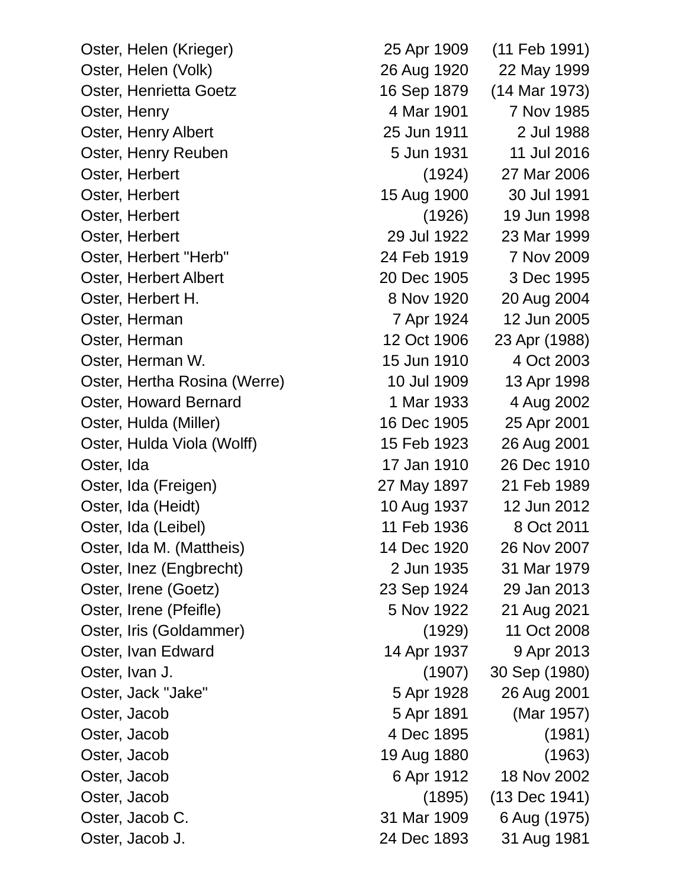| | | |
|---|---|---|
| Oster, Helen (Krieger) | 25 Apr 1909 | (11 Feb 1991) |
| Oster, Helen (Volk) | 26 Aug 1920 | 22 May 1999 |
| Oster, Henrietta Goetz | 16 Sep 1879 | (14 Mar 1973) |
| Oster, Henry | 4 Mar 1901 | 7 Nov 1985 |
| Oster, Henry Albert | 25 Jun 1911 | 2 Jul 1988 |
| Oster, Henry Reuben | 5 Jun 1931 | 11 Jul 2016 |
| Oster, Herbert | (1924) | 27 Mar 2006 |
| Oster, Herbert | 15 Aug 1900 | 30 Jul 1991 |
| Oster, Herbert | (1926) | 19 Jun 1998 |
| Oster, Herbert | 29 Jul 1922 | 23 Mar 1999 |
| Oster, Herbert "Herb" | 24 Feb 1919 | 7 Nov 2009 |
| Oster, Herbert Albert | 20 Dec 1905 | 3 Dec 1995 |
| Oster, Herbert H. | 8 Nov 1920 | 20 Aug 2004 |
| Oster, Herman | 7 Apr 1924 | 12 Jun 2005 |
| Oster, Herman | 12 Oct 1906 | 23 Apr (1988) |
| Oster, Herman W. | 15 Jun 1910 | 4 Oct 2003 |
| Oster, Hertha Rosina (Werre) | 10 Jul 1909 | 13 Apr 1998 |
| Oster, Howard Bernard | 1 Mar 1933 | 4 Aug 2002 |
| Oster, Hulda (Miller) | 16 Dec 1905 | 25 Apr 2001 |
| Oster, Hulda Viola (Wolff) | 15 Feb 1923 | 26 Aug 2001 |
| Oster, Ida | 17 Jan 1910 | 26 Dec 1910 |
| Oster, Ida (Freigen) | 27 May 1897 | 21 Feb 1989 |
| Oster, Ida (Heidt) | 10 Aug 1937 | 12 Jun 2012 |
| Oster, Ida (Leibel) | 11 Feb 1936 | 8 Oct 2011 |
| Oster, Ida M. (Mattheis) | 14 Dec 1920 | 26 Nov 2007 |
| Oster, Inez (Engbrecht) | 2 Jun 1935 | 31 Mar 1979 |
| Oster, Irene (Goetz) | 23 Sep 1924 | 29 Jan 2013 |
| Oster, Irene (Pfeifle) | 5 Nov 1922 | 21 Aug 2021 |
| Oster, Iris (Goldammer) | (1929) | 11 Oct 2008 |
| Oster, Ivan Edward | 14 Apr 1937 | 9 Apr 2013 |
| Oster, Ivan J. | (1907) | 30 Sep (1980) |
| Oster, Jack "Jake" | 5 Apr 1928 | 26 Aug 2001 |
| Oster, Jacob | 5 Apr 1891 | (Mar 1957) |
| Oster, Jacob | 4 Dec 1895 | (1981) |
| Oster, Jacob | 19 Aug 1880 | (1963) |
| Oster, Jacob | 6 Apr 1912 | 18 Nov 2002 |
| Oster, Jacob | (1895) | (13 Dec 1941) |
| Oster, Jacob C. | 31 Mar 1909 | 6 Aug (1975) |
| Oster, Jacob J. | 24 Dec 1893 | 31 Aug 1981 |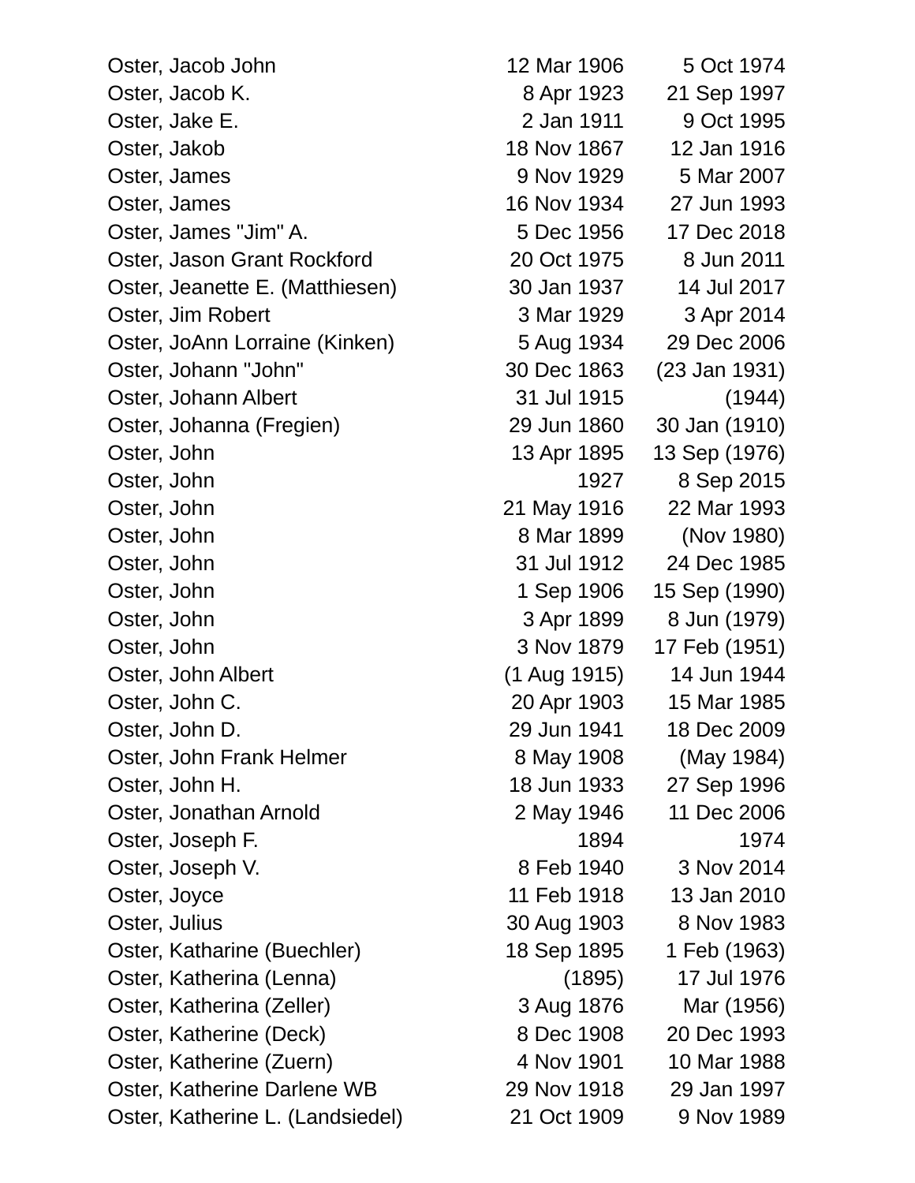| | | |
|---|---|---|
| Oster, Jacob John | 12 Mar 1906 | 5 Oct 1974 |
| Oster, Jacob K. | 8 Apr 1923 | 21 Sep 1997 |
| Oster, Jake E. | 2 Jan 1911 | 9 Oct 1995 |
| Oster, Jakob | 18 Nov 1867 | 12 Jan 1916 |
| Oster, James | 9 Nov 1929 | 5 Mar 2007 |
| Oster, James | 16 Nov 1934 | 27 Jun 1993 |
| Oster, James "Jim" A. | 5 Dec 1956 | 17 Dec 2018 |
| Oster, Jason Grant Rockford | 20 Oct 1975 | 8 Jun 2011 |
| Oster, Jeanette E. (Matthiesen) | 30 Jan 1937 | 14 Jul 2017 |
| Oster, Jim Robert | 3 Mar 1929 | 3 Apr 2014 |
| Oster, JoAnn Lorraine (Kinken) | 5 Aug 1934 | 29 Dec 2006 |
| Oster, Johann "John" | 30 Dec 1863 | (23 Jan 1931) |
| Oster, Johann Albert | 31 Jul 1915 | (1944) |
| Oster, Johanna (Fregien) | 29 Jun 1860 | 30 Jan (1910) |
| Oster, John | 13 Apr 1895 | 13 Sep (1976) |
| Oster, John | 1927 | 8 Sep 2015 |
| Oster, John | 21 May 1916 | 22 Mar 1993 |
| Oster, John | 8 Mar 1899 | (Nov 1980) |
| Oster, John | 31 Jul 1912 | 24 Dec 1985 |
| Oster, John | 1 Sep 1906 | 15 Sep (1990) |
| Oster, John | 3 Apr 1899 | 8 Jun (1979) |
| Oster, John | 3 Nov 1879 | 17 Feb (1951) |
| Oster, John Albert | (1 Aug 1915) | 14 Jun 1944 |
| Oster, John C. | 20 Apr 1903 | 15 Mar 1985 |
| Oster, John D. | 29 Jun 1941 | 18 Dec 2009 |
| Oster, John Frank Helmer | 8 May 1908 | (May 1984) |
| Oster, John H. | 18 Jun 1933 | 27 Sep 1996 |
| Oster, Jonathan Arnold | 2 May 1946 | 11 Dec 2006 |
| Oster, Joseph F. | 1894 | 1974 |
| Oster, Joseph V. | 8 Feb 1940 | 3 Nov 2014 |
| Oster, Joyce | 11 Feb 1918 | 13 Jan 2010 |
| Oster, Julius | 30 Aug 1903 | 8 Nov 1983 |
| Oster, Katharine (Buechler) | 18 Sep 1895 | 1 Feb (1963) |
| Oster, Katherina (Lenna) | (1895) | 17 Jul 1976 |
| Oster, Katherina (Zeller) | 3 Aug 1876 | Mar (1956) |
| Oster, Katherine (Deck) | 8 Dec 1908 | 20 Dec 1993 |
| Oster, Katherine (Zuern) | 4 Nov 1901 | 10 Mar 1988 |
| Oster, Katherine Darlene WB | 29 Nov 1918 | 29 Jan 1997 |
| Oster, Katherine L. (Landsiedel) | 21 Oct 1909 | 9 Nov 1989 |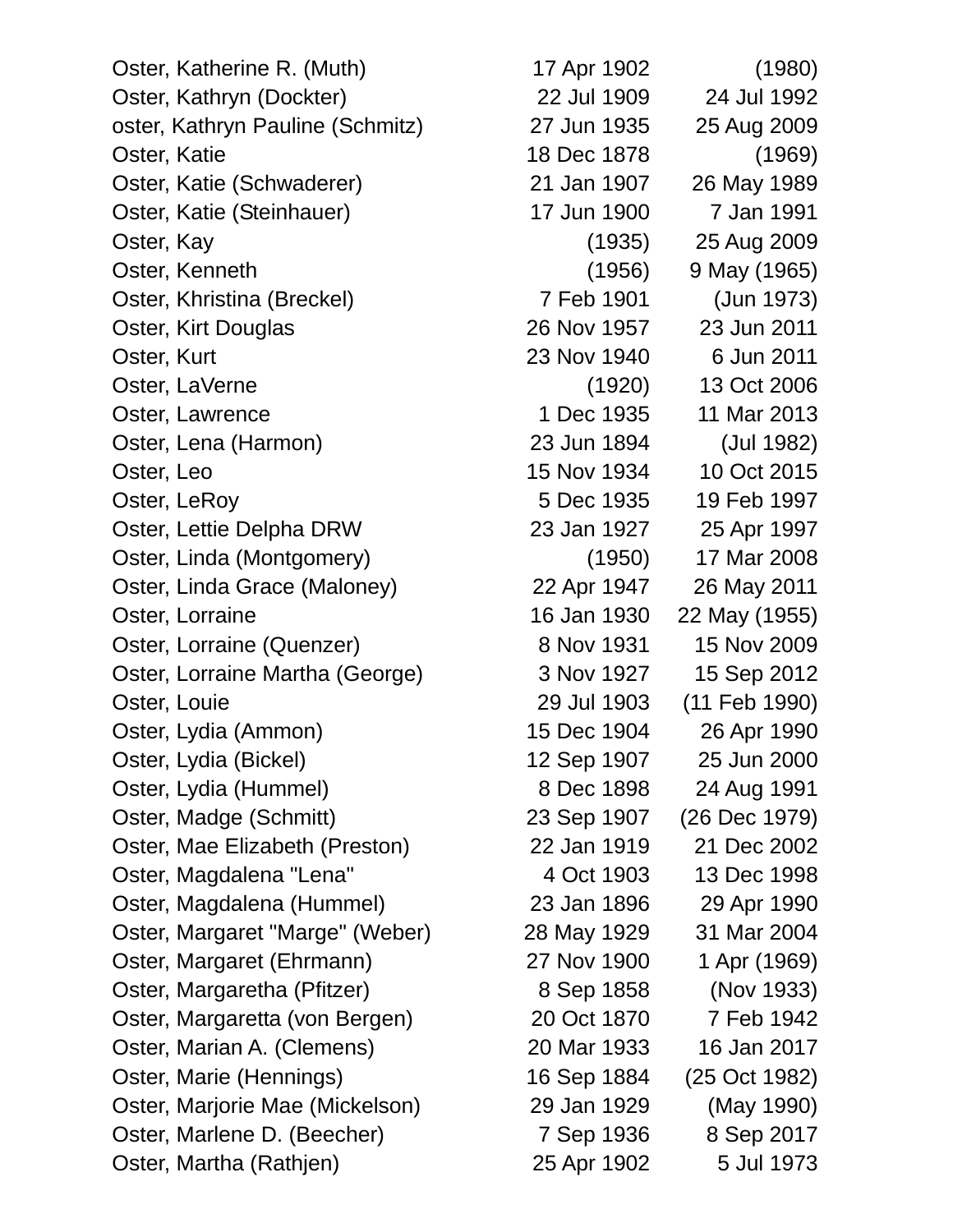| | | |
|---|---|---|
| Oster, Katherine R. (Muth) | 17 Apr 1902 | (1980) |
| Oster, Kathryn (Dockter) | 22 Jul 1909 | 24 Jul 1992 |
| oster, Kathryn Pauline (Schmitz) | 27 Jun 1935 | 25 Aug 2009 |
| Oster, Katie | 18 Dec 1878 | (1969) |
| Oster, Katie (Schwaderer) | 21 Jan 1907 | 26 May 1989 |
| Oster, Katie (Steinhauer) | 17 Jun 1900 | 7 Jan 1991 |
| Oster, Kay | (1935) | 25 Aug 2009 |
| Oster, Kenneth | (1956) | 9 May (1965) |
| Oster, Khristina (Breckel) | 7 Feb 1901 | (Jun 1973) |
| Oster, Kirt Douglas | 26 Nov 1957 | 23 Jun 2011 |
| Oster, Kurt | 23 Nov 1940 | 6 Jun 2011 |
| Oster, LaVerne | (1920) | 13 Oct 2006 |
| Oster, Lawrence | 1 Dec 1935 | 11 Mar 2013 |
| Oster, Lena (Harmon) | 23 Jun 1894 | (Jul 1982) |
| Oster, Leo | 15 Nov 1934 | 10 Oct 2015 |
| Oster, LeRoy | 5 Dec 1935 | 19 Feb 1997 |
| Oster, Lettie Delpha DRW | 23 Jan 1927 | 25 Apr 1997 |
| Oster, Linda (Montgomery) | (1950) | 17 Mar 2008 |
| Oster, Linda Grace (Maloney) | 22 Apr 1947 | 26 May 2011 |
| Oster, Lorraine | 16 Jan 1930 | 22 May (1955) |
| Oster, Lorraine (Quenzer) | 8 Nov 1931 | 15 Nov 2009 |
| Oster, Lorraine Martha (George) | 3 Nov 1927 | 15 Sep 2012 |
| Oster, Louie | 29 Jul 1903 | (11 Feb 1990) |
| Oster, Lydia (Ammon) | 15 Dec 1904 | 26 Apr 1990 |
| Oster, Lydia (Bickel) | 12 Sep 1907 | 25 Jun 2000 |
| Oster, Lydia (Hummel) | 8 Dec 1898 | 24 Aug 1991 |
| Oster, Madge (Schmitt) | 23 Sep 1907 | (26 Dec 1979) |
| Oster, Mae Elizabeth (Preston) | 22 Jan 1919 | 21 Dec 2002 |
| Oster, Magdalena "Lena" | 4 Oct 1903 | 13 Dec 1998 |
| Oster, Magdalena (Hummel) | 23 Jan 1896 | 29 Apr 1990 |
| Oster, Margaret "Marge" (Weber) | 28 May 1929 | 31 Mar 2004 |
| Oster, Margaret (Ehrmann) | 27 Nov 1900 | 1 Apr (1969) |
| Oster, Margaretha (Pfitzer) | 8 Sep 1858 | (Nov 1933) |
| Oster, Margaretta (von Bergen) | 20 Oct 1870 | 7 Feb 1942 |
| Oster, Marian A. (Clemens) | 20 Mar 1933 | 16 Jan 2017 |
| Oster, Marie (Hennings) | 16 Sep 1884 | (25 Oct 1982) |
| Oster, Marjorie Mae (Mickelson) | 29 Jan 1929 | (May 1990) |
| Oster, Marlene D. (Beecher) | 7 Sep 1936 | 8 Sep 2017 |
| Oster, Martha (Rathjen) | 25 Apr 1902 | 5 Jul 1973 |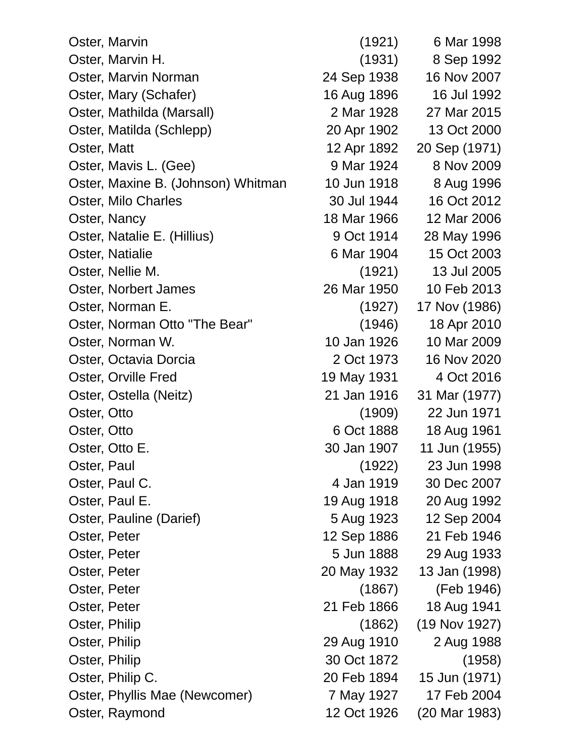| | | |
|---|---|---|
| Oster, Marvin | (1921) | 6 Mar 1998 |
| Oster, Marvin H. | (1931) | 8 Sep 1992 |
| Oster, Marvin Norman | 24 Sep 1938 | 16 Nov 2007 |
| Oster, Mary (Schafer) | 16 Aug 1896 | 16 Jul 1992 |
| Oster, Mathilda (Marsall) | 2 Mar 1928 | 27 Mar 2015 |
| Oster, Matilda (Schlepp) | 20 Apr 1902 | 13 Oct 2000 |
| Oster, Matt | 12 Apr 1892 | 20 Sep (1971) |
| Oster, Mavis L. (Gee) | 9 Mar 1924 | 8 Nov 2009 |
| Oster, Maxine B. (Johnson) Whitman | 10 Jun 1918 | 8 Aug 1996 |
| Oster, Milo Charles | 30 Jul 1944 | 16 Oct 2012 |
| Oster, Nancy | 18 Mar 1966 | 12 Mar 2006 |
| Oster, Natalie E. (Hillius) | 9 Oct 1914 | 28 May 1996 |
| Oster, Natialie | 6 Mar 1904 | 15 Oct 2003 |
| Oster, Nellie M. | (1921) | 13 Jul 2005 |
| Oster, Norbert James | 26 Mar 1950 | 10 Feb 2013 |
| Oster, Norman E. | (1927) | 17 Nov (1986) |
| Oster, Norman Otto "The Bear" | (1946) | 18 Apr 2010 |
| Oster, Norman W. | 10 Jan 1926 | 10 Mar 2009 |
| Oster, Octavia Dorcia | 2 Oct 1973 | 16 Nov 2020 |
| Oster, Orville Fred | 19 May 1931 | 4 Oct 2016 |
| Oster, Ostella (Neitz) | 21 Jan 1916 | 31 Mar (1977) |
| Oster, Otto | (1909) | 22 Jun 1971 |
| Oster, Otto | 6 Oct 1888 | 18 Aug 1961 |
| Oster, Otto E. | 30 Jan 1907 | 11 Jun (1955) |
| Oster, Paul | (1922) | 23 Jun 1998 |
| Oster, Paul C. | 4 Jan 1919 | 30 Dec 2007 |
| Oster, Paul E. | 19 Aug 1918 | 20 Aug 1992 |
| Oster, Pauline (Darief) | 5 Aug 1923 | 12 Sep 2004 |
| Oster, Peter | 12 Sep 1886 | 21 Feb 1946 |
| Oster, Peter | 5 Jun 1888 | 29 Aug 1933 |
| Oster, Peter | 20 May 1932 | 13 Jan (1998) |
| Oster, Peter | (1867) | (Feb 1946) |
| Oster, Peter | 21 Feb 1866 | 18 Aug 1941 |
| Oster, Philip | (1862) | (19 Nov 1927) |
| Oster, Philip | 29 Aug 1910 | 2 Aug 1988 |
| Oster, Philip | 30 Oct 1872 | (1958) |
| Oster, Philip C. | 20 Feb 1894 | 15 Jun (1971) |
| Oster, Phyllis Mae (Newcomer) | 7 May 1927 | 17 Feb 2004 |
| Oster, Raymond | 12 Oct 1926 | (20 Mar 1983) |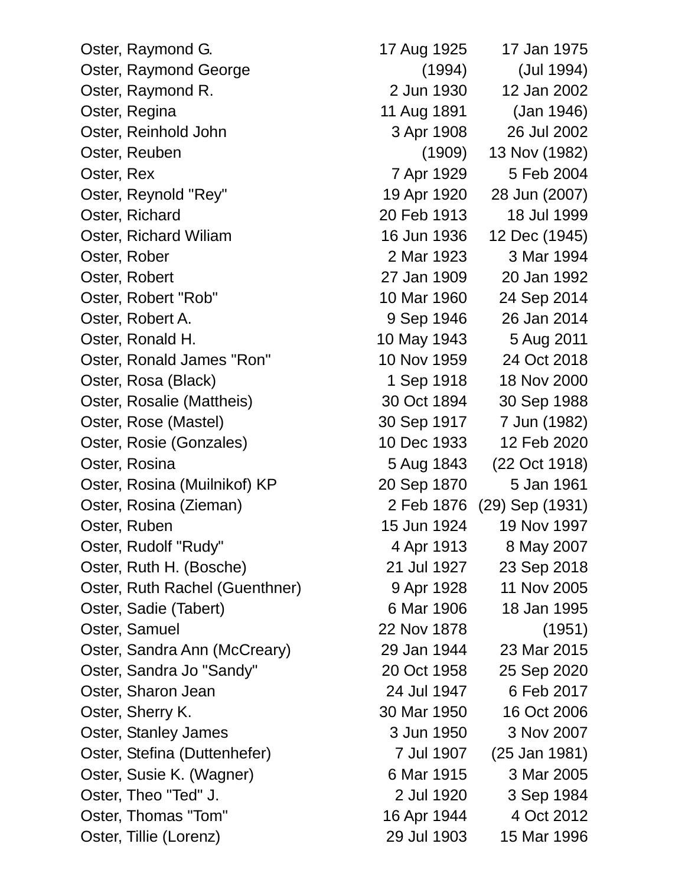| Name | Birth | Death |
|---|---|---|
| Oster, Raymond G. | 17 Aug 1925 | 17 Jan 1975 |
| Oster, Raymond George | (1994) | (Jul 1994) |
| Oster, Raymond R. | 2 Jun 1930 | 12 Jan 2002 |
| Oster, Regina | 11 Aug 1891 | (Jan 1946) |
| Oster, Reinhold John | 3 Apr 1908 | 26 Jul 2002 |
| Oster, Reuben | (1909) | 13 Nov (1982) |
| Oster, Rex | 7 Apr 1929 | 5 Feb 2004 |
| Oster, Reynold "Rey" | 19 Apr 1920 | 28 Jun (2007) |
| Oster, Richard | 20 Feb 1913 | 18 Jul 1999 |
| Oster, Richard Wiliam | 16 Jun 1936 | 12 Dec (1945) |
| Oster, Rober | 2 Mar 1923 | 3 Mar 1994 |
| Oster, Robert | 27 Jan 1909 | 20 Jan 1992 |
| Oster, Robert "Rob" | 10 Mar 1960 | 24 Sep 2014 |
| Oster, Robert A. | 9 Sep 1946 | 26 Jan 2014 |
| Oster, Ronald H. | 10 May 1943 | 5 Aug 2011 |
| Oster, Ronald James "Ron" | 10 Nov 1959 | 24 Oct 2018 |
| Oster, Rosa (Black) | 1 Sep 1918 | 18 Nov 2000 |
| Oster, Rosalie (Mattheis) | 30 Oct 1894 | 30 Sep 1988 |
| Oster, Rose (Mastel) | 30 Sep 1917 | 7 Jun (1982) |
| Oster, Rosie (Gonzales) | 10 Dec 1933 | 12 Feb 2020 |
| Oster, Rosina | 5 Aug 1843 | (22 Oct 1918) |
| Oster, Rosina (Muilnikof) KP | 20 Sep 1870 | 5 Jan 1961 |
| Oster, Rosina (Zieman) | 2 Feb 1876 | (29) Sep (1931) |
| Oster, Ruben | 15 Jun 1924 | 19 Nov 1997 |
| Oster, Rudolf "Rudy" | 4 Apr 1913 | 8 May 2007 |
| Oster, Ruth H. (Bosche) | 21 Jul 1927 | 23 Sep 2018 |
| Oster, Ruth Rachel (Guenthner) | 9 Apr 1928 | 11 Nov 2005 |
| Oster, Sadie (Tabert) | 6 Mar 1906 | 18 Jan 1995 |
| Oster, Samuel | 22 Nov 1878 | (1951) |
| Oster, Sandra Ann (McCreary) | 29 Jan 1944 | 23 Mar 2015 |
| Oster, Sandra Jo "Sandy" | 20 Oct 1958 | 25 Sep 2020 |
| Oster, Sharon Jean | 24 Jul 1947 | 6 Feb 2017 |
| Oster, Sherry K. | 30 Mar 1950 | 16 Oct 2006 |
| Oster, Stanley James | 3 Jun 1950 | 3 Nov 2007 |
| Oster, Stefina (Duttenhefer) | 7 Jul 1907 | (25 Jan 1981) |
| Oster, Susie K. (Wagner) | 6 Mar 1915 | 3 Mar 2005 |
| Oster, Theo "Ted" J. | 2 Jul 1920 | 3 Sep 1984 |
| Oster, Thomas "Tom" | 16 Apr 1944 | 4 Oct 2012 |
| Oster, Tillie (Lorenz) | 29 Jul 1903 | 15 Mar 1996 |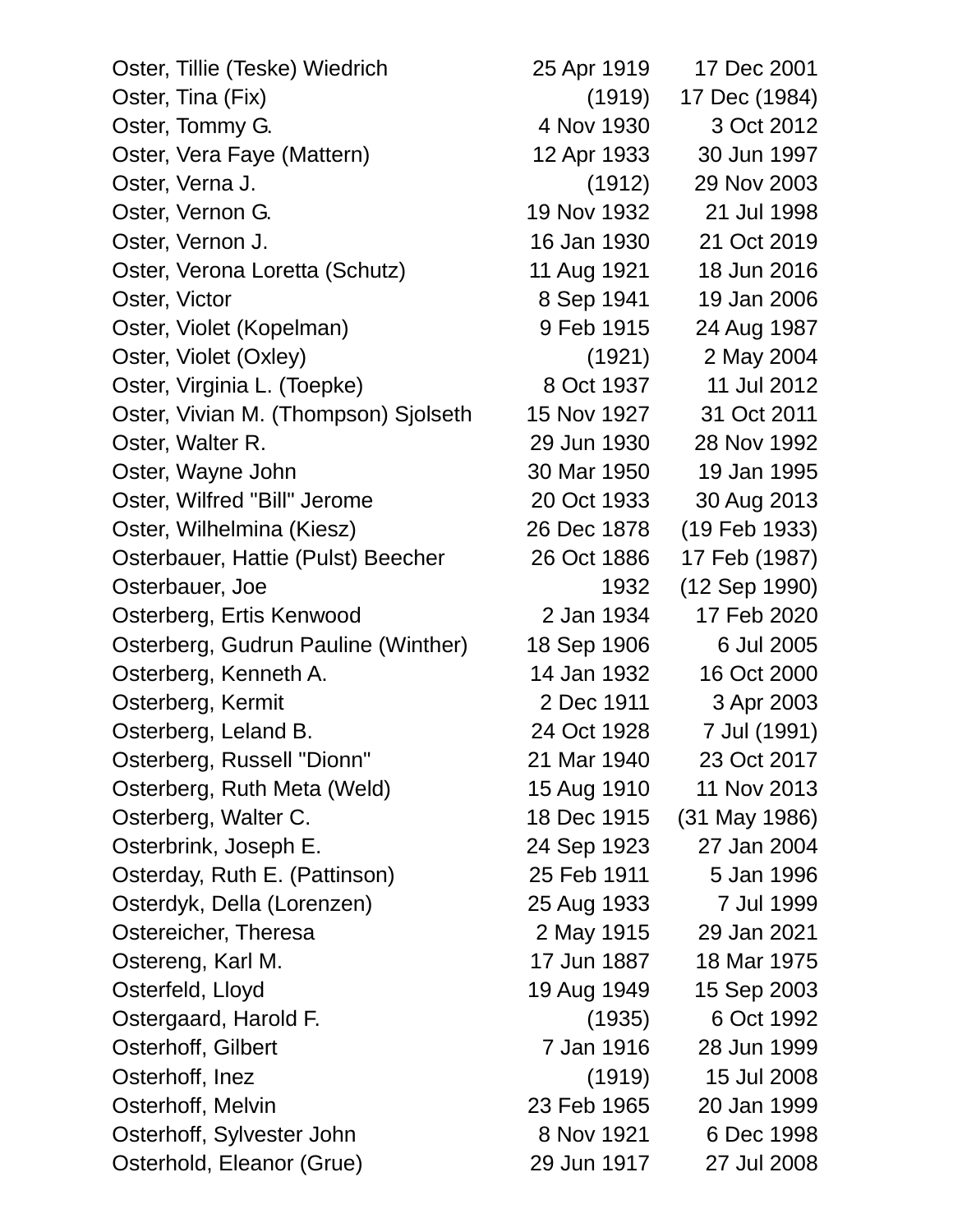| | | |
|---|---|---|
| Oster, Tillie (Teske) Wiedrich | 25 Apr 1919 | 17 Dec 2001 |
| Oster, Tina (Fix) | (1919) | 17 Dec (1984) |
| Oster, Tommy G. | 4 Nov 1930 | 3 Oct 2012 |
| Oster, Vera Faye (Mattern) | 12 Apr 1933 | 30 Jun 1997 |
| Oster, Verna J. | (1912) | 29 Nov 2003 |
| Oster, Vernon G. | 19 Nov 1932 | 21 Jul 1998 |
| Oster, Vernon J. | 16 Jan 1930 | 21 Oct 2019 |
| Oster, Verona Loretta (Schutz) | 11 Aug 1921 | 18 Jun 2016 |
| Oster, Victor | 8 Sep 1941 | 19 Jan 2006 |
| Oster, Violet (Kopelman) | 9 Feb 1915 | 24 Aug 1987 |
| Oster, Violet (Oxley) | (1921) | 2 May 2004 |
| Oster, Virginia L. (Toepke) | 8 Oct 1937 | 11 Jul 2012 |
| Oster, Vivian M. (Thompson) Sjolseth | 15 Nov 1927 | 31 Oct 2011 |
| Oster, Walter R. | 29 Jun 1930 | 28 Nov 1992 |
| Oster, Wayne John | 30 Mar 1950 | 19 Jan 1995 |
| Oster, Wilfred "Bill" Jerome | 20 Oct 1933 | 30 Aug 2013 |
| Oster, Wilhelmina (Kiesz) | 26 Dec 1878 | (19 Feb 1933) |
| Osterbauer, Hattie (Pulst) Beecher | 26 Oct 1886 | 17 Feb (1987) |
| Osterbauer, Joe | 1932 | (12 Sep 1990) |
| Osterberg, Ertis Kenwood | 2 Jan 1934 | 17 Feb 2020 |
| Osterberg, Gudrun Pauline (Winther) | 18 Sep 1906 | 6 Jul 2005 |
| Osterberg, Kenneth A. | 14 Jan 1932 | 16 Oct 2000 |
| Osterberg, Kermit | 2 Dec 1911 | 3 Apr 2003 |
| Osterberg, Leland B. | 24 Oct 1928 | 7 Jul (1991) |
| Osterberg, Russell "Dionn" | 21 Mar 1940 | 23 Oct 2017 |
| Osterberg, Ruth Meta (Weld) | 15 Aug 1910 | 11 Nov 2013 |
| Osterberg, Walter C. | 18 Dec 1915 | (31 May 1986) |
| Osterbrink, Joseph E. | 24 Sep 1923 | 27 Jan 2004 |
| Osterday, Ruth E. (Pattinson) | 25 Feb 1911 | 5 Jan 1996 |
| Osterdyk, Della (Lorenzen) | 25 Aug 1933 | 7 Jul 1999 |
| Ostereicher, Theresa | 2 May 1915 | 29 Jan 2021 |
| Ostereng, Karl M. | 17 Jun 1887 | 18 Mar 1975 |
| Osterfeld, Lloyd | 19 Aug 1949 | 15 Sep 2003 |
| Ostergaard, Harold F. | (1935) | 6 Oct 1992 |
| Osterhoff, Gilbert | 7 Jan 1916 | 28 Jun 1999 |
| Osterhoff, Inez | (1919) | 15 Jul 2008 |
| Osterhoff, Melvin | 23 Feb 1965 | 20 Jan 1999 |
| Osterhoff, Sylvester John | 8 Nov 1921 | 6 Dec 1998 |
| Osterhold, Eleanor (Grue) | 29 Jun 1917 | 27 Jul 2008 |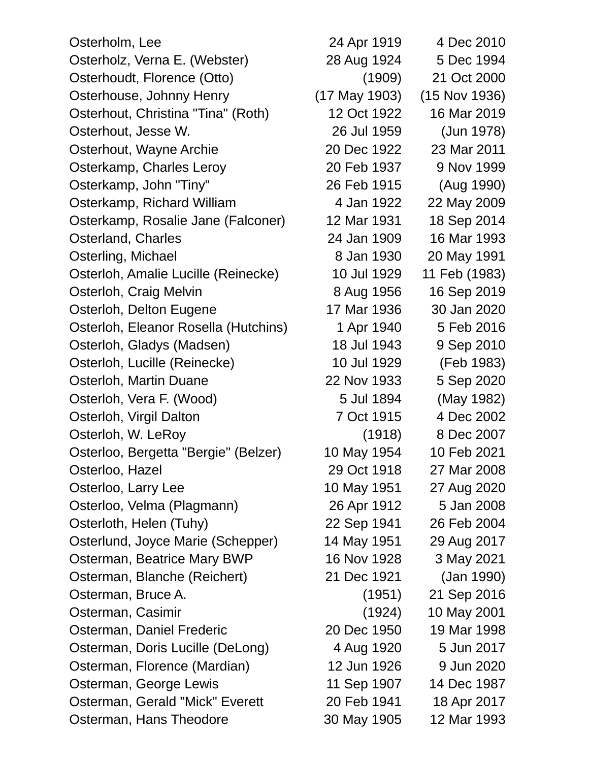| | | |
|---|---|---|
| Osterholm, Lee | 24 Apr 1919 | 4 Dec 2010 |
| Osterholz, Verna E. (Webster) | 28 Aug 1924 | 5 Dec 1994 |
| Osterhoudt, Florence (Otto) | (1909) | 21 Oct 2000 |
| Osterhouse, Johnny Henry | (17 May 1903) | (15 Nov 1936) |
| Osterhout, Christina "Tina" (Roth) | 12 Oct 1922 | 16 Mar 2019 |
| Osterhout, Jesse W. | 26 Jul 1959 | (Jun 1978) |
| Osterhout, Wayne Archie | 20 Dec 1922 | 23 Mar 2011 |
| Osterkamp, Charles Leroy | 20 Feb 1937 | 9 Nov 1999 |
| Osterkamp, John "Tiny" | 26 Feb 1915 | (Aug 1990) |
| Osterkamp, Richard William | 4 Jan 1922 | 22 May 2009 |
| Osterkamp, Rosalie Jane (Falconer) | 12 Mar 1931 | 18 Sep 2014 |
| Osterland, Charles | 24 Jan 1909 | 16 Mar 1993 |
| Osterling, Michael | 8 Jan 1930 | 20 May 1991 |
| Osterloh, Amalie Lucille (Reinecke) | 10 Jul 1929 | 11 Feb (1983) |
| Osterloh, Craig Melvin | 8 Aug 1956 | 16 Sep 2019 |
| Osterloh, Delton Eugene | 17 Mar 1936 | 30 Jan 2020 |
| Osterloh, Eleanor Rosella (Hutchins) | 1 Apr 1940 | 5 Feb 2016 |
| Osterloh, Gladys (Madsen) | 18 Jul 1943 | 9 Sep 2010 |
| Osterloh, Lucille (Reinecke) | 10 Jul 1929 | (Feb 1983) |
| Osterloh, Martin Duane | 22 Nov 1933 | 5 Sep 2020 |
| Osterloh, Vera F. (Wood) | 5 Jul 1894 | (May 1982) |
| Osterloh, Virgil Dalton | 7 Oct 1915 | 4 Dec 2002 |
| Osterloh, W. LeRoy | (1918) | 8 Dec 2007 |
| Osterloo, Bergetta "Bergie" (Belzer) | 10 May 1954 | 10 Feb 2021 |
| Osterloo, Hazel | 29 Oct 1918 | 27 Mar 2008 |
| Osterloo, Larry Lee | 10 May 1951 | 27 Aug 2020 |
| Osterloo, Velma (Plagmann) | 26 Apr 1912 | 5 Jan 2008 |
| Osterloth, Helen (Tuhy) | 22 Sep 1941 | 26 Feb 2004 |
| Osterlund, Joyce Marie (Schepper) | 14 May 1951 | 29 Aug 2017 |
| Osterman, Beatrice Mary BWP | 16 Nov 1928 | 3 May 2021 |
| Osterman, Blanche (Reichert) | 21 Dec 1921 | (Jan 1990) |
| Osterman, Bruce A. | (1951) | 21 Sep 2016 |
| Osterman, Casimir | (1924) | 10 May 2001 |
| Osterman, Daniel Frederic | 20 Dec 1950 | 19 Mar 1998 |
| Osterman, Doris Lucille (DeLong) | 4 Aug 1920 | 5 Jun 2017 |
| Osterman, Florence (Mardian) | 12 Jun 1926 | 9 Jun 2020 |
| Osterman, George Lewis | 11 Sep 1907 | 14 Dec 1987 |
| Osterman, Gerald "Mick" Everett | 20 Feb 1941 | 18 Apr 2017 |
| Osterman, Hans Theodore | 30 May 1905 | 12 Mar 1993 |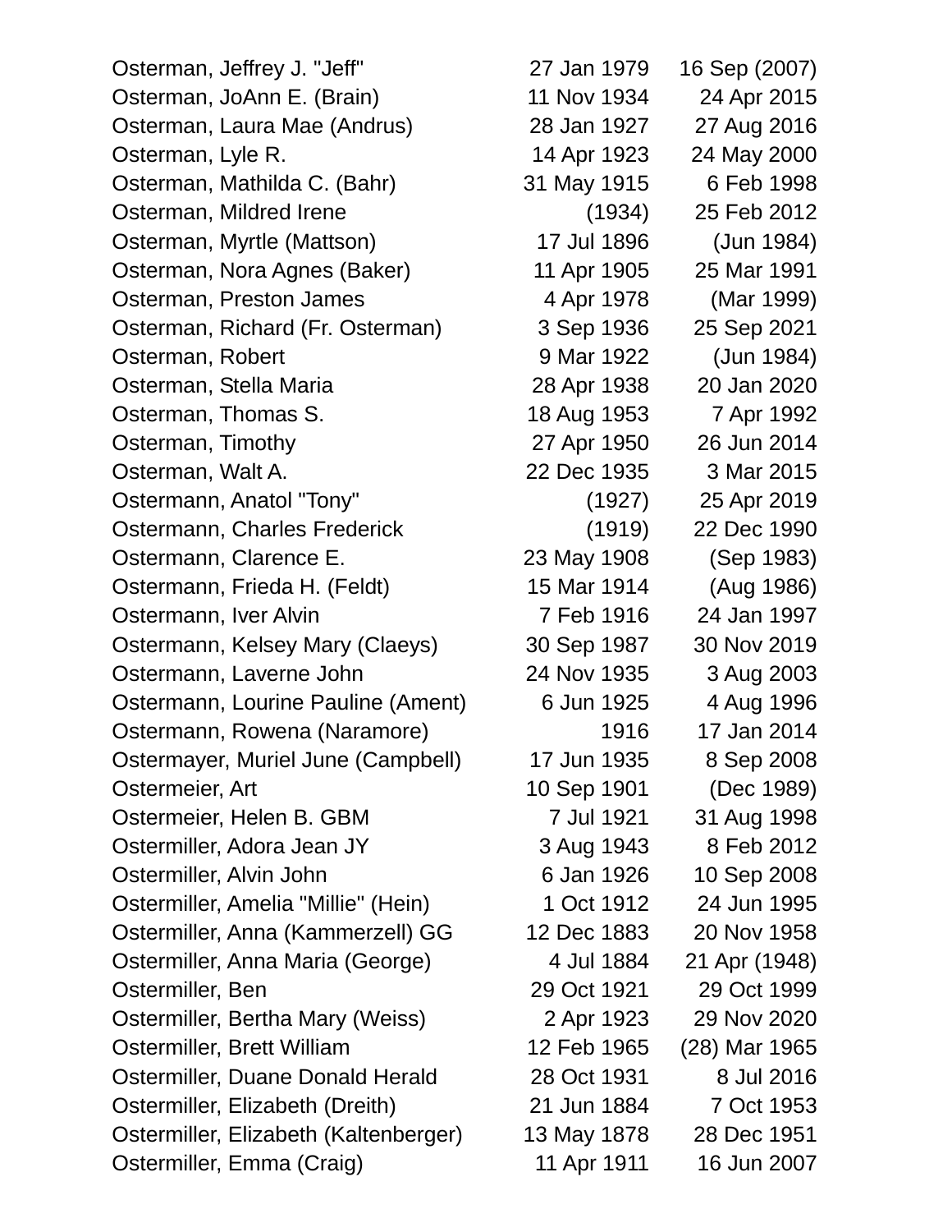| | | |
|---|---|---|
| Osterman, Jeffrey J. "Jeff" | 27 Jan 1979 | 16 Sep (2007) |
| Osterman, JoAnn E. (Brain) | 11 Nov 1934 | 24 Apr 2015 |
| Osterman, Laura Mae (Andrus) | 28 Jan 1927 | 27 Aug 2016 |
| Osterman, Lyle R. | 14 Apr 1923 | 24 May 2000 |
| Osterman, Mathilda C. (Bahr) | 31 May 1915 | 6 Feb 1998 |
| Osterman, Mildred Irene | (1934) | 25 Feb 2012 |
| Osterman, Myrtle (Mattson) | 17 Jul 1896 | (Jun 1984) |
| Osterman, Nora Agnes (Baker) | 11 Apr 1905 | 25 Mar 1991 |
| Osterman, Preston James | 4 Apr 1978 | (Mar 1999) |
| Osterman, Richard (Fr. Osterman) | 3 Sep 1936 | 25 Sep 2021 |
| Osterman, Robert | 9 Mar 1922 | (Jun 1984) |
| Osterman, Stella Maria | 28 Apr 1938 | 20 Jan 2020 |
| Osterman, Thomas S. | 18 Aug 1953 | 7 Apr 1992 |
| Osterman, Timothy | 27 Apr 1950 | 26 Jun 2014 |
| Osterman, Walt A. | 22 Dec 1935 | 3 Mar 2015 |
| Ostermann, Anatol "Tony" | (1927) | 25 Apr 2019 |
| Ostermann, Charles Frederick | (1919) | 22 Dec 1990 |
| Ostermann, Clarence E. | 23 May 1908 | (Sep 1983) |
| Ostermann, Frieda H. (Feldt) | 15 Mar 1914 | (Aug 1986) |
| Ostermann, Iver Alvin | 7 Feb 1916 | 24 Jan 1997 |
| Ostermann, Kelsey Mary (Claeys) | 30 Sep 1987 | 30 Nov 2019 |
| Ostermann, Laverne John | 24 Nov 1935 | 3 Aug 2003 |
| Ostermann, Lourine Pauline (Ament) | 6 Jun 1925 | 4 Aug 1996 |
| Ostermann, Rowena (Naramore) | 1916 | 17 Jan 2014 |
| Ostermayer, Muriel June (Campbell) | 17 Jun 1935 | 8 Sep 2008 |
| Ostermeier, Art | 10 Sep 1901 | (Dec 1989) |
| Ostermeier, Helen B. GBM | 7 Jul 1921 | 31 Aug 1998 |
| Ostermiller, Adora Jean JY | 3 Aug 1943 | 8 Feb 2012 |
| Ostermiller, Alvin John | 6 Jan 1926 | 10 Sep 2008 |
| Ostermiller, Amelia "Millie" (Hein) | 1 Oct 1912 | 24 Jun 1995 |
| Ostermiller, Anna (Kammerzell) GG | 12 Dec 1883 | 20 Nov 1958 |
| Ostermiller, Anna Maria (George) | 4 Jul 1884 | 21 Apr (1948) |
| Ostermiller, Ben | 29 Oct 1921 | 29 Oct 1999 |
| Ostermiller, Bertha Mary (Weiss) | 2 Apr 1923 | 29 Nov 2020 |
| Ostermiller, Brett William | 12 Feb 1965 | (28) Mar 1965 |
| Ostermiller, Duane Donald Herald | 28 Oct 1931 | 8 Jul 2016 |
| Ostermiller, Elizabeth (Dreith) | 21 Jun 1884 | 7 Oct 1953 |
| Ostermiller, Elizabeth (Kaltenberger) | 13 May 1878 | 28 Dec 1951 |
| Ostermiller, Emma (Craig) | 11 Apr 1911 | 16 Jun 2007 |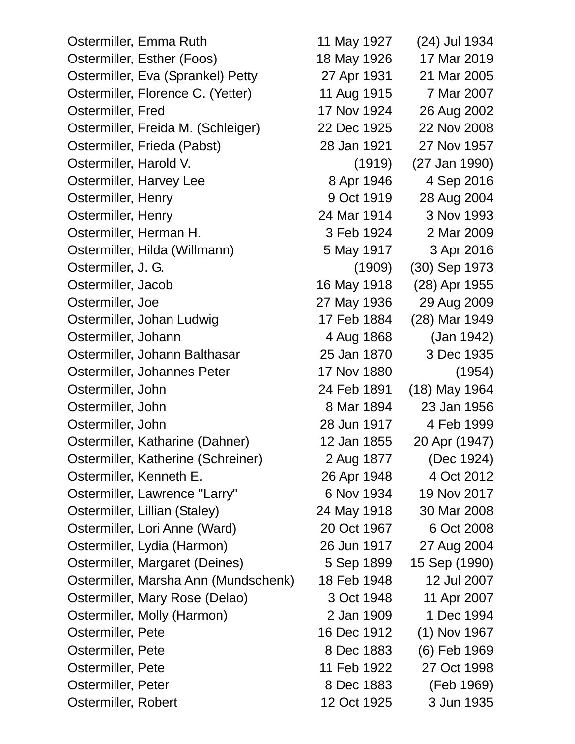| | | |
|---|---|---|
| Ostermiller, Emma Ruth | 11 May 1927 | (24) Jul 1934 |
| Ostermiller, Esther (Foos) | 18 May 1926 | 17 Mar 2019 |
| Ostermiller, Eva (Sprankel) Petty | 27 Apr 1931 | 21 Mar 2005 |
| Ostermiller, Florence C. (Yetter) | 11 Aug 1915 | 7 Mar 2007 |
| Ostermiller, Fred | 17 Nov 1924 | 26 Aug 2002 |
| Ostermiller, Freida M. (Schleiger) | 22 Dec 1925 | 22 Nov 2008 |
| Ostermiller, Frieda (Pabst) | 28 Jan 1921 | 27 Nov 1957 |
| Ostermiller, Harold V. | (1919) | (27 Jan 1990) |
| Ostermiller, Harvey Lee | 8 Apr 1946 | 4 Sep 2016 |
| Ostermiller, Henry | 9 Oct 1919 | 28 Aug 2004 |
| Ostermiller, Henry | 24 Mar 1914 | 3 Nov 1993 |
| Ostermiller, Herman H. | 3 Feb 1924 | 2 Mar 2009 |
| Ostermiller, Hilda (Willmann) | 5 May 1917 | 3 Apr 2016 |
| Ostermiller, J. G. | (1909) | (30) Sep 1973 |
| Ostermiller, Jacob | 16 May 1918 | (28) Apr 1955 |
| Ostermiller, Joe | 27 May 1936 | 29 Aug 2009 |
| Ostermiller, Johan Ludwig | 17 Feb 1884 | (28) Mar 1949 |
| Ostermiller, Johann | 4 Aug 1868 | (Jan 1942) |
| Ostermiller, Johann Balthasar | 25 Jan 1870 | 3 Dec 1935 |
| Ostermiller, Johannes Peter | 17 Nov 1880 | (1954) |
| Ostermiller, John | 24 Feb 1891 | (18) May 1964 |
| Ostermiller, John | 8 Mar 1894 | 23 Jan 1956 |
| Ostermiller, John | 28 Jun 1917 | 4 Feb 1999 |
| Ostermiller, Katharine (Dahner) | 12 Jan 1855 | 20 Apr (1947) |
| Ostermiller, Katherine (Schreiner) | 2 Aug 1877 | (Dec 1924) |
| Ostermiller, Kenneth E. | 26 Apr 1948 | 4 Oct 2012 |
| Ostermiller, Lawrence "Larry" | 6 Nov 1934 | 19 Nov 2017 |
| Ostermiller, Lillian (Staley) | 24 May 1918 | 30 Mar 2008 |
| Ostermiller, Lori Anne (Ward) | 20 Oct 1967 | 6 Oct 2008 |
| Ostermiller, Lydia (Harmon) | 26 Jun 1917 | 27 Aug 2004 |
| Ostermiller, Margaret (Deines) | 5 Sep 1899 | 15 Sep (1990) |
| Ostermiller, Marsha Ann (Mundschenk) | 18 Feb 1948 | 12 Jul 2007 |
| Ostermiller, Mary Rose (Delao) | 3 Oct 1948 | 11 Apr 2007 |
| Ostermiller, Molly (Harmon) | 2 Jan 1909 | 1 Dec 1994 |
| Ostermiller, Pete | 16 Dec 1912 | (1) Nov 1967 |
| Ostermiller, Pete | 8 Dec 1883 | (6) Feb 1969 |
| Ostermiller, Pete | 11 Feb 1922 | 27 Oct 1998 |
| Ostermiller, Peter | 8 Dec 1883 | (Feb 1969) |
| Ostermiller, Robert | 12 Oct 1925 | 3 Jun 1935 |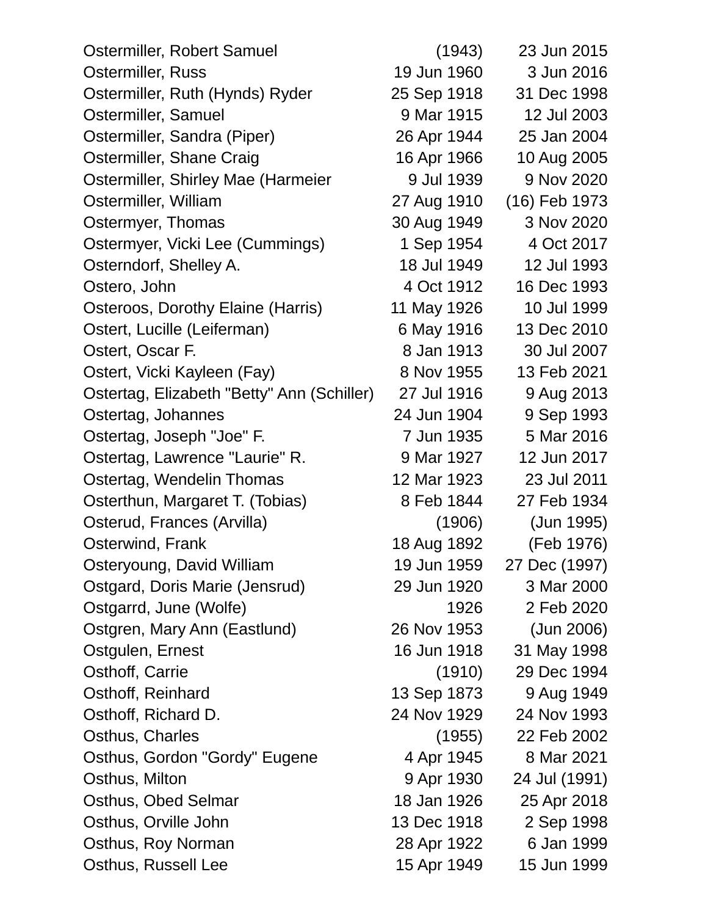| | | |
|---|---|---|
| Ostermiller, Robert Samuel | (1943) | 23 Jun 2015 |
| Ostermiller, Russ | 19 Jun 1960 | 3 Jun 2016 |
| Ostermiller, Ruth (Hynds) Ryder | 25 Sep 1918 | 31 Dec 1998 |
| Ostermiller, Samuel | 9 Mar 1915 | 12 Jul 2003 |
| Ostermiller, Sandra (Piper) | 26 Apr 1944 | 25 Jan 2004 |
| Ostermiller, Shane Craig | 16 Apr 1966 | 10 Aug 2005 |
| Ostermiller, Shirley Mae (Harmeier | 9 Jul 1939 | 9 Nov 2020 |
| Ostermiller, William | 27 Aug 1910 | (16) Feb 1973 |
| Ostermyer, Thomas | 30 Aug 1949 | 3 Nov 2020 |
| Ostermyer, Vicki Lee (Cummings) | 1 Sep 1954 | 4 Oct 2017 |
| Osterndorf, Shelley A. | 18 Jul 1949 | 12 Jul 1993 |
| Ostero, John | 4 Oct 1912 | 16 Dec 1993 |
| Osteroos, Dorothy Elaine (Harris) | 11 May 1926 | 10 Jul 1999 |
| Ostert, Lucille (Leiferman) | 6 May 1916 | 13 Dec 2010 |
| Ostert, Oscar F. | 8 Jan 1913 | 30 Jul 2007 |
| Ostert, Vicki Kayleen (Fay) | 8 Nov 1955 | 13 Feb 2021 |
| Ostertag, Elizabeth "Betty" Ann (Schiller) | 27 Jul 1916 | 9 Aug 2013 |
| Ostertag, Johannes | 24 Jun 1904 | 9 Sep 1993 |
| Ostertag, Joseph "Joe" F. | 7 Jun 1935 | 5 Mar 2016 |
| Ostertag, Lawrence "Laurie" R. | 9 Mar 1927 | 12 Jun 2017 |
| Ostertag, Wendelin Thomas | 12 Mar 1923 | 23 Jul 2011 |
| Osterthun, Margaret T. (Tobias) | 8 Feb 1844 | 27 Feb 1934 |
| Osterud, Frances (Arvilla) | (1906) | (Jun 1995) |
| Osterwind, Frank | 18 Aug 1892 | (Feb 1976) |
| Osteryoung, David William | 19 Jun 1959 | 27 Dec (1997) |
| Ostgard, Doris Marie (Jensrud) | 29 Jun 1920 | 3 Mar 2000 |
| Ostgarrd, June (Wolfe) | 1926 | 2 Feb 2020 |
| Ostgren, Mary Ann (Eastlund) | 26 Nov 1953 | (Jun 2006) |
| Ostgulen, Ernest | 16 Jun 1918 | 31 May 1998 |
| Osthoff, Carrie | (1910) | 29 Dec 1994 |
| Osthoff, Reinhard | 13 Sep 1873 | 9 Aug 1949 |
| Osthoff, Richard D. | 24 Nov 1929 | 24 Nov 1993 |
| Osthus, Charles | (1955) | 22 Feb 2002 |
| Osthus, Gordon "Gordy" Eugene | 4 Apr 1945 | 8 Mar 2021 |
| Osthus, Milton | 9 Apr 1930 | 24 Jul (1991) |
| Osthus, Obed Selmar | 18 Jan 1926 | 25 Apr 2018 |
| Osthus, Orville John | 13 Dec 1918 | 2 Sep 1998 |
| Osthus, Roy Norman | 28 Apr 1922 | 6 Jan 1999 |
| Osthus, Russell Lee | 15 Apr 1949 | 15 Jun 1999 |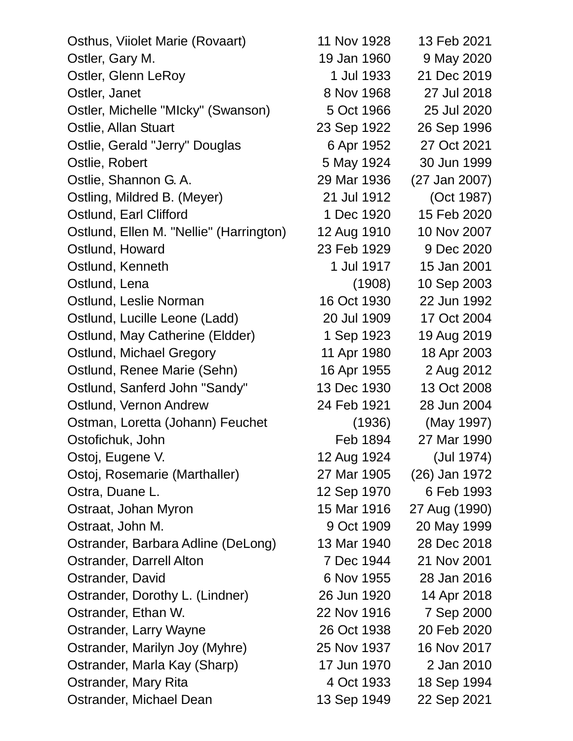| | | |
|---|---|---|
| Osthus, Viiolet Marie (Rovaart) | 11 Nov 1928 | 13 Feb 2021 |
| Ostler, Gary M. | 19 Jan 1960 | 9 May 2020 |
| Ostler, Glenn LeRoy | 1 Jul 1933 | 21 Dec 2019 |
| Ostler, Janet | 8 Nov 1968 | 27 Jul 2018 |
| Ostler, Michelle "MIcky" (Swanson) | 5 Oct 1966 | 25 Jul 2020 |
| Ostlie, Allan Stuart | 23 Sep 1922 | 26 Sep 1996 |
| Ostlie, Gerald "Jerry" Douglas | 6 Apr 1952 | 27 Oct 2021 |
| Ostlie, Robert | 5 May 1924 | 30 Jun 1999 |
| Ostlie, Shannon G. A. | 29 Mar 1936 | (27 Jan 2007) |
| Ostling, Mildred B. (Meyer) | 21 Jul 1912 | (Oct 1987) |
| Ostlund, Earl Clifford | 1 Dec 1920 | 15 Feb 2020 |
| Ostlund, Ellen M. "Nellie" (Harrington) | 12 Aug 1910 | 10 Nov 2007 |
| Ostlund, Howard | 23 Feb 1929 | 9 Dec 2020 |
| Ostlund, Kenneth | 1 Jul 1917 | 15 Jan 2001 |
| Ostlund, Lena | (1908) | 10 Sep 2003 |
| Ostlund, Leslie Norman | 16 Oct 1930 | 22 Jun 1992 |
| Ostlund, Lucille Leone (Ladd) | 20 Jul 1909 | 17 Oct 2004 |
| Ostlund, May Catherine (Eldder) | 1 Sep 1923 | 19 Aug 2019 |
| Ostlund, Michael Gregory | 11 Apr 1980 | 18 Apr 2003 |
| Ostlund, Renee Marie (Sehn) | 16 Apr 1955 | 2 Aug 2012 |
| Ostlund, Sanferd John "Sandy" | 13 Dec 1930 | 13 Oct 2008 |
| Ostlund, Vernon Andrew | 24 Feb 1921 | 28 Jun 2004 |
| Ostman, Loretta (Johann) Feuchet | (1936) | (May 1997) |
| Ostofichuk, John | Feb 1894 | 27 Mar 1990 |
| Ostoj, Eugene V. | 12 Aug 1924 | (Jul 1974) |
| Ostoj, Rosemarie (Marthaller) | 27 Mar 1905 | (26) Jan 1972 |
| Ostra, Duane L. | 12 Sep 1970 | 6 Feb 1993 |
| Ostraat, Johan Myron | 15 Mar 1916 | 27 Aug (1990) |
| Ostraat, John M. | 9 Oct 1909 | 20 May 1999 |
| Ostrander, Barbara Adline (DeLong) | 13 Mar 1940 | 28 Dec 2018 |
| Ostrander, Darrell Alton | 7 Dec 1944 | 21 Nov 2001 |
| Ostrander, David | 6 Nov 1955 | 28 Jan 2016 |
| Ostrander, Dorothy L. (Lindner) | 26 Jun 1920 | 14 Apr 2018 |
| Ostrander, Ethan W. | 22 Nov 1916 | 7 Sep 2000 |
| Ostrander, Larry Wayne | 26 Oct 1938 | 20 Feb 2020 |
| Ostrander, Marilyn Joy (Myhre) | 25 Nov 1937 | 16 Nov 2017 |
| Ostrander, Marla Kay (Sharp) | 17 Jun 1970 | 2 Jan 2010 |
| Ostrander, Mary Rita | 4 Oct 1933 | 18 Sep 1994 |
| Ostrander, Michael Dean | 13 Sep 1949 | 22 Sep 2021 |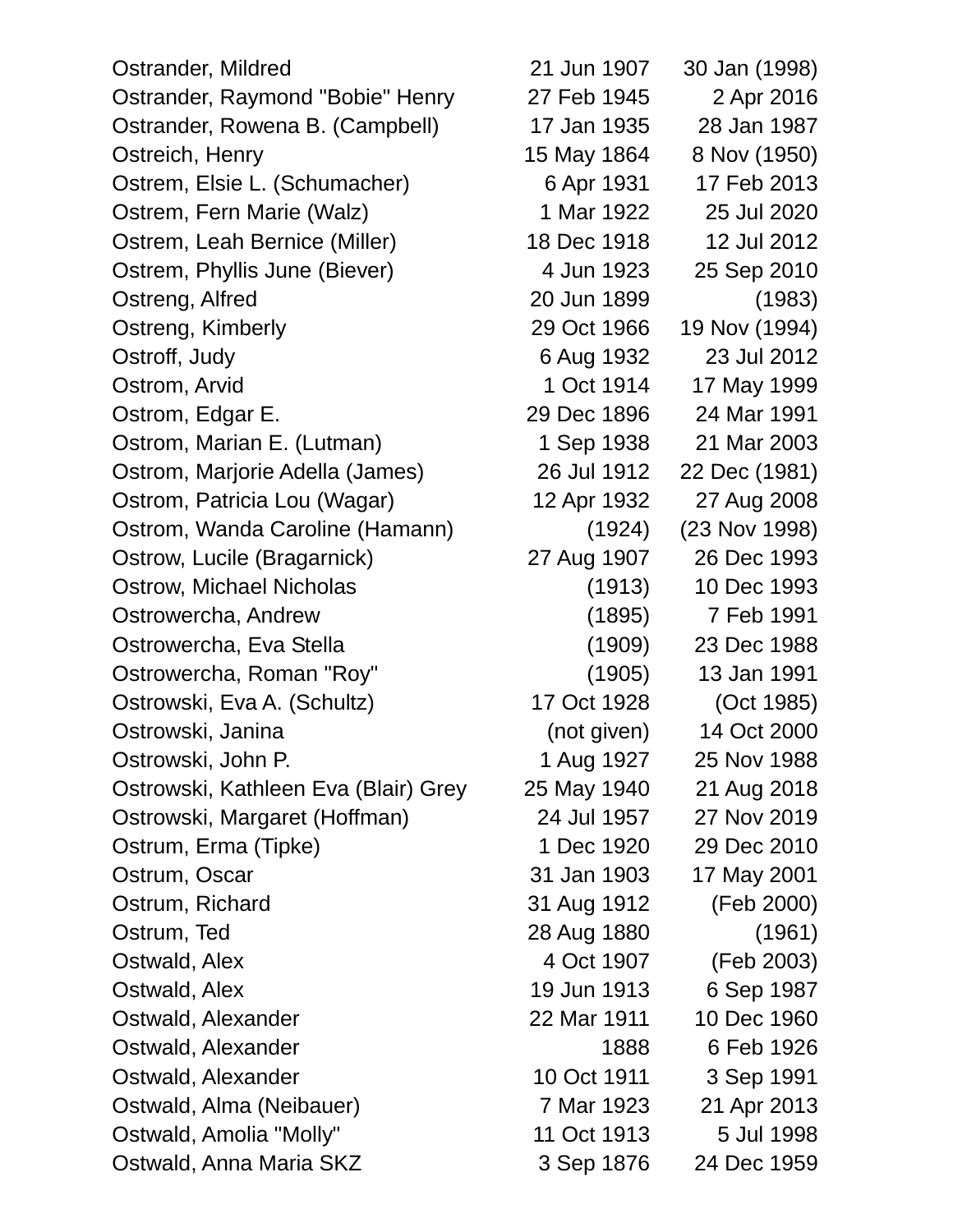| | | |
|---|---|---|
| Ostrander, Mildred | 21 Jun 1907 | 30 Jan (1998) |
| Ostrander, Raymond "Bobie" Henry | 27 Feb 1945 | 2 Apr 2016 |
| Ostrander, Rowena B. (Campbell) | 17 Jan 1935 | 28 Jan 1987 |
| Ostreich, Henry | 15 May 1864 | 8 Nov (1950) |
| Ostrem, Elsie L. (Schumacher) | 6 Apr 1931 | 17 Feb 2013 |
| Ostrem, Fern Marie (Walz) | 1 Mar 1922 | 25 Jul 2020 |
| Ostrem, Leah Bernice (Miller) | 18 Dec 1918 | 12 Jul 2012 |
| Ostrem, Phyllis June (Biever) | 4 Jun 1923 | 25 Sep 2010 |
| Ostreng, Alfred | 20 Jun 1899 | (1983) |
| Ostreng, Kimberly | 29 Oct 1966 | 19 Nov (1994) |
| Ostroff, Judy | 6 Aug 1932 | 23 Jul 2012 |
| Ostrom, Arvid | 1 Oct 1914 | 17 May 1999 |
| Ostrom, Edgar E. | 29 Dec 1896 | 24 Mar 1991 |
| Ostrom, Marian E. (Lutman) | 1 Sep 1938 | 21 Mar 2003 |
| Ostrom, Marjorie Adella (James) | 26 Jul 1912 | 22 Dec (1981) |
| Ostrom, Patricia Lou (Wagar) | 12 Apr 1932 | 27 Aug 2008 |
| Ostrom, Wanda Caroline (Hamann) | (1924) | (23 Nov 1998) |
| Ostrow, Lucile (Bragarnick) | 27 Aug 1907 | 26 Dec 1993 |
| Ostrow, Michael Nicholas | (1913) | 10 Dec 1993 |
| Ostrowercha, Andrew | (1895) | 7 Feb 1991 |
| Ostrowercha, Eva Stella | (1909) | 23 Dec 1988 |
| Ostrowercha, Roman "Roy" | (1905) | 13 Jan 1991 |
| Ostrowski, Eva A. (Schultz) | 17 Oct 1928 | (Oct 1985) |
| Ostrowski, Janina | (not given) | 14 Oct 2000 |
| Ostrowski, John P. | 1 Aug 1927 | 25 Nov 1988 |
| Ostrowski, Kathleen Eva (Blair) Grey | 25 May 1940 | 21 Aug 2018 |
| Ostrowski, Margaret (Hoffman) | 24 Jul 1957 | 27 Nov 2019 |
| Ostrum, Erma (Tipke) | 1 Dec 1920 | 29 Dec 2010 |
| Ostrum, Oscar | 31 Jan 1903 | 17 May 2001 |
| Ostrum, Richard | 31 Aug 1912 | (Feb 2000) |
| Ostrum, Ted | 28 Aug 1880 | (1961) |
| Ostwald, Alex | 4 Oct 1907 | (Feb 2003) |
| Ostwald, Alex | 19 Jun 1913 | 6 Sep 1987 |
| Ostwald, Alexander | 22 Mar 1911 | 10 Dec 1960 |
| Ostwald, Alexander | 1888 | 6 Feb 1926 |
| Ostwald, Alexander | 10 Oct 1911 | 3 Sep 1991 |
| Ostwald, Alma (Neibauer) | 7 Mar 1923 | 21 Apr 2013 |
| Ostwald, Amolia "Molly" | 11 Oct 1913 | 5 Jul 1998 |
| Ostwald, Anna Maria SKZ | 3 Sep 1876 | 24 Dec 1959 |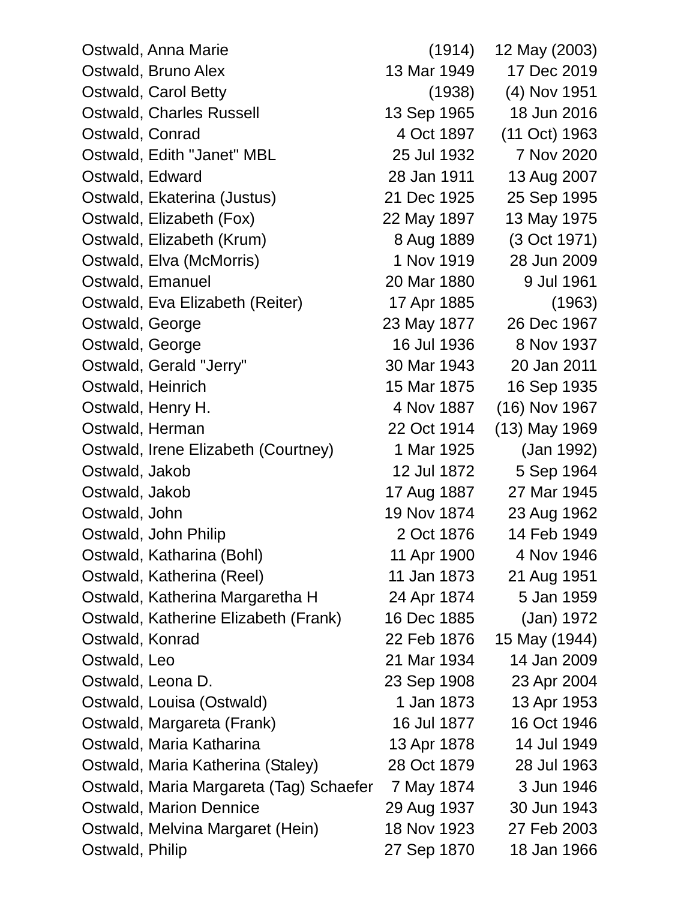| | | |
|---|---|---|
| Ostwald, Anna Marie | (1914) | 12 May (2003) |
| Ostwald, Bruno Alex | 13 Mar 1949 | 17 Dec 2019 |
| Ostwald, Carol Betty | (1938) | (4) Nov 1951 |
| Ostwald, Charles Russell | 13 Sep 1965 | 18 Jun 2016 |
| Ostwald, Conrad | 4 Oct 1897 | (11 Oct) 1963 |
| Ostwald, Edith "Janet" MBL | 25 Jul 1932 | 7 Nov 2020 |
| Ostwald, Edward | 28 Jan 1911 | 13 Aug 2007 |
| Ostwald, Ekaterina (Justus) | 21 Dec 1925 | 25 Sep 1995 |
| Ostwald, Elizabeth (Fox) | 22 May 1897 | 13 May 1975 |
| Ostwald, Elizabeth (Krum) | 8 Aug 1889 | (3 Oct 1971) |
| Ostwald, Elva (McMorris) | 1 Nov 1919 | 28 Jun 2009 |
| Ostwald, Emanuel | 20 Mar 1880 | 9 Jul 1961 |
| Ostwald, Eva Elizabeth (Reiter) | 17 Apr 1885 | (1963) |
| Ostwald, George | 23 May 1877 | 26 Dec 1967 |
| Ostwald, George | 16 Jul 1936 | 8 Nov 1937 |
| Ostwald, Gerald "Jerry" | 30 Mar 1943 | 20 Jan 2011 |
| Ostwald, Heinrich | 15 Mar 1875 | 16 Sep 1935 |
| Ostwald, Henry H. | 4 Nov 1887 | (16) Nov 1967 |
| Ostwald, Herman | 22 Oct 1914 | (13) May 1969 |
| Ostwald, Irene Elizabeth (Courtney) | 1 Mar 1925 | (Jan 1992) |
| Ostwald, Jakob | 12 Jul 1872 | 5 Sep 1964 |
| Ostwald, Jakob | 17 Aug 1887 | 27 Mar 1945 |
| Ostwald, John | 19 Nov 1874 | 23 Aug 1962 |
| Ostwald, John Philip | 2 Oct 1876 | 14 Feb 1949 |
| Ostwald, Katharina (Bohl) | 11 Apr 1900 | 4 Nov 1946 |
| Ostwald, Katherina (Reel) | 11 Jan 1873 | 21 Aug 1951 |
| Ostwald, Katherina Margaretha H | 24 Apr 1874 | 5 Jan 1959 |
| Ostwald, Katherine Elizabeth (Frank) | 16 Dec 1885 | (Jan) 1972 |
| Ostwald, Konrad | 22 Feb 1876 | 15 May (1944) |
| Ostwald, Leo | 21 Mar 1934 | 14 Jan 2009 |
| Ostwald, Leona D. | 23 Sep 1908 | 23 Apr 2004 |
| Ostwald, Louisa (Ostwald) | 1 Jan 1873 | 13 Apr 1953 |
| Ostwald, Margareta (Frank) | 16 Jul 1877 | 16 Oct 1946 |
| Ostwald, Maria Katharina | 13 Apr 1878 | 14 Jul 1949 |
| Ostwald, Maria Katherina (Staley) | 28 Oct 1879 | 28 Jul 1963 |
| Ostwald, Maria Margareta (Tag) Schaefer | 7 May 1874 | 3 Jun 1946 |
| Ostwald, Marion Dennice | 29 Aug 1937 | 30 Jun 1943 |
| Ostwald, Melvina Margaret (Hein) | 18 Nov 1923 | 27 Feb 2003 |
| Ostwald, Philip | 27 Sep 1870 | 18 Jan 1966 |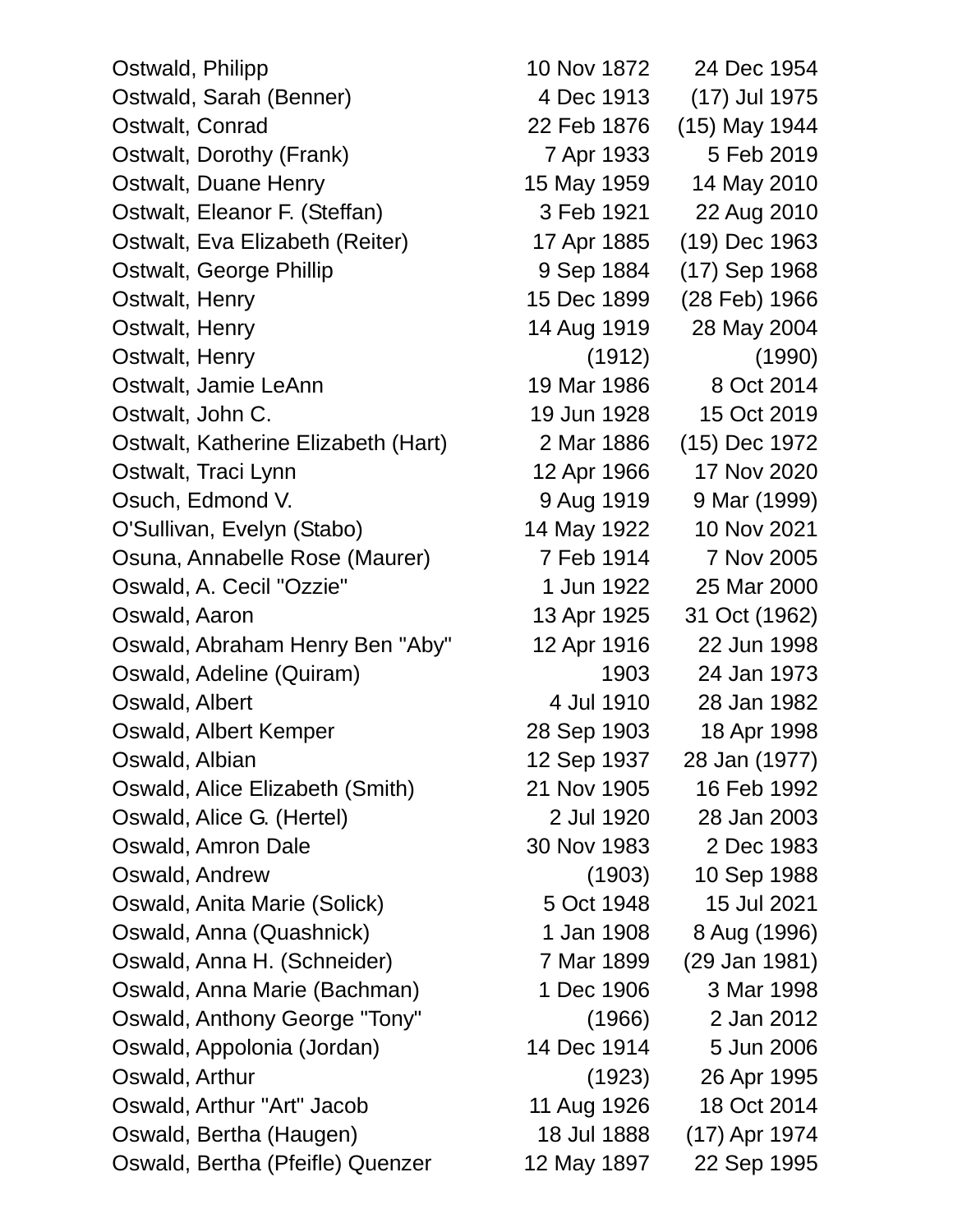| | | |
|---|---|---|
| Ostwald, Philipp | 10 Nov 1872 | 24 Dec 1954 |
| Ostwald, Sarah (Benner) | 4 Dec 1913 | (17) Jul 1975 |
| Ostwalt, Conrad | 22 Feb 1876 | (15) May 1944 |
| Ostwalt, Dorothy (Frank) | 7 Apr 1933 | 5 Feb 2019 |
| Ostwalt, Duane Henry | 15 May 1959 | 14 May 2010 |
| Ostwalt, Eleanor F. (Steffan) | 3 Feb 1921 | 22 Aug 2010 |
| Ostwalt, Eva Elizabeth (Reiter) | 17 Apr 1885 | (19) Dec 1963 |
| Ostwalt, George Phillip | 9 Sep 1884 | (17) Sep 1968 |
| Ostwalt, Henry | 15 Dec 1899 | (28 Feb) 1966 |
| Ostwalt, Henry | 14 Aug 1919 | 28 May 2004 |
| Ostwalt, Henry | (1912) | (1990) |
| Ostwalt, Jamie LeAnn | 19 Mar 1986 | 8 Oct 2014 |
| Ostwalt, John C. | 19 Jun 1928 | 15 Oct 2019 |
| Ostwalt, Katherine Elizabeth (Hart) | 2 Mar 1886 | (15) Dec 1972 |
| Ostwalt, Traci Lynn | 12 Apr 1966 | 17 Nov 2020 |
| Osuch, Edmond V. | 9 Aug 1919 | 9 Mar (1999) |
| O'Sullivan, Evelyn (Stabo) | 14 May 1922 | 10 Nov 2021 |
| Osuna, Annabelle Rose (Maurer) | 7 Feb 1914 | 7 Nov 2005 |
| Oswald, A. Cecil "Ozzie" | 1 Jun 1922 | 25 Mar 2000 |
| Oswald, Aaron | 13 Apr 1925 | 31 Oct (1962) |
| Oswald, Abraham Henry Ben "Aby" | 12 Apr 1916 | 22 Jun 1998 |
| Oswald, Adeline (Quiram) | 1903 | 24 Jan 1973 |
| Oswald, Albert | 4 Jul 1910 | 28 Jan 1982 |
| Oswald, Albert Kemper | 28 Sep 1903 | 18 Apr 1998 |
| Oswald, Albian | 12 Sep 1937 | 28 Jan (1977) |
| Oswald, Alice Elizabeth (Smith) | 21 Nov 1905 | 16 Feb 1992 |
| Oswald, Alice G. (Hertel) | 2 Jul 1920 | 28 Jan 2003 |
| Oswald, Amron Dale | 30 Nov 1983 | 2 Dec 1983 |
| Oswald, Andrew | (1903) | 10 Sep 1988 |
| Oswald, Anita Marie (Solick) | 5 Oct 1948 | 15 Jul 2021 |
| Oswald, Anna (Quashnick) | 1 Jan 1908 | 8 Aug (1996) |
| Oswald, Anna H. (Schneider) | 7 Mar 1899 | (29 Jan 1981) |
| Oswald, Anna Marie (Bachman) | 1 Dec 1906 | 3 Mar 1998 |
| Oswald, Anthony George "Tony" | (1966) | 2 Jan 2012 |
| Oswald, Appolonia (Jordan) | 14 Dec 1914 | 5 Jun 2006 |
| Oswald, Arthur | (1923) | 26 Apr 1995 |
| Oswald, Arthur "Art" Jacob | 11 Aug 1926 | 18 Oct 2014 |
| Oswald, Bertha (Haugen) | 18 Jul 1888 | (17) Apr 1974 |
| Oswald, Bertha (Pfeifle) Quenzer | 12 May 1897 | 22 Sep 1995 |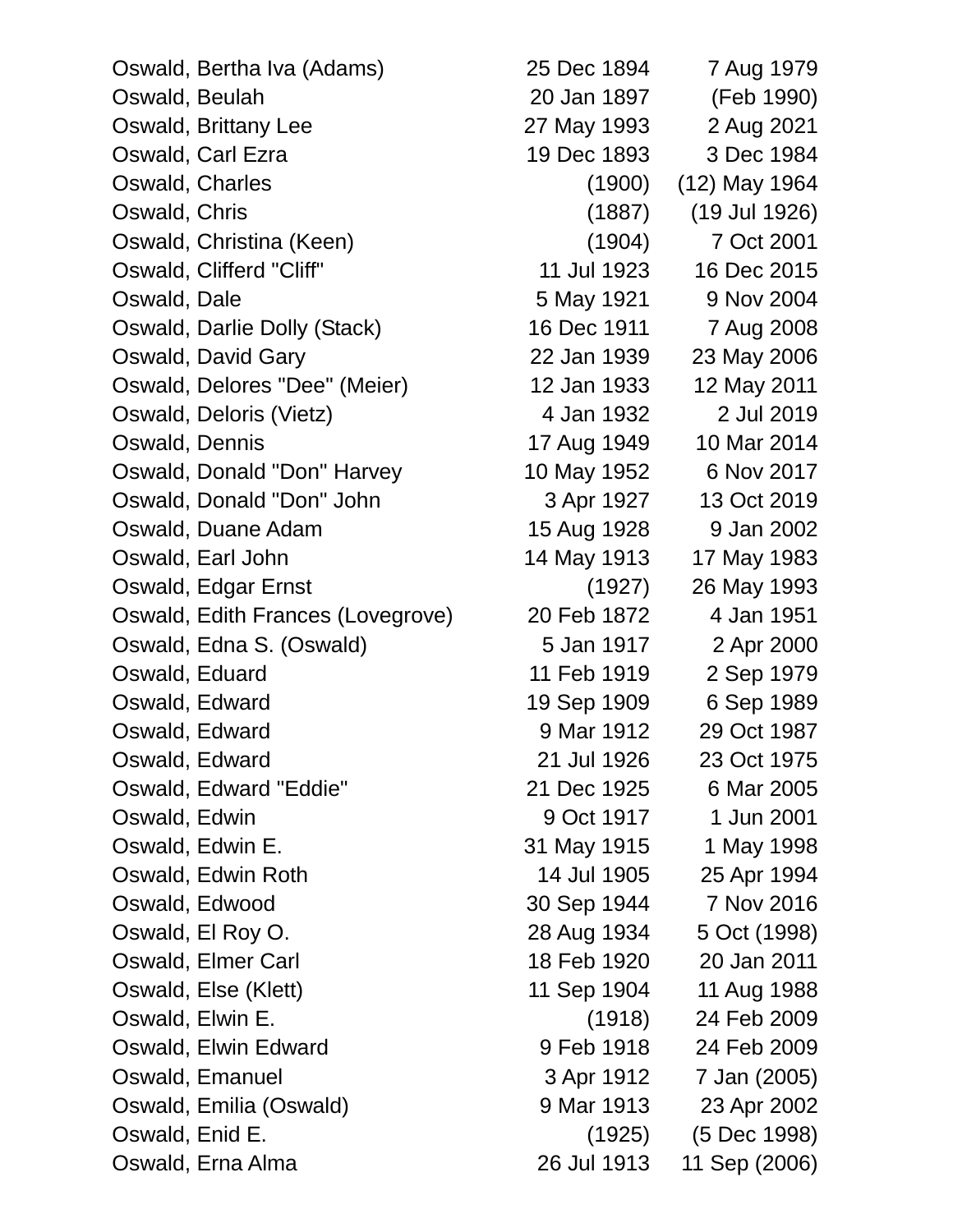| | | |
|---|---|---|
| Oswald, Bertha Iva (Adams) | 25 Dec 1894 | 7 Aug 1979 |
| Oswald, Beulah | 20 Jan 1897 | (Feb 1990) |
| Oswald, Brittany Lee | 27 May 1993 | 2 Aug 2021 |
| Oswald, Carl Ezra | 19 Dec 1893 | 3 Dec 1984 |
| Oswald, Charles | (1900) | (12) May 1964 |
| Oswald, Chris | (1887) | (19 Jul 1926) |
| Oswald, Christina (Keen) | (1904) | 7 Oct 2001 |
| Oswald, Clifferd "Cliff" | 11 Jul 1923 | 16 Dec 2015 |
| Oswald, Dale | 5 May 1921 | 9 Nov 2004 |
| Oswald, Darlie Dolly (Stack) | 16 Dec 1911 | 7 Aug 2008 |
| Oswald, David Gary | 22 Jan 1939 | 23 May 2006 |
| Oswald, Delores "Dee" (Meier) | 12 Jan 1933 | 12 May 2011 |
| Oswald, Deloris (Vietz) | 4 Jan 1932 | 2 Jul 2019 |
| Oswald, Dennis | 17 Aug 1949 | 10 Mar 2014 |
| Oswald, Donald "Don" Harvey | 10 May 1952 | 6 Nov 2017 |
| Oswald, Donald "Don" John | 3 Apr 1927 | 13 Oct 2019 |
| Oswald, Duane Adam | 15 Aug 1928 | 9 Jan 2002 |
| Oswald, Earl John | 14 May 1913 | 17 May 1983 |
| Oswald, Edgar Ernst | (1927) | 26 May 1993 |
| Oswald, Edith Frances (Lovegrove) | 20 Feb 1872 | 4 Jan 1951 |
| Oswald, Edna S. (Oswald) | 5 Jan 1917 | 2 Apr 2000 |
| Oswald, Eduard | 11 Feb 1919 | 2 Sep 1979 |
| Oswald, Edward | 19 Sep 1909 | 6 Sep 1989 |
| Oswald, Edward | 9 Mar 1912 | 29 Oct 1987 |
| Oswald, Edward | 21 Jul 1926 | 23 Oct 1975 |
| Oswald, Edward "Eddie" | 21 Dec 1925 | 6 Mar 2005 |
| Oswald, Edwin | 9 Oct 1917 | 1 Jun 2001 |
| Oswald, Edwin E. | 31 May 1915 | 1 May 1998 |
| Oswald, Edwin Roth | 14 Jul 1905 | 25 Apr 1994 |
| Oswald, Edwood | 30 Sep 1944 | 7 Nov 2016 |
| Oswald, El Roy O. | 28 Aug 1934 | 5 Oct (1998) |
| Oswald, Elmer Carl | 18 Feb 1920 | 20 Jan 2011 |
| Oswald, Else (Klett) | 11 Sep 1904 | 11 Aug 1988 |
| Oswald, Elwin E. | (1918) | 24 Feb 2009 |
| Oswald, Elwin Edward | 9 Feb 1918 | 24 Feb 2009 |
| Oswald, Emanuel | 3 Apr 1912 | 7 Jan (2005) |
| Oswald, Emilia (Oswald) | 9 Mar 1913 | 23 Apr 2002 |
| Oswald, Enid E. | (1925) | (5 Dec 1998) |
| Oswald, Erna Alma | 26 Jul 1913 | 11 Sep (2006) |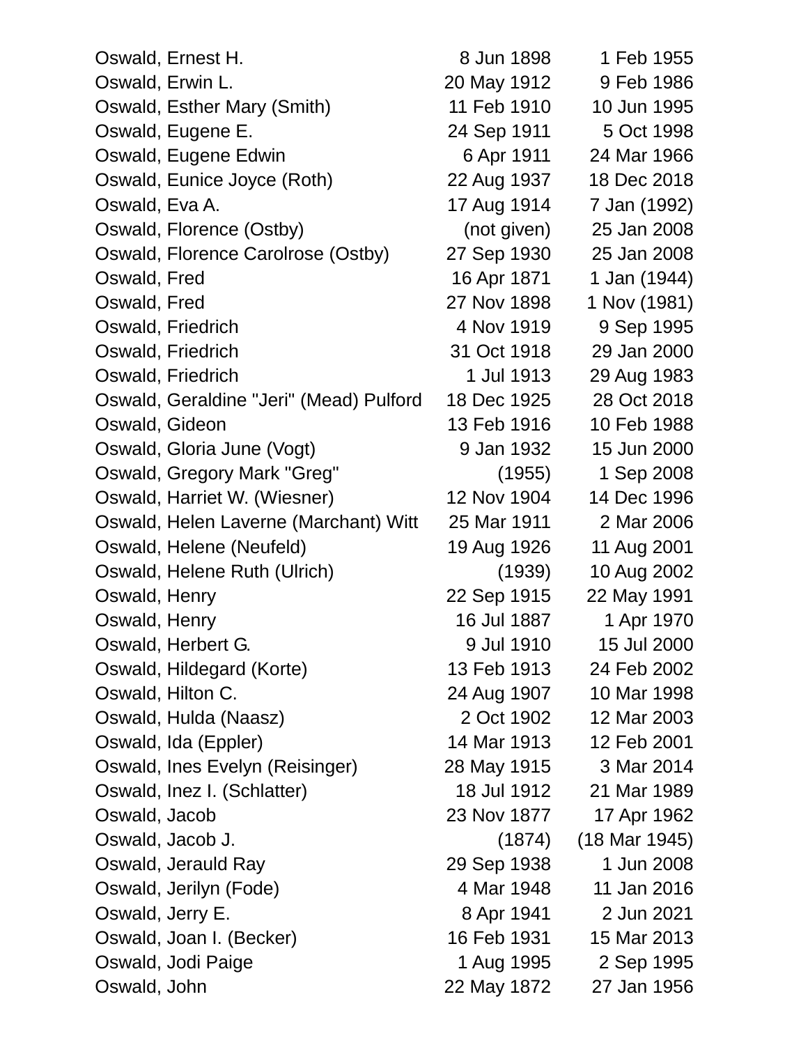| | | |
|---|---|---|
| Oswald, Ernest H. | 8 Jun 1898 | 1 Feb 1955 |
| Oswald, Erwin L. | 20 May 1912 | 9 Feb 1986 |
| Oswald, Esther Mary (Smith) | 11 Feb 1910 | 10 Jun 1995 |
| Oswald, Eugene E. | 24 Sep 1911 | 5 Oct 1998 |
| Oswald, Eugene Edwin | 6 Apr 1911 | 24 Mar 1966 |
| Oswald, Eunice Joyce (Roth) | 22 Aug 1937 | 18 Dec 2018 |
| Oswald, Eva A. | 17 Aug 1914 | 7 Jan (1992) |
| Oswald, Florence (Ostby) | (not given) | 25 Jan 2008 |
| Oswald, Florence Carolrose (Ostby) | 27 Sep 1930 | 25 Jan 2008 |
| Oswald, Fred | 16 Apr 1871 | 1 Jan (1944) |
| Oswald, Fred | 27 Nov 1898 | 1 Nov (1981) |
| Oswald, Friedrich | 4 Nov 1919 | 9 Sep 1995 |
| Oswald, Friedrich | 31 Oct 1918 | 29 Jan 2000 |
| Oswald, Friedrich | 1 Jul 1913 | 29 Aug 1983 |
| Oswald, Geraldine "Jeri" (Mead) Pulford | 18 Dec 1925 | 28 Oct 2018 |
| Oswald, Gideon | 13 Feb 1916 | 10 Feb 1988 |
| Oswald, Gloria June (Vogt) | 9 Jan 1932 | 15 Jun 2000 |
| Oswald, Gregory Mark "Greg" | (1955) | 1 Sep 2008 |
| Oswald, Harriet W. (Wiesner) | 12 Nov 1904 | 14 Dec 1996 |
| Oswald, Helen Laverne (Marchant) Witt | 25 Mar 1911 | 2 Mar 2006 |
| Oswald, Helene (Neufeld) | 19 Aug 1926 | 11 Aug 2001 |
| Oswald, Helene Ruth (Ulrich) | (1939) | 10 Aug 2002 |
| Oswald, Henry | 22 Sep 1915 | 22 May 1991 |
| Oswald, Henry | 16 Jul 1887 | 1 Apr 1970 |
| Oswald, Herbert G. | 9 Jul 1910 | 15 Jul 2000 |
| Oswald, Hildegard (Korte) | 13 Feb 1913 | 24 Feb 2002 |
| Oswald, Hilton C. | 24 Aug 1907 | 10 Mar 1998 |
| Oswald, Hulda (Naasz) | 2 Oct 1902 | 12 Mar 2003 |
| Oswald, Ida (Eppler) | 14 Mar 1913 | 12 Feb 2001 |
| Oswald, Ines Evelyn (Reisinger) | 28 May 1915 | 3 Mar 2014 |
| Oswald, Inez I. (Schlatter) | 18 Jul 1912 | 21 Mar 1989 |
| Oswald, Jacob | 23 Nov 1877 | 17 Apr 1962 |
| Oswald, Jacob J. | (1874) | (18 Mar 1945) |
| Oswald, Jerauld Ray | 29 Sep 1938 | 1 Jun 2008 |
| Oswald, Jerilyn (Fode) | 4 Mar 1948 | 11 Jan 2016 |
| Oswald, Jerry E. | 8 Apr 1941 | 2 Jun 2021 |
| Oswald, Joan I. (Becker) | 16 Feb 1931 | 15 Mar 2013 |
| Oswald, Jodi Paige | 1 Aug 1995 | 2 Sep 1995 |
| Oswald, John | 22 May 1872 | 27 Jan 1956 |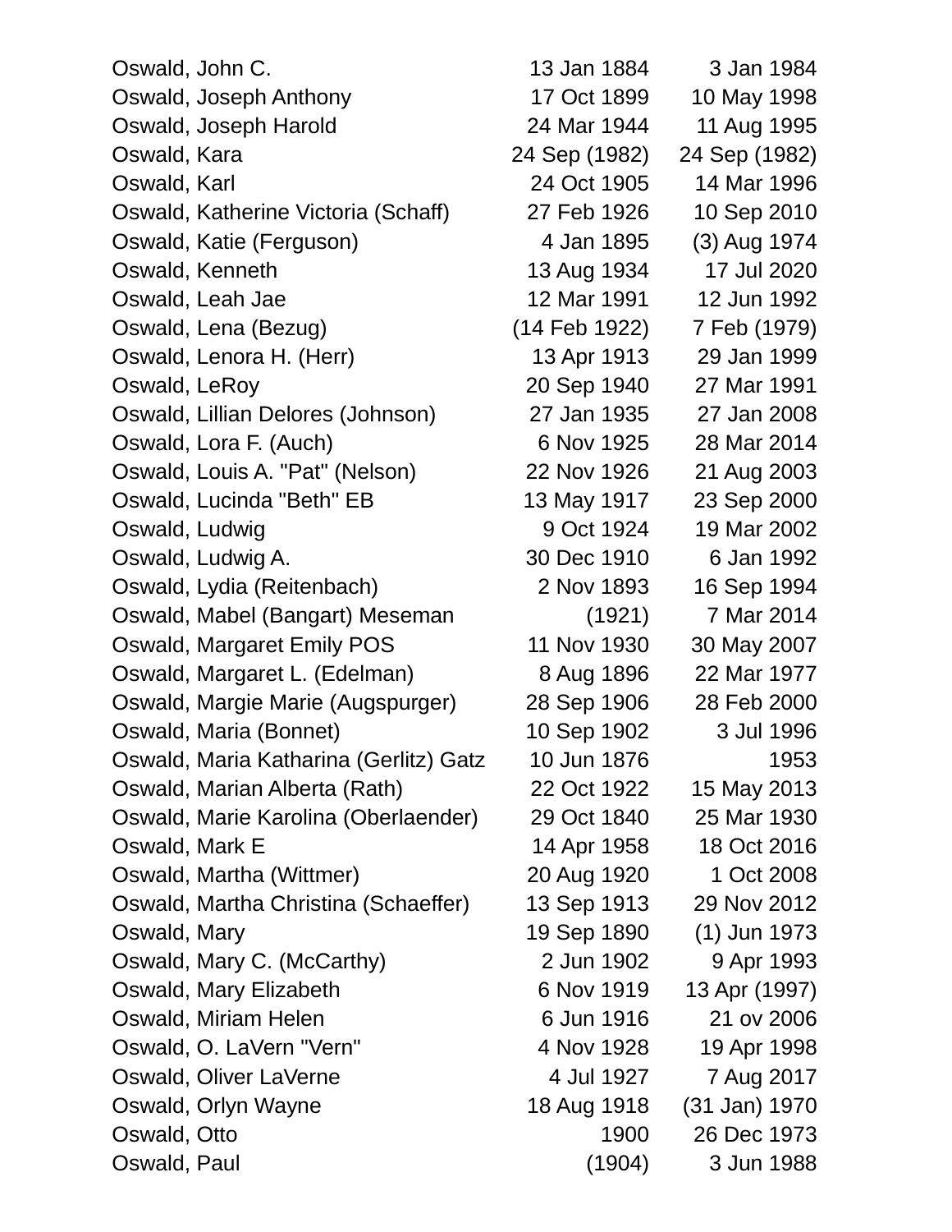| | | |
|---|---|---|
| Oswald, John C. | 13 Jan 1884 | 3 Jan 1984 |
| Oswald, Joseph Anthony | 17 Oct 1899 | 10 May 1998 |
| Oswald, Joseph Harold | 24 Mar 1944 | 11 Aug 1995 |
| Oswald, Kara | 24 Sep (1982) | 24 Sep (1982) |
| Oswald, Karl | 24 Oct 1905 | 14 Mar 1996 |
| Oswald, Katherine Victoria (Schaff) | 27 Feb 1926 | 10 Sep 2010 |
| Oswald, Katie (Ferguson) | 4 Jan 1895 | (3) Aug 1974 |
| Oswald, Kenneth | 13 Aug 1934 | 17 Jul 2020 |
| Oswald, Leah Jae | 12 Mar 1991 | 12 Jun 1992 |
| Oswald, Lena (Bezug) | (14 Feb 1922) | 7 Feb (1979) |
| Oswald, Lenora H. (Herr) | 13 Apr 1913 | 29 Jan 1999 |
| Oswald, LeRoy | 20 Sep 1940 | 27 Mar 1991 |
| Oswald, Lillian Delores (Johnson) | 27 Jan 1935 | 27 Jan 2008 |
| Oswald, Lora F. (Auch) | 6 Nov 1925 | 28 Mar 2014 |
| Oswald, Louis A. "Pat" (Nelson) | 22 Nov 1926 | 21 Aug 2003 |
| Oswald, Lucinda "Beth" EB | 13 May 1917 | 23 Sep 2000 |
| Oswald, Ludwig | 9 Oct 1924 | 19 Mar 2002 |
| Oswald, Ludwig A. | 30 Dec 1910 | 6 Jan 1992 |
| Oswald, Lydia (Reitenbach) | 2 Nov 1893 | 16 Sep 1994 |
| Oswald, Mabel (Bangart) Meseman | (1921) | 7 Mar 2014 |
| Oswald, Margaret Emily POS | 11 Nov 1930 | 30 May 2007 |
| Oswald, Margaret L. (Edelman) | 8 Aug 1896 | 22 Mar 1977 |
| Oswald, Margie Marie (Augspurger) | 28 Sep 1906 | 28 Feb 2000 |
| Oswald, Maria (Bonnet) | 10 Sep 1902 | 3 Jul 1996 |
| Oswald, Maria Katharina (Gerlitz) Gatz | 10 Jun 1876 | 1953 |
| Oswald, Marian Alberta (Rath) | 22 Oct 1922 | 15 May 2013 |
| Oswald, Marie Karolina (Oberlaender) | 29 Oct 1840 | 25 Mar 1930 |
| Oswald, Mark E | 14 Apr 1958 | 18 Oct 2016 |
| Oswald, Martha (Wittmer) | 20 Aug 1920 | 1 Oct 2008 |
| Oswald, Martha Christina (Schaeffer) | 13 Sep 1913 | 29 Nov 2012 |
| Oswald, Mary | 19 Sep 1890 | (1) Jun 1973 |
| Oswald, Mary C. (McCarthy) | 2 Jun 1902 | 9 Apr 1993 |
| Oswald, Mary Elizabeth | 6 Nov 1919 | 13 Apr (1997) |
| Oswald, Miriam Helen | 6 Jun 1916 | 21 ov 2006 |
| Oswald, O. LaVern "Vern" | 4 Nov 1928 | 19 Apr 1998 |
| Oswald, Oliver LaVerne | 4 Jul 1927 | 7 Aug 2017 |
| Oswald, Orlyn Wayne | 18 Aug 1918 | (31 Jan) 1970 |
| Oswald, Otto | 1900 | 26 Dec 1973 |
| Oswald, Paul | (1904) | 3 Jun 1988 |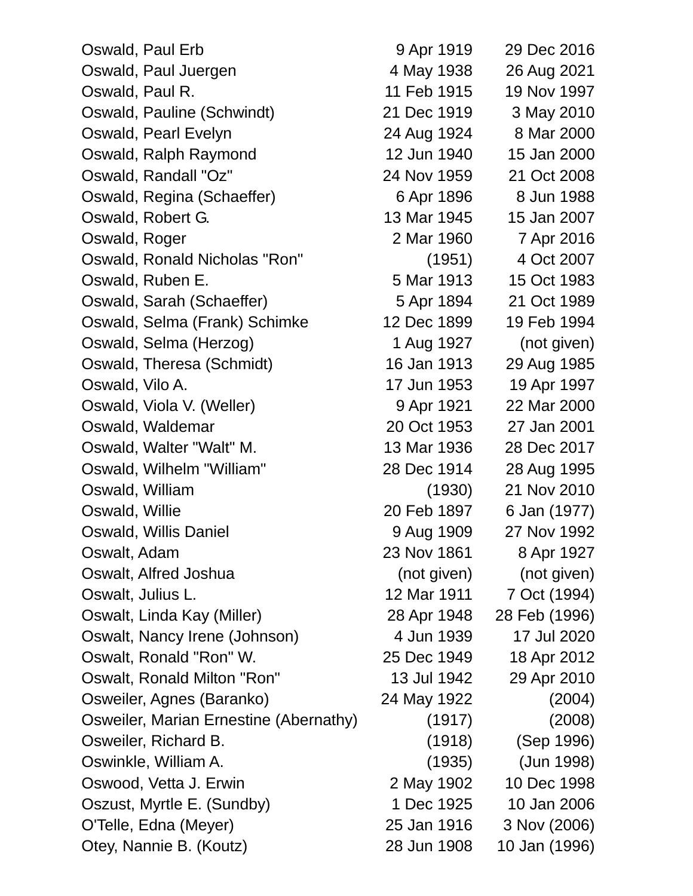| Name | Birth | Death |
|---|---|---|
| Oswald, Paul Erb | 9 Apr 1919 | 29 Dec 2016 |
| Oswald, Paul Juergen | 4 May 1938 | 26 Aug 2021 |
| Oswald, Paul R. | 11 Feb 1915 | 19 Nov 1997 |
| Oswald, Pauline (Schwindt) | 21 Dec 1919 | 3 May 2010 |
| Oswald, Pearl Evelyn | 24 Aug 1924 | 8 Mar 2000 |
| Oswald, Ralph Raymond | 12 Jun 1940 | 15 Jan 2000 |
| Oswald, Randall "Oz" | 24 Nov 1959 | 21 Oct 2008 |
| Oswald, Regina (Schaeffer) | 6 Apr 1896 | 8 Jun 1988 |
| Oswald, Robert G. | 13 Mar 1945 | 15 Jan 2007 |
| Oswald, Roger | 2 Mar 1960 | 7 Apr 2016 |
| Oswald, Ronald Nicholas "Ron" | (1951) | 4 Oct 2007 |
| Oswald, Ruben E. | 5 Mar 1913 | 15 Oct 1983 |
| Oswald, Sarah (Schaeffer) | 5 Apr 1894 | 21 Oct 1989 |
| Oswald, Selma (Frank) Schimke | 12 Dec 1899 | 19 Feb 1994 |
| Oswald, Selma (Herzog) | 1 Aug 1927 | (not given) |
| Oswald, Theresa (Schmidt) | 16 Jan 1913 | 29 Aug 1985 |
| Oswald, Vilo A. | 17 Jun 1953 | 19 Apr 1997 |
| Oswald, Viola V. (Weller) | 9 Apr 1921 | 22 Mar 2000 |
| Oswald, Waldemar | 20 Oct 1953 | 27 Jan 2001 |
| Oswald, Walter "Walt" M. | 13 Mar 1936 | 28 Dec 2017 |
| Oswald, Wilhelm "William" | 28 Dec 1914 | 28 Aug 1995 |
| Oswald, William | (1930) | 21 Nov 2010 |
| Oswald, Willie | 20 Feb 1897 | 6 Jan (1977) |
| Oswald, Willis Daniel | 9 Aug 1909 | 27 Nov 1992 |
| Oswalt, Adam | 23 Nov 1861 | 8 Apr 1927 |
| Oswalt, Alfred Joshua | (not given) | (not given) |
| Oswalt, Julius L. | 12 Mar 1911 | 7 Oct (1994) |
| Oswalt, Linda Kay (Miller) | 28 Apr 1948 | 28 Feb (1996) |
| Oswalt, Nancy Irene (Johnson) | 4 Jun 1939 | 17 Jul 2020 |
| Oswalt, Ronald "Ron" W. | 25 Dec 1949 | 18 Apr 2012 |
| Oswalt, Ronald Milton "Ron" | 13 Jul 1942 | 29 Apr 2010 |
| Osweiler, Agnes (Baranko) | 24 May 1922 | (2004) |
| Osweiler, Marian Ernestine (Abernathy) | (1917) | (2008) |
| Osweiler, Richard B. | (1918) | (Sep 1996) |
| Oswinkle, William A. | (1935) | (Jun 1998) |
| Oswood, Vetta J. Erwin | 2 May 1902 | 10 Dec 1998 |
| Oszust, Myrtle E. (Sundby) | 1 Dec 1925 | 10 Jan 2006 |
| O'Telle, Edna (Meyer) | 25 Jan 1916 | 3 Nov (2006) |
| Otey, Nannie B. (Koutz) | 28 Jun 1908 | 10 Jan (1996) |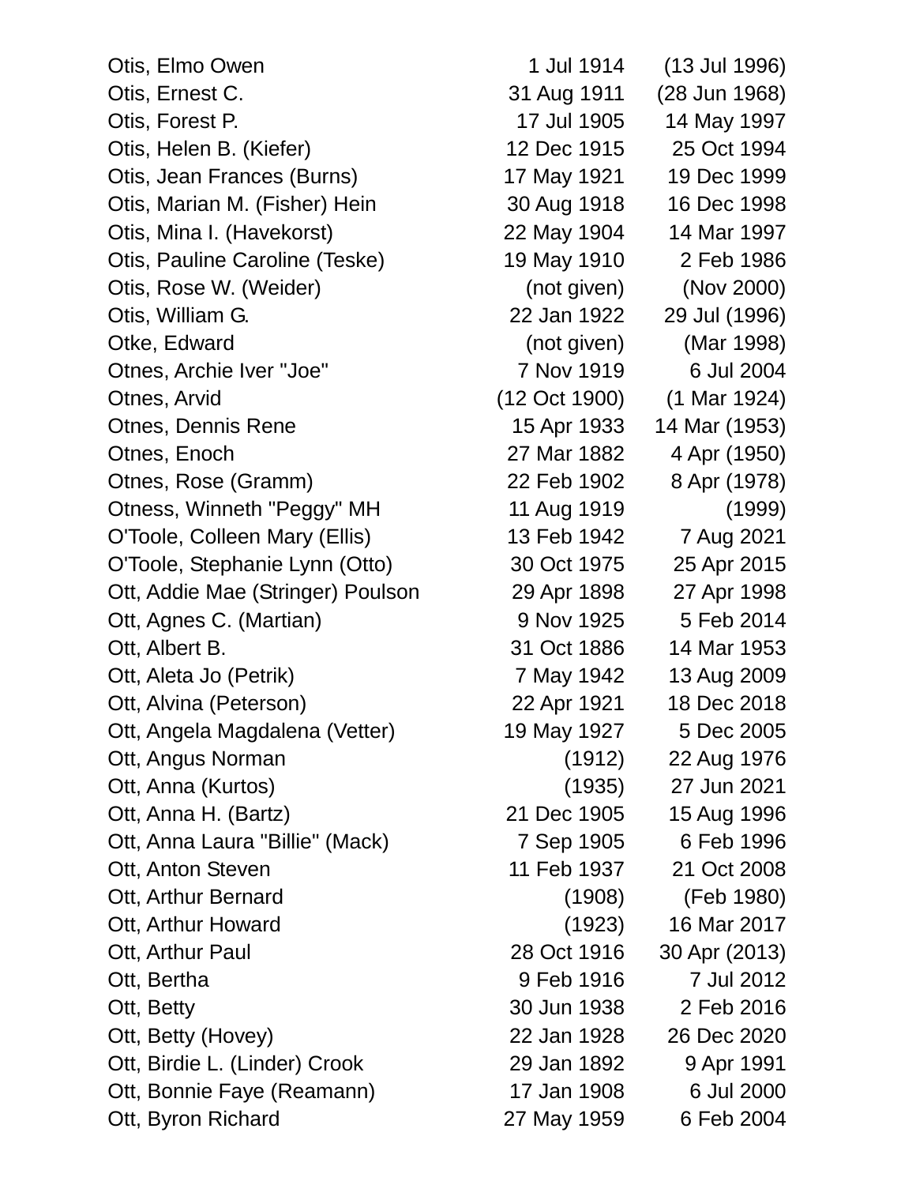| | | |
|---|---|---|
| Otis, Elmo Owen | 1 Jul 1914 | (13 Jul 1996) |
| Otis, Ernest C. | 31 Aug 1911 | (28 Jun 1968) |
| Otis, Forest P. | 17 Jul 1905 | 14 May 1997 |
| Otis, Helen B. (Kiefer) | 12 Dec 1915 | 25 Oct 1994 |
| Otis, Jean Frances (Burns) | 17 May 1921 | 19 Dec 1999 |
| Otis, Marian M. (Fisher) Hein | 30 Aug 1918 | 16 Dec 1998 |
| Otis, Mina I. (Havekorst) | 22 May 1904 | 14 Mar 1997 |
| Otis, Pauline Caroline (Teske) | 19 May 1910 | 2 Feb 1986 |
| Otis, Rose W. (Weider) | (not given) | (Nov 2000) |
| Otis, William G. | 22 Jan 1922 | 29 Jul (1996) |
| Otke, Edward | (not given) | (Mar 1998) |
| Otnes, Archie Iver "Joe" | 7 Nov 1919 | 6 Jul 2004 |
| Otnes, Arvid | (12 Oct 1900) | (1 Mar 1924) |
| Otnes, Dennis Rene | 15 Apr 1933 | 14 Mar (1953) |
| Otnes, Enoch | 27 Mar 1882 | 4 Apr (1950) |
| Otnes, Rose (Gramm) | 22 Feb 1902 | 8 Apr (1978) |
| Otness, Winneth "Peggy" MH | 11 Aug 1919 | (1999) |
| O'Toole, Colleen Mary (Ellis) | 13 Feb 1942 | 7 Aug 2021 |
| O'Toole, Stephanie Lynn (Otto) | 30 Oct 1975 | 25 Apr 2015 |
| Ott, Addie Mae (Stringer) Poulson | 29 Apr 1898 | 27 Apr 1998 |
| Ott, Agnes C. (Martian) | 9 Nov 1925 | 5 Feb 2014 |
| Ott, Albert B. | 31 Oct 1886 | 14 Mar 1953 |
| Ott, Aleta Jo (Petrik) | 7 May 1942 | 13 Aug 2009 |
| Ott, Alvina (Peterson) | 22 Apr 1921 | 18 Dec 2018 |
| Ott, Angela Magdalena (Vetter) | 19 May 1927 | 5 Dec 2005 |
| Ott, Angus Norman | (1912) | 22 Aug 1976 |
| Ott, Anna (Kurtos) | (1935) | 27 Jun 2021 |
| Ott, Anna H. (Bartz) | 21 Dec 1905 | 15 Aug 1996 |
| Ott, Anna Laura "Billie" (Mack) | 7 Sep 1905 | 6 Feb 1996 |
| Ott, Anton Steven | 11 Feb 1937 | 21 Oct 2008 |
| Ott, Arthur Bernard | (1908) | (Feb 1980) |
| Ott, Arthur Howard | (1923) | 16 Mar 2017 |
| Ott, Arthur Paul | 28 Oct 1916 | 30 Apr (2013) |
| Ott, Bertha | 9 Feb 1916 | 7 Jul 2012 |
| Ott, Betty | 30 Jun 1938 | 2 Feb 2016 |
| Ott, Betty (Hovey) | 22 Jan 1928 | 26 Dec 2020 |
| Ott, Birdie L. (Linder) Crook | 29 Jan 1892 | 9 Apr 1991 |
| Ott, Bonnie Faye (Reamann) | 17 Jan 1908 | 6 Jul 2000 |
| Ott, Byron Richard | 27 May 1959 | 6 Feb 2004 |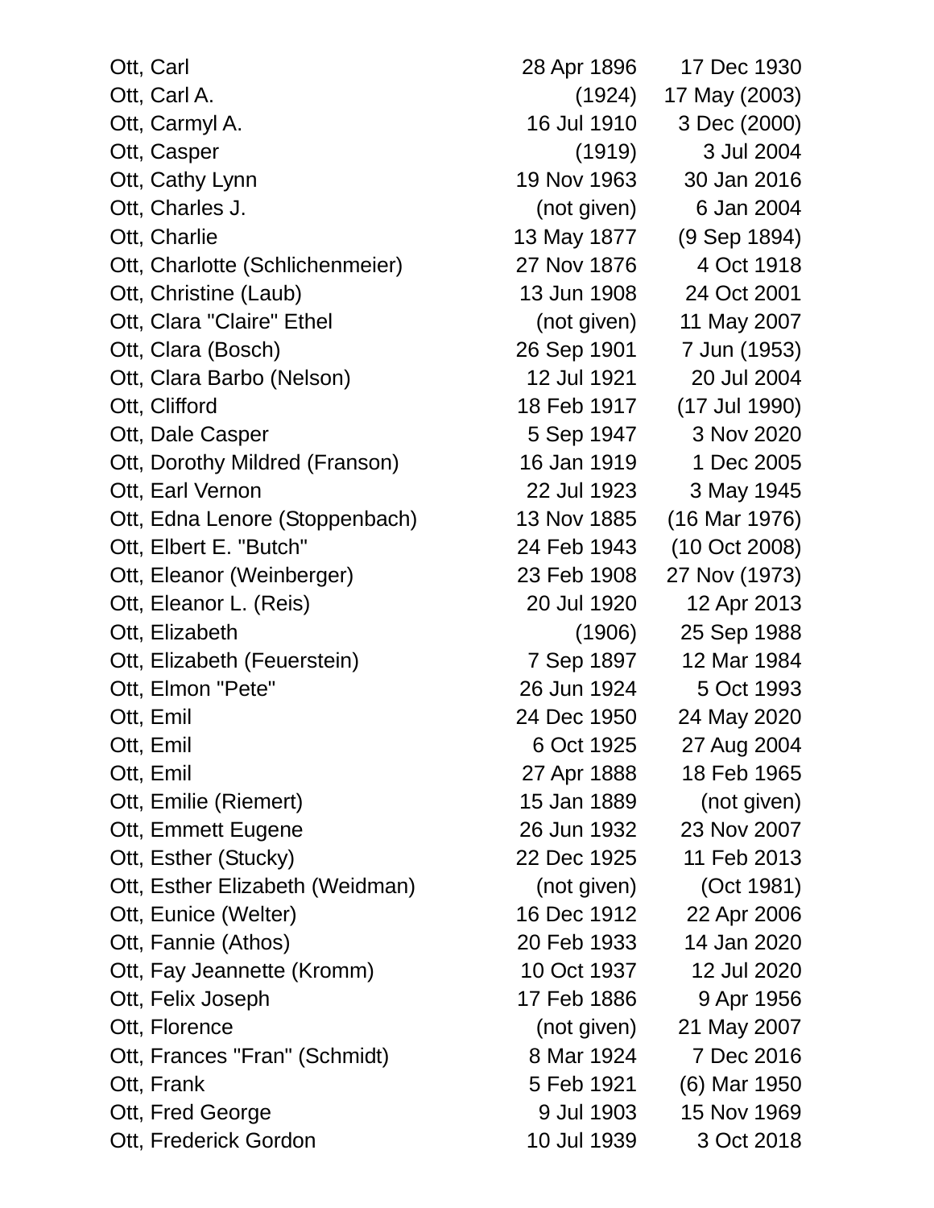| | | |
|---|---|---|
| Ott, Carl | 28 Apr 1896 | 17 Dec 1930 |
| Ott, Carl A. | (1924) | 17 May (2003) |
| Ott, Carmyl A. | 16 Jul 1910 | 3 Dec (2000) |
| Ott, Casper | (1919) | 3 Jul 2004 |
| Ott, Cathy Lynn | 19 Nov 1963 | 30 Jan 2016 |
| Ott, Charles J. | (not given) | 6 Jan 2004 |
| Ott, Charlie | 13 May 1877 | (9 Sep 1894) |
| Ott, Charlotte (Schlichenmeier) | 27 Nov 1876 | 4 Oct 1918 |
| Ott, Christine (Laub) | 13 Jun 1908 | 24 Oct 2001 |
| Ott, Clara "Claire" Ethel | (not given) | 11 May 2007 |
| Ott, Clara (Bosch) | 26 Sep 1901 | 7 Jun (1953) |
| Ott, Clara Barbo (Nelson) | 12 Jul 1921 | 20 Jul 2004 |
| Ott, Clifford | 18 Feb 1917 | (17 Jul 1990) |
| Ott, Dale Casper | 5 Sep 1947 | 3 Nov 2020 |
| Ott, Dorothy Mildred (Franson) | 16 Jan 1919 | 1 Dec 2005 |
| Ott, Earl Vernon | 22 Jul 1923 | 3 May 1945 |
| Ott, Edna Lenore (Stoppenbach) | 13 Nov 1885 | (16 Mar 1976) |
| Ott, Elbert E. "Butch" | 24 Feb 1943 | (10 Oct 2008) |
| Ott, Eleanor (Weinberger) | 23 Feb 1908 | 27 Nov (1973) |
| Ott, Eleanor L. (Reis) | 20 Jul 1920 | 12 Apr 2013 |
| Ott, Elizabeth | (1906) | 25 Sep 1988 |
| Ott, Elizabeth (Feuerstein) | 7 Sep 1897 | 12 Mar 1984 |
| Ott, Elmon "Pete" | 26 Jun 1924 | 5 Oct 1993 |
| Ott, Emil | 24 Dec 1950 | 24 May 2020 |
| Ott, Emil | 6 Oct 1925 | 27 Aug 2004 |
| Ott, Emil | 27 Apr 1888 | 18 Feb 1965 |
| Ott, Emilie (Riemert) | 15 Jan 1889 | (not given) |
| Ott, Emmett Eugene | 26 Jun 1932 | 23 Nov 2007 |
| Ott, Esther (Stucky) | 22 Dec 1925 | 11 Feb 2013 |
| Ott, Esther Elizabeth (Weidman) | (not given) | (Oct 1981) |
| Ott, Eunice (Welter) | 16 Dec 1912 | 22 Apr 2006 |
| Ott, Fannie (Athos) | 20 Feb 1933 | 14 Jan 2020 |
| Ott, Fay Jeannette (Kromm) | 10 Oct 1937 | 12 Jul 2020 |
| Ott, Felix Joseph | 17 Feb 1886 | 9 Apr 1956 |
| Ott, Florence | (not given) | 21 May 2007 |
| Ott, Frances "Fran" (Schmidt) | 8 Mar 1924 | 7 Dec 2016 |
| Ott, Frank | 5 Feb 1921 | (6) Mar 1950 |
| Ott, Fred George | 9 Jul 1903 | 15 Nov 1969 |
| Ott, Frederick Gordon | 10 Jul 1939 | 3 Oct 2018 |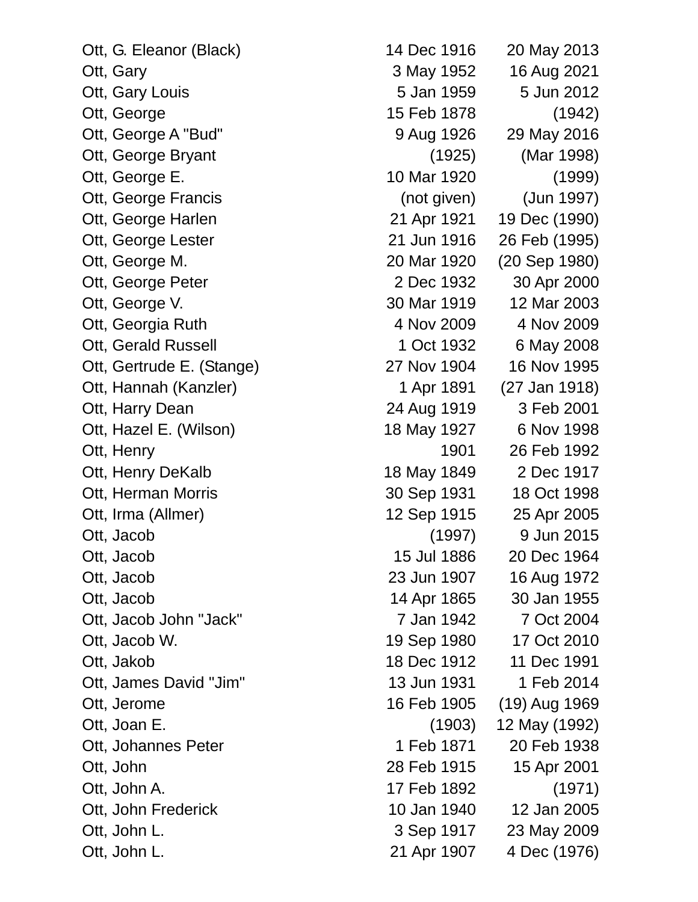| | | |
|---|---|---|
| Ott, G. Eleanor (Black) | 14 Dec 1916 | 20 May 2013 |
| Ott, Gary | 3 May 1952 | 16 Aug 2021 |
| Ott, Gary Louis | 5 Jan 1959 | 5 Jun 2012 |
| Ott, George | 15 Feb 1878 | (1942) |
| Ott, George A "Bud" | 9 Aug 1926 | 29 May 2016 |
| Ott, George Bryant | (1925) | (Mar 1998) |
| Ott, George E. | 10 Mar 1920 | (1999) |
| Ott, George Francis | (not given) | (Jun 1997) |
| Ott, George Harlen | 21 Apr 1921 | 19 Dec (1990) |
| Ott, George Lester | 21 Jun 1916 | 26 Feb (1995) |
| Ott, George M. | 20 Mar 1920 | (20 Sep 1980) |
| Ott, George Peter | 2 Dec 1932 | 30 Apr 2000 |
| Ott, George V. | 30 Mar 1919 | 12 Mar 2003 |
| Ott, Georgia Ruth | 4 Nov 2009 | 4 Nov 2009 |
| Ott, Gerald Russell | 1 Oct 1932 | 6 May 2008 |
| Ott, Gertrude E. (Stange) | 27 Nov 1904 | 16 Nov 1995 |
| Ott, Hannah (Kanzler) | 1 Apr 1891 | (27 Jan 1918) |
| Ott, Harry Dean | 24 Aug 1919 | 3 Feb 2001 |
| Ott, Hazel E. (Wilson) | 18 May 1927 | 6 Nov 1998 |
| Ott, Henry | 1901 | 26 Feb 1992 |
| Ott, Henry DeKalb | 18 May 1849 | 2 Dec 1917 |
| Ott, Herman Morris | 30 Sep 1931 | 18 Oct 1998 |
| Ott, Irma (Allmer) | 12 Sep 1915 | 25 Apr 2005 |
| Ott, Jacob | (1997) | 9 Jun 2015 |
| Ott, Jacob | 15 Jul 1886 | 20 Dec 1964 |
| Ott, Jacob | 23 Jun 1907 | 16 Aug 1972 |
| Ott, Jacob | 14 Apr 1865 | 30 Jan 1955 |
| Ott, Jacob John "Jack" | 7 Jan 1942 | 7 Oct 2004 |
| Ott, Jacob W. | 19 Sep 1980 | 17 Oct 2010 |
| Ott, Jakob | 18 Dec 1912 | 11 Dec 1991 |
| Ott, James David "Jim" | 13 Jun 1931 | 1 Feb 2014 |
| Ott, Jerome | 16 Feb 1905 | (19) Aug 1969 |
| Ott, Joan E. | (1903) | 12 May (1992) |
| Ott, Johannes Peter | 1 Feb 1871 | 20 Feb 1938 |
| Ott, John | 28 Feb 1915 | 15 Apr 2001 |
| Ott, John A. | 17 Feb 1892 | (1971) |
| Ott, John Frederick | 10 Jan 1940 | 12 Jan 2005 |
| Ott, John L. | 3 Sep 1917 | 23 May 2009 |
| Ott, John L. | 21 Apr 1907 | 4 Dec (1976) |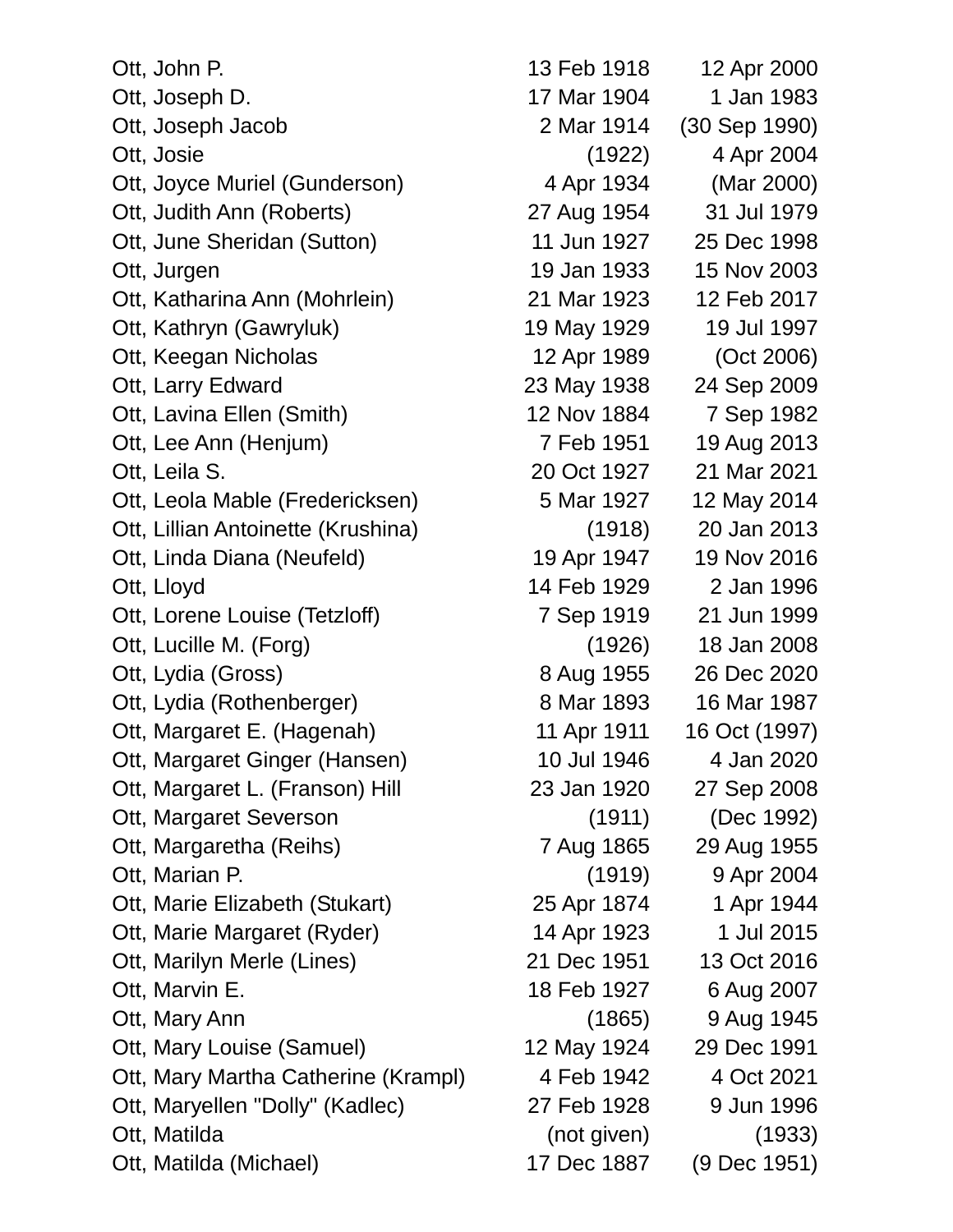| | | |
|---|---|---|
| Ott, John P. | 13 Feb 1918 | 12 Apr 2000 |
| Ott, Joseph D. | 17 Mar 1904 | 1 Jan 1983 |
| Ott, Joseph Jacob | 2 Mar 1914 | (30 Sep 1990) |
| Ott, Josie | (1922) | 4 Apr 2004 |
| Ott, Joyce Muriel (Gunderson) | 4 Apr 1934 | (Mar 2000) |
| Ott, Judith Ann (Roberts) | 27 Aug 1954 | 31 Jul 1979 |
| Ott, June Sheridan (Sutton) | 11 Jun 1927 | 25 Dec 1998 |
| Ott, Jurgen | 19 Jan 1933 | 15 Nov 2003 |
| Ott, Katharina Ann (Mohrlein) | 21 Mar 1923 | 12 Feb 2017 |
| Ott, Kathryn (Gawryluk) | 19 May 1929 | 19 Jul 1997 |
| Ott, Keegan Nicholas | 12 Apr 1989 | (Oct 2006) |
| Ott, Larry Edward | 23 May 1938 | 24 Sep 2009 |
| Ott, Lavina Ellen (Smith) | 12 Nov 1884 | 7 Sep 1982 |
| Ott, Lee Ann (Henjum) | 7 Feb 1951 | 19 Aug 2013 |
| Ott, Leila S. | 20 Oct 1927 | 21 Mar 2021 |
| Ott, Leola Mable (Fredericksen) | 5 Mar 1927 | 12 May 2014 |
| Ott, Lillian Antoinette (Krushina) | (1918) | 20 Jan 2013 |
| Ott, Linda Diana (Neufeld) | 19 Apr 1947 | 19 Nov 2016 |
| Ott, Lloyd | 14 Feb 1929 | 2 Jan 1996 |
| Ott, Lorene Louise (Tetzloff) | 7 Sep 1919 | 21 Jun 1999 |
| Ott, Lucille M. (Forg) | (1926) | 18 Jan 2008 |
| Ott, Lydia (Gross) | 8 Aug 1955 | 26 Dec 2020 |
| Ott, Lydia (Rothenberger) | 8 Mar 1893 | 16 Mar 1987 |
| Ott, Margaret E. (Hagenah) | 11 Apr 1911 | 16 Oct (1997) |
| Ott, Margaret Ginger (Hansen) | 10 Jul 1946 | 4 Jan 2020 |
| Ott, Margaret L. (Franson) Hill | 23 Jan 1920 | 27 Sep 2008 |
| Ott, Margaret Severson | (1911) | (Dec 1992) |
| Ott, Margaretha (Reihs) | 7 Aug 1865 | 29 Aug 1955 |
| Ott, Marian P. | (1919) | 9 Apr 2004 |
| Ott, Marie Elizabeth (Stukart) | 25 Apr 1874 | 1 Apr 1944 |
| Ott, Marie Margaret (Ryder) | 14 Apr 1923 | 1 Jul 2015 |
| Ott, Marilyn Merle (Lines) | 21 Dec 1951 | 13 Oct 2016 |
| Ott, Marvin E. | 18 Feb 1927 | 6 Aug 2007 |
| Ott, Mary Ann | (1865) | 9 Aug 1945 |
| Ott, Mary Louise (Samuel) | 12 May 1924 | 29 Dec 1991 |
| Ott, Mary Martha Catherine (Krampl) | 4 Feb 1942 | 4 Oct 2021 |
| Ott, Maryellen "Dolly" (Kadlec) | 27 Feb 1928 | 9 Jun 1996 |
| Ott, Matilda | (not given) | (1933) |
| Ott, Matilda (Michael) | 17 Dec 1887 | (9 Dec 1951) |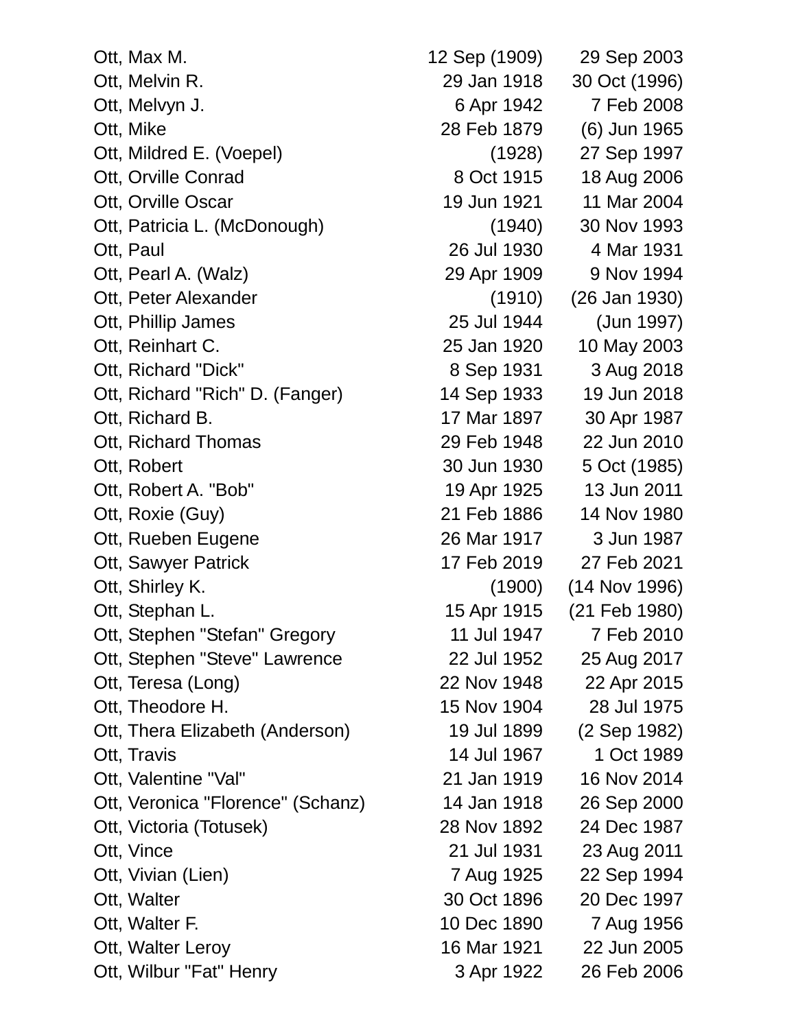| | | |
|---|---|---|
| Ott, Max M. | 12 Sep (1909) | 29 Sep 2003 |
| Ott, Melvin R. | 29 Jan 1918 | 30 Oct (1996) |
| Ott, Melvyn J. | 6 Apr 1942 | 7 Feb 2008 |
| Ott, Mike | 28 Feb 1879 | (6) Jun 1965 |
| Ott, Mildred E. (Voepel) | (1928) | 27 Sep 1997 |
| Ott, Orville Conrad | 8 Oct 1915 | 18 Aug 2006 |
| Ott, Orville Oscar | 19 Jun 1921 | 11 Mar 2004 |
| Ott, Patricia L. (McDonough) | (1940) | 30 Nov 1993 |
| Ott, Paul | 26 Jul 1930 | 4 Mar 1931 |
| Ott, Pearl A. (Walz) | 29 Apr 1909 | 9 Nov 1994 |
| Ott, Peter Alexander | (1910) | (26 Jan 1930) |
| Ott, Phillip James | 25 Jul 1944 | (Jun 1997) |
| Ott, Reinhart C. | 25 Jan 1920 | 10 May 2003 |
| Ott, Richard "Dick" | 8 Sep 1931 | 3 Aug 2018 |
| Ott, Richard "Rich" D. (Fanger) | 14 Sep 1933 | 19 Jun 2018 |
| Ott, Richard B. | 17 Mar 1897 | 30 Apr 1987 |
| Ott, Richard Thomas | 29 Feb 1948 | 22 Jun 2010 |
| Ott, Robert | 30 Jun 1930 | 5 Oct (1985) |
| Ott, Robert A. "Bob" | 19 Apr 1925 | 13 Jun 2011 |
| Ott, Roxie (Guy) | 21 Feb 1886 | 14 Nov 1980 |
| Ott, Rueben Eugene | 26 Mar 1917 | 3 Jun 1987 |
| Ott, Sawyer Patrick | 17 Feb 2019 | 27 Feb 2021 |
| Ott, Shirley K. | (1900) | (14 Nov 1996) |
| Ott, Stephan L. | 15 Apr 1915 | (21 Feb 1980) |
| Ott, Stephen "Stefan" Gregory | 11 Jul 1947 | 7 Feb 2010 |
| Ott, Stephen "Steve" Lawrence | 22 Jul 1952 | 25 Aug 2017 |
| Ott, Teresa (Long) | 22 Nov 1948 | 22 Apr 2015 |
| Ott, Theodore H. | 15 Nov 1904 | 28 Jul 1975 |
| Ott, Thera Elizabeth (Anderson) | 19 Jul 1899 | (2 Sep 1982) |
| Ott, Travis | 14 Jul 1967 | 1 Oct 1989 |
| Ott, Valentine "Val" | 21 Jan 1919 | 16 Nov 2014 |
| Ott, Veronica "Florence" (Schanz) | 14 Jan 1918 | 26 Sep 2000 |
| Ott, Victoria (Totusek) | 28 Nov 1892 | 24 Dec 1987 |
| Ott, Vince | 21 Jul 1931 | 23 Aug 2011 |
| Ott, Vivian (Lien) | 7 Aug 1925 | 22 Sep 1994 |
| Ott, Walter | 30 Oct 1896 | 20 Dec 1997 |
| Ott, Walter F. | 10 Dec 1890 | 7 Aug 1956 |
| Ott, Walter Leroy | 16 Mar 1921 | 22 Jun 2005 |
| Ott, Wilbur "Fat" Henry | 3 Apr 1922 | 26 Feb 2006 |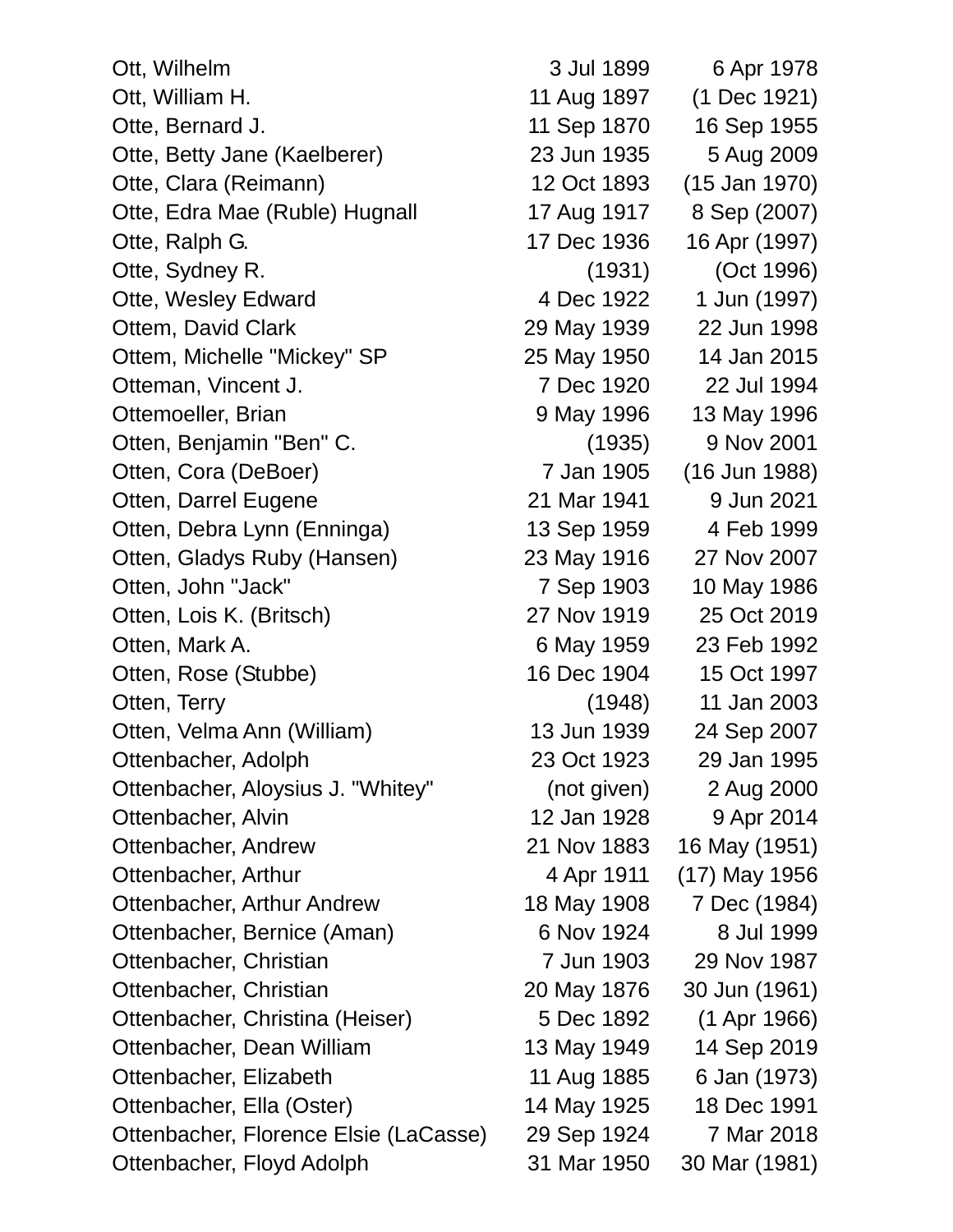| | | |
|---|---|---|
| Ott, Wilhelm | 3 Jul 1899 | 6 Apr 1978 |
| Ott, William H. | 11 Aug 1897 | (1 Dec 1921) |
| Otte, Bernard J. | 11 Sep 1870 | 16 Sep 1955 |
| Otte, Betty Jane (Kaelberer) | 23 Jun 1935 | 5 Aug 2009 |
| Otte, Clara (Reimann) | 12 Oct 1893 | (15 Jan 1970) |
| Otte, Edra Mae (Ruble) Hugnall | 17 Aug 1917 | 8 Sep (2007) |
| Otte, Ralph G. | 17 Dec 1936 | 16 Apr (1997) |
| Otte, Sydney R. | (1931) | (Oct 1996) |
| Otte, Wesley Edward | 4 Dec 1922 | 1 Jun (1997) |
| Ottem, David Clark | 29 May 1939 | 22 Jun 1998 |
| Ottem, Michelle "Mickey" SP | 25 May 1950 | 14 Jan 2015 |
| Otteman, Vincent J. | 7 Dec 1920 | 22 Jul 1994 |
| Ottemoeller, Brian | 9 May 1996 | 13 May 1996 |
| Otten, Benjamin "Ben" C. | (1935) | 9 Nov 2001 |
| Otten, Cora (DeBoer) | 7 Jan 1905 | (16 Jun 1988) |
| Otten, Darrel Eugene | 21 Mar 1941 | 9 Jun 2021 |
| Otten, Debra Lynn (Enninga) | 13 Sep 1959 | 4 Feb 1999 |
| Otten, Gladys Ruby (Hansen) | 23 May 1916 | 27 Nov 2007 |
| Otten, John "Jack" | 7 Sep 1903 | 10 May 1986 |
| Otten, Lois K. (Britsch) | 27 Nov 1919 | 25 Oct 2019 |
| Otten, Mark A. | 6 May 1959 | 23 Feb 1992 |
| Otten, Rose (Stubbe) | 16 Dec 1904 | 15 Oct 1997 |
| Otten, Terry | (1948) | 11 Jan 2003 |
| Otten, Velma Ann (William) | 13 Jun 1939 | 24 Sep 2007 |
| Ottenbacher, Adolph | 23 Oct 1923 | 29 Jan 1995 |
| Ottenbacher, Aloysius J. "Whitey" | (not given) | 2 Aug 2000 |
| Ottenbacher, Alvin | 12 Jan 1928 | 9 Apr 2014 |
| Ottenbacher, Andrew | 21 Nov 1883 | 16 May (1951) |
| Ottenbacher, Arthur | 4 Apr 1911 | (17) May 1956 |
| Ottenbacher, Arthur Andrew | 18 May 1908 | 7 Dec (1984) |
| Ottenbacher, Bernice (Aman) | 6 Nov 1924 | 8 Jul 1999 |
| Ottenbacher, Christian | 7 Jun 1903 | 29 Nov 1987 |
| Ottenbacher, Christian | 20 May 1876 | 30 Jun (1961) |
| Ottenbacher, Christina (Heiser) | 5 Dec 1892 | (1 Apr 1966) |
| Ottenbacher, Dean William | 13 May 1949 | 14 Sep 2019 |
| Ottenbacher, Elizabeth | 11 Aug 1885 | 6 Jan (1973) |
| Ottenbacher, Ella (Oster) | 14 May 1925 | 18 Dec 1991 |
| Ottenbacher, Florence Elsie (LaCasse) | 29 Sep 1924 | 7 Mar 2018 |
| Ottenbacher, Floyd Adolph | 31 Mar 1950 | 30 Mar (1981) |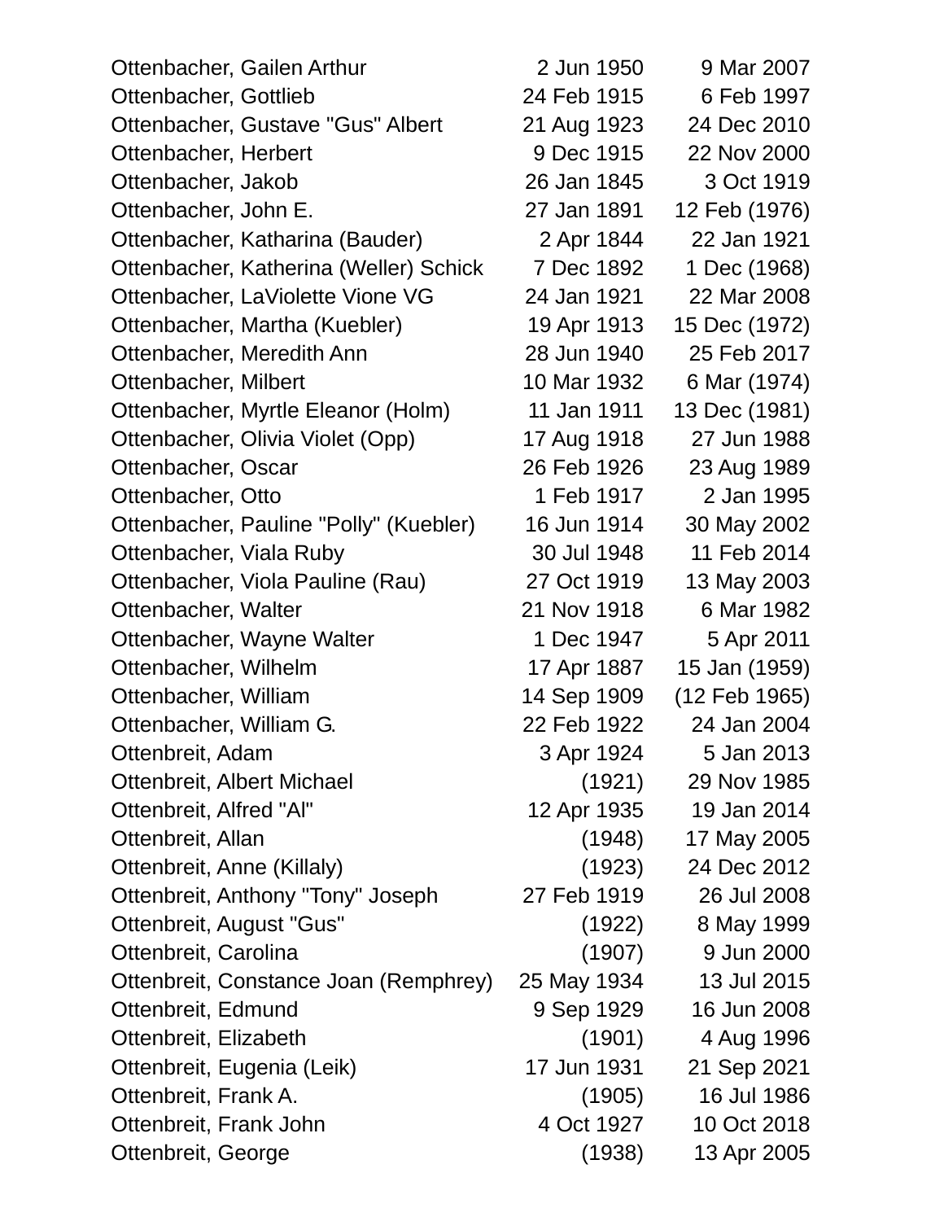| | | |
|---|---|---|
| Ottenbacher, Gailen Arthur | 2 Jun 1950 | 9 Mar 2007 |
| Ottenbacher, Gottlieb | 24 Feb 1915 | 6 Feb 1997 |
| Ottenbacher, Gustave "Gus" Albert | 21 Aug 1923 | 24 Dec 2010 |
| Ottenbacher, Herbert | 9 Dec 1915 | 22 Nov 2000 |
| Ottenbacher, Jakob | 26 Jan 1845 | 3 Oct 1919 |
| Ottenbacher, John E. | 27 Jan 1891 | 12 Feb (1976) |
| Ottenbacher, Katharina (Bauder) | 2 Apr 1844 | 22 Jan 1921 |
| Ottenbacher, Katherina (Weller) Schick | 7 Dec 1892 | 1 Dec (1968) |
| Ottenbacher, LaViolette Vione VG | 24 Jan 1921 | 22 Mar 2008 |
| Ottenbacher, Martha (Kuebler) | 19 Apr 1913 | 15 Dec (1972) |
| Ottenbacher, Meredith Ann | 28 Jun 1940 | 25 Feb 2017 |
| Ottenbacher, Milbert | 10 Mar 1932 | 6 Mar (1974) |
| Ottenbacher, Myrtle Eleanor (Holm) | 11 Jan 1911 | 13 Dec (1981) |
| Ottenbacher, Olivia Violet (Opp) | 17 Aug 1918 | 27 Jun 1988 |
| Ottenbacher, Oscar | 26 Feb 1926 | 23 Aug 1989 |
| Ottenbacher, Otto | 1 Feb 1917 | 2 Jan 1995 |
| Ottenbacher, Pauline "Polly" (Kuebler) | 16 Jun 1914 | 30 May 2002 |
| Ottenbacher, Viala Ruby | 30 Jul 1948 | 11 Feb 2014 |
| Ottenbacher, Viola Pauline (Rau) | 27 Oct 1919 | 13 May 2003 |
| Ottenbacher, Walter | 21 Nov 1918 | 6 Mar 1982 |
| Ottenbacher, Wayne Walter | 1 Dec 1947 | 5 Apr 2011 |
| Ottenbacher, Wilhelm | 17 Apr 1887 | 15 Jan (1959) |
| Ottenbacher, William | 14 Sep 1909 | (12 Feb 1965) |
| Ottenbacher, William G. | 22 Feb 1922 | 24 Jan 2004 |
| Ottenbreit, Adam | 3 Apr 1924 | 5 Jan 2013 |
| Ottenbreit, Albert Michael | (1921) | 29 Nov 1985 |
| Ottenbreit, Alfred "Al" | 12 Apr 1935 | 19 Jan 2014 |
| Ottenbreit, Allan | (1948) | 17 May 2005 |
| Ottenbreit, Anne (Killaly) | (1923) | 24 Dec 2012 |
| Ottenbreit, Anthony "Tony" Joseph | 27 Feb 1919 | 26 Jul 2008 |
| Ottenbreit, August "Gus" | (1922) | 8 May 1999 |
| Ottenbreit, Carolina | (1907) | 9 Jun 2000 |
| Ottenbreit, Constance Joan (Remphrey) | 25 May 1934 | 13 Jul 2015 |
| Ottenbreit, Edmund | 9 Sep 1929 | 16 Jun 2008 |
| Ottenbreit, Elizabeth | (1901) | 4 Aug 1996 |
| Ottenbreit, Eugenia (Leik) | 17 Jun 1931 | 21 Sep 2021 |
| Ottenbreit, Frank A. | (1905) | 16 Jul 1986 |
| Ottenbreit, Frank John | 4 Oct 1927 | 10 Oct 2018 |
| Ottenbreit, George | (1938) | 13 Apr 2005 |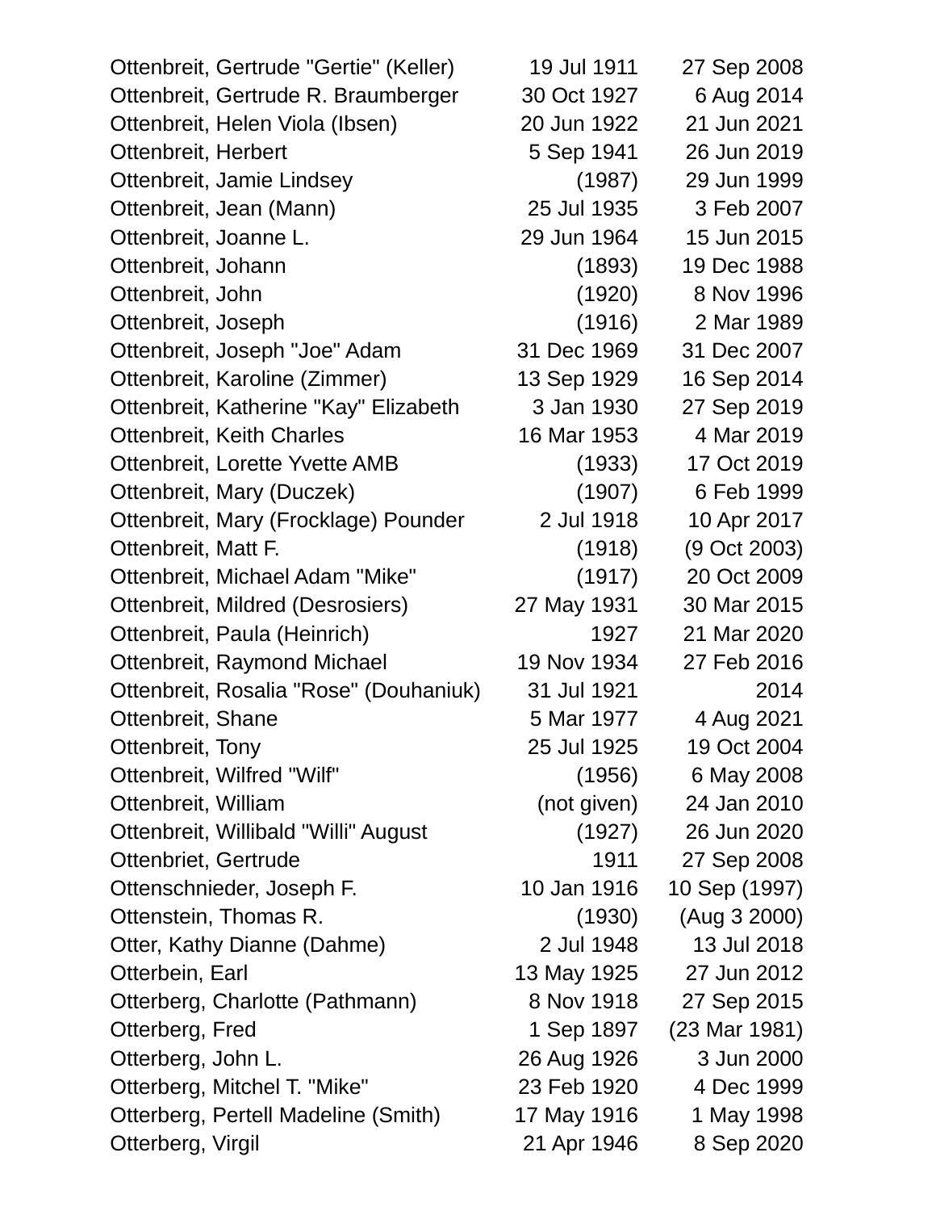| | | |
|---|---|---|
| Ottenbreit, Gertrude "Gertie" (Keller) | 19 Jul 1911 | 27 Sep 2008 |
| Ottenbreit, Gertrude R. Braumberger | 30 Oct 1927 | 6 Aug 2014 |
| Ottenbreit, Helen Viola (Ibsen) | 20 Jun 1922 | 21 Jun 2021 |
| Ottenbreit, Herbert | 5 Sep 1941 | 26 Jun 2019 |
| Ottenbreit, Jamie Lindsey | (1987) | 29 Jun 1999 |
| Ottenbreit, Jean (Mann) | 25 Jul 1935 | 3 Feb 2007 |
| Ottenbreit, Joanne L. | 29 Jun 1964 | 15 Jun 2015 |
| Ottenbreit, Johann | (1893) | 19 Dec 1988 |
| Ottenbreit, John | (1920) | 8 Nov 1996 |
| Ottenbreit, Joseph | (1916) | 2 Mar 1989 |
| Ottenbreit, Joseph "Joe" Adam | 31 Dec 1969 | 31 Dec 2007 |
| Ottenbreit, Karoline (Zimmer) | 13 Sep 1929 | 16 Sep 2014 |
| Ottenbreit, Katherine "Kay" Elizabeth | 3 Jan 1930 | 27 Sep 2019 |
| Ottenbreit, Keith Charles | 16 Mar 1953 | 4 Mar 2019 |
| Ottenbreit, Lorette Yvette AMB | (1933) | 17 Oct 2019 |
| Ottenbreit, Mary (Duczek) | (1907) | 6 Feb 1999 |
| Ottenbreit, Mary (Frocklage) Pounder | 2 Jul 1918 | 10 Apr 2017 |
| Ottenbreit, Matt F. | (1918) | (9 Oct 2003) |
| Ottenbreit, Michael Adam "Mike" | (1917) | 20 Oct 2009 |
| Ottenbreit, Mildred (Desrosiers) | 27 May 1931 | 30 Mar 2015 |
| Ottenbreit, Paula (Heinrich) | 1927 | 21 Mar 2020 |
| Ottenbreit, Raymond Michael | 19 Nov 1934 | 27 Feb 2016 |
| Ottenbreit, Rosalia "Rose" (Douhaniuk) | 31 Jul 1921 | 2014 |
| Ottenbreit, Shane | 5 Mar 1977 | 4 Aug 2021 |
| Ottenbreit, Tony | 25 Jul 1925 | 19 Oct 2004 |
| Ottenbreit, Wilfred "Wilf" | (1956) | 6 May 2008 |
| Ottenbreit, William | (not given) | 24 Jan 2010 |
| Ottenbreit, Willibald "Willi" August | (1927) | 26 Jun 2020 |
| Ottenbriet, Gertrude | 1911 | 27 Sep 2008 |
| Ottenschnieder, Joseph F. | 10 Jan 1916 | 10 Sep (1997) |
| Ottenstein, Thomas R. | (1930) | (Aug 3 2000) |
| Otter, Kathy Dianne (Dahme) | 2 Jul 1948 | 13 Jul 2018 |
| Otterbein, Earl | 13 May 1925 | 27 Jun 2012 |
| Otterberg, Charlotte (Pathmann) | 8 Nov 1918 | 27 Sep 2015 |
| Otterberg, Fred | 1 Sep 1897 | (23 Mar 1981) |
| Otterberg, John L. | 26 Aug 1926 | 3 Jun 2000 |
| Otterberg, Mitchel T. "Mike" | 23 Feb 1920 | 4 Dec 1999 |
| Otterberg, Pertell Madeline (Smith) | 17 May 1916 | 1 May 1998 |
| Otterberg, Virgil | 21 Apr 1946 | 8 Sep 2020 |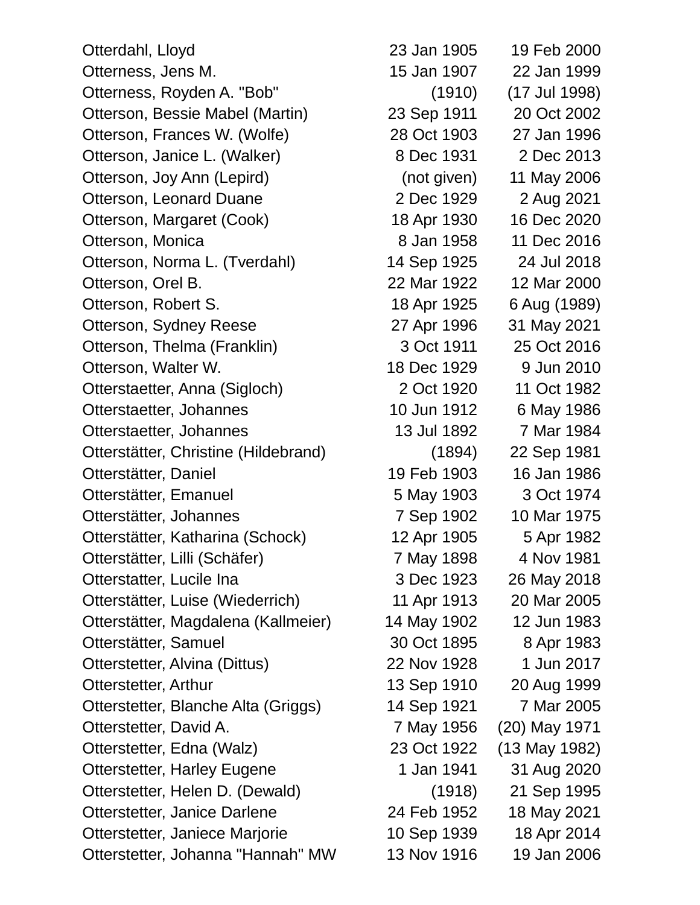| | | |
|---|---|---|
| Otterdahl, Lloyd | 23 Jan 1905 | 19 Feb 2000 |
| Otterness, Jens M. | 15 Jan 1907 | 22 Jan 1999 |
| Otterness, Royden A. "Bob" | (1910) | (17 Jul 1998) |
| Otterson, Bessie Mabel (Martin) | 23 Sep 1911 | 20 Oct 2002 |
| Otterson, Frances W. (Wolfe) | 28 Oct 1903 | 27 Jan 1996 |
| Otterson, Janice L. (Walker) | 8 Dec 1931 | 2 Dec 2013 |
| Otterson, Joy Ann (Lepird) | (not given) | 11 May 2006 |
| Otterson, Leonard Duane | 2 Dec 1929 | 2 Aug 2021 |
| Otterson, Margaret (Cook) | 18 Apr 1930 | 16 Dec 2020 |
| Otterson, Monica | 8 Jan 1958 | 11 Dec 2016 |
| Otterson, Norma L. (Tverdahl) | 14 Sep 1925 | 24 Jul 2018 |
| Otterson, Orel B. | 22 Mar 1922 | 12 Mar 2000 |
| Otterson, Robert S. | 18 Apr 1925 | 6 Aug (1989) |
| Otterson, Sydney Reese | 27 Apr 1996 | 31 May 2021 |
| Otterson, Thelma (Franklin) | 3 Oct 1911 | 25 Oct 2016 |
| Otterson, Walter W. | 18 Dec 1929 | 9 Jun 2010 |
| Otterstaetter, Anna (Sigloch) | 2 Oct 1920 | 11 Oct 1982 |
| Otterstaetter, Johannes | 10 Jun 1912 | 6 May 1986 |
| Otterstaetter, Johannes | 13 Jul 1892 | 7 Mar 1984 |
| Otterstätter, Christine (Hildebrand) | (1894) | 22 Sep 1981 |
| Otterstätter, Daniel | 19 Feb 1903 | 16 Jan 1986 |
| Otterstätter, Emanuel | 5 May 1903 | 3 Oct 1974 |
| Otterstätter, Johannes | 7 Sep 1902 | 10 Mar 1975 |
| Otterstätter, Katharina (Schock) | 12 Apr 1905 | 5 Apr 1982 |
| Otterstätter, Lilli (Schäfer) | 7 May 1898 | 4 Nov 1981 |
| Otterstatter, Lucile Ina | 3 Dec 1923 | 26 May 2018 |
| Otterstätter, Luise (Wiederrich) | 11 Apr 1913 | 20 Mar 2005 |
| Otterstätter, Magdalena (Kallmeier) | 14 May 1902 | 12 Jun 1983 |
| Otterstätter, Samuel | 30 Oct 1895 | 8 Apr 1983 |
| Otterstetter, Alvina (Dittus) | 22 Nov 1928 | 1 Jun 2017 |
| Otterstetter, Arthur | 13 Sep 1910 | 20 Aug 1999 |
| Otterstetter, Blanche Alta (Griggs) | 14 Sep 1921 | 7 Mar 2005 |
| Otterstetter, David A. | 7 May 1956 | (20) May 1971 |
| Otterstetter, Edna (Walz) | 23 Oct 1922 | (13 May 1982) |
| Otterstetter, Harley Eugene | 1 Jan 1941 | 31 Aug 2020 |
| Otterstetter, Helen D. (Dewald) | (1918) | 21 Sep 1995 |
| Otterstetter, Janice Darlene | 24 Feb 1952 | 18 May 2021 |
| Otterstetter, Janiece Marjorie | 10 Sep 1939 | 18 Apr 2014 |
| Otterstetter, Johanna "Hannah" MW | 13 Nov 1916 | 19 Jan 2006 |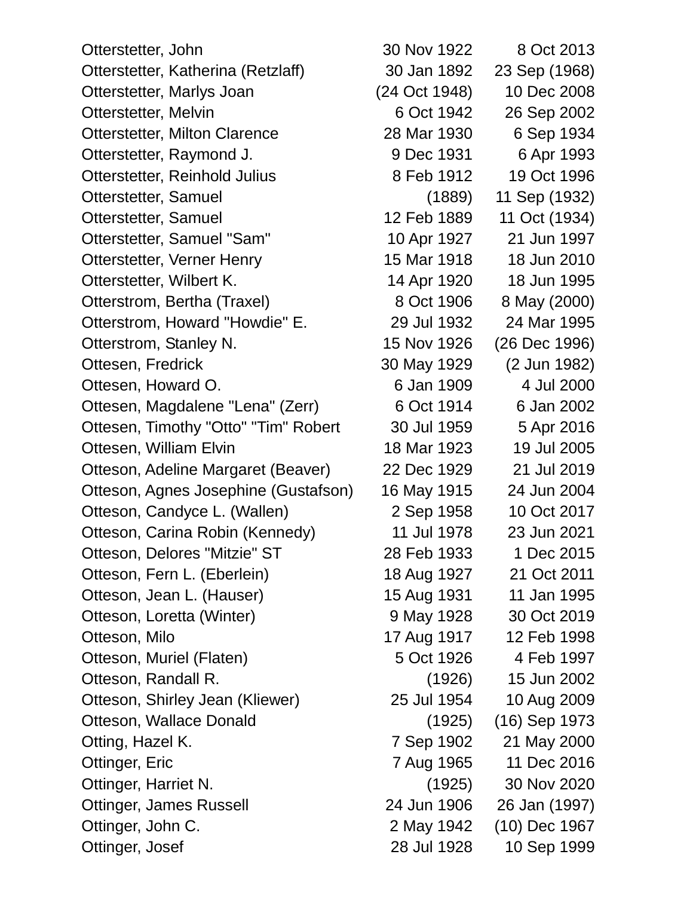| Name | Birth | Death |
|---|---|---|
| Otterstetter, John | 30 Nov 1922 | 8 Oct 2013 |
| Otterstetter, Katherina (Retzlaff) | 30 Jan 1892 | 23 Sep (1968) |
| Otterstetter, Marlys Joan | (24 Oct 1948) | 10 Dec 2008 |
| Otterstetter, Melvin | 6 Oct 1942 | 26 Sep 2002 |
| Otterstetter, Milton Clarence | 28 Mar 1930 | 6 Sep 1934 |
| Otterstetter, Raymond J. | 9 Dec 1931 | 6 Apr 1993 |
| Otterstetter, Reinhold Julius | 8 Feb 1912 | 19 Oct 1996 |
| Otterstetter, Samuel | (1889) | 11 Sep (1932) |
| Otterstetter, Samuel | 12 Feb 1889 | 11 Oct (1934) |
| Otterstetter, Samuel "Sam" | 10 Apr 1927 | 21 Jun 1997 |
| Otterstetter, Verner Henry | 15 Mar 1918 | 18 Jun 2010 |
| Otterstetter, Wilbert K. | 14 Apr 1920 | 18 Jun 1995 |
| Otterstrom, Bertha (Traxel) | 8 Oct 1906 | 8 May (2000) |
| Otterstrom, Howard "Howdie" E. | 29 Jul 1932 | 24 Mar 1995 |
| Otterstrom, Stanley N. | 15 Nov 1926 | (26 Dec 1996) |
| Ottesen, Fredrick | 30 May 1929 | (2 Jun 1982) |
| Ottesen, Howard O. | 6 Jan 1909 | 4 Jul 2000 |
| Ottesen, Magdalene "Lena" (Zerr) | 6 Oct 1914 | 6 Jan 2002 |
| Ottesen, Timothy "Otto" "Tim" Robert | 30 Jul 1959 | 5 Apr 2016 |
| Ottesen, William Elvin | 18 Mar 1923 | 19 Jul 2005 |
| Otteson, Adeline Margaret (Beaver) | 22 Dec 1929 | 21 Jul 2019 |
| Otteson, Agnes Josephine (Gustafson) | 16 May 1915 | 24 Jun 2004 |
| Otteson, Candyce L. (Wallen) | 2 Sep 1958 | 10 Oct 2017 |
| Otteson, Carina Robin (Kennedy) | 11 Jul 1978 | 23 Jun 2021 |
| Otteson, Delores "Mitzie" ST | 28 Feb 1933 | 1 Dec 2015 |
| Otteson, Fern L. (Eberlein) | 18 Aug 1927 | 21 Oct 2011 |
| Otteson, Jean L. (Hauser) | 15 Aug 1931 | 11 Jan 1995 |
| Otteson, Loretta (Winter) | 9 May 1928 | 30 Oct 2019 |
| Otteson, Milo | 17 Aug 1917 | 12 Feb 1998 |
| Otteson, Muriel (Flaten) | 5 Oct 1926 | 4 Feb 1997 |
| Otteson, Randall R. | (1926) | 15 Jun 2002 |
| Otteson, Shirley Jean (Kliewer) | 25 Jul 1954 | 10 Aug 2009 |
| Otteson, Wallace Donald | (1925) | (16) Sep 1973 |
| Otting, Hazel K. | 7 Sep 1902 | 21 May 2000 |
| Ottinger, Eric | 7 Aug 1965 | 11 Dec 2016 |
| Ottinger, Harriet N. | (1925) | 30 Nov 2020 |
| Ottinger, James Russell | 24 Jun 1906 | 26 Jan (1997) |
| Ottinger, John C. | 2 May 1942 | (10) Dec 1967 |
| Ottinger, Josef | 28 Jul 1928 | 10 Sep 1999 |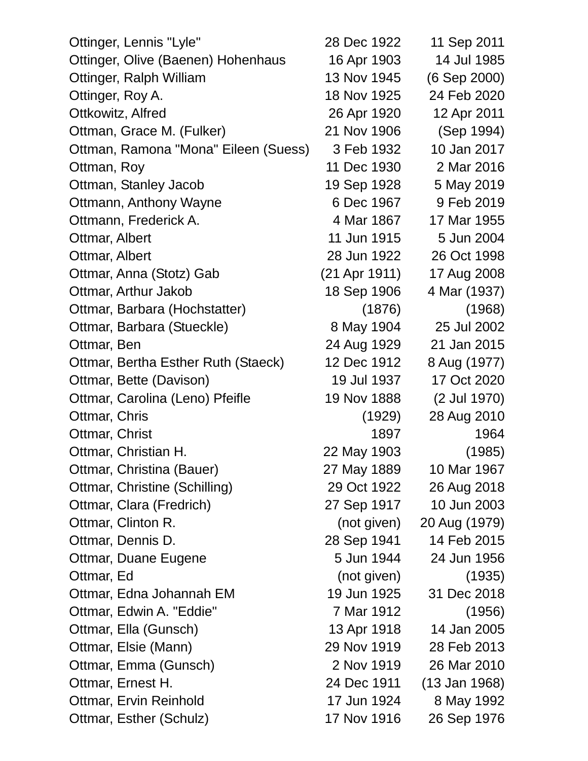| | | |
|---|---|---|
| Ottinger, Lennis "Lyle" | 28 Dec 1922 | 11 Sep 2011 |
| Ottinger, Olive (Baenen) Hohenhaus | 16 Apr 1903 | 14 Jul 1985 |
| Ottinger, Ralph William | 13 Nov 1945 | (6 Sep 2000) |
| Ottinger, Roy A. | 18 Nov 1925 | 24 Feb 2020 |
| Ottkowitz, Alfred | 26 Apr 1920 | 12 Apr 2011 |
| Ottman, Grace M. (Fulker) | 21 Nov 1906 | (Sep 1994) |
| Ottman, Ramona "Mona" Eileen (Suess) | 3 Feb 1932 | 10 Jan 2017 |
| Ottman, Roy | 11 Dec 1930 | 2 Mar 2016 |
| Ottman, Stanley Jacob | 19 Sep 1928 | 5 May 2019 |
| Ottmann, Anthony Wayne | 6 Dec 1967 | 9 Feb 2019 |
| Ottmann, Frederick A. | 4 Mar 1867 | 17 Mar 1955 |
| Ottmar, Albert | 11 Jun 1915 | 5 Jun 2004 |
| Ottmar, Albert | 28 Jun 1922 | 26 Oct 1998 |
| Ottmar, Anna (Stotz) Gab | (21 Apr 1911) | 17 Aug 2008 |
| Ottmar, Arthur Jakob | 18 Sep 1906 | 4 Mar (1937) |
| Ottmar, Barbara (Hochstatter) | (1876) | (1968) |
| Ottmar, Barbara (Stueckle) | 8 May 1904 | 25 Jul 2002 |
| Ottmar, Ben | 24 Aug 1929 | 21 Jan 2015 |
| Ottmar, Bertha Esther Ruth (Staeck) | 12 Dec 1912 | 8 Aug (1977) |
| Ottmar, Bette (Davison) | 19 Jul 1937 | 17 Oct 2020 |
| Ottmar, Carolina (Leno) Pfeifle | 19 Nov 1888 | (2 Jul 1970) |
| Ottmar, Chris | (1929) | 28 Aug 2010 |
| Ottmar, Christ | 1897 | 1964 |
| Ottmar, Christian H. | 22 May 1903 | (1985) |
| Ottmar, Christina (Bauer) | 27 May 1889 | 10 Mar 1967 |
| Ottmar, Christine (Schilling) | 29 Oct 1922 | 26 Aug 2018 |
| Ottmar, Clara (Fredrich) | 27 Sep 1917 | 10 Jun 2003 |
| Ottmar, Clinton R. | (not given) | 20 Aug (1979) |
| Ottmar, Dennis D. | 28 Sep 1941 | 14 Feb 2015 |
| Ottmar, Duane Eugene | 5 Jun 1944 | 24 Jun 1956 |
| Ottmar, Ed | (not given) | (1935) |
| Ottmar, Edna Johannah EM | 19 Jun 1925 | 31 Dec 2018 |
| Ottmar, Edwin A. "Eddie" | 7 Mar 1912 | (1956) |
| Ottmar, Ella (Gunsch) | 13 Apr 1918 | 14 Jan 2005 |
| Ottmar, Elsie (Mann) | 29 Nov 1919 | 28 Feb 2013 |
| Ottmar, Emma (Gunsch) | 2 Nov 1919 | 26 Mar 2010 |
| Ottmar, Ernest H. | 24 Dec 1911 | (13 Jan 1968) |
| Ottmar, Ervin Reinhold | 17 Jun 1924 | 8 May 1992 |
| Ottmar, Esther (Schulz) | 17 Nov 1916 | 26 Sep 1976 |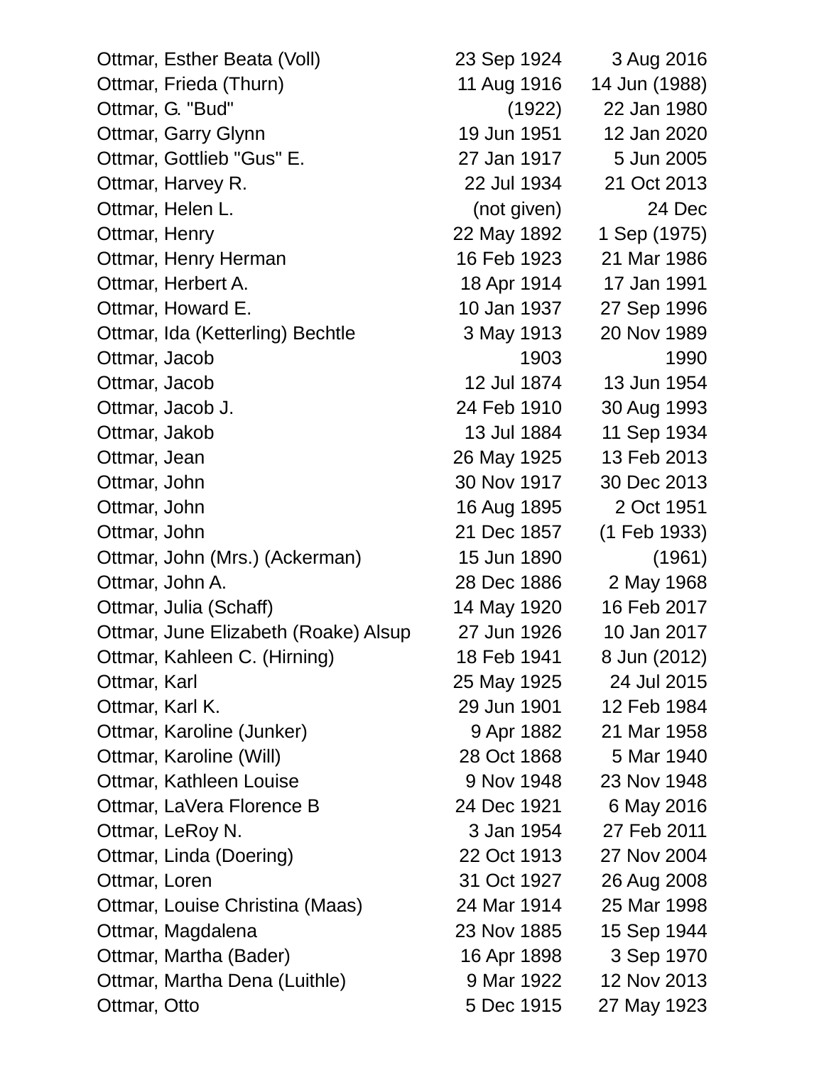| | | |
|---|---|---|
| Ottmar, Esther Beata (Voll) | 23 Sep 1924 | 3 Aug 2016 |
| Ottmar, Frieda (Thurn) | 11 Aug 1916 | 14 Jun (1988) |
| Ottmar, G. "Bud" | (1922) | 22 Jan 1980 |
| Ottmar, Garry Glynn | 19 Jun 1951 | 12 Jan 2020 |
| Ottmar, Gottlieb "Gus" E. | 27 Jan 1917 | 5 Jun 2005 |
| Ottmar, Harvey R. | 22 Jul 1934 | 21 Oct 2013 |
| Ottmar, Helen L. | (not given) | 24 Dec |
| Ottmar, Henry | 22 May 1892 | 1 Sep (1975) |
| Ottmar, Henry Herman | 16 Feb 1923 | 21 Mar 1986 |
| Ottmar, Herbert A. | 18 Apr 1914 | 17 Jan 1991 |
| Ottmar, Howard E. | 10 Jan 1937 | 27 Sep 1996 |
| Ottmar, Ida (Ketterling) Bechtle | 3 May 1913 | 20 Nov 1989 |
| Ottmar, Jacob | 1903 | 1990 |
| Ottmar, Jacob | 12 Jul 1874 | 13 Jun 1954 |
| Ottmar, Jacob J. | 24 Feb 1910 | 30 Aug 1993 |
| Ottmar, Jakob | 13 Jul 1884 | 11 Sep 1934 |
| Ottmar, Jean | 26 May 1925 | 13 Feb 2013 |
| Ottmar, John | 30 Nov 1917 | 30 Dec 2013 |
| Ottmar, John | 16 Aug 1895 | 2 Oct 1951 |
| Ottmar, John | 21 Dec 1857 | (1 Feb 1933) |
| Ottmar, John (Mrs.) (Ackerman) | 15 Jun 1890 | (1961) |
| Ottmar, John A. | 28 Dec 1886 | 2 May 1968 |
| Ottmar, Julia (Schaff) | 14 May 1920 | 16 Feb 2017 |
| Ottmar, June Elizabeth (Roake) Alsup | 27 Jun 1926 | 10 Jan 2017 |
| Ottmar, Kahleen C. (Hirning) | 18 Feb 1941 | 8 Jun (2012) |
| Ottmar, Karl | 25 May 1925 | 24 Jul 2015 |
| Ottmar, Karl K. | 29 Jun 1901 | 12 Feb 1984 |
| Ottmar, Karoline (Junker) | 9 Apr 1882 | 21 Mar 1958 |
| Ottmar, Karoline (Will) | 28 Oct 1868 | 5 Mar 1940 |
| Ottmar, Kathleen Louise | 9 Nov 1948 | 23 Nov 1948 |
| Ottmar, LaVera Florence B | 24 Dec 1921 | 6 May 2016 |
| Ottmar, LeRoy N. | 3 Jan 1954 | 27 Feb 2011 |
| Ottmar, Linda (Doering) | 22 Oct 1913 | 27 Nov 2004 |
| Ottmar, Loren | 31 Oct 1927 | 26 Aug 2008 |
| Ottmar, Louise Christina (Maas) | 24 Mar 1914 | 25 Mar 1998 |
| Ottmar, Magdalena | 23 Nov 1885 | 15 Sep 1944 |
| Ottmar, Martha (Bader) | 16 Apr 1898 | 3 Sep 1970 |
| Ottmar, Martha Dena (Luithle) | 9 Mar 1922 | 12 Nov 2013 |
| Ottmar, Otto | 5 Dec 1915 | 27 May 1923 |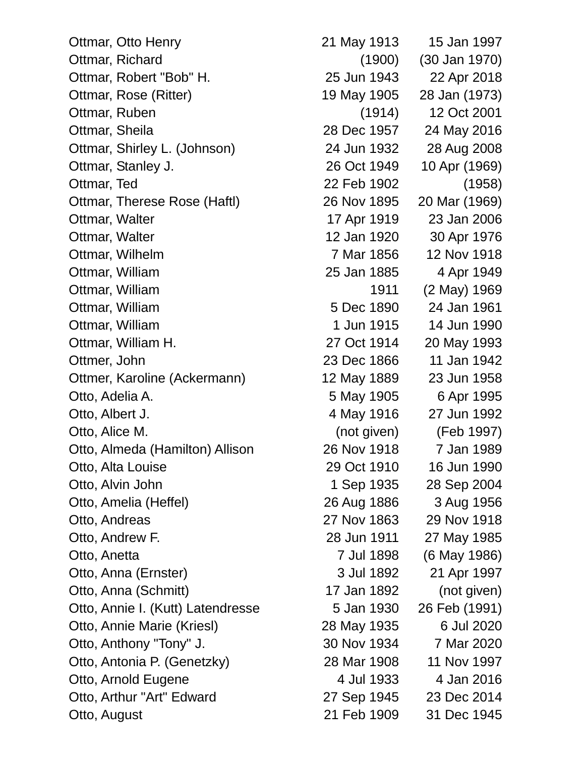| | | |
|---|---|---|
| Ottmar, Otto Henry | 21 May 1913 | 15 Jan 1997 |
| Ottmar, Richard | (1900) | (30 Jan 1970) |
| Ottmar, Robert "Bob" H. | 25 Jun 1943 | 22 Apr 2018 |
| Ottmar, Rose (Ritter) | 19 May 1905 | 28 Jan (1973) |
| Ottmar, Ruben | (1914) | 12 Oct 2001 |
| Ottmar, Sheila | 28 Dec 1957 | 24 May 2016 |
| Ottmar, Shirley L. (Johnson) | 24 Jun 1932 | 28 Aug 2008 |
| Ottmar, Stanley J. | 26 Oct 1949 | 10 Apr (1969) |
| Ottmar, Ted | 22 Feb 1902 | (1958) |
| Ottmar, Therese Rose (Haftl) | 26 Nov 1895 | 20 Mar (1969) |
| Ottmar, Walter | 17 Apr 1919 | 23 Jan 2006 |
| Ottmar, Walter | 12 Jan 1920 | 30 Apr 1976 |
| Ottmar, Wilhelm | 7 Mar 1856 | 12 Nov 1918 |
| Ottmar, William | 25 Jan 1885 | 4 Apr 1949 |
| Ottmar, William | 1911 | (2 May) 1969 |
| Ottmar, William | 5 Dec 1890 | 24 Jan 1961 |
| Ottmar, William | 1 Jun 1915 | 14 Jun 1990 |
| Ottmar, William H. | 27 Oct 1914 | 20 May 1993 |
| Ottmer, John | 23 Dec 1866 | 11 Jan 1942 |
| Ottmer, Karoline (Ackermann) | 12 May 1889 | 23 Jun 1958 |
| Otto, Adelia A. | 5 May 1905 | 6 Apr 1995 |
| Otto, Albert J. | 4 May 1916 | 27 Jun 1992 |
| Otto, Alice M. | (not given) | (Feb 1997) |
| Otto, Almeda (Hamilton) Allison | 26 Nov 1918 | 7 Jan 1989 |
| Otto, Alta Louise | 29 Oct 1910 | 16 Jun 1990 |
| Otto, Alvin John | 1 Sep 1935 | 28 Sep 2004 |
| Otto, Amelia (Heffel) | 26 Aug 1886 | 3 Aug 1956 |
| Otto, Andreas | 27 Nov 1863 | 29 Nov 1918 |
| Otto, Andrew F. | 28 Jun 1911 | 27 May 1985 |
| Otto, Anetta | 7 Jul 1898 | (6 May 1986) |
| Otto, Anna (Ernster) | 3 Jul 1892 | 21 Apr 1997 |
| Otto, Anna (Schmitt) | 17 Jan 1892 | (not given) |
| Otto, Annie I. (Kutt) Latendresse | 5 Jan 1930 | 26 Feb (1991) |
| Otto, Annie Marie (Kriesl) | 28 May 1935 | 6 Jul 2020 |
| Otto, Anthony "Tony" J. | 30 Nov 1934 | 7 Mar 2020 |
| Otto, Antonia P. (Genetzky) | 28 Mar 1908 | 11 Nov 1997 |
| Otto, Arnold Eugene | 4 Jul 1933 | 4 Jan 2016 |
| Otto, Arthur "Art" Edward | 27 Sep 1945 | 23 Dec 2014 |
| Otto, August | 21 Feb 1909 | 31 Dec 1945 |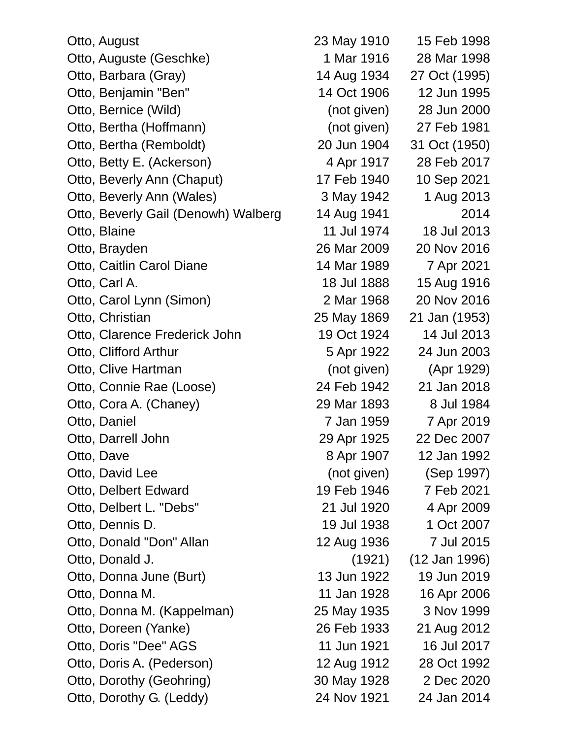| Name | Birth | Death |
|---|---|---|
| Otto, August | 23 May 1910 | 15 Feb 1998 |
| Otto, Auguste (Geschke) | 1 Mar 1916 | 28 Mar 1998 |
| Otto, Barbara (Gray) | 14 Aug 1934 | 27 Oct (1995) |
| Otto, Benjamin "Ben" | 14 Oct 1906 | 12 Jun 1995 |
| Otto, Bernice (Wild) | (not given) | 28 Jun 2000 |
| Otto, Bertha (Hoffmann) | (not given) | 27 Feb 1981 |
| Otto, Bertha (Remboldt) | 20 Jun 1904 | 31 Oct (1950) |
| Otto, Betty E. (Ackerson) | 4 Apr 1917 | 28 Feb 2017 |
| Otto, Beverly Ann (Chaput) | 17 Feb 1940 | 10 Sep 2021 |
| Otto, Beverly Ann (Wales) | 3 May 1942 | 1 Aug 2013 |
| Otto, Beverly Gail (Denowh) Walberg | 14 Aug 1941 | 2014 |
| Otto, Blaine | 11 Jul 1974 | 18 Jul 2013 |
| Otto, Brayden | 26 Mar 2009 | 20 Nov 2016 |
| Otto, Caitlin Carol Diane | 14 Mar 1989 | 7 Apr 2021 |
| Otto, Carl A. | 18 Jul 1888 | 15 Aug 1916 |
| Otto, Carol Lynn (Simon) | 2 Mar 1968 | 20 Nov 2016 |
| Otto, Christian | 25 May 1869 | 21 Jan (1953) |
| Otto, Clarence Frederick John | 19 Oct 1924 | 14 Jul 2013 |
| Otto, Clifford Arthur | 5 Apr 1922 | 24 Jun 2003 |
| Otto, Clive Hartman | (not given) | (Apr 1929) |
| Otto, Connie Rae (Loose) | 24 Feb 1942 | 21 Jan 2018 |
| Otto, Cora A. (Chaney) | 29 Mar 1893 | 8 Jul 1984 |
| Otto, Daniel | 7 Jan 1959 | 7 Apr 2019 |
| Otto, Darrell John | 29 Apr 1925 | 22 Dec 2007 |
| Otto, Dave | 8 Apr 1907 | 12 Jan 1992 |
| Otto, David Lee | (not given) | (Sep 1997) |
| Otto, Delbert Edward | 19 Feb 1946 | 7 Feb 2021 |
| Otto, Delbert L. "Debs" | 21 Jul 1920 | 4 Apr 2009 |
| Otto, Dennis D. | 19 Jul 1938 | 1 Oct 2007 |
| Otto, Donald "Don" Allan | 12 Aug 1936 | 7 Jul 2015 |
| Otto, Donald J. | (1921) | (12 Jan 1996) |
| Otto, Donna June (Burt) | 13 Jun 1922 | 19 Jun 2019 |
| Otto, Donna M. | 11 Jan 1928 | 16 Apr 2006 |
| Otto, Donna M. (Kappelman) | 25 May 1935 | 3 Nov 1999 |
| Otto, Doreen (Yanke) | 26 Feb 1933 | 21 Aug 2012 |
| Otto, Doris "Dee" AGS | 11 Jun 1921 | 16 Jul 2017 |
| Otto, Doris A. (Pederson) | 12 Aug 1912 | 28 Oct 1992 |
| Otto, Dorothy (Geohring) | 30 May 1928 | 2 Dec 2020 |
| Otto, Dorothy G. (Leddy) | 24 Nov 1921 | 24 Jan 2014 |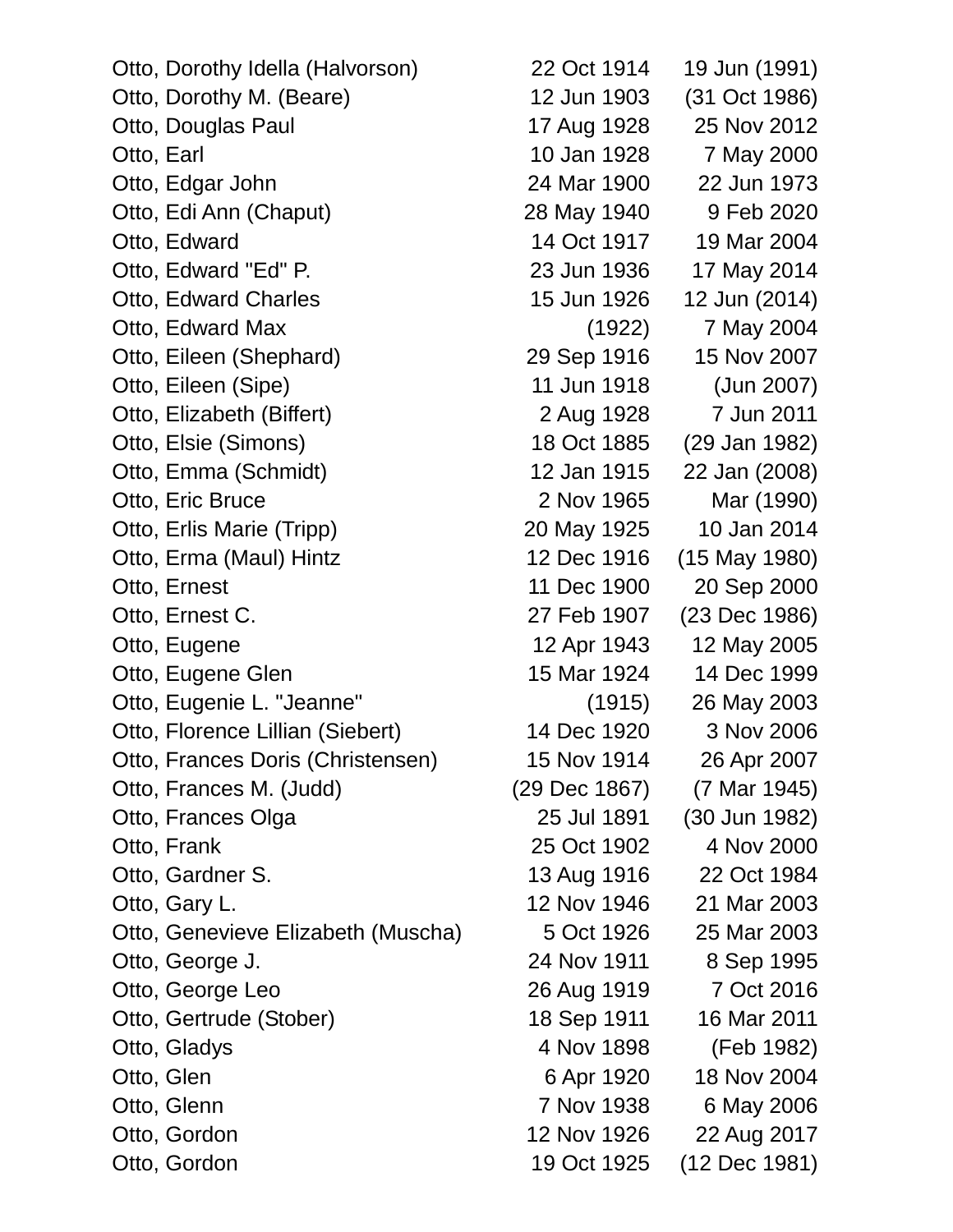| | | |
|---|---|---|
| Otto, Dorothy Idella (Halvorson) | 22 Oct 1914 | 19 Jun (1991) |
| Otto, Dorothy M. (Beare) | 12 Jun 1903 | (31 Oct 1986) |
| Otto, Douglas Paul | 17 Aug 1928 | 25 Nov 2012 |
| Otto, Earl | 10 Jan 1928 | 7 May 2000 |
| Otto, Edgar John | 24 Mar 1900 | 22 Jun 1973 |
| Otto, Edi Ann (Chaput) | 28 May 1940 | 9 Feb 2020 |
| Otto, Edward | 14 Oct 1917 | 19 Mar 2004 |
| Otto, Edward "Ed" P. | 23 Jun 1936 | 17 May 2014 |
| Otto, Edward Charles | 15 Jun 1926 | 12 Jun (2014) |
| Otto, Edward Max | (1922) | 7 May 2004 |
| Otto, Eileen (Shephard) | 29 Sep 1916 | 15 Nov 2007 |
| Otto, Eileen (Sipe) | 11 Jun 1918 | (Jun 2007) |
| Otto, Elizabeth (Biffert) | 2 Aug 1928 | 7 Jun 2011 |
| Otto, Elsie (Simons) | 18 Oct 1885 | (29 Jan 1982) |
| Otto, Emma (Schmidt) | 12 Jan 1915 | 22 Jan (2008) |
| Otto, Eric Bruce | 2 Nov 1965 | Mar (1990) |
| Otto, Erlis Marie (Tripp) | 20 May 1925 | 10 Jan 2014 |
| Otto, Erma (Maul) Hintz | 12 Dec 1916 | (15 May 1980) |
| Otto, Ernest | 11 Dec 1900 | 20 Sep 2000 |
| Otto, Ernest C. | 27 Feb 1907 | (23 Dec 1986) |
| Otto, Eugene | 12 Apr 1943 | 12 May 2005 |
| Otto, Eugene Glen | 15 Mar 1924 | 14 Dec 1999 |
| Otto, Eugenie L. "Jeanne" | (1915) | 26 May 2003 |
| Otto, Florence Lillian (Siebert) | 14 Dec 1920 | 3 Nov 2006 |
| Otto, Frances Doris (Christensen) | 15 Nov 1914 | 26 Apr 2007 |
| Otto, Frances M. (Judd) | (29 Dec 1867) | (7 Mar 1945) |
| Otto, Frances Olga | 25 Jul 1891 | (30 Jun 1982) |
| Otto, Frank | 25 Oct 1902 | 4 Nov 2000 |
| Otto, Gardner S. | 13 Aug 1916 | 22 Oct 1984 |
| Otto, Gary L. | 12 Nov 1946 | 21 Mar 2003 |
| Otto, Genevieve Elizabeth (Muscha) | 5 Oct 1926 | 25 Mar 2003 |
| Otto, George J. | 24 Nov 1911 | 8 Sep 1995 |
| Otto, George Leo | 26 Aug 1919 | 7 Oct 2016 |
| Otto, Gertrude (Stober) | 18 Sep 1911 | 16 Mar 2011 |
| Otto, Gladys | 4 Nov 1898 | (Feb 1982) |
| Otto, Glen | 6 Apr 1920 | 18 Nov 2004 |
| Otto, Glenn | 7 Nov 1938 | 6 May 2006 |
| Otto, Gordon | 12 Nov 1926 | 22 Aug 2017 |
| Otto, Gordon | 19 Oct 1925 | (12 Dec 1981) |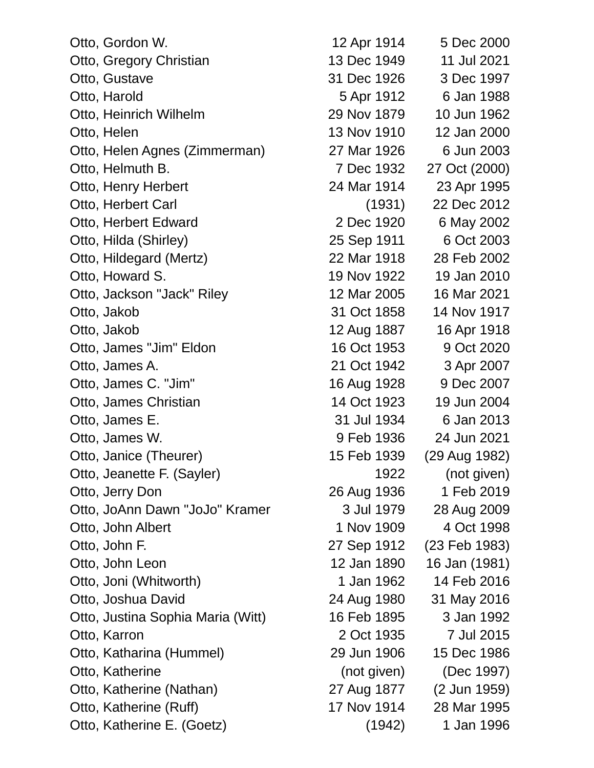| | | |
|---|---|---|
| Otto, Gordon W. | 12 Apr 1914 | 5 Dec 2000 |
| Otto, Gregory Christian | 13 Dec 1949 | 11 Jul 2021 |
| Otto, Gustave | 31 Dec 1926 | 3 Dec 1997 |
| Otto, Harold | 5 Apr 1912 | 6 Jan 1988 |
| Otto, Heinrich Wilhelm | 29 Nov 1879 | 10 Jun 1962 |
| Otto, Helen | 13 Nov 1910 | 12 Jan 2000 |
| Otto, Helen Agnes (Zimmerman) | 27 Mar 1926 | 6 Jun 2003 |
| Otto, Helmuth B. | 7 Dec 1932 | 27 Oct (2000) |
| Otto, Henry Herbert | 24 Mar 1914 | 23 Apr 1995 |
| Otto, Herbert Carl | (1931) | 22 Dec 2012 |
| Otto, Herbert Edward | 2 Dec 1920 | 6 May 2002 |
| Otto, Hilda (Shirley) | 25 Sep 1911 | 6 Oct 2003 |
| Otto, Hildegard (Mertz) | 22 Mar 1918 | 28 Feb 2002 |
| Otto, Howard S. | 19 Nov 1922 | 19 Jan 2010 |
| Otto, Jackson "Jack" Riley | 12 Mar 2005 | 16 Mar 2021 |
| Otto, Jakob | 31 Oct 1858 | 14 Nov 1917 |
| Otto, Jakob | 12 Aug 1887 | 16 Apr 1918 |
| Otto, James "Jim" Eldon | 16 Oct 1953 | 9 Oct 2020 |
| Otto, James A. | 21 Oct 1942 | 3 Apr 2007 |
| Otto, James C. "Jim" | 16 Aug 1928 | 9 Dec 2007 |
| Otto, James Christian | 14 Oct 1923 | 19 Jun 2004 |
| Otto, James E. | 31 Jul 1934 | 6 Jan 2013 |
| Otto, James W. | 9 Feb 1936 | 24 Jun 2021 |
| Otto, Janice (Theurer) | 15 Feb 1939 | (29 Aug 1982) |
| Otto, Jeanette F. (Sayler) | 1922 | (not given) |
| Otto, Jerry Don | 26 Aug 1936 | 1 Feb 2019 |
| Otto, JoAnn Dawn "JoJo" Kramer | 3 Jul 1979 | 28 Aug 2009 |
| Otto, John Albert | 1 Nov 1909 | 4 Oct 1998 |
| Otto, John F. | 27 Sep 1912 | (23 Feb 1983) |
| Otto, John Leon | 12 Jan 1890 | 16 Jan (1981) |
| Otto, Joni (Whitworth) | 1 Jan 1962 | 14 Feb 2016 |
| Otto, Joshua David | 24 Aug 1980 | 31 May 2016 |
| Otto, Justina Sophia Maria (Witt) | 16 Feb 1895 | 3 Jan 1992 |
| Otto, Karron | 2 Oct 1935 | 7 Jul 2015 |
| Otto, Katharina (Hummel) | 29 Jun 1906 | 15 Dec 1986 |
| Otto, Katherine | (not given) | (Dec 1997) |
| Otto, Katherine (Nathan) | 27 Aug 1877 | (2 Jun 1959) |
| Otto, Katherine (Ruff) | 17 Nov 1914 | 28 Mar 1995 |
| Otto, Katherine E. (Goetz) | (1942) | 1 Jan 1996 |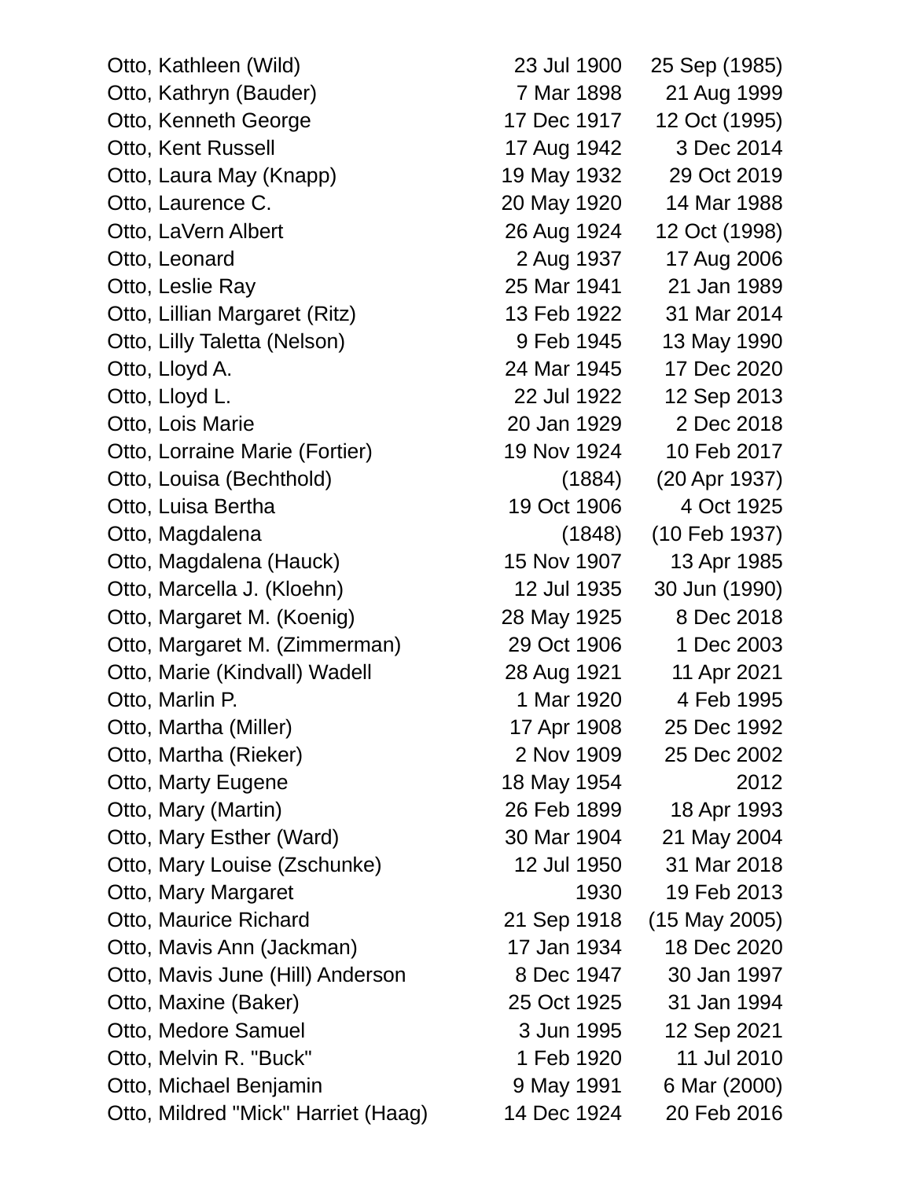| Name | Birth | Death |
|---|---|---|
| Otto, Kathleen (Wild) | 23 Jul 1900 | 25 Sep (1985) |
| Otto, Kathryn (Bauder) | 7 Mar 1898 | 21 Aug 1999 |
| Otto, Kenneth George | 17 Dec 1917 | 12 Oct (1995) |
| Otto, Kent Russell | 17 Aug 1942 | 3 Dec 2014 |
| Otto, Laura May (Knapp) | 19 May 1932 | 29 Oct 2019 |
| Otto, Laurence C. | 20 May 1920 | 14 Mar 1988 |
| Otto, LaVern Albert | 26 Aug 1924 | 12 Oct (1998) |
| Otto, Leonard | 2 Aug 1937 | 17 Aug 2006 |
| Otto, Leslie Ray | 25 Mar 1941 | 21 Jan 1989 |
| Otto, Lillian Margaret (Ritz) | 13 Feb 1922 | 31 Mar 2014 |
| Otto, Lilly Taletta (Nelson) | 9 Feb 1945 | 13 May 1990 |
| Otto, Lloyd A. | 24 Mar 1945 | 17 Dec 2020 |
| Otto, Lloyd L. | 22 Jul 1922 | 12 Sep 2013 |
| Otto, Lois Marie | 20 Jan 1929 | 2 Dec 2018 |
| Otto, Lorraine Marie (Fortier) | 19 Nov 1924 | 10 Feb 2017 |
| Otto, Louisa (Bechthold) | (1884) | (20 Apr 1937) |
| Otto, Luisa Bertha | 19 Oct 1906 | 4 Oct 1925 |
| Otto, Magdalena | (1848) | (10 Feb 1937) |
| Otto, Magdalena (Hauck) | 15 Nov 1907 | 13 Apr 1985 |
| Otto, Marcella J. (Kloehn) | 12 Jul 1935 | 30 Jun (1990) |
| Otto, Margaret M. (Koenig) | 28 May 1925 | 8 Dec 2018 |
| Otto, Margaret M. (Zimmerman) | 29 Oct 1906 | 1 Dec 2003 |
| Otto, Marie (Kindvall) Wadell | 28 Aug 1921 | 11 Apr 2021 |
| Otto, Marlin P. | 1 Mar 1920 | 4 Feb 1995 |
| Otto, Martha (Miller) | 17 Apr 1908 | 25 Dec 1992 |
| Otto, Martha (Rieker) | 2 Nov 1909 | 25 Dec 2002 |
| Otto, Marty Eugene | 18 May 1954 | 2012 |
| Otto, Mary (Martin) | 26 Feb 1899 | 18 Apr 1993 |
| Otto, Mary Esther (Ward) | 30 Mar 1904 | 21 May 2004 |
| Otto, Mary Louise (Zschunke) | 12 Jul 1950 | 31 Mar 2018 |
| Otto, Mary Margaret | 1930 | 19 Feb 2013 |
| Otto, Maurice Richard | 21 Sep 1918 | (15 May 2005) |
| Otto, Mavis Ann (Jackman) | 17 Jan 1934 | 18 Dec 2020 |
| Otto, Mavis June (Hill) Anderson | 8 Dec 1947 | 30 Jan 1997 |
| Otto, Maxine (Baker) | 25 Oct 1925 | 31 Jan 1994 |
| Otto, Medore Samuel | 3 Jun 1995 | 12 Sep 2021 |
| Otto, Melvin R. "Buck" | 1 Feb 1920 | 11 Jul 2010 |
| Otto, Michael Benjamin | 9 May 1991 | 6 Mar (2000) |
| Otto, Mildred "Mick" Harriet (Haag) | 14 Dec 1924 | 20 Feb 2016 |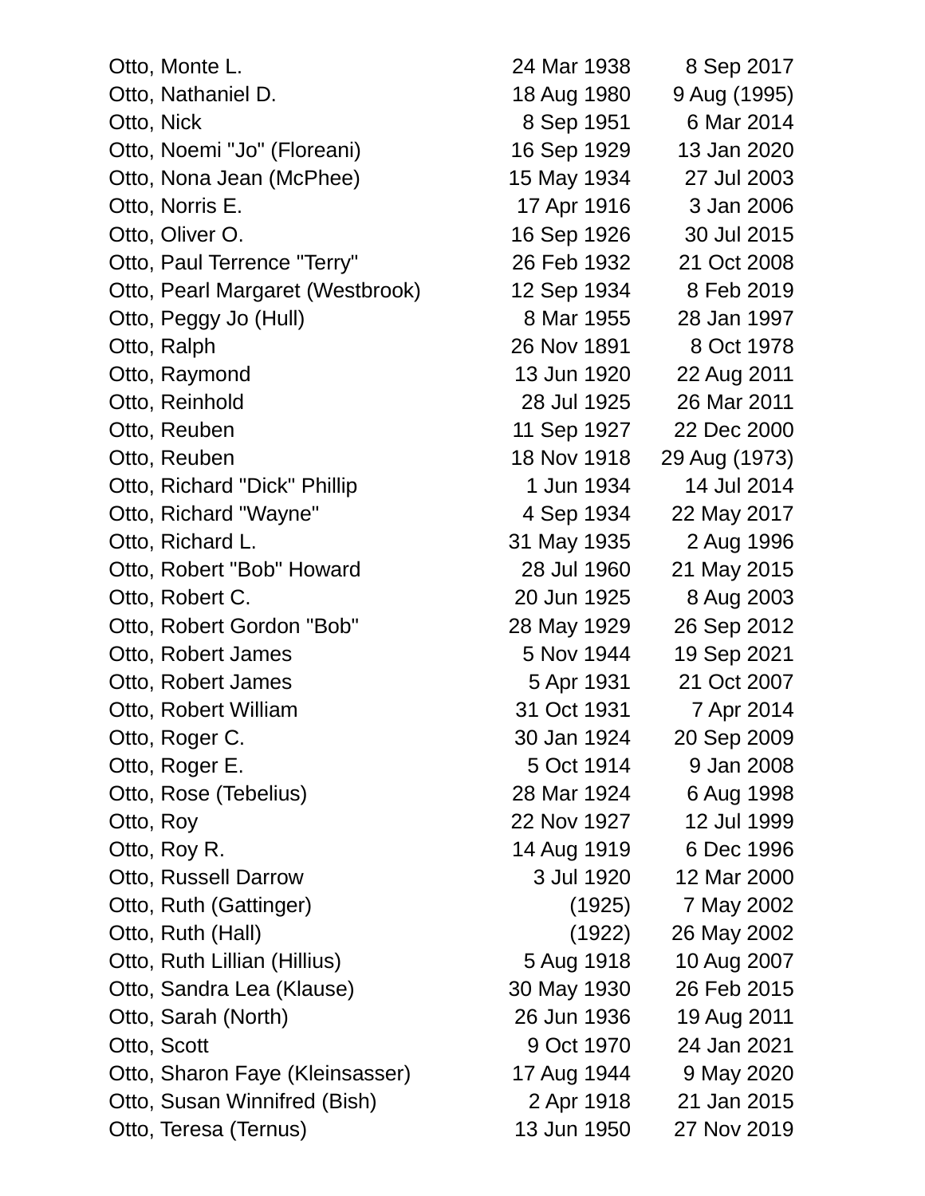| | | |
|---|---|---|
| Otto, Monte L. | 24 Mar 1938 | 8 Sep 2017 |
| Otto, Nathaniel D. | 18 Aug 1980 | 9 Aug (1995) |
| Otto, Nick | 8 Sep 1951 | 6 Mar 2014 |
| Otto, Noemi "Jo" (Floreani) | 16 Sep 1929 | 13 Jan 2020 |
| Otto, Nona Jean (McPhee) | 15 May 1934 | 27 Jul 2003 |
| Otto, Norris E. | 17 Apr 1916 | 3 Jan 2006 |
| Otto, Oliver O. | 16 Sep 1926 | 30 Jul 2015 |
| Otto, Paul Terrence "Terry" | 26 Feb 1932 | 21 Oct 2008 |
| Otto, Pearl Margaret (Westbrook) | 12 Sep 1934 | 8 Feb 2019 |
| Otto, Peggy Jo (Hull) | 8 Mar 1955 | 28 Jan 1997 |
| Otto, Ralph | 26 Nov 1891 | 8 Oct 1978 |
| Otto, Raymond | 13 Jun 1920 | 22 Aug 2011 |
| Otto, Reinhold | 28 Jul 1925 | 26 Mar 2011 |
| Otto, Reuben | 11 Sep 1927 | 22 Dec 2000 |
| Otto, Reuben | 18 Nov 1918 | 29 Aug (1973) |
| Otto, Richard "Dick" Phillip | 1 Jun 1934 | 14 Jul 2014 |
| Otto, Richard "Wayne" | 4 Sep 1934 | 22 May 2017 |
| Otto, Richard L. | 31 May 1935 | 2 Aug 1996 |
| Otto, Robert "Bob" Howard | 28 Jul 1960 | 21 May 2015 |
| Otto, Robert C. | 20 Jun 1925 | 8 Aug 2003 |
| Otto, Robert Gordon "Bob" | 28 May 1929 | 26 Sep 2012 |
| Otto, Robert James | 5 Nov 1944 | 19 Sep 2021 |
| Otto, Robert James | 5 Apr 1931 | 21 Oct 2007 |
| Otto, Robert William | 31 Oct 1931 | 7 Apr 2014 |
| Otto, Roger C. | 30 Jan 1924 | 20 Sep 2009 |
| Otto, Roger E. | 5 Oct 1914 | 9 Jan 2008 |
| Otto, Rose (Tebelius) | 28 Mar 1924 | 6 Aug 1998 |
| Otto, Roy | 22 Nov 1927 | 12 Jul 1999 |
| Otto, Roy R. | 14 Aug 1919 | 6 Dec 1996 |
| Otto, Russell Darrow | 3 Jul 1920 | 12 Mar 2000 |
| Otto, Ruth (Gattinger) | (1925) | 7 May 2002 |
| Otto, Ruth (Hall) | (1922) | 26 May 2002 |
| Otto, Ruth Lillian (Hillius) | 5 Aug 1918 | 10 Aug 2007 |
| Otto, Sandra Lea (Klause) | 30 May 1930 | 26 Feb 2015 |
| Otto, Sarah (North) | 26 Jun 1936 | 19 Aug 2011 |
| Otto, Scott | 9 Oct 1970 | 24 Jan 2021 |
| Otto, Sharon Faye (Kleinsasser) | 17 Aug 1944 | 9 May 2020 |
| Otto, Susan Winnifred (Bish) | 2 Apr 1918 | 21 Jan 2015 |
| Otto, Teresa (Ternus) | 13 Jun 1950 | 27 Nov 2019 |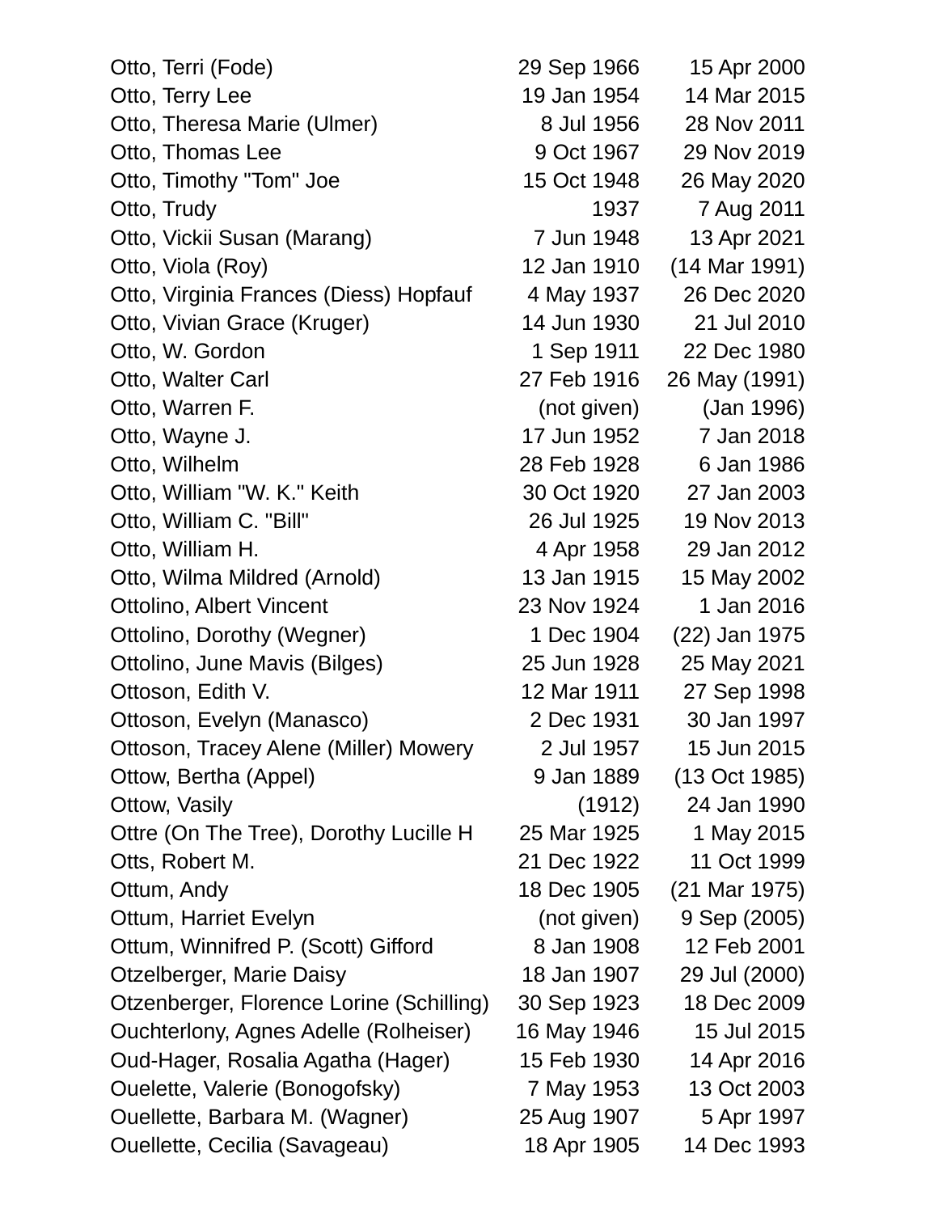| | | |
|---|---|---|
| Otto, Terri (Fode) | 29 Sep 1966 | 15 Apr 2000 |
| Otto, Terry Lee | 19 Jan 1954 | 14 Mar 2015 |
| Otto, Theresa Marie (Ulmer) | 8 Jul 1956 | 28 Nov 2011 |
| Otto, Thomas Lee | 9 Oct 1967 | 29 Nov 2019 |
| Otto, Timothy "Tom" Joe | 15 Oct 1948 | 26 May 2020 |
| Otto, Trudy | 1937 | 7 Aug 2011 |
| Otto, Vickii Susan (Marang) | 7 Jun 1948 | 13 Apr 2021 |
| Otto, Viola (Roy) | 12 Jan 1910 | (14 Mar 1991) |
| Otto, Virginia Frances (Diess) Hopfauf | 4 May 1937 | 26 Dec 2020 |
| Otto, Vivian Grace (Kruger) | 14 Jun 1930 | 21 Jul 2010 |
| Otto, W. Gordon | 1 Sep 1911 | 22 Dec 1980 |
| Otto, Walter Carl | 27 Feb 1916 | 26 May (1991) |
| Otto, Warren F. | (not given) | (Jan 1996) |
| Otto, Wayne J. | 17 Jun 1952 | 7 Jan 2018 |
| Otto, Wilhelm | 28 Feb 1928 | 6 Jan 1986 |
| Otto, William "W. K." Keith | 30 Oct 1920 | 27 Jan 2003 |
| Otto, William C. "Bill" | 26 Jul 1925 | 19 Nov 2013 |
| Otto, William H. | 4 Apr 1958 | 29 Jan 2012 |
| Otto, Wilma Mildred (Arnold) | 13 Jan 1915 | 15 May 2002 |
| Ottolino, Albert Vincent | 23 Nov 1924 | 1 Jan 2016 |
| Ottolino, Dorothy (Wegner) | 1 Dec 1904 | (22) Jan 1975 |
| Ottolino, June Mavis (Bilges) | 25 Jun 1928 | 25 May 2021 |
| Ottoson, Edith V. | 12 Mar 1911 | 27 Sep 1998 |
| Ottoson, Evelyn (Manasco) | 2 Dec 1931 | 30 Jan 1997 |
| Ottoson, Tracey Alene (Miller) Mowery | 2 Jul 1957 | 15 Jun 2015 |
| Ottow, Bertha (Appel) | 9 Jan 1889 | (13 Oct 1985) |
| Ottow, Vasily | (1912) | 24 Jan 1990 |
| Ottre (On The Tree), Dorothy Lucille H | 25 Mar 1925 | 1 May 2015 |
| Otts, Robert M. | 21 Dec 1922 | 11 Oct 1999 |
| Ottum, Andy | 18 Dec 1905 | (21 Mar 1975) |
| Ottum, Harriet Evelyn | (not given) | 9 Sep (2005) |
| Ottum, Winnifred P. (Scott) Gifford | 8 Jan 1908 | 12 Feb 2001 |
| Otzelberger, Marie Daisy | 18 Jan 1907 | 29 Jul (2000) |
| Otzenberger, Florence Lorine (Schilling) | 30 Sep 1923 | 18 Dec 2009 |
| Ouchterlony, Agnes Adelle (Rolheiser) | 16 May 1946 | 15 Jul 2015 |
| Oud-Hager, Rosalia Agatha (Hager) | 15 Feb 1930 | 14 Apr 2016 |
| Ouelette, Valerie (Bonogofsky) | 7 May 1953 | 13 Oct 2003 |
| Ouellette, Barbara M. (Wagner) | 25 Aug 1907 | 5 Apr 1997 |
| Ouellette, Cecilia (Savageau) | 18 Apr 1905 | 14 Dec 1993 |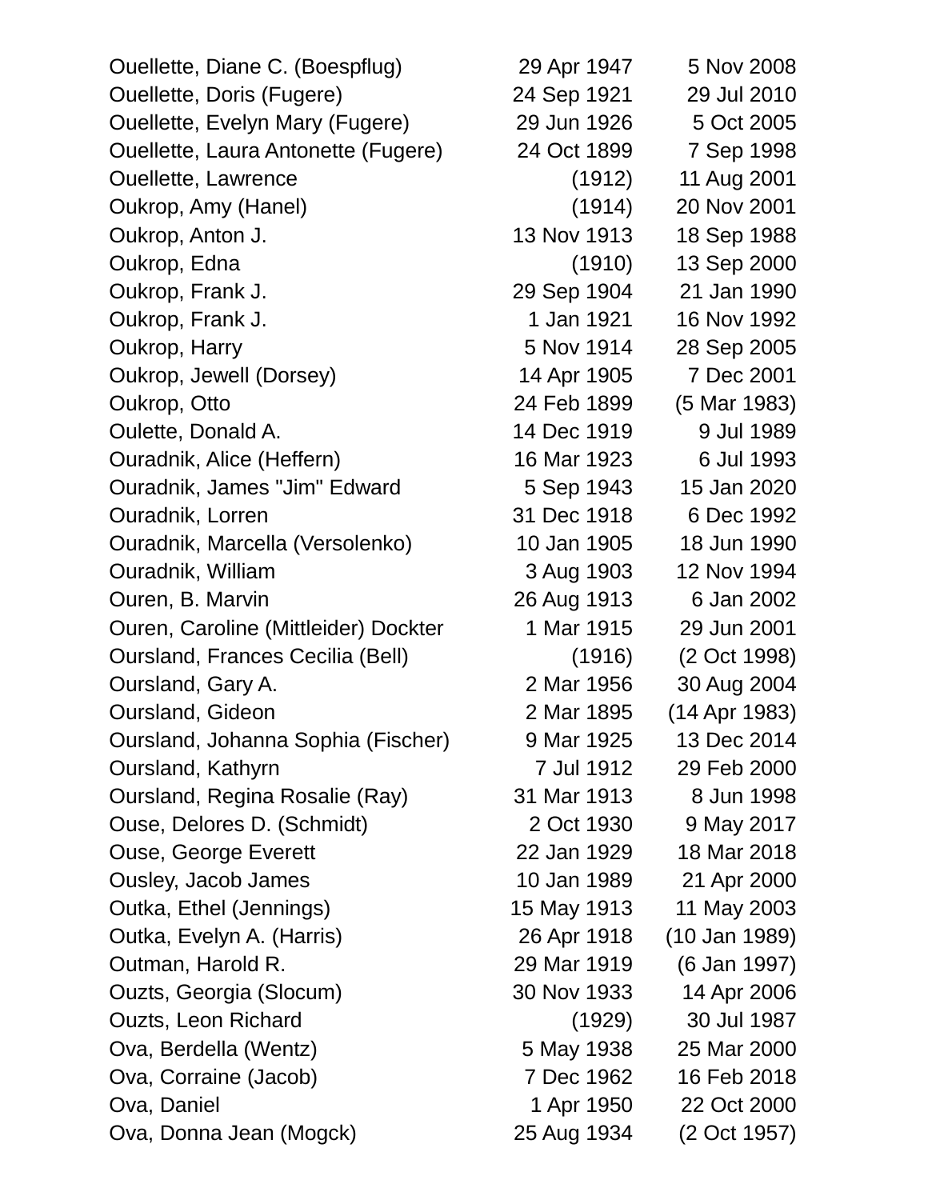| | | |
|---|---|---|
| Ouellette, Diane C. (Boespflug) | 29 Apr 1947 | 5 Nov 2008 |
| Ouellette, Doris (Fugere) | 24 Sep 1921 | 29 Jul 2010 |
| Ouellette, Evelyn Mary (Fugere) | 29 Jun 1926 | 5 Oct 2005 |
| Ouellette, Laura Antonette (Fugere) | 24 Oct 1899 | 7 Sep 1998 |
| Ouellette, Lawrence | (1912) | 11 Aug 2001 |
| Oukrop, Amy (Hanel) | (1914) | 20 Nov 2001 |
| Oukrop, Anton J. | 13 Nov 1913 | 18 Sep 1988 |
| Oukrop, Edna | (1910) | 13 Sep 2000 |
| Oukrop, Frank J. | 29 Sep 1904 | 21 Jan 1990 |
| Oukrop, Frank J. | 1 Jan 1921 | 16 Nov 1992 |
| Oukrop, Harry | 5 Nov 1914 | 28 Sep 2005 |
| Oukrop, Jewell (Dorsey) | 14 Apr 1905 | 7 Dec 2001 |
| Oukrop, Otto | 24 Feb 1899 | (5 Mar 1983) |
| Oulette, Donald A. | 14 Dec 1919 | 9 Jul 1989 |
| Ouradnik, Alice (Heffern) | 16 Mar 1923 | 6 Jul 1993 |
| Ouradnik, James "Jim" Edward | 5 Sep 1943 | 15 Jan 2020 |
| Ouradnik, Lorren | 31 Dec 1918 | 6 Dec 1992 |
| Ouradnik, Marcella (Versolenko) | 10 Jan 1905 | 18 Jun 1990 |
| Ouradnik, William | 3 Aug 1903 | 12 Nov 1994 |
| Ouren, B. Marvin | 26 Aug 1913 | 6 Jan 2002 |
| Ouren, Caroline (Mittleider) Dockter | 1 Mar 1915 | 29 Jun 2001 |
| Oursland, Frances Cecilia (Bell) | (1916) | (2 Oct 1998) |
| Oursland, Gary A. | 2 Mar 1956 | 30 Aug 2004 |
| Oursland, Gideon | 2 Mar 1895 | (14 Apr 1983) |
| Oursland, Johanna Sophia (Fischer) | 9 Mar 1925 | 13 Dec 2014 |
| Oursland, Kathyrn | 7 Jul 1912 | 29 Feb 2000 |
| Oursland, Regina Rosalie (Ray) | 31 Mar 1913 | 8 Jun 1998 |
| Ouse, Delores D. (Schmidt) | 2 Oct 1930 | 9 May 2017 |
| Ouse, George Everett | 22 Jan 1929 | 18 Mar 2018 |
| Ousley, Jacob James | 10 Jan 1989 | 21 Apr 2000 |
| Outka, Ethel (Jennings) | 15 May 1913 | 11 May 2003 |
| Outka, Evelyn A. (Harris) | 26 Apr 1918 | (10 Jan 1989) |
| Outman, Harold R. | 29 Mar 1919 | (6 Jan 1997) |
| Ouzts, Georgia (Slocum) | 30 Nov 1933 | 14 Apr 2006 |
| Ouzts, Leon Richard | (1929) | 30 Jul 1987 |
| Ova, Berdella (Wentz) | 5 May 1938 | 25 Mar 2000 |
| Ova, Corraine (Jacob) | 7 Dec 1962 | 16 Feb 2018 |
| Ova, Daniel | 1 Apr 1950 | 22 Oct 2000 |
| Ova, Donna Jean (Mogck) | 25 Aug 1934 | (2 Oct 1957) |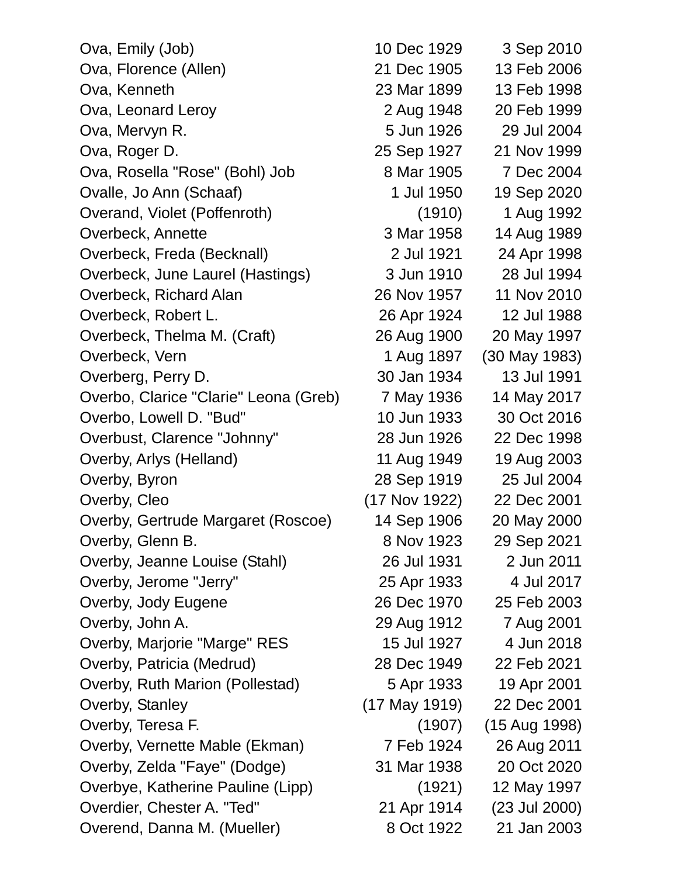| | | |
|---|---|---|
| Ova, Emily (Job) | 10 Dec 1929 | 3 Sep 2010 |
| Ova, Florence (Allen) | 21 Dec 1905 | 13 Feb 2006 |
| Ova, Kenneth | 23 Mar 1899 | 13 Feb 1998 |
| Ova, Leonard Leroy | 2 Aug 1948 | 20 Feb 1999 |
| Ova, Mervyn R. | 5 Jun 1926 | 29 Jul 2004 |
| Ova, Roger D. | 25 Sep 1927 | 21 Nov 1999 |
| Ova, Rosella "Rose" (Bohl) Job | 8 Mar 1905 | 7 Dec 2004 |
| Ovalle, Jo Ann (Schaaf) | 1 Jul 1950 | 19 Sep 2020 |
| Overand, Violet (Poffenroth) | (1910) | 1 Aug 1992 |
| Overbeck, Annette | 3 Mar 1958 | 14 Aug 1989 |
| Overbeck, Freda (Becknall) | 2 Jul 1921 | 24 Apr 1998 |
| Overbeck, June Laurel (Hastings) | 3 Jun 1910 | 28 Jul 1994 |
| Overbeck, Richard Alan | 26 Nov 1957 | 11 Nov 2010 |
| Overbeck, Robert L. | 26 Apr 1924 | 12 Jul 1988 |
| Overbeck, Thelma M. (Craft) | 26 Aug 1900 | 20 May 1997 |
| Overbeck, Vern | 1 Aug 1897 | (30 May 1983) |
| Overberg, Perry D. | 30 Jan 1934 | 13 Jul 1991 |
| Overbo, Clarice "Clarie" Leona (Greb) | 7 May 1936 | 14 May 2017 |
| Overbo, Lowell D. "Bud" | 10 Jun 1933 | 30 Oct 2016 |
| Overbust, Clarence "Johnny" | 28 Jun 1926 | 22 Dec 1998 |
| Overby, Arlys (Helland) | 11 Aug 1949 | 19 Aug 2003 |
| Overby, Byron | 28 Sep 1919 | 25 Jul 2004 |
| Overby, Cleo | (17 Nov 1922) | 22 Dec 2001 |
| Overby, Gertrude Margaret (Roscoe) | 14 Sep 1906 | 20 May 2000 |
| Overby, Glenn B. | 8 Nov 1923 | 29 Sep 2021 |
| Overby, Jeanne Louise (Stahl) | 26 Jul 1931 | 2 Jun 2011 |
| Overby, Jerome "Jerry" | 25 Apr 1933 | 4 Jul 2017 |
| Overby, Jody Eugene | 26 Dec 1970 | 25 Feb 2003 |
| Overby, John A. | 29 Aug 1912 | 7 Aug 2001 |
| Overby, Marjorie "Marge" RES | 15 Jul 1927 | 4 Jun 2018 |
| Overby, Patricia (Medrud) | 28 Dec 1949 | 22 Feb 2021 |
| Overby, Ruth Marion (Pollestad) | 5 Apr 1933 | 19 Apr 2001 |
| Overby, Stanley | (17 May 1919) | 22 Dec 2001 |
| Overby, Teresa F. | (1907) | (15 Aug 1998) |
| Overby, Vernette Mable (Ekman) | 7 Feb 1924 | 26 Aug 2011 |
| Overby, Zelda "Faye" (Dodge) | 31 Mar 1938 | 20 Oct 2020 |
| Overbye, Katherine Pauline (Lipp) | (1921) | 12 May 1997 |
| Overdier, Chester A. "Ted" | 21 Apr 1914 | (23 Jul 2000) |
| Overend, Danna M. (Mueller) | 8 Oct 1922 | 21 Jan 2003 |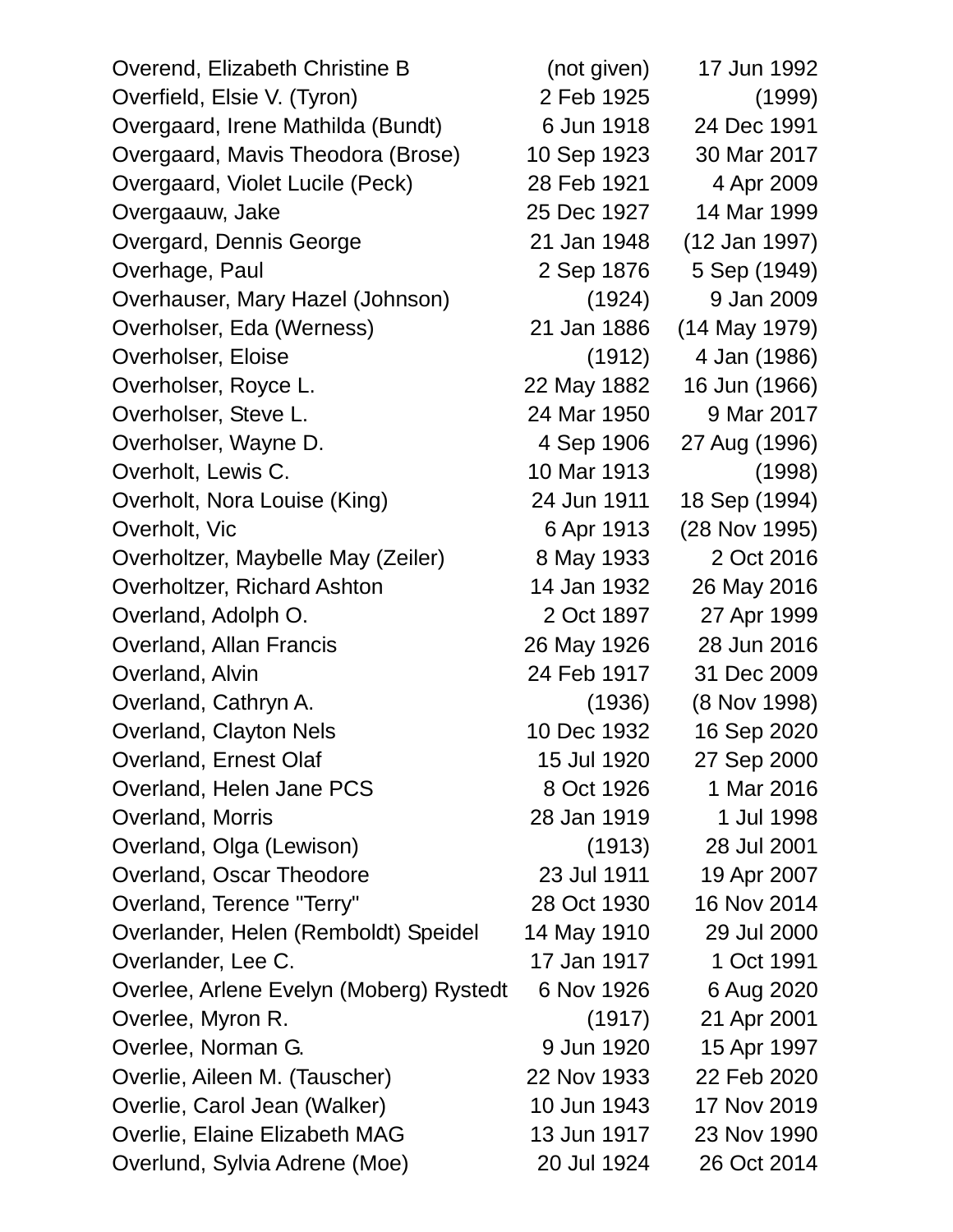| | | |
|---|---|---|
| Overend, Elizabeth Christine B | (not given) | 17 Jun 1992 |
| Overfield, Elsie V. (Tyron) | 2 Feb 1925 | (1999) |
| Overgaard, Irene Mathilda (Bundt) | 6 Jun 1918 | 24 Dec 1991 |
| Overgaard, Mavis Theodora (Brose) | 10 Sep 1923 | 30 Mar 2017 |
| Overgaard, Violet Lucile (Peck) | 28 Feb 1921 | 4 Apr 2009 |
| Overgaauw, Jake | 25 Dec 1927 | 14 Mar 1999 |
| Overgard, Dennis George | 21 Jan 1948 | (12 Jan 1997) |
| Overhage, Paul | 2 Sep 1876 | 5 Sep (1949) |
| Overhauser, Mary Hazel (Johnson) | (1924) | 9 Jan 2009 |
| Overholser, Eda (Werness) | 21 Jan 1886 | (14 May 1979) |
| Overholser, Eloise | (1912) | 4 Jan (1986) |
| Overholser, Royce L. | 22 May 1882 | 16 Jun (1966) |
| Overholser, Steve L. | 24 Mar 1950 | 9 Mar 2017 |
| Overholser, Wayne D. | 4 Sep 1906 | 27 Aug (1996) |
| Overholt, Lewis C. | 10 Mar 1913 | (1998) |
| Overholt, Nora Louise (King) | 24 Jun 1911 | 18 Sep (1994) |
| Overholt, Vic | 6 Apr 1913 | (28 Nov 1995) |
| Overholtzer, Maybelle May (Zeiler) | 8 May 1933 | 2 Oct 2016 |
| Overholtzer, Richard Ashton | 14 Jan 1932 | 26 May 2016 |
| Overland, Adolph O. | 2 Oct 1897 | 27 Apr 1999 |
| Overland, Allan Francis | 26 May 1926 | 28 Jun 2016 |
| Overland, Alvin | 24 Feb 1917 | 31 Dec 2009 |
| Overland, Cathryn A. | (1936) | (8 Nov 1998) |
| Overland, Clayton Nels | 10 Dec 1932 | 16 Sep 2020 |
| Overland, Ernest Olaf | 15 Jul 1920 | 27 Sep 2000 |
| Overland, Helen Jane PCS | 8 Oct 1926 | 1 Mar 2016 |
| Overland, Morris | 28 Jan 1919 | 1 Jul 1998 |
| Overland, Olga (Lewison) | (1913) | 28 Jul 2001 |
| Overland, Oscar Theodore | 23 Jul 1911 | 19 Apr 2007 |
| Overland, Terence "Terry" | 28 Oct 1930 | 16 Nov 2014 |
| Overlander, Helen (Remboldt) Speidel | 14 May 1910 | 29 Jul 2000 |
| Overlander, Lee C. | 17 Jan 1917 | 1 Oct 1991 |
| Overlee, Arlene Evelyn (Moberg) Rystedt | 6 Nov 1926 | 6 Aug 2020 |
| Overlee, Myron R. | (1917) | 21 Apr 2001 |
| Overlee, Norman G. | 9 Jun 1920 | 15 Apr 1997 |
| Overlie, Aileen M. (Tauscher) | 22 Nov 1933 | 22 Feb 2020 |
| Overlie, Carol Jean (Walker) | 10 Jun 1943 | 17 Nov 2019 |
| Overlie, Elaine Elizabeth MAG | 13 Jun 1917 | 23 Nov 1990 |
| Overlund, Sylvia Adrene (Moe) | 20 Jul 1924 | 26 Oct 2014 |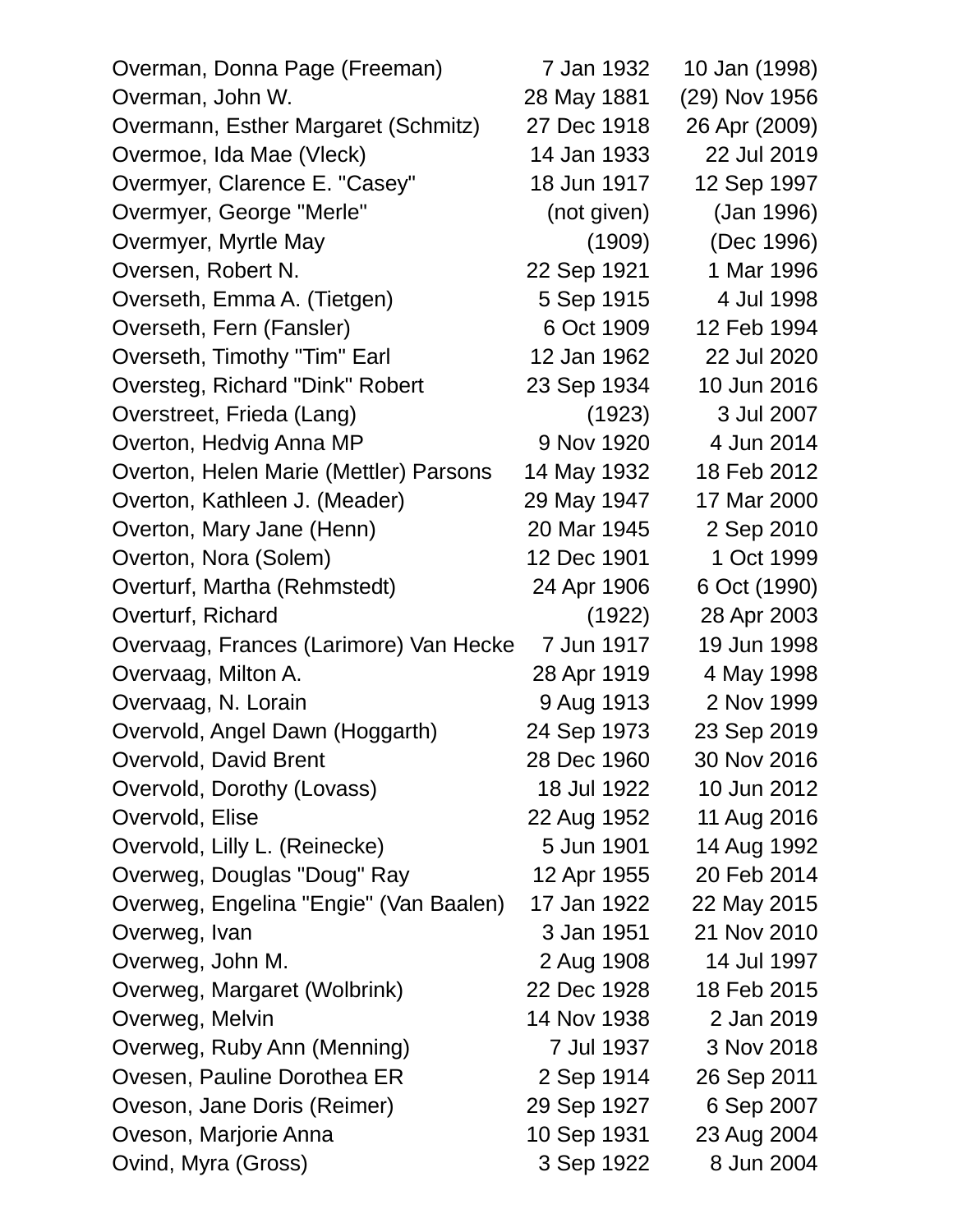| | | |
|---|---|---|
| Overman, Donna Page (Freeman) | 7 Jan 1932 | 10 Jan (1998) |
| Overman, John W. | 28 May 1881 | (29) Nov 1956 |
| Overmann, Esther Margaret (Schmitz) | 27 Dec 1918 | 26 Apr (2009) |
| Overmoe, Ida Mae (Vleck) | 14 Jan 1933 | 22 Jul 2019 |
| Overmyer, Clarence E. "Casey" | 18 Jun 1917 | 12 Sep 1997 |
| Overmyer, George "Merle" | (not given) | (Jan 1996) |
| Overmyer, Myrtle May | (1909) | (Dec 1996) |
| Oversen, Robert N. | 22 Sep 1921 | 1 Mar 1996 |
| Overseth, Emma A. (Tietgen) | 5 Sep 1915 | 4 Jul 1998 |
| Overseth, Fern (Fansler) | 6 Oct 1909 | 12 Feb 1994 |
| Overseth, Timothy "Tim" Earl | 12 Jan 1962 | 22 Jul 2020 |
| Oversteg, Richard "Dink" Robert | 23 Sep 1934 | 10 Jun 2016 |
| Overstreet, Frieda (Lang) | (1923) | 3 Jul 2007 |
| Overton, Hedvig Anna MP | 9 Nov 1920 | 4 Jun 2014 |
| Overton, Helen Marie (Mettler) Parsons | 14 May 1932 | 18 Feb 2012 |
| Overton, Kathleen J. (Meader) | 29 May 1947 | 17 Mar 2000 |
| Overton, Mary Jane (Henn) | 20 Mar 1945 | 2 Sep 2010 |
| Overton, Nora (Solem) | 12 Dec 1901 | 1 Oct 1999 |
| Overturf, Martha (Rehmstedt) | 24 Apr 1906 | 6 Oct (1990) |
| Overturf, Richard | (1922) | 28 Apr 2003 |
| Overvaag, Frances (Larimore) Van Hecke | 7 Jun 1917 | 19 Jun 1998 |
| Overvaag, Milton A. | 28 Apr 1919 | 4 May 1998 |
| Overvaag, N. Lorain | 9 Aug 1913 | 2 Nov 1999 |
| Overvold, Angel Dawn (Hoggarth) | 24 Sep 1973 | 23 Sep 2019 |
| Overvold, David Brent | 28 Dec 1960 | 30 Nov 2016 |
| Overvold, Dorothy (Lovass) | 18 Jul 1922 | 10 Jun 2012 |
| Overvold, Elise | 22 Aug 1952 | 11 Aug 2016 |
| Overvold, Lilly L. (Reinecke) | 5 Jun 1901 | 14 Aug 1992 |
| Overweg, Douglas "Doug" Ray | 12 Apr 1955 | 20 Feb 2014 |
| Overweg, Engelina "Engie" (Van Baalen) | 17 Jan 1922 | 22 May 2015 |
| Overweg, Ivan | 3 Jan 1951 | 21 Nov 2010 |
| Overweg, John M. | 2 Aug 1908 | 14 Jul 1997 |
| Overweg, Margaret (Wolbrink) | 22 Dec 1928 | 18 Feb 2015 |
| Overweg, Melvin | 14 Nov 1938 | 2 Jan 2019 |
| Overweg, Ruby Ann (Menning) | 7 Jul 1937 | 3 Nov 2018 |
| Ovesen, Pauline Dorothea ER | 2 Sep 1914 | 26 Sep 2011 |
| Oveson, Jane Doris (Reimer) | 29 Sep 1927 | 6 Sep 2007 |
| Oveson, Marjorie Anna | 10 Sep 1931 | 23 Aug 2004 |
| Ovind, Myra (Gross) | 3 Sep 1922 | 8 Jun 2004 |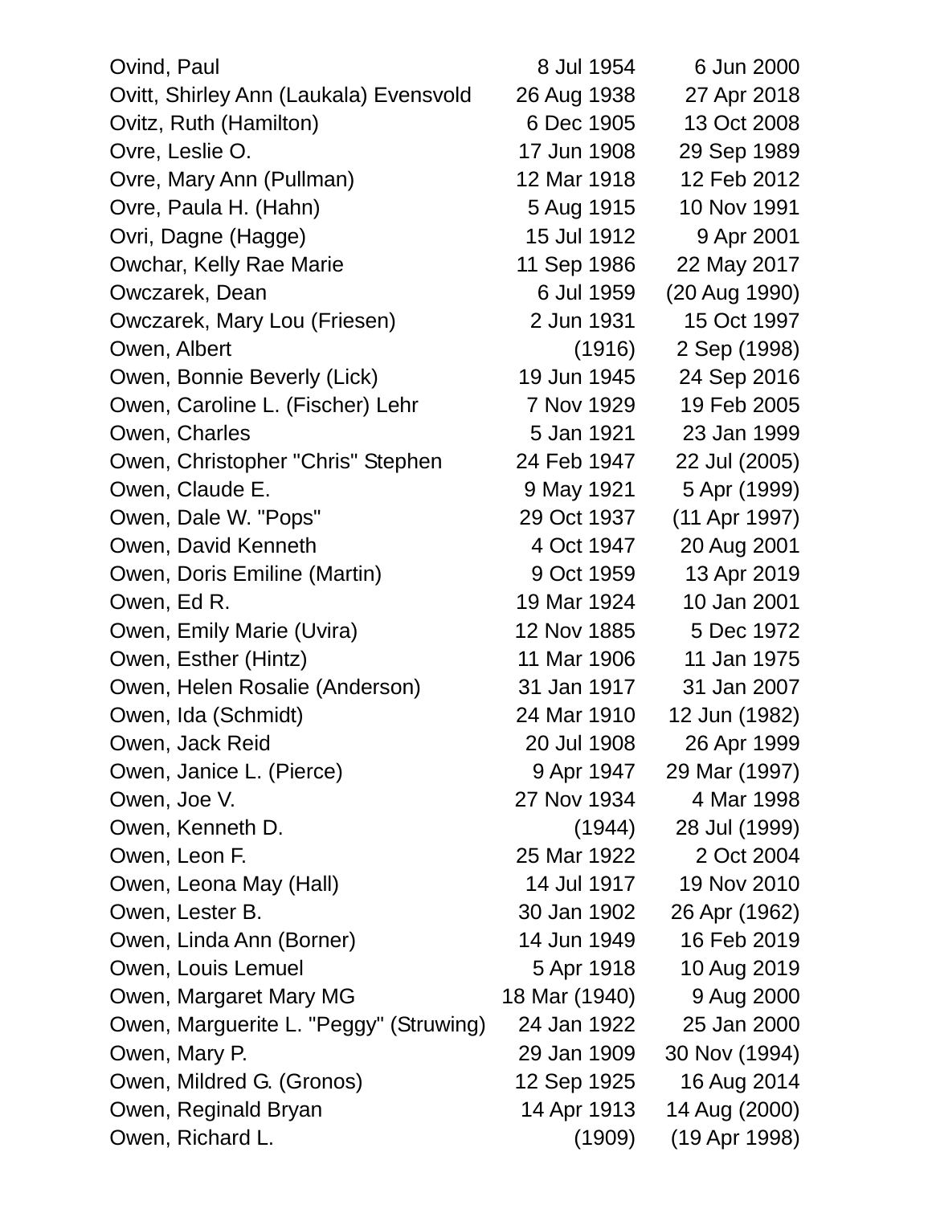| | | |
|---|---|---|
| Ovind, Paul | 8 Jul 1954 | 6 Jun 2000 |
| Ovitt, Shirley Ann (Laukala) Evensvold | 26 Aug 1938 | 27 Apr 2018 |
| Ovitz, Ruth (Hamilton) | 6 Dec 1905 | 13 Oct 2008 |
| Ovre, Leslie O. | 17 Jun 1908 | 29 Sep 1989 |
| Ovre, Mary Ann (Pullman) | 12 Mar 1918 | 12 Feb 2012 |
| Ovre, Paula H. (Hahn) | 5 Aug 1915 | 10 Nov 1991 |
| Ovri, Dagne (Hagge) | 15 Jul 1912 | 9 Apr 2001 |
| Owchar, Kelly Rae Marie | 11 Sep 1986 | 22 May 2017 |
| Owczarek, Dean | 6 Jul 1959 | (20 Aug 1990) |
| Owczarek, Mary Lou (Friesen) | 2 Jun 1931 | 15 Oct 1997 |
| Owen, Albert | (1916) | 2 Sep (1998) |
| Owen, Bonnie Beverly (Lick) | 19 Jun 1945 | 24 Sep 2016 |
| Owen, Caroline L. (Fischer) Lehr | 7 Nov 1929 | 19 Feb 2005 |
| Owen, Charles | 5 Jan 1921 | 23 Jan 1999 |
| Owen, Christopher "Chris" Stephen | 24 Feb 1947 | 22 Jul (2005) |
| Owen, Claude E. | 9 May 1921 | 5 Apr (1999) |
| Owen, Dale W. "Pops" | 29 Oct 1937 | (11 Apr 1997) |
| Owen, David Kenneth | 4 Oct 1947 | 20 Aug 2001 |
| Owen, Doris Emiline (Martin) | 9 Oct 1959 | 13 Apr 2019 |
| Owen, Ed R. | 19 Mar 1924 | 10 Jan 2001 |
| Owen, Emily Marie (Uvira) | 12 Nov 1885 | 5 Dec 1972 |
| Owen, Esther (Hintz) | 11 Mar 1906 | 11 Jan 1975 |
| Owen, Helen Rosalie (Anderson) | 31 Jan 1917 | 31 Jan 2007 |
| Owen, Ida (Schmidt) | 24 Mar 1910 | 12 Jun (1982) |
| Owen, Jack Reid | 20 Jul 1908 | 26 Apr 1999 |
| Owen, Janice L. (Pierce) | 9 Apr 1947 | 29 Mar (1997) |
| Owen, Joe V. | 27 Nov 1934 | 4 Mar 1998 |
| Owen, Kenneth D. | (1944) | 28 Jul (1999) |
| Owen, Leon F. | 25 Mar 1922 | 2 Oct 2004 |
| Owen, Leona May (Hall) | 14 Jul 1917 | 19 Nov 2010 |
| Owen, Lester B. | 30 Jan 1902 | 26 Apr (1962) |
| Owen, Linda Ann (Borner) | 14 Jun 1949 | 16 Feb 2019 |
| Owen, Louis Lemuel | 5 Apr 1918 | 10 Aug 2019 |
| Owen, Margaret Mary MG | 18 Mar (1940) | 9 Aug 2000 |
| Owen, Marguerite L. "Peggy" (Struwing) | 24 Jan 1922 | 25 Jan 2000 |
| Owen, Mary P. | 29 Jan 1909 | 30 Nov (1994) |
| Owen, Mildred G. (Gronos) | 12 Sep 1925 | 16 Aug 2014 |
| Owen, Reginald Bryan | 14 Apr 1913 | 14 Aug (2000) |
| Owen, Richard L. | (1909) | (19 Apr 1998) |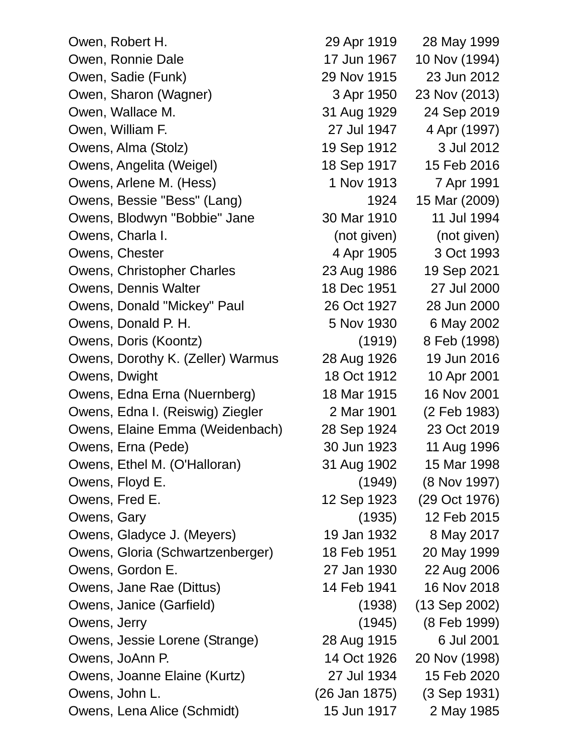| | | |
|---|---|---|
| Owen, Robert H. | 29 Apr 1919 | 28 May 1999 |
| Owen, Ronnie Dale | 17 Jun 1967 | 10 Nov (1994) |
| Owen, Sadie (Funk) | 29 Nov 1915 | 23 Jun 2012 |
| Owen, Sharon (Wagner) | 3 Apr 1950 | 23 Nov (2013) |
| Owen, Wallace M. | 31 Aug 1929 | 24 Sep 2019 |
| Owen, William F. | 27 Jul 1947 | 4 Apr (1997) |
| Owens, Alma (Stolz) | 19 Sep 1912 | 3 Jul 2012 |
| Owens, Angelita (Weigel) | 18 Sep 1917 | 15 Feb 2016 |
| Owens, Arlene M. (Hess) | 1 Nov 1913 | 7 Apr 1991 |
| Owens, Bessie "Bess" (Lang) | 1924 | 15 Mar (2009) |
| Owens, Blodwyn "Bobbie" Jane | 30 Mar 1910 | 11 Jul 1994 |
| Owens, Charla I. | (not given) | (not given) |
| Owens, Chester | 4 Apr 1905 | 3 Oct 1993 |
| Owens, Christopher Charles | 23 Aug 1986 | 19 Sep 2021 |
| Owens, Dennis Walter | 18 Dec 1951 | 27 Jul 2000 |
| Owens, Donald "Mickey" Paul | 26 Oct 1927 | 28 Jun 2000 |
| Owens, Donald P. H. | 5 Nov 1930 | 6 May 2002 |
| Owens, Doris (Koontz) | (1919) | 8 Feb (1998) |
| Owens, Dorothy K. (Zeller) Warmus | 28 Aug 1926 | 19 Jun 2016 |
| Owens, Dwight | 18 Oct 1912 | 10 Apr 2001 |
| Owens, Edna Erna (Nuernberg) | 18 Mar 1915 | 16 Nov 2001 |
| Owens, Edna I. (Reiswig) Ziegler | 2 Mar 1901 | (2 Feb 1983) |
| Owens, Elaine Emma (Weidenbach) | 28 Sep 1924 | 23 Oct 2019 |
| Owens, Erna (Pede) | 30 Jun 1923 | 11 Aug 1996 |
| Owens, Ethel M. (O'Halloran) | 31 Aug 1902 | 15 Mar 1998 |
| Owens, Floyd E. | (1949) | (8 Nov 1997) |
| Owens, Fred E. | 12 Sep 1923 | (29 Oct 1976) |
| Owens, Gary | (1935) | 12 Feb 2015 |
| Owens, Gladyce J. (Meyers) | 19 Jan 1932 | 8 May 2017 |
| Owens, Gloria (Schwartzenberger) | 18 Feb 1951 | 20 May 1999 |
| Owens, Gordon E. | 27 Jan 1930 | 22 Aug 2006 |
| Owens, Jane Rae (Dittus) | 14 Feb 1941 | 16 Nov 2018 |
| Owens, Janice (Garfield) | (1938) | (13 Sep 2002) |
| Owens, Jerry | (1945) | (8 Feb 1999) |
| Owens, Jessie Lorene (Strange) | 28 Aug 1915 | 6 Jul 2001 |
| Owens, JoAnn P. | 14 Oct 1926 | 20 Nov (1998) |
| Owens, Joanne Elaine (Kurtz) | 27 Jul 1934 | 15 Feb 2020 |
| Owens, John L. | (26 Jan 1875) | (3 Sep 1931) |
| Owens, Lena Alice (Schmidt) | 15 Jun 1917 | 2 May 1985 |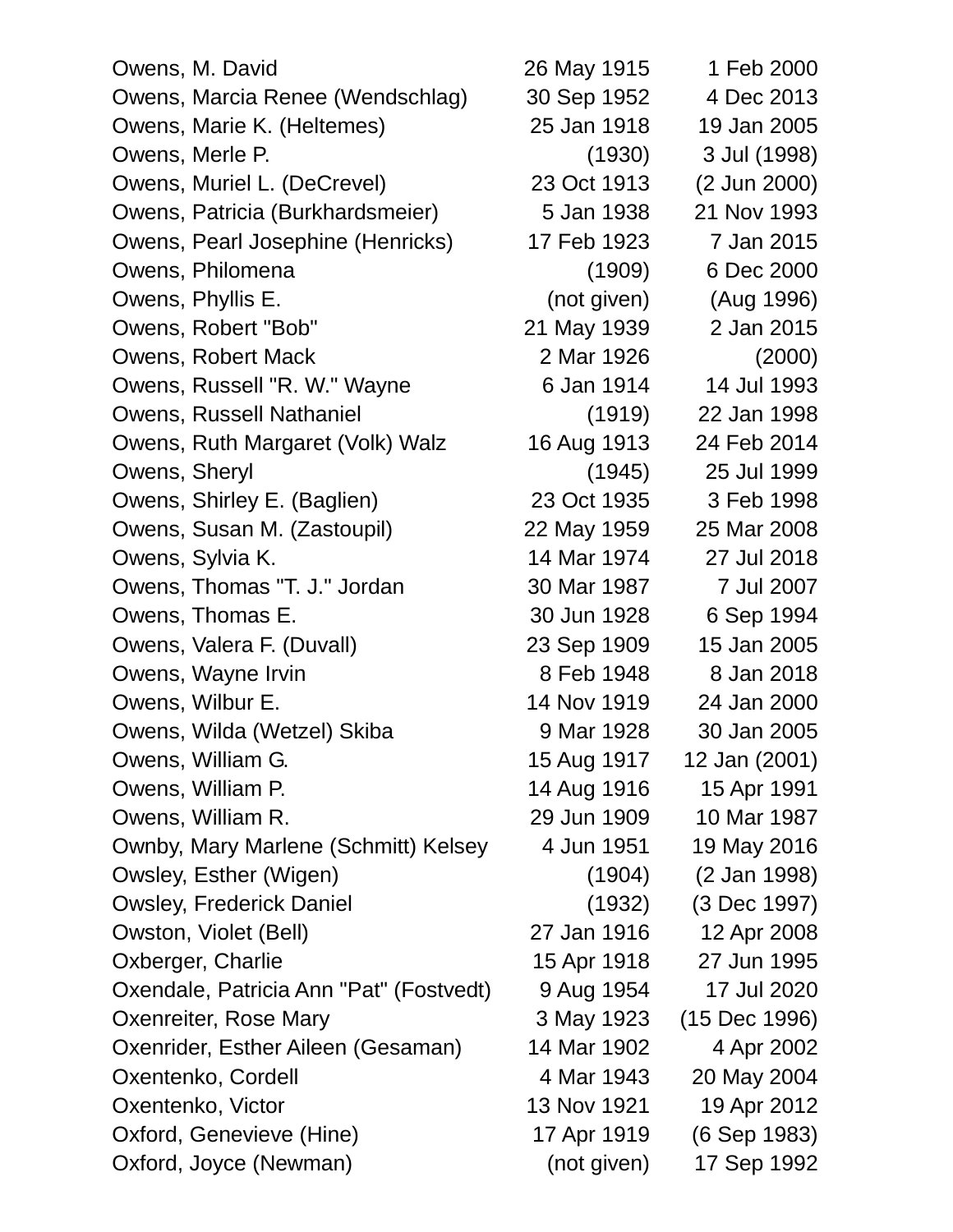| | | |
|---|---|---|
| Owens, M. David | 26 May 1915 | 1 Feb 2000 |
| Owens, Marcia Renee (Wendschlag) | 30 Sep 1952 | 4 Dec 2013 |
| Owens, Marie K. (Heltemes) | 25 Jan 1918 | 19 Jan 2005 |
| Owens, Merle P. | (1930) | 3 Jul (1998) |
| Owens, Muriel L. (DeCrevel) | 23 Oct 1913 | (2 Jun 2000) |
| Owens, Patricia (Burkhardsmeier) | 5 Jan 1938 | 21 Nov 1993 |
| Owens, Pearl Josephine (Henricks) | 17 Feb 1923 | 7 Jan 2015 |
| Owens, Philomena | (1909) | 6 Dec 2000 |
| Owens, Phyllis E. | (not given) | (Aug 1996) |
| Owens, Robert "Bob" | 21 May 1939 | 2 Jan 2015 |
| Owens, Robert Mack | 2 Mar 1926 | (2000) |
| Owens, Russell "R. W." Wayne | 6 Jan 1914 | 14 Jul 1993 |
| Owens, Russell Nathaniel | (1919) | 22 Jan 1998 |
| Owens, Ruth Margaret (Volk) Walz | 16 Aug 1913 | 24 Feb 2014 |
| Owens, Sheryl | (1945) | 25 Jul 1999 |
| Owens, Shirley E. (Baglien) | 23 Oct 1935 | 3 Feb 1998 |
| Owens, Susan M. (Zastoupil) | 22 May 1959 | 25 Mar 2008 |
| Owens, Sylvia K. | 14 Mar 1974 | 27 Jul 2018 |
| Owens, Thomas "T. J." Jordan | 30 Mar 1987 | 7 Jul 2007 |
| Owens, Thomas E. | 30 Jun 1928 | 6 Sep 1994 |
| Owens, Valera F. (Duvall) | 23 Sep 1909 | 15 Jan 2005 |
| Owens, Wayne Irvin | 8 Feb 1948 | 8 Jan 2018 |
| Owens, Wilbur E. | 14 Nov 1919 | 24 Jan 2000 |
| Owens, Wilda (Wetzel) Skiba | 9 Mar 1928 | 30 Jan 2005 |
| Owens, William G. | 15 Aug 1917 | 12 Jan (2001) |
| Owens, William P. | 14 Aug 1916 | 15 Apr 1991 |
| Owens, William R. | 29 Jun 1909 | 10 Mar 1987 |
| Ownby, Mary Marlene (Schmitt) Kelsey | 4 Jun 1951 | 19 May 2016 |
| Owsley, Esther (Wigen) | (1904) | (2 Jan 1998) |
| Owsley, Frederick Daniel | (1932) | (3 Dec 1997) |
| Owston, Violet (Bell) | 27 Jan 1916 | 12 Apr 2008 |
| Oxberger, Charlie | 15 Apr 1918 | 27 Jun 1995 |
| Oxendale, Patricia Ann "Pat" (Fostvedt) | 9 Aug 1954 | 17 Jul 2020 |
| Oxenreiter, Rose Mary | 3 May 1923 | (15 Dec 1996) |
| Oxenrider, Esther Aileen (Gesaman) | 14 Mar 1902 | 4 Apr 2002 |
| Oxentenko, Cordell | 4 Mar 1943 | 20 May 2004 |
| Oxentenko, Victor | 13 Nov 1921 | 19 Apr 2012 |
| Oxford, Genevieve (Hine) | 17 Apr 1919 | (6 Sep 1983) |
| Oxford, Joyce (Newman) | (not given) | 17 Sep 1992 |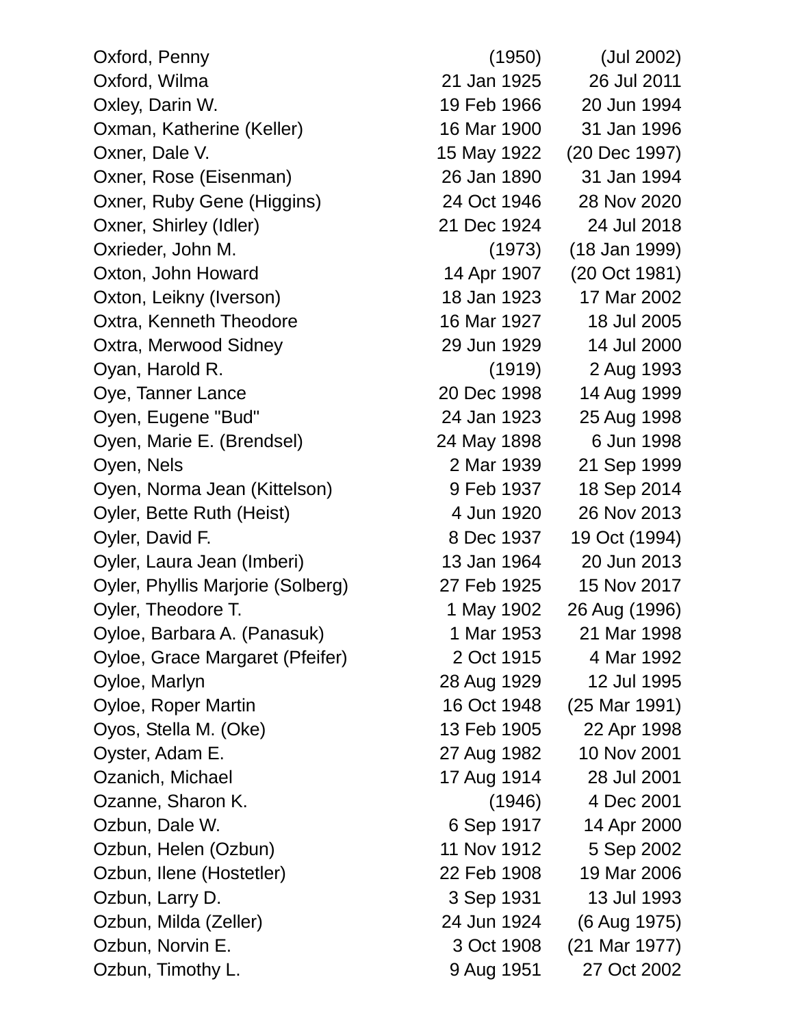| Name | Birth | Death |
|---|---|---|
| Oxford, Penny | (1950) | (Jul 2002) |
| Oxford, Wilma | 21 Jan 1925 | 26 Jul 2011 |
| Oxley, Darin W. | 19 Feb 1966 | 20 Jun 1994 |
| Oxman, Katherine (Keller) | 16 Mar 1900 | 31 Jan 1996 |
| Oxner, Dale V. | 15 May 1922 | (20 Dec 1997) |
| Oxner, Rose (Eisenman) | 26 Jan 1890 | 31 Jan 1994 |
| Oxner, Ruby Gene (Higgins) | 24 Oct 1946 | 28 Nov 2020 |
| Oxner, Shirley (Idler) | 21 Dec 1924 | 24 Jul 2018 |
| Oxrieder, John M. | (1973) | (18 Jan 1999) |
| Oxton, John Howard | 14 Apr 1907 | (20 Oct 1981) |
| Oxton, Leikny (Iverson) | 18 Jan 1923 | 17 Mar 2002 |
| Oxtra, Kenneth Theodore | 16 Mar 1927 | 18 Jul 2005 |
| Oxtra, Merwood Sidney | 29 Jun 1929 | 14 Jul 2000 |
| Oyan, Harold R. | (1919) | 2 Aug 1993 |
| Oye, Tanner Lance | 20 Dec 1998 | 14 Aug 1999 |
| Oyen, Eugene "Bud" | 24 Jan 1923 | 25 Aug 1998 |
| Oyen, Marie E. (Brendsel) | 24 May 1898 | 6 Jun 1998 |
| Oyen, Nels | 2 Mar 1939 | 21 Sep 1999 |
| Oyen, Norma Jean (Kittelson) | 9 Feb 1937 | 18 Sep 2014 |
| Oyler, Bette Ruth (Heist) | 4 Jun 1920 | 26 Nov 2013 |
| Oyler, David F. | 8 Dec 1937 | 19 Oct (1994) |
| Oyler, Laura Jean (Imberi) | 13 Jan 1964 | 20 Jun 2013 |
| Oyler, Phyllis Marjorie (Solberg) | 27 Feb 1925 | 15 Nov 2017 |
| Oyler, Theodore T. | 1 May 1902 | 26 Aug (1996) |
| Oyloe, Barbara A. (Panasuk) | 1 Mar 1953 | 21 Mar 1998 |
| Oyloe, Grace Margaret (Pfeifer) | 2 Oct 1915 | 4 Mar 1992 |
| Oyloe, Marlyn | 28 Aug 1929 | 12 Jul 1995 |
| Oyloe, Roper Martin | 16 Oct 1948 | (25 Mar 1991) |
| Oyos, Stella M. (Oke) | 13 Feb 1905 | 22 Apr 1998 |
| Oyster, Adam E. | 27 Aug 1982 | 10 Nov 2001 |
| Ozanich, Michael | 17 Aug 1914 | 28 Jul 2001 |
| Ozanne, Sharon K. | (1946) | 4 Dec 2001 |
| Ozbun, Dale W. | 6 Sep 1917 | 14 Apr 2000 |
| Ozbun, Helen (Ozbun) | 11 Nov 1912 | 5 Sep 2002 |
| Ozbun, Ilene (Hostetler) | 22 Feb 1908 | 19 Mar 2006 |
| Ozbun, Larry D. | 3 Sep 1931 | 13 Jul 1993 |
| Ozbun, Milda (Zeller) | 24 Jun 1924 | (6 Aug 1975) |
| Ozbun, Norvin E. | 3 Oct 1908 | (21 Mar 1977) |
| Ozbun, Timothy L. | 9 Aug 1951 | 27 Oct 2002 |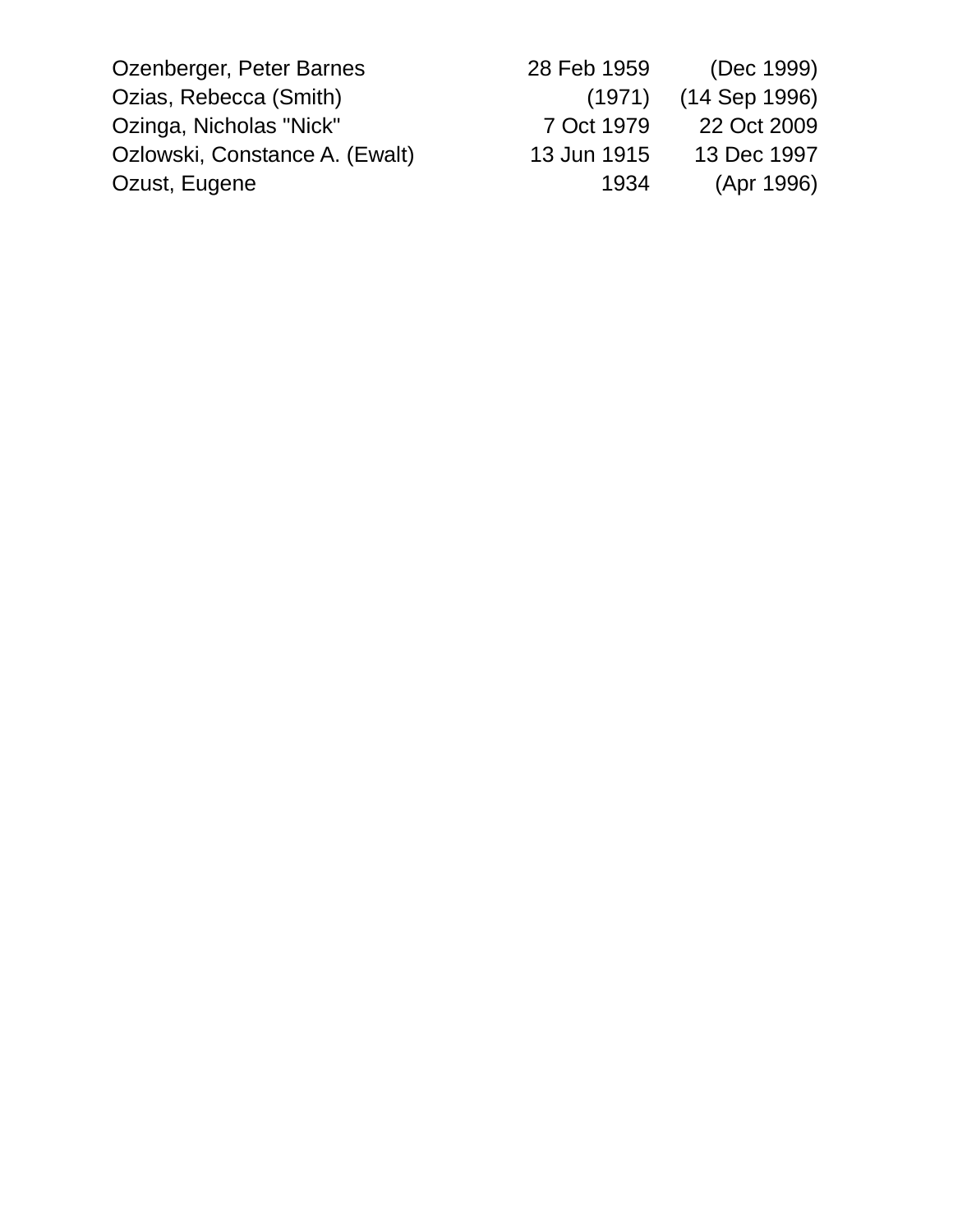| | | |
|---|---|---|
| Ozenberger, Peter Barnes | 28 Feb 1959 | (Dec 1999) |
| Ozias, Rebecca (Smith) | (1971) | (14 Sep 1996) |
| Ozinga, Nicholas "Nick" | 7 Oct 1979 | 22 Oct 2009 |
| Ozlowski, Constance A. (Ewalt) | 13 Jun 1915 | 13 Dec 1997 |
| Ozust, Eugene | 1934 | (Apr 1996) |